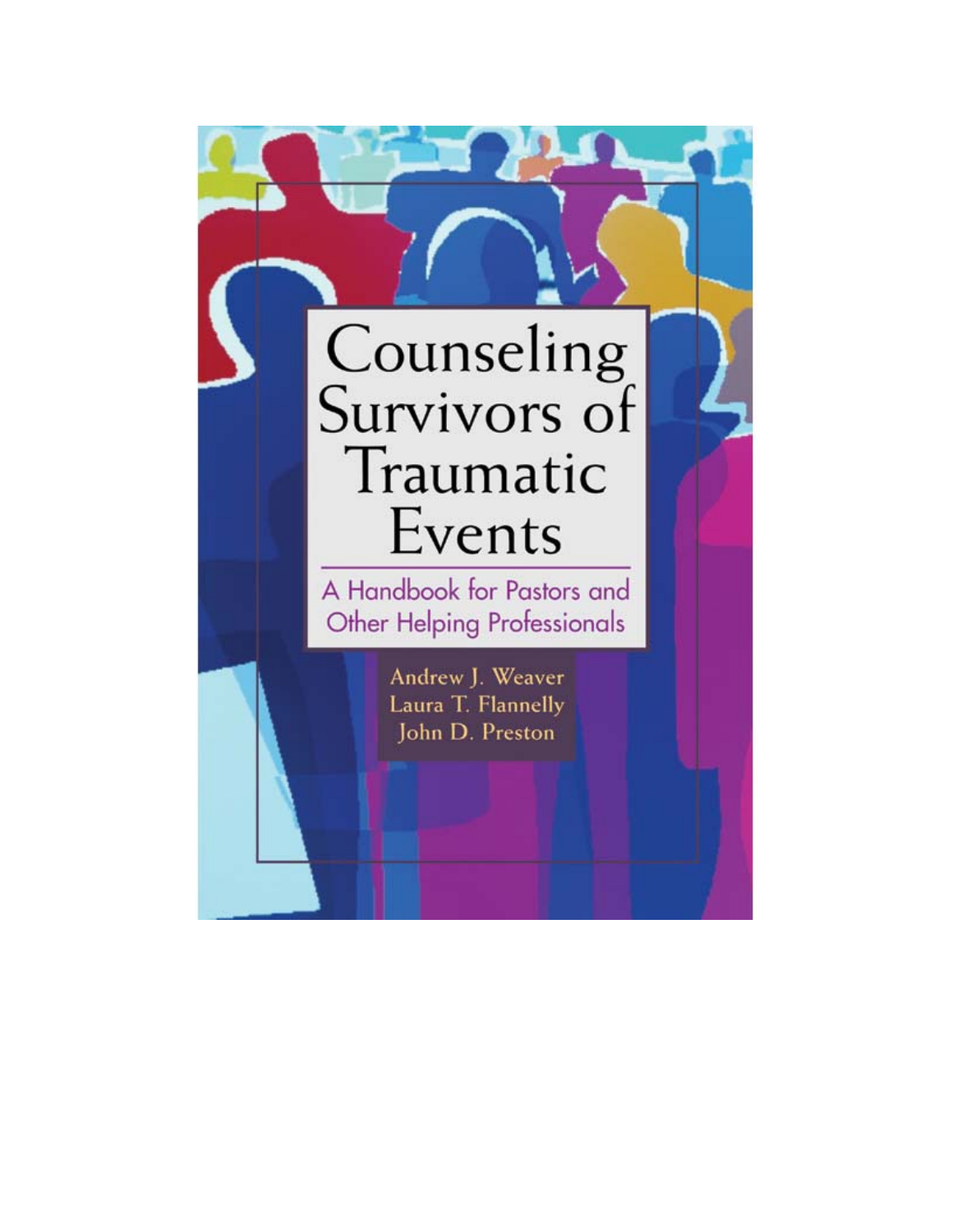# Counseling Survivors of Traumatic Events

## A Handbook for Pastors and Other Helping Professionals

Andrew J. Weaver
Laura T. Flannelly
John D. Preston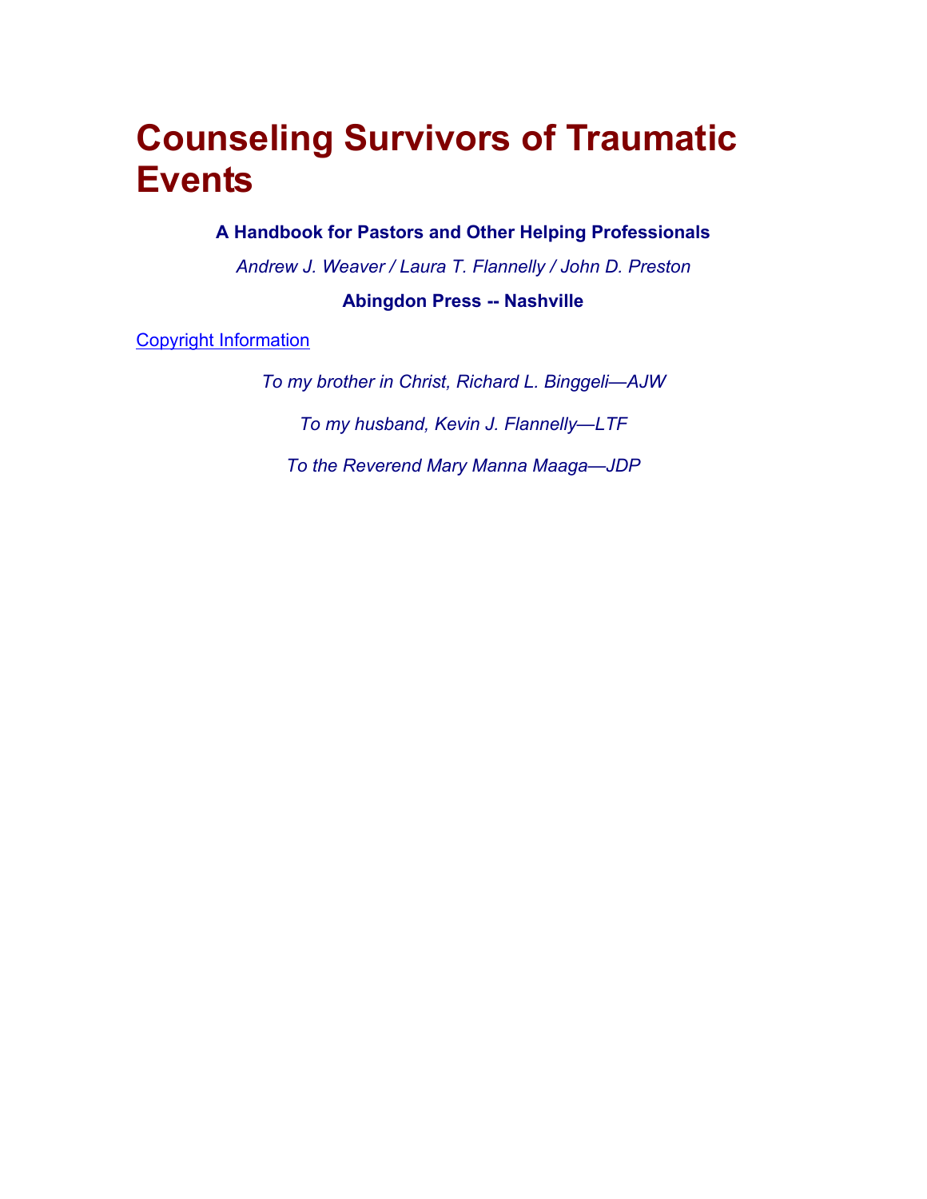# Counseling Survivors of Traumatic Events

**A Handbook for Pastors and Other Helping Professionals**

*Andrew J. Weaver / Laura T. Flannelly / John D. Preston*

**Abingdon Press -- Nashville**

Copyright Information

*To my brother in Christ, Richard L. Binggeli—AJW*

*To my husband, Kevin J. Flannelly—LTF*

*To the Reverend Mary Manna Maaga—JDP*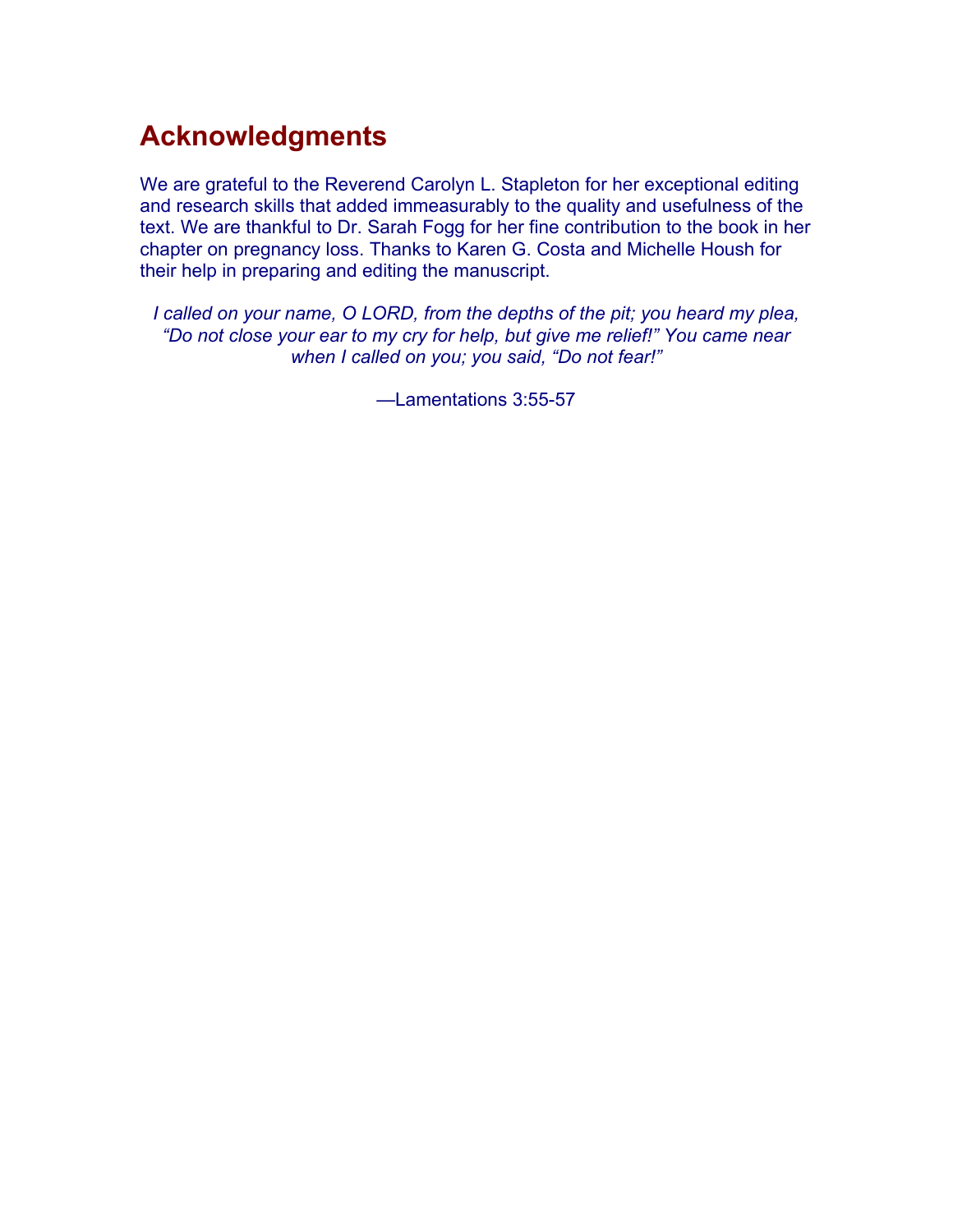# Acknowledgments

We are grateful to the Reverend Carolyn L. Stapleton for her exceptional editing and research skills that added immeasurably to the quality and usefulness of the text. We are thankful to Dr. Sarah Fogg for her fine contribution to the book in her chapter on pregnancy loss. Thanks to Karen G. Costa and Michelle Housh for their help in preparing and editing the manuscript.

*I called on your name, O LORD, from the depths of the pit; you heard my plea, "Do not close your ear to my cry for help, but give me relief!" You came near when I called on you; you said, "Do not fear!"*

—Lamentations 3:55-57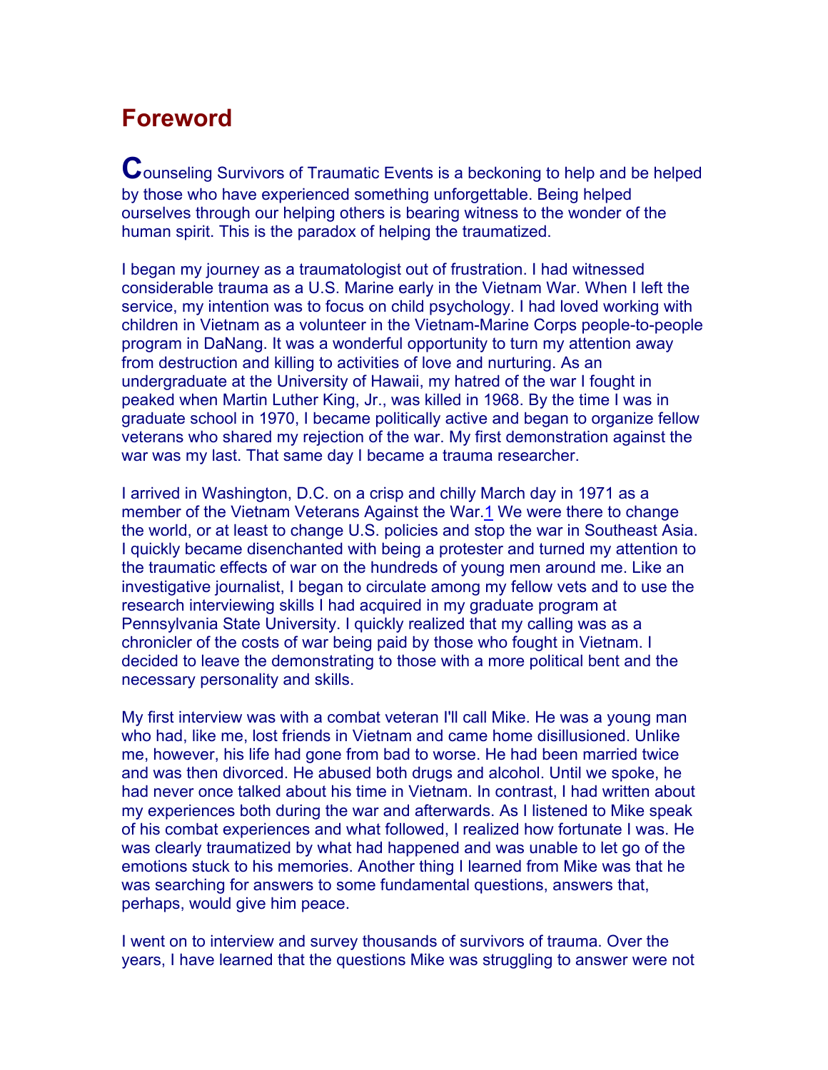# Foreword

Counseling Survivors of Traumatic Events is a beckoning to help and be helped by those who have experienced something unforgettable. Being helped ourselves through our helping others is bearing witness to the wonder of the human spirit. This is the paradox of helping the traumatized.

I began my journey as a traumatologist out of frustration. I had witnessed considerable trauma as a U.S. Marine early in the Vietnam War. When I left the service, my intention was to focus on child psychology. I had loved working with children in Vietnam as a volunteer in the Vietnam-Marine Corps people-to-people program in DaNang. It was a wonderful opportunity to turn my attention away from destruction and killing to activities of love and nurturing. As an undergraduate at the University of Hawaii, my hatred of the war I fought in peaked when Martin Luther King, Jr., was killed in 1968. By the time I was in graduate school in 1970, I became politically active and began to organize fellow veterans who shared my rejection of the war. My first demonstration against the war was my last. That same day I became a trauma researcher.

I arrived in Washington, D.C. on a crisp and chilly March day in 1971 as a member of the Vietnam Veterans Against the War.[1] We were there to change the world, or at least to change U.S. policies and stop the war in Southeast Asia. I quickly became disenchanted with being a protester and turned my attention to the traumatic effects of war on the hundreds of young men around me. Like an investigative journalist, I began to circulate among my fellow vets and to use the research interviewing skills I had acquired in my graduate program at Pennsylvania State University. I quickly realized that my calling was as a chronicler of the costs of war being paid by those who fought in Vietnam. I decided to leave the demonstrating to those with a more political bent and the necessary personality and skills.

My first interview was with a combat veteran I'll call Mike. He was a young man who had, like me, lost friends in Vietnam and came home disillusioned. Unlike me, however, his life had gone from bad to worse. He had been married twice and was then divorced. He abused both drugs and alcohol. Until we spoke, he had never once talked about his time in Vietnam. In contrast, I had written about my experiences both during the war and afterwards. As I listened to Mike speak of his combat experiences and what followed, I realized how fortunate I was. He was clearly traumatized by what had happened and was unable to let go of the emotions stuck to his memories. Another thing I learned from Mike was that he was searching for answers to some fundamental questions, answers that, perhaps, would give him peace.

I went on to interview and survey thousands of survivors of trauma. Over the years, I have learned that the questions Mike was struggling to answer were not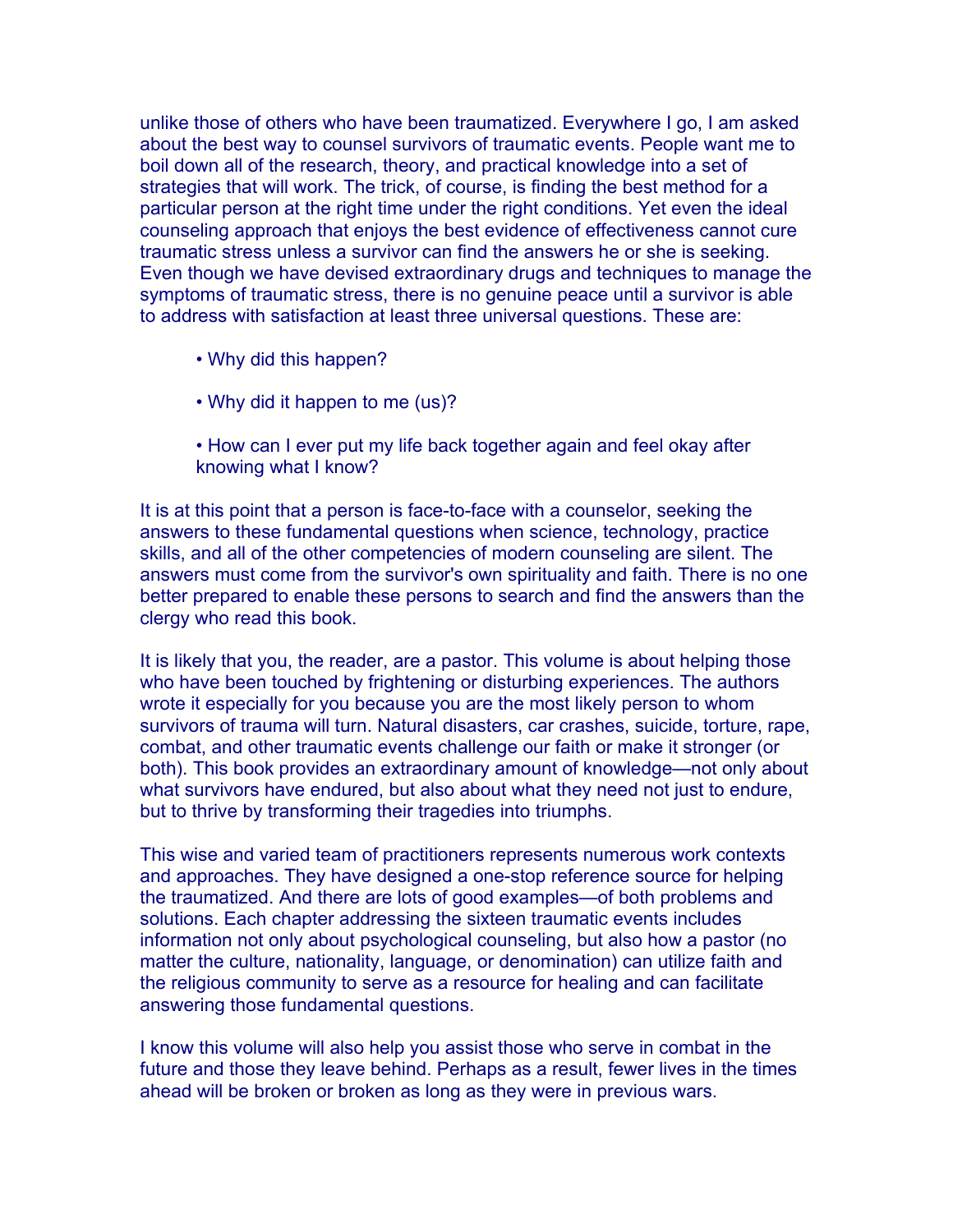unlike those of others who have been traumatized. Everywhere I go, I am asked about the best way to counsel survivors of traumatic events. People want me to boil down all of the research, theory, and practical knowledge into a set of strategies that will work. The trick, of course, is finding the best method for a particular person at the right time under the right conditions. Yet even the ideal counseling approach that enjoys the best evidence of effectiveness cannot cure traumatic stress unless a survivor can find the answers he or she is seeking. Even though we have devised extraordinary drugs and techniques to manage the symptoms of traumatic stress, there is no genuine peace until a survivor is able to address with satisfaction at least three universal questions. These are:

- Why did this happen?
- Why did it happen to me (us)?
- How can I ever put my life back together again and feel okay after knowing what I know?

It is at this point that a person is face-to-face with a counselor, seeking the answers to these fundamental questions when science, technology, practice skills, and all of the other competencies of modern counseling are silent. The answers must come from the survivor's own spirituality and faith. There is no one better prepared to enable these persons to search and find the answers than the clergy who read this book.

It is likely that you, the reader, are a pastor. This volume is about helping those who have been touched by frightening or disturbing experiences. The authors wrote it especially for you because you are the most likely person to whom survivors of trauma will turn. Natural disasters, car crashes, suicide, torture, rape, combat, and other traumatic events challenge our faith or make it stronger (or both). This book provides an extraordinary amount of knowledge—not only about what survivors have endured, but also about what they need not just to endure, but to thrive by transforming their tragedies into triumphs.

This wise and varied team of practitioners represents numerous work contexts and approaches. They have designed a one-stop reference source for helping the traumatized. And there are lots of good examples—of both problems and solutions. Each chapter addressing the sixteen traumatic events includes information not only about psychological counseling, but also how a pastor (no matter the culture, nationality, language, or denomination) can utilize faith and the religious community to serve as a resource for healing and can facilitate answering those fundamental questions.

I know this volume will also help you assist those who serve in combat in the future and those they leave behind. Perhaps as a result, fewer lives in the times ahead will be broken or broken as long as they were in previous wars.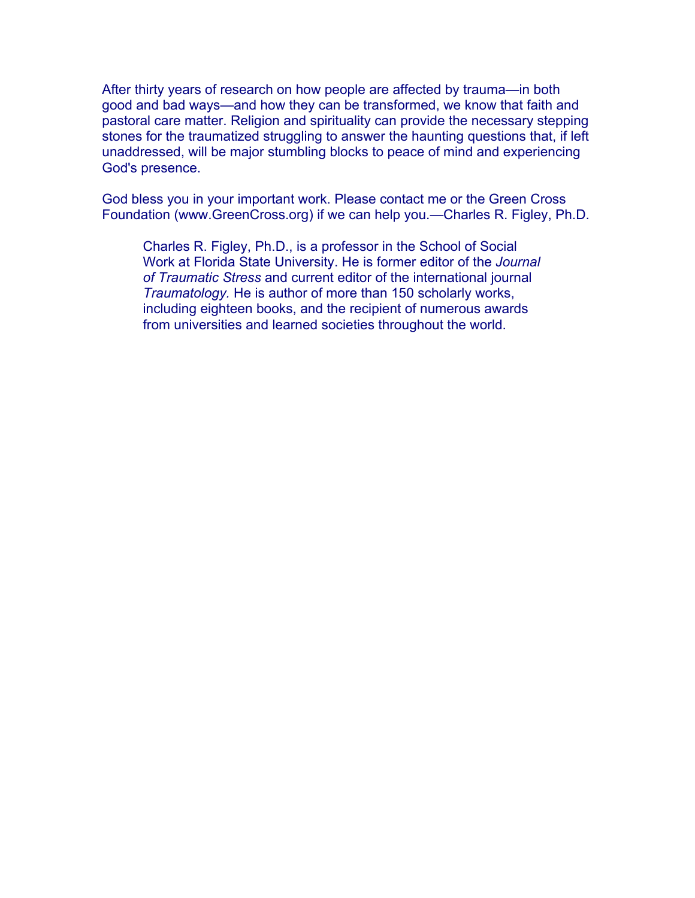After thirty years of research on how people are affected by trauma—in both good and bad ways—and how they can be transformed, we know that faith and pastoral care matter. Religion and spirituality can provide the necessary stepping stones for the traumatized struggling to answer the haunting questions that, if left unaddressed, will be major stumbling blocks to peace of mind and experiencing God's presence.

God bless you in your important work. Please contact me or the Green Cross Foundation (www.GreenCross.org) if we can help you.—Charles R. Figley, Ph.D.

> Charles R. Figley, Ph.D., is a professor in the School of Social Work at Florida State University. He is former editor of the *Journal of Traumatic Stress* and current editor of the international journal *Traumatology.* He is author of more than 150 scholarly works, including eighteen books, and the recipient of numerous awards from universities and learned societies throughout the world.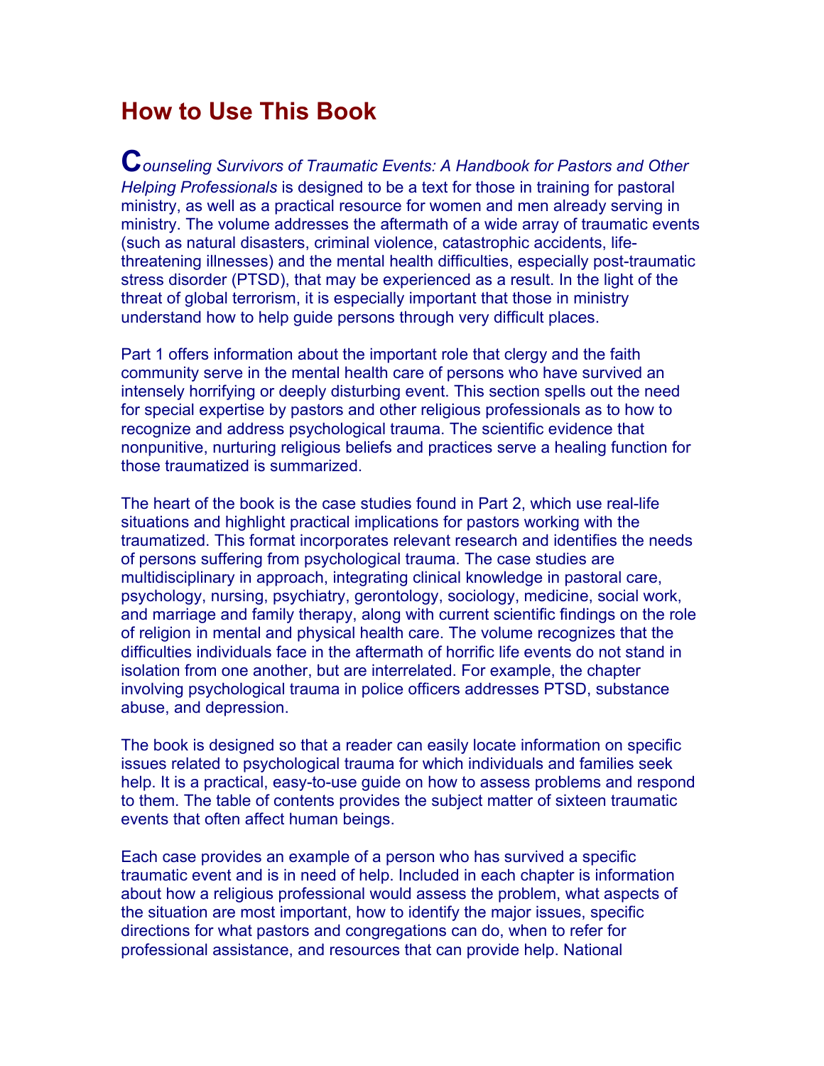# How to Use This Book

*Counseling Survivors of Traumatic Events: A Handbook for Pastors and Other Helping Professionals* is designed to be a text for those in training for pastoral ministry, as well as a practical resource for women and men already serving in ministry. The volume addresses the aftermath of a wide array of traumatic events (such as natural disasters, criminal violence, catastrophic accidents, life-threatening illnesses) and the mental health difficulties, especially post-traumatic stress disorder (PTSD), that may be experienced as a result. In the light of the threat of global terrorism, it is especially important that those in ministry understand how to help guide persons through very difficult places.

Part 1 offers information about the important role that clergy and the faith community serve in the mental health care of persons who have survived an intensely horrifying or deeply disturbing event. This section spells out the need for special expertise by pastors and other religious professionals as to how to recognize and address psychological trauma. The scientific evidence that nonpunitive, nurturing religious beliefs and practices serve a healing function for those traumatized is summarized.

The heart of the book is the case studies found in Part 2, which use real-life situations and highlight practical implications for pastors working with the traumatized. This format incorporates relevant research and identifies the needs of persons suffering from psychological trauma. The case studies are multidisciplinary in approach, integrating clinical knowledge in pastoral care, psychology, nursing, psychiatry, gerontology, sociology, medicine, social work, and marriage and family therapy, along with current scientific findings on the role of religion in mental and physical health care. The volume recognizes that the difficulties individuals face in the aftermath of horrific life events do not stand in isolation from one another, but are interrelated. For example, the chapter involving psychological trauma in police officers addresses PTSD, substance abuse, and depression.

The book is designed so that a reader can easily locate information on specific issues related to psychological trauma for which individuals and families seek help. It is a practical, easy-to-use guide on how to assess problems and respond to them. The table of contents provides the subject matter of sixteen traumatic events that often affect human beings.

Each case provides an example of a person who has survived a specific traumatic event and is in need of help. Included in each chapter is information about how a religious professional would assess the problem, what aspects of the situation are most important, how to identify the major issues, specific directions for what pastors and congregations can do, when to refer for professional assistance, and resources that can provide help. National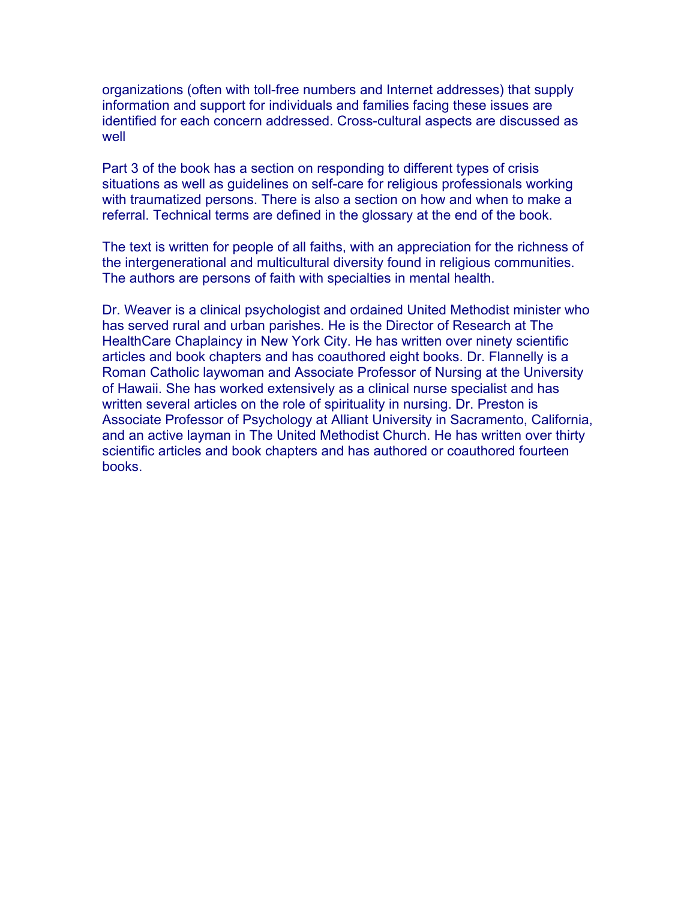organizations (often with toll-free numbers and Internet addresses) that supply information and support for individuals and families facing these issues are identified for each concern addressed. Cross-cultural aspects are discussed as well

Part 3 of the book has a section on responding to different types of crisis situations as well as guidelines on self-care for religious professionals working with traumatized persons. There is also a section on how and when to make a referral. Technical terms are defined in the glossary at the end of the book.

The text is written for people of all faiths, with an appreciation for the richness of the intergenerational and multicultural diversity found in religious communities. The authors are persons of faith with specialties in mental health.

Dr. Weaver is a clinical psychologist and ordained United Methodist minister who has served rural and urban parishes. He is the Director of Research at The HealthCare Chaplaincy in New York City. He has written over ninety scientific articles and book chapters and has coauthored eight books. Dr. Flannelly is a Roman Catholic laywoman and Associate Professor of Nursing at the University of Hawaii. She has worked extensively as a clinical nurse specialist and has written several articles on the role of spirituality in nursing. Dr. Preston is Associate Professor of Psychology at Alliant University in Sacramento, California, and an active layman in The United Methodist Church. He has written over thirty scientific articles and book chapters and has authored or coauthored fourteen books.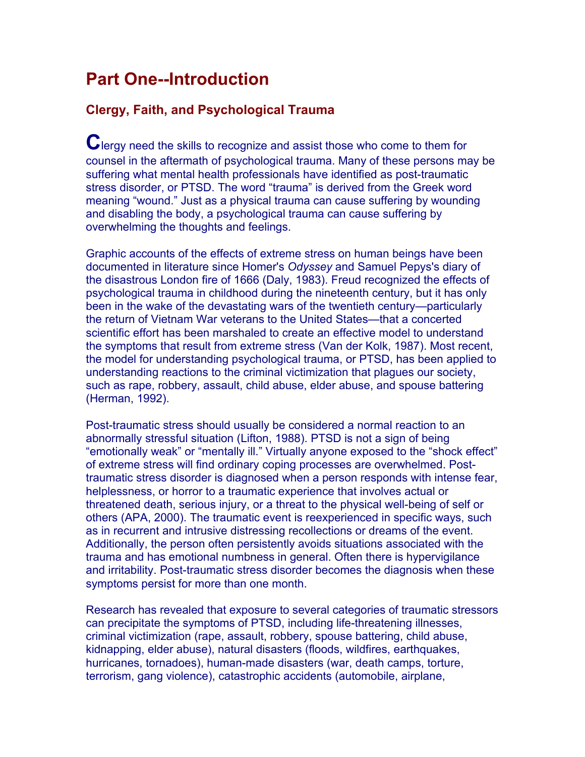# Part One--Introduction

## Clergy, Faith, and Psychological Trauma

Clergy need the skills to recognize and assist those who come to them for counsel in the aftermath of psychological trauma. Many of these persons may be suffering what mental health professionals have identified as post-traumatic stress disorder, or PTSD. The word "trauma" is derived from the Greek word meaning "wound." Just as a physical trauma can cause suffering by wounding and disabling the body, a psychological trauma can cause suffering by overwhelming the thoughts and feelings.

Graphic accounts of the effects of extreme stress on human beings have been documented in literature since Homer's *Odyssey* and Samuel Pepys's diary of the disastrous London fire of 1666 (Daly, 1983). Freud recognized the effects of psychological trauma in childhood during the nineteenth century, but it has only been in the wake of the devastating wars of the twentieth century—particularly the return of Vietnam War veterans to the United States—that a concerted scientific effort has been marshaled to create an effective model to understand the symptoms that result from extreme stress (Van der Kolk, 1987). Most recent, the model for understanding psychological trauma, or PTSD, has been applied to understanding reactions to the criminal victimization that plagues our society, such as rape, robbery, assault, child abuse, elder abuse, and spouse battering (Herman, 1992).

Post-traumatic stress should usually be considered a normal reaction to an abnormally stressful situation (Lifton, 1988). PTSD is not a sign of being "emotionally weak" or "mentally ill." Virtually anyone exposed to the "shock effect" of extreme stress will find ordinary coping processes are overwhelmed. Post-traumatic stress disorder is diagnosed when a person responds with intense fear, helplessness, or horror to a traumatic experience that involves actual or threatened death, serious injury, or a threat to the physical well-being of self or others (APA, 2000). The traumatic event is reexperienced in specific ways, such as in recurrent and intrusive distressing recollections or dreams of the event. Additionally, the person often persistently avoids situations associated with the trauma and has emotional numbness in general. Often there is hypervigilance and irritability. Post-traumatic stress disorder becomes the diagnosis when these symptoms persist for more than one month.

Research has revealed that exposure to several categories of traumatic stressors can precipitate the symptoms of PTSD, including life-threatening illnesses, criminal victimization (rape, assault, robbery, spouse battering, child abuse, kidnapping, elder abuse), natural disasters (floods, wildfires, earthquakes, hurricanes, tornadoes), human-made disasters (war, death camps, torture, terrorism, gang violence), catastrophic accidents (automobile, airplane,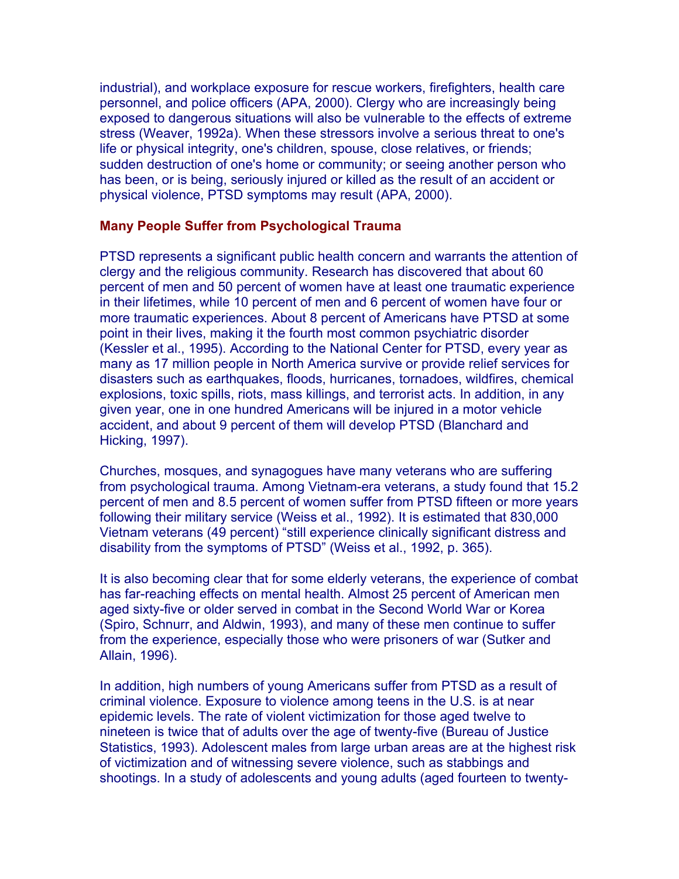industrial), and workplace exposure for rescue workers, firefighters, health care personnel, and police officers (APA, 2000). Clergy who are increasingly being exposed to dangerous situations will also be vulnerable to the effects of extreme stress (Weaver, 1992a). When these stressors involve a serious threat to one's life or physical integrity, one's children, spouse, close relatives, or friends; sudden destruction of one's home or community; or seeing another person who has been, or is being, seriously injured or killed as the result of an accident or physical violence, PTSD symptoms may result (APA, 2000).

### Many People Suffer from Psychological Trauma

PTSD represents a significant public health concern and warrants the attention of clergy and the religious community. Research has discovered that about 60 percent of men and 50 percent of women have at least one traumatic experience in their lifetimes, while 10 percent of men and 6 percent of women have four or more traumatic experiences. About 8 percent of Americans have PTSD at some point in their lives, making it the fourth most common psychiatric disorder (Kessler et al., 1995). According to the National Center for PTSD, every year as many as 17 million people in North America survive or provide relief services for disasters such as earthquakes, floods, hurricanes, tornadoes, wildfires, chemical explosions, toxic spills, riots, mass killings, and terrorist acts. In addition, in any given year, one in one hundred Americans will be injured in a motor vehicle accident, and about 9 percent of them will develop PTSD (Blanchard and Hicking, 1997).

Churches, mosques, and synagogues have many veterans who are suffering from psychological trauma. Among Vietnam-era veterans, a study found that 15.2 percent of men and 8.5 percent of women suffer from PTSD fifteen or more years following their military service (Weiss et al., 1992). It is estimated that 830,000 Vietnam veterans (49 percent) "still experience clinically significant distress and disability from the symptoms of PTSD" (Weiss et al., 1992, p. 365).

It is also becoming clear that for some elderly veterans, the experience of combat has far-reaching effects on mental health. Almost 25 percent of American men aged sixty-five or older served in combat in the Second World War or Korea (Spiro, Schnurr, and Aldwin, 1993), and many of these men continue to suffer from the experience, especially those who were prisoners of war (Sutker and Allain, 1996).

In addition, high numbers of young Americans suffer from PTSD as a result of criminal violence. Exposure to violence among teens in the U.S. is at near epidemic levels. The rate of violent victimization for those aged twelve to nineteen is twice that of adults over the age of twenty-five (Bureau of Justice Statistics, 1993). Adolescent males from large urban areas are at the highest risk of victimization and of witnessing severe violence, such as stabbings and shootings. In a study of adolescents and young adults (aged fourteen to twenty-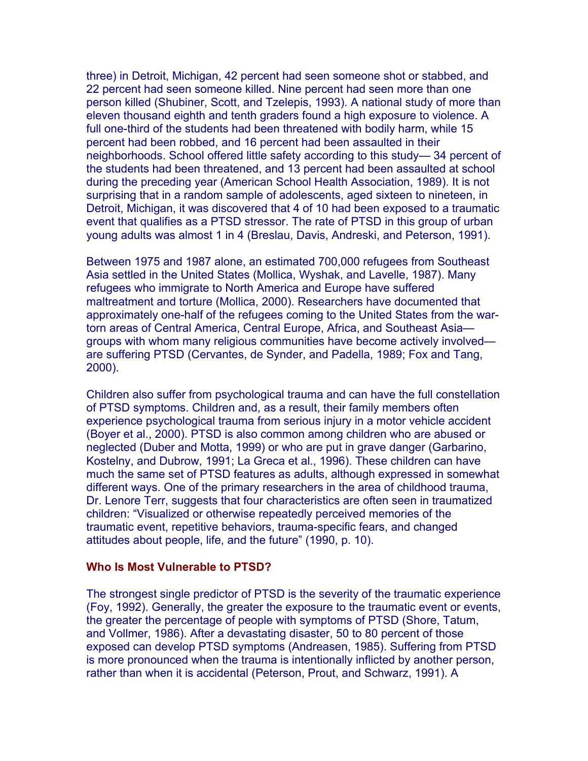three) in Detroit, Michigan, 42 percent had seen someone shot or stabbed, and 22 percent had seen someone killed. Nine percent had seen more than one person killed (Shubiner, Scott, and Tzelepis, 1993). A national study of more than eleven thousand eighth and tenth graders found a high exposure to violence. A full one-third of the students had been threatened with bodily harm, while 15 percent had been robbed, and 16 percent had been assaulted in their neighborhoods. School offered little safety according to this study— 34 percent of the students had been threatened, and 13 percent had been assaulted at school during the preceding year (American School Health Association, 1989). It is not surprising that in a random sample of adolescents, aged sixteen to nineteen, in Detroit, Michigan, it was discovered that 4 of 10 had been exposed to a traumatic event that qualifies as a PTSD stressor. The rate of PTSD in this group of urban young adults was almost 1 in 4 (Breslau, Davis, Andreski, and Peterson, 1991).

Between 1975 and 1987 alone, an estimated 700,000 refugees from Southeast Asia settled in the United States (Mollica, Wyshak, and Lavelle, 1987). Many refugees who immigrate to North America and Europe have suffered maltreatment and torture (Mollica, 2000). Researchers have documented that approximately one-half of the refugees coming to the United States from the war-torn areas of Central America, Central Europe, Africa, and Southeast Asia— groups with whom many religious communities have become actively involved— are suffering PTSD (Cervantes, de Synder, and Padella, 1989; Fox and Tang, 2000).

Children also suffer from psychological trauma and can have the full constellation of PTSD symptoms. Children and, as a result, their family members often experience psychological trauma from serious injury in a motor vehicle accident (Boyer et al., 2000). PTSD is also common among children who are abused or neglected (Duber and Motta, 1999) or who are put in grave danger (Garbarino, Kostelny, and Dubrow, 1991; La Greca et al., 1996). These children can have much the same set of PTSD features as adults, although expressed in somewhat different ways. One of the primary researchers in the area of childhood trauma, Dr. Lenore Terr, suggests that four characteristics are often seen in traumatized children: "Visualized or otherwise repeatedly perceived memories of the traumatic event, repetitive behaviors, trauma-specific fears, and changed attitudes about people, life, and the future" (1990, p. 10).

### Who Is Most Vulnerable to PTSD?

The strongest single predictor of PTSD is the severity of the traumatic experience (Foy, 1992). Generally, the greater the exposure to the traumatic event or events, the greater the percentage of people with symptoms of PTSD (Shore, Tatum, and Vollmer, 1986). After a devastating disaster, 50 to 80 percent of those exposed can develop PTSD symptoms (Andreasen, 1985). Suffering from PTSD is more pronounced when the trauma is intentionally inflicted by another person, rather than when it is accidental (Peterson, Prout, and Schwarz, 1991). A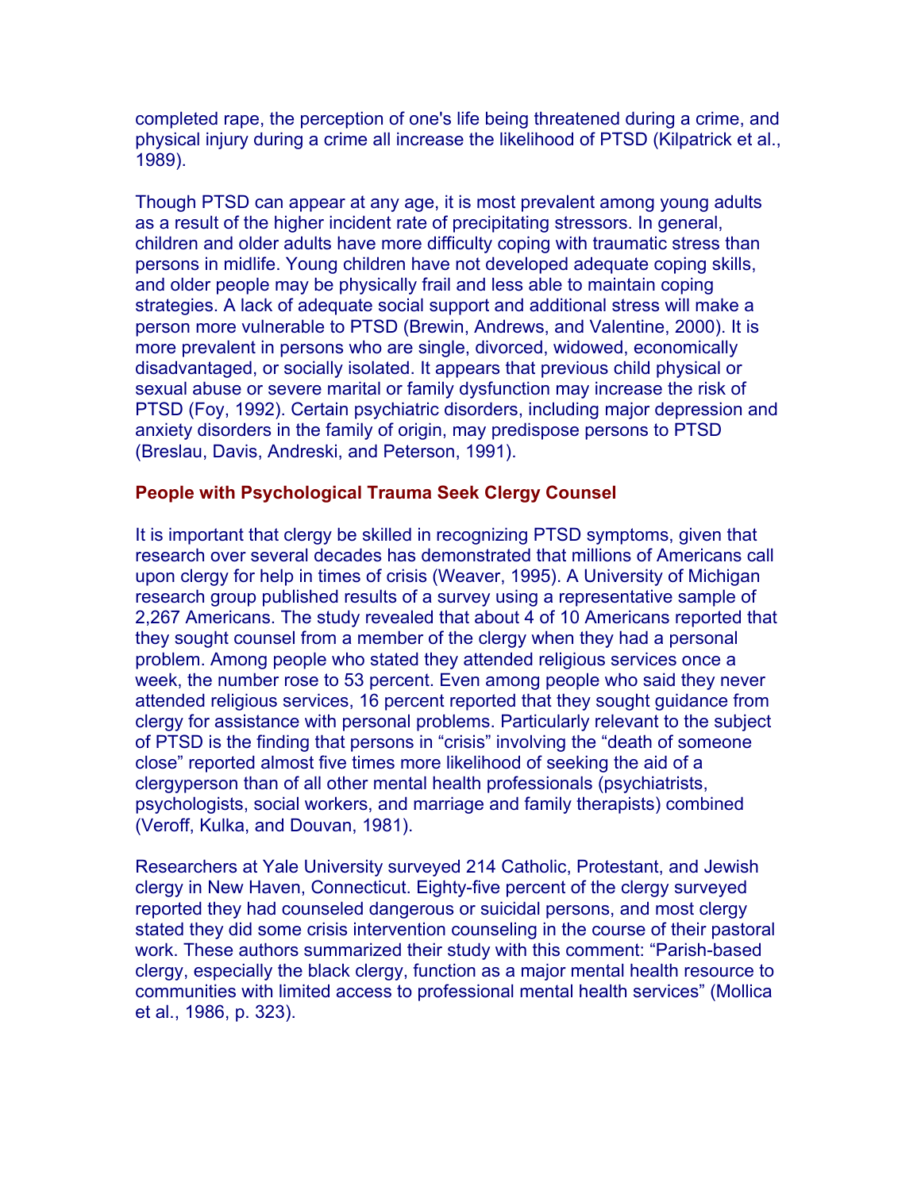completed rape, the perception of one's life being threatened during a crime, and physical injury during a crime all increase the likelihood of PTSD (Kilpatrick et al., 1989).

Though PTSD can appear at any age, it is most prevalent among young adults as a result of the higher incident rate of precipitating stressors. In general, children and older adults have more difficulty coping with traumatic stress than persons in midlife. Young children have not developed adequate coping skills, and older people may be physically frail and less able to maintain coping strategies. A lack of adequate social support and additional stress will make a person more vulnerable to PTSD (Brewin, Andrews, and Valentine, 2000). It is more prevalent in persons who are single, divorced, widowed, economically disadvantaged, or socially isolated. It appears that previous child physical or sexual abuse or severe marital or family dysfunction may increase the risk of PTSD (Foy, 1992). Certain psychiatric disorders, including major depression and anxiety disorders in the family of origin, may predispose persons to PTSD (Breslau, Davis, Andreski, and Peterson, 1991).

### People with Psychological Trauma Seek Clergy Counsel

It is important that clergy be skilled in recognizing PTSD symptoms, given that research over several decades has demonstrated that millions of Americans call upon clergy for help in times of crisis (Weaver, 1995). A University of Michigan research group published results of a survey using a representative sample of 2,267 Americans. The study revealed that about 4 of 10 Americans reported that they sought counsel from a member of the clergy when they had a personal problem. Among people who stated they attended religious services once a week, the number rose to 53 percent. Even among people who said they never attended religious services, 16 percent reported that they sought guidance from clergy for assistance with personal problems. Particularly relevant to the subject of PTSD is the finding that persons in "crisis" involving the "death of someone close" reported almost five times more likelihood of seeking the aid of a clergyperson than of all other mental health professionals (psychiatrists, psychologists, social workers, and marriage and family therapists) combined (Veroff, Kulka, and Douvan, 1981).

Researchers at Yale University surveyed 214 Catholic, Protestant, and Jewish clergy in New Haven, Connecticut. Eighty-five percent of the clergy surveyed reported they had counseled dangerous or suicidal persons, and most clergy stated they did some crisis intervention counseling in the course of their pastoral work. These authors summarized their study with this comment: "Parish-based clergy, especially the black clergy, function as a major mental health resource to communities with limited access to professional mental health services" (Mollica et al., 1986, p. 323).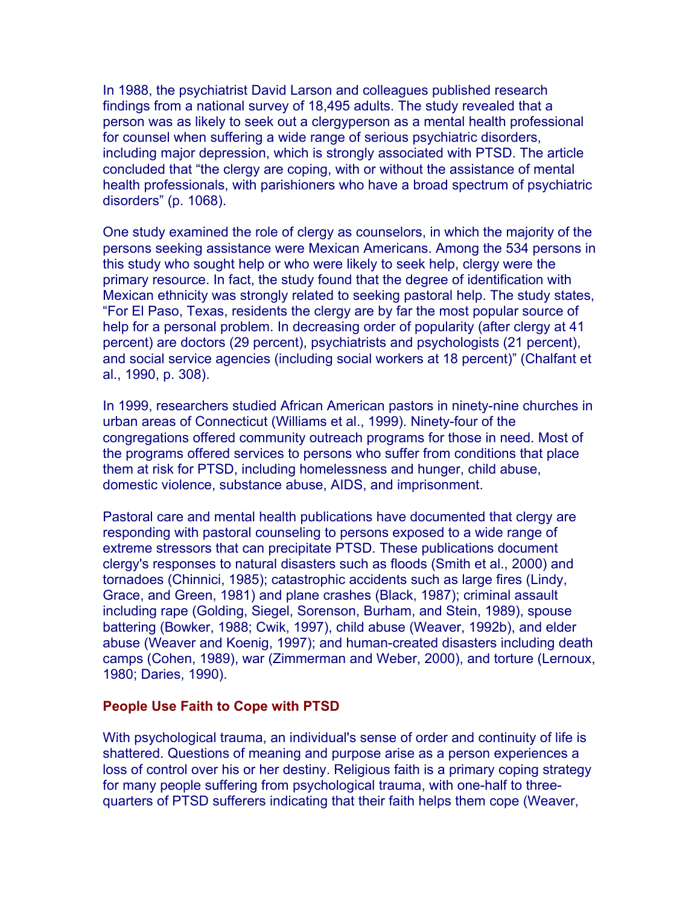In 1988, the psychiatrist David Larson and colleagues published research findings from a national survey of 18,495 adults. The study revealed that a person was as likely to seek out a clergyperson as a mental health professional for counsel when suffering a wide range of serious psychiatric disorders, including major depression, which is strongly associated with PTSD. The article concluded that “the clergy are coping, with or without the assistance of mental health professionals, with parishioners who have a broad spectrum of psychiatric disorders” (p. 1068).

One study examined the role of clergy as counselors, in which the majority of the persons seeking assistance were Mexican Americans. Among the 534 persons in this study who sought help or who were likely to seek help, clergy were the primary resource. In fact, the study found that the degree of identification with Mexican ethnicity was strongly related to seeking pastoral help. The study states, “For El Paso, Texas, residents the clergy are by far the most popular source of help for a personal problem. In decreasing order of popularity (after clergy at 41 percent) are doctors (29 percent), psychiatrists and psychologists (21 percent), and social service agencies (including social workers at 18 percent)” (Chalfant et al., 1990, p. 308).

In 1999, researchers studied African American pastors in ninety-nine churches in urban areas of Connecticut (Williams et al., 1999). Ninety-four of the congregations offered community outreach programs for those in need. Most of the programs offered services to persons who suffer from conditions that place them at risk for PTSD, including homelessness and hunger, child abuse, domestic violence, substance abuse, AIDS, and imprisonment.

Pastoral care and mental health publications have documented that clergy are responding with pastoral counseling to persons exposed to a wide range of extreme stressors that can precipitate PTSD. These publications document clergy's responses to natural disasters such as floods (Smith et al., 2000) and tornadoes (Chinnici, 1985); catastrophic accidents such as large fires (Lindy, Grace, and Green, 1981) and plane crashes (Black, 1987); criminal assault including rape (Golding, Siegel, Sorenson, Burham, and Stein, 1989), spouse battering (Bowker, 1988; Cwik, 1997), child abuse (Weaver, 1992b), and elder abuse (Weaver and Koenig, 1997); and human-created disasters including death camps (Cohen, 1989), war (Zimmerman and Weber, 2000), and torture (Lernoux, 1980; Daries, 1990).

### People Use Faith to Cope with PTSD

With psychological trauma, an individual's sense of order and continuity of life is shattered. Questions of meaning and purpose arise as a person experiences a loss of control over his or her destiny. Religious faith is a primary coping strategy for many people suffering from psychological trauma, with one-half to three-quarters of PTSD sufferers indicating that their faith helps them cope (Weaver,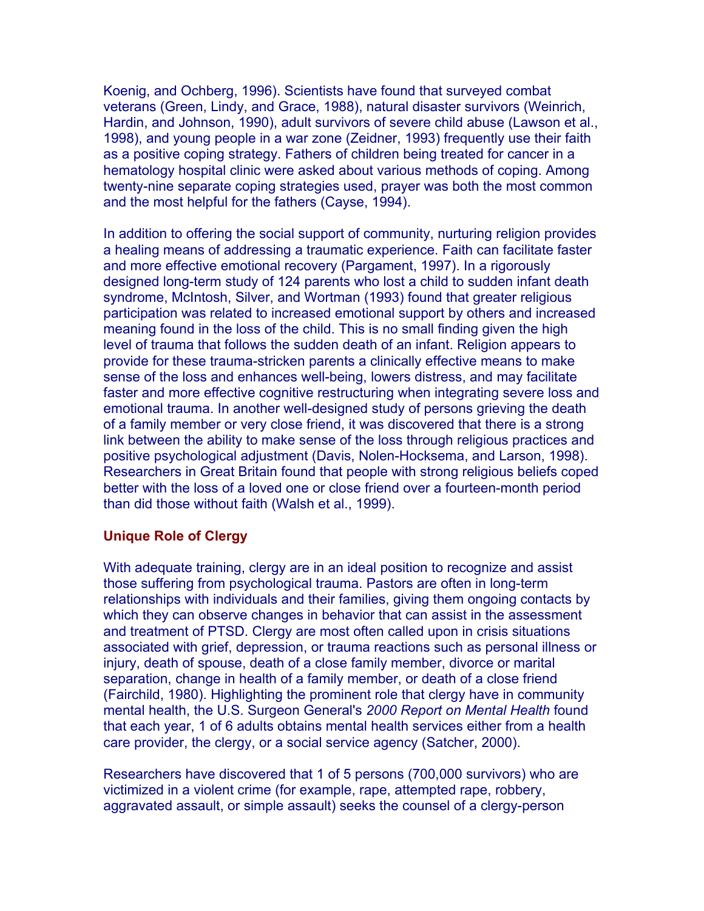Koenig, and Ochberg, 1996). Scientists have found that surveyed combat veterans (Green, Lindy, and Grace, 1988), natural disaster survivors (Weinrich, Hardin, and Johnson, 1990), adult survivors of severe child abuse (Lawson et al., 1998), and young people in a war zone (Zeidner, 1993) frequently use their faith as a positive coping strategy. Fathers of children being treated for cancer in a hematology hospital clinic were asked about various methods of coping. Among twenty-nine separate coping strategies used, prayer was both the most common and the most helpful for the fathers (Cayse, 1994).

In addition to offering the social support of community, nurturing religion provides a healing means of addressing a traumatic experience. Faith can facilitate faster and more effective emotional recovery (Pargament, 1997). In a rigorously designed long-term study of 124 parents who lost a child to sudden infant death syndrome, McIntosh, Silver, and Wortman (1993) found that greater religious participation was related to increased emotional support by others and increased meaning found in the loss of the child. This is no small finding given the high level of trauma that follows the sudden death of an infant. Religion appears to provide for these trauma-stricken parents a clinically effective means to make sense of the loss and enhances well-being, lowers distress, and may facilitate faster and more effective cognitive restructuring when integrating severe loss and emotional trauma. In another well-designed study of persons grieving the death of a family member or very close friend, it was discovered that there is a strong link between the ability to make sense of the loss through religious practices and positive psychological adjustment (Davis, Nolen-Hocksema, and Larson, 1998). Researchers in Great Britain found that people with strong religious beliefs coped better with the loss of a loved one or close friend over a fourteen-month period than did those without faith (Walsh et al., 1999).

### Unique Role of Clergy

With adequate training, clergy are in an ideal position to recognize and assist those suffering from psychological trauma. Pastors are often in long-term relationships with individuals and their families, giving them ongoing contacts by which they can observe changes in behavior that can assist in the assessment and treatment of PTSD. Clergy are most often called upon in crisis situations associated with grief, depression, or trauma reactions such as personal illness or injury, death of spouse, death of a close family member, divorce or marital separation, change in health of a family member, or death of a close friend (Fairchild, 1980). Highlighting the prominent role that clergy have in community mental health, the U.S. Surgeon General's *2000 Report on Mental Health* found that each year, 1 of 6 adults obtains mental health services either from a health care provider, the clergy, or a social service agency (Satcher, 2000).

Researchers have discovered that 1 of 5 persons (700,000 survivors) who are victimized in a violent crime (for example, rape, attempted rape, robbery, aggravated assault, or simple assault) seeks the counsel of a clergy-person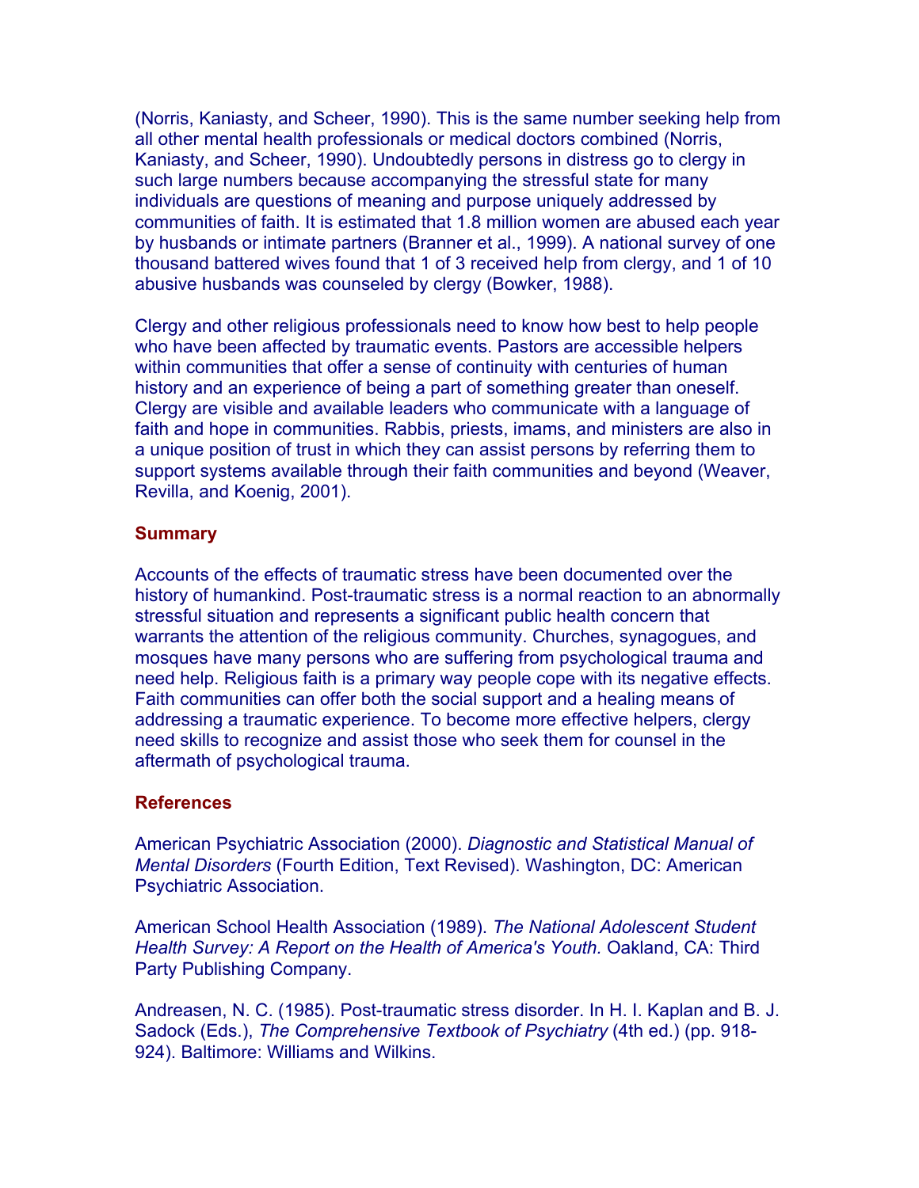(Norris, Kaniasty, and Scheer, 1990). This is the same number seeking help from all other mental health professionals or medical doctors combined (Norris, Kaniasty, and Scheer, 1990). Undoubtedly persons in distress go to clergy in such large numbers because accompanying the stressful state for many individuals are questions of meaning and purpose uniquely addressed by communities of faith. It is estimated that 1.8 million women are abused each year by husbands or intimate partners (Branner et al., 1999). A national survey of one thousand battered wives found that 1 of 3 received help from clergy, and 1 of 10 abusive husbands was counseled by clergy (Bowker, 1988).

Clergy and other religious professionals need to know how best to help people who have been affected by traumatic events. Pastors are accessible helpers within communities that offer a sense of continuity with centuries of human history and an experience of being a part of something greater than oneself. Clergy are visible and available leaders who communicate with a language of faith and hope in communities. Rabbis, priests, imams, and ministers are also in a unique position of trust in which they can assist persons by referring them to support systems available through their faith communities and beyond (Weaver, Revilla, and Koenig, 2001).

## Summary

Accounts of the effects of traumatic stress have been documented over the history of humankind. Post-traumatic stress is a normal reaction to an abnormally stressful situation and represents a significant public health concern that warrants the attention of the religious community. Churches, synagogues, and mosques have many persons who are suffering from psychological trauma and need help. Religious faith is a primary way people cope with its negative effects. Faith communities can offer both the social support and a healing means of addressing a traumatic experience. To become more effective helpers, clergy need skills to recognize and assist those who seek them for counsel in the aftermath of psychological trauma.

## References

American Psychiatric Association (2000). *Diagnostic and Statistical Manual of Mental Disorders* (Fourth Edition, Text Revised). Washington, DC: American Psychiatric Association.

American School Health Association (1989). *The National Adolescent Student Health Survey: A Report on the Health of America's Youth.* Oakland, CA: Third Party Publishing Company.

Andreasen, N. C. (1985). Post-traumatic stress disorder. In H. I. Kaplan and B. J. Sadock (Eds.), *The Comprehensive Textbook of Psychiatry* (4th ed.) (pp. 918-924). Baltimore: Williams and Wilkins.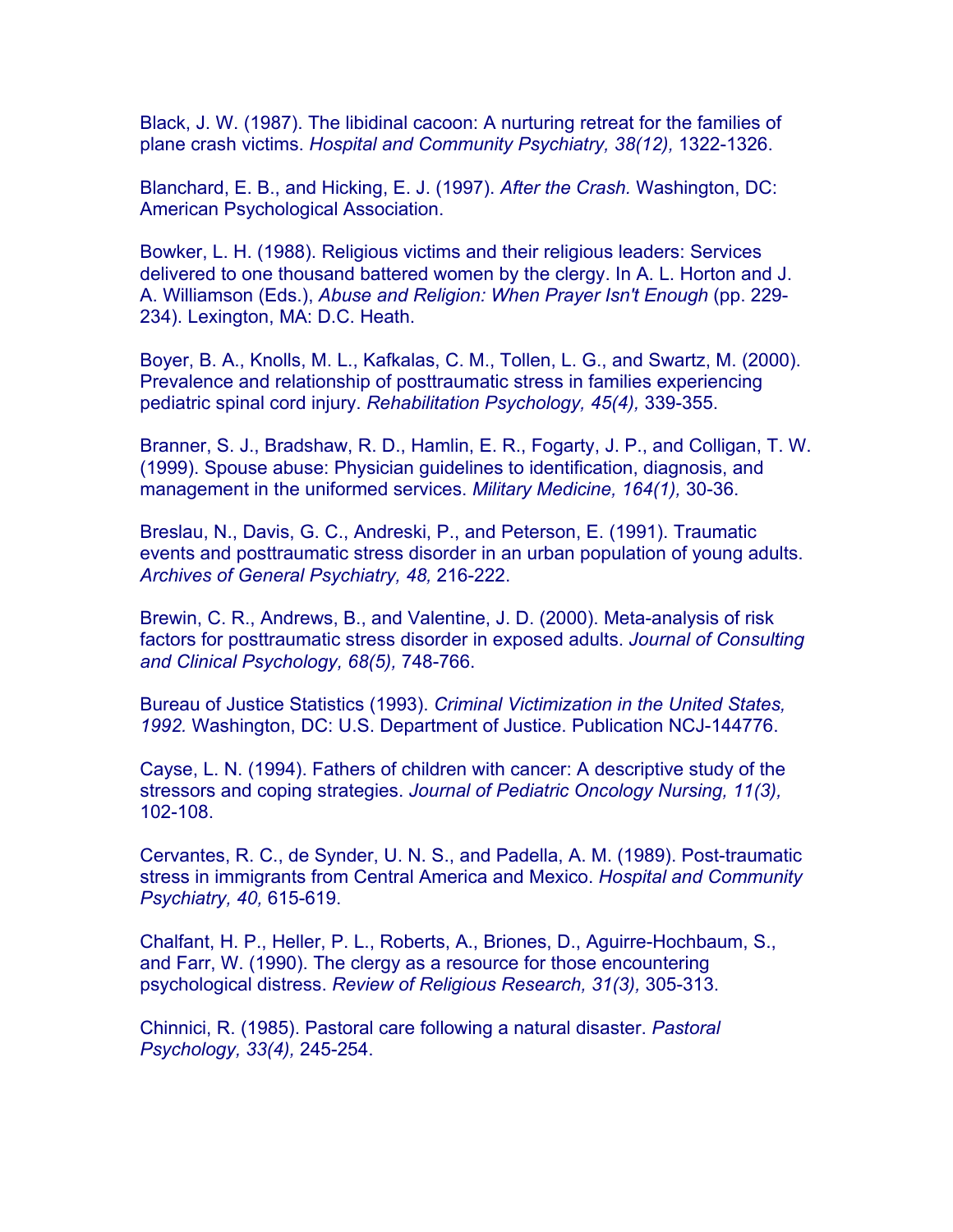Black, J. W. (1987). The libidinal cacoon: A nurturing retreat for the families of plane crash victims. *Hospital and Community Psychiatry, 38(12),* 1322-1326.

Blanchard, E. B., and Hicking, E. J. (1997). *After the Crash.* Washington, DC: American Psychological Association.

Bowker, L. H. (1988). Religious victims and their religious leaders: Services delivered to one thousand battered women by the clergy. In A. L. Horton and J. A. Williamson (Eds.), *Abuse and Religion: When Prayer Isn't Enough* (pp. 229-234). Lexington, MA: D.C. Heath.

Boyer, B. A., Knolls, M. L., Kafkalas, C. M., Tollen, L. G., and Swartz, M. (2000). Prevalence and relationship of posttraumatic stress in families experiencing pediatric spinal cord injury. *Rehabilitation Psychology, 45(4),* 339-355.

Branner, S. J., Bradshaw, R. D., Hamlin, E. R., Fogarty, J. P., and Colligan, T. W. (1999). Spouse abuse: Physician guidelines to identification, diagnosis, and management in the uniformed services. *Military Medicine, 164(1),* 30-36.

Breslau, N., Davis, G. C., Andreski, P., and Peterson, E. (1991). Traumatic events and posttraumatic stress disorder in an urban population of young adults. *Archives of General Psychiatry, 48,* 216-222.

Brewin, C. R., Andrews, B., and Valentine, J. D. (2000). Meta-analysis of risk factors for posttraumatic stress disorder in exposed adults. *Journal of Consulting and Clinical Psychology, 68(5),* 748-766.

Bureau of Justice Statistics (1993). *Criminal Victimization in the United States, 1992.* Washington, DC: U.S. Department of Justice. Publication NCJ-144776.

Cayse, L. N. (1994). Fathers of children with cancer: A descriptive study of the stressors and coping strategies. *Journal of Pediatric Oncology Nursing, 11(3),* 102-108.

Cervantes, R. C., de Synder, U. N. S., and Padella, A. M. (1989). Post-traumatic stress in immigrants from Central America and Mexico. *Hospital and Community Psychiatry, 40,* 615-619.

Chalfant, H. P., Heller, P. L., Roberts, A., Briones, D., Aguirre-Hochbaum, S., and Farr, W. (1990). The clergy as a resource for those encountering psychological distress. *Review of Religious Research, 31(3),* 305-313.

Chinnici, R. (1985). Pastoral care following a natural disaster. *Pastoral Psychology, 33(4),* 245-254.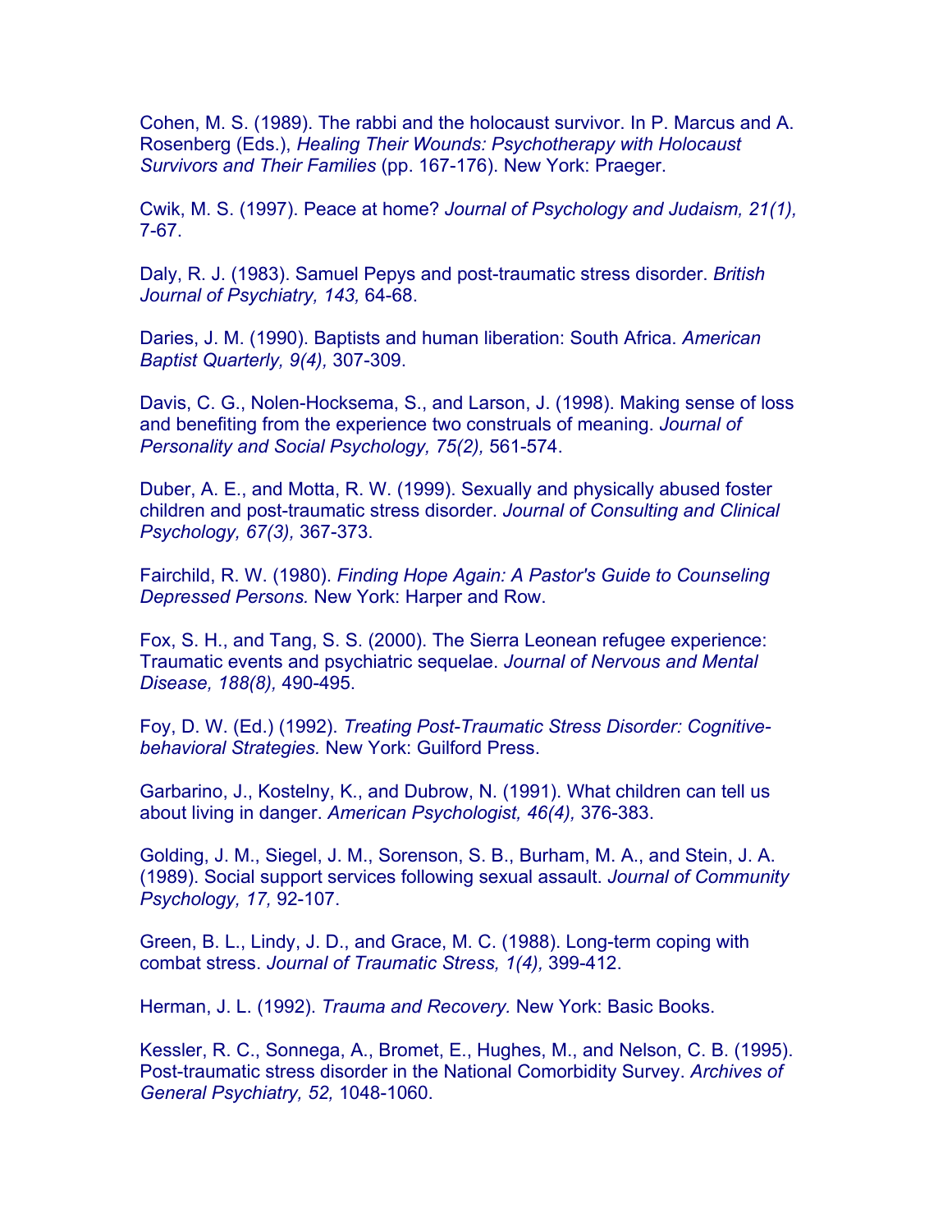Cohen, M. S. (1989). The rabbi and the holocaust survivor. In P. Marcus and A. Rosenberg (Eds.), *Healing Their Wounds: Psychotherapy with Holocaust Survivors and Their Families* (pp. 167-176). New York: Praeger.

Cwik, M. S. (1997). Peace at home? *Journal of Psychology and Judaism, 21(1),* 7-67.

Daly, R. J. (1983). Samuel Pepys and post-traumatic stress disorder. *British Journal of Psychiatry, 143,* 64-68.

Daries, J. M. (1990). Baptists and human liberation: South Africa. *American Baptist Quarterly, 9(4),* 307-309.

Davis, C. G., Nolen-Hocksema, S., and Larson, J. (1998). Making sense of loss and benefiting from the experience two construals of meaning. *Journal of Personality and Social Psychology, 75(2),* 561-574.

Duber, A. E., and Motta, R. W. (1999). Sexually and physically abused foster children and post-traumatic stress disorder. *Journal of Consulting and Clinical Psychology, 67(3),* 367-373.

Fairchild, R. W. (1980). *Finding Hope Again: A Pastor's Guide to Counseling Depressed Persons.* New York: Harper and Row.

Fox, S. H., and Tang, S. S. (2000). The Sierra Leonean refugee experience: Traumatic events and psychiatric sequelae. *Journal of Nervous and Mental Disease, 188(8),* 490-495.

Foy, D. W. (Ed.) (1992). *Treating Post-Traumatic Stress Disorder: Cognitive-behavioral Strategies.* New York: Guilford Press.

Garbarino, J., Kostelny, K., and Dubrow, N. (1991). What children can tell us about living in danger. *American Psychologist, 46(4),* 376-383.

Golding, J. M., Siegel, J. M., Sorenson, S. B., Burham, M. A., and Stein, J. A. (1989). Social support services following sexual assault. *Journal of Community Psychology, 17,* 92-107.

Green, B. L., Lindy, J. D., and Grace, M. C. (1988). Long-term coping with combat stress. *Journal of Traumatic Stress, 1(4),* 399-412.

Herman, J. L. (1992). *Trauma and Recovery.* New York: Basic Books.

Kessler, R. C., Sonnega, A., Bromet, E., Hughes, M., and Nelson, C. B. (1995). Post-traumatic stress disorder in the National Comorbidity Survey. *Archives of General Psychiatry, 52,* 1048-1060.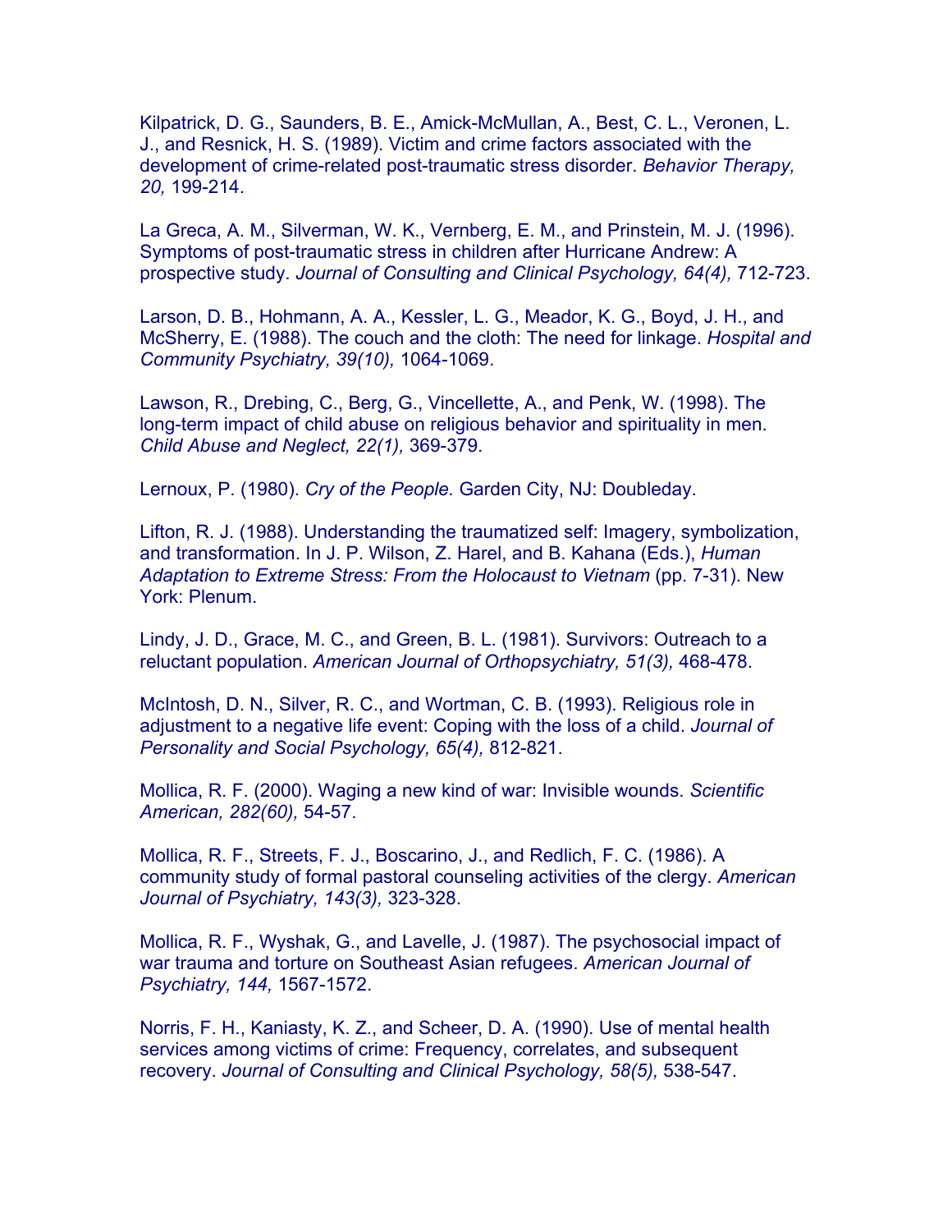Kilpatrick, D. G., Saunders, B. E., Amick-McMullan, A., Best, C. L., Veronen, L. J., and Resnick, H. S. (1989). Victim and crime factors associated with the development of crime-related post-traumatic stress disorder. *Behavior Therapy, 20,* 199-214.

La Greca, A. M., Silverman, W. K., Vernberg, E. M., and Prinstein, M. J. (1996). Symptoms of post-traumatic stress in children after Hurricane Andrew: A prospective study. *Journal of Consulting and Clinical Psychology, 64(4),* 712-723.

Larson, D. B., Hohmann, A. A., Kessler, L. G., Meador, K. G., Boyd, J. H., and McSherry, E. (1988). The couch and the cloth: The need for linkage. *Hospital and Community Psychiatry, 39(10),* 1064-1069.

Lawson, R., Drebing, C., Berg, G., Vincellette, A., and Penk, W. (1998). The long-term impact of child abuse on religious behavior and spirituality in men. *Child Abuse and Neglect, 22(1),* 369-379.

Lernoux, P. (1980). *Cry of the People.* Garden City, NJ: Doubleday.

Lifton, R. J. (1988). Understanding the traumatized self: Imagery, symbolization, and transformation. In J. P. Wilson, Z. Harel, and B. Kahana (Eds.), *Human Adaptation to Extreme Stress: From the Holocaust to Vietnam* (pp. 7-31). New York: Plenum.

Lindy, J. D., Grace, M. C., and Green, B. L. (1981). Survivors: Outreach to a reluctant population. *American Journal of Orthopsychiatry, 51(3),* 468-478.

McIntosh, D. N., Silver, R. C., and Wortman, C. B. (1993). Religious role in adjustment to a negative life event: Coping with the loss of a child. *Journal of Personality and Social Psychology, 65(4),* 812-821.

Mollica, R. F. (2000). Waging a new kind of war: Invisible wounds. *Scientific American, 282(60),* 54-57.

Mollica, R. F., Streets, F. J., Boscarino, J., and Redlich, F. C. (1986). A community study of formal pastoral counseling activities of the clergy. *American Journal of Psychiatry, 143(3),* 323-328.

Mollica, R. F., Wyshak, G., and Lavelle, J. (1987). The psychosocial impact of war trauma and torture on Southeast Asian refugees. *American Journal of Psychiatry, 144,* 1567-1572.

Norris, F. H., Kaniasty, K. Z., and Scheer, D. A. (1990). Use of mental health services among victims of crime: Frequency, correlates, and subsequent recovery. *Journal of Consulting and Clinical Psychology, 58(5),* 538-547.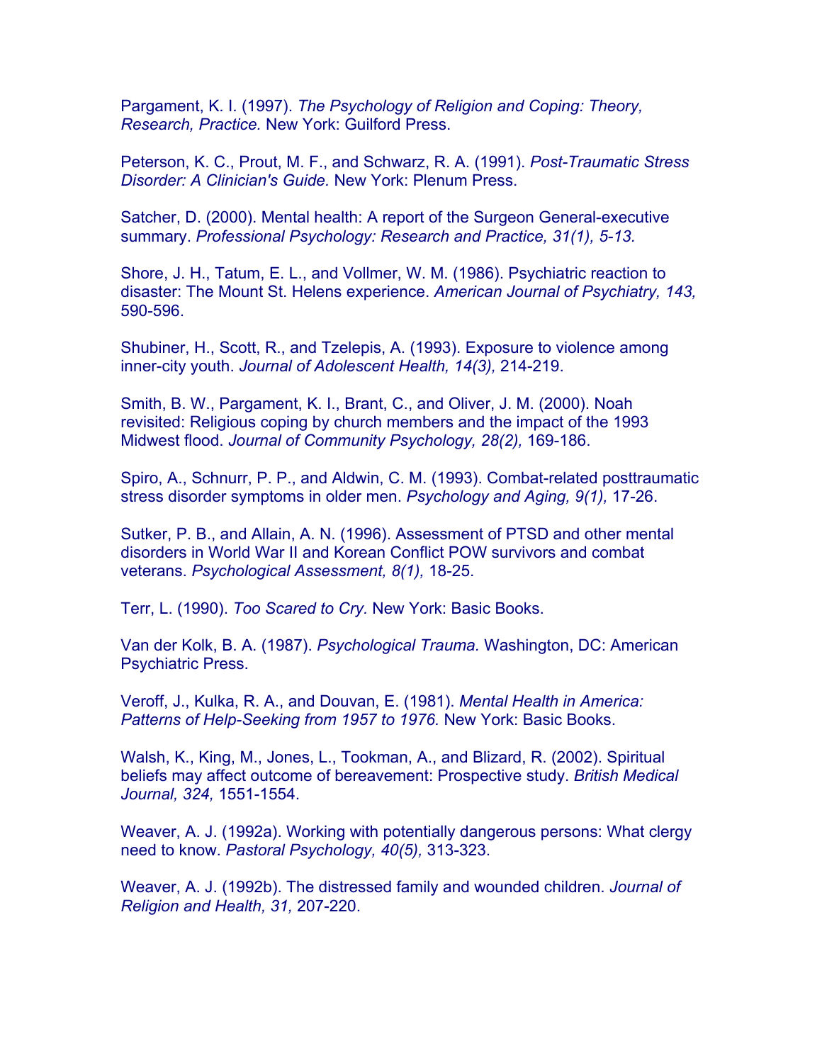Pargament, K. I. (1997). *The Psychology of Religion and Coping: Theory, Research, Practice.* New York: Guilford Press.

Peterson, K. C., Prout, M. F., and Schwarz, R. A. (1991). *Post-Traumatic Stress Disorder: A Clinician's Guide.* New York: Plenum Press.

Satcher, D. (2000). Mental health: A report of the Surgeon General-executive summary. *Professional Psychology: Research and Practice, 31(1), 5-13.*

Shore, J. H., Tatum, E. L., and Vollmer, W. M. (1986). Psychiatric reaction to disaster: The Mount St. Helens experience. *American Journal of Psychiatry, 143,* 590-596.

Shubiner, H., Scott, R., and Tzelepis, A. (1993). Exposure to violence among inner-city youth. *Journal of Adolescent Health, 14(3),* 214-219.

Smith, B. W., Pargament, K. I., Brant, C., and Oliver, J. M. (2000). Noah revisited: Religious coping by church members and the impact of the 1993 Midwest flood. *Journal of Community Psychology, 28(2),* 169-186.

Spiro, A., Schnurr, P. P., and Aldwin, C. M. (1993). Combat-related posttraumatic stress disorder symptoms in older men. *Psychology and Aging, 9(1),* 17-26.

Sutker, P. B., and Allain, A. N. (1996). Assessment of PTSD and other mental disorders in World War II and Korean Conflict POW survivors and combat veterans. *Psychological Assessment, 8(1),* 18-25.

Terr, L. (1990). *Too Scared to Cry.* New York: Basic Books.

Van der Kolk, B. A. (1987). *Psychological Trauma.* Washington, DC: American Psychiatric Press.

Veroff, J., Kulka, R. A., and Douvan, E. (1981). *Mental Health in America: Patterns of Help-Seeking from 1957 to 1976.* New York: Basic Books.

Walsh, K., King, M., Jones, L., Tookman, A., and Blizard, R. (2002). Spiritual beliefs may affect outcome of bereavement: Prospective study. *British Medical Journal, 324,* 1551-1554.

Weaver, A. J. (1992a). Working with potentially dangerous persons: What clergy need to know. *Pastoral Psychology, 40(5),* 313-323.

Weaver, A. J. (1992b). The distressed family and wounded children. *Journal of Religion and Health, 31,* 207-220.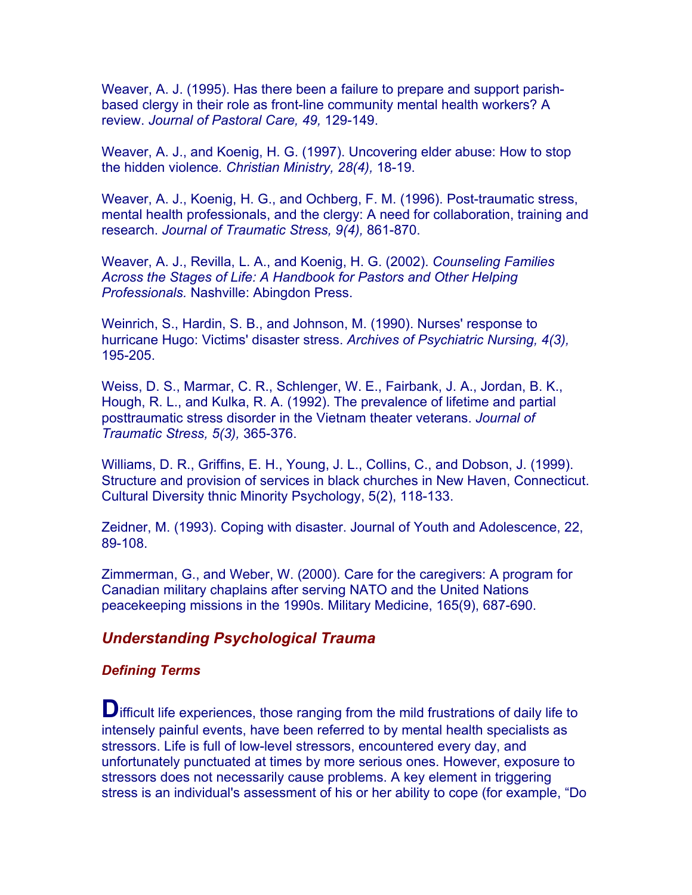Weaver, A. J. (1995). Has there been a failure to prepare and support parish-based clergy in their role as front-line community mental health workers? A review. *Journal of Pastoral Care, 49,* 129-149.

Weaver, A. J., and Koenig, H. G. (1997). Uncovering elder abuse: How to stop the hidden violence. *Christian Ministry, 28(4),* 18-19.

Weaver, A. J., Koenig, H. G., and Ochberg, F. M. (1996). Post-traumatic stress, mental health professionals, and the clergy: A need for collaboration, training and research. *Journal of Traumatic Stress, 9(4),* 861-870.

Weaver, A. J., Revilla, L. A., and Koenig, H. G. (2002). *Counseling Families Across the Stages of Life: A Handbook for Pastors and Other Helping Professionals.* Nashville: Abingdon Press.

Weinrich, S., Hardin, S. B., and Johnson, M. (1990). Nurses' response to hurricane Hugo: Victims' disaster stress. *Archives of Psychiatric Nursing, 4(3),* 195-205.

Weiss, D. S., Marmar, C. R., Schlenger, W. E., Fairbank, J. A., Jordan, B. K., Hough, R. L., and Kulka, R. A. (1992). The prevalence of lifetime and partial posttraumatic stress disorder in the Vietnam theater veterans. *Journal of Traumatic Stress, 5(3),* 365-376.

Williams, D. R., Griffins, E. H., Young, J. L., Collins, C., and Dobson, J. (1999). Structure and provision of services in black churches in New Haven, Connecticut. Cultural Diversity thnic Minority Psychology, 5(2), 118-133.

Zeidner, M. (1993). Coping with disaster. Journal of Youth and Adolescence, 22, 89-108.

Zimmerman, G., and Weber, W. (2000). Care for the caregivers: A program for Canadian military chaplains after serving NATO and the United Nations peacekeeping missions in the 1990s. Military Medicine, 165(9), 687-690.

## *Understanding Psychological Trauma*

### *Defining Terms*

**D**ifficult life experiences, those ranging from the mild frustrations of daily life to intensely painful events, have been referred to by mental health specialists as stressors. Life is full of low-level stressors, encountered every day, and unfortunately punctuated at times by more serious ones. However, exposure to stressors does not necessarily cause problems. A key element in triggering stress is an individual's assessment of his or her ability to cope (for example, "Do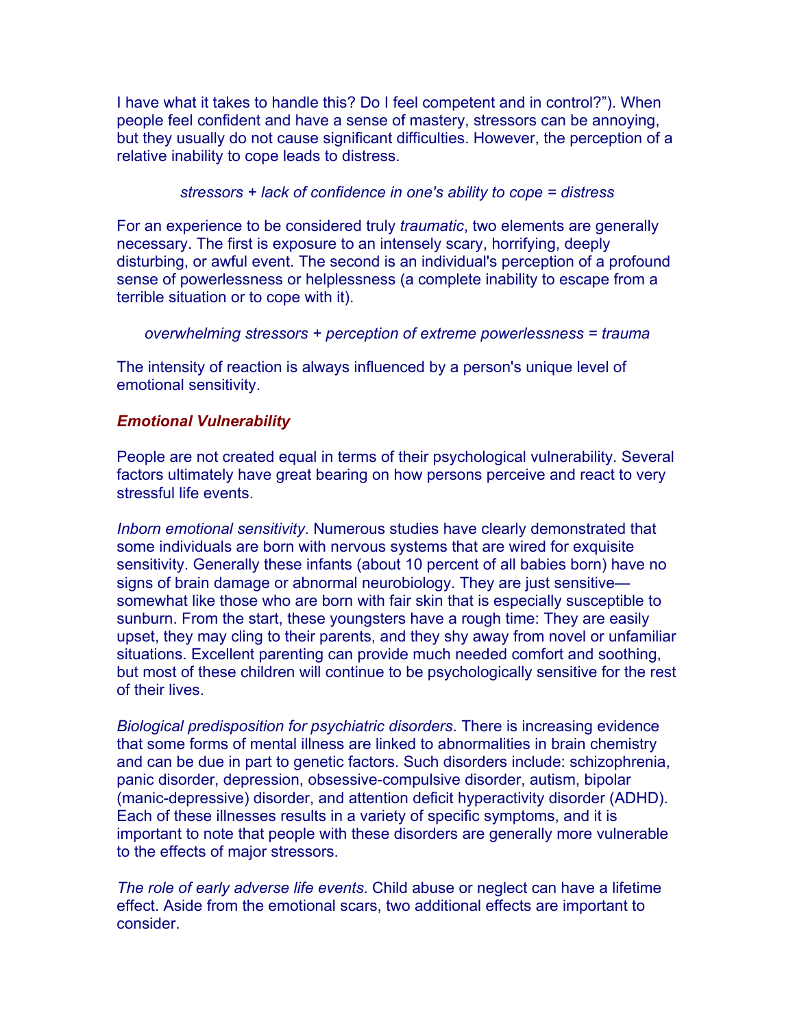I have what it takes to handle this? Do I feel competent and in control?”). When people feel confident and have a sense of mastery, stressors can be annoying, but they usually do not cause significant difficulties. However, the perception of a relative inability to cope leads to distress.

*stressors + lack of confidence in one's ability to cope = distress*

For an experience to be considered truly *traumatic*, two elements are generally necessary. The first is exposure to an intensely scary, horrifying, deeply disturbing, or awful event. The second is an individual's perception of a profound sense of powerlessness or helplessness (a complete inability to escape from a terrible situation or to cope with it).

*overwhelming stressors + perception of extreme powerlessness = trauma*

The intensity of reaction is always influenced by a person's unique level of emotional sensitivity.

### *Emotional Vulnerability*

People are not created equal in terms of their psychological vulnerability. Several factors ultimately have great bearing on how persons perceive and react to very stressful life events.

*Inborn emotional sensitivity*. Numerous studies have clearly demonstrated that some individuals are born with nervous systems that are wired for exquisite sensitivity. Generally these infants (about 10 percent of all babies born) have no signs of brain damage or abnormal neurobiology. They are just sensitive—somewhat like those who are born with fair skin that is especially susceptible to sunburn. From the start, these youngsters have a rough time: They are easily upset, they may cling to their parents, and they shy away from novel or unfamiliar situations. Excellent parenting can provide much needed comfort and soothing, but most of these children will continue to be psychologically sensitive for the rest of their lives.

*Biological predisposition for psychiatric disorders*. There is increasing evidence that some forms of mental illness are linked to abnormalities in brain chemistry and can be due in part to genetic factors. Such disorders include: schizophrenia, panic disorder, depression, obsessive-compulsive disorder, autism, bipolar (manic-depressive) disorder, and attention deficit hyperactivity disorder (ADHD). Each of these illnesses results in a variety of specific symptoms, and it is important to note that people with these disorders are generally more vulnerable to the effects of major stressors.

*The role of early adverse life events*. Child abuse or neglect can have a lifetime effect. Aside from the emotional scars, two additional effects are important to consider.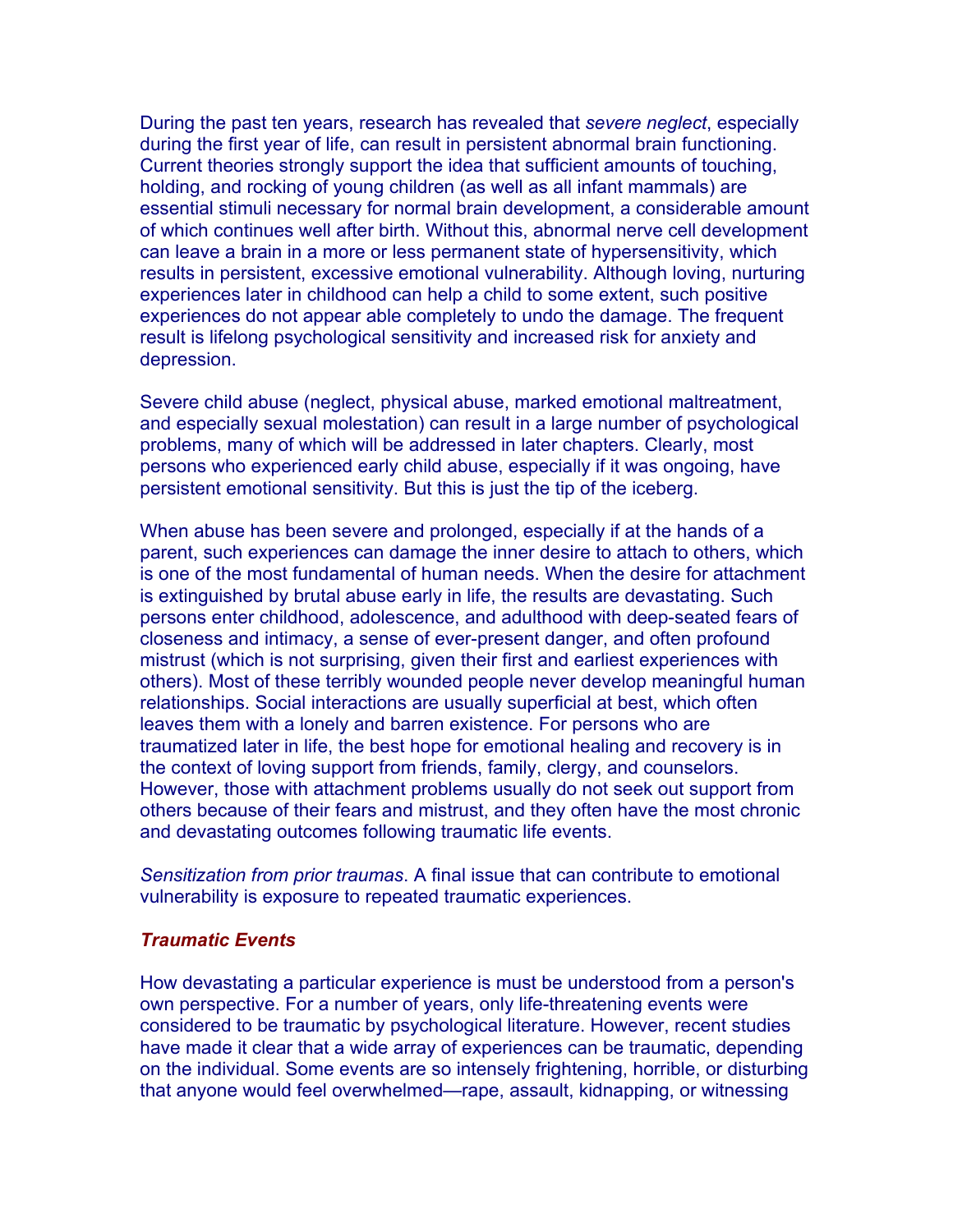During the past ten years, research has revealed that *severe neglect*, especially during the first year of life, can result in persistent abnormal brain functioning. Current theories strongly support the idea that sufficient amounts of touching, holding, and rocking of young children (as well as all infant mammals) are essential stimuli necessary for normal brain development, a considerable amount of which continues well after birth. Without this, abnormal nerve cell development can leave a brain in a more or less permanent state of hypersensitivity, which results in persistent, excessive emotional vulnerability. Although loving, nurturing experiences later in childhood can help a child to some extent, such positive experiences do not appear able completely to undo the damage. The frequent result is lifelong psychological sensitivity and increased risk for anxiety and depression.

Severe child abuse (neglect, physical abuse, marked emotional maltreatment, and especially sexual molestation) can result in a large number of psychological problems, many of which will be addressed in later chapters. Clearly, most persons who experienced early child abuse, especially if it was ongoing, have persistent emotional sensitivity. But this is just the tip of the iceberg.

When abuse has been severe and prolonged, especially if at the hands of a parent, such experiences can damage the inner desire to attach to others, which is one of the most fundamental of human needs. When the desire for attachment is extinguished by brutal abuse early in life, the results are devastating. Such persons enter childhood, adolescence, and adulthood with deep-seated fears of closeness and intimacy, a sense of ever-present danger, and often profound mistrust (which is not surprising, given their first and earliest experiences with others). Most of these terribly wounded people never develop meaningful human relationships. Social interactions are usually superficial at best, which often leaves them with a lonely and barren existence. For persons who are traumatized later in life, the best hope for emotional healing and recovery is in the context of loving support from friends, family, clergy, and counselors. However, those with attachment problems usually do not seek out support from others because of their fears and mistrust, and they often have the most chronic and devastating outcomes following traumatic life events.

*Sensitization from prior traumas*. A final issue that can contribute to emotional vulnerability is exposure to repeated traumatic experiences.

### *Traumatic Events*

How devastating a particular experience is must be understood from a person's own perspective. For a number of years, only life-threatening events were considered to be traumatic by psychological literature. However, recent studies have made it clear that a wide array of experiences can be traumatic, depending on the individual. Some events are so intensely frightening, horrible, or disturbing that anyone would feel overwhelmed—rape, assault, kidnapping, or witnessing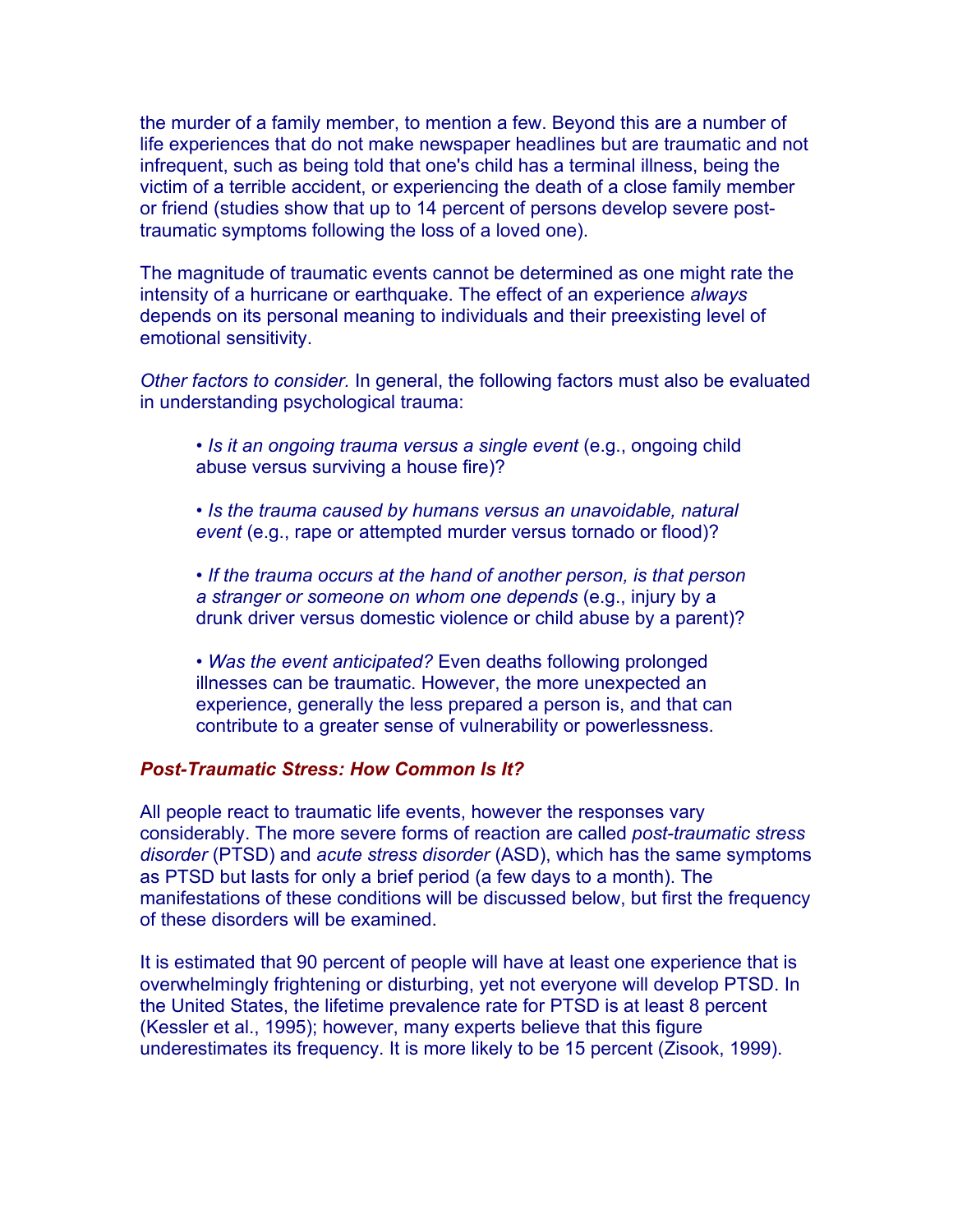the murder of a family member, to mention a few. Beyond this are a number of life experiences that do not make newspaper headlines but are traumatic and not infrequent, such as being told that one's child has a terminal illness, being the victim of a terrible accident, or experiencing the death of a close family member or friend (studies show that up to 14 percent of persons develop severe post-traumatic symptoms following the loss of a loved one).

The magnitude of traumatic events cannot be determined as one might rate the intensity of a hurricane or earthquake. The effect of an experience *always* depends on its personal meaning to individuals and their preexisting level of emotional sensitivity.

*Other factors to consider.* In general, the following factors must also be evaluated in understanding psychological trauma:

- *Is it an ongoing trauma versus a single event* (e.g., ongoing child abuse versus surviving a house fire)?
- *Is the trauma caused by humans versus an unavoidable, natural event* (e.g., rape or attempted murder versus tornado or flood)?
- *If the trauma occurs at the hand of another person, is that person a stranger or someone on whom one depends* (e.g., injury by a drunk driver versus domestic violence or child abuse by a parent)?
- *Was the event anticipated?* Even deaths following prolonged illnesses can be traumatic. However, the more unexpected an experience, generally the less prepared a person is, and that can contribute to a greater sense of vulnerability or powerlessness.

### *Post-Traumatic Stress: How Common Is It?*

All people react to traumatic life events, however the responses vary considerably. The more severe forms of reaction are called *post-traumatic stress disorder* (PTSD) and *acute stress disorder* (ASD), which has the same symptoms as PTSD but lasts for only a brief period (a few days to a month). The manifestations of these conditions will be discussed below, but first the frequency of these disorders will be examined.

It is estimated that 90 percent of people will have at least one experience that is overwhelmingly frightening or disturbing, yet not everyone will develop PTSD. In the United States, the lifetime prevalence rate for PTSD is at least 8 percent (Kessler et al., 1995); however, many experts believe that this figure underestimates its frequency. It is more likely to be 15 percent (Zisook, 1999).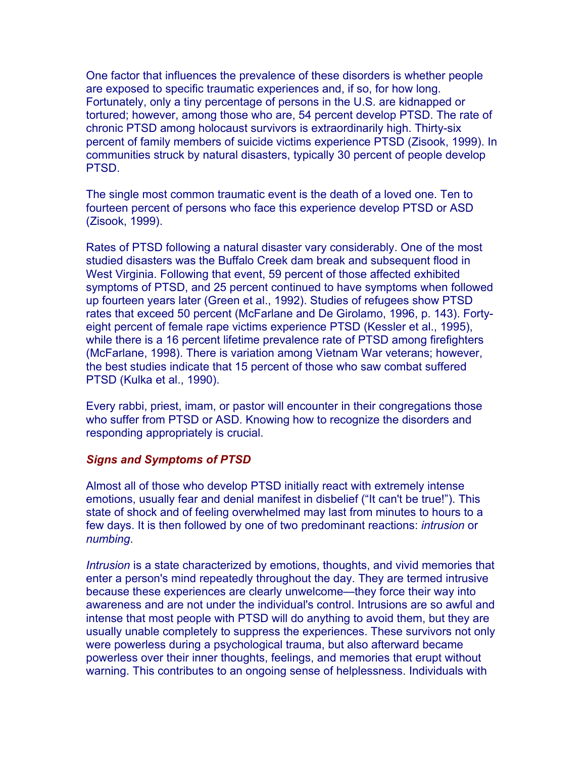One factor that influences the prevalence of these disorders is whether people are exposed to specific traumatic experiences and, if so, for how long. Fortunately, only a tiny percentage of persons in the U.S. are kidnapped or tortured; however, among those who are, 54 percent develop PTSD. The rate of chronic PTSD among holocaust survivors is extraordinarily high. Thirty-six percent of family members of suicide victims experience PTSD (Zisook, 1999). In communities struck by natural disasters, typically 30 percent of people develop PTSD.

The single most common traumatic event is the death of a loved one. Ten to fourteen percent of persons who face this experience develop PTSD or ASD (Zisook, 1999).

Rates of PTSD following a natural disaster vary considerably. One of the most studied disasters was the Buffalo Creek dam break and subsequent flood in West Virginia. Following that event, 59 percent of those affected exhibited symptoms of PTSD, and 25 percent continued to have symptoms when followed up fourteen years later (Green et al., 1992). Studies of refugees show PTSD rates that exceed 50 percent (McFarlane and De Girolamo, 1996, p. 143). Forty-eight percent of female rape victims experience PTSD (Kessler et al., 1995), while there is a 16 percent lifetime prevalence rate of PTSD among firefighters (McFarlane, 1998). There is variation among Vietnam War veterans; however, the best studies indicate that 15 percent of those who saw combat suffered PTSD (Kulka et al., 1990).

Every rabbi, priest, imam, or pastor will encounter in their congregations those who suffer from PTSD or ASD. Knowing how to recognize the disorders and responding appropriately is crucial.

### *Signs and Symptoms of PTSD*

Almost all of those who develop PTSD initially react with extremely intense emotions, usually fear and denial manifest in disbelief ("It can't be true!"). This state of shock and of feeling overwhelmed may last from minutes to hours to a few days. It is then followed by one of two predominant reactions: *intrusion* or *numbing*.

*Intrusion* is a state characterized by emotions, thoughts, and vivid memories that enter a person's mind repeatedly throughout the day. They are termed intrusive because these experiences are clearly unwelcome—they force their way into awareness and are not under the individual's control. Intrusions are so awful and intense that most people with PTSD will do anything to avoid them, but they are usually unable completely to suppress the experiences. These survivors not only were powerless during a psychological trauma, but also afterward became powerless over their inner thoughts, feelings, and memories that erupt without warning. This contributes to an ongoing sense of helplessness. Individuals with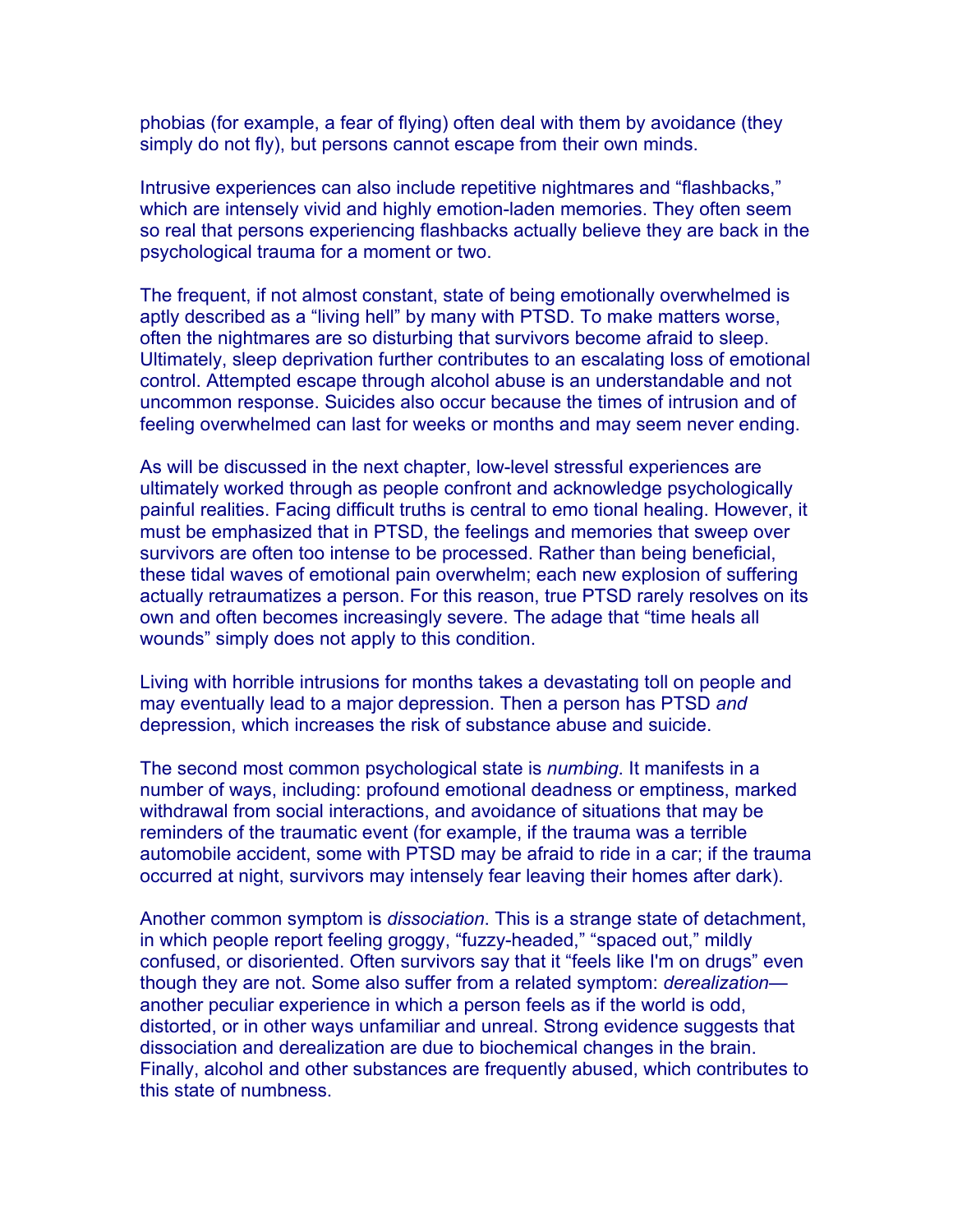phobias (for example, a fear of flying) often deal with them by avoidance (they simply do not fly), but persons cannot escape from their own minds.

Intrusive experiences can also include repetitive nightmares and "flashbacks," which are intensely vivid and highly emotion-laden memories. They often seem so real that persons experiencing flashbacks actually believe they are back in the psychological trauma for a moment or two.

The frequent, if not almost constant, state of being emotionally overwhelmed is aptly described as a "living hell" by many with PTSD. To make matters worse, often the nightmares are so disturbing that survivors become afraid to sleep. Ultimately, sleep deprivation further contributes to an escalating loss of emotional control. Attempted escape through alcohol abuse is an understandable and not uncommon response. Suicides also occur because the times of intrusion and of feeling overwhelmed can last for weeks or months and may seem never ending.

As will be discussed in the next chapter, low-level stressful experiences are ultimately worked through as people confront and acknowledge psychologically painful realities. Facing difficult truths is central to emo tional healing. However, it must be emphasized that in PTSD, the feelings and memories that sweep over survivors are often too intense to be processed. Rather than being beneficial, these tidal waves of emotional pain overwhelm; each new explosion of suffering actually retraumatizes a person. For this reason, true PTSD rarely resolves on its own and often becomes increasingly severe. The adage that "time heals all wounds" simply does not apply to this condition.

Living with horrible intrusions for months takes a devastating toll on people and may eventually lead to a major depression. Then a person has PTSD *and* depression, which increases the risk of substance abuse and suicide.

The second most common psychological state is *numbing*. It manifests in a number of ways, including: profound emotional deadness or emptiness, marked withdrawal from social interactions, and avoidance of situations that may be reminders of the traumatic event (for example, if the trauma was a terrible automobile accident, some with PTSD may be afraid to ride in a car; if the trauma occurred at night, survivors may intensely fear leaving their homes after dark).

Another common symptom is *dissociation*. This is a strange state of detachment, in which people report feeling groggy, "fuzzy-headed," "spaced out," mildly confused, or disoriented. Often survivors say that it "feels like I'm on drugs" even though they are not. Some also suffer from a related symptom: *derealization*—another peculiar experience in which a person feels as if the world is odd, distorted, or in other ways unfamiliar and unreal. Strong evidence suggests that dissociation and derealization are due to biochemical changes in the brain. Finally, alcohol and other substances are frequently abused, which contributes to this state of numbness.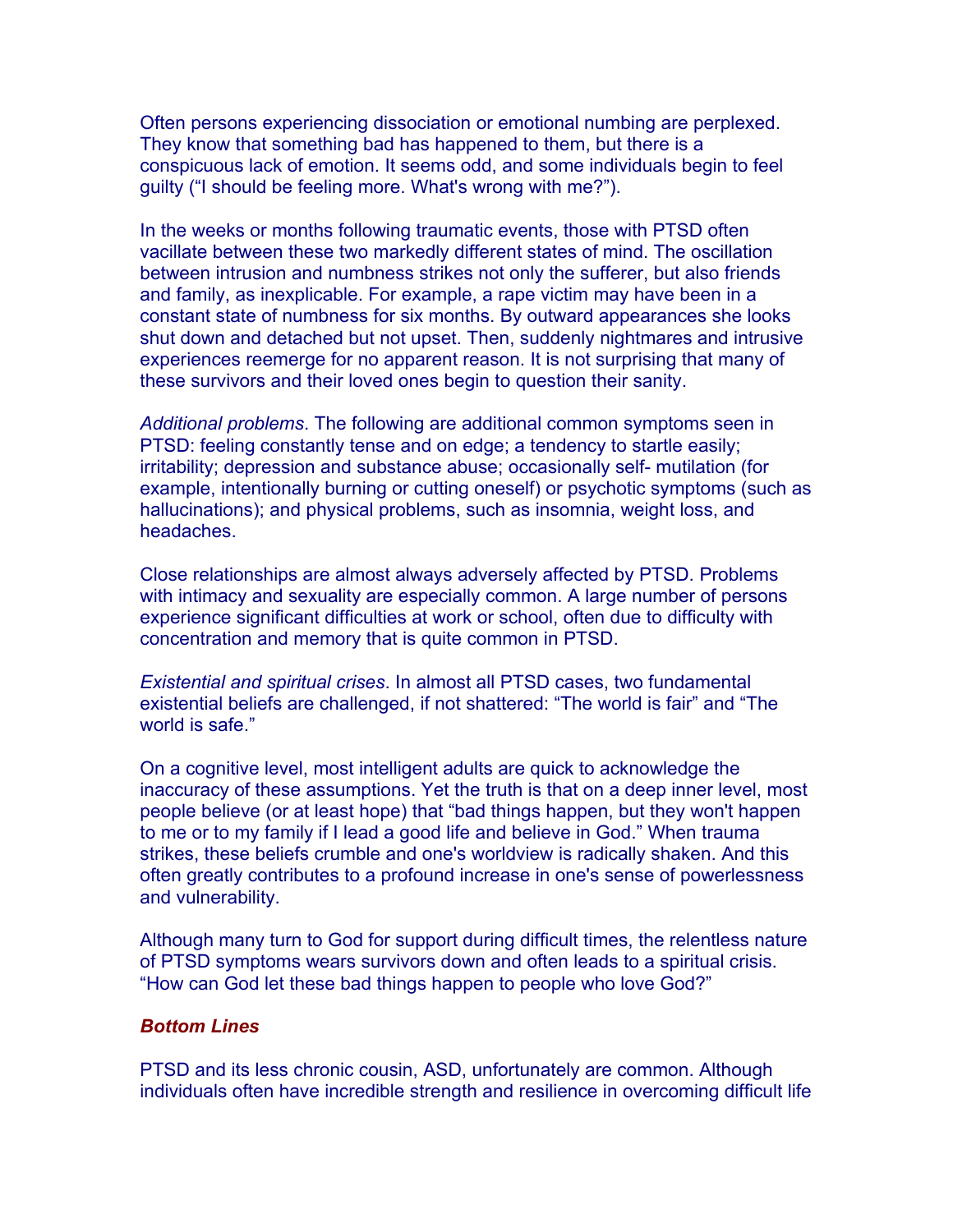Often persons experiencing dissociation or emotional numbing are perplexed. They know that something bad has happened to them, but there is a conspicuous lack of emotion. It seems odd, and some individuals begin to feel guilty ("I should be feeling more. What's wrong with me?").

In the weeks or months following traumatic events, those with PTSD often vacillate between these two markedly different states of mind. The oscillation between intrusion and numbness strikes not only the sufferer, but also friends and family, as inexplicable. For example, a rape victim may have been in a constant state of numbness for six months. By outward appearances she looks shut down and detached but not upset. Then, suddenly nightmares and intrusive experiences reemerge for no apparent reason. It is not surprising that many of these survivors and their loved ones begin to question their sanity.

*Additional problems*. The following are additional common symptoms seen in PTSD: feeling constantly tense and on edge; a tendency to startle easily; irritability; depression and substance abuse; occasionally self- mutilation (for example, intentionally burning or cutting oneself) or psychotic symptoms (such as hallucinations); and physical problems, such as insomnia, weight loss, and headaches.

Close relationships are almost always adversely affected by PTSD. Problems with intimacy and sexuality are especially common. A large number of persons experience significant difficulties at work or school, often due to difficulty with concentration and memory that is quite common in PTSD.

*Existential and spiritual crises*. In almost all PTSD cases, two fundamental existential beliefs are challenged, if not shattered: "The world is fair" and "The world is safe."

On a cognitive level, most intelligent adults are quick to acknowledge the inaccuracy of these assumptions. Yet the truth is that on a deep inner level, most people believe (or at least hope) that "bad things happen, but they won't happen to me or to my family if I lead a good life and believe in God." When trauma strikes, these beliefs crumble and one's worldview is radically shaken. And this often greatly contributes to a profound increase in one's sense of powerlessness and vulnerability.

Although many turn to God for support during difficult times, the relentless nature of PTSD symptoms wears survivors down and often leads to a spiritual crisis. "How can God let these bad things happen to people who love God?"

### *Bottom Lines*

PTSD and its less chronic cousin, ASD, unfortunately are common. Although individuals often have incredible strength and resilience in overcoming difficult life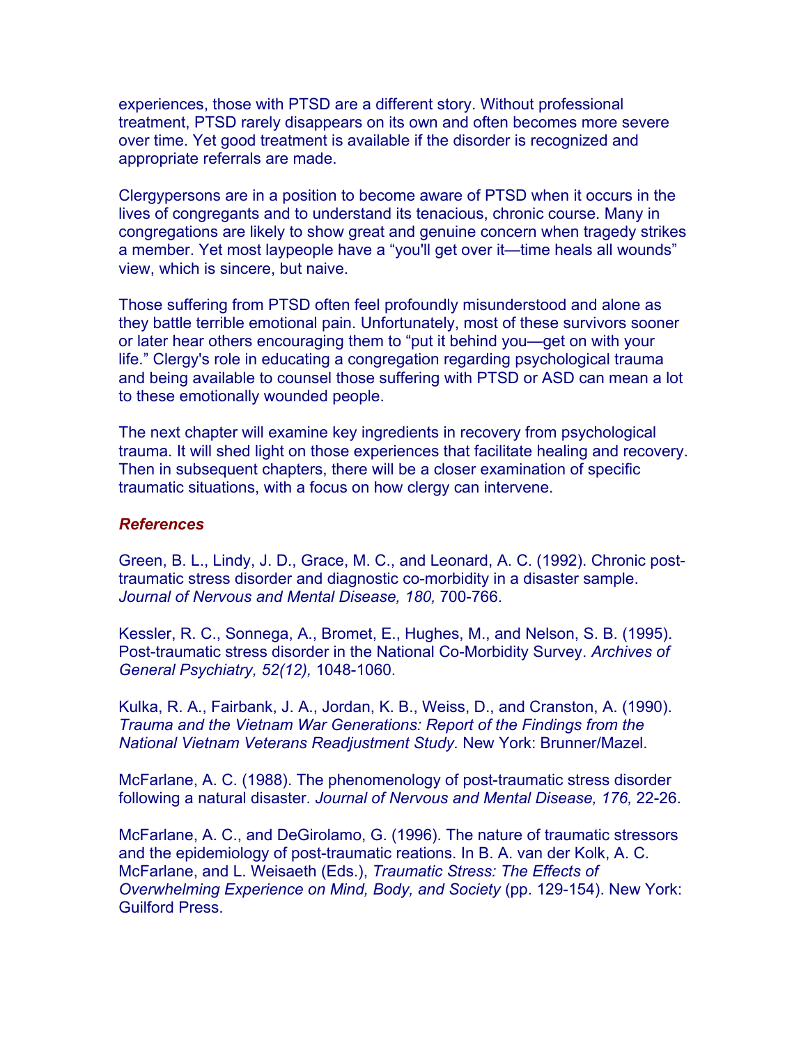experiences, those with PTSD are a different story. Without professional treatment, PTSD rarely disappears on its own and often becomes more severe over time. Yet good treatment is available if the disorder is recognized and appropriate referrals are made.

Clergypersons are in a position to become aware of PTSD when it occurs in the lives of congregants and to understand its tenacious, chronic course. Many in congregations are likely to show great and genuine concern when tragedy strikes a member. Yet most laypeople have a “you'll get over it—time heals all wounds” view, which is sincere, but naive.

Those suffering from PTSD often feel profoundly misunderstood and alone as they battle terrible emotional pain. Unfortunately, most of these survivors sooner or later hear others encouraging them to “put it behind you—get on with your life.” Clergy's role in educating a congregation regarding psychological trauma and being available to counsel those suffering with PTSD or ASD can mean a lot to these emotionally wounded people.

The next chapter will examine key ingredients in recovery from psychological trauma. It will shed light on those experiences that facilitate healing and recovery. Then in subsequent chapters, there will be a closer examination of specific traumatic situations, with a focus on how clergy can intervene.

### *References*

Green, B. L., Lindy, J. D., Grace, M. C., and Leonard, A. C. (1992). Chronic post-traumatic stress disorder and diagnostic co-morbidity in a disaster sample. *Journal of Nervous and Mental Disease, 180,* 700-766.

Kessler, R. C., Sonnega, A., Bromet, E., Hughes, M., and Nelson, S. B. (1995). Post-traumatic stress disorder in the National Co-Morbidity Survey. *Archives of General Psychiatry, 52(12),* 1048-1060.

Kulka, R. A., Fairbank, J. A., Jordan, K. B., Weiss, D., and Cranston, A. (1990). *Trauma and the Vietnam War Generations: Report of the Findings from the National Vietnam Veterans Readjustment Study.* New York: Brunner/Mazel.

McFarlane, A. C. (1988). The phenomenology of post-traumatic stress disorder following a natural disaster. *Journal of Nervous and Mental Disease, 176,* 22-26.

McFarlane, A. C., and DeGirolamo, G. (1996). The nature of traumatic stressors and the epidemiology of post-traumatic reations. In B. A. van der Kolk, A. C. McFarlane, and L. Weisaeth (Eds.), *Traumatic Stress: The Effects of Overwhelming Experience on Mind, Body, and Society* (pp. 129-154). New York: Guilford Press.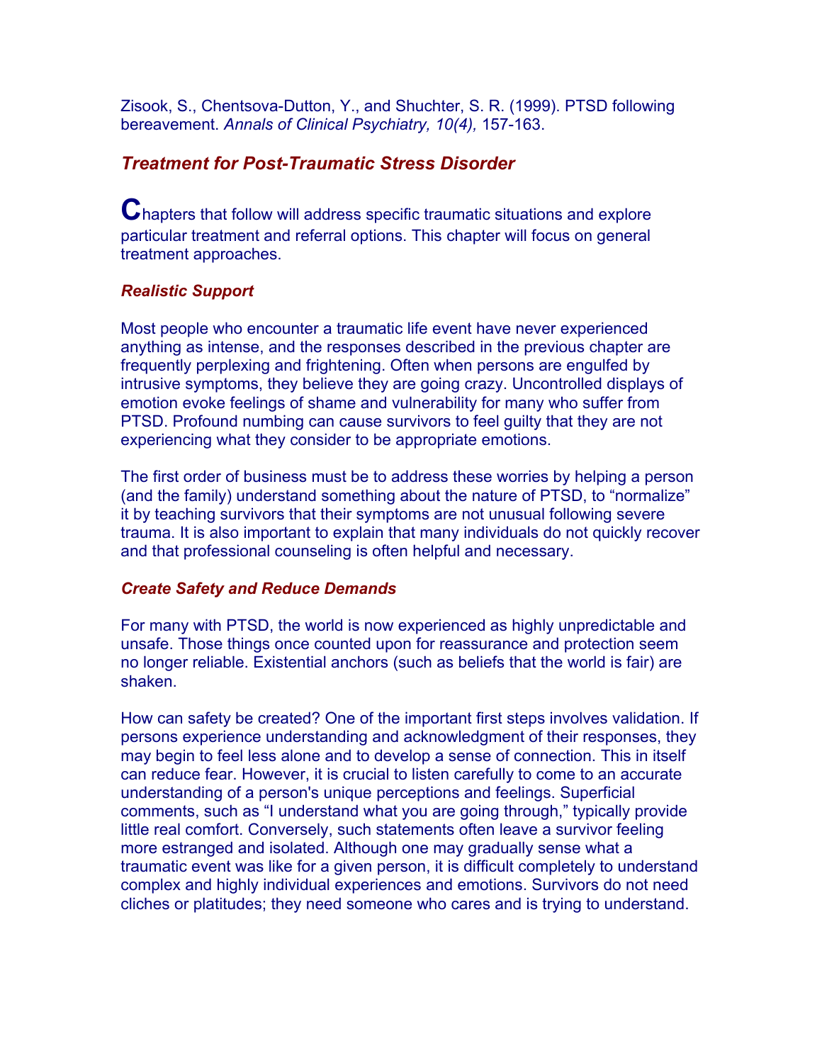Zisook, S., Chentsova-Dutton, Y., and Shuchter, S. R. (1999). PTSD following bereavement. *Annals of Clinical Psychiatry, 10(4),* 157-163.

## *Treatment for Post-Traumatic Stress Disorder*

**C**hapters that follow will address specific traumatic situations and explore particular treatment and referral options. This chapter will focus on general treatment approaches.

### *Realistic Support*

Most people who encounter a traumatic life event have never experienced anything as intense, and the responses described in the previous chapter are frequently perplexing and frightening. Often when persons are engulfed by intrusive symptoms, they believe they are going crazy. Uncontrolled displays of emotion evoke feelings of shame and vulnerability for many who suffer from PTSD. Profound numbing can cause survivors to feel guilty that they are not experiencing what they consider to be appropriate emotions.

The first order of business must be to address these worries by helping a person (and the family) understand something about the nature of PTSD, to "normalize" it by teaching survivors that their symptoms are not unusual following severe trauma. It is also important to explain that many individuals do not quickly recover and that professional counseling is often helpful and necessary.

### *Create Safety and Reduce Demands*

For many with PTSD, the world is now experienced as highly unpredictable and unsafe. Those things once counted upon for reassurance and protection seem no longer reliable. Existential anchors (such as beliefs that the world is fair) are shaken.

How can safety be created? One of the important first steps involves validation. If persons experience understanding and acknowledgment of their responses, they may begin to feel less alone and to develop a sense of connection. This in itself can reduce fear. However, it is crucial to listen carefully to come to an accurate understanding of a person's unique perceptions and feelings. Superficial comments, such as "I understand what you are going through," typically provide little real comfort. Conversely, such statements often leave a survivor feeling more estranged and isolated. Although one may gradually sense what a traumatic event was like for a given person, it is difficult completely to understand complex and highly individual experiences and emotions. Survivors do not need cliches or platitudes; they need someone who cares and is trying to understand.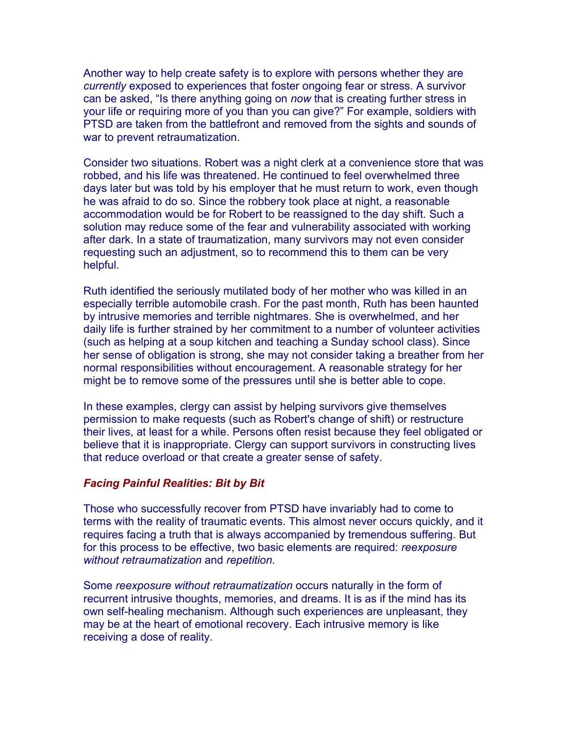Another way to help create safety is to explore with persons whether they are *currently* exposed to experiences that foster ongoing fear or stress. A survivor can be asked, “Is there anything going on *now* that is creating further stress in your life or requiring more of you than you can give?” For example, soldiers with PTSD are taken from the battlefront and removed from the sights and sounds of war to prevent retraumatization.

Consider two situations. Robert was a night clerk at a convenience store that was robbed, and his life was threatened. He continued to feel overwhelmed three days later but was told by his employer that he must return to work, even though he was afraid to do so. Since the robbery took place at night, a reasonable accommodation would be for Robert to be reassigned to the day shift. Such a solution may reduce some of the fear and vulnerability associated with working after dark. In a state of traumatization, many survivors may not even consider requesting such an adjustment, so to recommend this to them can be very helpful.

Ruth identified the seriously mutilated body of her mother who was killed in an especially terrible automobile crash. For the past month, Ruth has been haunted by intrusive memories and terrible nightmares. She is overwhelmed, and her daily life is further strained by her commitment to a number of volunteer activities (such as helping at a soup kitchen and teaching a Sunday school class). Since her sense of obligation is strong, she may not consider taking a breather from her normal responsibilities without encouragement. A reasonable strategy for her might be to remove some of the pressures until she is better able to cope.

In these examples, clergy can assist by helping survivors give themselves permission to make requests (such as Robert's change of shift) or restructure their lives, at least for a while. Persons often resist because they feel obligated or believe that it is inappropriate. Clergy can support survivors in constructing lives that reduce overload or that create a greater sense of safety.

### *Facing Painful Realities: Bit by Bit*

Those who successfully recover from PTSD have invariably had to come to terms with the reality of traumatic events. This almost never occurs quickly, and it requires facing a truth that is always accompanied by tremendous suffering. But for this process to be effective, two basic elements are required: *reexposure without retraumatization* and *repetition*.

Some *reexposure without retraumatization* occurs naturally in the form of recurrent intrusive thoughts, memories, and dreams. It is as if the mind has its own self-healing mechanism. Although such experiences are unpleasant, they may be at the heart of emotional recovery. Each intrusive memory is like receiving a dose of reality.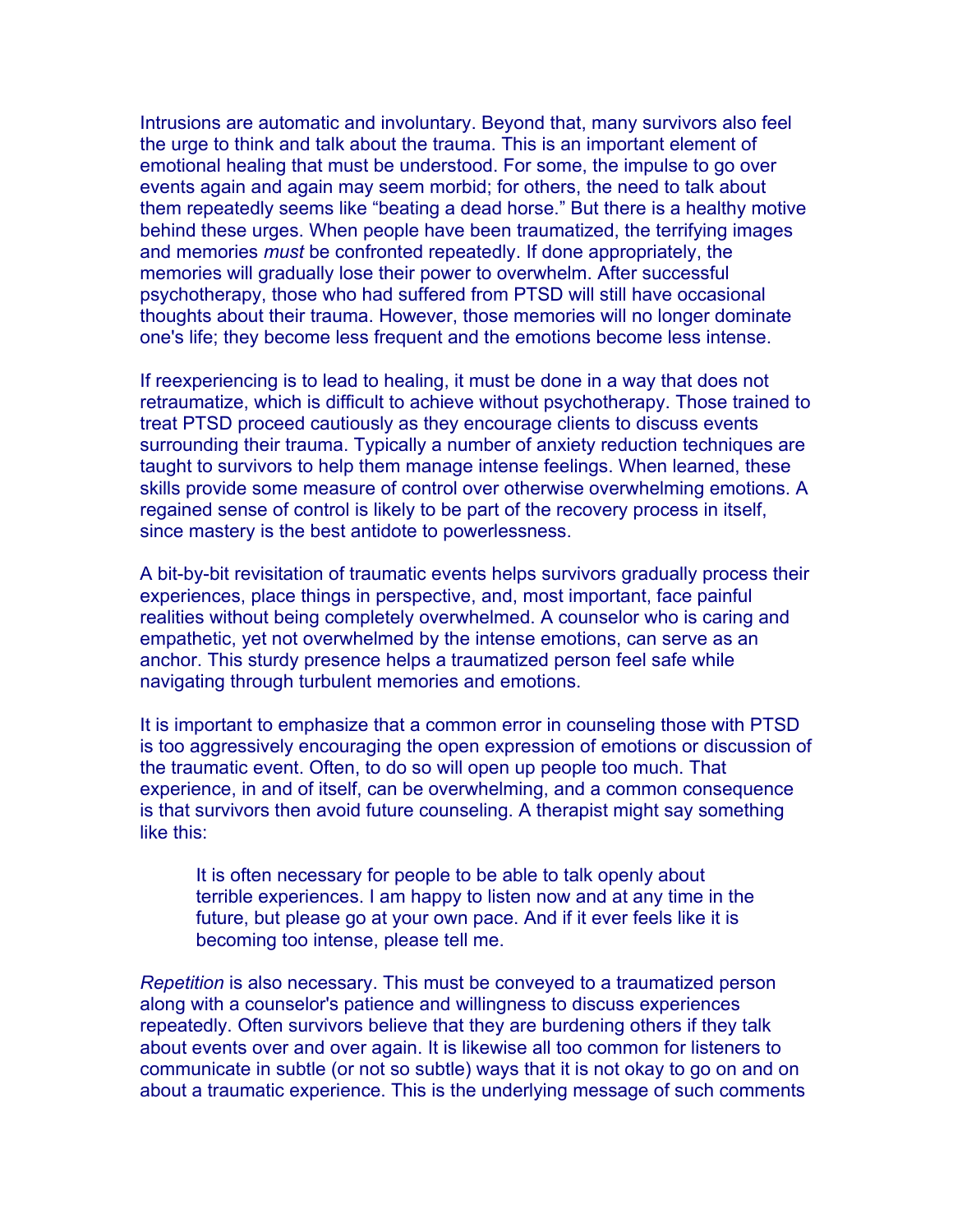Intrusions are automatic and involuntary. Beyond that, many survivors also feel the urge to think and talk about the trauma. This is an important element of emotional healing that must be understood. For some, the impulse to go over events again and again may seem morbid; for others, the need to talk about them repeatedly seems like "beating a dead horse." But there is a healthy motive behind these urges. When people have been traumatized, the terrifying images and memories *must* be confronted repeatedly. If done appropriately, the memories will gradually lose their power to overwhelm. After successful psychotherapy, those who had suffered from PTSD will still have occasional thoughts about their trauma. However, those memories will no longer dominate one's life; they become less frequent and the emotions become less intense.

If reexperiencing is to lead to healing, it must be done in a way that does not retraumatize, which is difficult to achieve without psychotherapy. Those trained to treat PTSD proceed cautiously as they encourage clients to discuss events surrounding their trauma. Typically a number of anxiety reduction techniques are taught to survivors to help them manage intense feelings. When learned, these skills provide some measure of control over otherwise overwhelming emotions. A regained sense of control is likely to be part of the recovery process in itself, since mastery is the best antidote to powerlessness.

A bit-by-bit revisitation of traumatic events helps survivors gradually process their experiences, place things in perspective, and, most important, face painful realities without being completely overwhelmed. A counselor who is caring and empathetic, yet not overwhelmed by the intense emotions, can serve as an anchor. This sturdy presence helps a traumatized person feel safe while navigating through turbulent memories and emotions.

It is important to emphasize that a common error in counseling those with PTSD is too aggressively encouraging the open expression of emotions or discussion of the traumatic event. Often, to do so will open up people too much. That experience, in and of itself, can be overwhelming, and a common consequence is that survivors then avoid future counseling. A therapist might say something like this:

> It is often necessary for people to be able to talk openly about terrible experiences. I am happy to listen now and at any time in the future, but please go at your own pace. And if it ever feels like it is becoming too intense, please tell me.

*Repetition* is also necessary. This must be conveyed to a traumatized person along with a counselor's patience and willingness to discuss experiences repeatedly. Often survivors believe that they are burdening others if they talk about events over and over again. It is likewise all too common for listeners to communicate in subtle (or not so subtle) ways that it is not okay to go on and on about a traumatic experience. This is the underlying message of such comments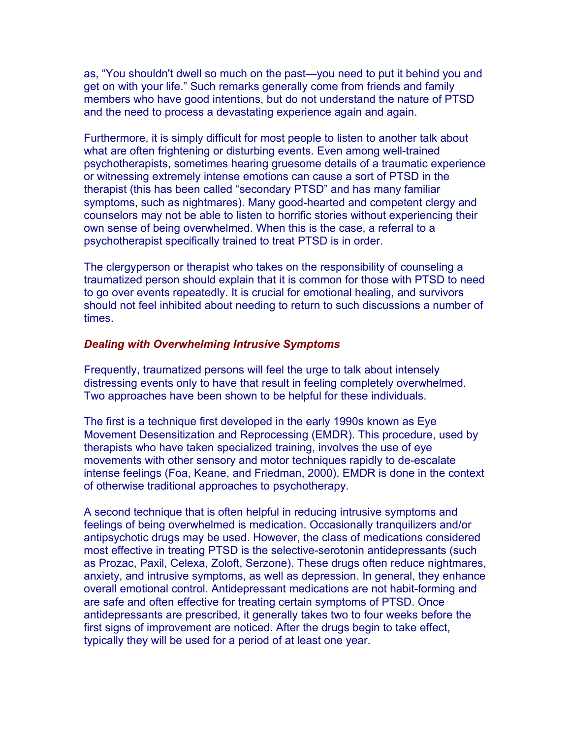as, “You shouldn't dwell so much on the past—you need to put it behind you and get on with your life.” Such remarks generally come from friends and family members who have good intentions, but do not understand the nature of PTSD and the need to process a devastating experience again and again.

Furthermore, it is simply difficult for most people to listen to another talk about what are often frightening or disturbing events. Even among well-trained psychotherapists, sometimes hearing gruesome details of a traumatic experience or witnessing extremely intense emotions can cause a sort of PTSD in the therapist (this has been called “secondary PTSD” and has many familiar symptoms, such as nightmares). Many good-hearted and competent clergy and counselors may not be able to listen to horrific stories without experiencing their own sense of being overwhelmed. When this is the case, a referral to a psychotherapist specifically trained to treat PTSD is in order.

The clergyperson or therapist who takes on the responsibility of counseling a traumatized person should explain that it is common for those with PTSD to need to go over events repeatedly. It is crucial for emotional healing, and survivors should not feel inhibited about needing to return to such discussions a number of times.

### *Dealing with Overwhelming Intrusive Symptoms*

Frequently, traumatized persons will feel the urge to talk about intensely distressing events only to have that result in feeling completely overwhelmed. Two approaches have been shown to be helpful for these individuals.

The first is a technique first developed in the early 1990s known as Eye Movement Desensitization and Reprocessing (EMDR). This procedure, used by therapists who have taken specialized training, involves the use of eye movements with other sensory and motor techniques rapidly to de-escalate intense feelings (Foa, Keane, and Friedman, 2000). EMDR is done in the context of otherwise traditional approaches to psychotherapy.

A second technique that is often helpful in reducing intrusive symptoms and feelings of being overwhelmed is medication. Occasionally tranquilizers and/or antipsychotic drugs may be used. However, the class of medications considered most effective in treating PTSD is the selective-serotonin antidepressants (such as Prozac, Paxil, Celexa, Zoloft, Serzone). These drugs often reduce nightmares, anxiety, and intrusive symptoms, as well as depression. In general, they enhance overall emotional control. Antidepressant medications are not habit-forming and are safe and often effective for treating certain symptoms of PTSD. Once antidepressants are prescribed, it generally takes two to four weeks before the first signs of improvement are noticed. After the drugs begin to take effect, typically they will be used for a period of at least one year.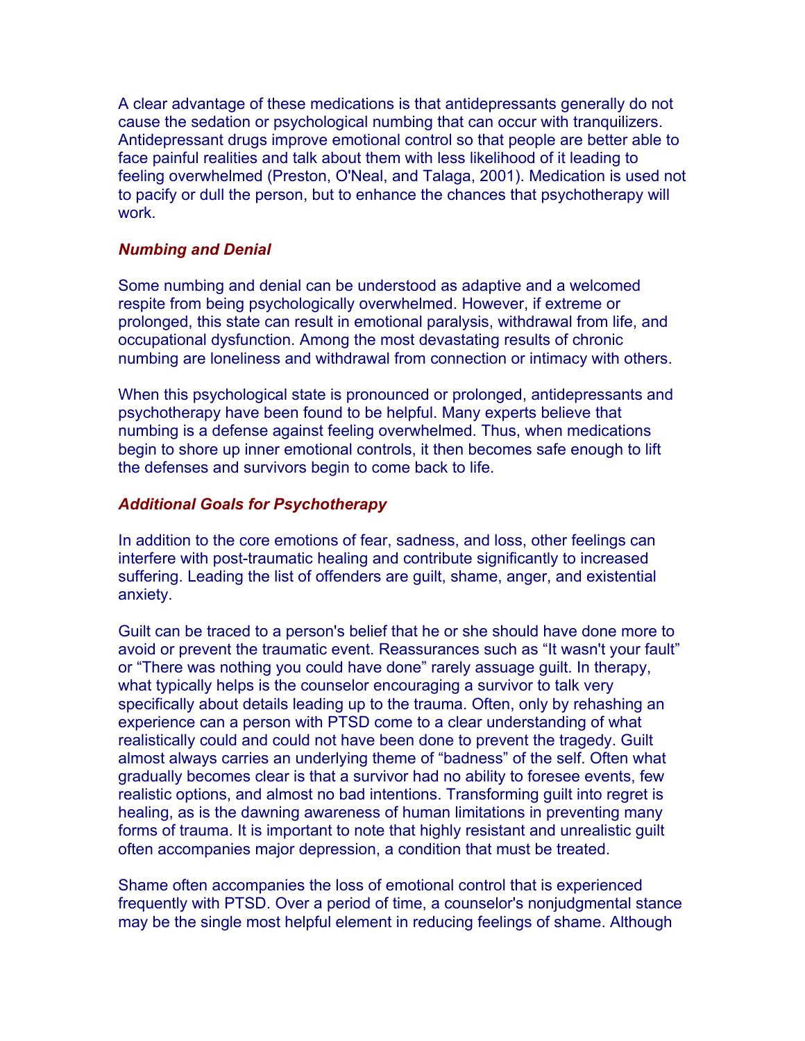A clear advantage of these medications is that antidepressants generally do not cause the sedation or psychological numbing that can occur with tranquilizers. Antidepressant drugs improve emotional control so that people are better able to face painful realities and talk about them with less likelihood of it leading to feeling overwhelmed (Preston, O'Neal, and Talaga, 2001). Medication is used not to pacify or dull the person, but to enhance the chances that psychotherapy will work.

### *Numbing and Denial*

Some numbing and denial can be understood as adaptive and a welcomed respite from being psychologically overwhelmed. However, if extreme or prolonged, this state can result in emotional paralysis, withdrawal from life, and occupational dysfunction. Among the most devastating results of chronic numbing are loneliness and withdrawal from connection or intimacy with others.

When this psychological state is pronounced or prolonged, antidepressants and psychotherapy have been found to be helpful. Many experts believe that numbing is a defense against feeling overwhelmed. Thus, when medications begin to shore up inner emotional controls, it then becomes safe enough to lift the defenses and survivors begin to come back to life.

### *Additional Goals for Psychotherapy*

In addition to the core emotions of fear, sadness, and loss, other feelings can interfere with post-traumatic healing and contribute significantly to increased suffering. Leading the list of offenders are guilt, shame, anger, and existential anxiety.

Guilt can be traced to a person's belief that he or she should have done more to avoid or prevent the traumatic event. Reassurances such as “It wasn't your fault” or “There was nothing you could have done” rarely assuage guilt. In therapy, what typically helps is the counselor encouraging a survivor to talk very specifically about details leading up to the trauma. Often, only by rehashing an experience can a person with PTSD come to a clear understanding of what realistically could and could not have been done to prevent the tragedy. Guilt almost always carries an underlying theme of “badness” of the self. Often what gradually becomes clear is that a survivor had no ability to foresee events, few realistic options, and almost no bad intentions. Transforming guilt into regret is healing, as is the dawning awareness of human limitations in preventing many forms of trauma. It is important to note that highly resistant and unrealistic guilt often accompanies major depression, a condition that must be treated.

Shame often accompanies the loss of emotional control that is experienced frequently with PTSD. Over a period of time, a counselor's nonjudgmental stance may be the single most helpful element in reducing feelings of shame. Although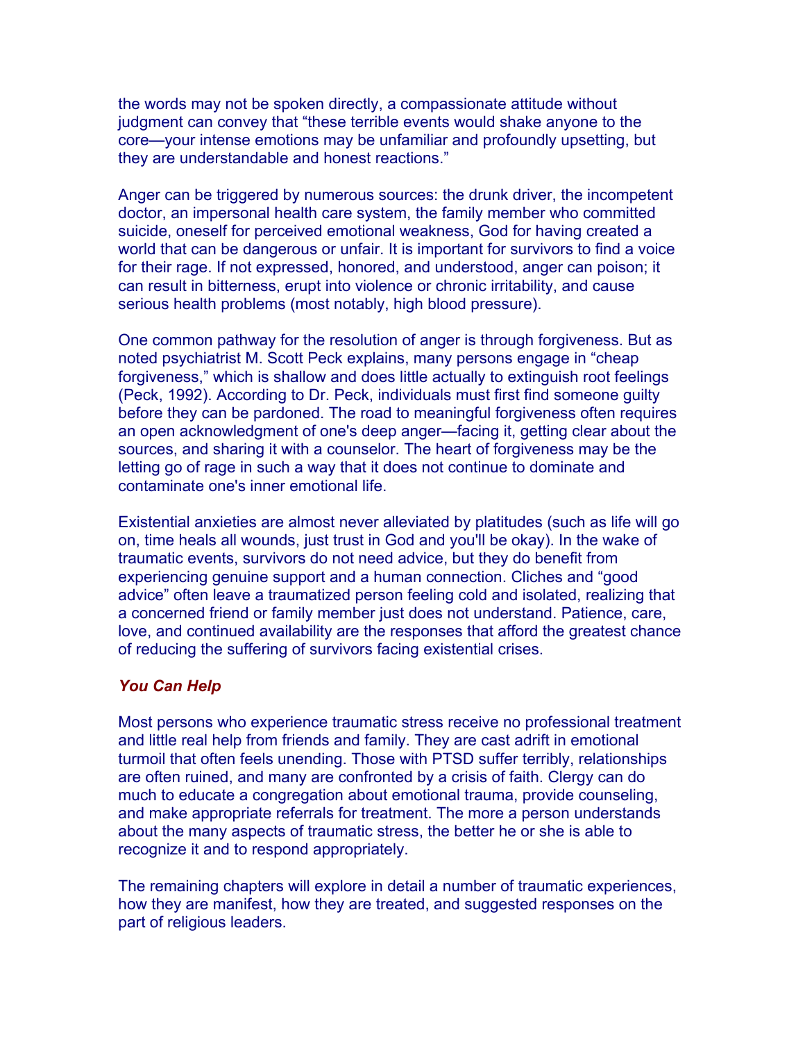the words may not be spoken directly, a compassionate attitude without judgment can convey that "these terrible events would shake anyone to the core—your intense emotions may be unfamiliar and profoundly upsetting, but they are understandable and honest reactions."

Anger can be triggered by numerous sources: the drunk driver, the incompetent doctor, an impersonal health care system, the family member who committed suicide, oneself for perceived emotional weakness, God for having created a world that can be dangerous or unfair. It is important for survivors to find a voice for their rage. If not expressed, honored, and understood, anger can poison; it can result in bitterness, erupt into violence or chronic irritability, and cause serious health problems (most notably, high blood pressure).

One common pathway for the resolution of anger is through forgiveness. But as noted psychiatrist M. Scott Peck explains, many persons engage in "cheap forgiveness," which is shallow and does little actually to extinguish root feelings (Peck, 1992). According to Dr. Peck, individuals must first find someone guilty before they can be pardoned. The road to meaningful forgiveness often requires an open acknowledgment of one's deep anger—facing it, getting clear about the sources, and sharing it with a counselor. The heart of forgiveness may be the letting go of rage in such a way that it does not continue to dominate and contaminate one's inner emotional life.

Existential anxieties are almost never alleviated by platitudes (such as life will go on, time heals all wounds, just trust in God and you'll be okay). In the wake of traumatic events, survivors do not need advice, but they do benefit from experiencing genuine support and a human connection. Cliches and "good advice" often leave a traumatized person feeling cold and isolated, realizing that a concerned friend or family member just does not understand. Patience, care, love, and continued availability are the responses that afford the greatest chance of reducing the suffering of survivors facing existential crises.

### *You Can Help*

Most persons who experience traumatic stress receive no professional treatment and little real help from friends and family. They are cast adrift in emotional turmoil that often feels unending. Those with PTSD suffer terribly, relationships are often ruined, and many are confronted by a crisis of faith. Clergy can do much to educate a congregation about emotional trauma, provide counseling, and make appropriate referrals for treatment. The more a person understands about the many aspects of traumatic stress, the better he or she is able to recognize it and to respond appropriately.

The remaining chapters will explore in detail a number of traumatic experiences, how they are manifest, how they are treated, and suggested responses on the part of religious leaders.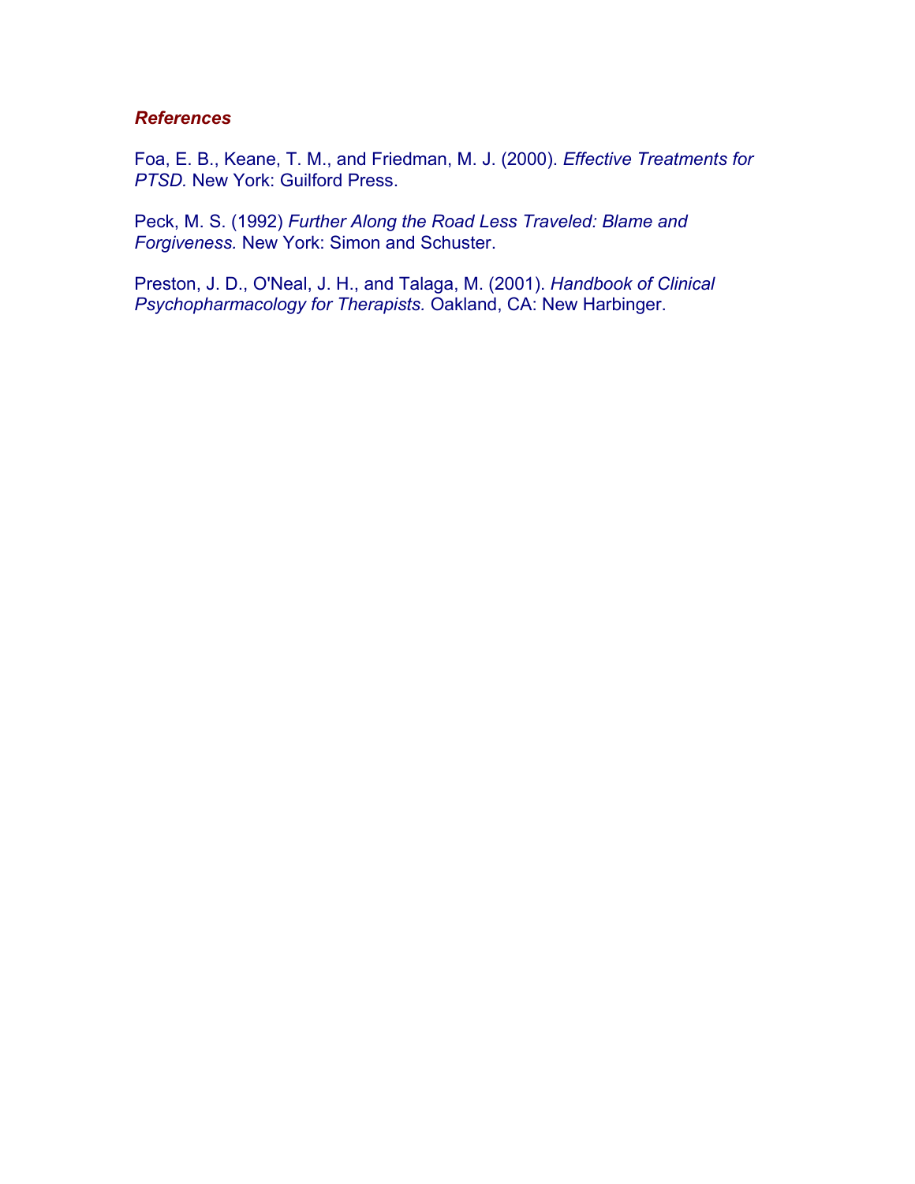### *References*

Foa, E. B., Keane, T. M., and Friedman, M. J. (2000). *Effective Treatments for PTSD.* New York: Guilford Press.

Peck, M. S. (1992) *Further Along the Road Less Traveled: Blame and Forgiveness.* New York: Simon and Schuster.

Preston, J. D., O'Neal, J. H., and Talaga, M. (2001). *Handbook of Clinical Psychopharmacology for Therapists.* Oakland, CA: New Harbinger.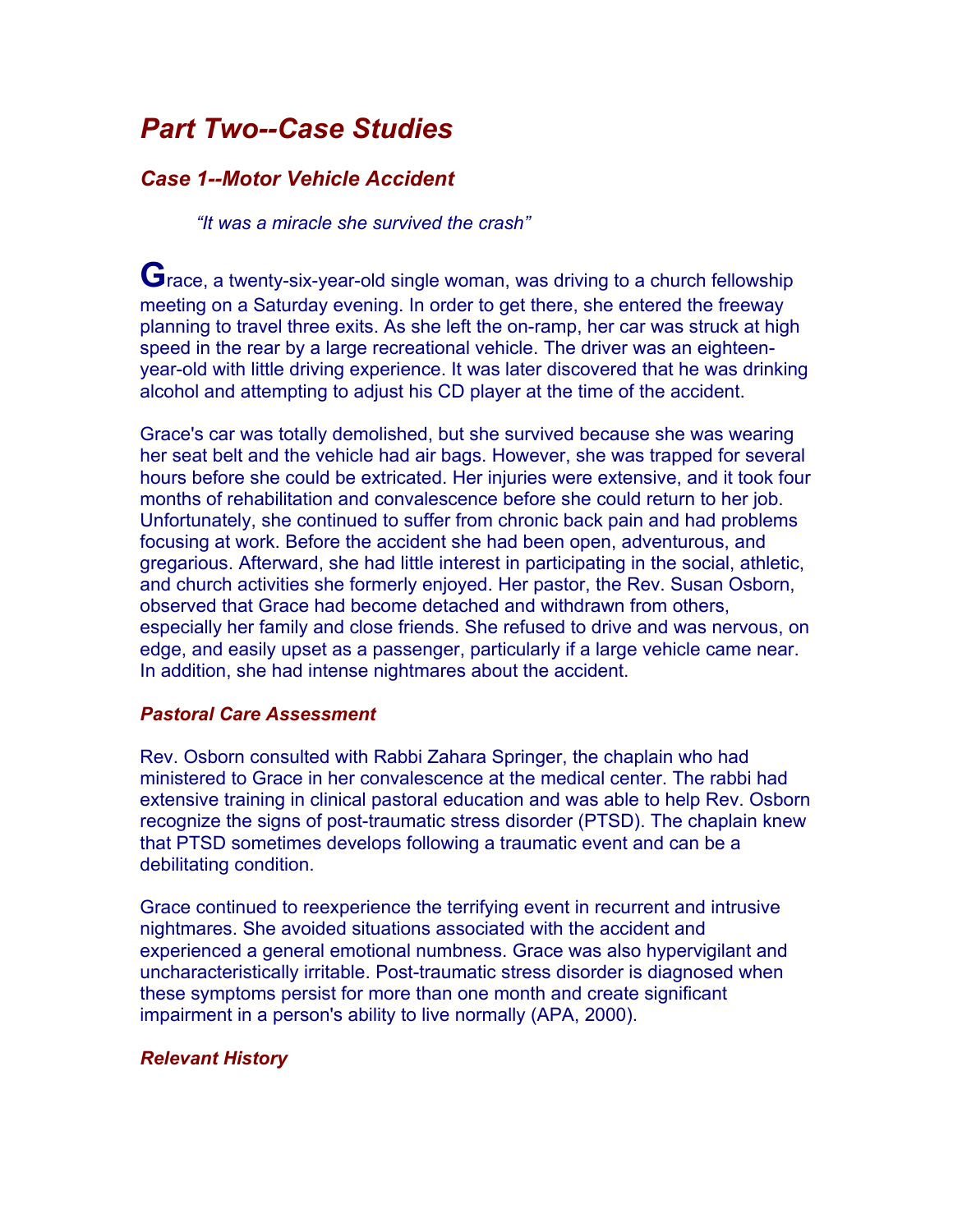# *Part Two--Case Studies*

## *Case 1--Motor Vehicle Accident*

*"It was a miracle she survived the crash"*

Grace, a twenty-six-year-old single woman, was driving to a church fellowship meeting on a Saturday evening. In order to get there, she entered the freeway planning to travel three exits. As she left the on-ramp, her car was struck at high speed in the rear by a large recreational vehicle. The driver was an eighteen-year-old with little driving experience. It was later discovered that he was drinking alcohol and attempting to adjust his CD player at the time of the accident.

Grace's car was totally demolished, but she survived because she was wearing her seat belt and the vehicle had air bags. However, she was trapped for several hours before she could be extricated. Her injuries were extensive, and it took four months of rehabilitation and convalescence before she could return to her job. Unfortunately, she continued to suffer from chronic back pain and had problems focusing at work. Before the accident she had been open, adventurous, and gregarious. Afterward, she had little interest in participating in the social, athletic, and church activities she formerly enjoyed. Her pastor, the Rev. Susan Osborn, observed that Grace had become detached and withdrawn from others, especially her family and close friends. She refused to drive and was nervous, on edge, and easily upset as a passenger, particularly if a large vehicle came near. In addition, she had intense nightmares about the accident.

### *Pastoral Care Assessment*

Rev. Osborn consulted with Rabbi Zahara Springer, the chaplain who had ministered to Grace in her convalescence at the medical center. The rabbi had extensive training in clinical pastoral education and was able to help Rev. Osborn recognize the signs of post-traumatic stress disorder (PTSD). The chaplain knew that PTSD sometimes develops following a traumatic event and can be a debilitating condition.

Grace continued to reexperience the terrifying event in recurrent and intrusive nightmares. She avoided situations associated with the accident and experienced a general emotional numbness. Grace was also hypervigilant and uncharacteristically irritable. Post-traumatic stress disorder is diagnosed when these symptoms persist for more than one month and create significant impairment in a person's ability to live normally (APA, 2000).

### *Relevant History*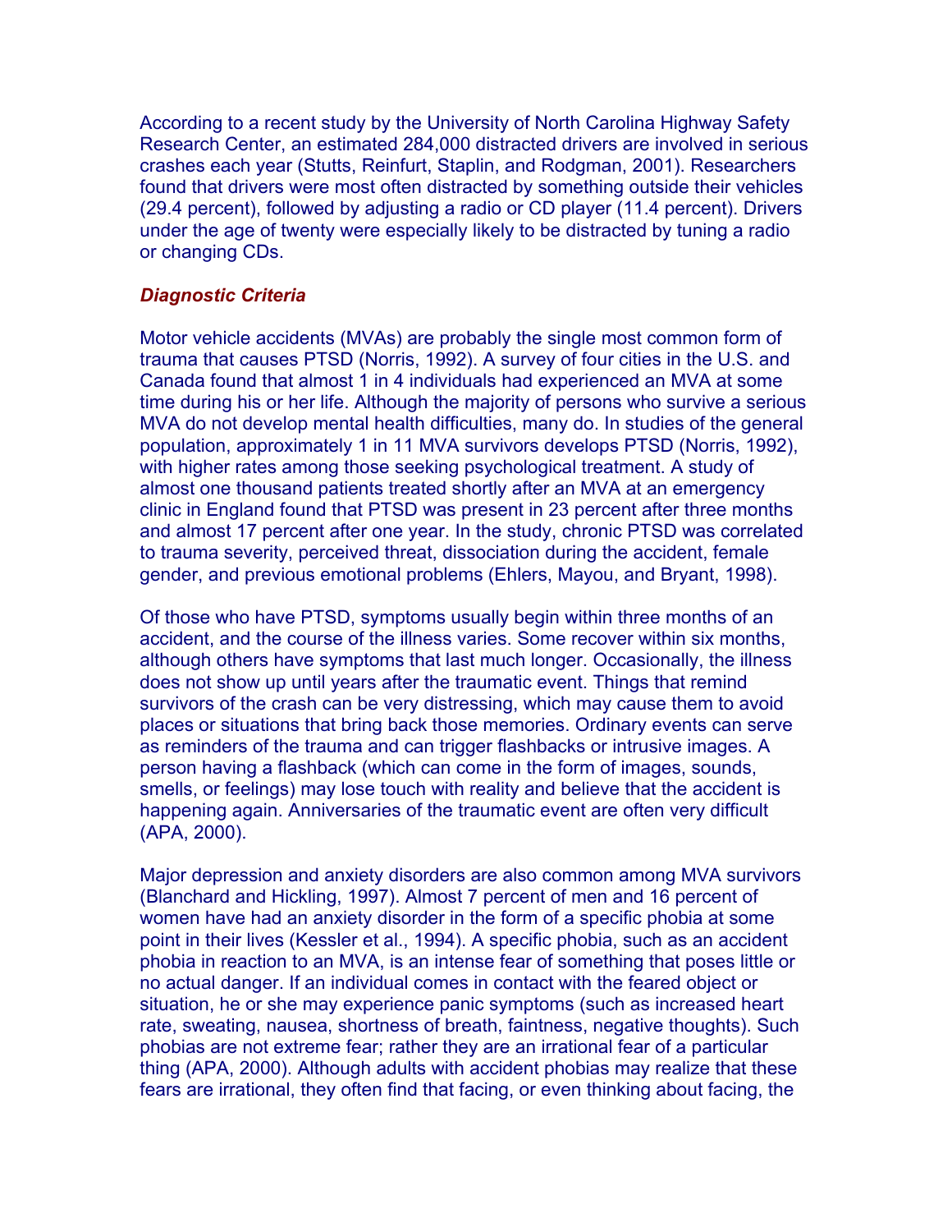According to a recent study by the University of North Carolina Highway Safety Research Center, an estimated 284,000 distracted drivers are involved in serious crashes each year (Stutts, Reinfurt, Staplin, and Rodgman, 2001). Researchers found that drivers were most often distracted by something outside their vehicles (29.4 percent), followed by adjusting a radio or CD player (11.4 percent). Drivers under the age of twenty were especially likely to be distracted by tuning a radio or changing CDs.

### *Diagnostic Criteria*

Motor vehicle accidents (MVAs) are probably the single most common form of trauma that causes PTSD (Norris, 1992). A survey of four cities in the U.S. and Canada found that almost 1 in 4 individuals had experienced an MVA at some time during his or her life. Although the majority of persons who survive a serious MVA do not develop mental health difficulties, many do. In studies of the general population, approximately 1 in 11 MVA survivors develops PTSD (Norris, 1992), with higher rates among those seeking psychological treatment. A study of almost one thousand patients treated shortly after an MVA at an emergency clinic in England found that PTSD was present in 23 percent after three months and almost 17 percent after one year. In the study, chronic PTSD was correlated to trauma severity, perceived threat, dissociation during the accident, female gender, and previous emotional problems (Ehlers, Mayou, and Bryant, 1998).

Of those who have PTSD, symptoms usually begin within three months of an accident, and the course of the illness varies. Some recover within six months, although others have symptoms that last much longer. Occasionally, the illness does not show up until years after the traumatic event. Things that remind survivors of the crash can be very distressing, which may cause them to avoid places or situations that bring back those memories. Ordinary events can serve as reminders of the trauma and can trigger flashbacks or intrusive images. A person having a flashback (which can come in the form of images, sounds, smells, or feelings) may lose touch with reality and believe that the accident is happening again. Anniversaries of the traumatic event are often very difficult (APA, 2000).

Major depression and anxiety disorders are also common among MVA survivors (Blanchard and Hickling, 1997). Almost 7 percent of men and 16 percent of women have had an anxiety disorder in the form of a specific phobia at some point in their lives (Kessler et al., 1994). A specific phobia, such as an accident phobia in reaction to an MVA, is an intense fear of something that poses little or no actual danger. If an individual comes in contact with the feared object or situation, he or she may experience panic symptoms (such as increased heart rate, sweating, nausea, shortness of breath, faintness, negative thoughts). Such phobias are not extreme fear; rather they are an irrational fear of a particular thing (APA, 2000). Although adults with accident phobias may realize that these fears are irrational, they often find that facing, or even thinking about facing, the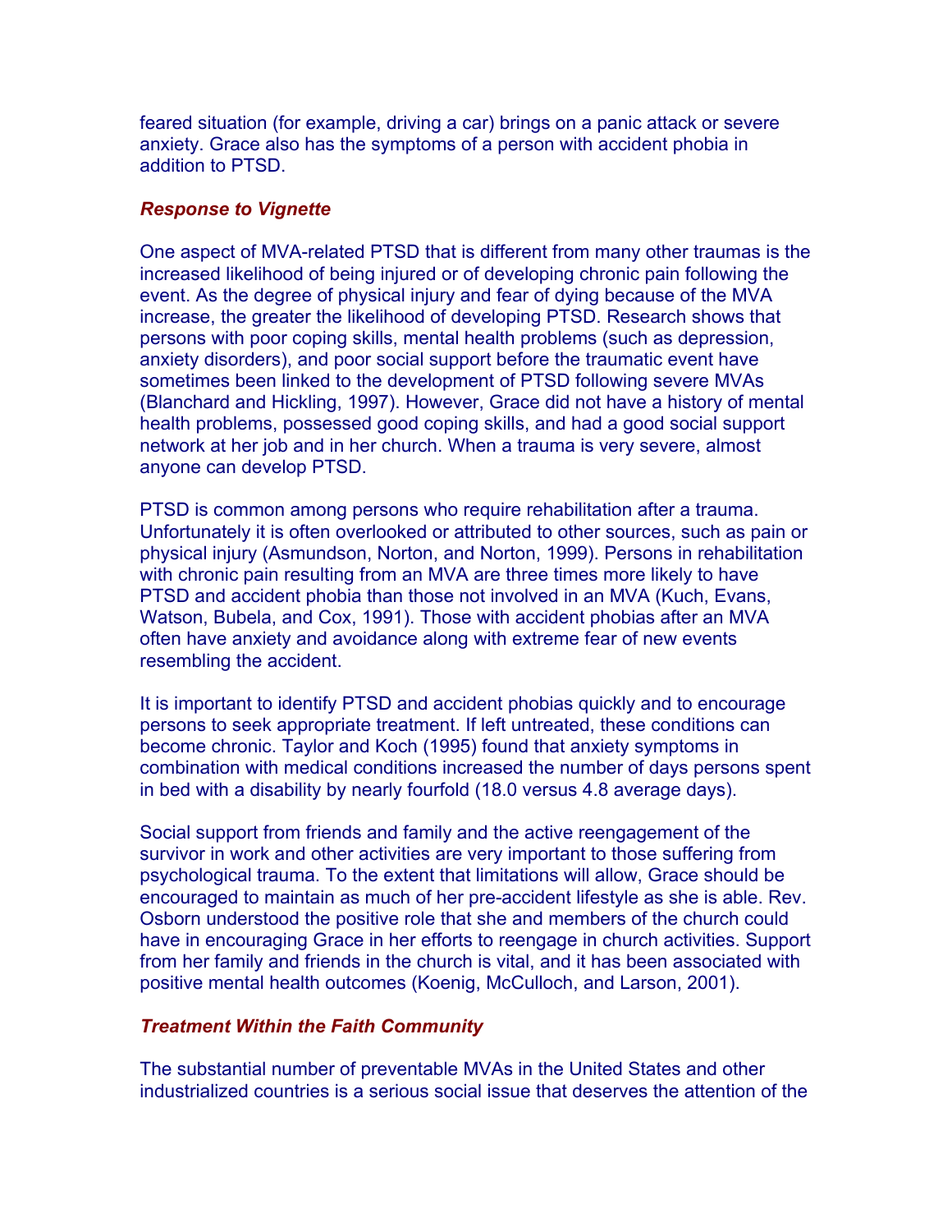feared situation (for example, driving a car) brings on a panic attack or severe anxiety. Grace also has the symptoms of a person with accident phobia in addition to PTSD.

### *Response to Vignette*

One aspect of MVA-related PTSD that is different from many other traumas is the increased likelihood of being injured or of developing chronic pain following the event. As the degree of physical injury and fear of dying because of the MVA increase, the greater the likelihood of developing PTSD. Research shows that persons with poor coping skills, mental health problems (such as depression, anxiety disorders), and poor social support before the traumatic event have sometimes been linked to the development of PTSD following severe MVAs (Blanchard and Hickling, 1997). However, Grace did not have a history of mental health problems, possessed good coping skills, and had a good social support network at her job and in her church. When a trauma is very severe, almost anyone can develop PTSD.

PTSD is common among persons who require rehabilitation after a trauma. Unfortunately it is often overlooked or attributed to other sources, such as pain or physical injury (Asmundson, Norton, and Norton, 1999). Persons in rehabilitation with chronic pain resulting from an MVA are three times more likely to have PTSD and accident phobia than those not involved in an MVA (Kuch, Evans, Watson, Bubela, and Cox, 1991). Those with accident phobias after an MVA often have anxiety and avoidance along with extreme fear of new events resembling the accident.

It is important to identify PTSD and accident phobias quickly and to encourage persons to seek appropriate treatment. If left untreated, these conditions can become chronic. Taylor and Koch (1995) found that anxiety symptoms in combination with medical conditions increased the number of days persons spent in bed with a disability by nearly fourfold (18.0 versus 4.8 average days).

Social support from friends and family and the active reengagement of the survivor in work and other activities are very important to those suffering from psychological trauma. To the extent that limitations will allow, Grace should be encouraged to maintain as much of her pre-accident lifestyle as she is able. Rev. Osborn understood the positive role that she and members of the church could have in encouraging Grace in her efforts to reengage in church activities. Support from her family and friends in the church is vital, and it has been associated with positive mental health outcomes (Koenig, McCulloch, and Larson, 2001).

### *Treatment Within the Faith Community*

The substantial number of preventable MVAs in the United States and other industrialized countries is a serious social issue that deserves the attention of the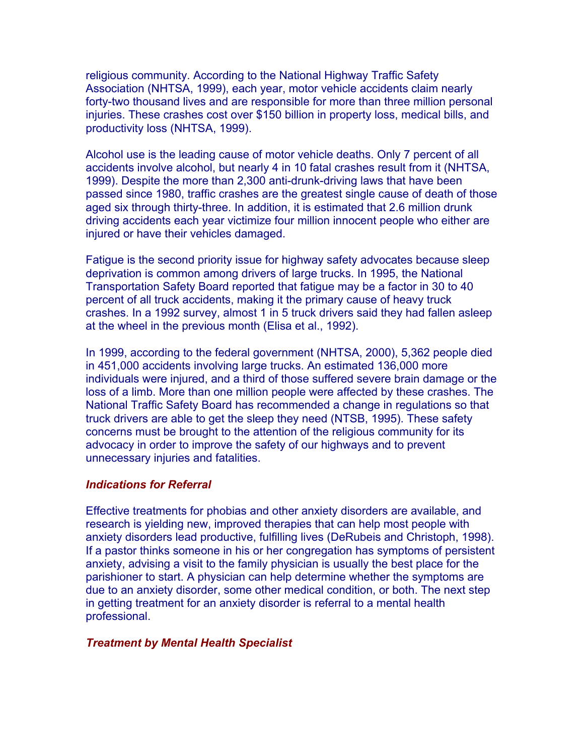religious community. According to the National Highway Traffic Safety Association (NHTSA, 1999), each year, motor vehicle accidents claim nearly forty-two thousand lives and are responsible for more than three million personal injuries. These crashes cost over $150 billion in property loss, medical bills, and productivity loss (NHTSA, 1999).

Alcohol use is the leading cause of motor vehicle deaths. Only 7 percent of all accidents involve alcohol, but nearly 4 in 10 fatal crashes result from it (NHTSA, 1999). Despite the more than 2,300 anti-drunk-driving laws that have been passed since 1980, traffic crashes are the greatest single cause of death of those aged six through thirty-three. In addition, it is estimated that 2.6 million drunk driving accidents each year victimize four million innocent people who either are injured or have their vehicles damaged.

Fatigue is the second priority issue for highway safety advocates because sleep deprivation is common among drivers of large trucks. In 1995, the National Transportation Safety Board reported that fatigue may be a factor in 30 to 40 percent of all truck accidents, making it the primary cause of heavy truck crashes. In a 1992 survey, almost 1 in 5 truck drivers said they had fallen asleep at the wheel in the previous month (Elisa et al., 1992).

In 1999, according to the federal government (NHTSA, 2000), 5,362 people died in 451,000 accidents involving large trucks. An estimated 136,000 more individuals were injured, and a third of those suffered severe brain damage or the loss of a limb. More than one million people were affected by these crashes. The National Traffic Safety Board has recommended a change in regulations so that truck drivers are able to get the sleep they need (NTSB, 1995). These safety concerns must be brought to the attention of the religious community for its advocacy in order to improve the safety of our highways and to prevent unnecessary injuries and fatalities.

### *Indications for Referral*

Effective treatments for phobias and other anxiety disorders are available, and research is yielding new, improved therapies that can help most people with anxiety disorders lead productive, fulfilling lives (DeRubeis and Christoph, 1998). If a pastor thinks someone in his or her congregation has symptoms of persistent anxiety, advising a visit to the family physician is usually the best place for the parishioner to start. A physician can help determine whether the symptoms are due to an anxiety disorder, some other medical condition, or both. The next step in getting treatment for an anxiety disorder is referral to a mental health professional.

### *Treatment by Mental Health Specialist*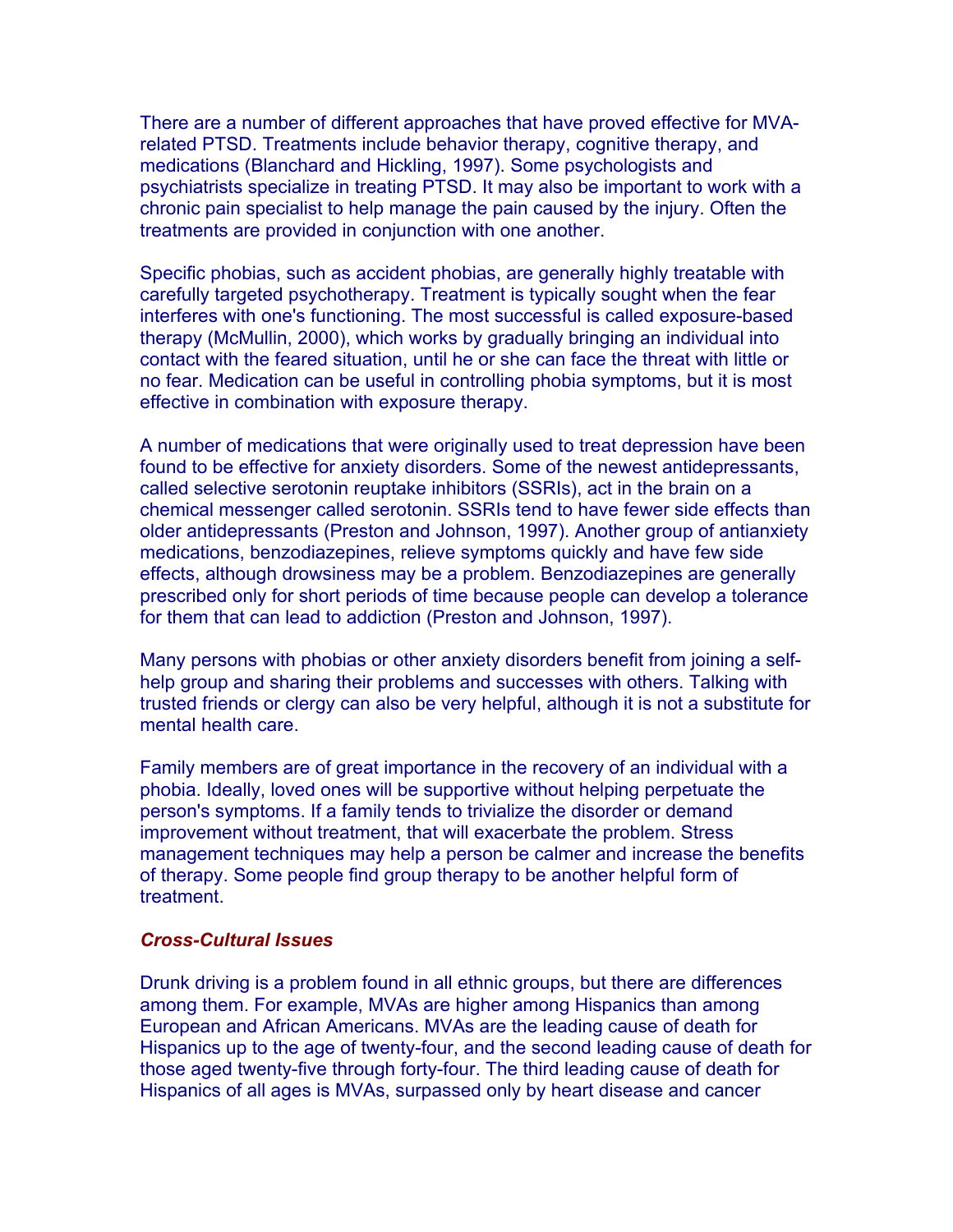There are a number of different approaches that have proved effective for MVA-related PTSD. Treatments include behavior therapy, cognitive therapy, and medications (Blanchard and Hickling, 1997). Some psychologists and psychiatrists specialize in treating PTSD. It may also be important to work with a chronic pain specialist to help manage the pain caused by the injury. Often the treatments are provided in conjunction with one another.

Specific phobias, such as accident phobias, are generally highly treatable with carefully targeted psychotherapy. Treatment is typically sought when the fear interferes with one's functioning. The most successful is called exposure-based therapy (McMullin, 2000), which works by gradually bringing an individual into contact with the feared situation, until he or she can face the threat with little or no fear. Medication can be useful in controlling phobia symptoms, but it is most effective in combination with exposure therapy.

A number of medications that were originally used to treat depression have been found to be effective for anxiety disorders. Some of the newest antidepressants, called selective serotonin reuptake inhibitors (SSRIs), act in the brain on a chemical messenger called serotonin. SSRIs tend to have fewer side effects than older antidepressants (Preston and Johnson, 1997). Another group of antianxiety medications, benzodiazepines, relieve symptoms quickly and have few side effects, although drowsiness may be a problem. Benzodiazepines are generally prescribed only for short periods of time because people can develop a tolerance for them that can lead to addiction (Preston and Johnson, 1997).

Many persons with phobias or other anxiety disorders benefit from joining a self-help group and sharing their problems and successes with others. Talking with trusted friends or clergy can also be very helpful, although it is not a substitute for mental health care.

Family members are of great importance in the recovery of an individual with a phobia. Ideally, loved ones will be supportive without helping perpetuate the person's symptoms. If a family tends to trivialize the disorder or demand improvement without treatment, that will exacerbate the problem. Stress management techniques may help a person be calmer and increase the benefits of therapy. Some people find group therapy to be another helpful form of treatment.

### *Cross-Cultural Issues*

Drunk driving is a problem found in all ethnic groups, but there are differences among them. For example, MVAs are higher among Hispanics than among European and African Americans. MVAs are the leading cause of death for Hispanics up to the age of twenty-four, and the second leading cause of death for those aged twenty-five through forty-four. The third leading cause of death for Hispanics of all ages is MVAs, surpassed only by heart disease and cancer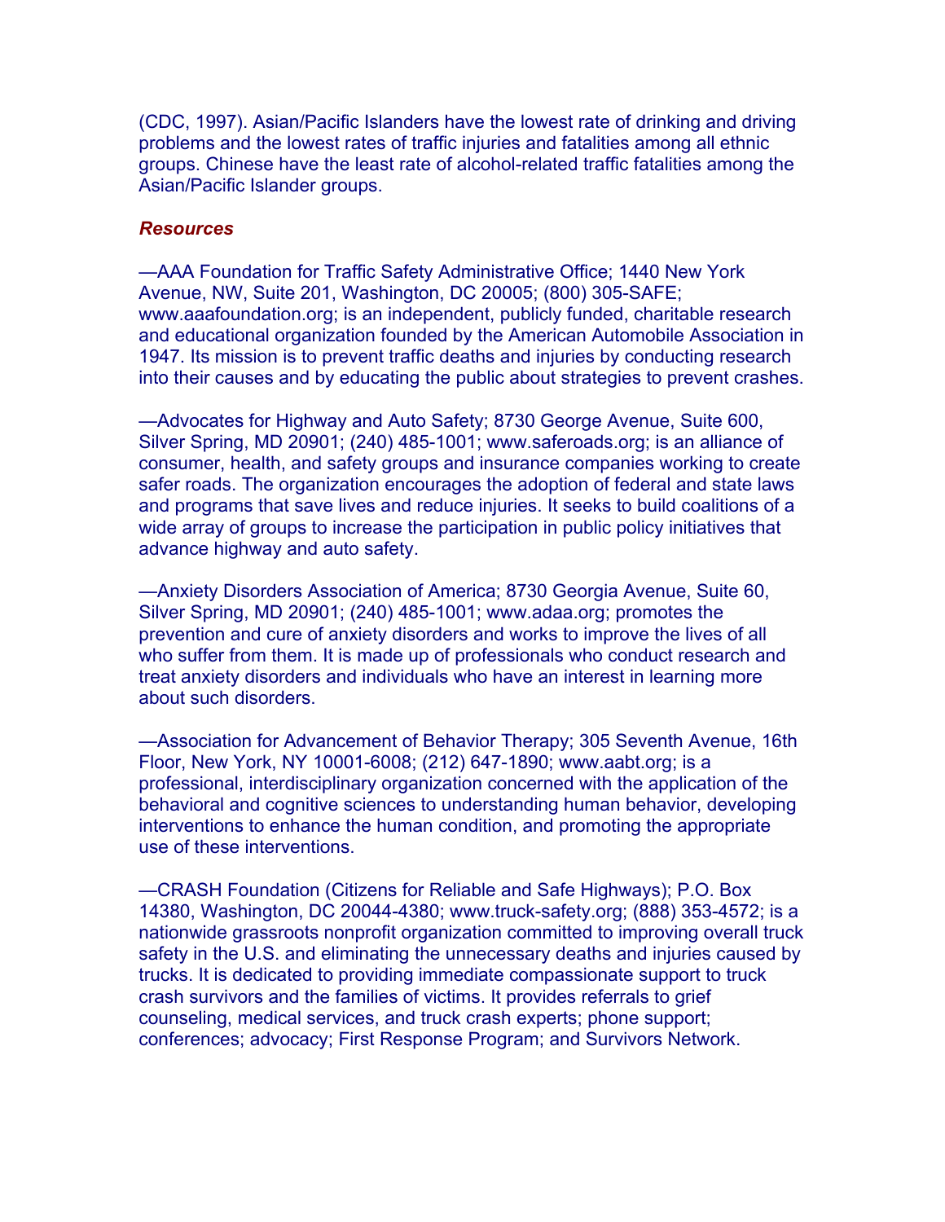(CDC, 1997). Asian/Pacific Islanders have the lowest rate of drinking and driving problems and the lowest rates of traffic injuries and fatalities among all ethnic groups. Chinese have the least rate of alcohol-related traffic fatalities among the Asian/Pacific Islander groups.

### *Resources*

—AAA Foundation for Traffic Safety Administrative Office; 1440 New York Avenue, NW, Suite 201, Washington, DC 20005; (800) 305-SAFE; www.aaafoundation.org; is an independent, publicly funded, charitable research and educational organization founded by the American Automobile Association in 1947. Its mission is to prevent traffic deaths and injuries by conducting research into their causes and by educating the public about strategies to prevent crashes.

—Advocates for Highway and Auto Safety; 8730 George Avenue, Suite 600, Silver Spring, MD 20901; (240) 485-1001; www.saferoads.org; is an alliance of consumer, health, and safety groups and insurance companies working to create safer roads. The organization encourages the adoption of federal and state laws and programs that save lives and reduce injuries. It seeks to build coalitions of a wide array of groups to increase the participation in public policy initiatives that advance highway and auto safety.

—Anxiety Disorders Association of America; 8730 Georgia Avenue, Suite 60, Silver Spring, MD 20901; (240) 485-1001; www.adaa.org; promotes the prevention and cure of anxiety disorders and works to improve the lives of all who suffer from them. It is made up of professionals who conduct research and treat anxiety disorders and individuals who have an interest in learning more about such disorders.

—Association for Advancement of Behavior Therapy; 305 Seventh Avenue, 16th Floor, New York, NY 10001-6008; (212) 647-1890; www.aabt.org; is a professional, interdisciplinary organization concerned with the application of the behavioral and cognitive sciences to understanding human behavior, developing interventions to enhance the human condition, and promoting the appropriate use of these interventions.

—CRASH Foundation (Citizens for Reliable and Safe Highways); P.O. Box 14380, Washington, DC 20044-4380; www.truck-safety.org; (888) 353-4572; is a nationwide grassroots nonprofit organization committed to improving overall truck safety in the U.S. and eliminating the unnecessary deaths and injuries caused by trucks. It is dedicated to providing immediate compassionate support to truck crash survivors and the families of victims. It provides referrals to grief counseling, medical services, and truck crash experts; phone support; conferences; advocacy; First Response Program; and Survivors Network.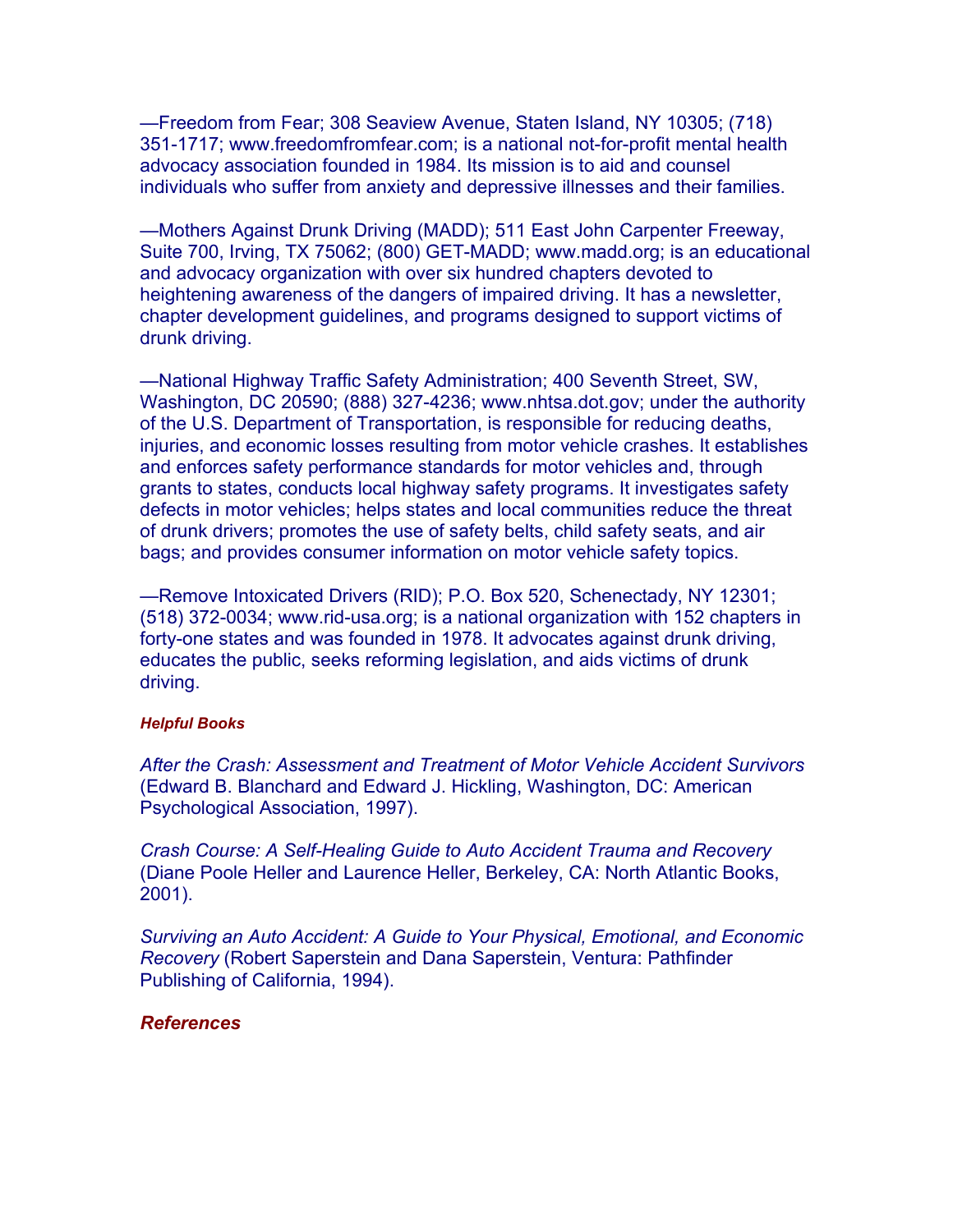—Freedom from Fear; 308 Seaview Avenue, Staten Island, NY 10305; (718) 351-1717; www.freedomfromfear.com; is a national not-for-profit mental health advocacy association founded in 1984. Its mission is to aid and counsel individuals who suffer from anxiety and depressive illnesses and their families.

—Mothers Against Drunk Driving (MADD); 511 East John Carpenter Freeway, Suite 700, Irving, TX 75062; (800) GET-MADD; www.madd.org; is an educational and advocacy organization with over six hundred chapters devoted to heightening awareness of the dangers of impaired driving. It has a newsletter, chapter development guidelines, and programs designed to support victims of drunk driving.

—National Highway Traffic Safety Administration; 400 Seventh Street, SW, Washington, DC 20590; (888) 327-4236; www.nhtsa.dot.gov; under the authority of the U.S. Department of Transportation, is responsible for reducing deaths, injuries, and economic losses resulting from motor vehicle crashes. It establishes and enforces safety performance standards for motor vehicles and, through grants to states, conducts local highway safety programs. It investigates safety defects in motor vehicles; helps states and local communities reduce the threat of drunk drivers; promotes the use of safety belts, child safety seats, and air bags; and provides consumer information on motor vehicle safety topics.

—Remove Intoxicated Drivers (RID); P.O. Box 520, Schenectady, NY 12301; (518) 372-0034; www.rid-usa.org; is a national organization with 152 chapters in forty-one states and was founded in 1978. It advocates against drunk driving, educates the public, seeks reforming legislation, and aids victims of drunk driving.

#### *Helpful Books*

*After the Crash: Assessment and Treatment of Motor Vehicle Accident Survivors* (Edward B. Blanchard and Edward J. Hickling, Washington, DC: American Psychological Association, 1997).

*Crash Course: A Self-Healing Guide to Auto Accident Trauma and Recovery* (Diane Poole Heller and Laurence Heller, Berkeley, CA: North Atlantic Books, 2001).

*Surviving an Auto Accident: A Guide to Your Physical, Emotional, and Economic Recovery* (Robert Saperstein and Dana Saperstein, Ventura: Pathfinder Publishing of California, 1994).

### *References*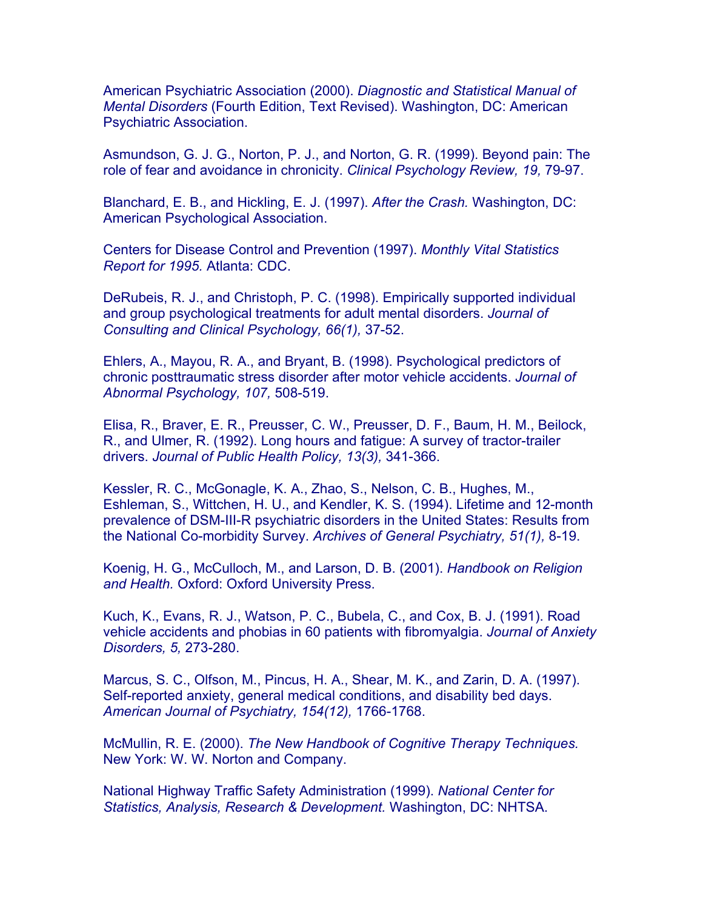American Psychiatric Association (2000). *Diagnostic and Statistical Manual of Mental Disorders* (Fourth Edition, Text Revised). Washington, DC: American Psychiatric Association.

Asmundson, G. J. G., Norton, P. J., and Norton, G. R. (1999). Beyond pain: The role of fear and avoidance in chronicity. *Clinical Psychology Review, 19,* 79-97.

Blanchard, E. B., and Hickling, E. J. (1997). *After the Crash.* Washington, DC: American Psychological Association.

Centers for Disease Control and Prevention (1997). *Monthly Vital Statistics Report for 1995.* Atlanta: CDC.

DeRubeis, R. J., and Christoph, P. C. (1998). Empirically supported individual and group psychological treatments for adult mental disorders. *Journal of Consulting and Clinical Psychology, 66(1),* 37-52.

Ehlers, A., Mayou, R. A., and Bryant, B. (1998). Psychological predictors of chronic posttraumatic stress disorder after motor vehicle accidents. *Journal of Abnormal Psychology, 107,* 508-519.

Elisa, R., Braver, E. R., Preusser, C. W., Preusser, D. F., Baum, H. M., Beilock, R., and Ulmer, R. (1992). Long hours and fatigue: A survey of tractor-trailer drivers. *Journal of Public Health Policy, 13(3),* 341-366.

Kessler, R. C., McGonagle, K. A., Zhao, S., Nelson, C. B., Hughes, M., Eshleman, S., Wittchen, H. U., and Kendler, K. S. (1994). Lifetime and 12-month prevalence of DSM-III-R psychiatric disorders in the United States: Results from the National Co-morbidity Survey. *Archives of General Psychiatry, 51(1),* 8-19.

Koenig, H. G., McCulloch, M., and Larson, D. B. (2001). *Handbook on Religion and Health.* Oxford: Oxford University Press.

Kuch, K., Evans, R. J., Watson, P. C., Bubela, C., and Cox, B. J. (1991). Road vehicle accidents and phobias in 60 patients with fibromyalgia. *Journal of Anxiety Disorders, 5,* 273-280.

Marcus, S. C., Olfson, M., Pincus, H. A., Shear, M. K., and Zarin, D. A. (1997). Self-reported anxiety, general medical conditions, and disability bed days. *American Journal of Psychiatry, 154(12),* 1766-1768.

McMullin, R. E. (2000). *The New Handbook of Cognitive Therapy Techniques.* New York: W. W. Norton and Company.

National Highway Traffic Safety Administration (1999). *National Center for Statistics, Analysis, Research & Development.* Washington, DC: NHTSA.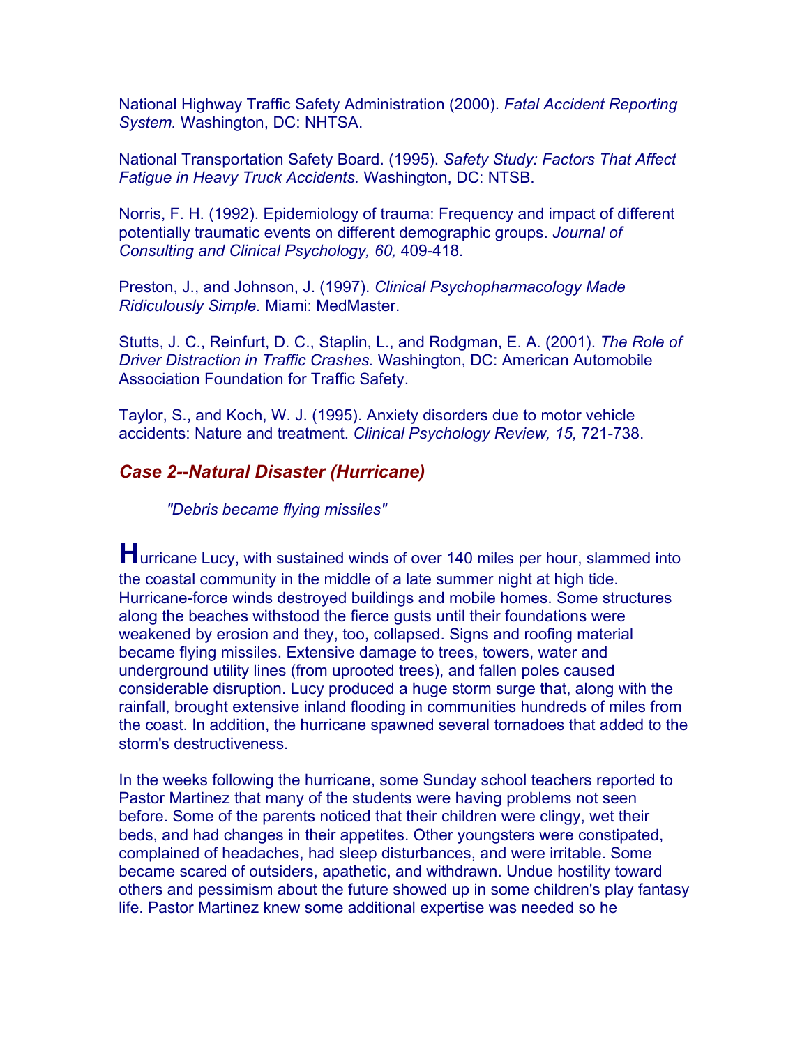National Highway Traffic Safety Administration (2000). *Fatal Accident Reporting System.* Washington, DC: NHTSA.

National Transportation Safety Board. (1995). *Safety Study: Factors That Affect Fatigue in Heavy Truck Accidents.* Washington, DC: NTSB.

Norris, F. H. (1992). Epidemiology of trauma: Frequency and impact of different potentially traumatic events on different demographic groups. *Journal of Consulting and Clinical Psychology, 60,* 409-418.

Preston, J., and Johnson, J. (1997). *Clinical Psychopharmacology Made Ridiculously Simple.* Miami: MedMaster.

Stutts, J. C., Reinfurt, D. C., Staplin, L., and Rodgman, E. A. (2001). *The Role of Driver Distraction in Traffic Crashes.* Washington, DC: American Automobile Association Foundation for Traffic Safety.

Taylor, S., and Koch, W. J. (1995). Anxiety disorders due to motor vehicle accidents: Nature and treatment. *Clinical Psychology Review, 15,* 721-738.

### *Case 2--Natural Disaster (Hurricane)*

*"Debris became flying missiles"*

Hurricane Lucy, with sustained winds of over 140 miles per hour, slammed into the coastal community in the middle of a late summer night at high tide. Hurricane-force winds destroyed buildings and mobile homes. Some structures along the beaches withstood the fierce gusts until their foundations were weakened by erosion and they, too, collapsed. Signs and roofing material became flying missiles. Extensive damage to trees, towers, water and underground utility lines (from uprooted trees), and fallen poles caused considerable disruption. Lucy produced a huge storm surge that, along with the rainfall, brought extensive inland flooding in communities hundreds of miles from the coast. In addition, the hurricane spawned several tornadoes that added to the storm's destructiveness.

In the weeks following the hurricane, some Sunday school teachers reported to Pastor Martinez that many of the students were having problems not seen before. Some of the parents noticed that their children were clingy, wet their beds, and had changes in their appetites. Other youngsters were constipated, complained of headaches, had sleep disturbances, and were irritable. Some became scared of outsiders, apathetic, and withdrawn. Undue hostility toward others and pessimism about the future showed up in some children's play fantasy life. Pastor Martinez knew some additional expertise was needed so he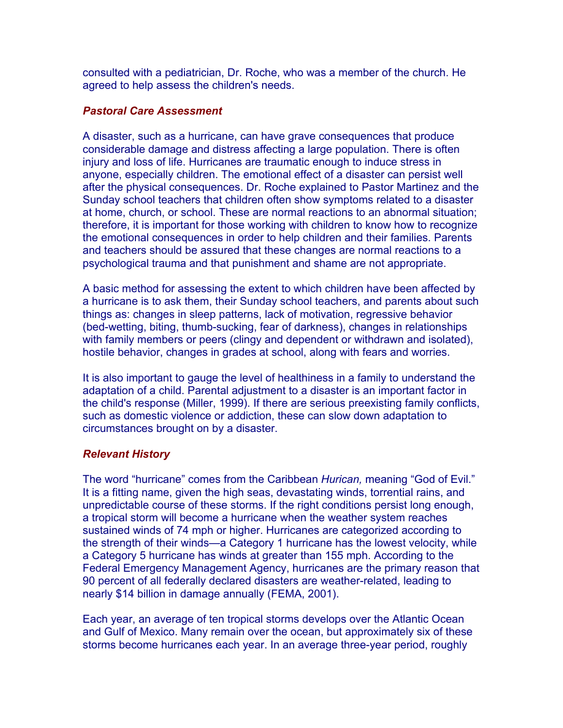consulted with a pediatrician, Dr. Roche, who was a member of the church. He agreed to help assess the children's needs.

### *Pastoral Care Assessment*

A disaster, such as a hurricane, can have grave consequences that produce considerable damage and distress affecting a large population. There is often injury and loss of life. Hurricanes are traumatic enough to induce stress in anyone, especially children. The emotional effect of a disaster can persist well after the physical consequences. Dr. Roche explained to Pastor Martinez and the Sunday school teachers that children often show symptoms related to a disaster at home, church, or school. These are normal reactions to an abnormal situation; therefore, it is important for those working with children to know how to recognize the emotional consequences in order to help children and their families. Parents and teachers should be assured that these changes are normal reactions to a psychological trauma and that punishment and shame are not appropriate.

A basic method for assessing the extent to which children have been affected by a hurricane is to ask them, their Sunday school teachers, and parents about such things as: changes in sleep patterns, lack of motivation, regressive behavior (bed-wetting, biting, thumb-sucking, fear of darkness), changes in relationships with family members or peers (clingy and dependent or withdrawn and isolated), hostile behavior, changes in grades at school, along with fears and worries.

It is also important to gauge the level of healthiness in a family to understand the adaptation of a child. Parental adjustment to a disaster is an important factor in the child's response (Miller, 1999). If there are serious preexisting family conflicts, such as domestic violence or addiction, these can slow down adaptation to circumstances brought on by a disaster.

### *Relevant History*

The word "hurricane" comes from the Caribbean *Hurican,* meaning "God of Evil." It is a fitting name, given the high seas, devastating winds, torrential rains, and unpredictable course of these storms. If the right conditions persist long enough, a tropical storm will become a hurricane when the weather system reaches sustained winds of 74 mph or higher. Hurricanes are categorized according to the strength of their winds—a Category 1 hurricane has the lowest velocity, while a Category 5 hurricane has winds at greater than 155 mph. According to the Federal Emergency Management Agency, hurricanes are the primary reason that 90 percent of all federally declared disasters are weather-related, leading to nearly $14 billion in damage annually (FEMA, 2001).

Each year, an average of ten tropical storms develops over the Atlantic Ocean and Gulf of Mexico. Many remain over the ocean, but approximately six of these storms become hurricanes each year. In an average three-year period, roughly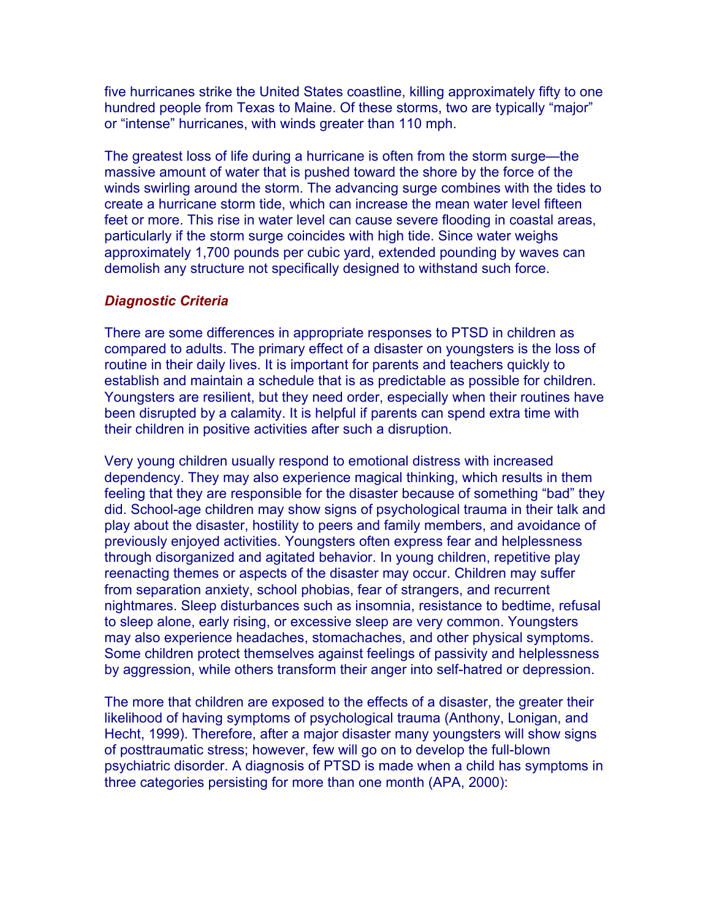five hurricanes strike the United States coastline, killing approximately fifty to one hundred people from Texas to Maine. Of these storms, two are typically "major" or "intense" hurricanes, with winds greater than 110 mph.

The greatest loss of life during a hurricane is often from the storm surge—the massive amount of water that is pushed toward the shore by the force of the winds swirling around the storm. The advancing surge combines with the tides to create a hurricane storm tide, which can increase the mean water level fifteen feet or more. This rise in water level can cause severe flooding in coastal areas, particularly if the storm surge coincides with high tide. Since water weighs approximately 1,700 pounds per cubic yard, extended pounding by waves can demolish any structure not specifically designed to withstand such force.

### *Diagnostic Criteria*

There are some differences in appropriate responses to PTSD in children as compared to adults. The primary effect of a disaster on youngsters is the loss of routine in their daily lives. It is important for parents and teachers quickly to establish and maintain a schedule that is as predictable as possible for children. Youngsters are resilient, but they need order, especially when their routines have been disrupted by a calamity. It is helpful if parents can spend extra time with their children in positive activities after such a disruption.

Very young children usually respond to emotional distress with increased dependency. They may also experience magical thinking, which results in them feeling that they are responsible for the disaster because of something "bad" they did. School-age children may show signs of psychological trauma in their talk and play about the disaster, hostility to peers and family members, and avoidance of previously enjoyed activities. Youngsters often express fear and helplessness through disorganized and agitated behavior. In young children, repetitive play reenacting themes or aspects of the disaster may occur. Children may suffer from separation anxiety, school phobias, fear of strangers, and recurrent nightmares. Sleep disturbances such as insomnia, resistance to bedtime, refusal to sleep alone, early rising, or excessive sleep are very common. Youngsters may also experience headaches, stomachaches, and other physical symptoms. Some children protect themselves against feelings of passivity and helplessness by aggression, while others transform their anger into self-hatred or depression.

The more that children are exposed to the effects of a disaster, the greater their likelihood of having symptoms of psychological trauma (Anthony, Lonigan, and Hecht, 1999). Therefore, after a major disaster many youngsters will show signs of posttraumatic stress; however, few will go on to develop the full-blown psychiatric disorder. A diagnosis of PTSD is made when a child has symptoms in three categories persisting for more than one month (APA, 2000):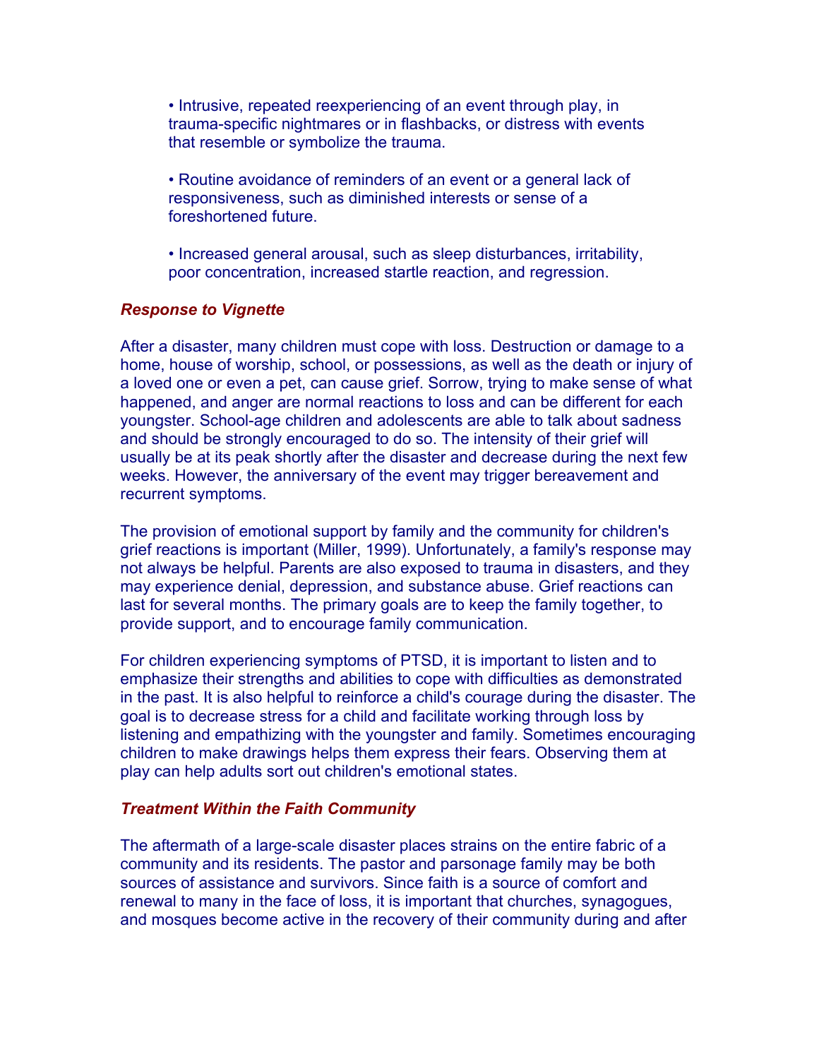- Intrusive, repeated reexperiencing of an event through play, in trauma-specific nightmares or in flashbacks, or distress with events that resemble or symbolize the trauma.

- Routine avoidance of reminders of an event or a general lack of responsiveness, such as diminished interests or sense of a foreshortened future.

- Increased general arousal, such as sleep disturbances, irritability, poor concentration, increased startle reaction, and regression.

### *Response to Vignette*

After a disaster, many children must cope with loss. Destruction or damage to a home, house of worship, school, or possessions, as well as the death or injury of a loved one or even a pet, can cause grief. Sorrow, trying to make sense of what happened, and anger are normal reactions to loss and can be different for each youngster. School-age children and adolescents are able to talk about sadness and should be strongly encouraged to do so. The intensity of their grief will usually be at its peak shortly after the disaster and decrease during the next few weeks. However, the anniversary of the event may trigger bereavement and recurrent symptoms.

The provision of emotional support by family and the community for children's grief reactions is important (Miller, 1999). Unfortunately, a family's response may not always be helpful. Parents are also exposed to trauma in disasters, and they may experience denial, depression, and substance abuse. Grief reactions can last for several months. The primary goals are to keep the family together, to provide support, and to encourage family communication.

For children experiencing symptoms of PTSD, it is important to listen and to emphasize their strengths and abilities to cope with difficulties as demonstrated in the past. It is also helpful to reinforce a child's courage during the disaster. The goal is to decrease stress for a child and facilitate working through loss by listening and empathizing with the youngster and family. Sometimes encouraging children to make drawings helps them express their fears. Observing them at play can help adults sort out children's emotional states.

### *Treatment Within the Faith Community*

The aftermath of a large-scale disaster places strains on the entire fabric of a community and its residents. The pastor and parsonage family may be both sources of assistance and survivors. Since faith is a source of comfort and renewal to many in the face of loss, it is important that churches, synagogues, and mosques become active in the recovery of their community during and after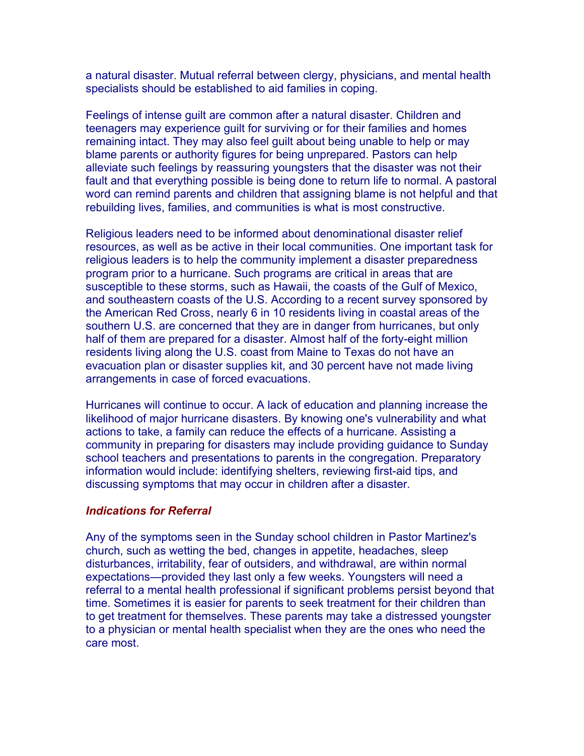a natural disaster. Mutual referral between clergy, physicians, and mental health specialists should be established to aid families in coping.

Feelings of intense guilt are common after a natural disaster. Children and teenagers may experience guilt for surviving or for their families and homes remaining intact. They may also feel guilt about being unable to help or may blame parents or authority figures for being unprepared. Pastors can help alleviate such feelings by reassuring youngsters that the disaster was not their fault and that everything possible is being done to return life to normal. A pastoral word can remind parents and children that assigning blame is not helpful and that rebuilding lives, families, and communities is what is most constructive.

Religious leaders need to be informed about denominational disaster relief resources, as well as be active in their local communities. One important task for religious leaders is to help the community implement a disaster preparedness program prior to a hurricane. Such programs are critical in areas that are susceptible to these storms, such as Hawaii, the coasts of the Gulf of Mexico, and southeastern coasts of the U.S. According to a recent survey sponsored by the American Red Cross, nearly 6 in 10 residents living in coastal areas of the southern U.S. are concerned that they are in danger from hurricanes, but only half of them are prepared for a disaster. Almost half of the forty-eight million residents living along the U.S. coast from Maine to Texas do not have an evacuation plan or disaster supplies kit, and 30 percent have not made living arrangements in case of forced evacuations.

Hurricanes will continue to occur. A lack of education and planning increase the likelihood of major hurricane disasters. By knowing one's vulnerability and what actions to take, a family can reduce the effects of a hurricane. Assisting a community in preparing for disasters may include providing guidance to Sunday school teachers and presentations to parents in the congregation. Preparatory information would include: identifying shelters, reviewing first-aid tips, and discussing symptoms that may occur in children after a disaster.

### *Indications for Referral*

Any of the symptoms seen in the Sunday school children in Pastor Martinez's church, such as wetting the bed, changes in appetite, headaches, sleep disturbances, irritability, fear of outsiders, and withdrawal, are within normal expectations—provided they last only a few weeks. Youngsters will need a referral to a mental health professional if significant problems persist beyond that time. Sometimes it is easier for parents to seek treatment for their children than to get treatment for themselves. These parents may take a distressed youngster to a physician or mental health specialist when they are the ones who need the care most.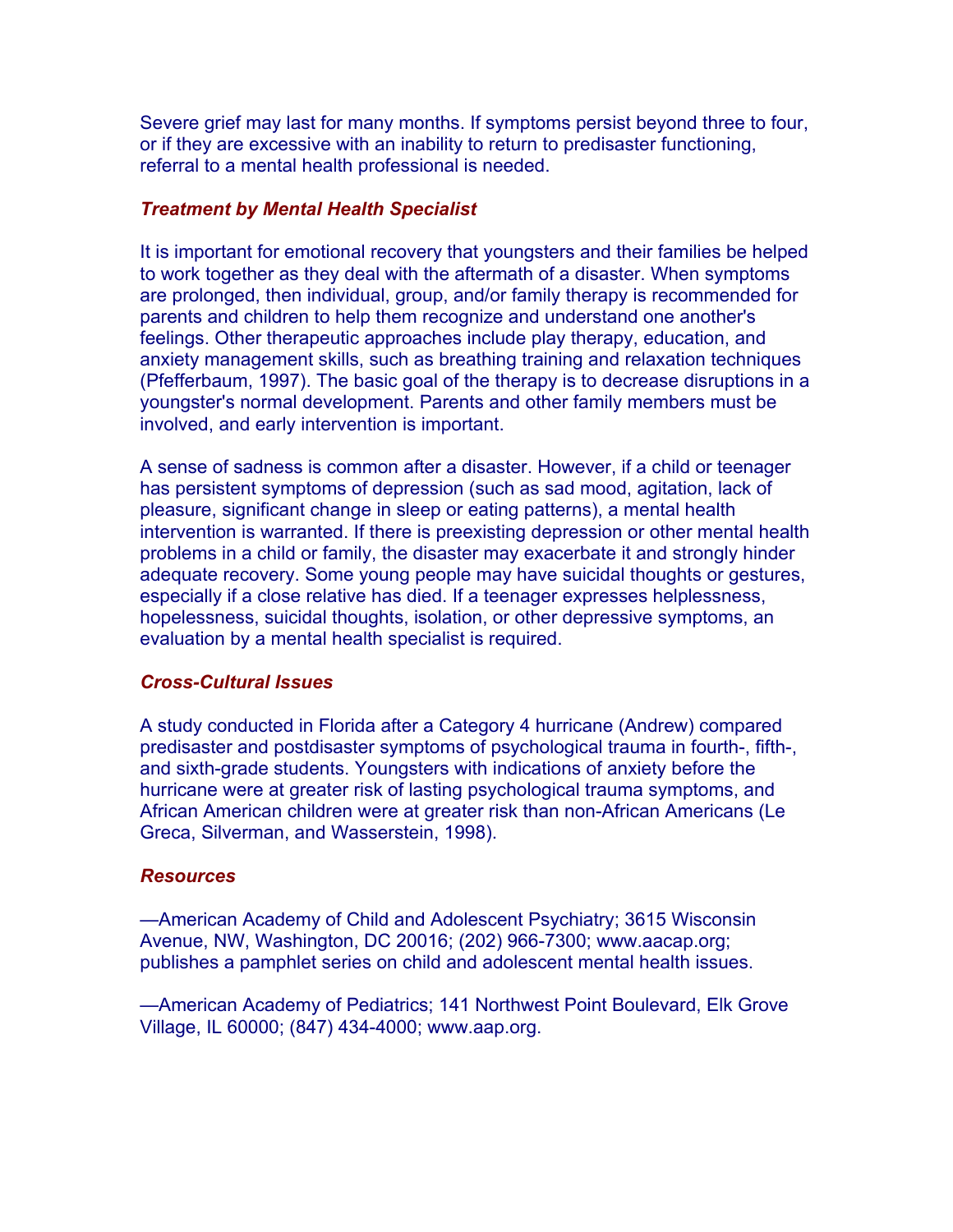Severe grief may last for many months. If symptoms persist beyond three to four, or if they are excessive with an inability to return to predisaster functioning, referral to a mental health professional is needed.

### *Treatment by Mental Health Specialist*

It is important for emotional recovery that youngsters and their families be helped to work together as they deal with the aftermath of a disaster. When symptoms are prolonged, then individual, group, and/or family therapy is recommended for parents and children to help them recognize and understand one another's feelings. Other therapeutic approaches include play therapy, education, and anxiety management skills, such as breathing training and relaxation techniques (Pfefferbaum, 1997). The basic goal of the therapy is to decrease disruptions in a youngster's normal development. Parents and other family members must be involved, and early intervention is important.

A sense of sadness is common after a disaster. However, if a child or teenager has persistent symptoms of depression (such as sad mood, agitation, lack of pleasure, significant change in sleep or eating patterns), a mental health intervention is warranted. If there is preexisting depression or other mental health problems in a child or family, the disaster may exacerbate it and strongly hinder adequate recovery. Some young people may have suicidal thoughts or gestures, especially if a close relative has died. If a teenager expresses helplessness, hopelessness, suicidal thoughts, isolation, or other depressive symptoms, an evaluation by a mental health specialist is required.

### *Cross-Cultural Issues*

A study conducted in Florida after a Category 4 hurricane (Andrew) compared predisaster and postdisaster symptoms of psychological trauma in fourth-, fifth-, and sixth-grade students. Youngsters with indications of anxiety before the hurricane were at greater risk of lasting psychological trauma symptoms, and African American children were at greater risk than non-African Americans (Le Greca, Silverman, and Wasserstein, 1998).

### *Resources*

—American Academy of Child and Adolescent Psychiatry; 3615 Wisconsin Avenue, NW, Washington, DC 20016; (202) 966-7300; www.aacap.org; publishes a pamphlet series on child and adolescent mental health issues.

—American Academy of Pediatrics; 141 Northwest Point Boulevard, Elk Grove Village, IL 60000; (847) 434-4000; www.aap.org.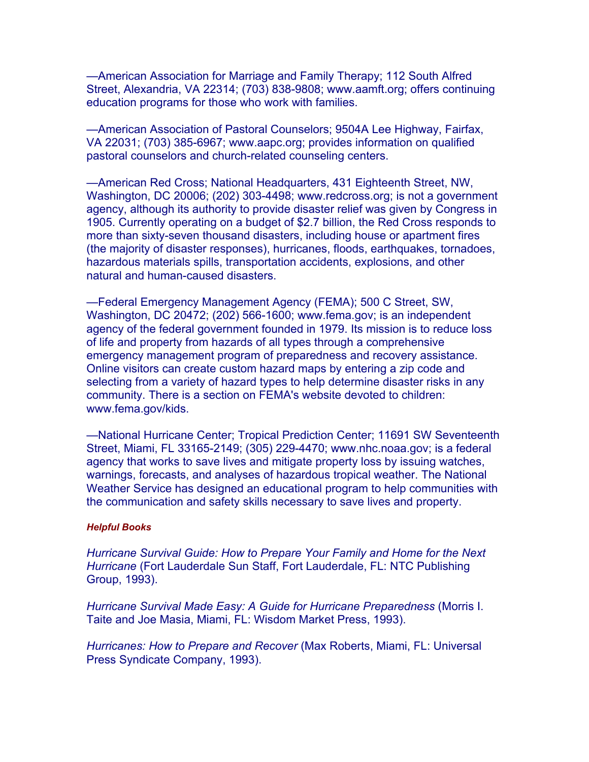—American Association for Marriage and Family Therapy; 112 South Alfred Street, Alexandria, VA 22314; (703) 838-9808; www.aamft.org; offers continuing education programs for those who work with families.

—American Association of Pastoral Counselors; 9504A Lee Highway, Fairfax, VA 22031; (703) 385-6967; www.aapc.org; provides information on qualified pastoral counselors and church-related counseling centers.

—American Red Cross; National Headquarters, 431 Eighteenth Street, NW, Washington, DC 20006; (202) 303-4498; www.redcross.org; is not a government agency, although its authority to provide disaster relief was given by Congress in 1905. Currently operating on a budget of $2.7 billion, the Red Cross responds to more than sixty-seven thousand disasters, including house or apartment fires (the majority of disaster responses), hurricanes, floods, earthquakes, tornadoes, hazardous materials spills, transportation accidents, explosions, and other natural and human-caused disasters.

—Federal Emergency Management Agency (FEMA); 500 C Street, SW, Washington, DC 20472; (202) 566-1600; www.fema.gov; is an independent agency of the federal government founded in 1979. Its mission is to reduce loss of life and property from hazards of all types through a comprehensive emergency management program of preparedness and recovery assistance. Online visitors can create custom hazard maps by entering a zip code and selecting from a variety of hazard types to help determine disaster risks in any community. There is a section on FEMA's website devoted to children: www.fema.gov/kids.

—National Hurricane Center; Tropical Prediction Center; 11691 SW Seventeenth Street, Miami, FL 33165-2149; (305) 229-4470; www.nhc.noaa.gov; is a federal agency that works to save lives and mitigate property loss by issuing watches, warnings, forecasts, and analyses of hazardous tropical weather. The National Weather Service has designed an educational program to help communities with the communication and safety skills necessary to save lives and property.

#### *Helpful Books*

*Hurricane Survival Guide: How to Prepare Your Family and Home for the Next Hurricane* (Fort Lauderdale Sun Staff, Fort Lauderdale, FL: NTC Publishing Group, 1993).

*Hurricane Survival Made Easy: A Guide for Hurricane Preparedness* (Morris I. Taite and Joe Masia, Miami, FL: Wisdom Market Press, 1993).

*Hurricanes: How to Prepare and Recover* (Max Roberts, Miami, FL: Universal Press Syndicate Company, 1993).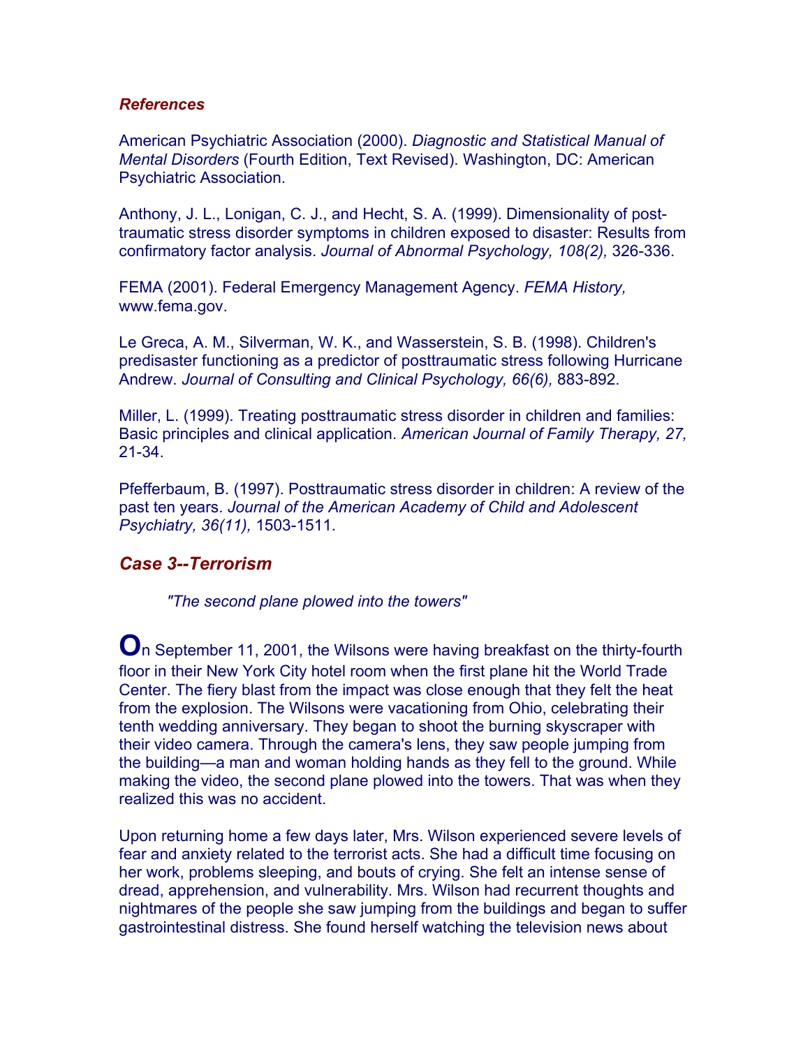### *References*

American Psychiatric Association (2000). *Diagnostic and Statistical Manual of Mental Disorders* (Fourth Edition, Text Revised). Washington, DC: American Psychiatric Association.

Anthony, J. L., Lonigan, C. J., and Hecht, S. A. (1999). Dimensionality of post-traumatic stress disorder symptoms in children exposed to disaster: Results from confirmatory factor analysis. *Journal of Abnormal Psychology, 108(2),* 326-336.

FEMA (2001). Federal Emergency Management Agency. *FEMA History,* www.fema.gov.

Le Greca, A. M., Silverman, W. K., and Wasserstein, S. B. (1998). Children's predisaster functioning as a predictor of posttraumatic stress following Hurricane Andrew. *Journal of Consulting and Clinical Psychology, 66(6),* 883-892.

Miller, L. (1999). Treating posttraumatic stress disorder in children and families: Basic principles and clinical application. *American Journal of Family Therapy, 27,* 21-34.

Pfefferbaum, B. (1997). Posttraumatic stress disorder in children: A review of the past ten years. *Journal of the American Academy of Child and Adolescent Psychiatry, 36(11),* 1503-1511.

## *Case 3--Terrorism*

> *"The second plane plowed into the towers"*

**O**n September 11, 2001, the Wilsons were having breakfast on the thirty-fourth floor in their New York City hotel room when the first plane hit the World Trade Center. The fiery blast from the impact was close enough that they felt the heat from the explosion. The Wilsons were vacationing from Ohio, celebrating their tenth wedding anniversary. They began to shoot the burning skyscraper with their video camera. Through the camera's lens, they saw people jumping from the building—a man and woman holding hands as they fell to the ground. While making the video, the second plane plowed into the towers. That was when they realized this was no accident.

Upon returning home a few days later, Mrs. Wilson experienced severe levels of fear and anxiety related to the terrorist acts. She had a difficult time focusing on her work, problems sleeping, and bouts of crying. She felt an intense sense of dread, apprehension, and vulnerability. Mrs. Wilson had recurrent thoughts and nightmares of the people she saw jumping from the buildings and began to suffer gastrointestinal distress. She found herself watching the television news about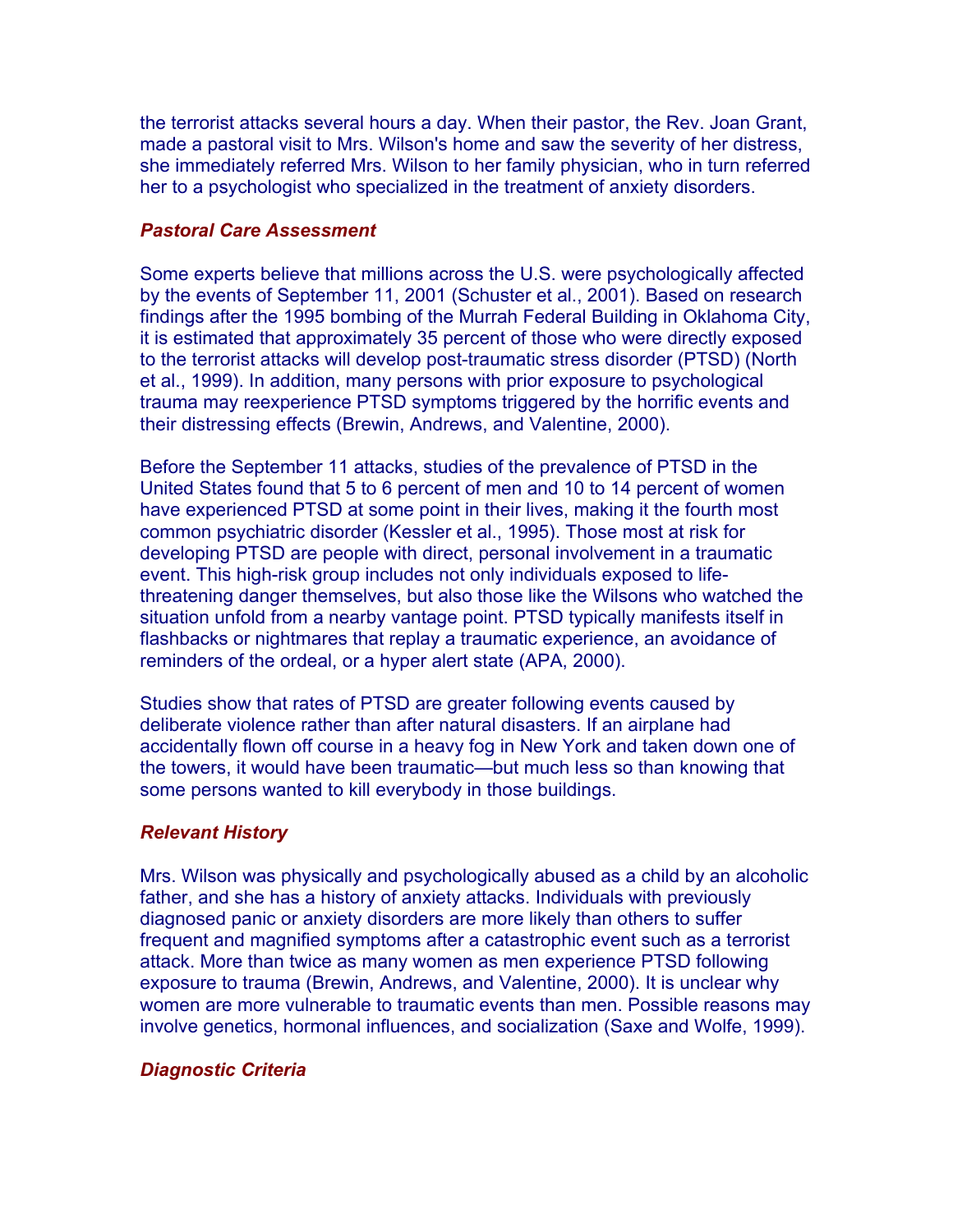the terrorist attacks several hours a day. When their pastor, the Rev. Joan Grant, made a pastoral visit to Mrs. Wilson's home and saw the severity of her distress, she immediately referred Mrs. Wilson to her family physician, who in turn referred her to a psychologist who specialized in the treatment of anxiety disorders.

### *Pastoral Care Assessment*

Some experts believe that millions across the U.S. were psychologically affected by the events of September 11, 2001 (Schuster et al., 2001). Based on research findings after the 1995 bombing of the Murrah Federal Building in Oklahoma City, it is estimated that approximately 35 percent of those who were directly exposed to the terrorist attacks will develop post-traumatic stress disorder (PTSD) (North et al., 1999). In addition, many persons with prior exposure to psychological trauma may reexperience PTSD symptoms triggered by the horrific events and their distressing effects (Brewin, Andrews, and Valentine, 2000).

Before the September 11 attacks, studies of the prevalence of PTSD in the United States found that 5 to 6 percent of men and 10 to 14 percent of women have experienced PTSD at some point in their lives, making it the fourth most common psychiatric disorder (Kessler et al., 1995). Those most at risk for developing PTSD are people with direct, personal involvement in a traumatic event. This high-risk group includes not only individuals exposed to life-threatening danger themselves, but also those like the Wilsons who watched the situation unfold from a nearby vantage point. PTSD typically manifests itself in flashbacks or nightmares that replay a traumatic experience, an avoidance of reminders of the ordeal, or a hyper alert state (APA, 2000).

Studies show that rates of PTSD are greater following events caused by deliberate violence rather than after natural disasters. If an airplane had accidentally flown off course in a heavy fog in New York and taken down one of the towers, it would have been traumatic—but much less so than knowing that some persons wanted to kill everybody in those buildings.

### *Relevant History*

Mrs. Wilson was physically and psychologically abused as a child by an alcoholic father, and she has a history of anxiety attacks. Individuals with previously diagnosed panic or anxiety disorders are more likely than others to suffer frequent and magnified symptoms after a catastrophic event such as a terrorist attack. More than twice as many women as men experience PTSD following exposure to trauma (Brewin, Andrews, and Valentine, 2000). It is unclear why women are more vulnerable to traumatic events than men. Possible reasons may involve genetics, hormonal influences, and socialization (Saxe and Wolfe, 1999).

### *Diagnostic Criteria*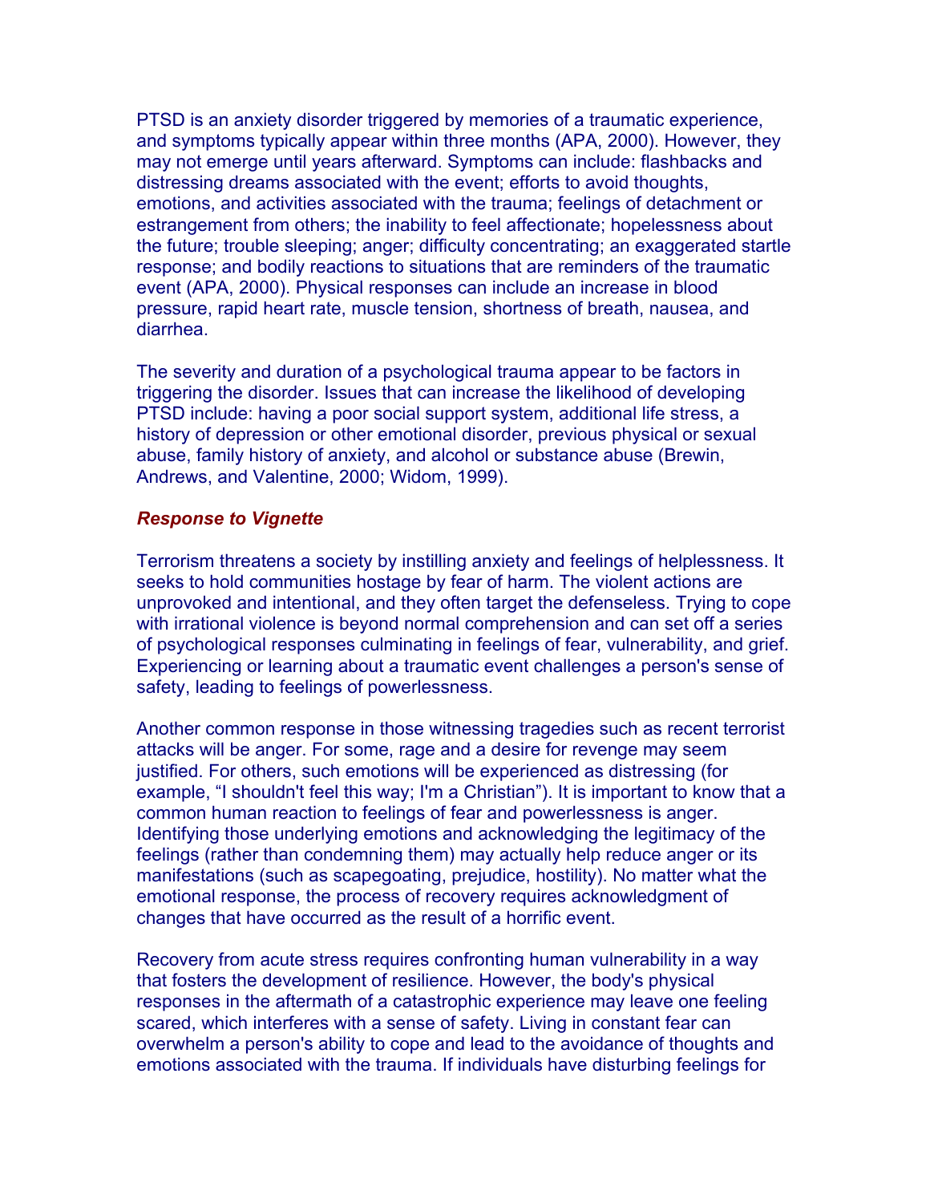PTSD is an anxiety disorder triggered by memories of a traumatic experience, and symptoms typically appear within three months (APA, 2000). However, they may not emerge until years afterward. Symptoms can include: flashbacks and distressing dreams associated with the event; efforts to avoid thoughts, emotions, and activities associated with the trauma; feelings of detachment or estrangement from others; the inability to feel affectionate; hopelessness about the future; trouble sleeping; anger; difficulty concentrating; an exaggerated startle response; and bodily reactions to situations that are reminders of the traumatic event (APA, 2000). Physical responses can include an increase in blood pressure, rapid heart rate, muscle tension, shortness of breath, nausea, and diarrhea.

The severity and duration of a psychological trauma appear to be factors in triggering the disorder. Issues that can increase the likelihood of developing PTSD include: having a poor social support system, additional life stress, a history of depression or other emotional disorder, previous physical or sexual abuse, family history of anxiety, and alcohol or substance abuse (Brewin, Andrews, and Valentine, 2000; Widom, 1999).

### ***Response to Vignette***

Terrorism threatens a society by instilling anxiety and feelings of helplessness. It seeks to hold communities hostage by fear of harm. The violent actions are unprovoked and intentional, and they often target the defenseless. Trying to cope with irrational violence is beyond normal comprehension and can set off a series of psychological responses culminating in feelings of fear, vulnerability, and grief. Experiencing or learning about a traumatic event challenges a person's sense of safety, leading to feelings of powerlessness.

Another common response in those witnessing tragedies such as recent terrorist attacks will be anger. For some, rage and a desire for revenge may seem justified. For others, such emotions will be experienced as distressing (for example, "I shouldn't feel this way; I'm a Christian"). It is important to know that a common human reaction to feelings of fear and powerlessness is anger. Identifying those underlying emotions and acknowledging the legitimacy of the feelings (rather than condemning them) may actually help reduce anger or its manifestations (such as scapegoating, prejudice, hostility). No matter what the emotional response, the process of recovery requires acknowledgment of changes that have occurred as the result of a horrific event.

Recovery from acute stress requires confronting human vulnerability in a way that fosters the development of resilience. However, the body's physical responses in the aftermath of a catastrophic experience may leave one feeling scared, which interferes with a sense of safety. Living in constant fear can overwhelm a person's ability to cope and lead to the avoidance of thoughts and emotions associated with the trauma. If individuals have disturbing feelings for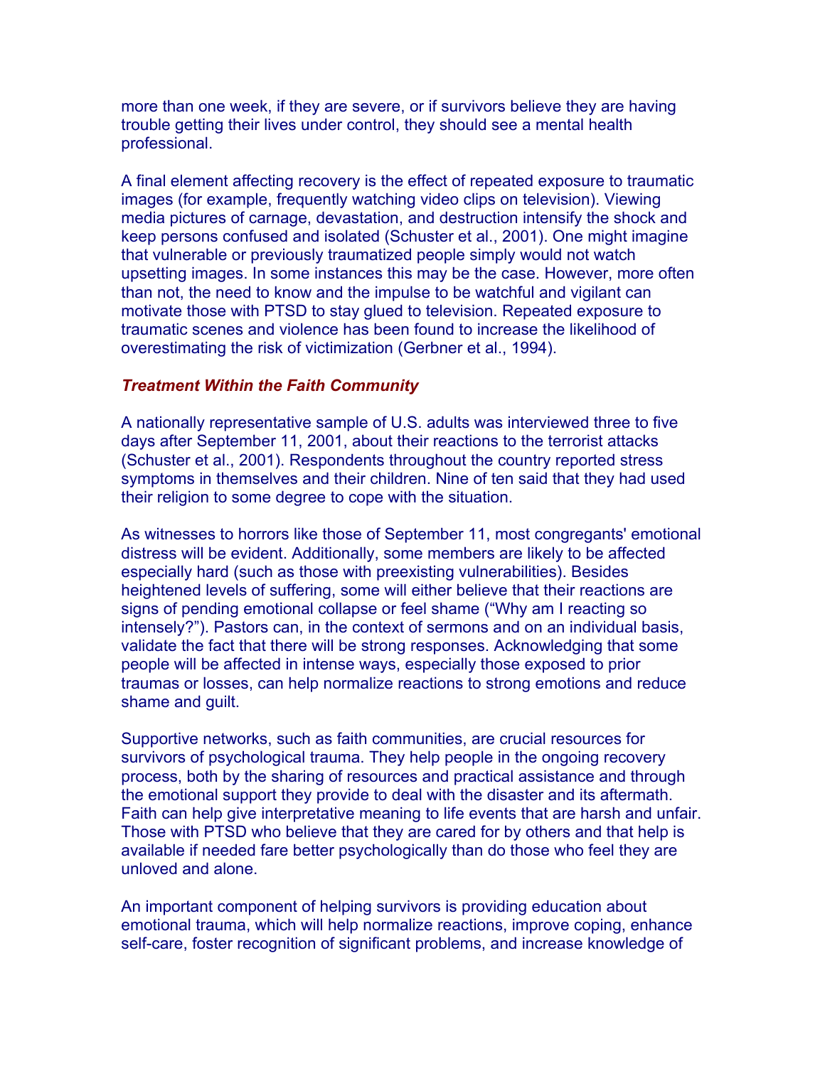more than one week, if they are severe, or if survivors believe they are having trouble getting their lives under control, they should see a mental health professional.

A final element affecting recovery is the effect of repeated exposure to traumatic images (for example, frequently watching video clips on television). Viewing media pictures of carnage, devastation, and destruction intensify the shock and keep persons confused and isolated (Schuster et al., 2001). One might imagine that vulnerable or previously traumatized people simply would not watch upsetting images. In some instances this may be the case. However, more often than not, the need to know and the impulse to be watchful and vigilant can motivate those with PTSD to stay glued to television. Repeated exposure to traumatic scenes and violence has been found to increase the likelihood of overestimating the risk of victimization (Gerbner et al., 1994).

### *Treatment Within the Faith Community*

A nationally representative sample of U.S. adults was interviewed three to five days after September 11, 2001, about their reactions to the terrorist attacks (Schuster et al., 2001). Respondents throughout the country reported stress symptoms in themselves and their children. Nine of ten said that they had used their religion to some degree to cope with the situation.

As witnesses to horrors like those of September 11, most congregants' emotional distress will be evident. Additionally, some members are likely to be affected especially hard (such as those with preexisting vulnerabilities). Besides heightened levels of suffering, some will either believe that their reactions are signs of pending emotional collapse or feel shame ("Why am I reacting so intensely?"). Pastors can, in the context of sermons and on an individual basis, validate the fact that there will be strong responses. Acknowledging that some people will be affected in intense ways, especially those exposed to prior traumas or losses, can help normalize reactions to strong emotions and reduce shame and guilt.

Supportive networks, such as faith communities, are crucial resources for survivors of psychological trauma. They help people in the ongoing recovery process, both by the sharing of resources and practical assistance and through the emotional support they provide to deal with the disaster and its aftermath. Faith can help give interpretative meaning to life events that are harsh and unfair. Those with PTSD who believe that they are cared for by others and that help is available if needed fare better psychologically than do those who feel they are unloved and alone.

An important component of helping survivors is providing education about emotional trauma, which will help normalize reactions, improve coping, enhance self-care, foster recognition of significant problems, and increase knowledge of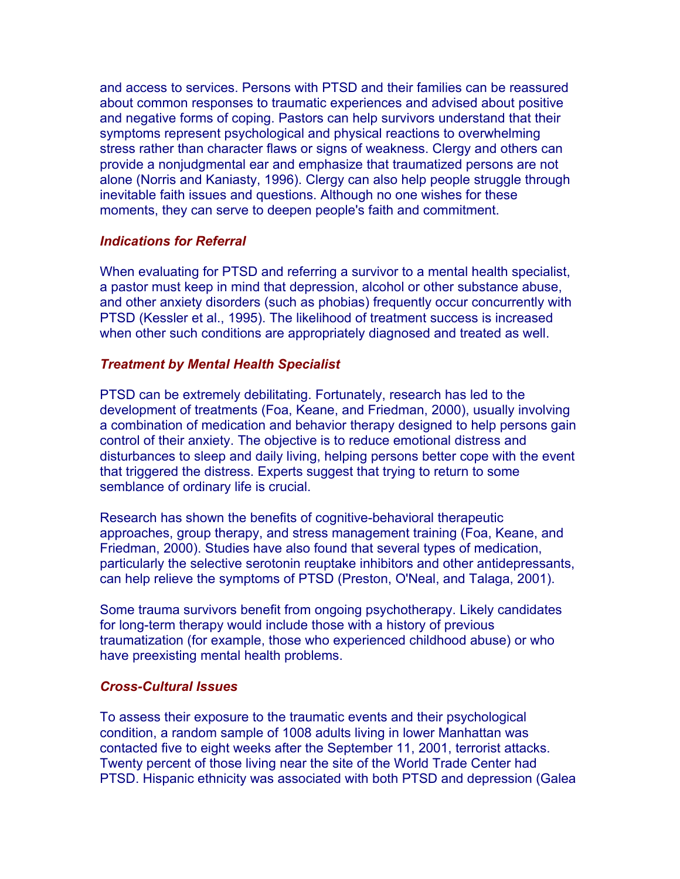and access to services. Persons with PTSD and their families can be reassured about common responses to traumatic experiences and advised about positive and negative forms of coping. Pastors can help survivors understand that their symptoms represent psychological and physical reactions to overwhelming stress rather than character flaws or signs of weakness. Clergy and others can provide a nonjudgmental ear and emphasize that traumatized persons are not alone (Norris and Kaniasty, 1996). Clergy can also help people struggle through inevitable faith issues and questions. Although no one wishes for these moments, they can serve to deepen people's faith and commitment.

### *Indications for Referral*

When evaluating for PTSD and referring a survivor to a mental health specialist, a pastor must keep in mind that depression, alcohol or other substance abuse, and other anxiety disorders (such as phobias) frequently occur concurrently with PTSD (Kessler et al., 1995). The likelihood of treatment success is increased when other such conditions are appropriately diagnosed and treated as well.

### *Treatment by Mental Health Specialist*

PTSD can be extremely debilitating. Fortunately, research has led to the development of treatments (Foa, Keane, and Friedman, 2000), usually involving a combination of medication and behavior therapy designed to help persons gain control of their anxiety. The objective is to reduce emotional distress and disturbances to sleep and daily living, helping persons better cope with the event that triggered the distress. Experts suggest that trying to return to some semblance of ordinary life is crucial.

Research has shown the benefits of cognitive-behavioral therapeutic approaches, group therapy, and stress management training (Foa, Keane, and Friedman, 2000). Studies have also found that several types of medication, particularly the selective serotonin reuptake inhibitors and other antidepressants, can help relieve the symptoms of PTSD (Preston, O'Neal, and Talaga, 2001).

Some trauma survivors benefit from ongoing psychotherapy. Likely candidates for long-term therapy would include those with a history of previous traumatization (for example, those who experienced childhood abuse) or who have preexisting mental health problems.

### *Cross-Cultural Issues*

To assess their exposure to the traumatic events and their psychological condition, a random sample of 1008 adults living in lower Manhattan was contacted five to eight weeks after the September 11, 2001, terrorist attacks. Twenty percent of those living near the site of the World Trade Center had PTSD. Hispanic ethnicity was associated with both PTSD and depression (Galea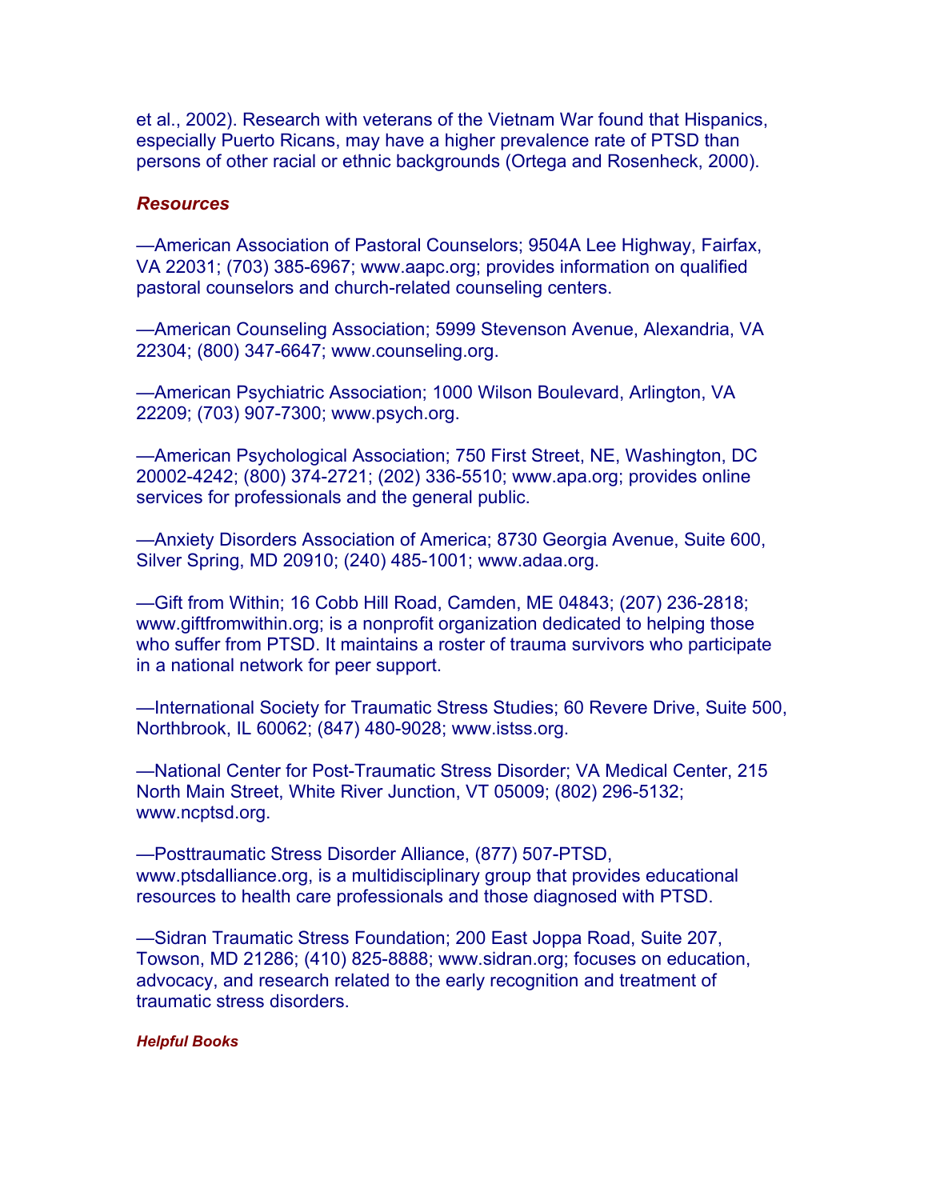et al., 2002). Research with veterans of the Vietnam War found that Hispanics, especially Puerto Ricans, may have a higher prevalence rate of PTSD than persons of other racial or ethnic backgrounds (Ortega and Rosenheck, 2000).

### *Resources*

—American Association of Pastoral Counselors; 9504A Lee Highway, Fairfax, VA 22031; (703) 385-6967; www.aapc.org; provides information on qualified pastoral counselors and church-related counseling centers.

—American Counseling Association; 5999 Stevenson Avenue, Alexandria, VA 22304; (800) 347-6647; www.counseling.org.

—American Psychiatric Association; 1000 Wilson Boulevard, Arlington, VA 22209; (703) 907-7300; www.psych.org.

—American Psychological Association; 750 First Street, NE, Washington, DC 20002-4242; (800) 374-2721; (202) 336-5510; www.apa.org; provides online services for professionals and the general public.

—Anxiety Disorders Association of America; 8730 Georgia Avenue, Suite 600, Silver Spring, MD 20910; (240) 485-1001; www.adaa.org.

—Gift from Within; 16 Cobb Hill Road, Camden, ME 04843; (207) 236-2818; www.giftfromwithin.org; is a nonprofit organization dedicated to helping those who suffer from PTSD. It maintains a roster of trauma survivors who participate in a national network for peer support.

—International Society for Traumatic Stress Studies; 60 Revere Drive, Suite 500, Northbrook, IL 60062; (847) 480-9028; www.istss.org.

—National Center for Post-Traumatic Stress Disorder; VA Medical Center, 215 North Main Street, White River Junction, VT 05009; (802) 296-5132; www.ncptsd.org.

—Posttraumatic Stress Disorder Alliance, (877) 507-PTSD, www.ptsdalliance.org, is a multidisciplinary group that provides educational resources to health care professionals and those diagnosed with PTSD.

—Sidran Traumatic Stress Foundation; 200 East Joppa Road, Suite 207, Towson, MD 21286; (410) 825-8888; www.sidran.org; focuses on education, advocacy, and research related to the early recognition and treatment of traumatic stress disorders.

#### *Helpful Books*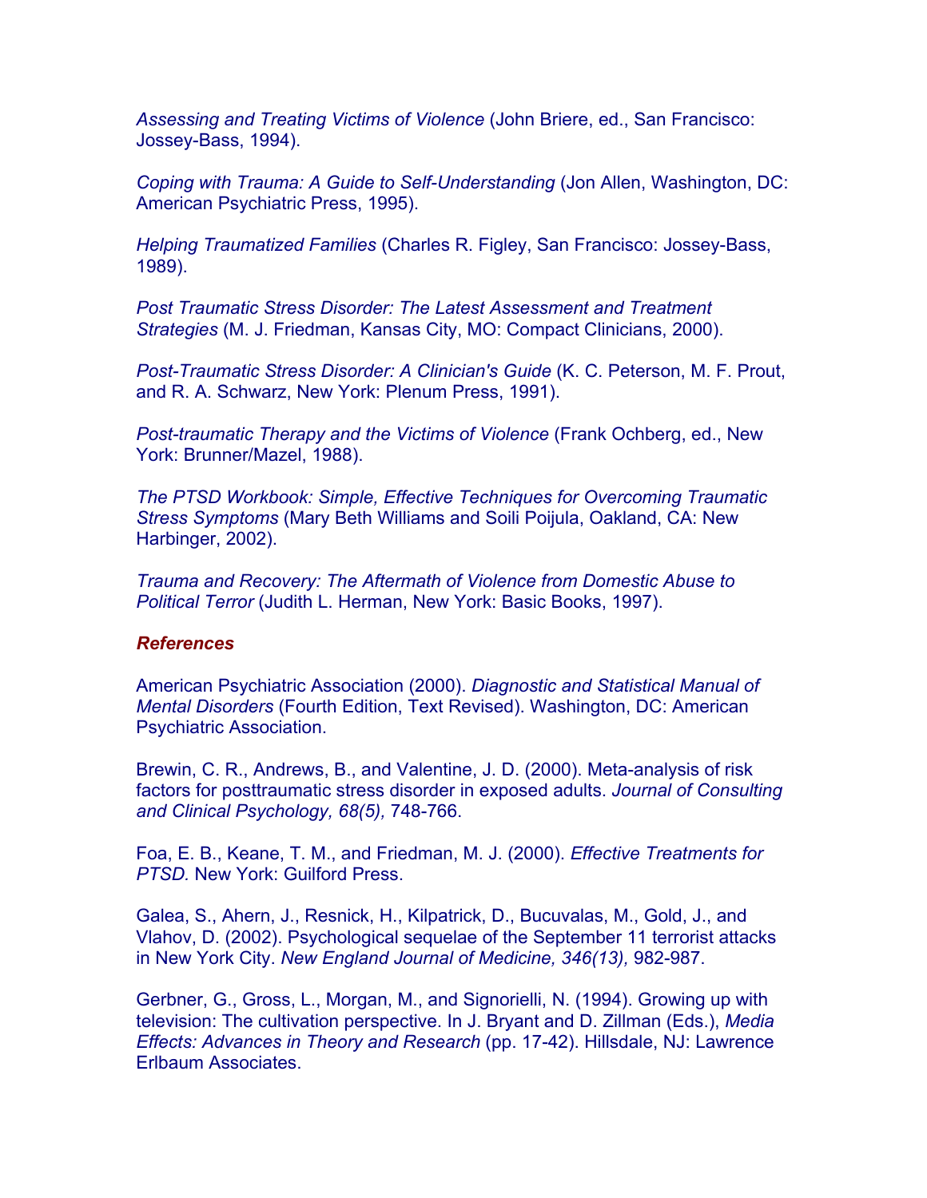*Assessing and Treating Victims of Violence* (John Briere, ed., San Francisco: Jossey-Bass, 1994).

*Coping with Trauma: A Guide to Self-Understanding* (Jon Allen, Washington, DC: American Psychiatric Press, 1995).

*Helping Traumatized Families* (Charles R. Figley, San Francisco: Jossey-Bass, 1989).

*Post Traumatic Stress Disorder: The Latest Assessment and Treatment Strategies* (M. J. Friedman, Kansas City, MO: Compact Clinicians, 2000).

*Post-Traumatic Stress Disorder: A Clinician's Guide* (K. C. Peterson, M. F. Prout, and R. A. Schwarz, New York: Plenum Press, 1991).

*Post-traumatic Therapy and the Victims of Violence* (Frank Ochberg, ed., New York: Brunner/Mazel, 1988).

*The PTSD Workbook: Simple, Effective Techniques for Overcoming Traumatic Stress Symptoms* (Mary Beth Williams and Soili Poijula, Oakland, CA: New Harbinger, 2002).

*Trauma and Recovery: The Aftermath of Violence from Domestic Abuse to Political Terror* (Judith L. Herman, New York: Basic Books, 1997).

### *References*

American Psychiatric Association (2000). *Diagnostic and Statistical Manual of Mental Disorders* (Fourth Edition, Text Revised). Washington, DC: American Psychiatric Association.

Brewin, C. R., Andrews, B., and Valentine, J. D. (2000). Meta-analysis of risk factors for posttraumatic stress disorder in exposed adults. *Journal of Consulting and Clinical Psychology, 68(5),* 748-766.

Foa, E. B., Keane, T. M., and Friedman, M. J. (2000). *Effective Treatments for PTSD.* New York: Guilford Press.

Galea, S., Ahern, J., Resnick, H., Kilpatrick, D., Bucuvalas, M., Gold, J., and Vlahov, D. (2002). Psychological sequelae of the September 11 terrorist attacks in New York City. *New England Journal of Medicine, 346(13),* 982-987.

Gerbner, G., Gross, L., Morgan, M., and Signorielli, N. (1994). Growing up with television: The cultivation perspective. In J. Bryant and D. Zillman (Eds.), *Media Effects: Advances in Theory and Research* (pp. 17-42). Hillsdale, NJ: Lawrence Erlbaum Associates.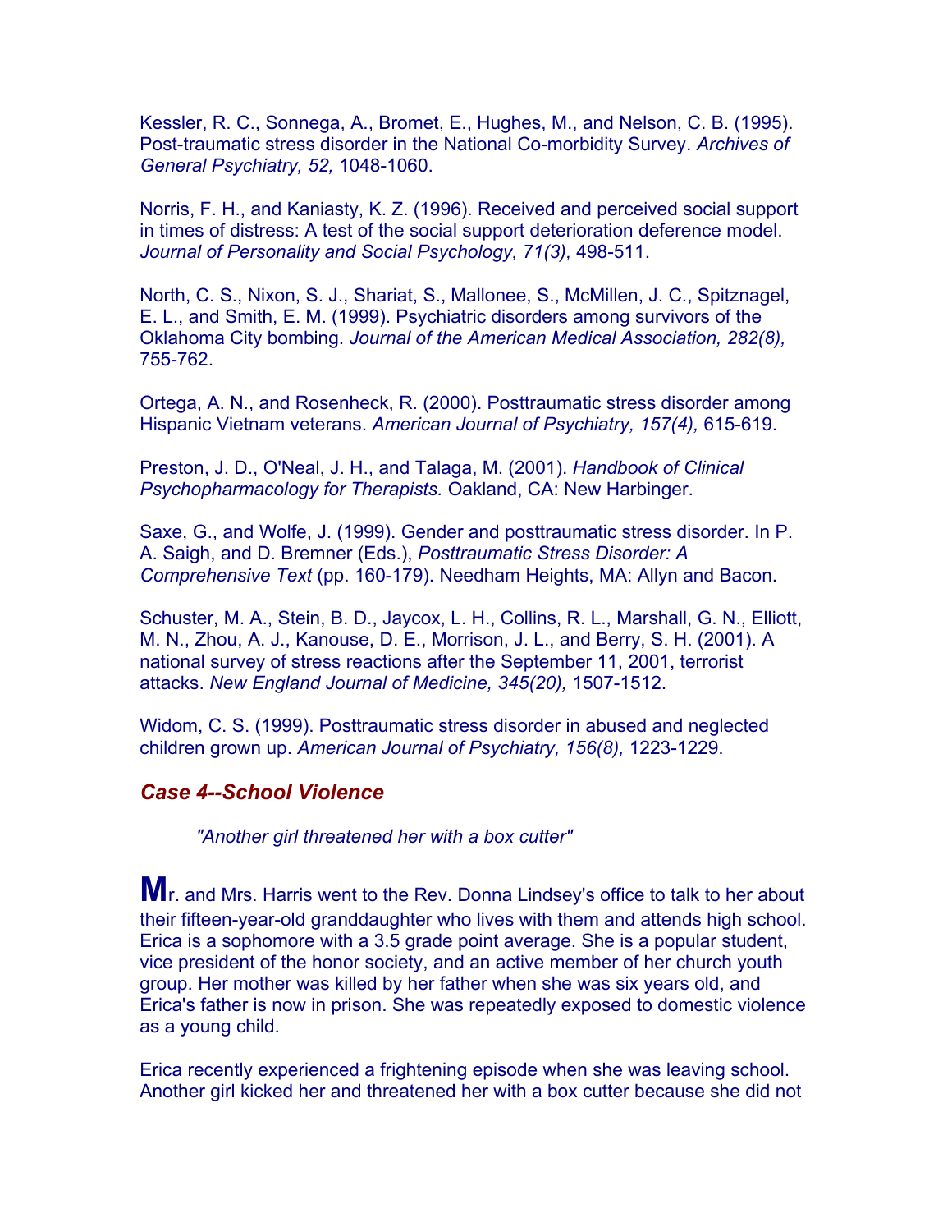Kessler, R. C., Sonnega, A., Bromet, E., Hughes, M., and Nelson, C. B. (1995). Post-traumatic stress disorder in the National Co-morbidity Survey. *Archives of General Psychiatry, 52,* 1048-1060.

Norris, F. H., and Kaniasty, K. Z. (1996). Received and perceived social support in times of distress: A test of the social support deterioration deference model. *Journal of Personality and Social Psychology, 71(3),* 498-511.

North, C. S., Nixon, S. J., Shariat, S., Mallonee, S., McMillen, J. C., Spitznagel, E. L., and Smith, E. M. (1999). Psychiatric disorders among survivors of the Oklahoma City bombing. *Journal of the American Medical Association, 282(8),* 755-762.

Ortega, A. N., and Rosenheck, R. (2000). Posttraumatic stress disorder among Hispanic Vietnam veterans. *American Journal of Psychiatry, 157(4),* 615-619.

Preston, J. D., O'Neal, J. H., and Talaga, M. (2001). *Handbook of Clinical Psychopharmacology for Therapists.* Oakland, CA: New Harbinger.

Saxe, G., and Wolfe, J. (1999). Gender and posttraumatic stress disorder. In P. A. Saigh, and D. Bremner (Eds.), *Posttraumatic Stress Disorder: A Comprehensive Text* (pp. 160-179). Needham Heights, MA: Allyn and Bacon.

Schuster, M. A., Stein, B. D., Jaycox, L. H., Collins, R. L., Marshall, G. N., Elliott, M. N., Zhou, A. J., Kanouse, D. E., Morrison, J. L., and Berry, S. H. (2001). A national survey of stress reactions after the September 11, 2001, terrorist attacks. *New England Journal of Medicine, 345(20),* 1507-1512.

Widom, C. S. (1999). Posttraumatic stress disorder in abused and neglected children grown up. *American Journal of Psychiatry, 156(8),* 1223-1229.

## *Case 4--School Violence*

*"Another girl threatened her with a box cutter"*

**M**r. and Mrs. Harris went to the Rev. Donna Lindsey's office to talk to her about their fifteen-year-old granddaughter who lives with them and attends high school. Erica is a sophomore with a 3.5 grade point average. She is a popular student, vice president of the honor society, and an active member of her church youth group. Her mother was killed by her father when she was six years old, and Erica's father is now in prison. She was repeatedly exposed to domestic violence as a young child.

Erica recently experienced a frightening episode when she was leaving school. Another girl kicked her and threatened her with a box cutter because she did not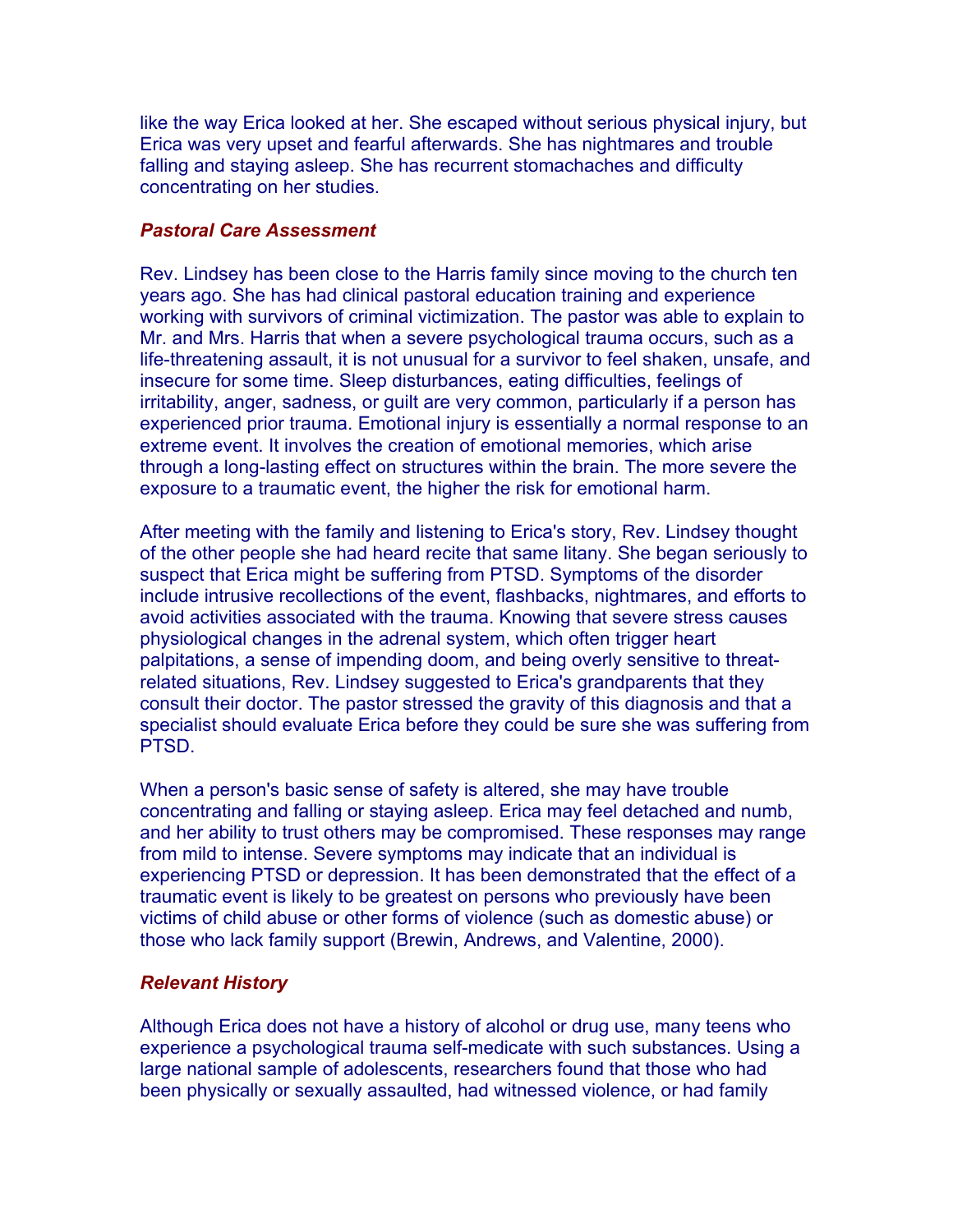like the way Erica looked at her. She escaped without serious physical injury, but Erica was very upset and fearful afterwards. She has nightmares and trouble falling and staying asleep. She has recurrent stomachaches and difficulty concentrating on her studies.

### *Pastoral Care Assessment*

Rev. Lindsey has been close to the Harris family since moving to the church ten years ago. She has had clinical pastoral education training and experience working with survivors of criminal victimization. The pastor was able to explain to Mr. and Mrs. Harris that when a severe psychological trauma occurs, such as a life-threatening assault, it is not unusual for a survivor to feel shaken, unsafe, and insecure for some time. Sleep disturbances, eating difficulties, feelings of irritability, anger, sadness, or guilt are very common, particularly if a person has experienced prior trauma. Emotional injury is essentially a normal response to an extreme event. It involves the creation of emotional memories, which arise through a long-lasting effect on structures within the brain. The more severe the exposure to a traumatic event, the higher the risk for emotional harm.

After meeting with the family and listening to Erica's story, Rev. Lindsey thought of the other people she had heard recite that same litany. She began seriously to suspect that Erica might be suffering from PTSD. Symptoms of the disorder include intrusive recollections of the event, flashbacks, nightmares, and efforts to avoid activities associated with the trauma. Knowing that severe stress causes physiological changes in the adrenal system, which often trigger heart palpitations, a sense of impending doom, and being overly sensitive to threat-related situations, Rev. Lindsey suggested to Erica's grandparents that they consult their doctor. The pastor stressed the gravity of this diagnosis and that a specialist should evaluate Erica before they could be sure she was suffering from PTSD.

When a person's basic sense of safety is altered, she may have trouble concentrating and falling or staying asleep. Erica may feel detached and numb, and her ability to trust others may be compromised. These responses may range from mild to intense. Severe symptoms may indicate that an individual is experiencing PTSD or depression. It has been demonstrated that the effect of a traumatic event is likely to be greatest on persons who previously have been victims of child abuse or other forms of violence (such as domestic abuse) or those who lack family support (Brewin, Andrews, and Valentine, 2000).

### *Relevant History*

Although Erica does not have a history of alcohol or drug use, many teens who experience a psychological trauma self-medicate with such substances. Using a large national sample of adolescents, researchers found that those who had been physically or sexually assaulted, had witnessed violence, or had family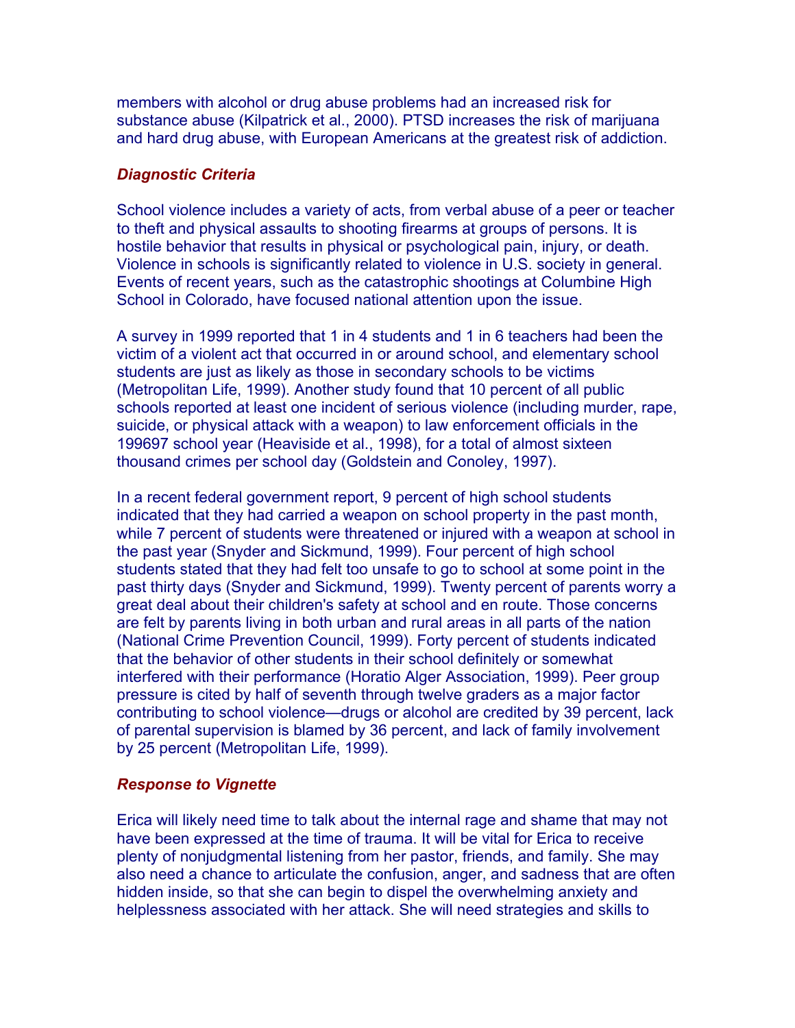members with alcohol or drug abuse problems had an increased risk for substance abuse (Kilpatrick et al., 2000). PTSD increases the risk of marijuana and hard drug abuse, with European Americans at the greatest risk of addiction.

### *Diagnostic Criteria*

School violence includes a variety of acts, from verbal abuse of a peer or teacher to theft and physical assaults to shooting firearms at groups of persons. It is hostile behavior that results in physical or psychological pain, injury, or death. Violence in schools is significantly related to violence in U.S. society in general. Events of recent years, such as the catastrophic shootings at Columbine High School in Colorado, have focused national attention upon the issue.

A survey in 1999 reported that 1 in 4 students and 1 in 6 teachers had been the victim of a violent act that occurred in or around school, and elementary school students are just as likely as those in secondary schools to be victims (Metropolitan Life, 1999). Another study found that 10 percent of all public schools reported at least one incident of serious violence (including murder, rape, suicide, or physical attack with a weapon) to law enforcement officials in the 199697 school year (Heaviside et al., 1998), for a total of almost sixteen thousand crimes per school day (Goldstein and Conoley, 1997).

In a recent federal government report, 9 percent of high school students indicated that they had carried a weapon on school property in the past month, while 7 percent of students were threatened or injured with a weapon at school in the past year (Snyder and Sickmund, 1999). Four percent of high school students stated that they had felt too unsafe to go to school at some point in the past thirty days (Snyder and Sickmund, 1999). Twenty percent of parents worry a great deal about their children's safety at school and en route. Those concerns are felt by parents living in both urban and rural areas in all parts of the nation (National Crime Prevention Council, 1999). Forty percent of students indicated that the behavior of other students in their school definitely or somewhat interfered with their performance (Horatio Alger Association, 1999). Peer group pressure is cited by half of seventh through twelve graders as a major factor contributing to school violence—drugs or alcohol are credited by 39 percent, lack of parental supervision is blamed by 36 percent, and lack of family involvement by 25 percent (Metropolitan Life, 1999).

### *Response to Vignette*

Erica will likely need time to talk about the internal rage and shame that may not have been expressed at the time of trauma. It will be vital for Erica to receive plenty of nonjudgmental listening from her pastor, friends, and family. She may also need a chance to articulate the confusion, anger, and sadness that are often hidden inside, so that she can begin to dispel the overwhelming anxiety and helplessness associated with her attack. She will need strategies and skills to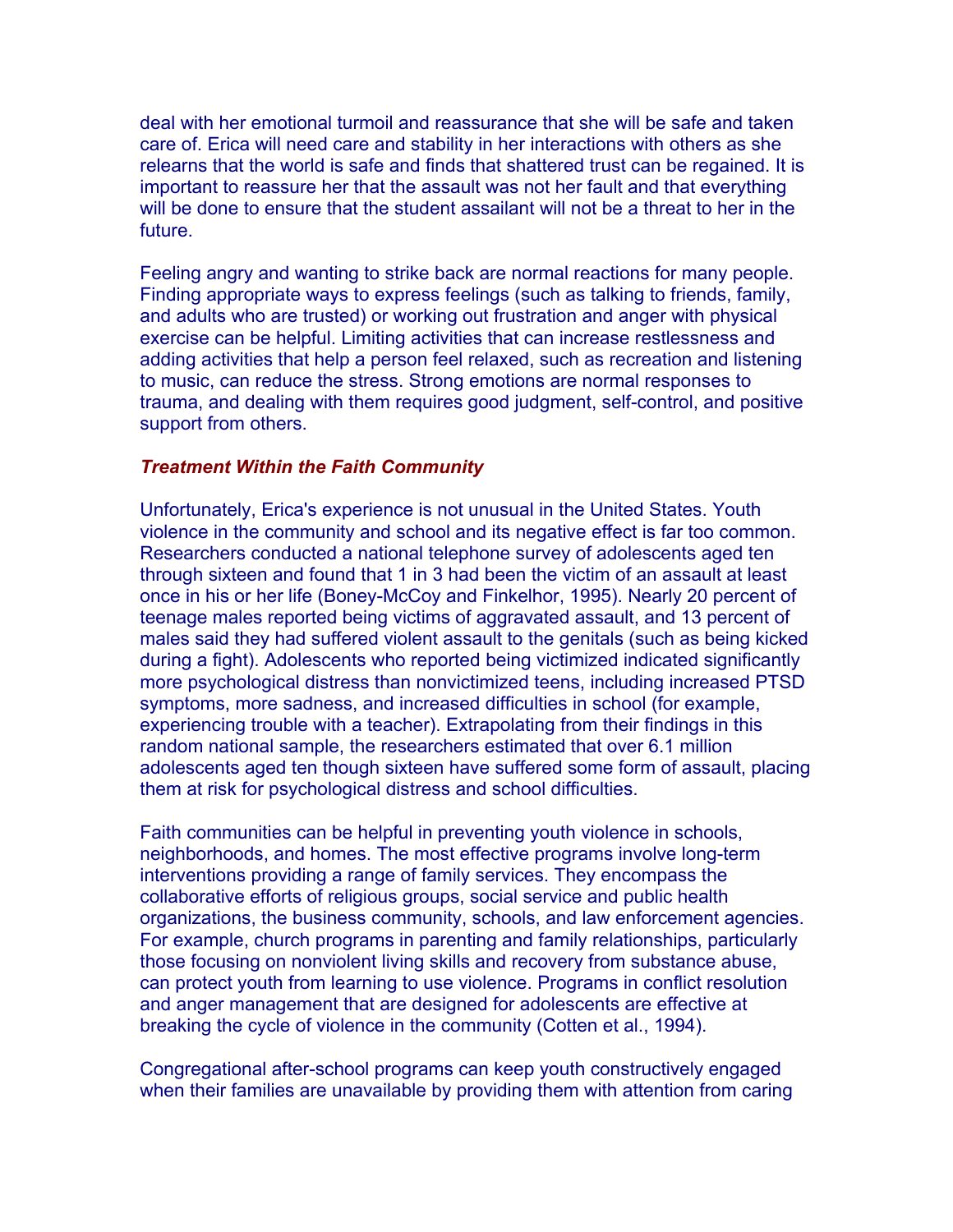deal with her emotional turmoil and reassurance that she will be safe and taken care of. Erica will need care and stability in her interactions with others as she relearns that the world is safe and finds that shattered trust can be regained. It is important to reassure her that the assault was not her fault and that everything will be done to ensure that the student assailant will not be a threat to her in the future.

Feeling angry and wanting to strike back are normal reactions for many people. Finding appropriate ways to express feelings (such as talking to friends, family, and adults who are trusted) or working out frustration and anger with physical exercise can be helpful. Limiting activities that can increase restlessness and adding activities that help a person feel relaxed, such as recreation and listening to music, can reduce the stress. Strong emotions are normal responses to trauma, and dealing with them requires good judgment, self-control, and positive support from others.

### *Treatment Within the Faith Community*

Unfortunately, Erica's experience is not unusual in the United States. Youth violence in the community and school and its negative effect is far too common. Researchers conducted a national telephone survey of adolescents aged ten through sixteen and found that 1 in 3 had been the victim of an assault at least once in his or her life (Boney-McCoy and Finkelhor, 1995). Nearly 20 percent of teenage males reported being victims of aggravated assault, and 13 percent of males said they had suffered violent assault to the genitals (such as being kicked during a fight). Adolescents who reported being victimized indicated significantly more psychological distress than nonvictimized teens, including increased PTSD symptoms, more sadness, and increased difficulties in school (for example, experiencing trouble with a teacher). Extrapolating from their findings in this random national sample, the researchers estimated that over 6.1 million adolescents aged ten though sixteen have suffered some form of assault, placing them at risk for psychological distress and school difficulties.

Faith communities can be helpful in preventing youth violence in schools, neighborhoods, and homes. The most effective programs involve long-term interventions providing a range of family services. They encompass the collaborative efforts of religious groups, social service and public health organizations, the business community, schools, and law enforcement agencies. For example, church programs in parenting and family relationships, particularly those focusing on nonviolent living skills and recovery from substance abuse, can protect youth from learning to use violence. Programs in conflict resolution and anger management that are designed for adolescents are effective at breaking the cycle of violence in the community (Cotten et al., 1994).

Congregational after-school programs can keep youth constructively engaged when their families are unavailable by providing them with attention from caring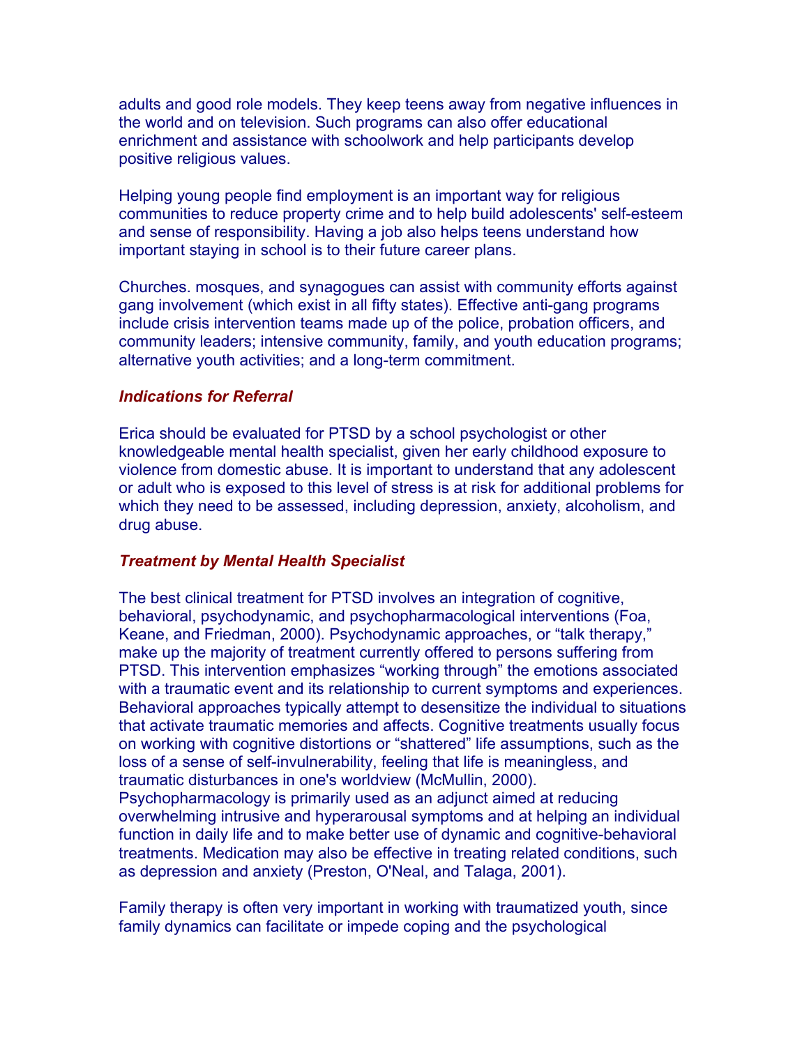adults and good role models. They keep teens away from negative influences in the world and on television. Such programs can also offer educational enrichment and assistance with schoolwork and help participants develop positive religious values.

Helping young people find employment is an important way for religious communities to reduce property crime and to help build adolescents' self-esteem and sense of responsibility. Having a job also helps teens understand how important staying in school is to their future career plans.

Churches. mosques, and synagogues can assist with community efforts against gang involvement (which exist in all fifty states). Effective anti-gang programs include crisis intervention teams made up of the police, probation officers, and community leaders; intensive community, family, and youth education programs; alternative youth activities; and a long-term commitment.

### *Indications for Referral*

Erica should be evaluated for PTSD by a school psychologist or other knowledgeable mental health specialist, given her early childhood exposure to violence from domestic abuse. It is important to understand that any adolescent or adult who is exposed to this level of stress is at risk for additional problems for which they need to be assessed, including depression, anxiety, alcoholism, and drug abuse.

### *Treatment by Mental Health Specialist*

The best clinical treatment for PTSD involves an integration of cognitive, behavioral, psychodynamic, and psychopharmacological interventions (Foa, Keane, and Friedman, 2000). Psychodynamic approaches, or "talk therapy," make up the majority of treatment currently offered to persons suffering from PTSD. This intervention emphasizes "working through" the emotions associated with a traumatic event and its relationship to current symptoms and experiences. Behavioral approaches typically attempt to desensitize the individual to situations that activate traumatic memories and affects. Cognitive treatments usually focus on working with cognitive distortions or "shattered" life assumptions, such as the loss of a sense of self-invulnerability, feeling that life is meaningless, and traumatic disturbances in one's worldview (McMullin, 2000). Psychopharmacology is primarily used as an adjunct aimed at reducing overwhelming intrusive and hyperarousal symptoms and at helping an individual function in daily life and to make better use of dynamic and cognitive-behavioral treatments. Medication may also be effective in treating related conditions, such as depression and anxiety (Preston, O'Neal, and Talaga, 2001).

Family therapy is often very important in working with traumatized youth, since family dynamics can facilitate or impede coping and the psychological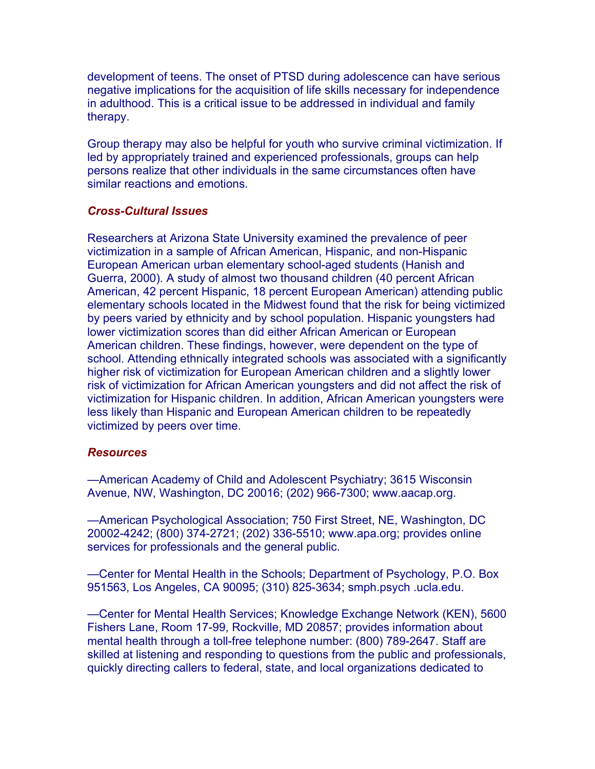development of teens. The onset of PTSD during adolescence can have serious negative implications for the acquisition of life skills necessary for independence in adulthood. This is a critical issue to be addressed in individual and family therapy.

Group therapy may also be helpful for youth who survive criminal victimization. If led by appropriately trained and experienced professionals, groups can help persons realize that other individuals in the same circumstances often have similar reactions and emotions.

### *Cross-Cultural Issues*

Researchers at Arizona State University examined the prevalence of peer victimization in a sample of African American, Hispanic, and non-Hispanic European American urban elementary school-aged students (Hanish and Guerra, 2000). A study of almost two thousand children (40 percent African American, 42 percent Hispanic, 18 percent European American) attending public elementary schools located in the Midwest found that the risk for being victimized by peers varied by ethnicity and by school population. Hispanic youngsters had lower victimization scores than did either African American or European American children. These findings, however, were dependent on the type of school. Attending ethnically integrated schools was associated with a significantly higher risk of victimization for European American children and a slightly lower risk of victimization for African American youngsters and did not affect the risk of victimization for Hispanic children. In addition, African American youngsters were less likely than Hispanic and European American children to be repeatedly victimized by peers over time.

### *Resources*

—American Academy of Child and Adolescent Psychiatry; 3615 Wisconsin Avenue, NW, Washington, DC 20016; (202) 966-7300; www.aacap.org.

—American Psychological Association; 750 First Street, NE, Washington, DC 20002-4242; (800) 374-2721; (202) 336-5510; www.apa.org; provides online services for professionals and the general public.

—Center for Mental Health in the Schools; Department of Psychology, P.O. Box 951563, Los Angeles, CA 90095; (310) 825-3634; smph.psych .ucla.edu.

—Center for Mental Health Services; Knowledge Exchange Network (KEN), 5600 Fishers Lane, Room 17-99, Rockville, MD 20857; provides information about mental health through a toll-free telephone number: (800) 789-2647. Staff are skilled at listening and responding to questions from the public and professionals, quickly directing callers to federal, state, and local organizations dedicated to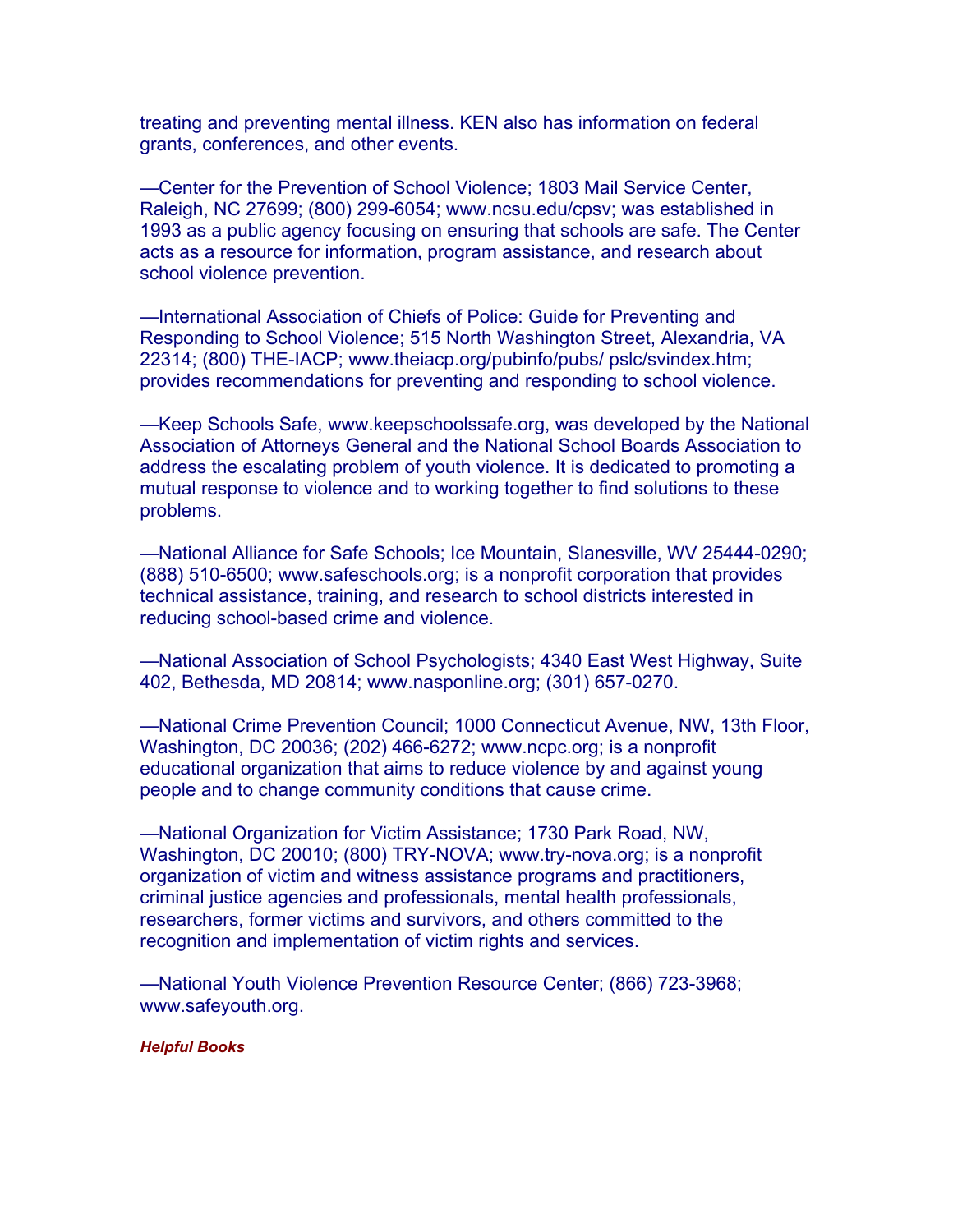treating and preventing mental illness. KEN also has information on federal grants, conferences, and other events.

—Center for the Prevention of School Violence; 1803 Mail Service Center, Raleigh, NC 27699; (800) 299-6054; www.ncsu.edu/cpsv; was established in 1993 as a public agency focusing on ensuring that schools are safe. The Center acts as a resource for information, program assistance, and research about school violence prevention.

—International Association of Chiefs of Police: Guide for Preventing and Responding to School Violence; 515 North Washington Street, Alexandria, VA 22314; (800) THE-IACP; www.theiacp.org/pubinfo/pubs/ pslc/svindex.htm; provides recommendations for preventing and responding to school violence.

—Keep Schools Safe, www.keepschoolssafe.org, was developed by the National Association of Attorneys General and the National School Boards Association to address the escalating problem of youth violence. It is dedicated to promoting a mutual response to violence and to working together to find solutions to these problems.

—National Alliance for Safe Schools; Ice Mountain, Slanesville, WV 25444-0290; (888) 510-6500; www.safeschools.org; is a nonprofit corporation that provides technical assistance, training, and research to school districts interested in reducing school-based crime and violence.

—National Association of School Psychologists; 4340 East West Highway, Suite 402, Bethesda, MD 20814; www.nasponline.org; (301) 657-0270.

—National Crime Prevention Council; 1000 Connecticut Avenue, NW, 13th Floor, Washington, DC 20036; (202) 466-6272; www.ncpc.org; is a nonprofit educational organization that aims to reduce violence by and against young people and to change community conditions that cause crime.

—National Organization for Victim Assistance; 1730 Park Road, NW, Washington, DC 20010; (800) TRY-NOVA; www.try-nova.org; is a nonprofit organization of victim and witness assistance programs and practitioners, criminal justice agencies and professionals, mental health professionals, researchers, former victims and survivors, and others committed to the recognition and implementation of victim rights and services.

—National Youth Violence Prevention Resource Center; (866) 723-3968; www.safeyouth.org.

***Helpful Books***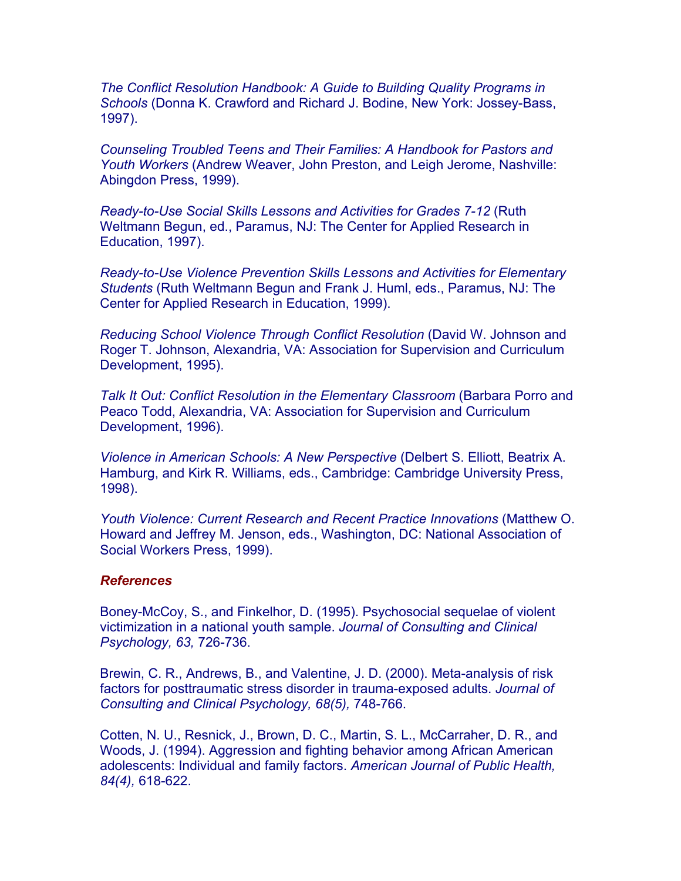*The Conflict Resolution Handbook: A Guide to Building Quality Programs in Schools* (Donna K. Crawford and Richard J. Bodine, New York: Jossey-Bass, 1997).

*Counseling Troubled Teens and Their Families: A Handbook for Pastors and Youth Workers* (Andrew Weaver, John Preston, and Leigh Jerome, Nashville: Abingdon Press, 1999).

*Ready-to-Use Social Skills Lessons and Activities for Grades 7-12* (Ruth Weltmann Begun, ed., Paramus, NJ: The Center for Applied Research in Education, 1997).

*Ready-to-Use Violence Prevention Skills Lessons and Activities for Elementary Students* (Ruth Weltmann Begun and Frank J. Huml, eds., Paramus, NJ: The Center for Applied Research in Education, 1999).

*Reducing School Violence Through Conflict Resolution* (David W. Johnson and Roger T. Johnson, Alexandria, VA: Association for Supervision and Curriculum Development, 1995).

*Talk It Out: Conflict Resolution in the Elementary Classroom* (Barbara Porro and Peaco Todd, Alexandria, VA: Association for Supervision and Curriculum Development, 1996).

*Violence in American Schools: A New Perspective* (Delbert S. Elliott, Beatrix A. Hamburg, and Kirk R. Williams, eds., Cambridge: Cambridge University Press, 1998).

*Youth Violence: Current Research and Recent Practice Innovations* (Matthew O. Howard and Jeffrey M. Jenson, eds., Washington, DC: National Association of Social Workers Press, 1999).

### *References*

Boney-McCoy, S., and Finkelhor, D. (1995). Psychosocial sequelae of violent victimization in a national youth sample. *Journal of Consulting and Clinical Psychology, 63,* 726-736.

Brewin, C. R., Andrews, B., and Valentine, J. D. (2000). Meta-analysis of risk factors for posttraumatic stress disorder in trauma-exposed adults. *Journal of Consulting and Clinical Psychology, 68(5),* 748-766.

Cotten, N. U., Resnick, J., Brown, D. C., Martin, S. L., McCarraher, D. R., and Woods, J. (1994). Aggression and fighting behavior among African American adolescents: Individual and family factors. *American Journal of Public Health, 84(4),* 618-622.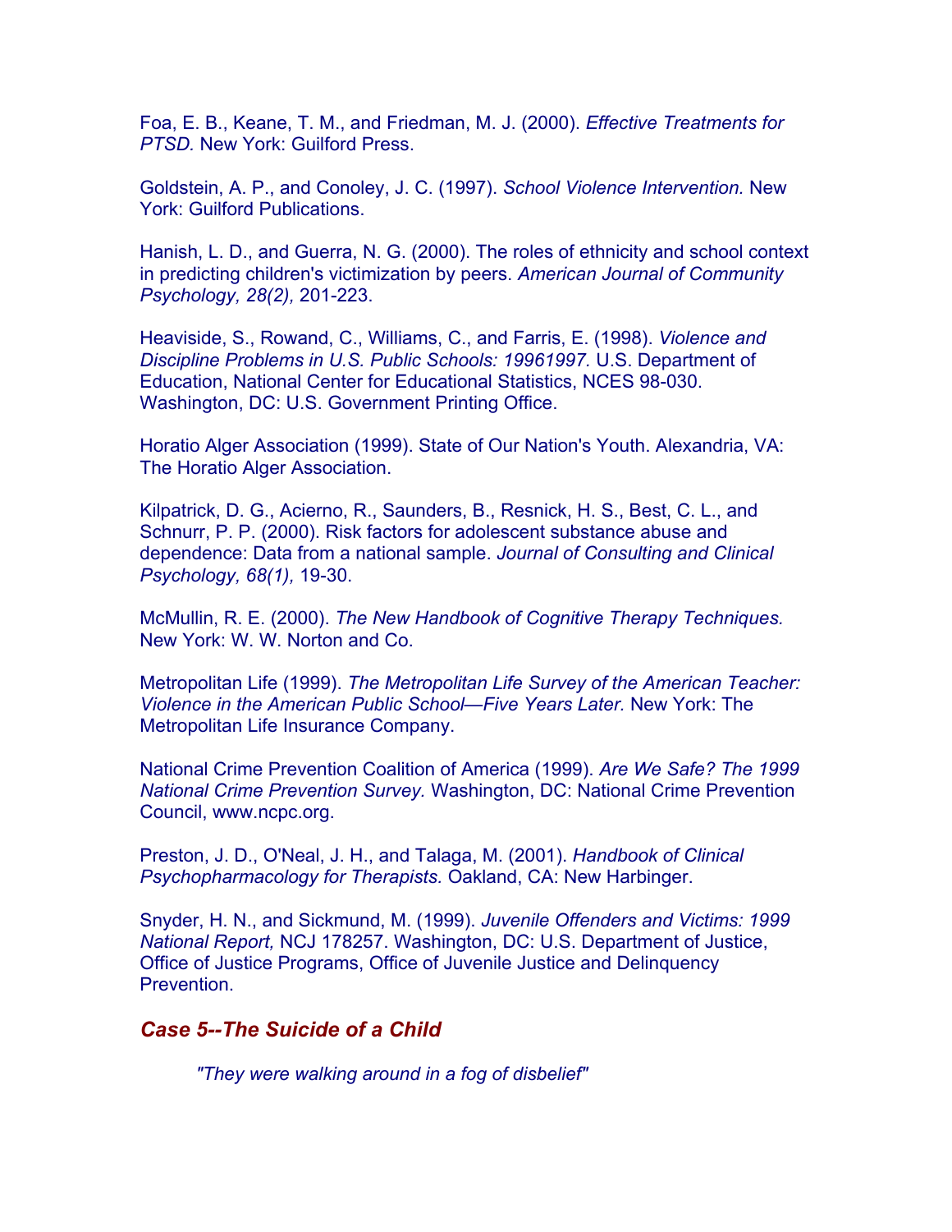Foa, E. B., Keane, T. M., and Friedman, M. J. (2000). *Effective Treatments for PTSD.* New York: Guilford Press.

Goldstein, A. P., and Conoley, J. C. (1997). *School Violence Intervention.* New York: Guilford Publications.

Hanish, L. D., and Guerra, N. G. (2000). The roles of ethnicity and school context in predicting children's victimization by peers. *American Journal of Community Psychology, 28(2),* 201-223.

Heaviside, S., Rowand, C., Williams, C., and Farris, E. (1998). *Violence and Discipline Problems in U.S. Public Schools: 19961997.* U.S. Department of Education, National Center for Educational Statistics, NCES 98-030. Washington, DC: U.S. Government Printing Office.

Horatio Alger Association (1999). State of Our Nation's Youth. Alexandria, VA: The Horatio Alger Association.

Kilpatrick, D. G., Acierno, R., Saunders, B., Resnick, H. S., Best, C. L., and Schnurr, P. P. (2000). Risk factors for adolescent substance abuse and dependence: Data from a national sample. *Journal of Consulting and Clinical Psychology, 68(1),* 19-30.

McMullin, R. E. (2000). *The New Handbook of Cognitive Therapy Techniques.* New York: W. W. Norton and Co.

Metropolitan Life (1999). *The Metropolitan Life Survey of the American Teacher: Violence in the American Public School—Five Years Later.* New York: The Metropolitan Life Insurance Company.

National Crime Prevention Coalition of America (1999). *Are We Safe? The 1999 National Crime Prevention Survey.* Washington, DC: National Crime Prevention Council, www.ncpc.org.

Preston, J. D., O'Neal, J. H., and Talaga, M. (2001). *Handbook of Clinical Psychopharmacology for Therapists.* Oakland, CA: New Harbinger.

Snyder, H. N., and Sickmund, M. (1999). *Juvenile Offenders and Victims: 1999 National Report,* NCJ 178257. Washington, DC: U.S. Department of Justice, Office of Justice Programs, Office of Juvenile Justice and Delinquency Prevention.

## *Case 5--The Suicide of a Child*

> *"They were walking around in a fog of disbelief"*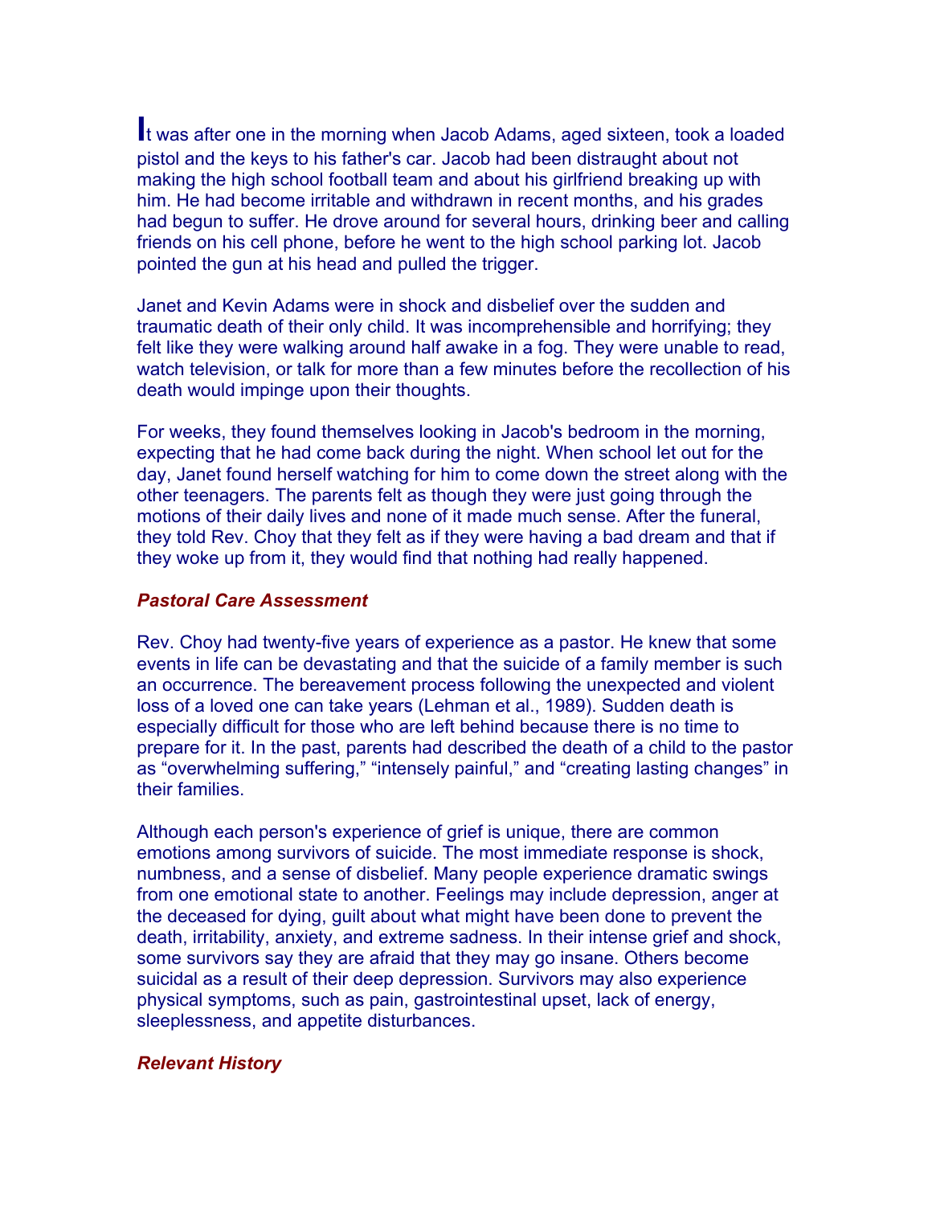It was after one in the morning when Jacob Adams, aged sixteen, took a loaded pistol and the keys to his father's car. Jacob had been distraught about not making the high school football team and about his girlfriend breaking up with him. He had become irritable and withdrawn in recent months, and his grades had begun to suffer. He drove around for several hours, drinking beer and calling friends on his cell phone, before he went to the high school parking lot. Jacob pointed the gun at his head and pulled the trigger.

Janet and Kevin Adams were in shock and disbelief over the sudden and traumatic death of their only child. It was incomprehensible and horrifying; they felt like they were walking around half awake in a fog. They were unable to read, watch television, or talk for more than a few minutes before the recollection of his death would impinge upon their thoughts.

For weeks, they found themselves looking in Jacob's bedroom in the morning, expecting that he had come back during the night. When school let out for the day, Janet found herself watching for him to come down the street along with the other teenagers. The parents felt as though they were just going through the motions of their daily lives and none of it made much sense. After the funeral, they told Rev. Choy that they felt as if they were having a bad dream and that if they woke up from it, they would find that nothing had really happened.

### *Pastoral Care Assessment*

Rev. Choy had twenty-five years of experience as a pastor. He knew that some events in life can be devastating and that the suicide of a family member is such an occurrence. The bereavement process following the unexpected and violent loss of a loved one can take years (Lehman et al., 1989). Sudden death is especially difficult for those who are left behind because there is no time to prepare for it. In the past, parents had described the death of a child to the pastor as “overwhelming suffering,” “intensely painful,” and “creating lasting changes” in their families.

Although each person's experience of grief is unique, there are common emotions among survivors of suicide. The most immediate response is shock, numbness, and a sense of disbelief. Many people experience dramatic swings from one emotional state to another. Feelings may include depression, anger at the deceased for dying, guilt about what might have been done to prevent the death, irritability, anxiety, and extreme sadness. In their intense grief and shock, some survivors say they are afraid that they may go insane. Others become suicidal as a result of their deep depression. Survivors may also experience physical symptoms, such as pain, gastrointestinal upset, lack of energy, sleeplessness, and appetite disturbances.

### *Relevant History*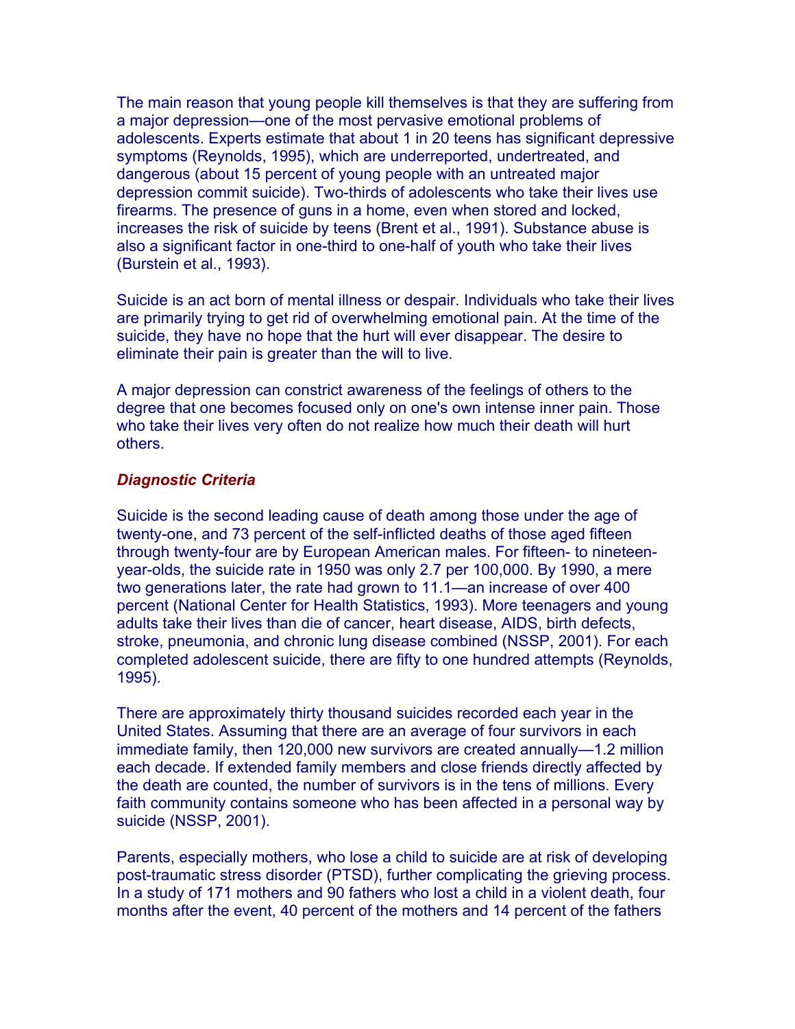The main reason that young people kill themselves is that they are suffering from a major depression—one of the most pervasive emotional problems of adolescents. Experts estimate that about 1 in 20 teens has significant depressive symptoms (Reynolds, 1995), which are underreported, undertreated, and dangerous (about 15 percent of young people with an untreated major depression commit suicide). Two-thirds of adolescents who take their lives use firearms. The presence of guns in a home, even when stored and locked, increases the risk of suicide by teens (Brent et al., 1991). Substance abuse is also a significant factor in one-third to one-half of youth who take their lives (Burstein et al., 1993).

Suicide is an act born of mental illness or despair. Individuals who take their lives are primarily trying to get rid of overwhelming emotional pain. At the time of the suicide, they have no hope that the hurt will ever disappear. The desire to eliminate their pain is greater than the will to live.

A major depression can constrict awareness of the feelings of others to the degree that one becomes focused only on one's own intense inner pain. Those who take their lives very often do not realize how much their death will hurt others.

### *Diagnostic Criteria*

Suicide is the second leading cause of death among those under the age of twenty-one, and 73 percent of the self-inflicted deaths of those aged fifteen through twenty-four are by European American males. For fifteen- to nineteen-year-olds, the suicide rate in 1950 was only 2.7 per 100,000. By 1990, a mere two generations later, the rate had grown to 11.1—an increase of over 400 percent (National Center for Health Statistics, 1993). More teenagers and young adults take their lives than die of cancer, heart disease, AIDS, birth defects, stroke, pneumonia, and chronic lung disease combined (NSSP, 2001). For each completed adolescent suicide, there are fifty to one hundred attempts (Reynolds, 1995).

There are approximately thirty thousand suicides recorded each year in the United States. Assuming that there are an average of four survivors in each immediate family, then 120,000 new survivors are created annually—1.2 million each decade. If extended family members and close friends directly affected by the death are counted, the number of survivors is in the tens of millions. Every faith community contains someone who has been affected in a personal way by suicide (NSSP, 2001).

Parents, especially mothers, who lose a child to suicide are at risk of developing post-traumatic stress disorder (PTSD), further complicating the grieving process. In a study of 171 mothers and 90 fathers who lost a child in a violent death, four months after the event, 40 percent of the mothers and 14 percent of the fathers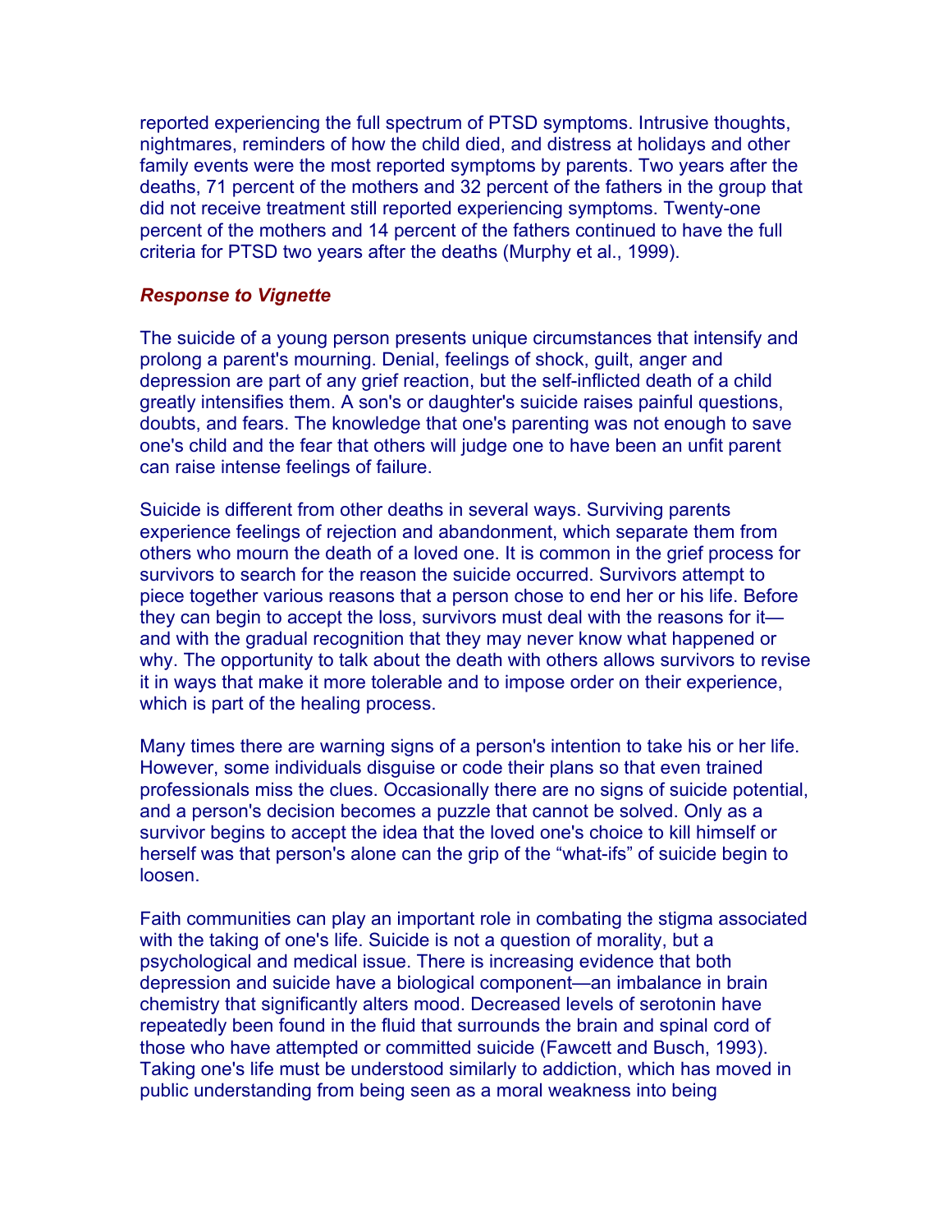reported experiencing the full spectrum of PTSD symptoms. Intrusive thoughts, nightmares, reminders of how the child died, and distress at holidays and other family events were the most reported symptoms by parents. Two years after the deaths, 71 percent of the mothers and 32 percent of the fathers in the group that did not receive treatment still reported experiencing symptoms. Twenty-one percent of the mothers and 14 percent of the fathers continued to have the full criteria for PTSD two years after the deaths (Murphy et al., 1999).

### *Response to Vignette*

The suicide of a young person presents unique circumstances that intensify and prolong a parent's mourning. Denial, feelings of shock, guilt, anger and depression are part of any grief reaction, but the self-inflicted death of a child greatly intensifies them. A son's or daughter's suicide raises painful questions, doubts, and fears. The knowledge that one's parenting was not enough to save one's child and the fear that others will judge one to have been an unfit parent can raise intense feelings of failure.

Suicide is different from other deaths in several ways. Surviving parents experience feelings of rejection and abandonment, which separate them from others who mourn the death of a loved one. It is common in the grief process for survivors to search for the reason the suicide occurred. Survivors attempt to piece together various reasons that a person chose to end her or his life. Before they can begin to accept the loss, survivors must deal with the reasons for it—and with the gradual recognition that they may never know what happened or why. The opportunity to talk about the death with others allows survivors to revise it in ways that make it more tolerable and to impose order on their experience, which is part of the healing process.

Many times there are warning signs of a person's intention to take his or her life. However, some individuals disguise or code their plans so that even trained professionals miss the clues. Occasionally there are no signs of suicide potential, and a person's decision becomes a puzzle that cannot be solved. Only as a survivor begins to accept the idea that the loved one's choice to kill himself or herself was that person's alone can the grip of the “what-ifs” of suicide begin to loosen.

Faith communities can play an important role in combating the stigma associated with the taking of one's life. Suicide is not a question of morality, but a psychological and medical issue. There is increasing evidence that both depression and suicide have a biological component—an imbalance in brain chemistry that significantly alters mood. Decreased levels of serotonin have repeatedly been found in the fluid that surrounds the brain and spinal cord of those who have attempted or committed suicide (Fawcett and Busch, 1993). Taking one's life must be understood similarly to addiction, which has moved in public understanding from being seen as a moral weakness into being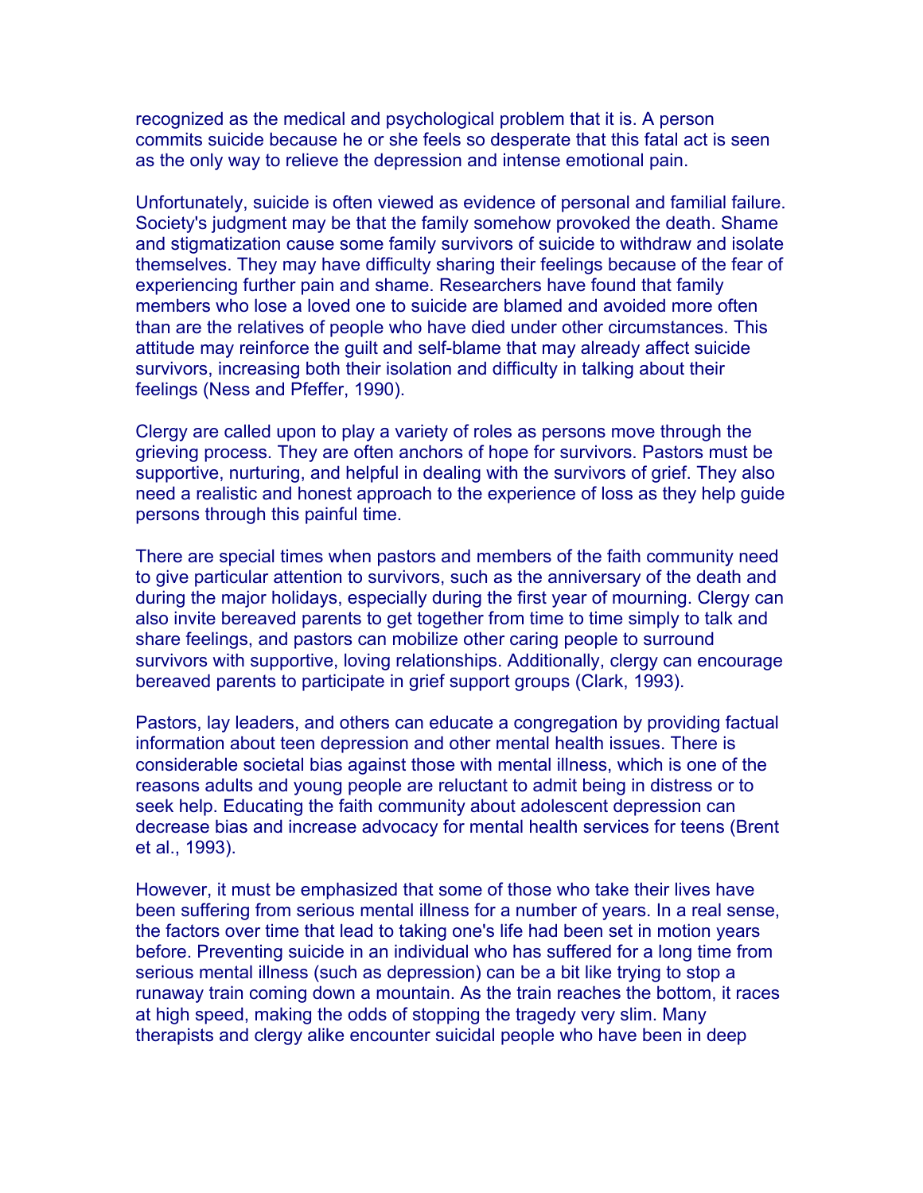recognized as the medical and psychological problem that it is. A person commits suicide because he or she feels so desperate that this fatal act is seen as the only way to relieve the depression and intense emotional pain.

Unfortunately, suicide is often viewed as evidence of personal and familial failure. Society's judgment may be that the family somehow provoked the death. Shame and stigmatization cause some family survivors of suicide to withdraw and isolate themselves. They may have difficulty sharing their feelings because of the fear of experiencing further pain and shame. Researchers have found that family members who lose a loved one to suicide are blamed and avoided more often than are the relatives of people who have died under other circumstances. This attitude may reinforce the guilt and self-blame that may already affect suicide survivors, increasing both their isolation and difficulty in talking about their feelings (Ness and Pfeffer, 1990).

Clergy are called upon to play a variety of roles as persons move through the grieving process. They are often anchors of hope for survivors. Pastors must be supportive, nurturing, and helpful in dealing with the survivors of grief. They also need a realistic and honest approach to the experience of loss as they help guide persons through this painful time.

There are special times when pastors and members of the faith community need to give particular attention to survivors, such as the anniversary of the death and during the major holidays, especially during the first year of mourning. Clergy can also invite bereaved parents to get together from time to time simply to talk and share feelings, and pastors can mobilize other caring people to surround survivors with supportive, loving relationships. Additionally, clergy can encourage bereaved parents to participate in grief support groups (Clark, 1993).

Pastors, lay leaders, and others can educate a congregation by providing factual information about teen depression and other mental health issues. There is considerable societal bias against those with mental illness, which is one of the reasons adults and young people are reluctant to admit being in distress or to seek help. Educating the faith community about adolescent depression can decrease bias and increase advocacy for mental health services for teens (Brent et al., 1993).

However, it must be emphasized that some of those who take their lives have been suffering from serious mental illness for a number of years. In a real sense, the factors over time that lead to taking one's life had been set in motion years before. Preventing suicide in an individual who has suffered for a long time from serious mental illness (such as depression) can be a bit like trying to stop a runaway train coming down a mountain. As the train reaches the bottom, it races at high speed, making the odds of stopping the tragedy very slim. Many therapists and clergy alike encounter suicidal people who have been in deep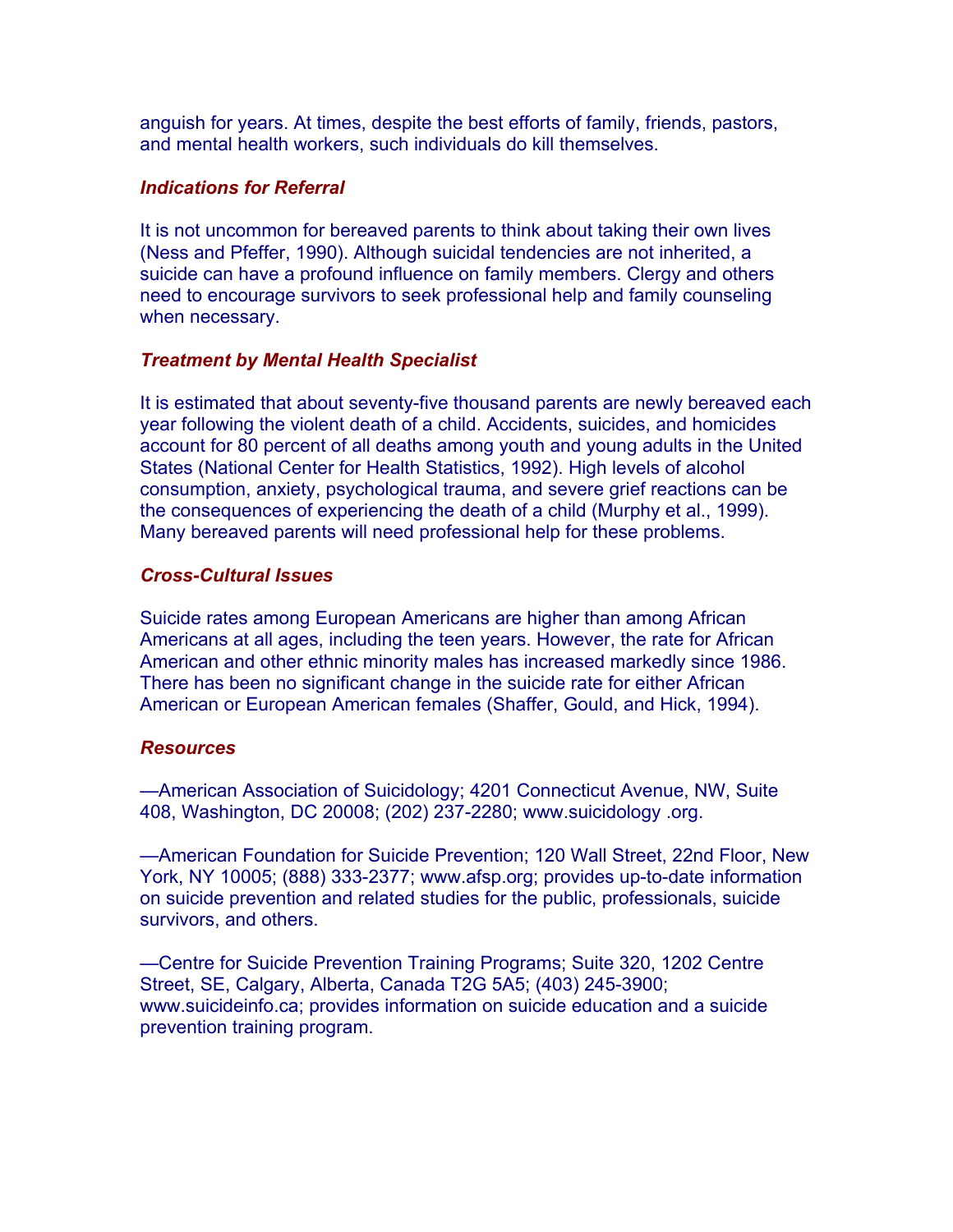anguish for years. At times, despite the best efforts of family, friends, pastors, and mental health workers, such individuals do kill themselves.

### *Indications for Referral*

It is not uncommon for bereaved parents to think about taking their own lives (Ness and Pfeffer, 1990). Although suicidal tendencies are not inherited, a suicide can have a profound influence on family members. Clergy and others need to encourage survivors to seek professional help and family counseling when necessary.

### *Treatment by Mental Health Specialist*

It is estimated that about seventy-five thousand parents are newly bereaved each year following the violent death of a child. Accidents, suicides, and homicides account for 80 percent of all deaths among youth and young adults in the United States (National Center for Health Statistics, 1992). High levels of alcohol consumption, anxiety, psychological trauma, and severe grief reactions can be the consequences of experiencing the death of a child (Murphy et al., 1999). Many bereaved parents will need professional help for these problems.

### *Cross-Cultural Issues*

Suicide rates among European Americans are higher than among African Americans at all ages, including the teen years. However, the rate for African American and other ethnic minority males has increased markedly since 1986. There has been no significant change in the suicide rate for either African American or European American females (Shaffer, Gould, and Hick, 1994).

### *Resources*

—American Association of Suicidology; 4201 Connecticut Avenue, NW, Suite 408, Washington, DC 20008; (202) 237-2280; www.suicidology .org.

—American Foundation for Suicide Prevention; 120 Wall Street, 22nd Floor, New York, NY 10005; (888) 333-2377; www.afsp.org; provides up-to-date information on suicide prevention and related studies for the public, professionals, suicide survivors, and others.

—Centre for Suicide Prevention Training Programs; Suite 320, 1202 Centre Street, SE, Calgary, Alberta, Canada T2G 5A5; (403) 245-3900; www.suicideinfo.ca; provides information on suicide education and a suicide prevention training program.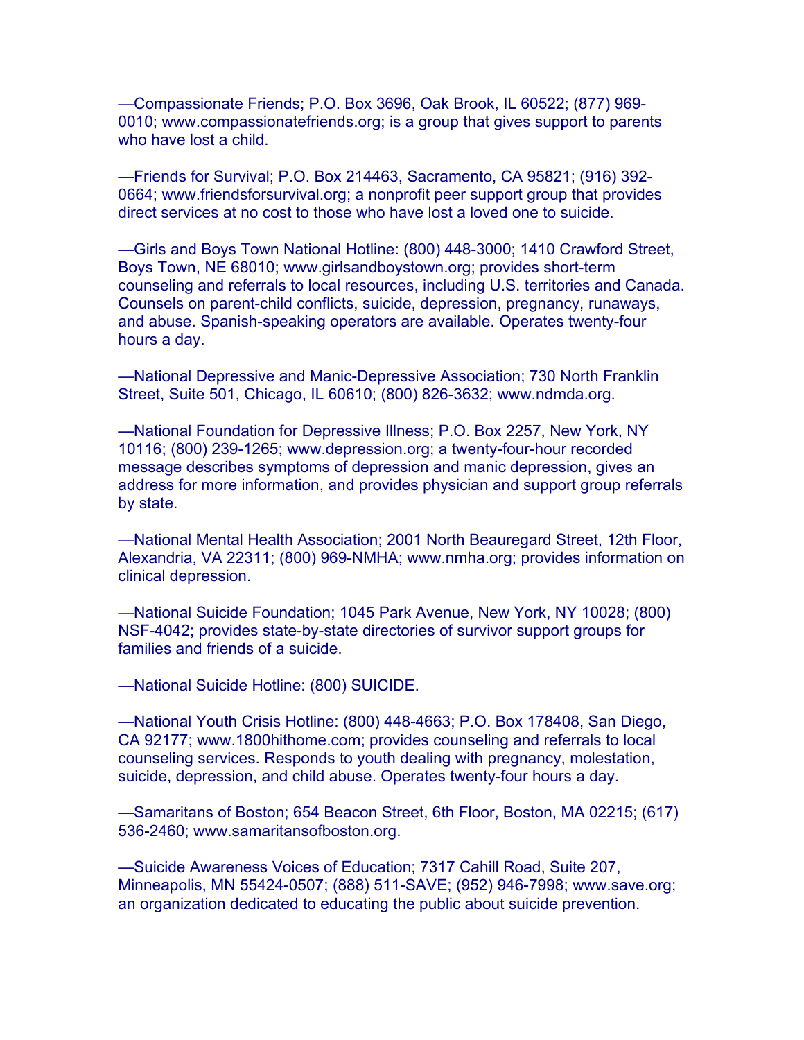—Compassionate Friends; P.O. Box 3696, Oak Brook, IL 60522; (877) 969-0010; www.compassionatefriends.org; is a group that gives support to parents who have lost a child.

—Friends for Survival; P.O. Box 214463, Sacramento, CA 95821; (916) 392-0664; www.friendsforsurvival.org; a nonprofit peer support group that provides direct services at no cost to those who have lost a loved one to suicide.

—Girls and Boys Town National Hotline: (800) 448-3000; 1410 Crawford Street, Boys Town, NE 68010; www.girlsandboystown.org; provides short-term counseling and referrals to local resources, including U.S. territories and Canada. Counsels on parent-child conflicts, suicide, depression, pregnancy, runaways, and abuse. Spanish-speaking operators are available. Operates twenty-four hours a day.

—National Depressive and Manic-Depressive Association; 730 North Franklin Street, Suite 501, Chicago, IL 60610; (800) 826-3632; www.ndmda.org.

—National Foundation for Depressive Illness; P.O. Box 2257, New York, NY 10116; (800) 239-1265; www.depression.org; a twenty-four-hour recorded message describes symptoms of depression and manic depression, gives an address for more information, and provides physician and support group referrals by state.

—National Mental Health Association; 2001 North Beauregard Street, 12th Floor, Alexandria, VA 22311; (800) 969-NMHA; www.nmha.org; provides information on clinical depression.

—National Suicide Foundation; 1045 Park Avenue, New York, NY 10028; (800) NSF-4042; provides state-by-state directories of survivor support groups for families and friends of a suicide.

—National Suicide Hotline: (800) SUICIDE.

—National Youth Crisis Hotline: (800) 448-4663; P.O. Box 178408, San Diego, CA 92177; www.1800hithome.com; provides counseling and referrals to local counseling services. Responds to youth dealing with pregnancy, molestation, suicide, depression, and child abuse. Operates twenty-four hours a day.

—Samaritans of Boston; 654 Beacon Street, 6th Floor, Boston, MA 02215; (617) 536-2460; www.samaritansofboston.org.

—Suicide Awareness Voices of Education; 7317 Cahill Road, Suite 207, Minneapolis, MN 55424-0507; (888) 511-SAVE; (952) 946-7998; www.save.org; an organization dedicated to educating the public about suicide prevention.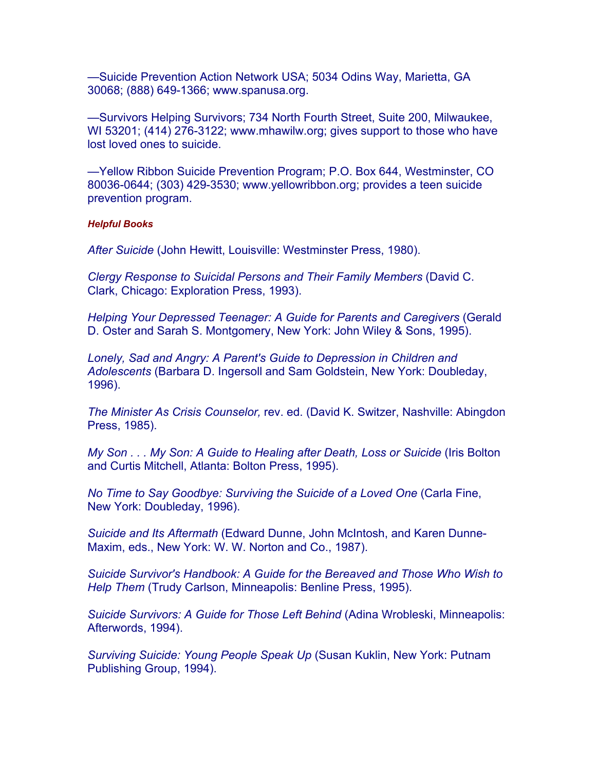—Suicide Prevention Action Network USA; 5034 Odins Way, Marietta, GA 30068; (888) 649-1366; www.spanusa.org.

—Survivors Helping Survivors; 734 North Fourth Street, Suite 200, Milwaukee, WI 53201; (414) 276-3122; www.mhawilw.org; gives support to those who have lost loved ones to suicide.

—Yellow Ribbon Suicide Prevention Program; P.O. Box 644, Westminster, CO 80036-0644; (303) 429-3530; www.yellowribbon.org; provides a teen suicide prevention program.

***Helpful Books***

*After Suicide* (John Hewitt, Louisville: Westminster Press, 1980).

*Clergy Response to Suicidal Persons and Their Family Members* (David C. Clark, Chicago: Exploration Press, 1993).

*Helping Your Depressed Teenager: A Guide for Parents and Caregivers* (Gerald D. Oster and Sarah S. Montgomery, New York: John Wiley & Sons, 1995).

*Lonely, Sad and Angry: A Parent's Guide to Depression in Children and Adolescents* (Barbara D. Ingersoll and Sam Goldstein, New York: Doubleday, 1996).

*The Minister As Crisis Counselor,* rev. ed. (David K. Switzer, Nashville: Abingdon Press, 1985).

*My Son . . . My Son: A Guide to Healing after Death, Loss or Suicide* (Iris Bolton and Curtis Mitchell, Atlanta: Bolton Press, 1995).

*No Time to Say Goodbye: Surviving the Suicide of a Loved One* (Carla Fine, New York: Doubleday, 1996).

*Suicide and Its Aftermath* (Edward Dunne, John McIntosh, and Karen Dunne-Maxim, eds., New York: W. W. Norton and Co., 1987).

*Suicide Survivor's Handbook: A Guide for the Bereaved and Those Who Wish to Help Them* (Trudy Carlson, Minneapolis: Benline Press, 1995).

*Suicide Survivors: A Guide for Those Left Behind* (Adina Wrobleski, Minneapolis: Afterwords, 1994).

*Surviving Suicide: Young People Speak Up* (Susan Kuklin, New York: Putnam Publishing Group, 1994).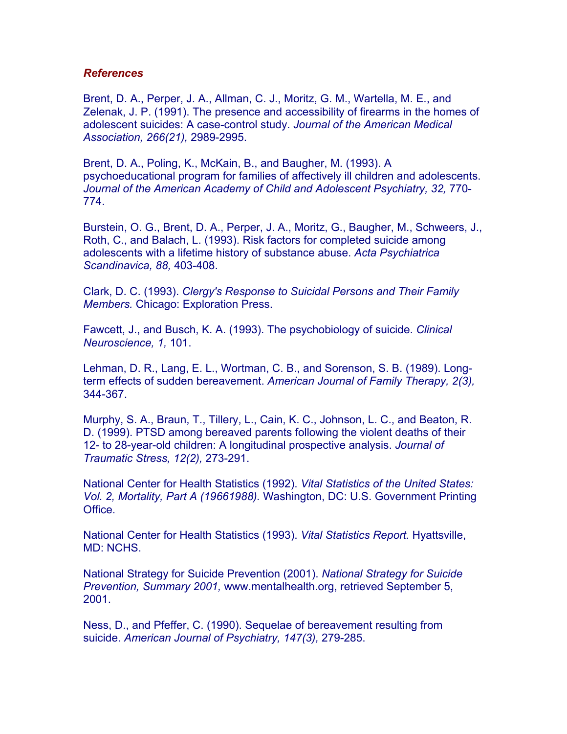***References***

Brent, D. A., Perper, J. A., Allman, C. J., Moritz, G. M., Wartella, M. E., and Zelenak, J. P. (1991). The presence and accessibility of firearms in the homes of adolescent suicides: A case-control study. *Journal of the American Medical Association, 266(21),* 2989-2995.

Brent, D. A., Poling, K., McKain, B., and Baugher, M. (1993). A psychoeducational program for families of affectively ill children and adolescents. *Journal of the American Academy of Child and Adolescent Psychiatry, 32,* 770-774.

Burstein, O. G., Brent, D. A., Perper, J. A., Moritz, G., Baugher, M., Schweers, J., Roth, C., and Balach, L. (1993). Risk factors for completed suicide among adolescents with a lifetime history of substance abuse. *Acta Psychiatrica Scandinavica, 88,* 403-408.

Clark, D. C. (1993). *Clergy's Response to Suicidal Persons and Their Family Members.* Chicago: Exploration Press.

Fawcett, J., and Busch, K. A. (1993). The psychobiology of suicide. *Clinical Neuroscience, 1,* 101.

Lehman, D. R., Lang, E. L., Wortman, C. B., and Sorenson, S. B. (1989). Long-term effects of sudden bereavement. *American Journal of Family Therapy, 2(3),* 344-367.

Murphy, S. A., Braun, T., Tillery, L., Cain, K. C., Johnson, L. C., and Beaton, R. D. (1999). PTSD among bereaved parents following the violent deaths of their 12- to 28-year-old children: A longitudinal prospective analysis. *Journal of Traumatic Stress, 12(2),* 273-291.

National Center for Health Statistics (1992). *Vital Statistics of the United States: Vol. 2, Mortality, Part A (19661988).* Washington, DC: U.S. Government Printing Office.

National Center for Health Statistics (1993). *Vital Statistics Report.* Hyattsville, MD: NCHS.

National Strategy for Suicide Prevention (2001). *National Strategy for Suicide Prevention, Summary 2001,* www.mentalhealth.org, retrieved September 5, 2001.

Ness, D., and Pfeffer, C. (1990). Sequelae of bereavement resulting from suicide. *American Journal of Psychiatry, 147(3),* 279-285.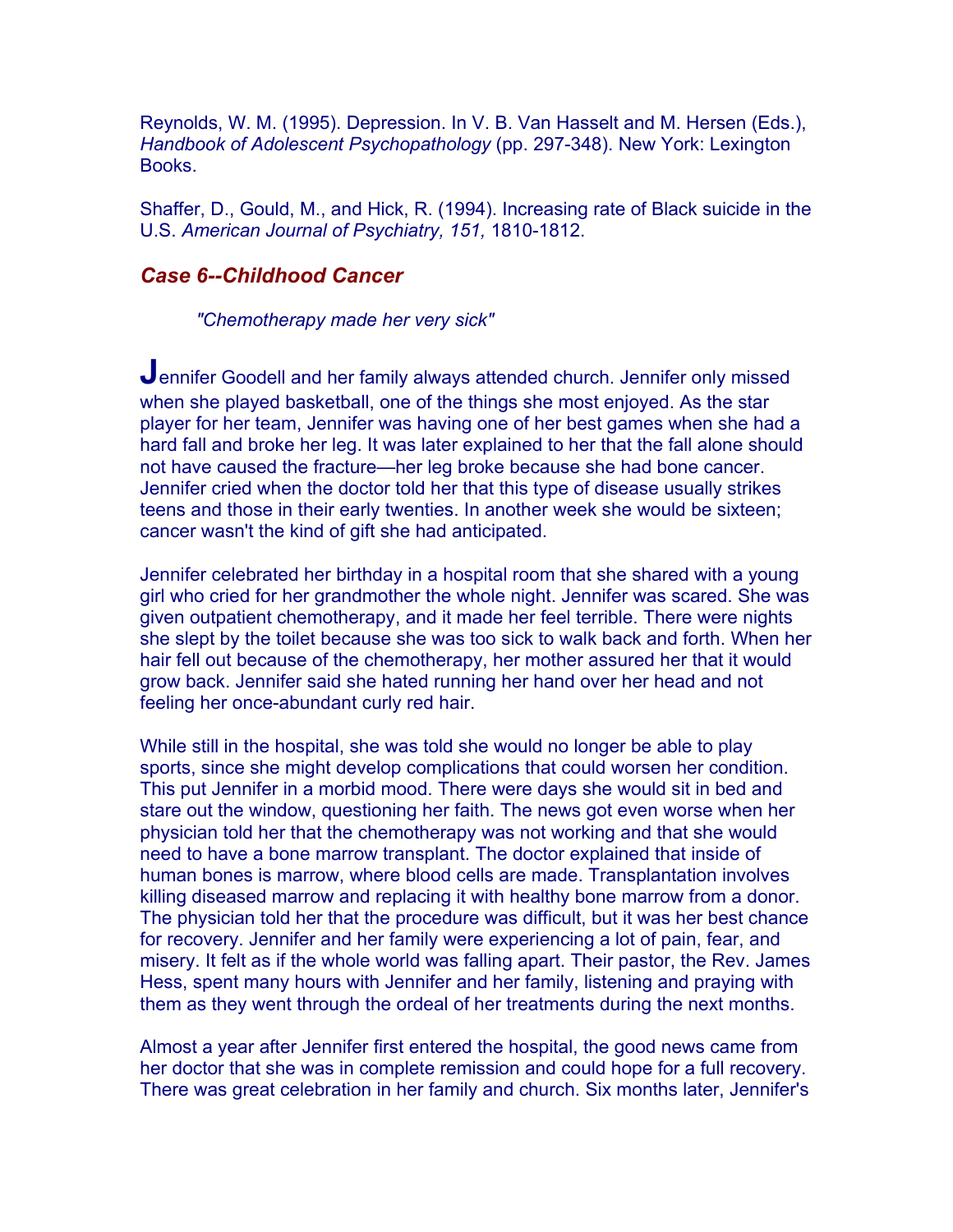Reynolds, W. M. (1995). Depression. In V. B. Van Hasselt and M. Hersen (Eds.), *Handbook of Adolescent Psychopathology* (pp. 297-348). New York: Lexington Books.

Shaffer, D., Gould, M., and Hick, R. (1994). Increasing rate of Black suicide in the U.S. *American Journal of Psychiatry, 151,* 1810-1812.

### *Case 6--Childhood Cancer*

*"Chemotherapy made her very sick"*

Jennifer Goodell and her family always attended church. Jennifer only missed when she played basketball, one of the things she most enjoyed. As the star player for her team, Jennifer was having one of her best games when she had a hard fall and broke her leg. It was later explained to her that the fall alone should not have caused the fracture—her leg broke because she had bone cancer. Jennifer cried when the doctor told her that this type of disease usually strikes teens and those in their early twenties. In another week she would be sixteen; cancer wasn't the kind of gift she had anticipated.

Jennifer celebrated her birthday in a hospital room that she shared with a young girl who cried for her grandmother the whole night. Jennifer was scared. She was given outpatient chemotherapy, and it made her feel terrible. There were nights she slept by the toilet because she was too sick to walk back and forth. When her hair fell out because of the chemotherapy, her mother assured her that it would grow back. Jennifer said she hated running her hand over her head and not feeling her once-abundant curly red hair.

While still in the hospital, she was told she would no longer be able to play sports, since she might develop complications that could worsen her condition. This put Jennifer in a morbid mood. There were days she would sit in bed and stare out the window, questioning her faith. The news got even worse when her physician told her that the chemotherapy was not working and that she would need to have a bone marrow transplant. The doctor explained that inside of human bones is marrow, where blood cells are made. Transplantation involves killing diseased marrow and replacing it with healthy bone marrow from a donor. The physician told her that the procedure was difficult, but it was her best chance for recovery. Jennifer and her family were experiencing a lot of pain, fear, and misery. It felt as if the whole world was falling apart. Their pastor, the Rev. James Hess, spent many hours with Jennifer and her family, listening and praying with them as they went through the ordeal of her treatments during the next months.

Almost a year after Jennifer first entered the hospital, the good news came from her doctor that she was in complete remission and could hope for a full recovery. There was great celebration in her family and church. Six months later, Jennifer's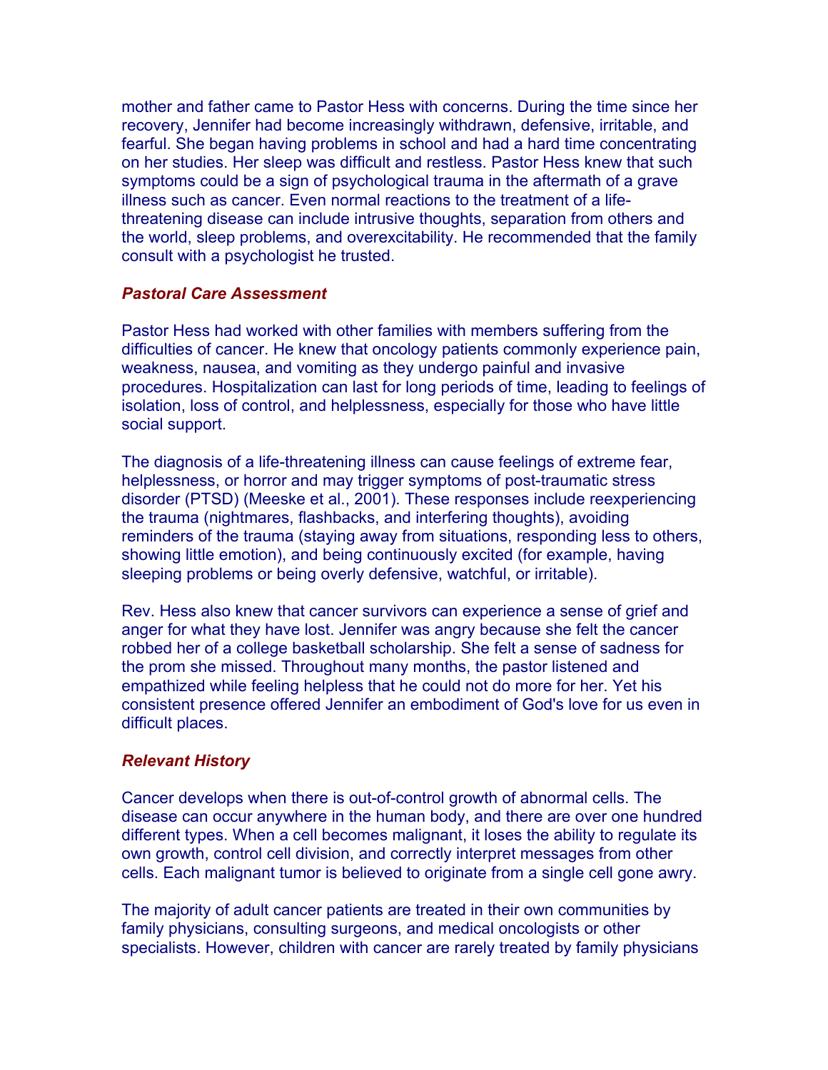mother and father came to Pastor Hess with concerns. During the time since her recovery, Jennifer had become increasingly withdrawn, defensive, irritable, and fearful. She began having problems in school and had a hard time concentrating on her studies. Her sleep was difficult and restless. Pastor Hess knew that such symptoms could be a sign of psychological trauma in the aftermath of a grave illness such as cancer. Even normal reactions to the treatment of a life-threatening disease can include intrusive thoughts, separation from others and the world, sleep problems, and overexcitability. He recommended that the family consult with a psychologist he trusted.

### *Pastoral Care Assessment*

Pastor Hess had worked with other families with members suffering from the difficulties of cancer. He knew that oncology patients commonly experience pain, weakness, nausea, and vomiting as they undergo painful and invasive procedures. Hospitalization can last for long periods of time, leading to feelings of isolation, loss of control, and helplessness, especially for those who have little social support.

The diagnosis of a life-threatening illness can cause feelings of extreme fear, helplessness, or horror and may trigger symptoms of post-traumatic stress disorder (PTSD) (Meeske et al., 2001). These responses include reexperiencing the trauma (nightmares, flashbacks, and interfering thoughts), avoiding reminders of the trauma (staying away from situations, responding less to others, showing little emotion), and being continuously excited (for example, having sleeping problems or being overly defensive, watchful, or irritable).

Rev. Hess also knew that cancer survivors can experience a sense of grief and anger for what they have lost. Jennifer was angry because she felt the cancer robbed her of a college basketball scholarship. She felt a sense of sadness for the prom she missed. Throughout many months, the pastor listened and empathized while feeling helpless that he could not do more for her. Yet his consistent presence offered Jennifer an embodiment of God's love for us even in difficult places.

### *Relevant History*

Cancer develops when there is out-of-control growth of abnormal cells. The disease can occur anywhere in the human body, and there are over one hundred different types. When a cell becomes malignant, it loses the ability to regulate its own growth, control cell division, and correctly interpret messages from other cells. Each malignant tumor is believed to originate from a single cell gone awry.

The majority of adult cancer patients are treated in their own communities by family physicians, consulting surgeons, and medical oncologists or other specialists. However, children with cancer are rarely treated by family physicians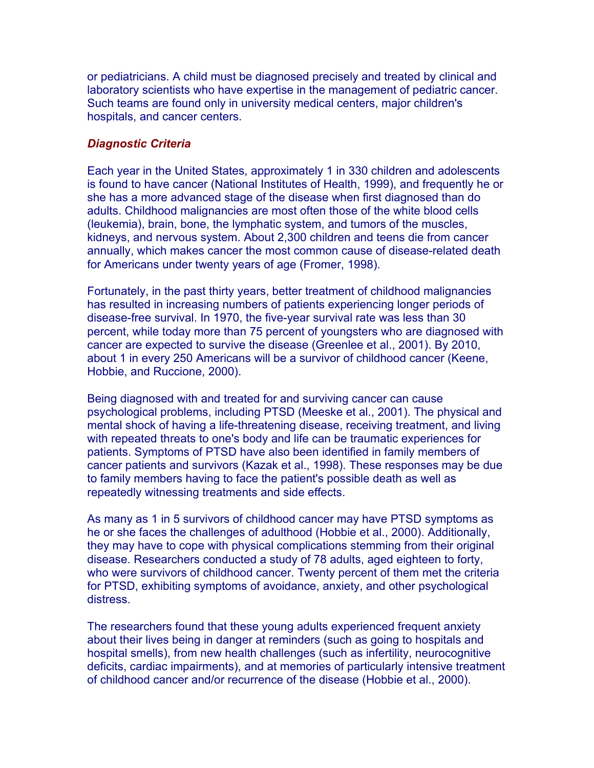or pediatricians. A child must be diagnosed precisely and treated by clinical and laboratory scientists who have expertise in the management of pediatric cancer. Such teams are found only in university medical centers, major children's hospitals, and cancer centers.

### *Diagnostic Criteria*

Each year in the United States, approximately 1 in 330 children and adolescents is found to have cancer (National Institutes of Health, 1999), and frequently he or she has a more advanced stage of the disease when first diagnosed than do adults. Childhood malignancies are most often those of the white blood cells (leukemia), brain, bone, the lymphatic system, and tumors of the muscles, kidneys, and nervous system. About 2,300 children and teens die from cancer annually, which makes cancer the most common cause of disease-related death for Americans under twenty years of age (Fromer, 1998).

Fortunately, in the past thirty years, better treatment of childhood malignancies has resulted in increasing numbers of patients experiencing longer periods of disease-free survival. In 1970, the five-year survival rate was less than 30 percent, while today more than 75 percent of youngsters who are diagnosed with cancer are expected to survive the disease (Greenlee et al., 2001). By 2010, about 1 in every 250 Americans will be a survivor of childhood cancer (Keene, Hobbie, and Ruccione, 2000).

Being diagnosed with and treated for and surviving cancer can cause psychological problems, including PTSD (Meeske et al., 2001). The physical and mental shock of having a life-threatening disease, receiving treatment, and living with repeated threats to one's body and life can be traumatic experiences for patients. Symptoms of PTSD have also been identified in family members of cancer patients and survivors (Kazak et al., 1998). These responses may be due to family members having to face the patient's possible death as well as repeatedly witnessing treatments and side effects.

As many as 1 in 5 survivors of childhood cancer may have PTSD symptoms as he or she faces the challenges of adulthood (Hobbie et al., 2000). Additionally, they may have to cope with physical complications stemming from their original disease. Researchers conducted a study of 78 adults, aged eighteen to forty, who were survivors of childhood cancer. Twenty percent of them met the criteria for PTSD, exhibiting symptoms of avoidance, anxiety, and other psychological distress.

The researchers found that these young adults experienced frequent anxiety about their lives being in danger at reminders (such as going to hospitals and hospital smells), from new health challenges (such as infertility, neurocognitive deficits, cardiac impairments), and at memories of particularly intensive treatment of childhood cancer and/or recurrence of the disease (Hobbie et al., 2000).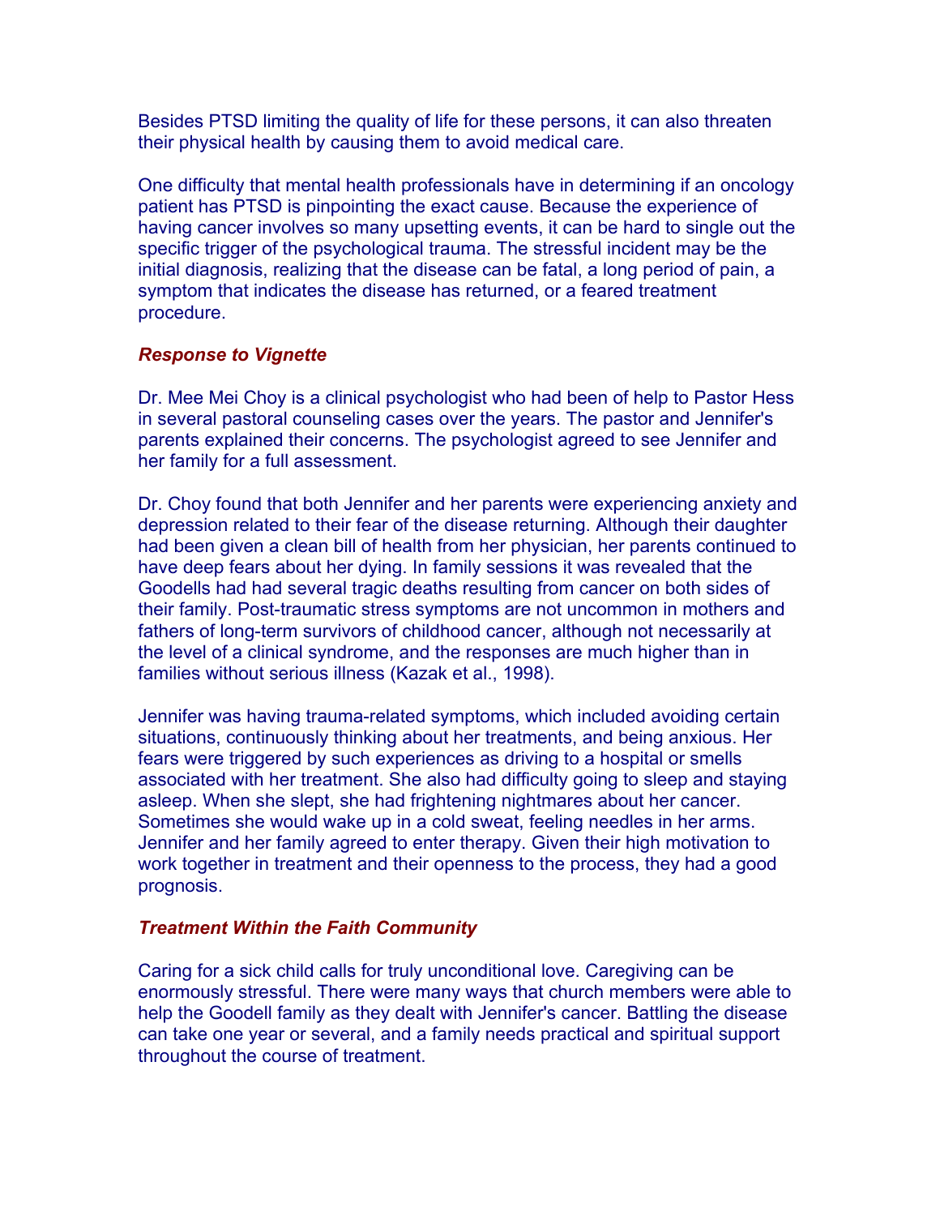Besides PTSD limiting the quality of life for these persons, it can also threaten their physical health by causing them to avoid medical care.

One difficulty that mental health professionals have in determining if an oncology patient has PTSD is pinpointing the exact cause. Because the experience of having cancer involves so many upsetting events, it can be hard to single out the specific trigger of the psychological trauma. The stressful incident may be the initial diagnosis, realizing that the disease can be fatal, a long period of pain, a symptom that indicates the disease has returned, or a feared treatment procedure.

### *Response to Vignette*

Dr. Mee Mei Choy is a clinical psychologist who had been of help to Pastor Hess in several pastoral counseling cases over the years. The pastor and Jennifer's parents explained their concerns. The psychologist agreed to see Jennifer and her family for a full assessment.

Dr. Choy found that both Jennifer and her parents were experiencing anxiety and depression related to their fear of the disease returning. Although their daughter had been given a clean bill of health from her physician, her parents continued to have deep fears about her dying. In family sessions it was revealed that the Goodells had had several tragic deaths resulting from cancer on both sides of their family. Post-traumatic stress symptoms are not uncommon in mothers and fathers of long-term survivors of childhood cancer, although not necessarily at the level of a clinical syndrome, and the responses are much higher than in families without serious illness (Kazak et al., 1998).

Jennifer was having trauma-related symptoms, which included avoiding certain situations, continuously thinking about her treatments, and being anxious. Her fears were triggered by such experiences as driving to a hospital or smells associated with her treatment. She also had difficulty going to sleep and staying asleep. When she slept, she had frightening nightmares about her cancer. Sometimes she would wake up in a cold sweat, feeling needles in her arms. Jennifer and her family agreed to enter therapy. Given their high motivation to work together in treatment and their openness to the process, they had a good prognosis.

### *Treatment Within the Faith Community*

Caring for a sick child calls for truly unconditional love. Caregiving can be enormously stressful. There were many ways that church members were able to help the Goodell family as they dealt with Jennifer's cancer. Battling the disease can take one year or several, and a family needs practical and spiritual support throughout the course of treatment.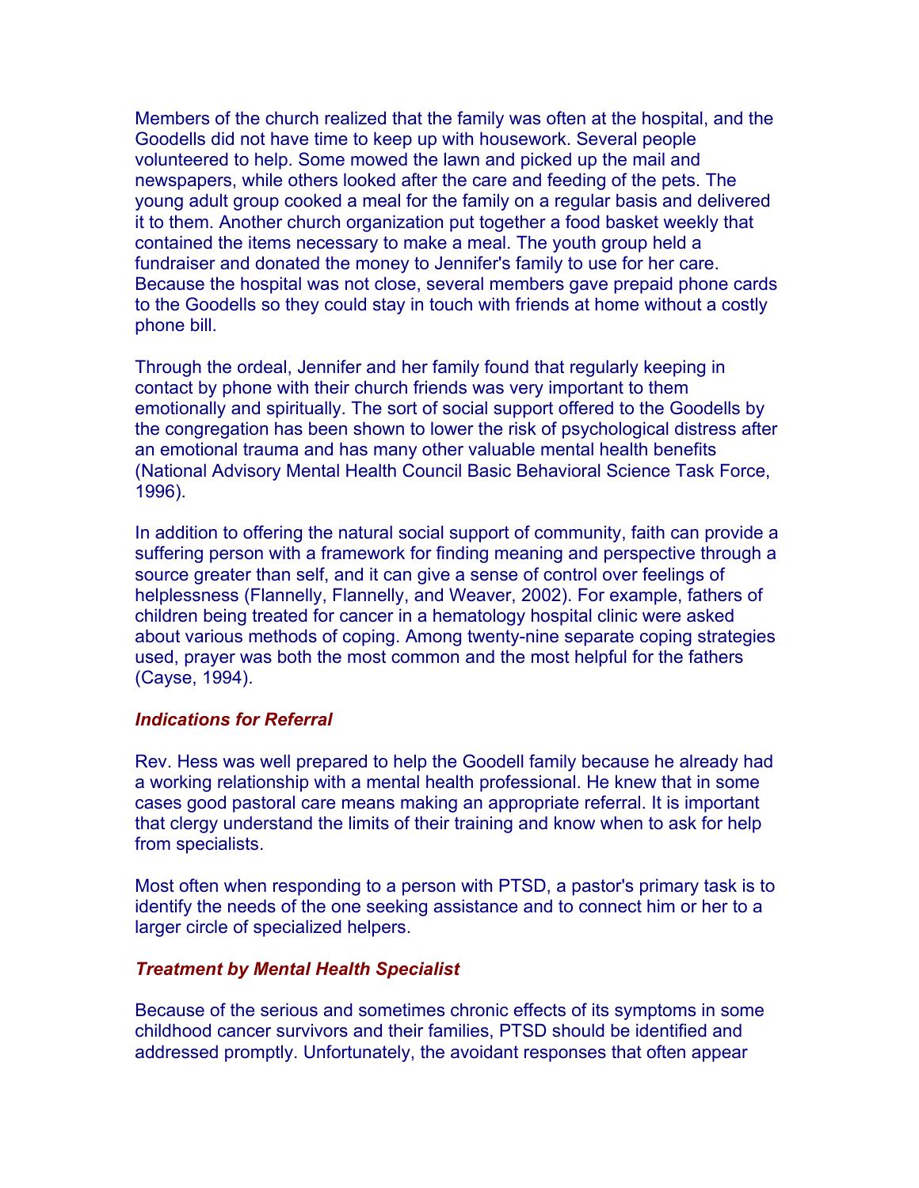Members of the church realized that the family was often at the hospital, and the Goodells did not have time to keep up with housework. Several people volunteered to help. Some mowed the lawn and picked up the mail and newspapers, while others looked after the care and feeding of the pets. The young adult group cooked a meal for the family on a regular basis and delivered it to them. Another church organization put together a food basket weekly that contained the items necessary to make a meal. The youth group held a fundraiser and donated the money to Jennifer's family to use for her care. Because the hospital was not close, several members gave prepaid phone cards to the Goodells so they could stay in touch with friends at home without a costly phone bill.

Through the ordeal, Jennifer and her family found that regularly keeping in contact by phone with their church friends was very important to them emotionally and spiritually. The sort of social support offered to the Goodells by the congregation has been shown to lower the risk of psychological distress after an emotional trauma and has many other valuable mental health benefits (National Advisory Mental Health Council Basic Behavioral Science Task Force, 1996).

In addition to offering the natural social support of community, faith can provide a suffering person with a framework for finding meaning and perspective through a source greater than self, and it can give a sense of control over feelings of helplessness (Flannelly, Flannelly, and Weaver, 2002). For example, fathers of children being treated for cancer in a hematology hospital clinic were asked about various methods of coping. Among twenty-nine separate coping strategies used, prayer was both the most common and the most helpful for the fathers (Cayse, 1994).

### *Indications for Referral*

Rev. Hess was well prepared to help the Goodell family because he already had a working relationship with a mental health professional. He knew that in some cases good pastoral care means making an appropriate referral. It is important that clergy understand the limits of their training and know when to ask for help from specialists.

Most often when responding to a person with PTSD, a pastor's primary task is to identify the needs of the one seeking assistance and to connect him or her to a larger circle of specialized helpers.

### *Treatment by Mental Health Specialist*

Because of the serious and sometimes chronic effects of its symptoms in some childhood cancer survivors and their families, PTSD should be identified and addressed promptly. Unfortunately, the avoidant responses that often appear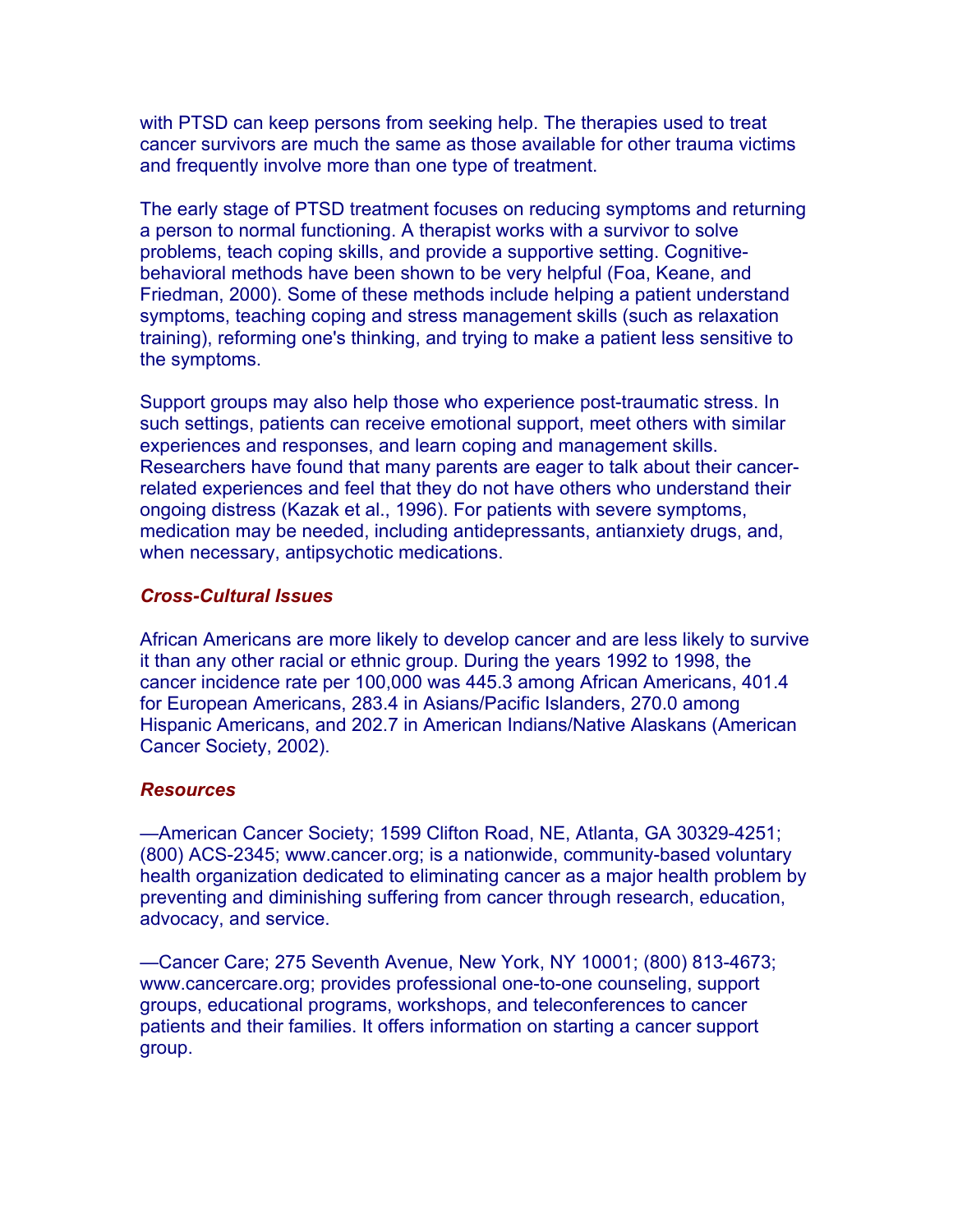with PTSD can keep persons from seeking help. The therapies used to treat cancer survivors are much the same as those available for other trauma victims and frequently involve more than one type of treatment.

The early stage of PTSD treatment focuses on reducing symptoms and returning a person to normal functioning. A therapist works with a survivor to solve problems, teach coping skills, and provide a supportive setting. Cognitive-behavioral methods have been shown to be very helpful (Foa, Keane, and Friedman, 2000). Some of these methods include helping a patient understand symptoms, teaching coping and stress management skills (such as relaxation training), reforming one's thinking, and trying to make a patient less sensitive to the symptoms.

Support groups may also help those who experience post-traumatic stress. In such settings, patients can receive emotional support, meet others with similar experiences and responses, and learn coping and management skills. Researchers have found that many parents are eager to talk about their cancer-related experiences and feel that they do not have others who understand their ongoing distress (Kazak et al., 1996). For patients with severe symptoms, medication may be needed, including antidepressants, antianxiety drugs, and, when necessary, antipsychotic medications.

### *Cross-Cultural Issues*

African Americans are more likely to develop cancer and are less likely to survive it than any other racial or ethnic group. During the years 1992 to 1998, the cancer incidence rate per 100,000 was 445.3 among African Americans, 401.4 for European Americans, 283.4 in Asians/Pacific Islanders, 270.0 among Hispanic Americans, and 202.7 in American Indians/Native Alaskans (American Cancer Society, 2002).

### *Resources*

—American Cancer Society; 1599 Clifton Road, NE, Atlanta, GA 30329-4251; (800) ACS-2345; www.cancer.org; is a nationwide, community-based voluntary health organization dedicated to eliminating cancer as a major health problem by preventing and diminishing suffering from cancer through research, education, advocacy, and service.

—Cancer Care; 275 Seventh Avenue, New York, NY 10001; (800) 813-4673; www.cancercare.org; provides professional one-to-one counseling, support groups, educational programs, workshops, and teleconferences to cancer patients and their families. It offers information on starting a cancer support group.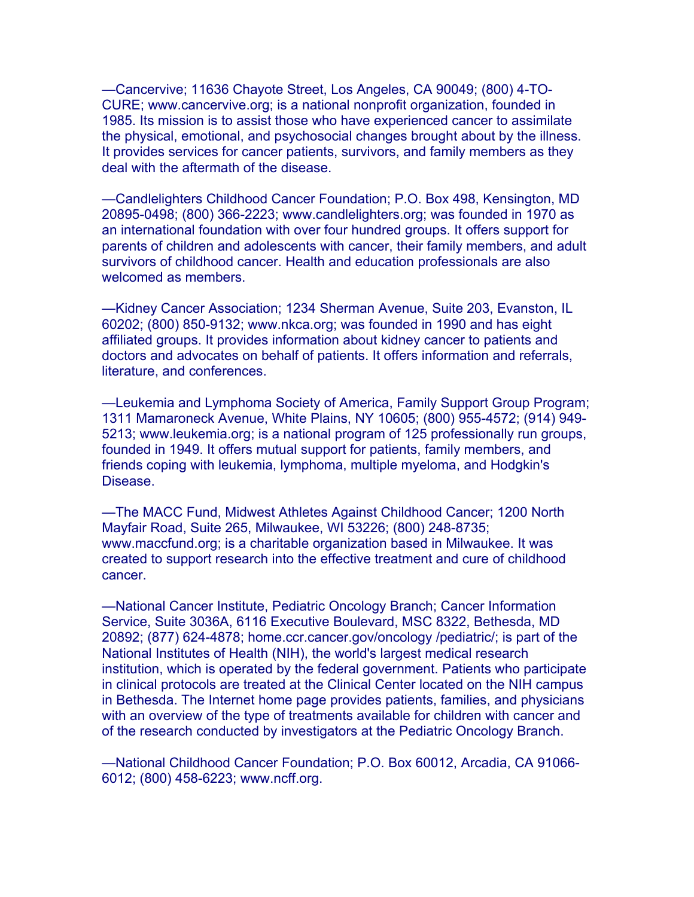—Cancervive; 11636 Chayote Street, Los Angeles, CA 90049; (800) 4-TO-CURE; www.cancervive.org; is a national nonprofit organization, founded in 1985. Its mission is to assist those who have experienced cancer to assimilate the physical, emotional, and psychosocial changes brought about by the illness. It provides services for cancer patients, survivors, and family members as they deal with the aftermath of the disease.

—Candlelighters Childhood Cancer Foundation; P.O. Box 498, Kensington, MD 20895-0498; (800) 366-2223; www.candlelighters.org; was founded in 1970 as an international foundation with over four hundred groups. It offers support for parents of children and adolescents with cancer, their family members, and adult survivors of childhood cancer. Health and education professionals are also welcomed as members.

—Kidney Cancer Association; 1234 Sherman Avenue, Suite 203, Evanston, IL 60202; (800) 850-9132; www.nkca.org; was founded in 1990 and has eight affiliated groups. It provides information about kidney cancer to patients and doctors and advocates on behalf of patients. It offers information and referrals, literature, and conferences.

—Leukemia and Lymphoma Society of America, Family Support Group Program; 1311 Mamaroneck Avenue, White Plains, NY 10605; (800) 955-4572; (914) 949-5213; www.leukemia.org; is a national program of 125 professionally run groups, founded in 1949. It offers mutual support for patients, family members, and friends coping with leukemia, lymphoma, multiple myeloma, and Hodgkin's Disease.

—The MACC Fund, Midwest Athletes Against Childhood Cancer; 1200 North Mayfair Road, Suite 265, Milwaukee, WI 53226; (800) 248-8735; www.maccfund.org; is a charitable organization based in Milwaukee. It was created to support research into the effective treatment and cure of childhood cancer.

—National Cancer Institute, Pediatric Oncology Branch; Cancer Information Service, Suite 3036A, 6116 Executive Boulevard, MSC 8322, Bethesda, MD 20892; (877) 624-4878; home.ccr.cancer.gov/oncology /pediatric/; is part of the National Institutes of Health (NIH), the world's largest medical research institution, which is operated by the federal government. Patients who participate in clinical protocols are treated at the Clinical Center located on the NIH campus in Bethesda. The Internet home page provides patients, families, and physicians with an overview of the type of treatments available for children with cancer and of the research conducted by investigators at the Pediatric Oncology Branch.

—National Childhood Cancer Foundation; P.O. Box 60012, Arcadia, CA 91066-6012; (800) 458-6223; www.ncff.org.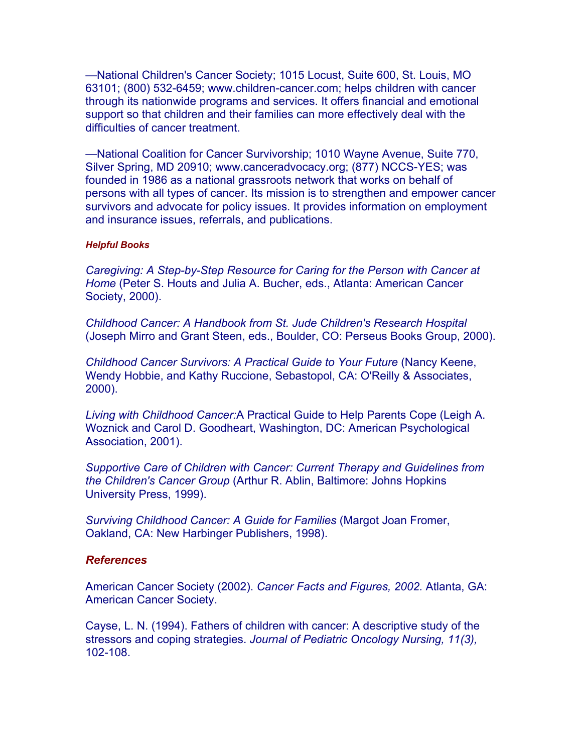—National Children's Cancer Society; 1015 Locust, Suite 600, St. Louis, MO 63101; (800) 532-6459; www.children-cancer.com; helps children with cancer through its nationwide programs and services. It offers financial and emotional support so that children and their families can more effectively deal with the difficulties of cancer treatment.

—National Coalition for Cancer Survivorship; 1010 Wayne Avenue, Suite 770, Silver Spring, MD 20910; www.canceradvocacy.org; (877) NCCS-YES; was founded in 1986 as a national grassroots network that works on behalf of persons with all types of cancer. Its mission is to strengthen and empower cancer survivors and advocate for policy issues. It provides information on employment and insurance issues, referrals, and publications.

#### *Helpful Books*

*Caregiving: A Step-by-Step Resource for Caring for the Person with Cancer at Home* (Peter S. Houts and Julia A. Bucher, eds., Atlanta: American Cancer Society, 2000).

*Childhood Cancer: A Handbook from St. Jude Children's Research Hospital* (Joseph Mirro and Grant Steen, eds., Boulder, CO: Perseus Books Group, 2000).

*Childhood Cancer Survivors: A Practical Guide to Your Future* (Nancy Keene, Wendy Hobbie, and Kathy Ruccione, Sebastopol, CA: O'Reilly & Associates, 2000).

*Living with Childhood Cancer:*A Practical Guide to Help Parents Cope (Leigh A. Woznick and Carol D. Goodheart, Washington, DC: American Psychological Association, 2001).

*Supportive Care of Children with Cancer: Current Therapy and Guidelines from the Children's Cancer Group* (Arthur R. Ablin, Baltimore: Johns Hopkins University Press, 1999).

*Surviving Childhood Cancer: A Guide for Families* (Margot Joan Fromer, Oakland, CA: New Harbinger Publishers, 1998).

### *References*

American Cancer Society (2002). *Cancer Facts and Figures, 2002.* Atlanta, GA: American Cancer Society.

Cayse, L. N. (1994). Fathers of children with cancer: A descriptive study of the stressors and coping strategies. *Journal of Pediatric Oncology Nursing, 11(3),* 102-108.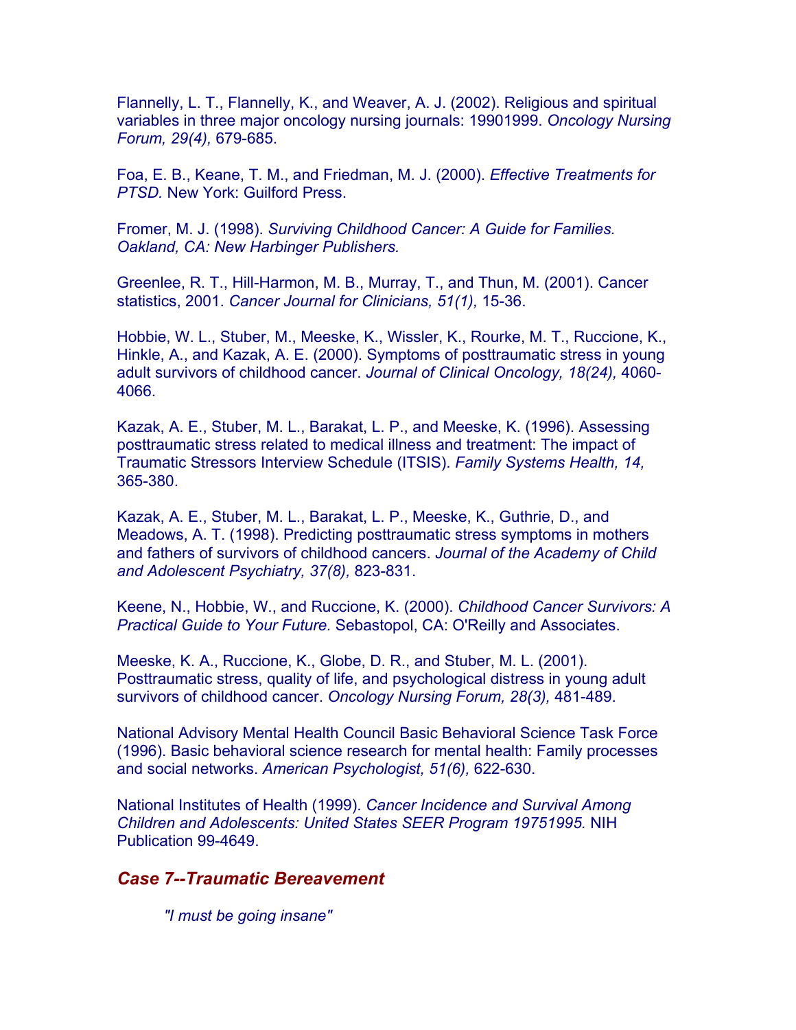Flannelly, L. T., Flannelly, K., and Weaver, A. J. (2002). Religious and spiritual variables in three major oncology nursing journals: 19901999. *Oncology Nursing Forum, 29(4),* 679-685.

Foa, E. B., Keane, T. M., and Friedman, M. J. (2000). *Effective Treatments for PTSD.* New York: Guilford Press.

Fromer, M. J. (1998). *Surviving Childhood Cancer: A Guide for Families. Oakland, CA: New Harbinger Publishers.*

Greenlee, R. T., Hill-Harmon, M. B., Murray, T., and Thun, M. (2001). Cancer statistics, 2001. *Cancer Journal for Clinicians, 51(1),* 15-36.

Hobbie, W. L., Stuber, M., Meeske, K., Wissler, K., Rourke, M. T., Ruccione, K., Hinkle, A., and Kazak, A. E. (2000). Symptoms of posttraumatic stress in young adult survivors of childhood cancer. *Journal of Clinical Oncology, 18(24),* 4060-4066.

Kazak, A. E., Stuber, M. L., Barakat, L. P., and Meeske, K. (1996). Assessing posttraumatic stress related to medical illness and treatment: The impact of Traumatic Stressors Interview Schedule (ITSIS). *Family Systems Health, 14,* 365-380.

Kazak, A. E., Stuber, M. L., Barakat, L. P., Meeske, K., Guthrie, D., and Meadows, A. T. (1998). Predicting posttraumatic stress symptoms in mothers and fathers of survivors of childhood cancers. *Journal of the Academy of Child and Adolescent Psychiatry, 37(8),* 823-831.

Keene, N., Hobbie, W., and Ruccione, K. (2000). *Childhood Cancer Survivors: A Practical Guide to Your Future.* Sebastopol, CA: O'Reilly and Associates.

Meeske, K. A., Ruccione, K., Globe, D. R., and Stuber, M. L. (2001). Posttraumatic stress, quality of life, and psychological distress in young adult survivors of childhood cancer. *Oncology Nursing Forum, 28(3),* 481-489.

National Advisory Mental Health Council Basic Behavioral Science Task Force (1996). Basic behavioral science research for mental health: Family processes and social networks. *American Psychologist, 51(6),* 622-630.

National Institutes of Health (1999). *Cancer Incidence and Survival Among Children and Adolescents: United States SEER Program 19751995.* NIH Publication 99-4649.

## *Case 7--Traumatic Bereavement*

> *"I must be going insane"*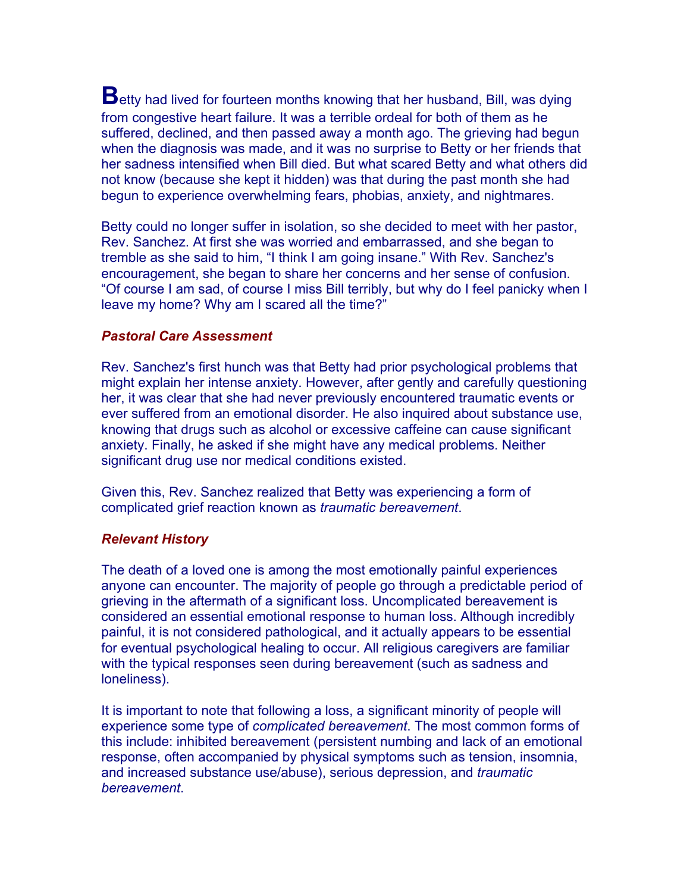**B**etty had lived for fourteen months knowing that her husband, Bill, was dying from congestive heart failure. It was a terrible ordeal for both of them as he suffered, declined, and then passed away a month ago. The grieving had begun when the diagnosis was made, and it was no surprise to Betty or her friends that her sadness intensified when Bill died. But what scared Betty and what others did not know (because she kept it hidden) was that during the past month she had begun to experience overwhelming fears, phobias, anxiety, and nightmares.

Betty could no longer suffer in isolation, so she decided to meet with her pastor, Rev. Sanchez. At first she was worried and embarrassed, and she began to tremble as she said to him, “I think I am going insane.” With Rev. Sanchez's encouragement, she began to share her concerns and her sense of confusion. “Of course I am sad, of course I miss Bill terribly, but why do I feel panicky when I leave my home? Why am I scared all the time?”

### *Pastoral Care Assessment*

Rev. Sanchez's first hunch was that Betty had prior psychological problems that might explain her intense anxiety. However, after gently and carefully questioning her, it was clear that she had never previously encountered traumatic events or ever suffered from an emotional disorder. He also inquired about substance use, knowing that drugs such as alcohol or excessive caffeine can cause significant anxiety. Finally, he asked if she might have any medical problems. Neither significant drug use nor medical conditions existed.

Given this, Rev. Sanchez realized that Betty was experiencing a form of complicated grief reaction known as *traumatic bereavement*.

### *Relevant History*

The death of a loved one is among the most emotionally painful experiences anyone can encounter. The majority of people go through a predictable period of grieving in the aftermath of a significant loss. Uncomplicated bereavement is considered an essential emotional response to human loss. Although incredibly painful, it is not considered pathological, and it actually appears to be essential for eventual psychological healing to occur. All religious caregivers are familiar with the typical responses seen during bereavement (such as sadness and loneliness).

It is important to note that following a loss, a significant minority of people will experience some type of *complicated bereavement*. The most common forms of this include: inhibited bereavement (persistent numbing and lack of an emotional response, often accompanied by physical symptoms such as tension, insomnia, and increased substance use/abuse), serious depression, and *traumatic bereavement*.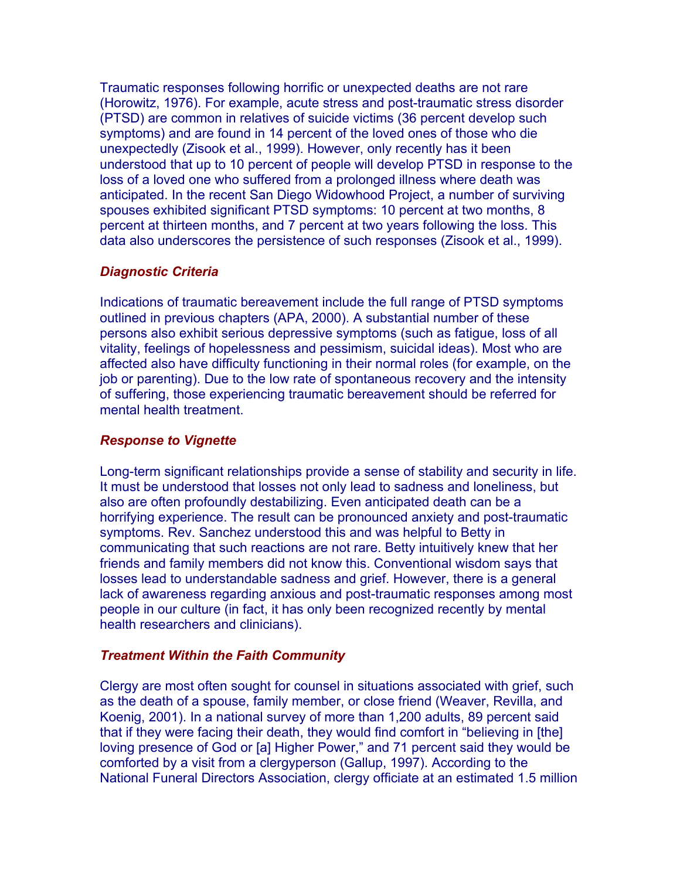Traumatic responses following horrific or unexpected deaths are not rare (Horowitz, 1976). For example, acute stress and post-traumatic stress disorder (PTSD) are common in relatives of suicide victims (36 percent develop such symptoms) and are found in 14 percent of the loved ones of those who die unexpectedly (Zisook et al., 1999). However, only recently has it been understood that up to 10 percent of people will develop PTSD in response to the loss of a loved one who suffered from a prolonged illness where death was anticipated. In the recent San Diego Widowhood Project, a number of surviving spouses exhibited significant PTSD symptoms: 10 percent at two months, 8 percent at thirteen months, and 7 percent at two years following the loss. This data also underscores the persistence of such responses (Zisook et al., 1999).

### *Diagnostic Criteria*

Indications of traumatic bereavement include the full range of PTSD symptoms outlined in previous chapters (APA, 2000). A substantial number of these persons also exhibit serious depressive symptoms (such as fatigue, loss of all vitality, feelings of hopelessness and pessimism, suicidal ideas). Most who are affected also have difficulty functioning in their normal roles (for example, on the job or parenting). Due to the low rate of spontaneous recovery and the intensity of suffering, those experiencing traumatic bereavement should be referred for mental health treatment.

### *Response to Vignette*

Long-term significant relationships provide a sense of stability and security in life. It must be understood that losses not only lead to sadness and loneliness, but also are often profoundly destabilizing. Even anticipated death can be a horrifying experience. The result can be pronounced anxiety and post-traumatic symptoms. Rev. Sanchez understood this and was helpful to Betty in communicating that such reactions are not rare. Betty intuitively knew that her friends and family members did not know this. Conventional wisdom says that losses lead to understandable sadness and grief. However, there is a general lack of awareness regarding anxious and post-traumatic responses among most people in our culture (in fact, it has only been recognized recently by mental health researchers and clinicians).

### *Treatment Within the Faith Community*

Clergy are most often sought for counsel in situations associated with grief, such as the death of a spouse, family member, or close friend (Weaver, Revilla, and Koenig, 2001). In a national survey of more than 1,200 adults, 89 percent said that if they were facing their death, they would find comfort in "believing in [the] loving presence of God or [a] Higher Power," and 71 percent said they would be comforted by a visit from a clergyperson (Gallup, 1997). According to the National Funeral Directors Association, clergy officiate at an estimated 1.5 million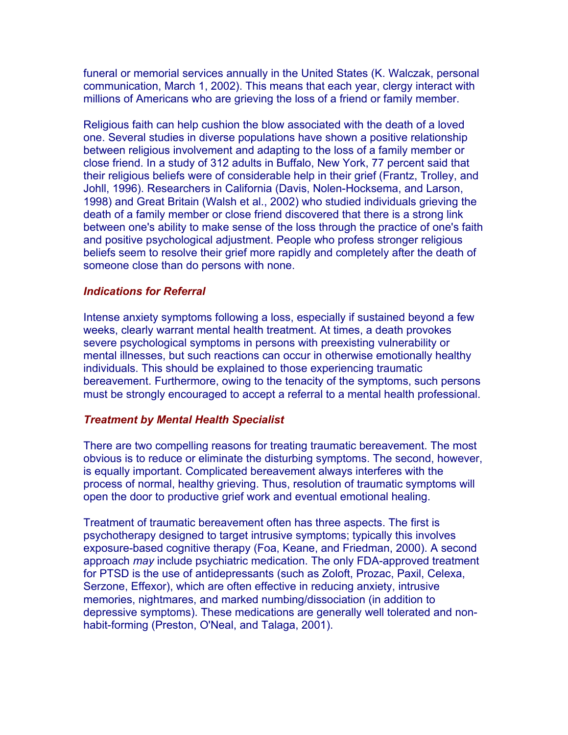funeral or memorial services annually in the United States (K. Walczak, personal communication, March 1, 2002). This means that each year, clergy interact with millions of Americans who are grieving the loss of a friend or family member.

Religious faith can help cushion the blow associated with the death of a loved one. Several studies in diverse populations have shown a positive relationship between religious involvement and adapting to the loss of a family member or close friend. In a study of 312 adults in Buffalo, New York, 77 percent said that their religious beliefs were of considerable help in their grief (Frantz, Trolley, and Johll, 1996). Researchers in California (Davis, Nolen-Hocksema, and Larson, 1998) and Great Britain (Walsh et al., 2002) who studied individuals grieving the death of a family member or close friend discovered that there is a strong link between one's ability to make sense of the loss through the practice of one's faith and positive psychological adjustment. People who profess stronger religious beliefs seem to resolve their grief more rapidly and completely after the death of someone close than do persons with none.

### *Indications for Referral*

Intense anxiety symptoms following a loss, especially if sustained beyond a few weeks, clearly warrant mental health treatment. At times, a death provokes severe psychological symptoms in persons with preexisting vulnerability or mental illnesses, but such reactions can occur in otherwise emotionally healthy individuals. This should be explained to those experiencing traumatic bereavement. Furthermore, owing to the tenacity of the symptoms, such persons must be strongly encouraged to accept a referral to a mental health professional.

### *Treatment by Mental Health Specialist*

There are two compelling reasons for treating traumatic bereavement. The most obvious is to reduce or eliminate the disturbing symptoms. The second, however, is equally important. Complicated bereavement always interferes with the process of normal, healthy grieving. Thus, resolution of traumatic symptoms will open the door to productive grief work and eventual emotional healing.

Treatment of traumatic bereavement often has three aspects. The first is psychotherapy designed to target intrusive symptoms; typically this involves exposure-based cognitive therapy (Foa, Keane, and Friedman, 2000). A second approach *may* include psychiatric medication. The only FDA-approved treatment for PTSD is the use of antidepressants (such as Zoloft, Prozac, Paxil, Celexa, Serzone, Effexor), which are often effective in reducing anxiety, intrusive memories, nightmares, and marked numbing/dissociation (in addition to depressive symptoms). These medications are generally well tolerated and non-habit-forming (Preston, O'Neal, and Talaga, 2001).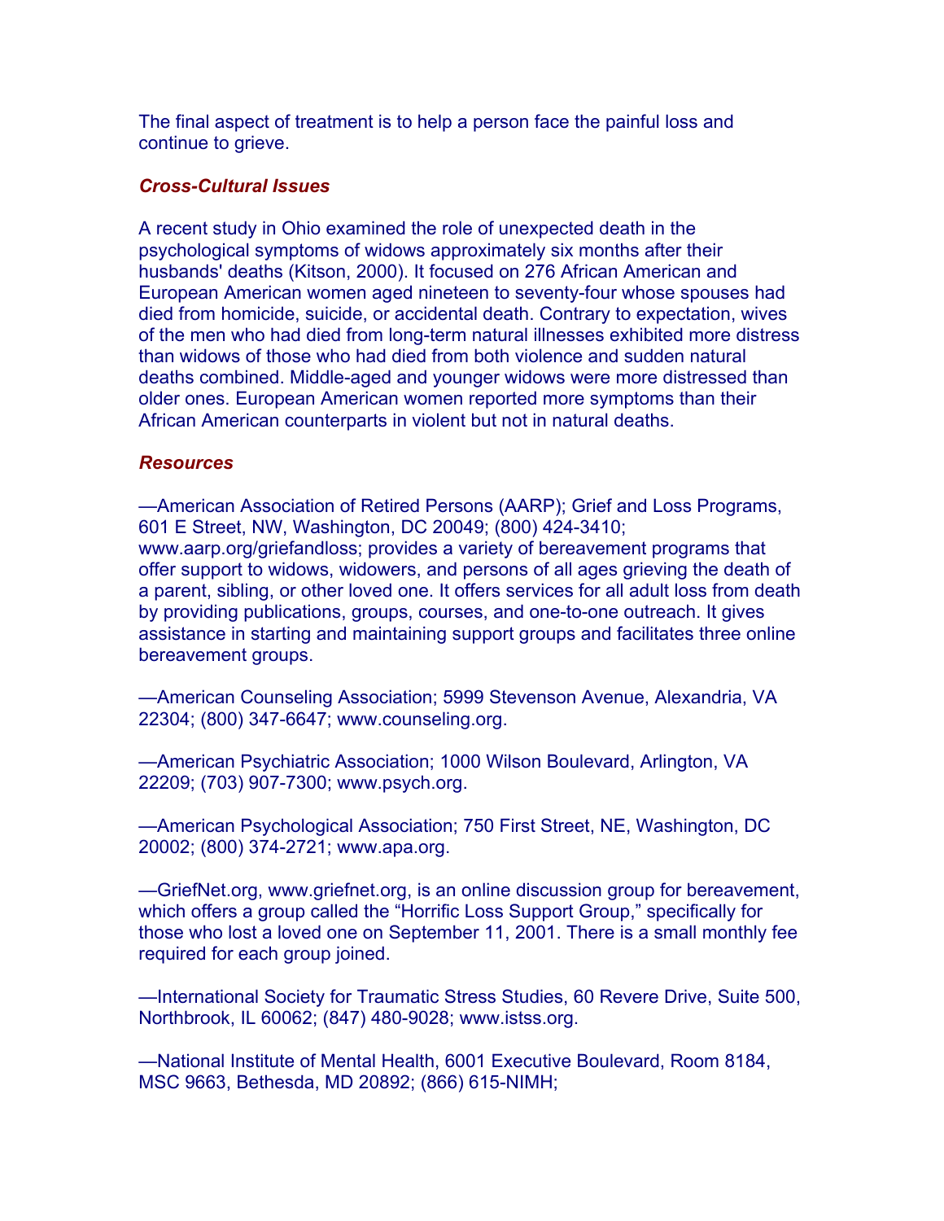The final aspect of treatment is to help a person face the painful loss and continue to grieve.

### *Cross-Cultural Issues*

A recent study in Ohio examined the role of unexpected death in the psychological symptoms of widows approximately six months after their husbands' deaths (Kitson, 2000). It focused on 276 African American and European American women aged nineteen to seventy-four whose spouses had died from homicide, suicide, or accidental death. Contrary to expectation, wives of the men who had died from long-term natural illnesses exhibited more distress than widows of those who had died from both violence and sudden natural deaths combined. Middle-aged and younger widows were more distressed than older ones. European American women reported more symptoms than their African American counterparts in violent but not in natural deaths.

### *Resources*

—American Association of Retired Persons (AARP); Grief and Loss Programs, 601 E Street, NW, Washington, DC 20049; (800) 424-3410; www.aarp.org/griefandloss; provides a variety of bereavement programs that offer support to widows, widowers, and persons of all ages grieving the death of a parent, sibling, or other loved one. It offers services for all adult loss from death by providing publications, groups, courses, and one-to-one outreach. It gives assistance in starting and maintaining support groups and facilitates three online bereavement groups.

—American Counseling Association; 5999 Stevenson Avenue, Alexandria, VA 22304; (800) 347-6647; www.counseling.org.

—American Psychiatric Association; 1000 Wilson Boulevard, Arlington, VA 22209; (703) 907-7300; www.psych.org.

—American Psychological Association; 750 First Street, NE, Washington, DC 20002; (800) 374-2721; www.apa.org.

—GriefNet.org, www.griefnet.org, is an online discussion group for bereavement, which offers a group called the "Horrific Loss Support Group," specifically for those who lost a loved one on September 11, 2001. There is a small monthly fee required for each group joined.

—International Society for Traumatic Stress Studies, 60 Revere Drive, Suite 500, Northbrook, IL 60062; (847) 480-9028; www.istss.org.

—National Institute of Mental Health, 6001 Executive Boulevard, Room 8184, MSC 9663, Bethesda, MD 20892; (866) 615-NIMH;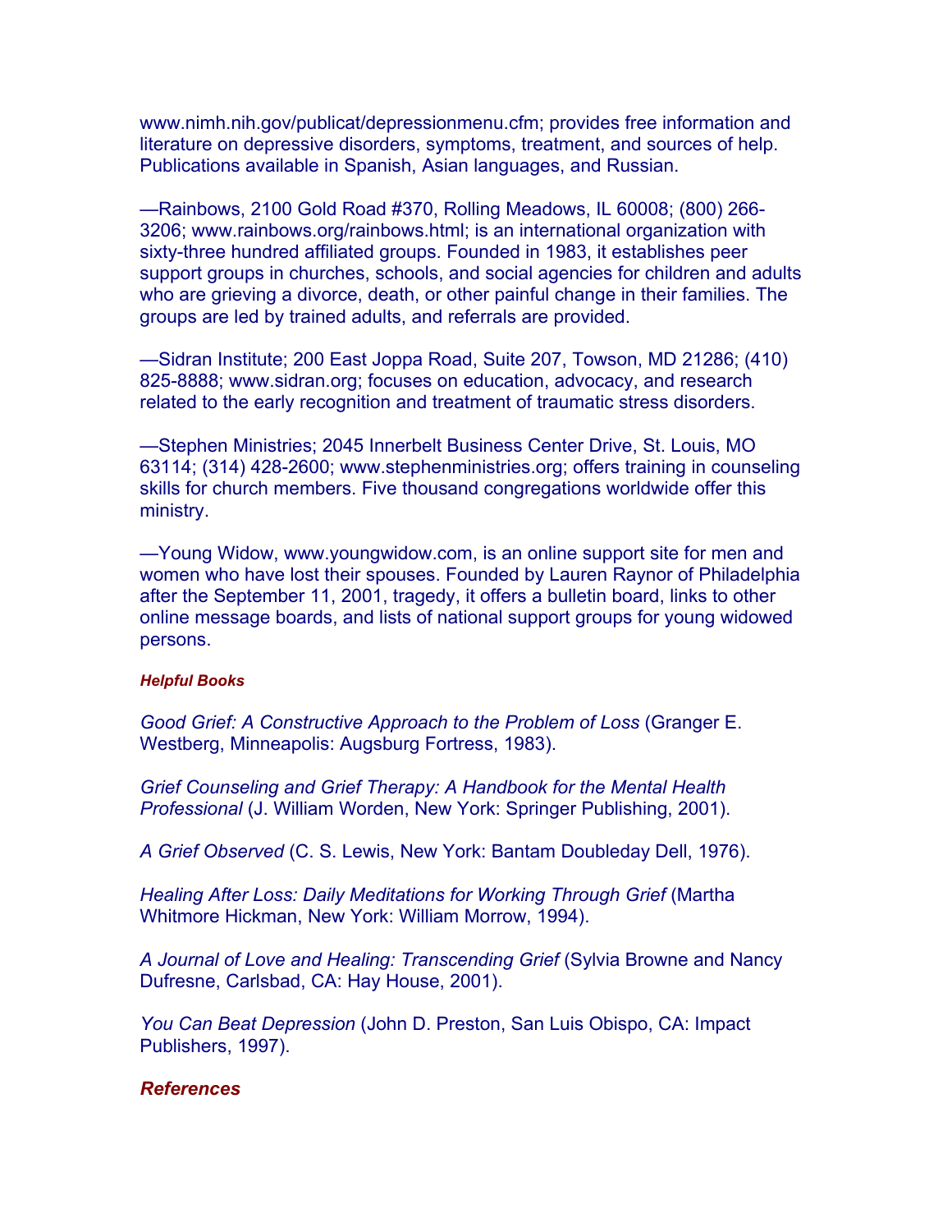www.nimh.nih.gov/publicat/depressionmenu.cfm; provides free information and literature on depressive disorders, symptoms, treatment, and sources of help. Publications available in Spanish, Asian languages, and Russian.

—Rainbows, 2100 Gold Road #370, Rolling Meadows, IL 60008; (800) 266-3206; www.rainbows.org/rainbows.html; is an international organization with sixty-three hundred affiliated groups. Founded in 1983, it establishes peer support groups in churches, schools, and social agencies for children and adults who are grieving a divorce, death, or other painful change in their families. The groups are led by trained adults, and referrals are provided.

—Sidran Institute; 200 East Joppa Road, Suite 207, Towson, MD 21286; (410) 825-8888; www.sidran.org; focuses on education, advocacy, and research related to the early recognition and treatment of traumatic stress disorders.

—Stephen Ministries; 2045 Innerbelt Business Center Drive, St. Louis, MO 63114; (314) 428-2600; www.stephenministries.org; offers training in counseling skills for church members. Five thousand congregations worldwide offer this ministry.

—Young Widow, www.youngwidow.com, is an online support site for men and women who have lost their spouses. Founded by Lauren Raynor of Philadelphia after the September 11, 2001, tragedy, it offers a bulletin board, links to other online message boards, and lists of national support groups for young widowed persons.

#### *Helpful Books*

*Good Grief: A Constructive Approach to the Problem of Loss* (Granger E. Westberg, Minneapolis: Augsburg Fortress, 1983).

*Grief Counseling and Grief Therapy: A Handbook for the Mental Health Professional* (J. William Worden, New York: Springer Publishing, 2001).

*A Grief Observed* (C. S. Lewis, New York: Bantam Doubleday Dell, 1976).

*Healing After Loss: Daily Meditations for Working Through Grief* (Martha Whitmore Hickman, New York: William Morrow, 1994).

*A Journal of Love and Healing: Transcending Grief* (Sylvia Browne and Nancy Dufresne, Carlsbad, CA: Hay House, 2001).

*You Can Beat Depression* (John D. Preston, San Luis Obispo, CA: Impact Publishers, 1997).

### *References*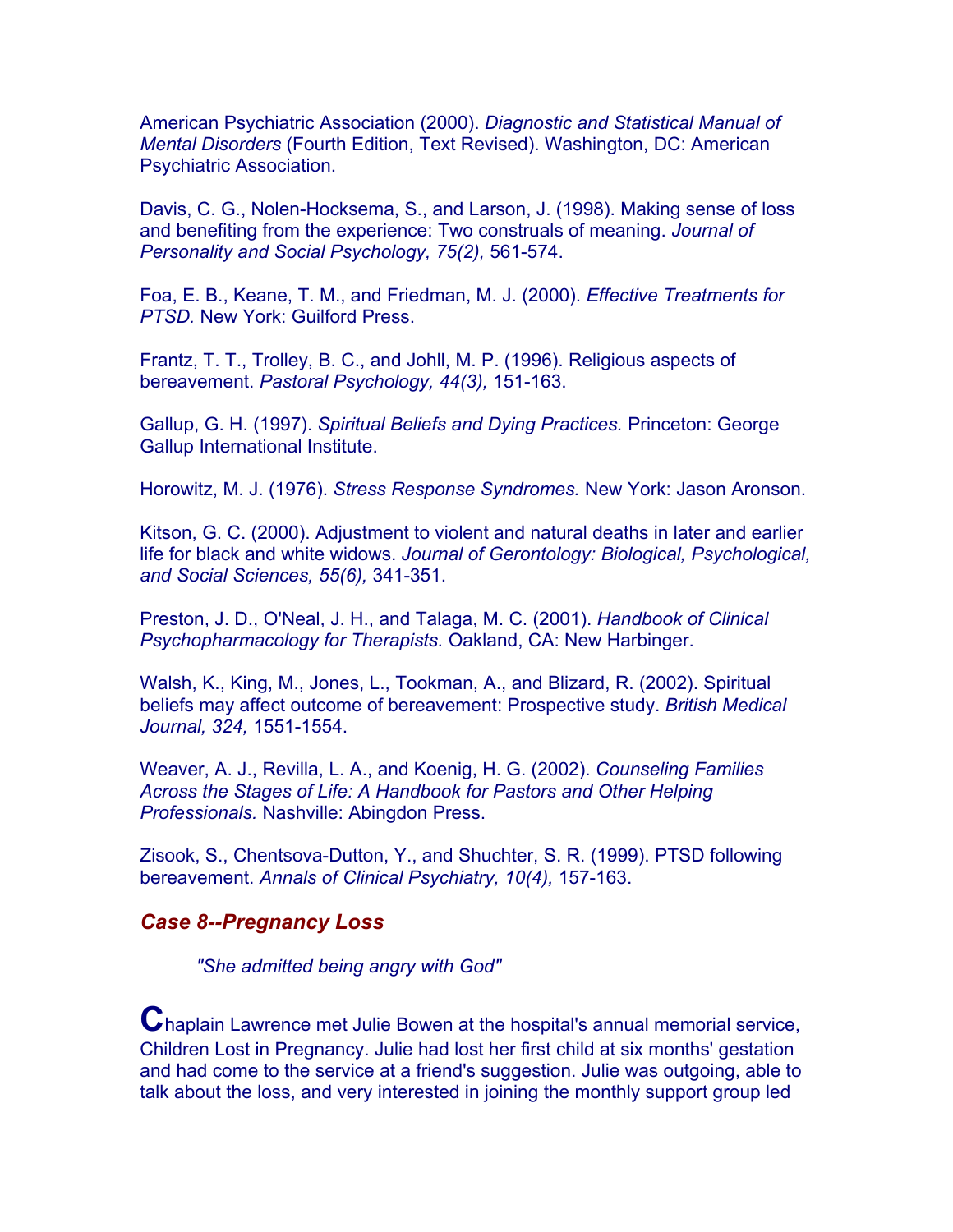American Psychiatric Association (2000). *Diagnostic and Statistical Manual of Mental Disorders* (Fourth Edition, Text Revised). Washington, DC: American Psychiatric Association.

Davis, C. G., Nolen-Hocksema, S., and Larson, J. (1998). Making sense of loss and benefiting from the experience: Two construals of meaning. *Journal of Personality and Social Psychology, 75(2),* 561-574.

Foa, E. B., Keane, T. M., and Friedman, M. J. (2000). *Effective Treatments for PTSD.* New York: Guilford Press.

Frantz, T. T., Trolley, B. C., and Johll, M. P. (1996). Religious aspects of bereavement. *Pastoral Psychology, 44(3),* 151-163.

Gallup, G. H. (1997). *Spiritual Beliefs and Dying Practices.* Princeton: George Gallup International Institute.

Horowitz, M. J. (1976). *Stress Response Syndromes.* New York: Jason Aronson.

Kitson, G. C. (2000). Adjustment to violent and natural deaths in later and earlier life for black and white widows. *Journal of Gerontology: Biological, Psychological, and Social Sciences, 55(6),* 341-351.

Preston, J. D., O'Neal, J. H., and Talaga, M. C. (2001). *Handbook of Clinical Psychopharmacology for Therapists.* Oakland, CA: New Harbinger.

Walsh, K., King, M., Jones, L., Tookman, A., and Blizard, R. (2002). Spiritual beliefs may affect outcome of bereavement: Prospective study. *British Medical Journal, 324,* 1551-1554.

Weaver, A. J., Revilla, L. A., and Koenig, H. G. (2002). *Counseling Families Across the Stages of Life: A Handbook for Pastors and Other Helping Professionals.* Nashville: Abingdon Press.

Zisook, S., Chentsova-Dutton, Y., and Shuchter, S. R. (1999). PTSD following bereavement. *Annals of Clinical Psychiatry, 10(4),* 157-163.

## *Case 8--Pregnancy Loss*

*"She admitted being angry with God"*

Chaplain Lawrence met Julie Bowen at the hospital's annual memorial service, Children Lost in Pregnancy. Julie had lost her first child at six months' gestation and had come to the service at a friend's suggestion. Julie was outgoing, able to talk about the loss, and very interested in joining the monthly support group led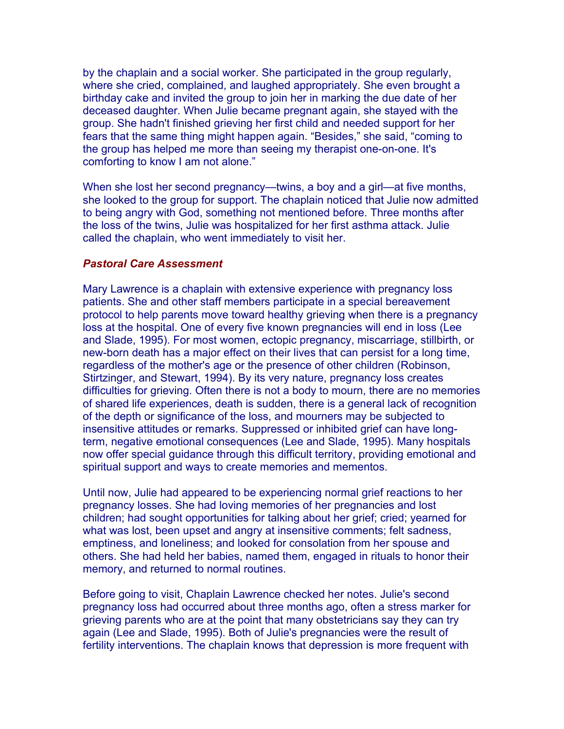by the chaplain and a social worker. She participated in the group regularly, where she cried, complained, and laughed appropriately. She even brought a birthday cake and invited the group to join her in marking the due date of her deceased daughter. When Julie became pregnant again, she stayed with the group. She hadn't finished grieving her first child and needed support for her fears that the same thing might happen again. “Besides,” she said, “coming to the group has helped me more than seeing my therapist one-on-one. It's comforting to know I am not alone.”

When she lost her second pregnancy—twins, a boy and a girl—at five months, she looked to the group for support. The chaplain noticed that Julie now admitted to being angry with God, something not mentioned before. Three months after the loss of the twins, Julie was hospitalized for her first asthma attack. Julie called the chaplain, who went immediately to visit her.

***Pastoral Care Assessment***

Mary Lawrence is a chaplain with extensive experience with pregnancy loss patients. She and other staff members participate in a special bereavement protocol to help parents move toward healthy grieving when there is a pregnancy loss at the hospital. One of every five known pregnancies will end in loss (Lee and Slade, 1995). For most women, ectopic pregnancy, miscarriage, stillbirth, or new-born death has a major effect on their lives that can persist for a long time, regardless of the mother's age or the presence of other children (Robinson, Stirtzinger, and Stewart, 1994). By its very nature, pregnancy loss creates difficulties for grieving. Often there is not a body to mourn, there are no memories of shared life experiences, death is sudden, there is a general lack of recognition of the depth or significance of the loss, and mourners may be subjected to insensitive attitudes or remarks. Suppressed or inhibited grief can have long-term, negative emotional consequences (Lee and Slade, 1995). Many hospitals now offer special guidance through this difficult territory, providing emotional and spiritual support and ways to create memories and mementos.

Until now, Julie had appeared to be experiencing normal grief reactions to her pregnancy losses. She had loving memories of her pregnancies and lost children; had sought opportunities for talking about her grief; cried; yearned for what was lost, been upset and angry at insensitive comments; felt sadness, emptiness, and loneliness; and looked for consolation from her spouse and others. She had held her babies, named them, engaged in rituals to honor their memory, and returned to normal routines.

Before going to visit, Chaplain Lawrence checked her notes. Julie's second pregnancy loss had occurred about three months ago, often a stress marker for grieving parents who are at the point that many obstetricians say they can try again (Lee and Slade, 1995). Both of Julie's pregnancies were the result of fertility interventions. The chaplain knows that depression is more frequent with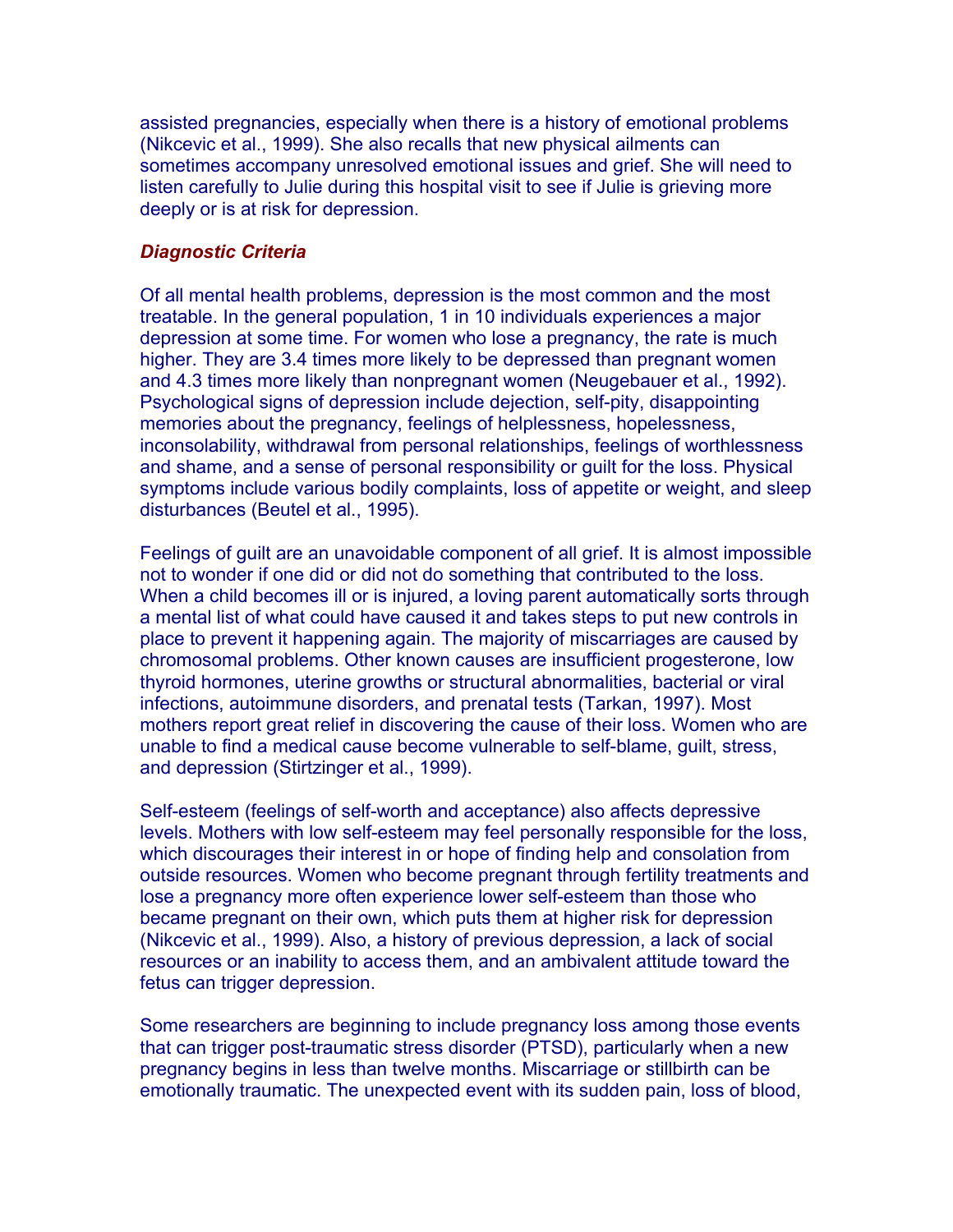assisted pregnancies, especially when there is a history of emotional problems (Nikcevic et al., 1999). She also recalls that new physical ailments can sometimes accompany unresolved emotional issues and grief. She will need to listen carefully to Julie during this hospital visit to see if Julie is grieving more deeply or is at risk for depression.

***Diagnostic Criteria***

Of all mental health problems, depression is the most common and the most treatable. In the general population, 1 in 10 individuals experiences a major depression at some time. For women who lose a pregnancy, the rate is much higher. They are 3.4 times more likely to be depressed than pregnant women and 4.3 times more likely than nonpregnant women (Neugebauer et al., 1992). Psychological signs of depression include dejection, self-pity, disappointing memories about the pregnancy, feelings of helplessness, hopelessness, inconsolability, withdrawal from personal relationships, feelings of worthlessness and shame, and a sense of personal responsibility or guilt for the loss. Physical symptoms include various bodily complaints, loss of appetite or weight, and sleep disturbances (Beutel et al., 1995).

Feelings of guilt are an unavoidable component of all grief. It is almost impossible not to wonder if one did or did not do something that contributed to the loss. When a child becomes ill or is injured, a loving parent automatically sorts through a mental list of what could have caused it and takes steps to put new controls in place to prevent it happening again. The majority of miscarriages are caused by chromosomal problems. Other known causes are insufficient progesterone, low thyroid hormones, uterine growths or structural abnormalities, bacterial or viral infections, autoimmune disorders, and prenatal tests (Tarkan, 1997). Most mothers report great relief in discovering the cause of their loss. Women who are unable to find a medical cause become vulnerable to self-blame, guilt, stress, and depression (Stirtzinger et al., 1999).

Self-esteem (feelings of self-worth and acceptance) also affects depressive levels. Mothers with low self-esteem may feel personally responsible for the loss, which discourages their interest in or hope of finding help and consolation from outside resources. Women who become pregnant through fertility treatments and lose a pregnancy more often experience lower self-esteem than those who became pregnant on their own, which puts them at higher risk for depression (Nikcevic et al., 1999). Also, a history of previous depression, a lack of social resources or an inability to access them, and an ambivalent attitude toward the fetus can trigger depression.

Some researchers are beginning to include pregnancy loss among those events that can trigger post-traumatic stress disorder (PTSD), particularly when a new pregnancy begins in less than twelve months. Miscarriage or stillbirth can be emotionally traumatic. The unexpected event with its sudden pain, loss of blood,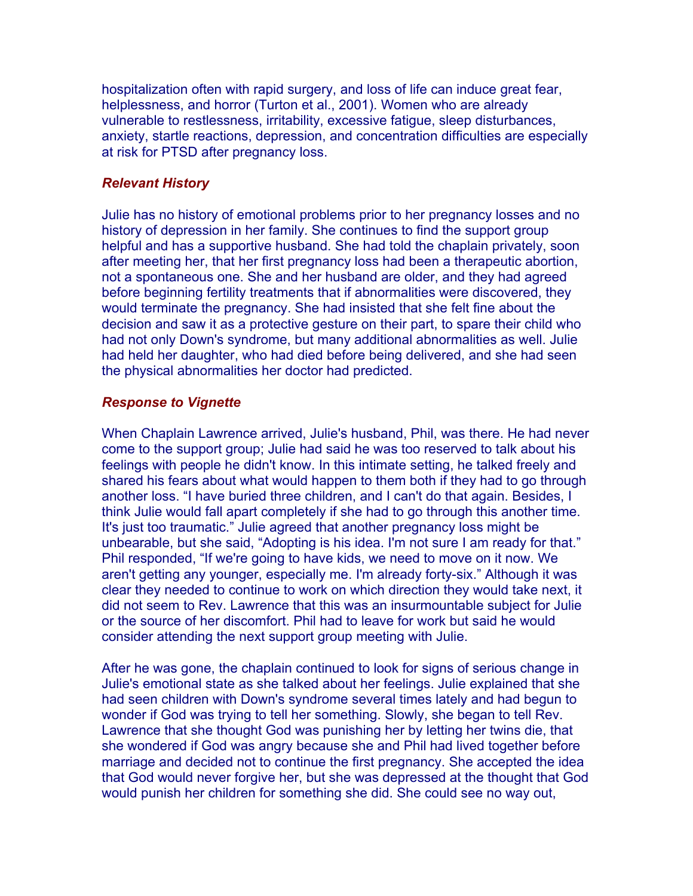hospitalization often with rapid surgery, and loss of life can induce great fear, helplessness, and horror (Turton et al., 2001). Women who are already vulnerable to restlessness, irritability, excessive fatigue, sleep disturbances, anxiety, startle reactions, depression, and concentration difficulties are especially at risk for PTSD after pregnancy loss.

### *Relevant History*

Julie has no history of emotional problems prior to her pregnancy losses and no history of depression in her family. She continues to find the support group helpful and has a supportive husband. She had told the chaplain privately, soon after meeting her, that her first pregnancy loss had been a therapeutic abortion, not a spontaneous one. She and her husband are older, and they had agreed before beginning fertility treatments that if abnormalities were discovered, they would terminate the pregnancy. She had insisted that she felt fine about the decision and saw it as a protective gesture on their part, to spare their child who had not only Down's syndrome, but many additional abnormalities as well. Julie had held her daughter, who had died before being delivered, and she had seen the physical abnormalities her doctor had predicted.

### *Response to Vignette*

When Chaplain Lawrence arrived, Julie's husband, Phil, was there. He had never come to the support group; Julie had said he was too reserved to talk about his feelings with people he didn't know. In this intimate setting, he talked freely and shared his fears about what would happen to them both if they had to go through another loss. “I have buried three children, and I can't do that again. Besides, I think Julie would fall apart completely if she had to go through this another time. It's just too traumatic.” Julie agreed that another pregnancy loss might be unbearable, but she said, “Adopting is his idea. I'm not sure I am ready for that.” Phil responded, “If we're going to have kids, we need to move on it now. We aren't getting any younger, especially me. I'm already forty-six.” Although it was clear they needed to continue to work on which direction they would take next, it did not seem to Rev. Lawrence that this was an insurmountable subject for Julie or the source of her discomfort. Phil had to leave for work but said he would consider attending the next support group meeting with Julie.

After he was gone, the chaplain continued to look for signs of serious change in Julie's emotional state as she talked about her feelings. Julie explained that she had seen children with Down's syndrome several times lately and had begun to wonder if God was trying to tell her something. Slowly, she began to tell Rev. Lawrence that she thought God was punishing her by letting her twins die, that she wondered if God was angry because she and Phil had lived together before marriage and decided not to continue the first pregnancy. She accepted the idea that God would never forgive her, but she was depressed at the thought that God would punish her children for something she did. She could see no way out,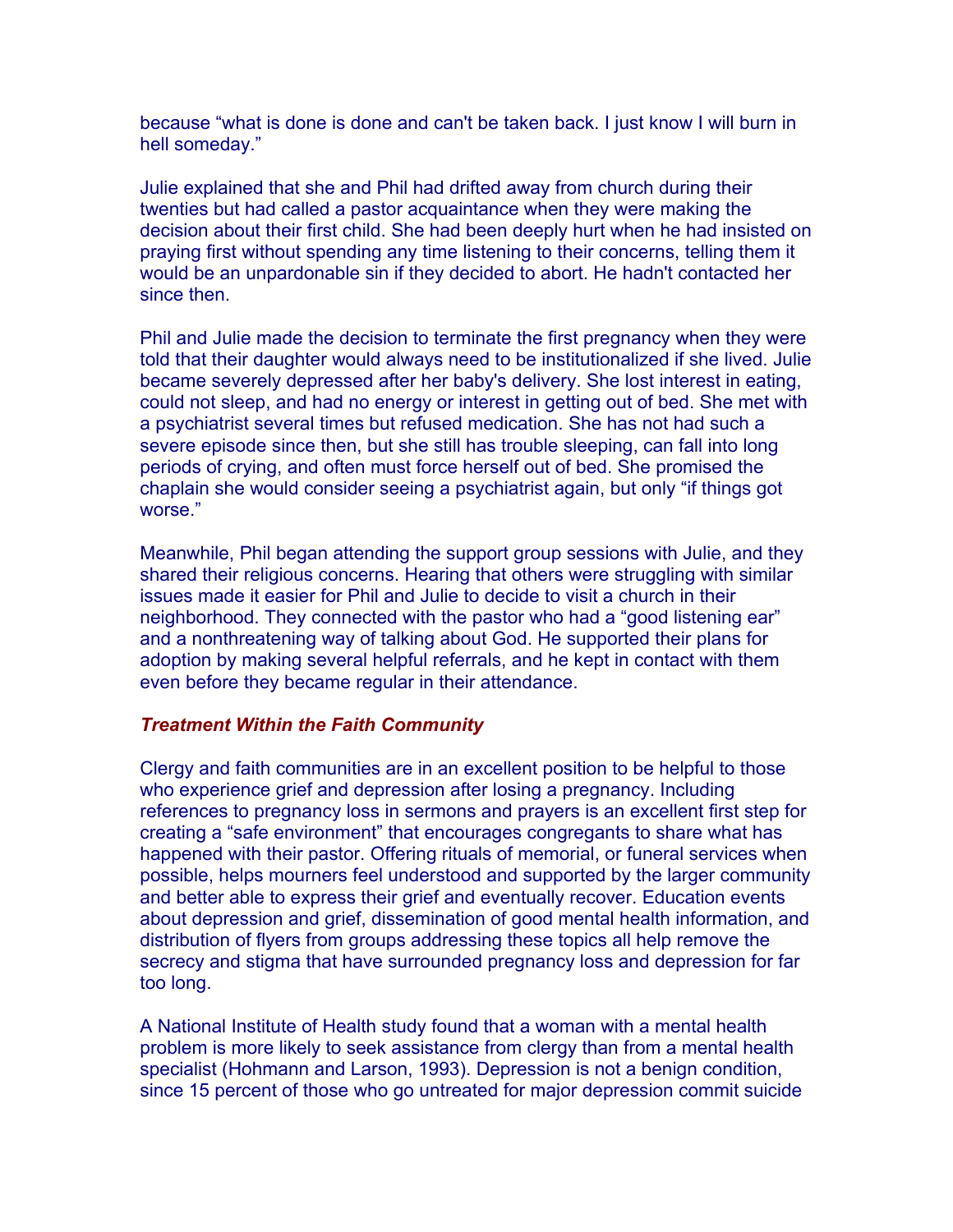because “what is done is done and can't be taken back. I just know I will burn in hell someday.”

Julie explained that she and Phil had drifted away from church during their twenties but had called a pastor acquaintance when they were making the decision about their first child. She had been deeply hurt when he had insisted on praying first without spending any time listening to their concerns, telling them it would be an unpardonable sin if they decided to abort. He hadn't contacted her since then.

Phil and Julie made the decision to terminate the first pregnancy when they were told that their daughter would always need to be institutionalized if she lived. Julie became severely depressed after her baby's delivery. She lost interest in eating, could not sleep, and had no energy or interest in getting out of bed. She met with a psychiatrist several times but refused medication. She has not had such a severe episode since then, but she still has trouble sleeping, can fall into long periods of crying, and often must force herself out of bed. She promised the chaplain she would consider seeing a psychiatrist again, but only “if things got worse.”

Meanwhile, Phil began attending the support group sessions with Julie, and they shared their religious concerns. Hearing that others were struggling with similar issues made it easier for Phil and Julie to decide to visit a church in their neighborhood. They connected with the pastor who had a “good listening ear” and a nonthreatening way of talking about God. He supported their plans for adoption by making several helpful referrals, and he kept in contact with them even before they became regular in their attendance.

### *Treatment Within the Faith Community*

Clergy and faith communities are in an excellent position to be helpful to those who experience grief and depression after losing a pregnancy. Including references to pregnancy loss in sermons and prayers is an excellent first step for creating a “safe environment” that encourages congregants to share what has happened with their pastor. Offering rituals of memorial, or funeral services when possible, helps mourners feel understood and supported by the larger community and better able to express their grief and eventually recover. Education events about depression and grief, dissemination of good mental health information, and distribution of flyers from groups addressing these topics all help remove the secrecy and stigma that have surrounded pregnancy loss and depression for far too long.

A National Institute of Health study found that a woman with a mental health problem is more likely to seek assistance from clergy than from a mental health specialist (Hohmann and Larson, 1993). Depression is not a benign condition, since 15 percent of those who go untreated for major depression commit suicide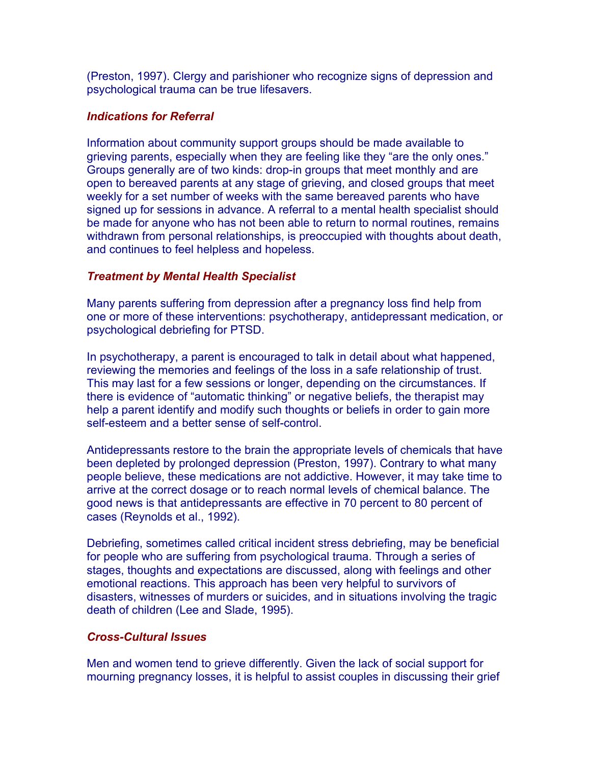(Preston, 1997). Clergy and parishioner who recognize signs of depression and psychological trauma can be true lifesavers.

### *Indications for Referral*

Information about community support groups should be made available to grieving parents, especially when they are feeling like they "are the only ones." Groups generally are of two kinds: drop-in groups that meet monthly and are open to bereaved parents at any stage of grieving, and closed groups that meet weekly for a set number of weeks with the same bereaved parents who have signed up for sessions in advance. A referral to a mental health specialist should be made for anyone who has not been able to return to normal routines, remains withdrawn from personal relationships, is preoccupied with thoughts about death, and continues to feel helpless and hopeless.

### *Treatment by Mental Health Specialist*

Many parents suffering from depression after a pregnancy loss find help from one or more of these interventions: psychotherapy, antidepressant medication, or psychological debriefing for PTSD.

In psychotherapy, a parent is encouraged to talk in detail about what happened, reviewing the memories and feelings of the loss in a safe relationship of trust. This may last for a few sessions or longer, depending on the circumstances. If there is evidence of "automatic thinking" or negative beliefs, the therapist may help a parent identify and modify such thoughts or beliefs in order to gain more self-esteem and a better sense of self-control.

Antidepressants restore to the brain the appropriate levels of chemicals that have been depleted by prolonged depression (Preston, 1997). Contrary to what many people believe, these medications are not addictive. However, it may take time to arrive at the correct dosage or to reach normal levels of chemical balance. The good news is that antidepressants are effective in 70 percent to 80 percent of cases (Reynolds et al., 1992).

Debriefing, sometimes called critical incident stress debriefing, may be beneficial for people who are suffering from psychological trauma. Through a series of stages, thoughts and expectations are discussed, along with feelings and other emotional reactions. This approach has been very helpful to survivors of disasters, witnesses of murders or suicides, and in situations involving the tragic death of children (Lee and Slade, 1995).

### *Cross-Cultural Issues*

Men and women tend to grieve differently. Given the lack of social support for mourning pregnancy losses, it is helpful to assist couples in discussing their grief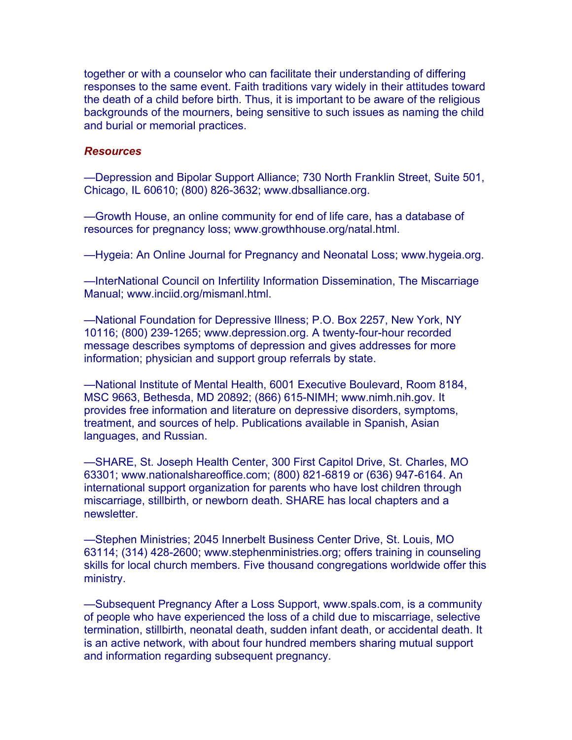together or with a counselor who can facilitate their understanding of differing responses to the same event. Faith traditions vary widely in their attitudes toward the death of a child before birth. Thus, it is important to be aware of the religious backgrounds of the mourners, being sensitive to such issues as naming the child and burial or memorial practices.

***Resources***

—Depression and Bipolar Support Alliance; 730 North Franklin Street, Suite 501, Chicago, IL 60610; (800) 826-3632; www.dbsalliance.org.

—Growth House, an online community for end of life care, has a database of resources for pregnancy loss; www.growthhouse.org/natal.html.

—Hygeia: An Online Journal for Pregnancy and Neonatal Loss; www.hygeia.org.

—InterNational Council on Infertility Information Dissemination, The Miscarriage Manual; www.inciid.org/mismanl.html.

—National Foundation for Depressive Illness; P.O. Box 2257, New York, NY 10116; (800) 239-1265; www.depression.org. A twenty-four-hour recorded message describes symptoms of depression and gives addresses for more information; physician and support group referrals by state.

—National Institute of Mental Health, 6001 Executive Boulevard, Room 8184, MSC 9663, Bethesda, MD 20892; (866) 615-NIMH; www.nimh.nih.gov. It provides free information and literature on depressive disorders, symptoms, treatment, and sources of help. Publications available in Spanish, Asian languages, and Russian.

—SHARE, St. Joseph Health Center, 300 First Capitol Drive, St. Charles, MO 63301; www.nationalshareoffice.com; (800) 821-6819 or (636) 947-6164. An international support organization for parents who have lost children through miscarriage, stillbirth, or newborn death. SHARE has local chapters and a newsletter.

—Stephen Ministries; 2045 Innerbelt Business Center Drive, St. Louis, MO 63114; (314) 428-2600; www.stephenministries.org; offers training in counseling skills for local church members. Five thousand congregations worldwide offer this ministry.

—Subsequent Pregnancy After a Loss Support, www.spals.com, is a community of people who have experienced the loss of a child due to miscarriage, selective termination, stillbirth, neonatal death, sudden infant death, or accidental death. It is an active network, with about four hundred members sharing mutual support and information regarding subsequent pregnancy.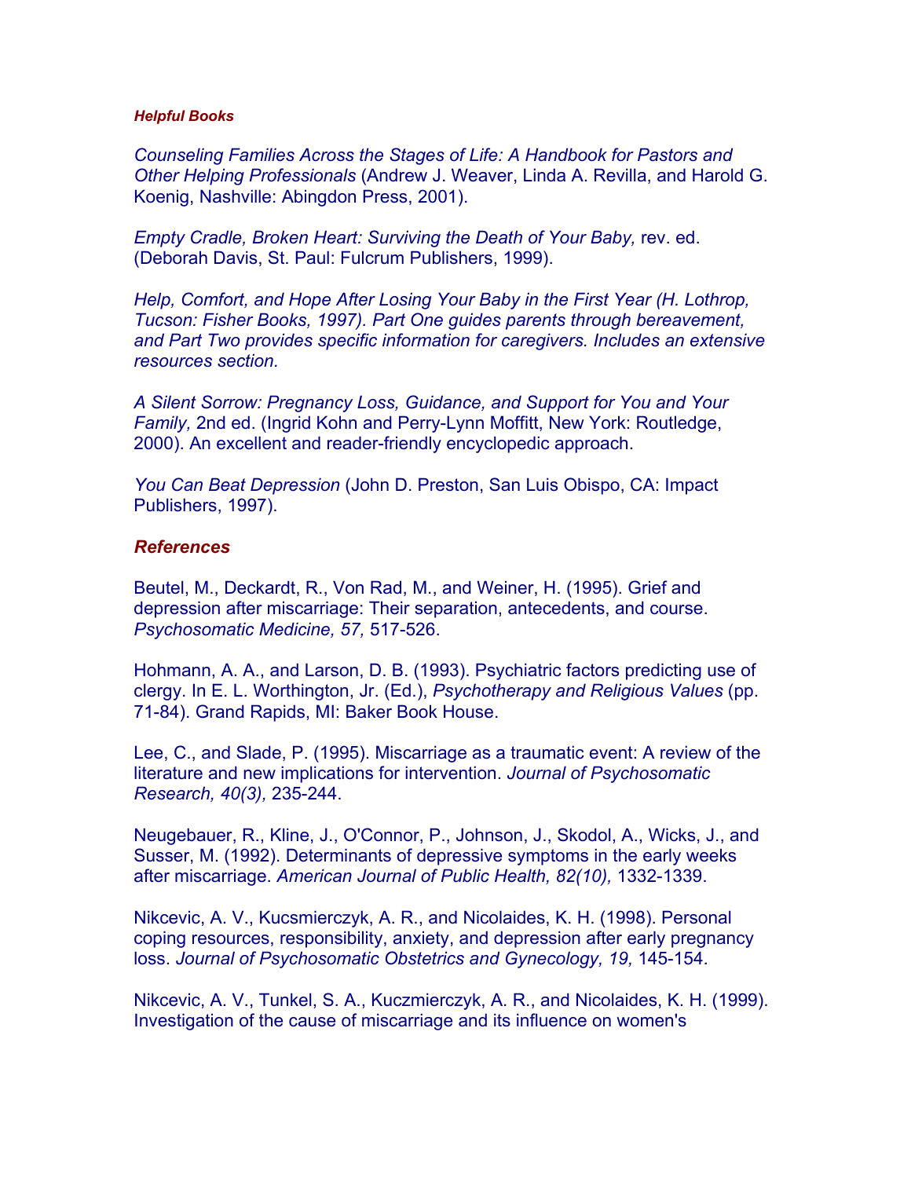***Helpful Books***

*Counseling Families Across the Stages of Life: A Handbook for Pastors and Other Helping Professionals* (Andrew J. Weaver, Linda A. Revilla, and Harold G. Koenig, Nashville: Abingdon Press, 2001).

*Empty Cradle, Broken Heart: Surviving the Death of Your Baby,* rev. ed. (Deborah Davis, St. Paul: Fulcrum Publishers, 1999).

*Help, Comfort, and Hope After Losing Your Baby in the First Year (H. Lothrop, Tucson: Fisher Books, 1997). Part One guides parents through bereavement, and Part Two provides specific information for caregivers. Includes an extensive resources section.*

*A Silent Sorrow: Pregnancy Loss, Guidance, and Support for You and Your Family,* 2nd ed. (Ingrid Kohn and Perry-Lynn Moffitt, New York: Routledge, 2000). An excellent and reader-friendly encyclopedic approach.

*You Can Beat Depression* (John D. Preston, San Luis Obispo, CA: Impact Publishers, 1997).

### *References*

Beutel, M., Deckardt, R., Von Rad, M., and Weiner, H. (1995). Grief and depression after miscarriage: Their separation, antecedents, and course. *Psychosomatic Medicine, 57,* 517-526.

Hohmann, A. A., and Larson, D. B. (1993). Psychiatric factors predicting use of clergy. In E. L. Worthington, Jr. (Ed.), *Psychotherapy and Religious Values* (pp. 71-84). Grand Rapids, MI: Baker Book House.

Lee, C., and Slade, P. (1995). Miscarriage as a traumatic event: A review of the literature and new implications for intervention. *Journal of Psychosomatic Research, 40(3),* 235-244.

Neugebauer, R., Kline, J., O'Connor, P., Johnson, J., Skodol, A., Wicks, J., and Susser, M. (1992). Determinants of depressive symptoms in the early weeks after miscarriage. *American Journal of Public Health, 82(10),* 1332-1339.

Nikcevic, A. V., Kucsmierczyk, A. R., and Nicolaides, K. H. (1998). Personal coping resources, responsibility, anxiety, and depression after early pregnancy loss. *Journal of Psychosomatic Obstetrics and Gynecology, 19,* 145-154.

Nikcevic, A. V., Tunkel, S. A., Kuczmierczyk, A. R., and Nicolaides, K. H. (1999). Investigation of the cause of miscarriage and its influence on women's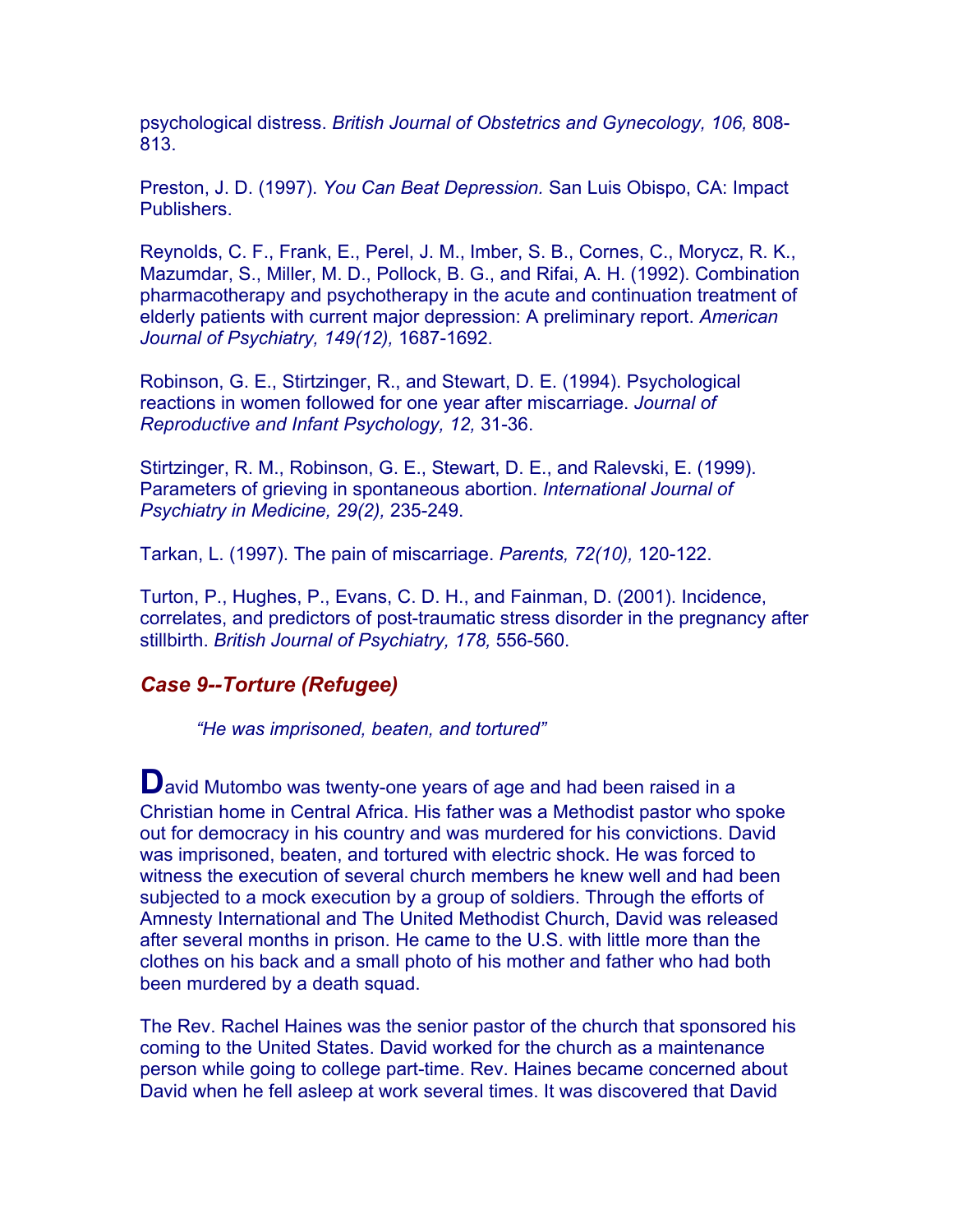psychological distress. *British Journal of Obstetrics and Gynecology, 106,* 808-813.

Preston, J. D. (1997). *You Can Beat Depression.* San Luis Obispo, CA: Impact Publishers.

Reynolds, C. F., Frank, E., Perel, J. M., Imber, S. B., Cornes, C., Morycz, R. K., Mazumdar, S., Miller, M. D., Pollock, B. G., and Rifai, A. H. (1992). Combination pharmacotherapy and psychotherapy in the acute and continuation treatment of elderly patients with current major depression: A preliminary report. *American Journal of Psychiatry, 149(12),* 1687-1692.

Robinson, G. E., Stirtzinger, R., and Stewart, D. E. (1994). Psychological reactions in women followed for one year after miscarriage. *Journal of Reproductive and Infant Psychology, 12,* 31-36.

Stirtzinger, R. M., Robinson, G. E., Stewart, D. E., and Ralevski, E. (1999). Parameters of grieving in spontaneous abortion. *International Journal of Psychiatry in Medicine, 29(2),* 235-249.

Tarkan, L. (1997). The pain of miscarriage. *Parents, 72(10),* 120-122.

Turton, P., Hughes, P., Evans, C. D. H., and Fainman, D. (2001). Incidence, correlates, and predictors of post-traumatic stress disorder in the pregnancy after stillbirth. *British Journal of Psychiatry, 178,* 556-560.

## *Case 9--Torture (Refugee)*

*"He was imprisoned, beaten, and tortured"*

**D**avid Mutombo was twenty-one years of age and had been raised in a Christian home in Central Africa. His father was a Methodist pastor who spoke out for democracy in his country and was murdered for his convictions. David was imprisoned, beaten, and tortured with electric shock. He was forced to witness the execution of several church members he knew well and had been subjected to a mock execution by a group of soldiers. Through the efforts of Amnesty International and The United Methodist Church, David was released after several months in prison. He came to the U.S. with little more than the clothes on his back and a small photo of his mother and father who had both been murdered by a death squad.

The Rev. Rachel Haines was the senior pastor of the church that sponsored his coming to the United States. David worked for the church as a maintenance person while going to college part-time. Rev. Haines became concerned about David when he fell asleep at work several times. It was discovered that David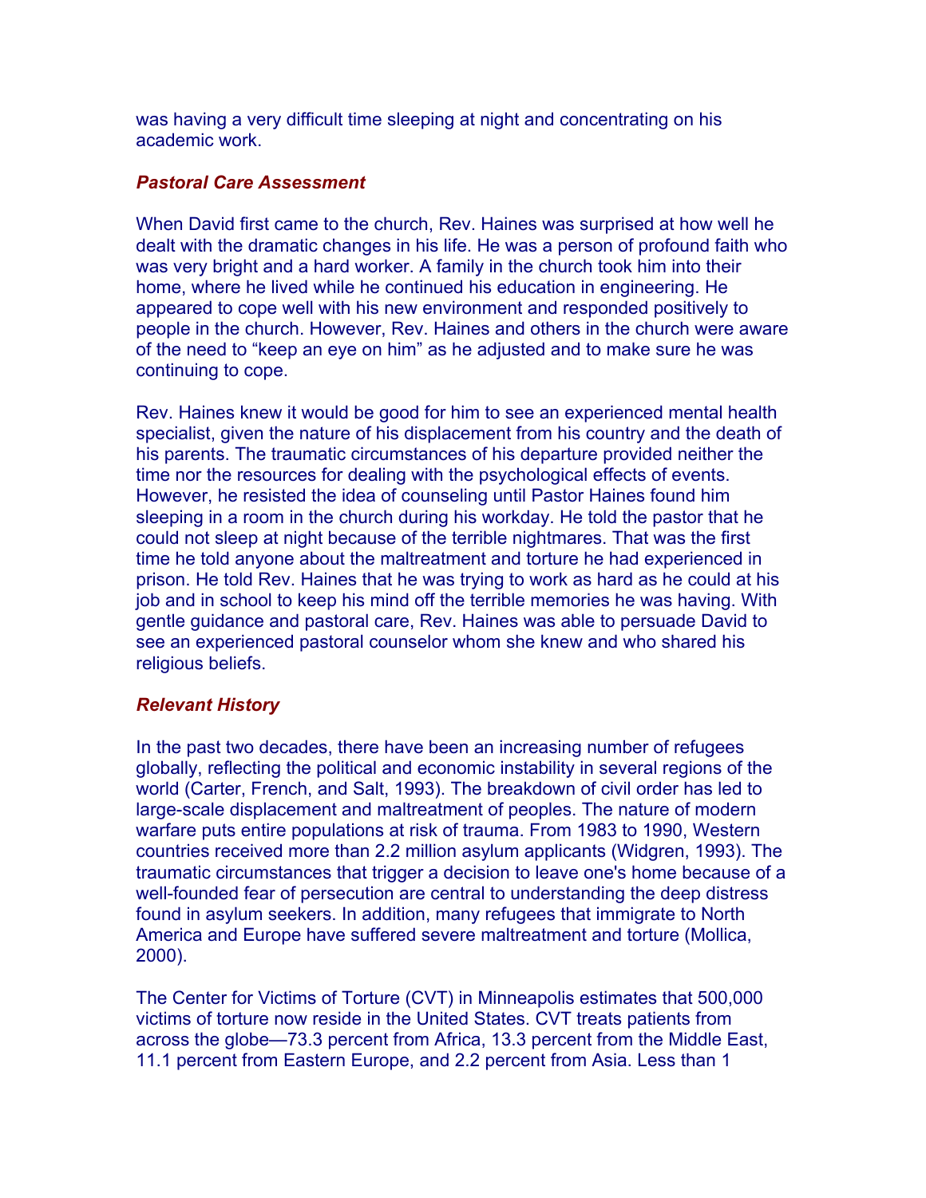was having a very difficult time sleeping at night and concentrating on his academic work.

### *Pastoral Care Assessment*

When David first came to the church, Rev. Haines was surprised at how well he dealt with the dramatic changes in his life. He was a person of profound faith who was very bright and a hard worker. A family in the church took him into their home, where he lived while he continued his education in engineering. He appeared to cope well with his new environment and responded positively to people in the church. However, Rev. Haines and others in the church were aware of the need to "keep an eye on him" as he adjusted and to make sure he was continuing to cope.

Rev. Haines knew it would be good for him to see an experienced mental health specialist, given the nature of his displacement from his country and the death of his parents. The traumatic circumstances of his departure provided neither the time nor the resources for dealing with the psychological effects of events. However, he resisted the idea of counseling until Pastor Haines found him sleeping in a room in the church during his workday. He told the pastor that he could not sleep at night because of the terrible nightmares. That was the first time he told anyone about the maltreatment and torture he had experienced in prison. He told Rev. Haines that he was trying to work as hard as he could at his job and in school to keep his mind off the terrible memories he was having. With gentle guidance and pastoral care, Rev. Haines was able to persuade David to see an experienced pastoral counselor whom she knew and who shared his religious beliefs.

### *Relevant History*

In the past two decades, there have been an increasing number of refugees globally, reflecting the political and economic instability in several regions of the world (Carter, French, and Salt, 1993). The breakdown of civil order has led to large-scale displacement and maltreatment of peoples. The nature of modern warfare puts entire populations at risk of trauma. From 1983 to 1990, Western countries received more than 2.2 million asylum applicants (Widgren, 1993). The traumatic circumstances that trigger a decision to leave one's home because of a well-founded fear of persecution are central to understanding the deep distress found in asylum seekers. In addition, many refugees that immigrate to North America and Europe have suffered severe maltreatment and torture (Mollica, 2000).

The Center for Victims of Torture (CVT) in Minneapolis estimates that 500,000 victims of torture now reside in the United States. CVT treats patients from across the globe—73.3 percent from Africa, 13.3 percent from the Middle East, 11.1 percent from Eastern Europe, and 2.2 percent from Asia. Less than 1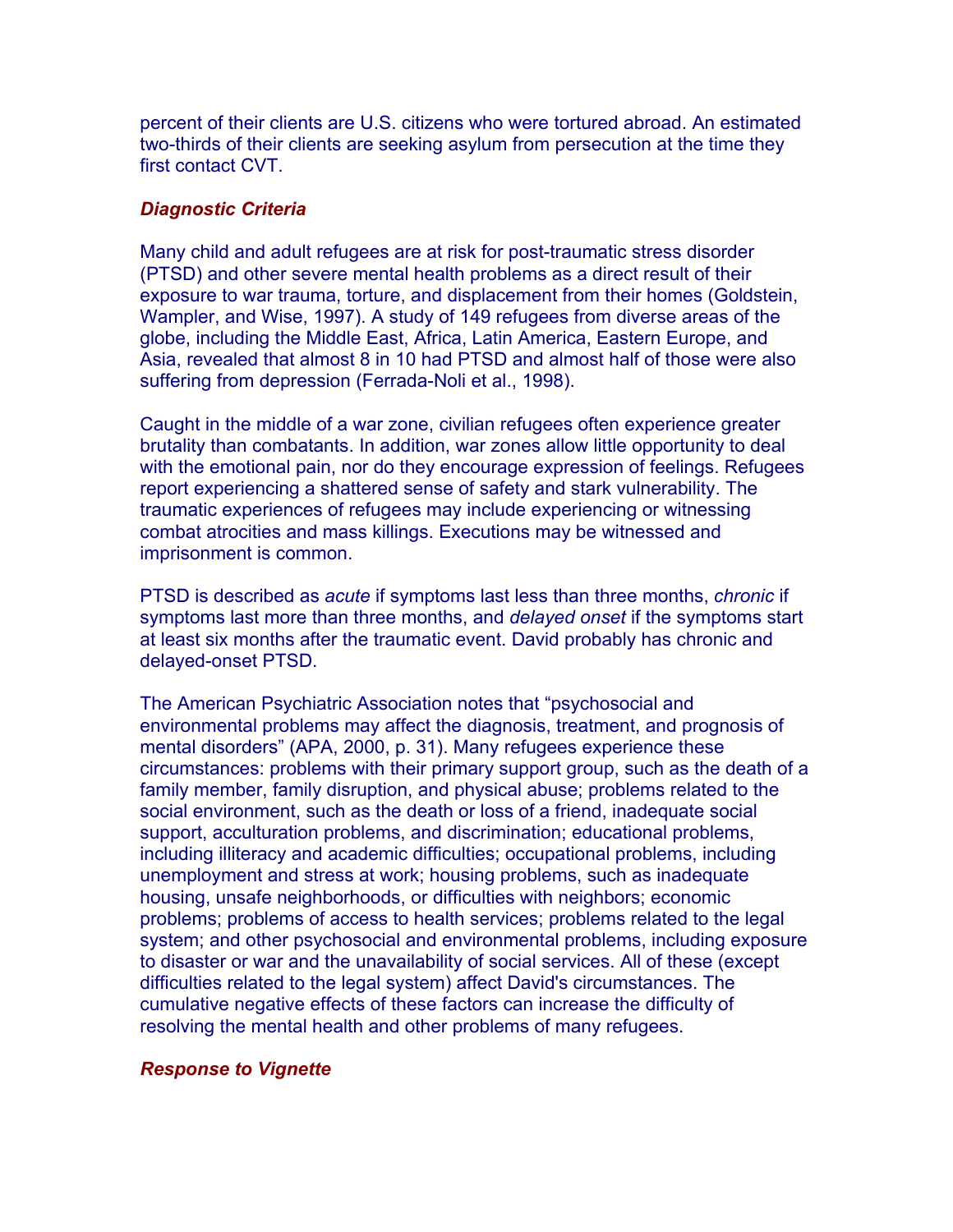percent of their clients are U.S. citizens who were tortured abroad. An estimated two-thirds of their clients are seeking asylum from persecution at the time they first contact CVT.

### *Diagnostic Criteria*

Many child and adult refugees are at risk for post-traumatic stress disorder (PTSD) and other severe mental health problems as a direct result of their exposure to war trauma, torture, and displacement from their homes (Goldstein, Wampler, and Wise, 1997). A study of 149 refugees from diverse areas of the globe, including the Middle East, Africa, Latin America, Eastern Europe, and Asia, revealed that almost 8 in 10 had PTSD and almost half of those were also suffering from depression (Ferrada-Noli et al., 1998).

Caught in the middle of a war zone, civilian refugees often experience greater brutality than combatants. In addition, war zones allow little opportunity to deal with the emotional pain, nor do they encourage expression of feelings. Refugees report experiencing a shattered sense of safety and stark vulnerability. The traumatic experiences of refugees may include experiencing or witnessing combat atrocities and mass killings. Executions may be witnessed and imprisonment is common.

PTSD is described as *acute* if symptoms last less than three months, *chronic* if symptoms last more than three months, and *delayed onset* if the symptoms start at least six months after the traumatic event. David probably has chronic and delayed-onset PTSD.

The American Psychiatric Association notes that "psychosocial and environmental problems may affect the diagnosis, treatment, and prognosis of mental disorders" (APA, 2000, p. 31). Many refugees experience these circumstances: problems with their primary support group, such as the death of a family member, family disruption, and physical abuse; problems related to the social environment, such as the death or loss of a friend, inadequate social support, acculturation problems, and discrimination; educational problems, including illiteracy and academic difficulties; occupational problems, including unemployment and stress at work; housing problems, such as inadequate housing, unsafe neighborhoods, or difficulties with neighbors; economic problems; problems of access to health services; problems related to the legal system; and other psychosocial and environmental problems, including exposure to disaster or war and the unavailability of social services. All of these (except difficulties related to the legal system) affect David's circumstances. The cumulative negative effects of these factors can increase the difficulty of resolving the mental health and other problems of many refugees.

### *Response to Vignette*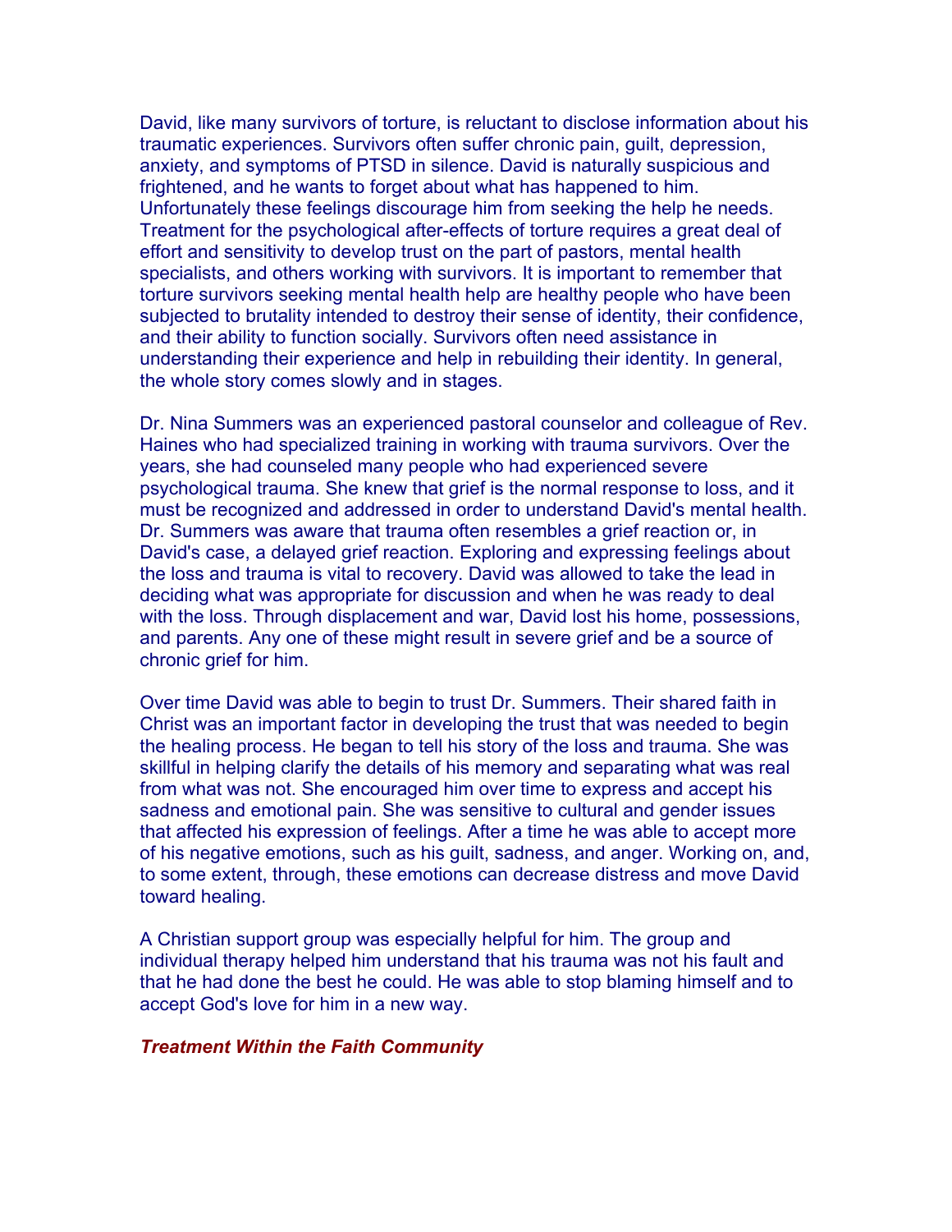David, like many survivors of torture, is reluctant to disclose information about his traumatic experiences. Survivors often suffer chronic pain, guilt, depression, anxiety, and symptoms of PTSD in silence. David is naturally suspicious and frightened, and he wants to forget about what has happened to him. Unfortunately these feelings discourage him from seeking the help he needs. Treatment for the psychological after-effects of torture requires a great deal of effort and sensitivity to develop trust on the part of pastors, mental health specialists, and others working with survivors. It is important to remember that torture survivors seeking mental health help are healthy people who have been subjected to brutality intended to destroy their sense of identity, their confidence, and their ability to function socially. Survivors often need assistance in understanding their experience and help in rebuilding their identity. In general, the whole story comes slowly and in stages.

Dr. Nina Summers was an experienced pastoral counselor and colleague of Rev. Haines who had specialized training in working with trauma survivors. Over the years, she had counseled many people who had experienced severe psychological trauma. She knew that grief is the normal response to loss, and it must be recognized and addressed in order to understand David's mental health. Dr. Summers was aware that trauma often resembles a grief reaction or, in David's case, a delayed grief reaction. Exploring and expressing feelings about the loss and trauma is vital to recovery. David was allowed to take the lead in deciding what was appropriate for discussion and when he was ready to deal with the loss. Through displacement and war, David lost his home, possessions, and parents. Any one of these might result in severe grief and be a source of chronic grief for him.

Over time David was able to begin to trust Dr. Summers. Their shared faith in Christ was an important factor in developing the trust that was needed to begin the healing process. He began to tell his story of the loss and trauma. She was skillful in helping clarify the details of his memory and separating what was real from what was not. She encouraged him over time to express and accept his sadness and emotional pain. She was sensitive to cultural and gender issues that affected his expression of feelings. After a time he was able to accept more of his negative emotions, such as his guilt, sadness, and anger. Working on, and, to some extent, through, these emotions can decrease distress and move David toward healing.

A Christian support group was especially helpful for him. The group and individual therapy helped him understand that his trauma was not his fault and that he had done the best he could. He was able to stop blaming himself and to accept God's love for him in a new way.

### ***Treatment Within the Faith Community***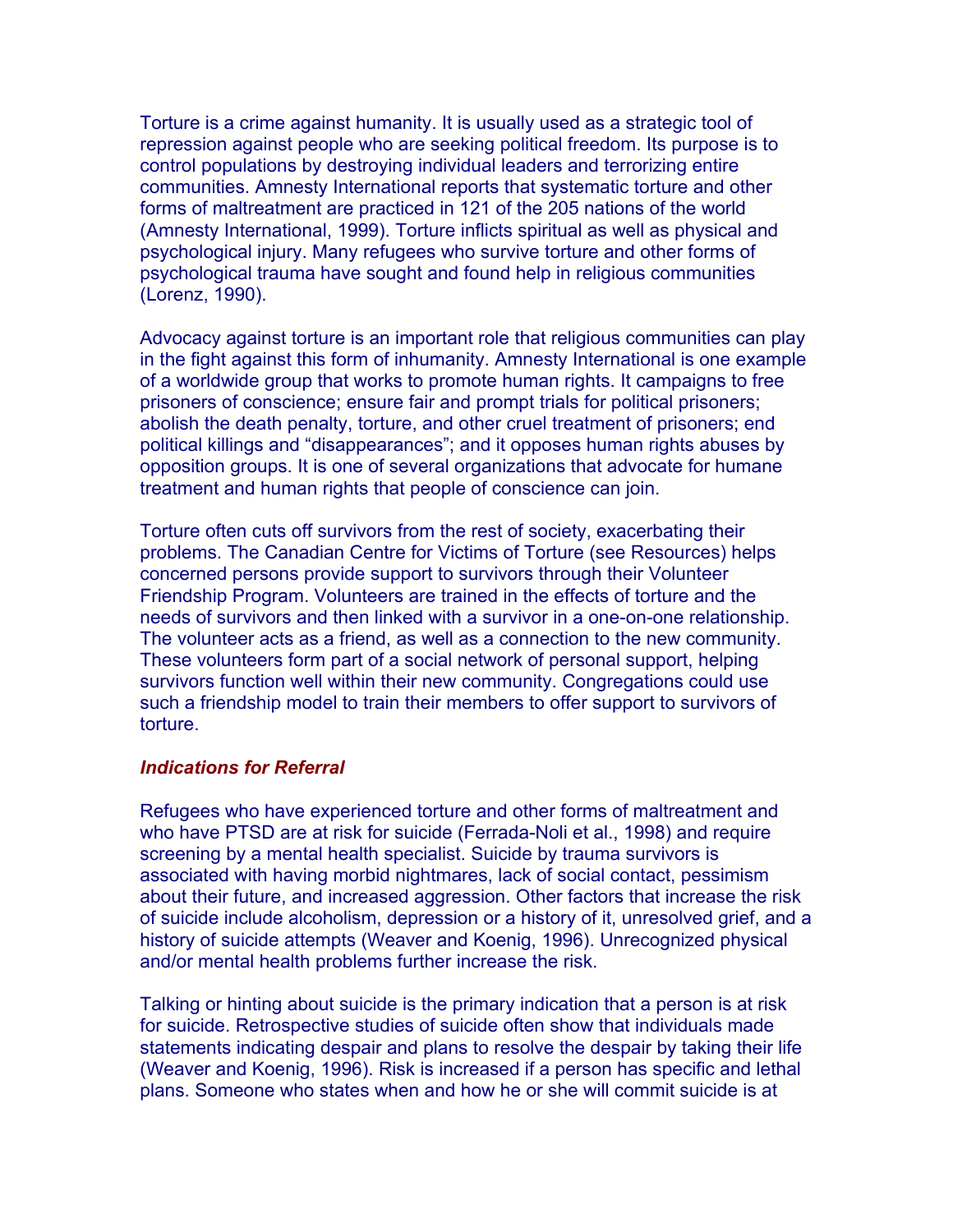Torture is a crime against humanity. It is usually used as a strategic tool of repression against people who are seeking political freedom. Its purpose is to control populations by destroying individual leaders and terrorizing entire communities. Amnesty International reports that systematic torture and other forms of maltreatment are practiced in 121 of the 205 nations of the world (Amnesty International, 1999). Torture inflicts spiritual as well as physical and psychological injury. Many refugees who survive torture and other forms of psychological trauma have sought and found help in religious communities (Lorenz, 1990).

Advocacy against torture is an important role that religious communities can play in the fight against this form of inhumanity. Amnesty International is one example of a worldwide group that works to promote human rights. It campaigns to free prisoners of conscience; ensure fair and prompt trials for political prisoners; abolish the death penalty, torture, and other cruel treatment of prisoners; end political killings and "disappearances"; and it opposes human rights abuses by opposition groups. It is one of several organizations that advocate for humane treatment and human rights that people of conscience can join.

Torture often cuts off survivors from the rest of society, exacerbating their problems. The Canadian Centre for Victims of Torture (see Resources) helps concerned persons provide support to survivors through their Volunteer Friendship Program. Volunteers are trained in the effects of torture and the needs of survivors and then linked with a survivor in a one-on-one relationship. The volunteer acts as a friend, as well as a connection to the new community. These volunteers form part of a social network of personal support, helping survivors function well within their new community. Congregations could use such a friendship model to train their members to offer support to survivors of torture.

### *Indications for Referral*

Refugees who have experienced torture and other forms of maltreatment and who have PTSD are at risk for suicide (Ferrada-Noli et al., 1998) and require screening by a mental health specialist. Suicide by trauma survivors is associated with having morbid nightmares, lack of social contact, pessimism about their future, and increased aggression. Other factors that increase the risk of suicide include alcoholism, depression or a history of it, unresolved grief, and a history of suicide attempts (Weaver and Koenig, 1996). Unrecognized physical and/or mental health problems further increase the risk.

Talking or hinting about suicide is the primary indication that a person is at risk for suicide. Retrospective studies of suicide often show that individuals made statements indicating despair and plans to resolve the despair by taking their life (Weaver and Koenig, 1996). Risk is increased if a person has specific and lethal plans. Someone who states when and how he or she will commit suicide is at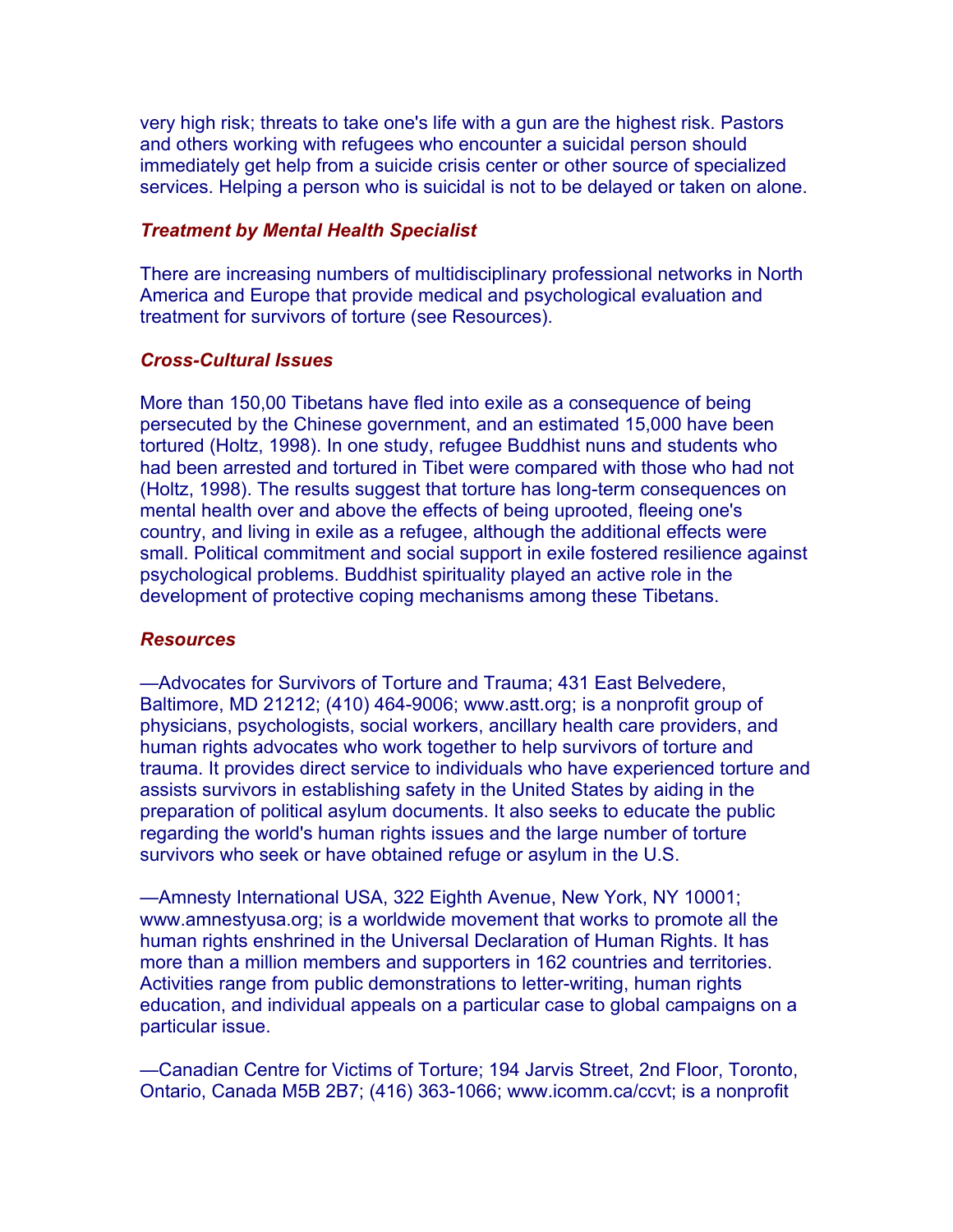very high risk; threats to take one's life with a gun are the highest risk. Pastors and others working with refugees who encounter a suicidal person should immediately get help from a suicide crisis center or other source of specialized services. Helping a person who is suicidal is not to be delayed or taken on alone.

### *Treatment by Mental Health Specialist*

There are increasing numbers of multidisciplinary professional networks in North America and Europe that provide medical and psychological evaluation and treatment for survivors of torture (see Resources).

### *Cross-Cultural Issues*

More than 150,00 Tibetans have fled into exile as a consequence of being persecuted by the Chinese government, and an estimated 15,000 have been tortured (Holtz, 1998). In one study, refugee Buddhist nuns and students who had been arrested and tortured in Tibet were compared with those who had not (Holtz, 1998). The results suggest that torture has long-term consequences on mental health over and above the effects of being uprooted, fleeing one's country, and living in exile as a refugee, although the additional effects were small. Political commitment and social support in exile fostered resilience against psychological problems. Buddhist spirituality played an active role in the development of protective coping mechanisms among these Tibetans.

### *Resources*

—Advocates for Survivors of Torture and Trauma; 431 East Belvedere, Baltimore, MD 21212; (410) 464-9006; www.astt.org; is a nonprofit group of physicians, psychologists, social workers, ancillary health care providers, and human rights advocates who work together to help survivors of torture and trauma. It provides direct service to individuals who have experienced torture and assists survivors in establishing safety in the United States by aiding in the preparation of political asylum documents. It also seeks to educate the public regarding the world's human rights issues and the large number of torture survivors who seek or have obtained refuge or asylum in the U.S.

—Amnesty International USA, 322 Eighth Avenue, New York, NY 10001; www.amnestyusa.org; is a worldwide movement that works to promote all the human rights enshrined in the Universal Declaration of Human Rights. It has more than a million members and supporters in 162 countries and territories. Activities range from public demonstrations to letter-writing, human rights education, and individual appeals on a particular case to global campaigns on a particular issue.

—Canadian Centre for Victims of Torture; 194 Jarvis Street, 2nd Floor, Toronto, Ontario, Canada M5B 2B7; (416) 363-1066; www.icomm.ca/ccvt; is a nonprofit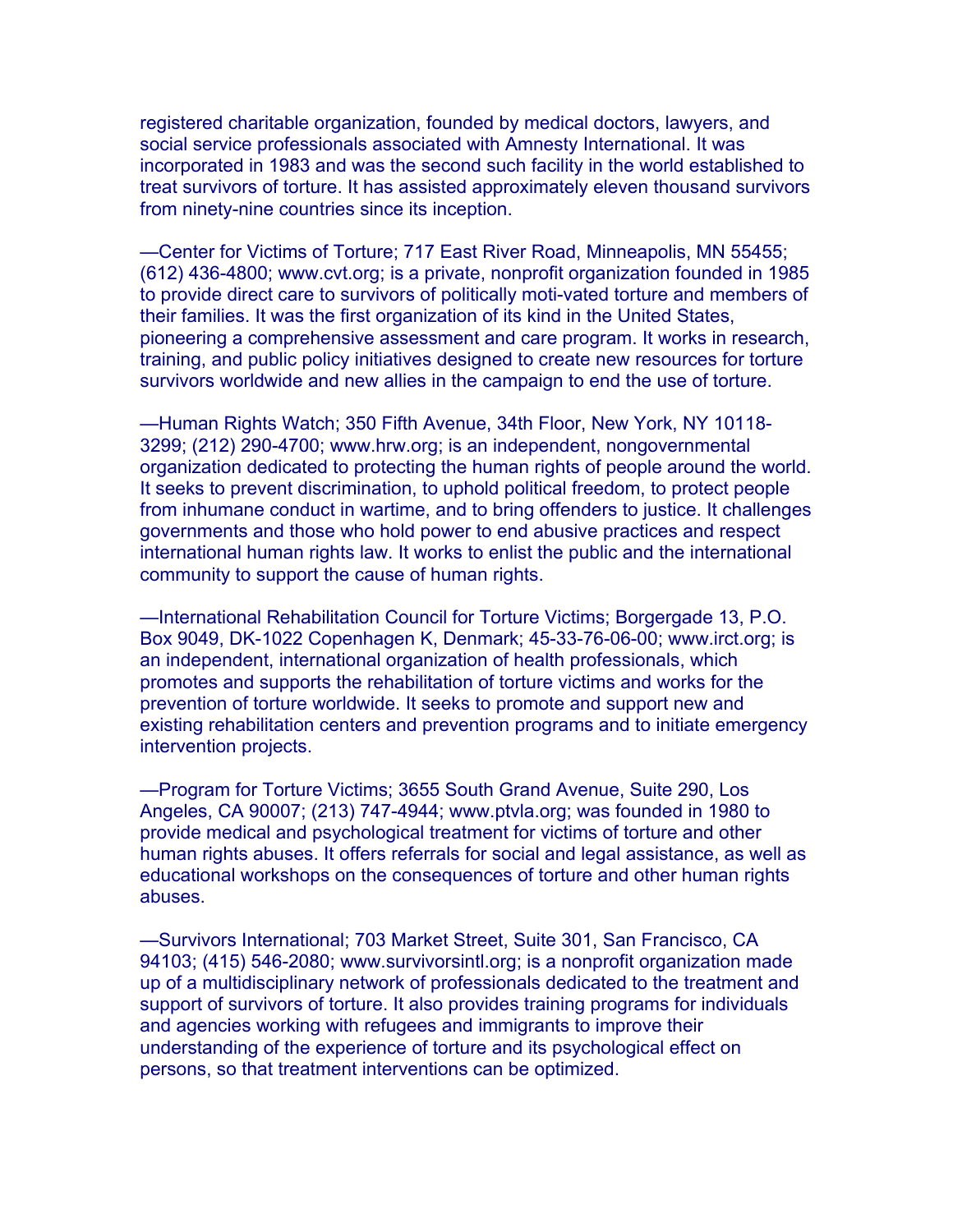registered charitable organization, founded by medical doctors, lawyers, and social service professionals associated with Amnesty International. It was incorporated in 1983 and was the second such facility in the world established to treat survivors of torture. It has assisted approximately eleven thousand survivors from ninety-nine countries since its inception.

—Center for Victims of Torture; 717 East River Road, Minneapolis, MN 55455; (612) 436-4800; www.cvt.org; is a private, nonprofit organization founded in 1985 to provide direct care to survivors of politically moti-vated torture and members of their families. It was the first organization of its kind in the United States, pioneering a comprehensive assessment and care program. It works in research, training, and public policy initiatives designed to create new resources for torture survivors worldwide and new allies in the campaign to end the use of torture.

—Human Rights Watch; 350 Fifth Avenue, 34th Floor, New York, NY 10118-3299; (212) 290-4700; www.hrw.org; is an independent, nongovernmental organization dedicated to protecting the human rights of people around the world. It seeks to prevent discrimination, to uphold political freedom, to protect people from inhumane conduct in wartime, and to bring offenders to justice. It challenges governments and those who hold power to end abusive practices and respect international human rights law. It works to enlist the public and the international community to support the cause of human rights.

—International Rehabilitation Council for Torture Victims; Borgergade 13, P.O. Box 9049, DK-1022 Copenhagen K, Denmark; 45-33-76-06-00; www.irct.org; is an independent, international organization of health professionals, which promotes and supports the rehabilitation of torture victims and works for the prevention of torture worldwide. It seeks to promote and support new and existing rehabilitation centers and prevention programs and to initiate emergency intervention projects.

—Program for Torture Victims; 3655 South Grand Avenue, Suite 290, Los Angeles, CA 90007; (213) 747-4944; www.ptvla.org; was founded in 1980 to provide medical and psychological treatment for victims of torture and other human rights abuses. It offers referrals for social and legal assistance, as well as educational workshops on the consequences of torture and other human rights abuses.

—Survivors International; 703 Market Street, Suite 301, San Francisco, CA 94103; (415) 546-2080; www.survivorsintl.org; is a nonprofit organization made up of a multidisciplinary network of professionals dedicated to the treatment and support of survivors of torture. It also provides training programs for individuals and agencies working with refugees and immigrants to improve their understanding of the experience of torture and its psychological effect on persons, so that treatment interventions can be optimized.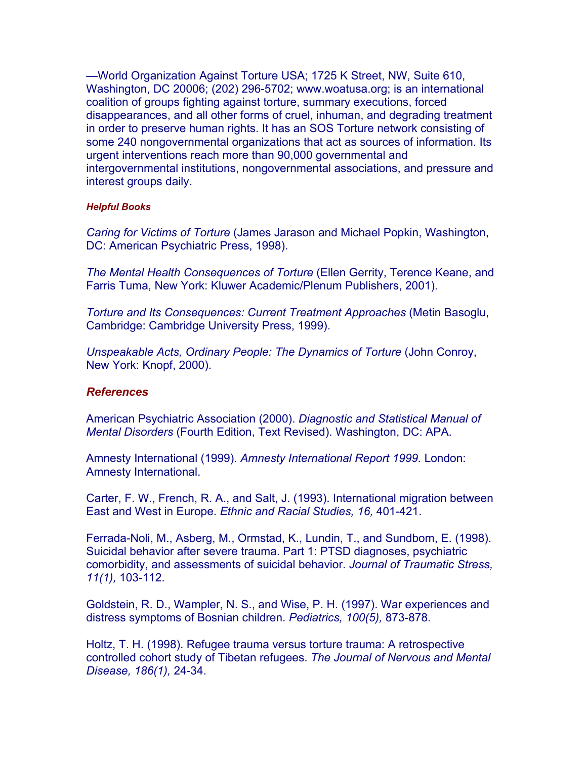—World Organization Against Torture USA; 1725 K Street, NW, Suite 610, Washington, DC 20006; (202) 296-5702; www.woatusa.org; is an international coalition of groups fighting against torture, summary executions, forced disappearances, and all other forms of cruel, inhuman, and degrading treatment in order to preserve human rights. It has an SOS Torture network consisting of some 240 nongovernmental organizations that act as sources of information. Its urgent interventions reach more than 90,000 governmental and intergovernmental institutions, nongovernmental associations, and pressure and interest groups daily.

#### *Helpful Books*

*Caring for Victims of Torture* (James Jarason and Michael Popkin, Washington, DC: American Psychiatric Press, 1998).

*The Mental Health Consequences of Torture* (Ellen Gerrity, Terence Keane, and Farris Tuma, New York: Kluwer Academic/Plenum Publishers, 2001).

*Torture and Its Consequences: Current Treatment Approaches* (Metin Basoglu, Cambridge: Cambridge University Press, 1999).

*Unspeakable Acts, Ordinary People: The Dynamics of Torture* (John Conroy, New York: Knopf, 2000).

### *References*

American Psychiatric Association (2000). *Diagnostic and Statistical Manual of Mental Disorders* (Fourth Edition, Text Revised). Washington, DC: APA.

Amnesty International (1999). *Amnesty International Report 1999.* London: Amnesty International.

Carter, F. W., French, R. A., and Salt, J. (1993). International migration between East and West in Europe. *Ethnic and Racial Studies, 16,* 401-421.

Ferrada-Noli, M., Asberg, M., Ormstad, K., Lundin, T., and Sundbom, E. (1998). Suicidal behavior after severe trauma. Part 1: PTSD diagnoses, psychiatric comorbidity, and assessments of suicidal behavior. *Journal of Traumatic Stress, 11(1),* 103-112.

Goldstein, R. D., Wampler, N. S., and Wise, P. H. (1997). War experiences and distress symptoms of Bosnian children. *Pediatrics, 100(5),* 873-878.

Holtz, T. H. (1998). Refugee trauma versus torture trauma: A retrospective controlled cohort study of Tibetan refugees. *The Journal of Nervous and Mental Disease, 186(1),* 24-34.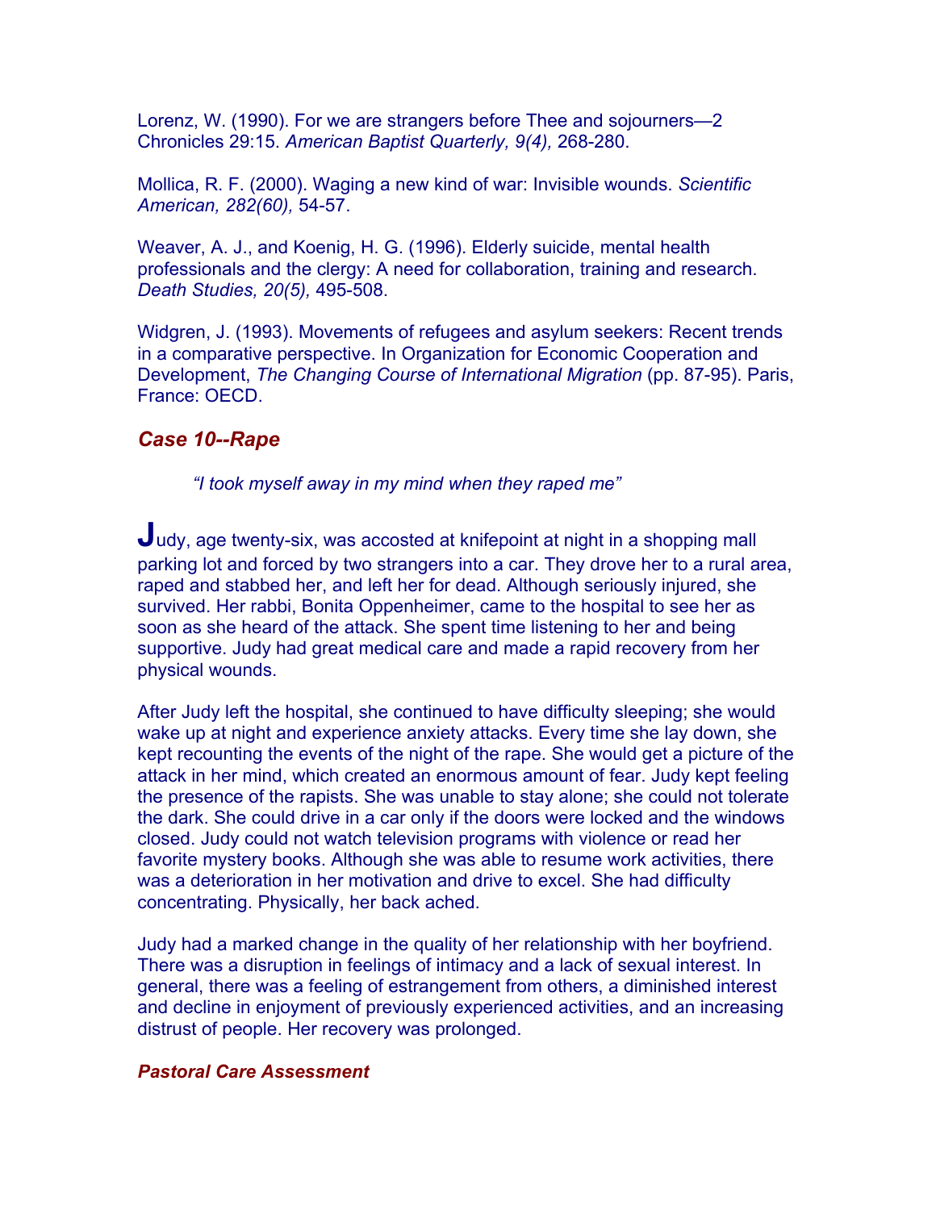Lorenz, W. (1990). For we are strangers before Thee and sojourners—2 Chronicles 29:15. *American Baptist Quarterly, 9(4),* 268-280.

Mollica, R. F. (2000). Waging a new kind of war: Invisible wounds. *Scientific American, 282(60),* 54-57.

Weaver, A. J., and Koenig, H. G. (1996). Elderly suicide, mental health professionals and the clergy: A need for collaboration, training and research. *Death Studies, 20(5),* 495-508.

Widgren, J. (1993). Movements of refugees and asylum seekers: Recent trends in a comparative perspective. In Organization for Economic Cooperation and Development, *The Changing Course of International Migration* (pp. 87-95). Paris, France: OECD.

## *Case 10--Rape*

> *"I took myself away in my mind when they raped me"*

**J**udy, age twenty-six, was accosted at knifepoint at night in a shopping mall parking lot and forced by two strangers into a car. They drove her to a rural area, raped and stabbed her, and left her for dead. Although seriously injured, she survived. Her rabbi, Bonita Oppenheimer, came to the hospital to see her as soon as she heard of the attack. She spent time listening to her and being supportive. Judy had great medical care and made a rapid recovery from her physical wounds.

After Judy left the hospital, she continued to have difficulty sleeping; she would wake up at night and experience anxiety attacks. Every time she lay down, she kept recounting the events of the night of the rape. She would get a picture of the attack in her mind, which created an enormous amount of fear. Judy kept feeling the presence of the rapists. She was unable to stay alone; she could not tolerate the dark. She could drive in a car only if the doors were locked and the windows closed. Judy could not watch television programs with violence or read her favorite mystery books. Although she was able to resume work activities, there was a deterioration in her motivation and drive to excel. She had difficulty concentrating. Physically, her back ached.

Judy had a marked change in the quality of her relationship with her boyfriend. There was a disruption in feelings of intimacy and a lack of sexual interest. In general, there was a feeling of estrangement from others, a diminished interest and decline in enjoyment of previously experienced activities, and an increasing distrust of people. Her recovery was prolonged.

### *Pastoral Care Assessment*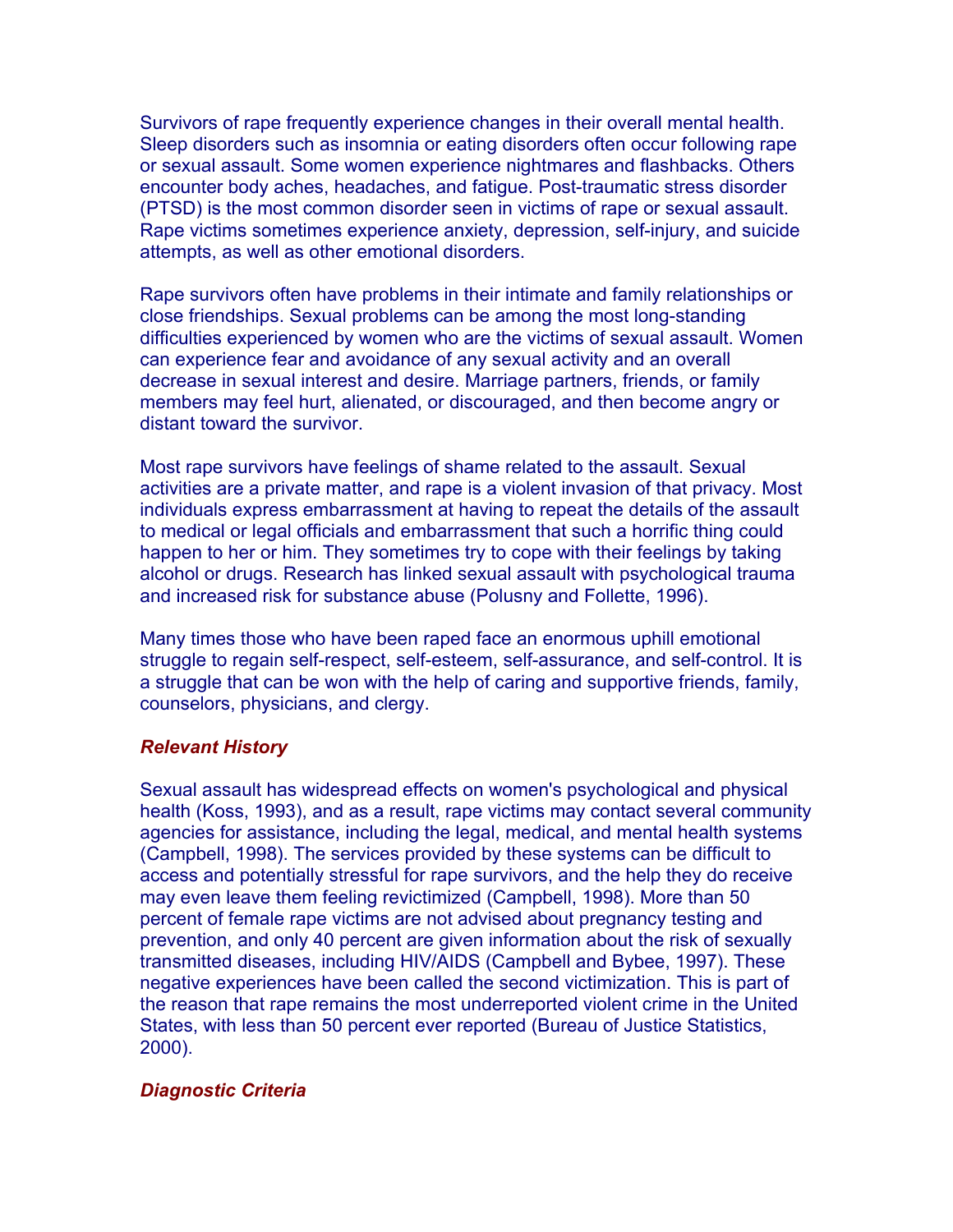Survivors of rape frequently experience changes in their overall mental health. Sleep disorders such as insomnia or eating disorders often occur following rape or sexual assault. Some women experience nightmares and flashbacks. Others encounter body aches, headaches, and fatigue. Post-traumatic stress disorder (PTSD) is the most common disorder seen in victims of rape or sexual assault. Rape victims sometimes experience anxiety, depression, self-injury, and suicide attempts, as well as other emotional disorders.

Rape survivors often have problems in their intimate and family relationships or close friendships. Sexual problems can be among the most long-standing difficulties experienced by women who are the victims of sexual assault. Women can experience fear and avoidance of any sexual activity and an overall decrease in sexual interest and desire. Marriage partners, friends, or family members may feel hurt, alienated, or discouraged, and then become angry or distant toward the survivor.

Most rape survivors have feelings of shame related to the assault. Sexual activities are a private matter, and rape is a violent invasion of that privacy. Most individuals express embarrassment at having to repeat the details of the assault to medical or legal officials and embarrassment that such a horrific thing could happen to her or him. They sometimes try to cope with their feelings by taking alcohol or drugs. Research has linked sexual assault with psychological trauma and increased risk for substance abuse (Polusny and Follette, 1996).

Many times those who have been raped face an enormous uphill emotional struggle to regain self-respect, self-esteem, self-assurance, and self-control. It is a struggle that can be won with the help of caring and supportive friends, family, counselors, physicians, and clergy.

### *Relevant History*

Sexual assault has widespread effects on women's psychological and physical health (Koss, 1993), and as a result, rape victims may contact several community agencies for assistance, including the legal, medical, and mental health systems (Campbell, 1998). The services provided by these systems can be difficult to access and potentially stressful for rape survivors, and the help they do receive may even leave them feeling revictimized (Campbell, 1998). More than 50 percent of female rape victims are not advised about pregnancy testing and prevention, and only 40 percent are given information about the risk of sexually transmitted diseases, including HIV/AIDS (Campbell and Bybee, 1997). These negative experiences have been called the second victimization. This is part of the reason that rape remains the most underreported violent crime in the United States, with less than 50 percent ever reported (Bureau of Justice Statistics, 2000).

### *Diagnostic Criteria*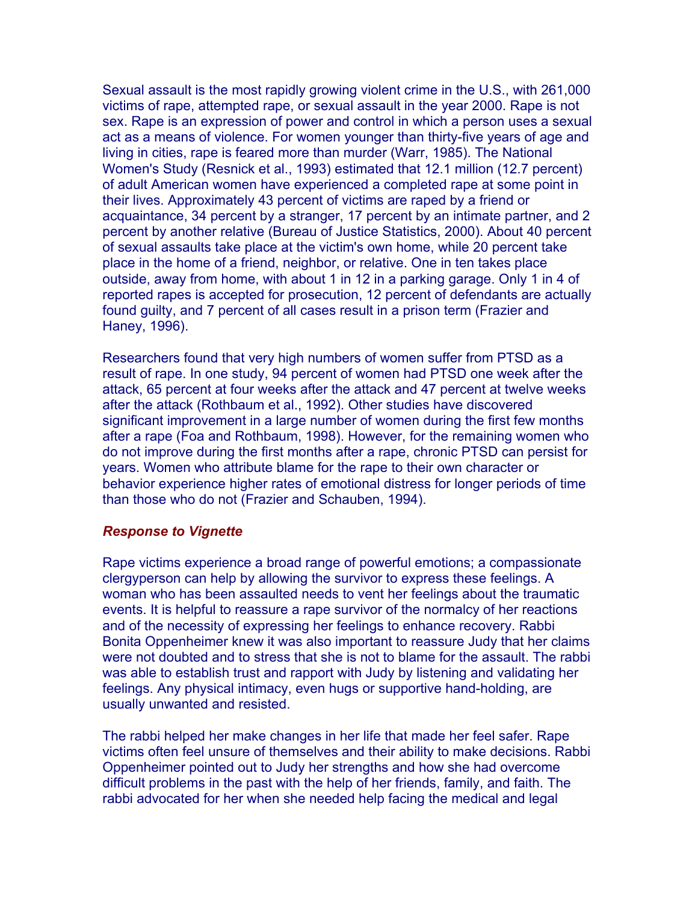Sexual assault is the most rapidly growing violent crime in the U.S., with 261,000 victims of rape, attempted rape, or sexual assault in the year 2000. Rape is not sex. Rape is an expression of power and control in which a person uses a sexual act as a means of violence. For women younger than thirty-five years of age and living in cities, rape is feared more than murder (Warr, 1985). The National Women's Study (Resnick et al., 1993) estimated that 12.1 million (12.7 percent) of adult American women have experienced a completed rape at some point in their lives. Approximately 43 percent of victims are raped by a friend or acquaintance, 34 percent by a stranger, 17 percent by an intimate partner, and 2 percent by another relative (Bureau of Justice Statistics, 2000). About 40 percent of sexual assaults take place at the victim's own home, while 20 percent take place in the home of a friend, neighbor, or relative. One in ten takes place outside, away from home, with about 1 in 12 in a parking garage. Only 1 in 4 of reported rapes is accepted for prosecution, 12 percent of defendants are actually found guilty, and 7 percent of all cases result in a prison term (Frazier and Haney, 1996).

Researchers found that very high numbers of women suffer from PTSD as a result of rape. In one study, 94 percent of women had PTSD one week after the attack, 65 percent at four weeks after the attack and 47 percent at twelve weeks after the attack (Rothbaum et al., 1992). Other studies have discovered significant improvement in a large number of women during the first few months after a rape (Foa and Rothbaum, 1998). However, for the remaining women who do not improve during the first months after a rape, chronic PTSD can persist for years. Women who attribute blame for the rape to their own character or behavior experience higher rates of emotional distress for longer periods of time than those who do not (Frazier and Schauben, 1994).

### *Response to Vignette*

Rape victims experience a broad range of powerful emotions; a compassionate clergyperson can help by allowing the survivor to express these feelings. A woman who has been assaulted needs to vent her feelings about the traumatic events. It is helpful to reassure a rape survivor of the normalcy of her reactions and of the necessity of expressing her feelings to enhance recovery. Rabbi Bonita Oppenheimer knew it was also important to reassure Judy that her claims were not doubted and to stress that she is not to blame for the assault. The rabbi was able to establish trust and rapport with Judy by listening and validating her feelings. Any physical intimacy, even hugs or supportive hand-holding, are usually unwanted and resisted.

The rabbi helped her make changes in her life that made her feel safer. Rape victims often feel unsure of themselves and their ability to make decisions. Rabbi Oppenheimer pointed out to Judy her strengths and how she had overcome difficult problems in the past with the help of her friends, family, and faith. The rabbi advocated for her when she needed help facing the medical and legal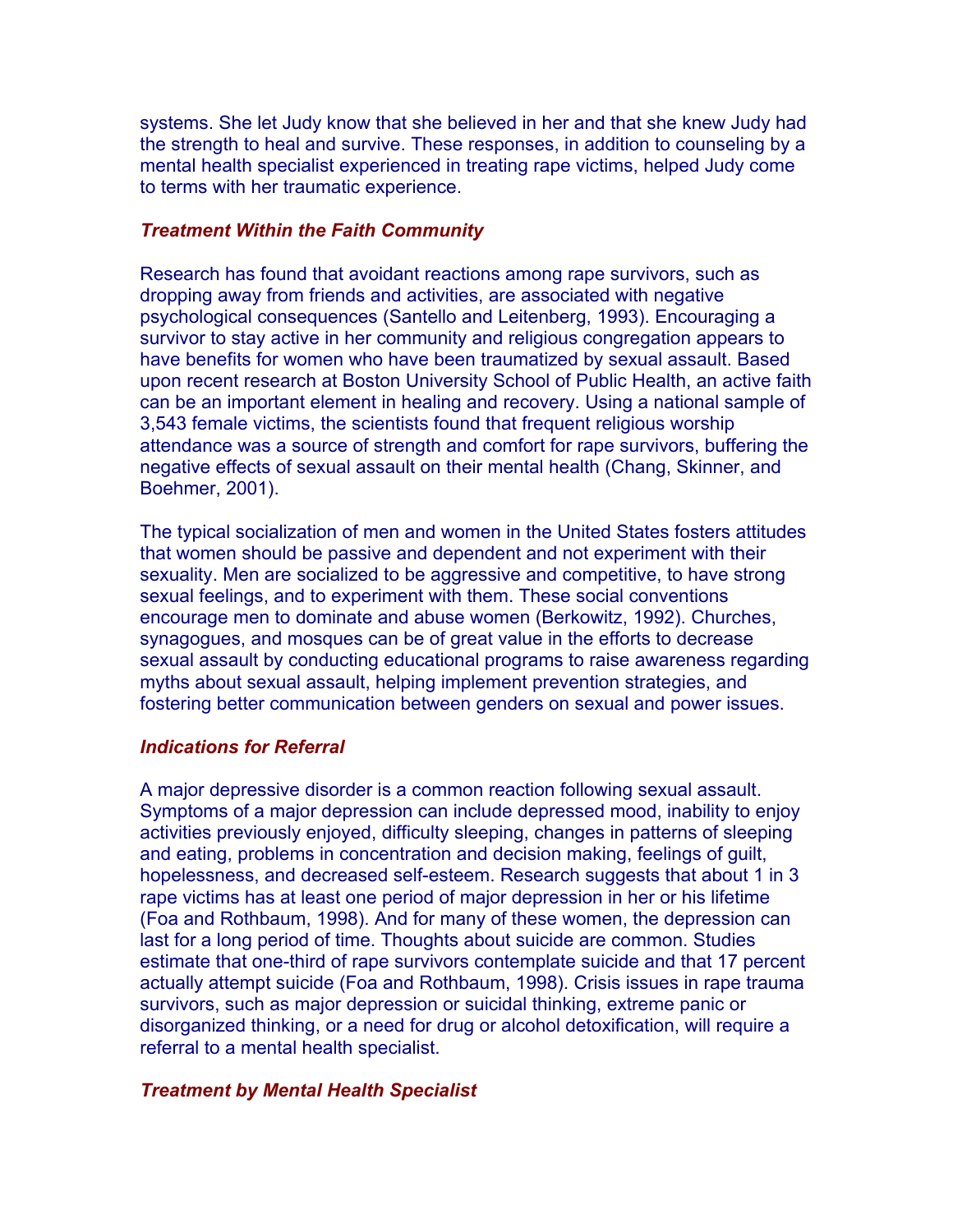systems. She let Judy know that she believed in her and that she knew Judy had the strength to heal and survive. These responses, in addition to counseling by a mental health specialist experienced in treating rape victims, helped Judy come to terms with her traumatic experience.

### *Treatment Within the Faith Community*

Research has found that avoidant reactions among rape survivors, such as dropping away from friends and activities, are associated with negative psychological consequences (Santello and Leitenberg, 1993). Encouraging a survivor to stay active in her community and religious congregation appears to have benefits for women who have been traumatized by sexual assault. Based upon recent research at Boston University School of Public Health, an active faith can be an important element in healing and recovery. Using a national sample of 3,543 female victims, the scientists found that frequent religious worship attendance was a source of strength and comfort for rape survivors, buffering the negative effects of sexual assault on their mental health (Chang, Skinner, and Boehmer, 2001).

The typical socialization of men and women in the United States fosters attitudes that women should be passive and dependent and not experiment with their sexuality. Men are socialized to be aggressive and competitive, to have strong sexual feelings, and to experiment with them. These social conventions encourage men to dominate and abuse women (Berkowitz, 1992). Churches, synagogues, and mosques can be of great value in the efforts to decrease sexual assault by conducting educational programs to raise awareness regarding myths about sexual assault, helping implement prevention strategies, and fostering better communication between genders on sexual and power issues.

### *Indications for Referral*

A major depressive disorder is a common reaction following sexual assault. Symptoms of a major depression can include depressed mood, inability to enjoy activities previously enjoyed, difficulty sleeping, changes in patterns of sleeping and eating, problems in concentration and decision making, feelings of guilt, hopelessness, and decreased self-esteem. Research suggests that about 1 in 3 rape victims has at least one period of major depression in her or his lifetime (Foa and Rothbaum, 1998). And for many of these women, the depression can last for a long period of time. Thoughts about suicide are common. Studies estimate that one-third of rape survivors contemplate suicide and that 17 percent actually attempt suicide (Foa and Rothbaum, 1998). Crisis issues in rape trauma survivors, such as major depression or suicidal thinking, extreme panic or disorganized thinking, or a need for drug or alcohol detoxification, will require a referral to a mental health specialist.

### *Treatment by Mental Health Specialist*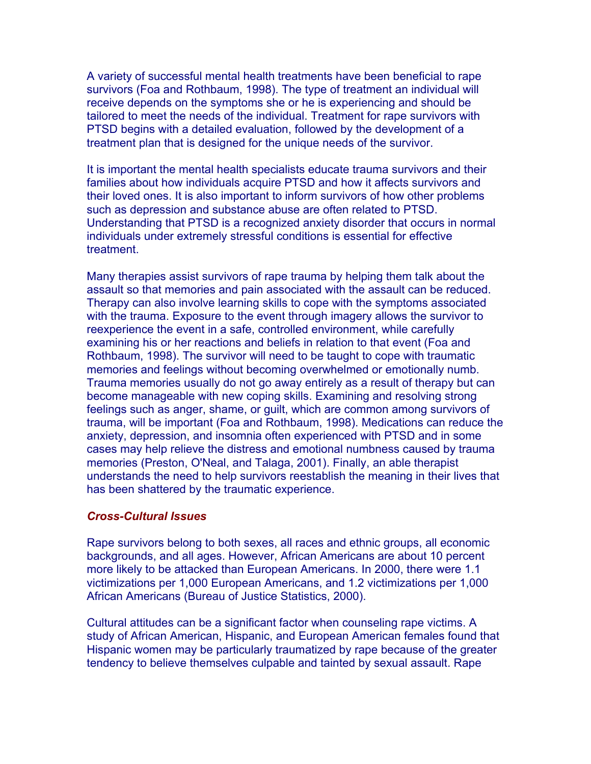A variety of successful mental health treatments have been beneficial to rape survivors (Foa and Rothbaum, 1998). The type of treatment an individual will receive depends on the symptoms she or he is experiencing and should be tailored to meet the needs of the individual. Treatment for rape survivors with PTSD begins with a detailed evaluation, followed by the development of a treatment plan that is designed for the unique needs of the survivor.

It is important the mental health specialists educate trauma survivors and their families about how individuals acquire PTSD and how it affects survivors and their loved ones. It is also important to inform survivors of how other problems such as depression and substance abuse are often related to PTSD. Understanding that PTSD is a recognized anxiety disorder that occurs in normal individuals under extremely stressful conditions is essential for effective treatment.

Many therapies assist survivors of rape trauma by helping them talk about the assault so that memories and pain associated with the assault can be reduced. Therapy can also involve learning skills to cope with the symptoms associated with the trauma. Exposure to the event through imagery allows the survivor to reexperience the event in a safe, controlled environment, while carefully examining his or her reactions and beliefs in relation to that event (Foa and Rothbaum, 1998). The survivor will need to be taught to cope with traumatic memories and feelings without becoming overwhelmed or emotionally numb. Trauma memories usually do not go away entirely as a result of therapy but can become manageable with new coping skills. Examining and resolving strong feelings such as anger, shame, or guilt, which are common among survivors of trauma, will be important (Foa and Rothbaum, 1998). Medications can reduce the anxiety, depression, and insomnia often experienced with PTSD and in some cases may help relieve the distress and emotional numbness caused by trauma memories (Preston, O'Neal, and Talaga, 2001). Finally, an able therapist understands the need to help survivors reestablish the meaning in their lives that has been shattered by the traumatic experience.

### *Cross-Cultural Issues*

Rape survivors belong to both sexes, all races and ethnic groups, all economic backgrounds, and all ages. However, African Americans are about 10 percent more likely to be attacked than European Americans. In 2000, there were 1.1 victimizations per 1,000 European Americans, and 1.2 victimizations per 1,000 African Americans (Bureau of Justice Statistics, 2000).

Cultural attitudes can be a significant factor when counseling rape victims. A study of African American, Hispanic, and European American females found that Hispanic women may be particularly traumatized by rape because of the greater tendency to believe themselves culpable and tainted by sexual assault. Rape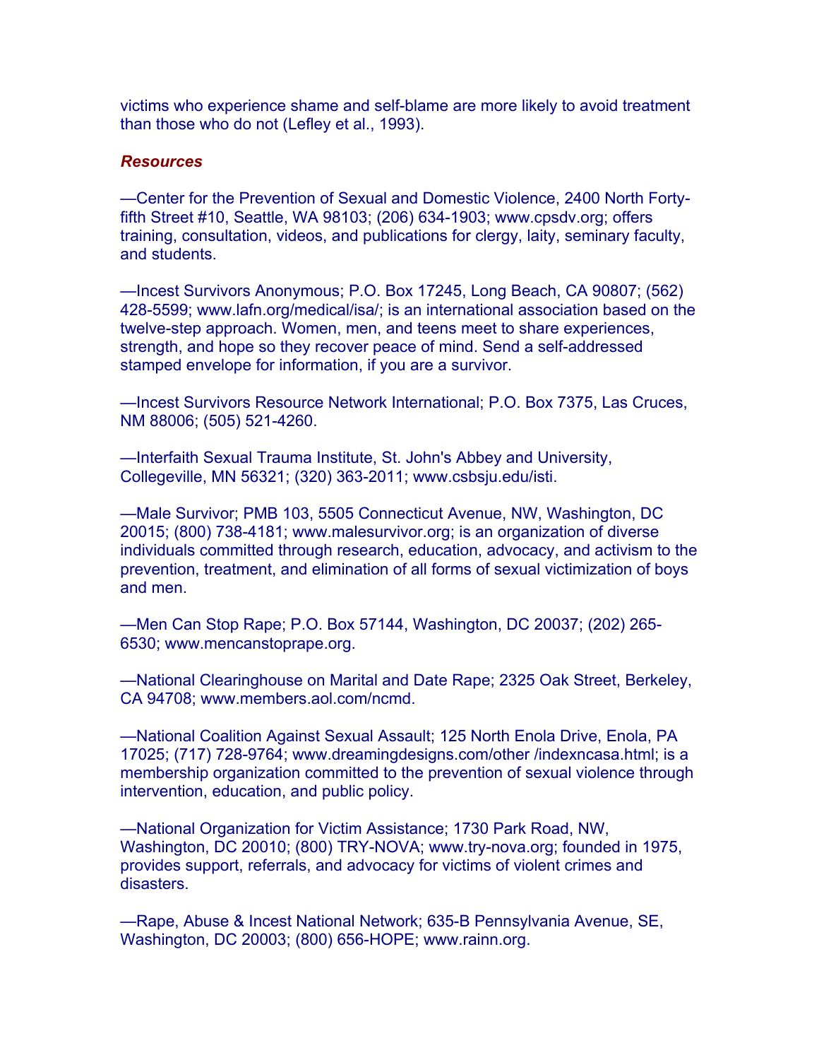victims who experience shame and self-blame are more likely to avoid treatment than those who do not (Lefley et al., 1993).

### *Resources*

—Center for the Prevention of Sexual and Domestic Violence, 2400 North Forty-fifth Street #10, Seattle, WA 98103; (206) 634-1903; www.cpsdv.org; offers training, consultation, videos, and publications for clergy, laity, seminary faculty, and students.

—Incest Survivors Anonymous; P.O. Box 17245, Long Beach, CA 90807; (562) 428-5599; www.lafn.org/medical/isa/; is an international association based on the twelve-step approach. Women, men, and teens meet to share experiences, strength, and hope so they recover peace of mind. Send a self-addressed stamped envelope for information, if you are a survivor.

—Incest Survivors Resource Network International; P.O. Box 7375, Las Cruces, NM 88006; (505) 521-4260.

—Interfaith Sexual Trauma Institute, St. John's Abbey and University, Collegeville, MN 56321; (320) 363-2011; www.csbsju.edu/isti.

—Male Survivor; PMB 103, 5505 Connecticut Avenue, NW, Washington, DC 20015; (800) 738-4181; www.malesurvivor.org; is an organization of diverse individuals committed through research, education, advocacy, and activism to the prevention, treatment, and elimination of all forms of sexual victimization of boys and men.

—Men Can Stop Rape; P.O. Box 57144, Washington, DC 20037; (202) 265-6530; www.mencanstoprape.org.

—National Clearinghouse on Marital and Date Rape; 2325 Oak Street, Berkeley, CA 94708; www.members.aol.com/ncmd.

—National Coalition Against Sexual Assault; 125 North Enola Drive, Enola, PA 17025; (717) 728-9764; www.dreamingdesigns.com/other /indexncasa.html; is a membership organization committed to the prevention of sexual violence through intervention, education, and public policy.

—National Organization for Victim Assistance; 1730 Park Road, NW, Washington, DC 20010; (800) TRY-NOVA; www.try-nova.org; founded in 1975, provides support, referrals, and advocacy for victims of violent crimes and disasters.

—Rape, Abuse & Incest National Network; 635-B Pennsylvania Avenue, SE, Washington, DC 20003; (800) 656-HOPE; www.rainn.org.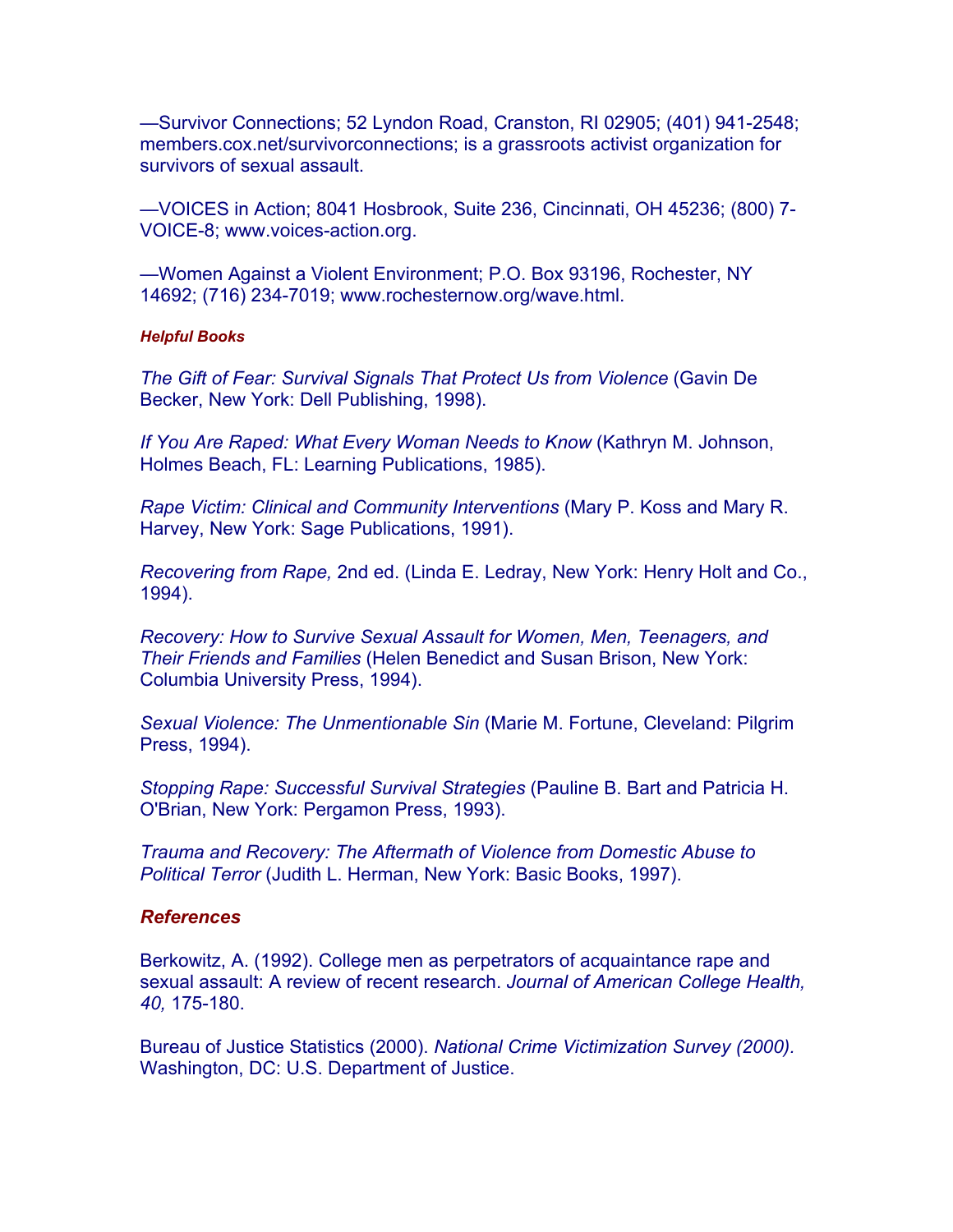—Survivor Connections; 52 Lyndon Road, Cranston, RI 02905; (401) 941-2548; members.cox.net/survivorconnections; is a grassroots activist organization for survivors of sexual assault.

—VOICES in Action; 8041 Hosbrook, Suite 236, Cincinnati, OH 45236; (800) 7-VOICE-8; www.voices-action.org.

—Women Against a Violent Environment; P.O. Box 93196, Rochester, NY 14692; (716) 234-7019; www.rochesternow.org/wave.html.

#### *Helpful Books*

*The Gift of Fear: Survival Signals That Protect Us from Violence* (Gavin De Becker, New York: Dell Publishing, 1998).

*If You Are Raped: What Every Woman Needs to Know* (Kathryn M. Johnson, Holmes Beach, FL: Learning Publications, 1985).

*Rape Victim: Clinical and Community Interventions* (Mary P. Koss and Mary R. Harvey, New York: Sage Publications, 1991).

*Recovering from Rape,* 2nd ed. (Linda E. Ledray, New York: Henry Holt and Co., 1994).

*Recovery: How to Survive Sexual Assault for Women, Men, Teenagers, and Their Friends and Families* (Helen Benedict and Susan Brison, New York: Columbia University Press, 1994).

*Sexual Violence: The Unmentionable Sin* (Marie M. Fortune, Cleveland: Pilgrim Press, 1994).

*Stopping Rape: Successful Survival Strategies* (Pauline B. Bart and Patricia H. O'Brian, New York: Pergamon Press, 1993).

*Trauma and Recovery: The Aftermath of Violence from Domestic Abuse to Political Terror* (Judith L. Herman, New York: Basic Books, 1997).

### *References*

Berkowitz, A. (1992). College men as perpetrators of acquaintance rape and sexual assault: A review of recent research. *Journal of American College Health, 40,* 175-180.

Bureau of Justice Statistics (2000). *National Crime Victimization Survey (2000).* Washington, DC: U.S. Department of Justice.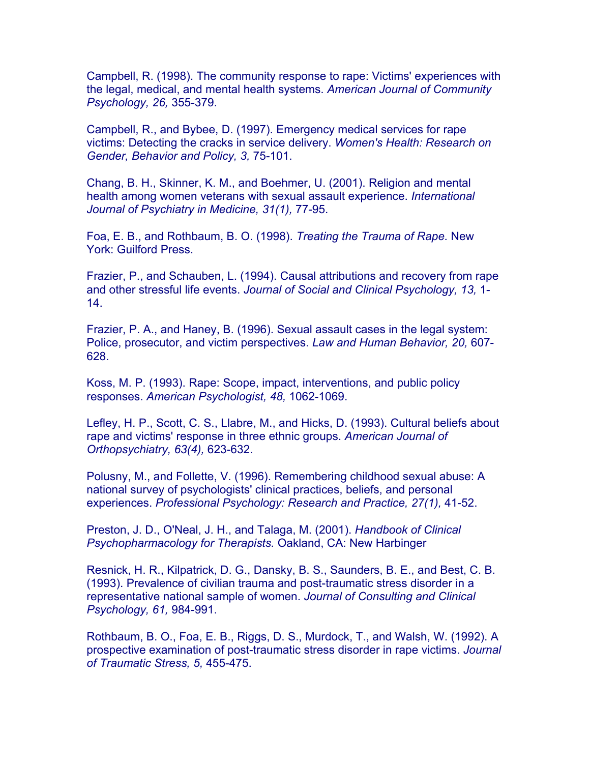Campbell, R. (1998). The community response to rape: Victims' experiences with the legal, medical, and mental health systems. *American Journal of Community Psychology, 26,* 355-379.

Campbell, R., and Bybee, D. (1997). Emergency medical services for rape victims: Detecting the cracks in service delivery. *Women's Health: Research on Gender, Behavior and Policy, 3,* 75-101.

Chang, B. H., Skinner, K. M., and Boehmer, U. (2001). Religion and mental health among women veterans with sexual assault experience. *International Journal of Psychiatry in Medicine, 31(1),* 77-95.

Foa, E. B., and Rothbaum, B. O. (1998). *Treating the Trauma of Rape.* New York: Guilford Press.

Frazier, P., and Schauben, L. (1994). Causal attributions and recovery from rape and other stressful life events. *Journal of Social and Clinical Psychology, 13,* 1-14.

Frazier, P. A., and Haney, B. (1996). Sexual assault cases in the legal system: Police, prosecutor, and victim perspectives. *Law and Human Behavior, 20,* 607-628.

Koss, M. P. (1993). Rape: Scope, impact, interventions, and public policy responses. *American Psychologist, 48,* 1062-1069.

Lefley, H. P., Scott, C. S., Llabre, M., and Hicks, D. (1993). Cultural beliefs about rape and victims' response in three ethnic groups. *American Journal of Orthopsychiatry, 63(4),* 623-632.

Polusny, M., and Follette, V. (1996). Remembering childhood sexual abuse: A national survey of psychologists' clinical practices, beliefs, and personal experiences. *Professional Psychology: Research and Practice, 27(1),* 41-52.

Preston, J. D., O'Neal, J. H., and Talaga, M. (2001). *Handbook of Clinical Psychopharmacology for Therapists.* Oakland, CA: New Harbinger

Resnick, H. R., Kilpatrick, D. G., Dansky, B. S., Saunders, B. E., and Best, C. B. (1993). Prevalence of civilian trauma and post-traumatic stress disorder in a representative national sample of women. *Journal of Consulting and Clinical Psychology, 61,* 984-991.

Rothbaum, B. O., Foa, E. B., Riggs, D. S., Murdock, T., and Walsh, W. (1992). A prospective examination of post-traumatic stress disorder in rape victims. *Journal of Traumatic Stress, 5,* 455-475.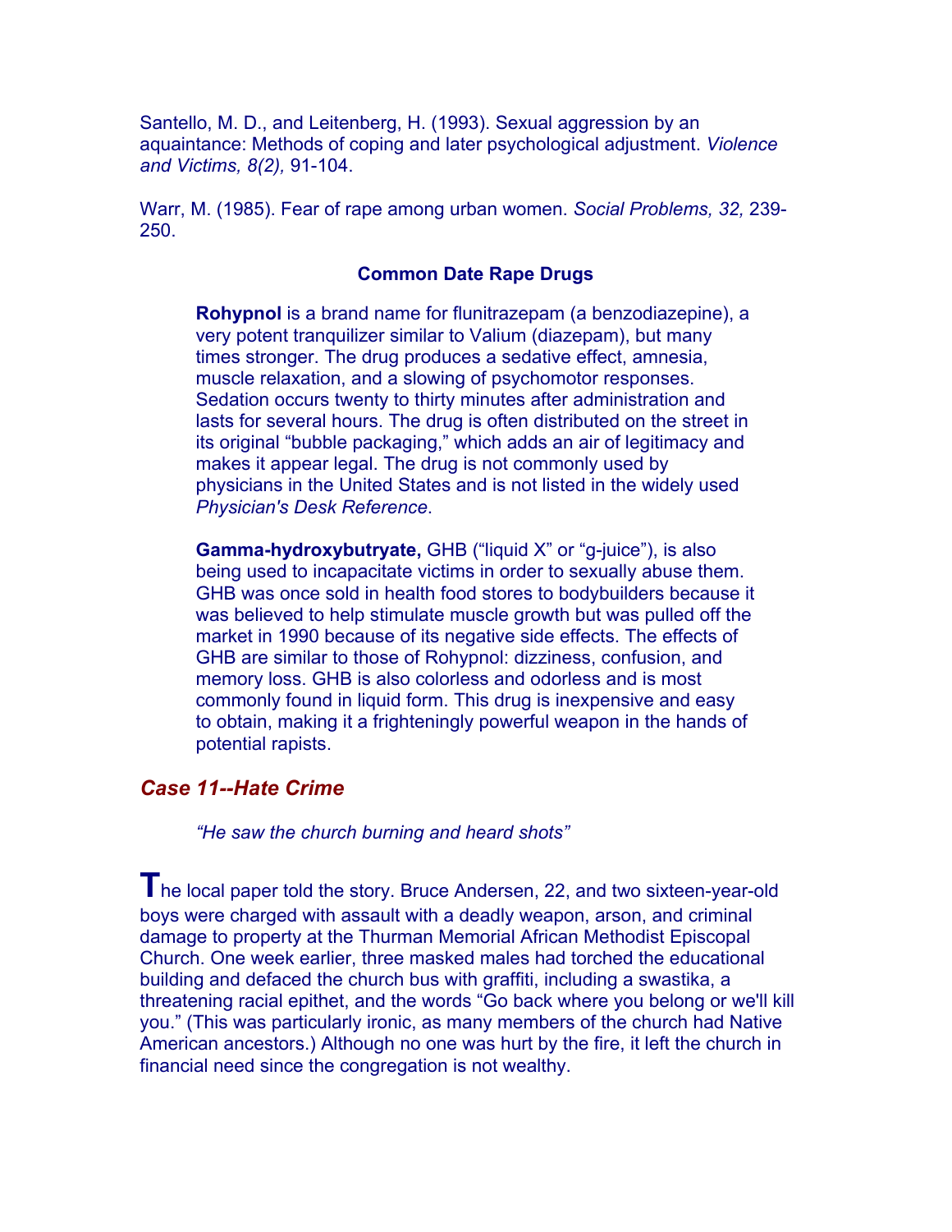Santello, M. D., and Leitenberg, H. (1993). Sexual aggression by an aquaintance: Methods of coping and later psychological adjustment. *Violence and Victims, 8(2),* 91-104.

Warr, M. (1985). Fear of rape among urban women. *Social Problems, 32,* 239-250.

### Common Date Rape Drugs

> **Rohypnol** is a brand name for flunitrazepam (a benzodiazepine), a very potent tranquilizer similar to Valium (diazepam), but many times stronger. The drug produces a sedative effect, amnesia, muscle relaxation, and a slowing of psychomotor responses. Sedation occurs twenty to thirty minutes after administration and lasts for several hours. The drug is often distributed on the street in its original "bubble packaging," which adds an air of legitimacy and makes it appear legal. The drug is not commonly used by physicians in the United States and is not listed in the widely used *Physician's Desk Reference*.
>
> **Gamma-hydroxybutryate,** GHB ("liquid X" or "g-juice"), is also being used to incapacitate victims in order to sexually abuse them. GHB was once sold in health food stores to bodybuilders because it was believed to help stimulate muscle growth but was pulled off the market in 1990 because of its negative side effects. The effects of GHB are similar to those of Rohypnol: dizziness, confusion, and memory loss. GHB is also colorless and odorless and is most commonly found in liquid form. This drug is inexpensive and easy to obtain, making it a frighteningly powerful weapon in the hands of potential rapists.

## *Case 11--Hate Crime*

> *"He saw the church burning and heard shots"*

The local paper told the story. Bruce Andersen, 22, and two sixteen-year-old boys were charged with assault with a deadly weapon, arson, and criminal damage to property at the Thurman Memorial African Methodist Episcopal Church. One week earlier, three masked males had torched the educational building and defaced the church bus with graffiti, including a swastika, a threatening racial epithet, and the words "Go back where you belong or we'll kill you." (This was particularly ironic, as many members of the church had Native American ancestors.) Although no one was hurt by the fire, it left the church in financial need since the congregation is not wealthy.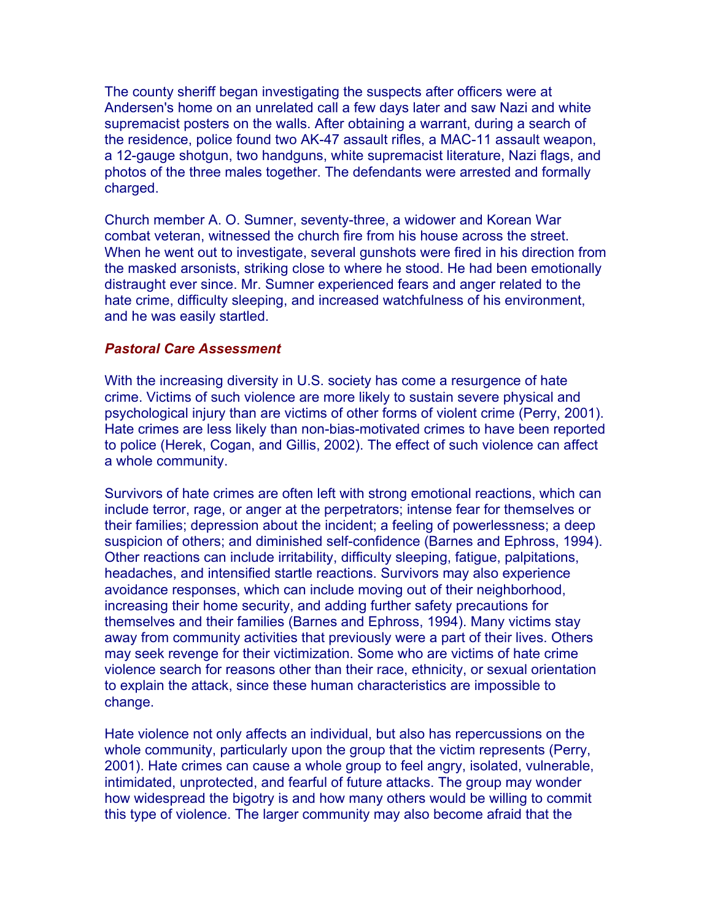The county sheriff began investigating the suspects after officers were at Andersen's home on an unrelated call a few days later and saw Nazi and white supremacist posters on the walls. After obtaining a warrant, during a search of the residence, police found two AK-47 assault rifles, a MAC-11 assault weapon, a 12-gauge shotgun, two handguns, white supremacist literature, Nazi flags, and photos of the three males together. The defendants were arrested and formally charged.

Church member A. O. Sumner, seventy-three, a widower and Korean War combat veteran, witnessed the church fire from his house across the street. When he went out to investigate, several gunshots were fired in his direction from the masked arsonists, striking close to where he stood. He had been emotionally distraught ever since. Mr. Sumner experienced fears and anger related to the hate crime, difficulty sleeping, and increased watchfulness of his environment, and he was easily startled.

### *Pastoral Care Assessment*

With the increasing diversity in U.S. society has come a resurgence of hate crime. Victims of such violence are more likely to sustain severe physical and psychological injury than are victims of other forms of violent crime (Perry, 2001). Hate crimes are less likely than non-bias-motivated crimes to have been reported to police (Herek, Cogan, and Gillis, 2002). The effect of such violence can affect a whole community.

Survivors of hate crimes are often left with strong emotional reactions, which can include terror, rage, or anger at the perpetrators; intense fear for themselves or their families; depression about the incident; a feeling of powerlessness; a deep suspicion of others; and diminished self-confidence (Barnes and Ephross, 1994). Other reactions can include irritability, difficulty sleeping, fatigue, palpitations, headaches, and intensified startle reactions. Survivors may also experience avoidance responses, which can include moving out of their neighborhood, increasing their home security, and adding further safety precautions for themselves and their families (Barnes and Ephross, 1994). Many victims stay away from community activities that previously were a part of their lives. Others may seek revenge for their victimization. Some who are victims of hate crime violence search for reasons other than their race, ethnicity, or sexual orientation to explain the attack, since these human characteristics are impossible to change.

Hate violence not only affects an individual, but also has repercussions on the whole community, particularly upon the group that the victim represents (Perry, 2001). Hate crimes can cause a whole group to feel angry, isolated, vulnerable, intimidated, unprotected, and fearful of future attacks. The group may wonder how widespread the bigotry is and how many others would be willing to commit this type of violence. The larger community may also become afraid that the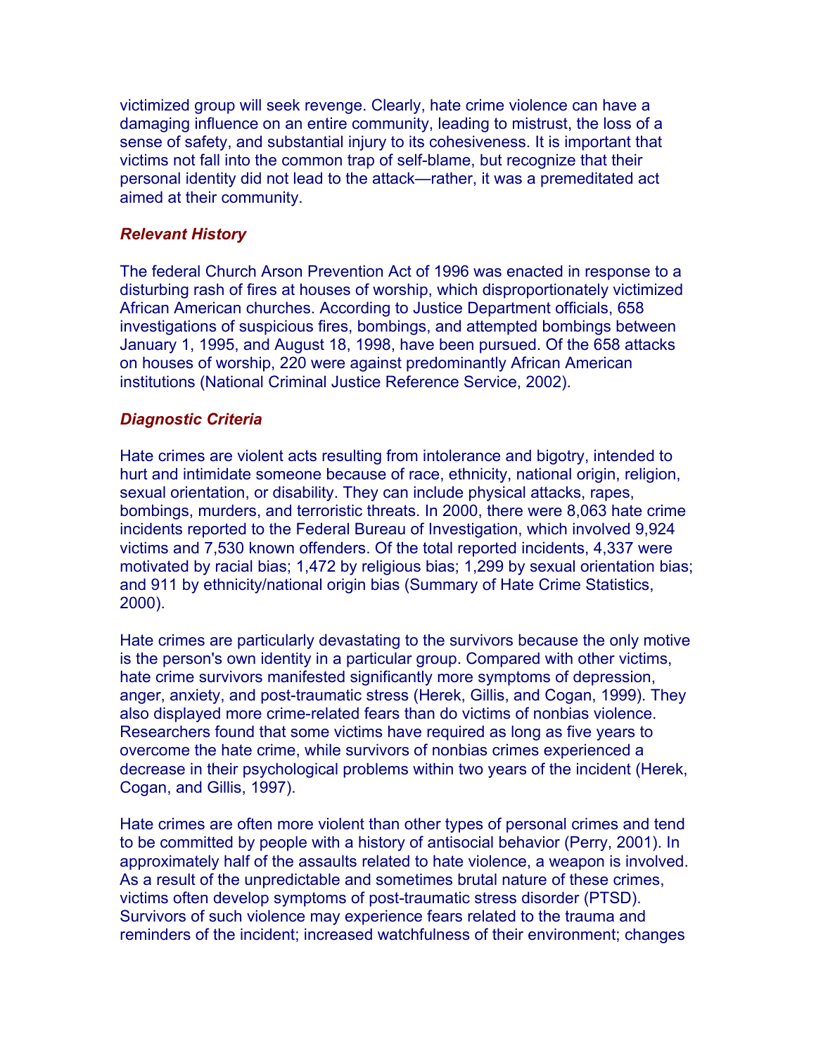victimized group will seek revenge. Clearly, hate crime violence can have a damaging influence on an entire community, leading to mistrust, the loss of a sense of safety, and substantial injury to its cohesiveness. It is important that victims not fall into the common trap of self-blame, but recognize that their personal identity did not lead to the attack—rather, it was a premeditated act aimed at their community.

### *Relevant History*

The federal Church Arson Prevention Act of 1996 was enacted in response to a disturbing rash of fires at houses of worship, which disproportionately victimized African American churches. According to Justice Department officials, 658 investigations of suspicious fires, bombings, and attempted bombings between January 1, 1995, and August 18, 1998, have been pursued. Of the 658 attacks on houses of worship, 220 were against predominantly African American institutions (National Criminal Justice Reference Service, 2002).

### *Diagnostic Criteria*

Hate crimes are violent acts resulting from intolerance and bigotry, intended to hurt and intimidate someone because of race, ethnicity, national origin, religion, sexual orientation, or disability. They can include physical attacks, rapes, bombings, murders, and terroristic threats. In 2000, there were 8,063 hate crime incidents reported to the Federal Bureau of Investigation, which involved 9,924 victims and 7,530 known offenders. Of the total reported incidents, 4,337 were motivated by racial bias; 1,472 by religious bias; 1,299 by sexual orientation bias; and 911 by ethnicity/national origin bias (Summary of Hate Crime Statistics, 2000).

Hate crimes are particularly devastating to the survivors because the only motive is the person's own identity in a particular group. Compared with other victims, hate crime survivors manifested significantly more symptoms of depression, anger, anxiety, and post-traumatic stress (Herek, Gillis, and Cogan, 1999). They also displayed more crime-related fears than do victims of nonbias violence. Researchers found that some victims have required as long as five years to overcome the hate crime, while survivors of nonbias crimes experienced a decrease in their psychological problems within two years of the incident (Herek, Cogan, and Gillis, 1997).

Hate crimes are often more violent than other types of personal crimes and tend to be committed by people with a history of antisocial behavior (Perry, 2001). In approximately half of the assaults related to hate violence, a weapon is involved. As a result of the unpredictable and sometimes brutal nature of these crimes, victims often develop symptoms of post-traumatic stress disorder (PTSD). Survivors of such violence may experience fears related to the trauma and reminders of the incident; increased watchfulness of their environment; changes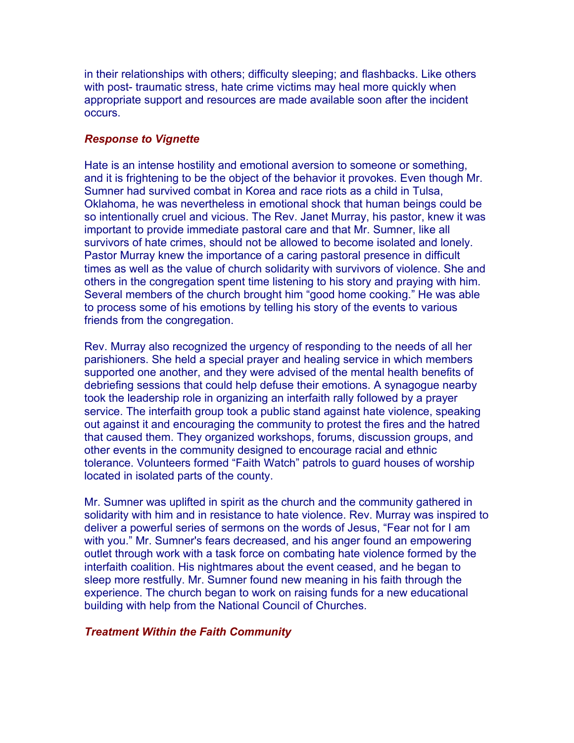in their relationships with others; difficulty sleeping; and flashbacks. Like others with post- traumatic stress, hate crime victims may heal more quickly when appropriate support and resources are made available soon after the incident occurs.

### *Response to Vignette*

Hate is an intense hostility and emotional aversion to someone or something, and it is frightening to be the object of the behavior it provokes. Even though Mr. Sumner had survived combat in Korea and race riots as a child in Tulsa, Oklahoma, he was nevertheless in emotional shock that human beings could be so intentionally cruel and vicious. The Rev. Janet Murray, his pastor, knew it was important to provide immediate pastoral care and that Mr. Sumner, like all survivors of hate crimes, should not be allowed to become isolated and lonely. Pastor Murray knew the importance of a caring pastoral presence in difficult times as well as the value of church solidarity with survivors of violence. She and others in the congregation spent time listening to his story and praying with him. Several members of the church brought him "good home cooking." He was able to process some of his emotions by telling his story of the events to various friends from the congregation.

Rev. Murray also recognized the urgency of responding to the needs of all her parishioners. She held a special prayer and healing service in which members supported one another, and they were advised of the mental health benefits of debriefing sessions that could help defuse their emotions. A synagogue nearby took the leadership role in organizing an interfaith rally followed by a prayer service. The interfaith group took a public stand against hate violence, speaking out against it and encouraging the community to protest the fires and the hatred that caused them. They organized workshops, forums, discussion groups, and other events in the community designed to encourage racial and ethnic tolerance. Volunteers formed "Faith Watch" patrols to guard houses of worship located in isolated parts of the county.

Mr. Sumner was uplifted in spirit as the church and the community gathered in solidarity with him and in resistance to hate violence. Rev. Murray was inspired to deliver a powerful series of sermons on the words of Jesus, "Fear not for I am with you." Mr. Sumner's fears decreased, and his anger found an empowering outlet through work with a task force on combating hate violence formed by the interfaith coalition. His nightmares about the event ceased, and he began to sleep more restfully. Mr. Sumner found new meaning in his faith through the experience. The church began to work on raising funds for a new educational building with help from the National Council of Churches.

### *Treatment Within the Faith Community*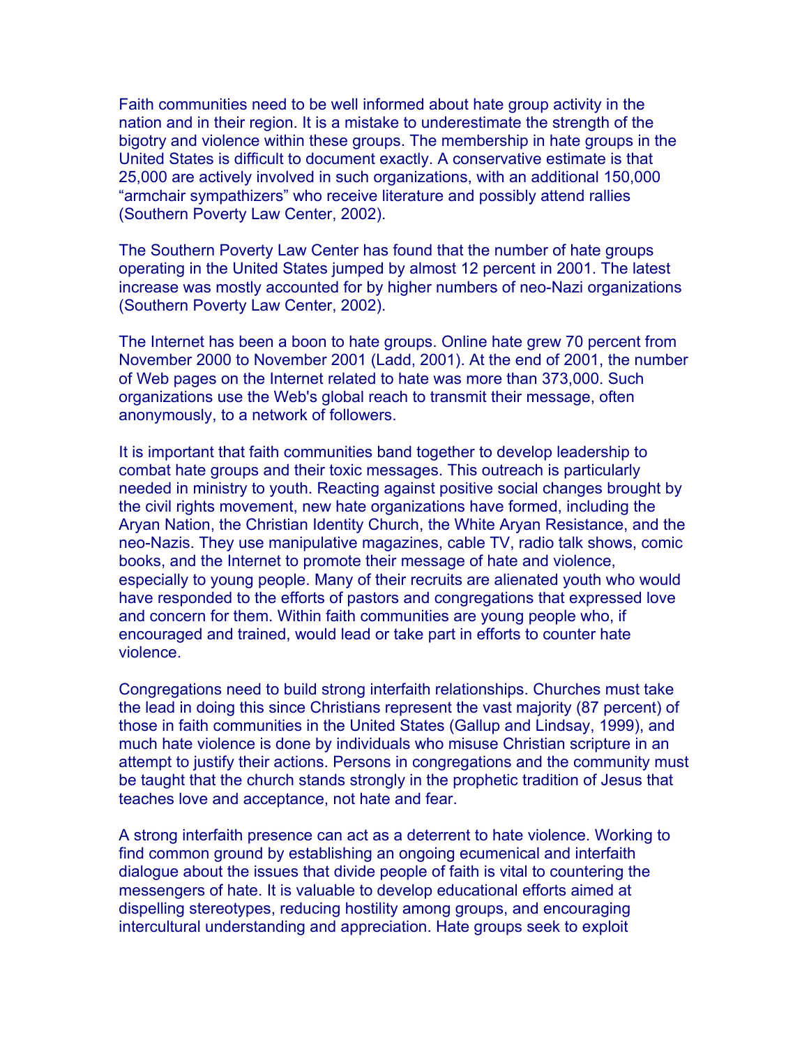Faith communities need to be well informed about hate group activity in the nation and in their region. It is a mistake to underestimate the strength of the bigotry and violence within these groups. The membership in hate groups in the United States is difficult to document exactly. A conservative estimate is that 25,000 are actively involved in such organizations, with an additional 150,000 "armchair sympathizers" who receive literature and possibly attend rallies (Southern Poverty Law Center, 2002).

The Southern Poverty Law Center has found that the number of hate groups operating in the United States jumped by almost 12 percent in 2001. The latest increase was mostly accounted for by higher numbers of neo-Nazi organizations (Southern Poverty Law Center, 2002).

The Internet has been a boon to hate groups. Online hate grew 70 percent from November 2000 to November 2001 (Ladd, 2001). At the end of 2001, the number of Web pages on the Internet related to hate was more than 373,000. Such organizations use the Web's global reach to transmit their message, often anonymously, to a network of followers.

It is important that faith communities band together to develop leadership to combat hate groups and their toxic messages. This outreach is particularly needed in ministry to youth. Reacting against positive social changes brought by the civil rights movement, new hate organizations have formed, including the Aryan Nation, the Christian Identity Church, the White Aryan Resistance, and the neo-Nazis. They use manipulative magazines, cable TV, radio talk shows, comic books, and the Internet to promote their message of hate and violence, especially to young people. Many of their recruits are alienated youth who would have responded to the efforts of pastors and congregations that expressed love and concern for them. Within faith communities are young people who, if encouraged and trained, would lead or take part in efforts to counter hate violence.

Congregations need to build strong interfaith relationships. Churches must take the lead in doing this since Christians represent the vast majority (87 percent) of those in faith communities in the United States (Gallup and Lindsay, 1999), and much hate violence is done by individuals who misuse Christian scripture in an attempt to justify their actions. Persons in congregations and the community must be taught that the church stands strongly in the prophetic tradition of Jesus that teaches love and acceptance, not hate and fear.

A strong interfaith presence can act as a deterrent to hate violence. Working to find common ground by establishing an ongoing ecumenical and interfaith dialogue about the issues that divide people of faith is vital to countering the messengers of hate. It is valuable to develop educational efforts aimed at dispelling stereotypes, reducing hostility among groups, and encouraging intercultural understanding and appreciation. Hate groups seek to exploit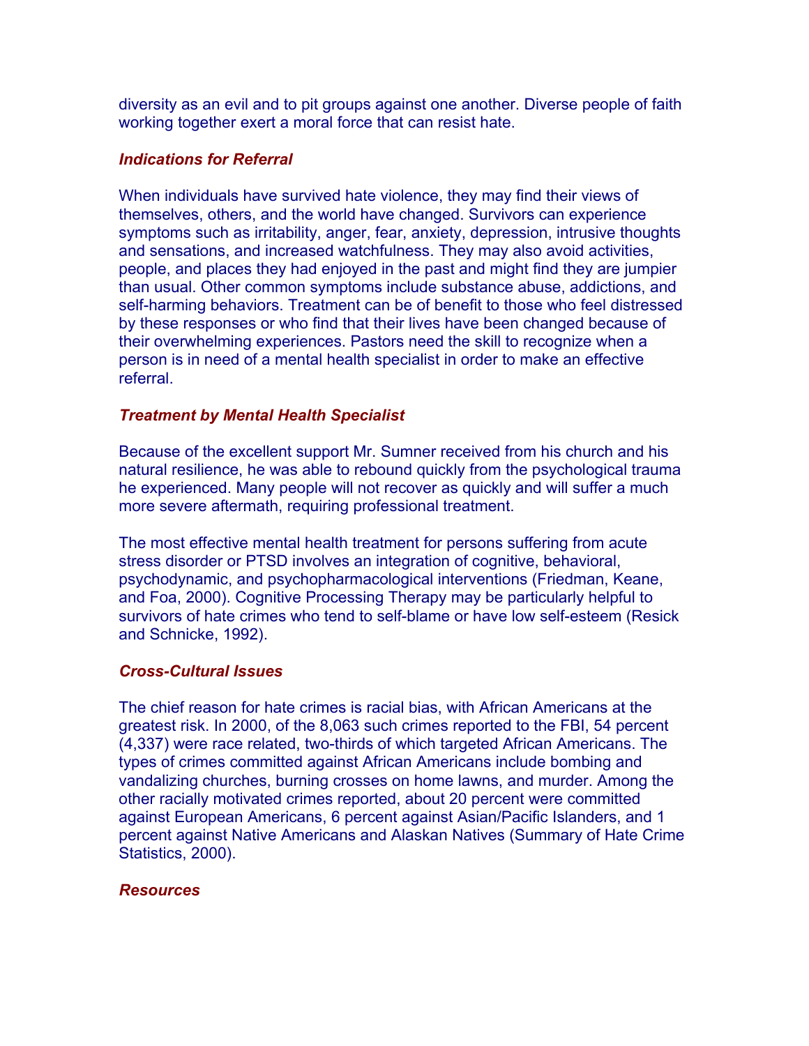diversity as an evil and to pit groups against one another. Diverse people of faith working together exert a moral force that can resist hate.

### *Indications for Referral*

When individuals have survived hate violence, they may find their views of themselves, others, and the world have changed. Survivors can experience symptoms such as irritability, anger, fear, anxiety, depression, intrusive thoughts and sensations, and increased watchfulness. They may also avoid activities, people, and places they had enjoyed in the past and might find they are jumpier than usual. Other common symptoms include substance abuse, addictions, and self-harming behaviors. Treatment can be of benefit to those who feel distressed by these responses or who find that their lives have been changed because of their overwhelming experiences. Pastors need the skill to recognize when a person is in need of a mental health specialist in order to make an effective referral.

### *Treatment by Mental Health Specialist*

Because of the excellent support Mr. Sumner received from his church and his natural resilience, he was able to rebound quickly from the psychological trauma he experienced. Many people will not recover as quickly and will suffer a much more severe aftermath, requiring professional treatment.

The most effective mental health treatment for persons suffering from acute stress disorder or PTSD involves an integration of cognitive, behavioral, psychodynamic, and psychopharmacological interventions (Friedman, Keane, and Foa, 2000). Cognitive Processing Therapy may be particularly helpful to survivors of hate crimes who tend to self-blame or have low self-esteem (Resick and Schnicke, 1992).

### *Cross-Cultural Issues*

The chief reason for hate crimes is racial bias, with African Americans at the greatest risk. In 2000, of the 8,063 such crimes reported to the FBI, 54 percent (4,337) were race related, two-thirds of which targeted African Americans. The types of crimes committed against African Americans include bombing and vandalizing churches, burning crosses on home lawns, and murder. Among the other racially motivated crimes reported, about 20 percent were committed against European Americans, 6 percent against Asian/Pacific Islanders, and 1 percent against Native Americans and Alaskan Natives (Summary of Hate Crime Statistics, 2000).

### *Resources*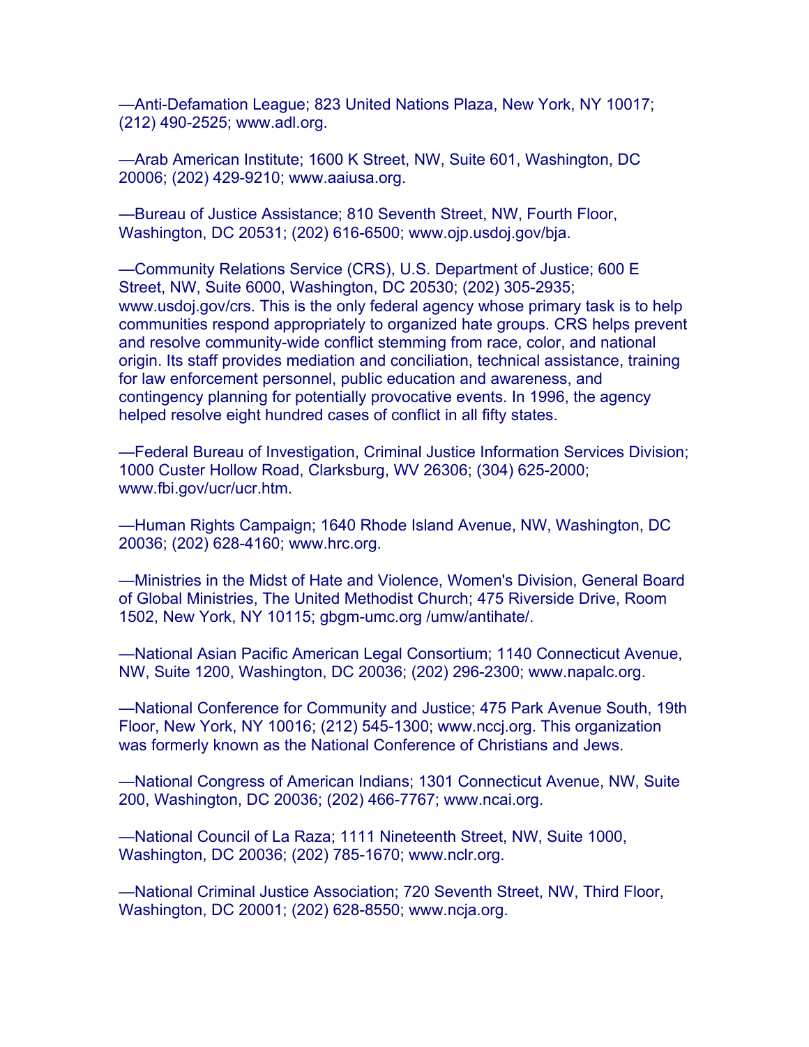—Anti-Defamation League; 823 United Nations Plaza, New York, NY 10017; (212) 490-2525; www.adl.org.

—Arab American Institute; 1600 K Street, NW, Suite 601, Washington, DC 20006; (202) 429-9210; www.aaiusa.org.

—Bureau of Justice Assistance; 810 Seventh Street, NW, Fourth Floor, Washington, DC 20531; (202) 616-6500; www.ojp.usdoj.gov/bja.

—Community Relations Service (CRS), U.S. Department of Justice; 600 E Street, NW, Suite 6000, Washington, DC 20530; (202) 305-2935; www.usdoj.gov/crs. This is the only federal agency whose primary task is to help communities respond appropriately to organized hate groups. CRS helps prevent and resolve community-wide conflict stemming from race, color, and national origin. Its staff provides mediation and conciliation, technical assistance, training for law enforcement personnel, public education and awareness, and contingency planning for potentially provocative events. In 1996, the agency helped resolve eight hundred cases of conflict in all fifty states.

—Federal Bureau of Investigation, Criminal Justice Information Services Division; 1000 Custer Hollow Road, Clarksburg, WV 26306; (304) 625-2000; www.fbi.gov/ucr/ucr.htm.

—Human Rights Campaign; 1640 Rhode Island Avenue, NW, Washington, DC 20036; (202) 628-4160; www.hrc.org.

—Ministries in the Midst of Hate and Violence, Women's Division, General Board of Global Ministries, The United Methodist Church; 475 Riverside Drive, Room 1502, New York, NY 10115; gbgm-umc.org /umw/antihate/.

—National Asian Pacific American Legal Consortium; 1140 Connecticut Avenue, NW, Suite 1200, Washington, DC 20036; (202) 296-2300; www.napalc.org.

—National Conference for Community and Justice; 475 Park Avenue South, 19th Floor, New York, NY 10016; (212) 545-1300; www.nccj.org. This organization was formerly known as the National Conference of Christians and Jews.

—National Congress of American Indians; 1301 Connecticut Avenue, NW, Suite 200, Washington, DC 20036; (202) 466-7767; www.ncai.org.

—National Council of La Raza; 1111 Nineteenth Street, NW, Suite 1000, Washington, DC 20036; (202) 785-1670; www.nclr.org.

—National Criminal Justice Association; 720 Seventh Street, NW, Third Floor, Washington, DC 20001; (202) 628-8550; www.ncja.org.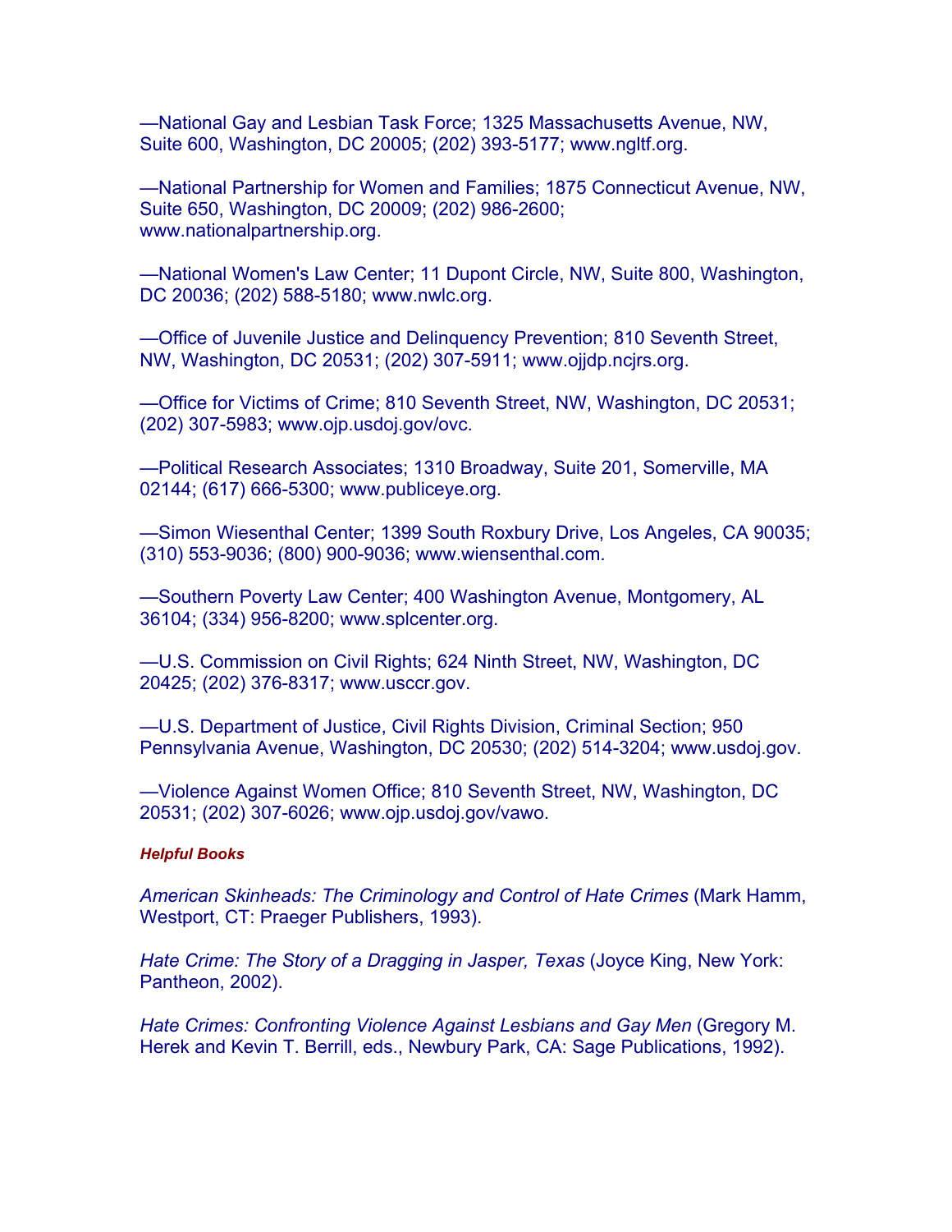—National Gay and Lesbian Task Force; 1325 Massachusetts Avenue, NW, Suite 600, Washington, DC 20005; (202) 393-5177; www.ngltf.org.

—National Partnership for Women and Families; 1875 Connecticut Avenue, NW, Suite 650, Washington, DC 20009; (202) 986-2600; www.nationalpartnership.org.

—National Women's Law Center; 11 Dupont Circle, NW, Suite 800, Washington, DC 20036; (202) 588-5180; www.nwlc.org.

—Office of Juvenile Justice and Delinquency Prevention; 810 Seventh Street, NW, Washington, DC 20531; (202) 307-5911; www.ojjdp.ncjrs.org.

—Office for Victims of Crime; 810 Seventh Street, NW, Washington, DC 20531; (202) 307-5983; www.ojp.usdoj.gov/ovc.

—Political Research Associates; 1310 Broadway, Suite 201, Somerville, MA 02144; (617) 666-5300; www.publiceye.org.

—Simon Wiesenthal Center; 1399 South Roxbury Drive, Los Angeles, CA 90035; (310) 553-9036; (800) 900-9036; www.wiensenthal.com.

—Southern Poverty Law Center; 400 Washington Avenue, Montgomery, AL 36104; (334) 956-8200; www.splcenter.org.

—U.S. Commission on Civil Rights; 624 Ninth Street, NW, Washington, DC 20425; (202) 376-8317; www.usccr.gov.

—U.S. Department of Justice, Civil Rights Division, Criminal Section; 950 Pennsylvania Avenue, Washington, DC 20530; (202) 514-3204; www.usdoj.gov.

—Violence Against Women Office; 810 Seventh Street, NW, Washington, DC 20531; (202) 307-6026; www.ojp.usdoj.gov/vawo.

#### *Helpful Books*

*American Skinheads: The Criminology and Control of Hate Crimes* (Mark Hamm, Westport, CT: Praeger Publishers, 1993).

*Hate Crime: The Story of a Dragging in Jasper, Texas* (Joyce King, New York: Pantheon, 2002).

*Hate Crimes: Confronting Violence Against Lesbians and Gay Men* (Gregory M. Herek and Kevin T. Berrill, eds., Newbury Park, CA: Sage Publications, 1992).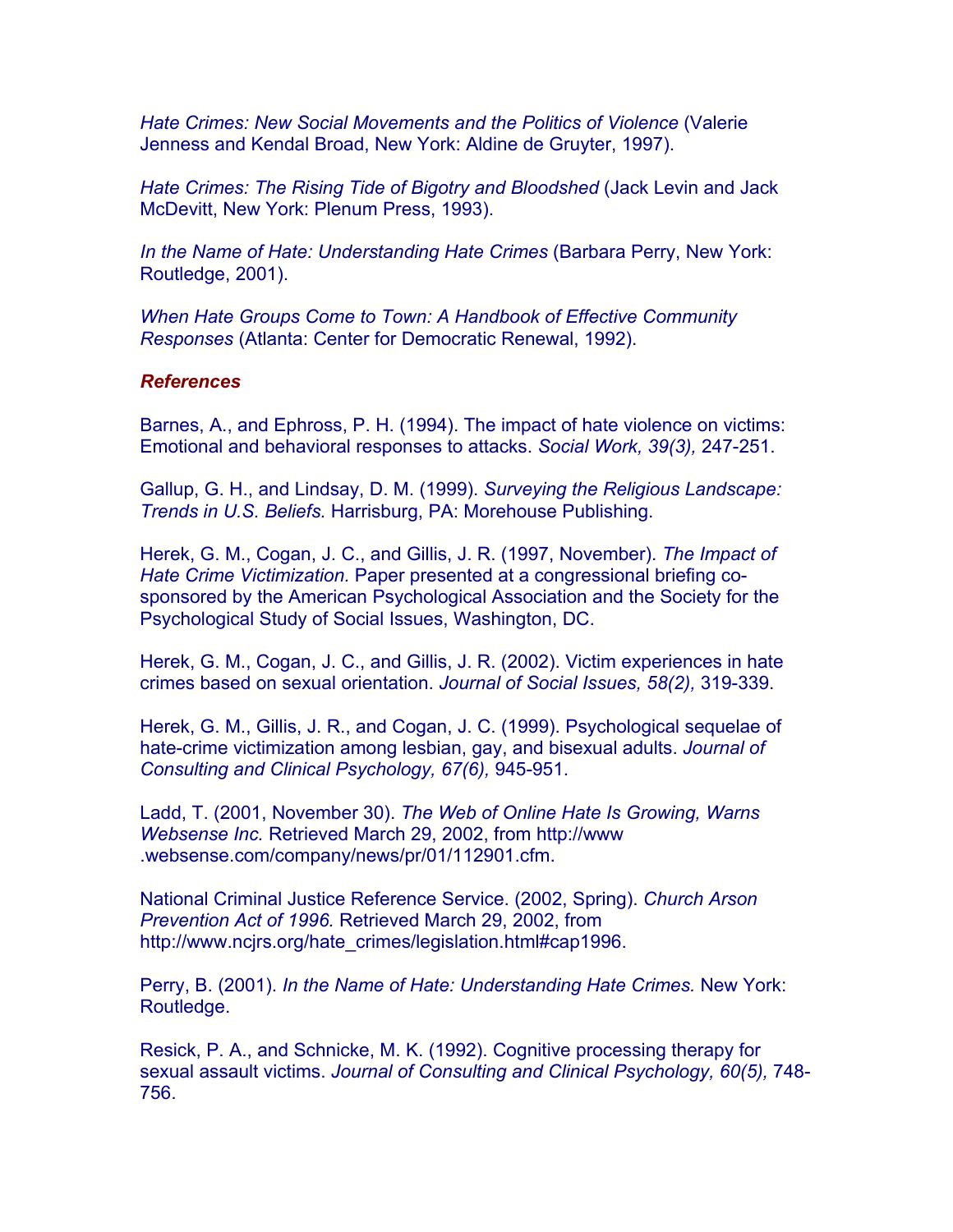*Hate Crimes: New Social Movements and the Politics of Violence* (Valerie Jenness and Kendal Broad, New York: Aldine de Gruyter, 1997).

*Hate Crimes: The Rising Tide of Bigotry and Bloodshed* (Jack Levin and Jack McDevitt, New York: Plenum Press, 1993).

*In the Name of Hate: Understanding Hate Crimes* (Barbara Perry, New York: Routledge, 2001).

*When Hate Groups Come to Town: A Handbook of Effective Community Responses* (Atlanta: Center for Democratic Renewal, 1992).

### *References*

Barnes, A., and Ephross, P. H. (1994). The impact of hate violence on victims: Emotional and behavioral responses to attacks. *Social Work, 39(3),* 247-251.

Gallup, G. H., and Lindsay, D. M. (1999). *Surveying the Religious Landscape: Trends in U.S. Beliefs.* Harrisburg, PA: Morehouse Publishing.

Herek, G. M., Cogan, J. C., and Gillis, J. R. (1997, November). *The Impact of Hate Crime Victimization.* Paper presented at a congressional briefing co-sponsored by the American Psychological Association and the Society for the Psychological Study of Social Issues, Washington, DC.

Herek, G. M., Cogan, J. C., and Gillis, J. R. (2002). Victim experiences in hate crimes based on sexual orientation. *Journal of Social Issues, 58(2),* 319-339.

Herek, G. M., Gillis, J. R., and Cogan, J. C. (1999). Psychological sequelae of hate-crime victimization among lesbian, gay, and bisexual adults. *Journal of Consulting and Clinical Psychology, 67(6),* 945-951.

Ladd, T. (2001, November 30). *The Web of Online Hate Is Growing, Warns Websense Inc.* Retrieved March 29, 2002, from http://www.websense.com/company/news/pr/01/112901.cfm.

National Criminal Justice Reference Service. (2002, Spring). *Church Arson Prevention Act of 1996.* Retrieved March 29, 2002, from http://www.ncjrs.org/hate_crimes/legislation.html#cap1996.

Perry, B. (2001). *In the Name of Hate: Understanding Hate Crimes.* New York: Routledge.

Resick, P. A., and Schnicke, M. K. (1992). Cognitive processing therapy for sexual assault victims. *Journal of Consulting and Clinical Psychology, 60(5),* 748-756.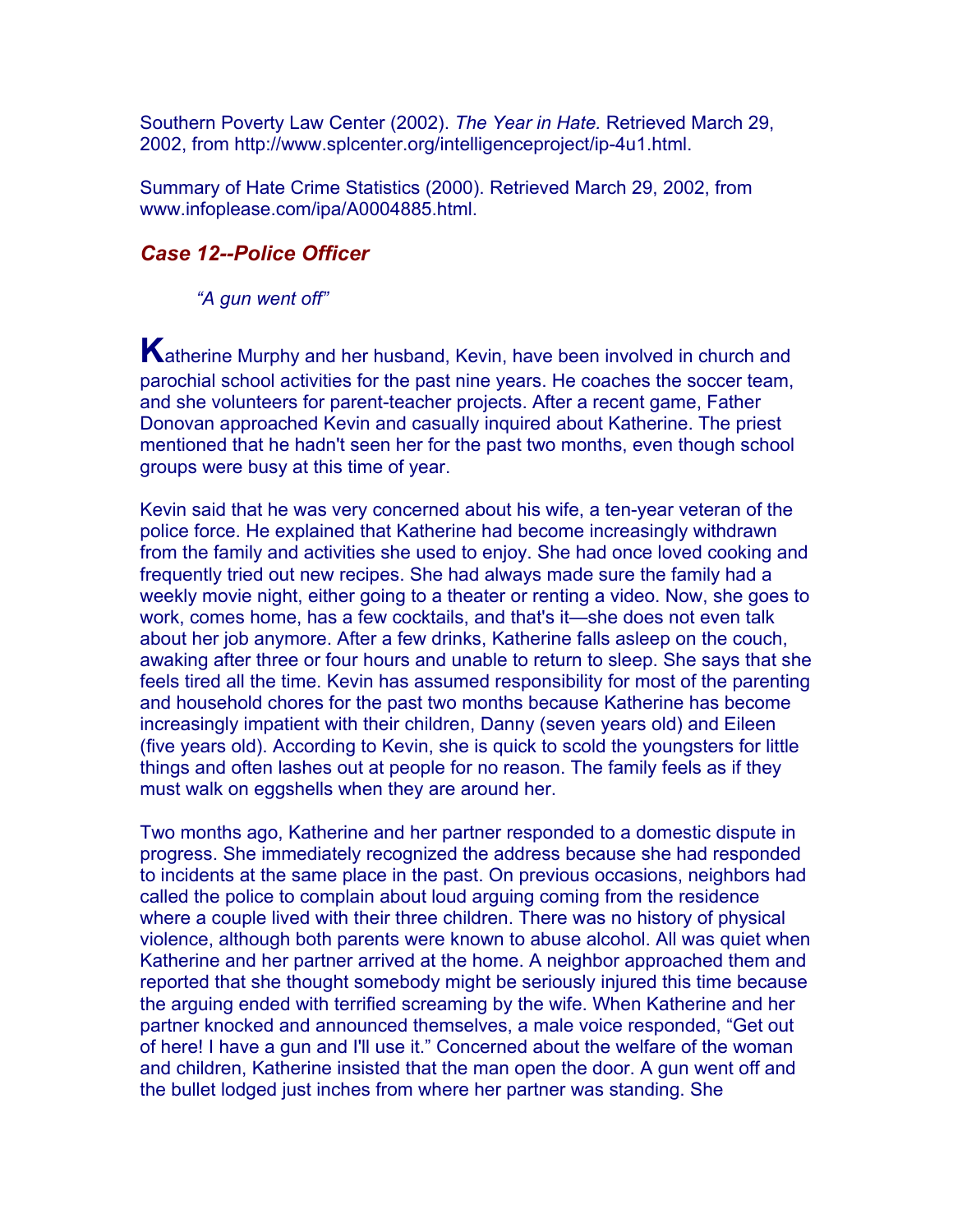Southern Poverty Law Center (2002). *The Year in Hate.* Retrieved March 29, 2002, from http://www.splcenter.org/intelligenceproject/ip-4u1.html.

Summary of Hate Crime Statistics (2000). Retrieved March 29, 2002, from www.infoplease.com/ipa/A0004885.html.

### *Case 12--Police Officer*

*"A gun went off"*

**K**atherine Murphy and her husband, Kevin, have been involved in church and parochial school activities for the past nine years. He coaches the soccer team, and she volunteers for parent-teacher projects. After a recent game, Father Donovan approached Kevin and casually inquired about Katherine. The priest mentioned that he hadn't seen her for the past two months, even though school groups were busy at this time of year.

Kevin said that he was very concerned about his wife, a ten-year veteran of the police force. He explained that Katherine had become increasingly withdrawn from the family and activities she used to enjoy. She had once loved cooking and frequently tried out new recipes. She had always made sure the family had a weekly movie night, either going to a theater or renting a video. Now, she goes to work, comes home, has a few cocktails, and that's it—she does not even talk about her job anymore. After a few drinks, Katherine falls asleep on the couch, awaking after three or four hours and unable to return to sleep. She says that she feels tired all the time. Kevin has assumed responsibility for most of the parenting and household chores for the past two months because Katherine has become increasingly impatient with their children, Danny (seven years old) and Eileen (five years old). According to Kevin, she is quick to scold the youngsters for little things and often lashes out at people for no reason. The family feels as if they must walk on eggshells when they are around her.

Two months ago, Katherine and her partner responded to a domestic dispute in progress. She immediately recognized the address because she had responded to incidents at the same place in the past. On previous occasions, neighbors had called the police to complain about loud arguing coming from the residence where a couple lived with their three children. There was no history of physical violence, although both parents were known to abuse alcohol. All was quiet when Katherine and her partner arrived at the home. A neighbor approached them and reported that she thought somebody might be seriously injured this time because the arguing ended with terrified screaming by the wife. When Katherine and her partner knocked and announced themselves, a male voice responded, "Get out of here! I have a gun and I'll use it." Concerned about the welfare of the woman and children, Katherine insisted that the man open the door. A gun went off and the bullet lodged just inches from where her partner was standing. She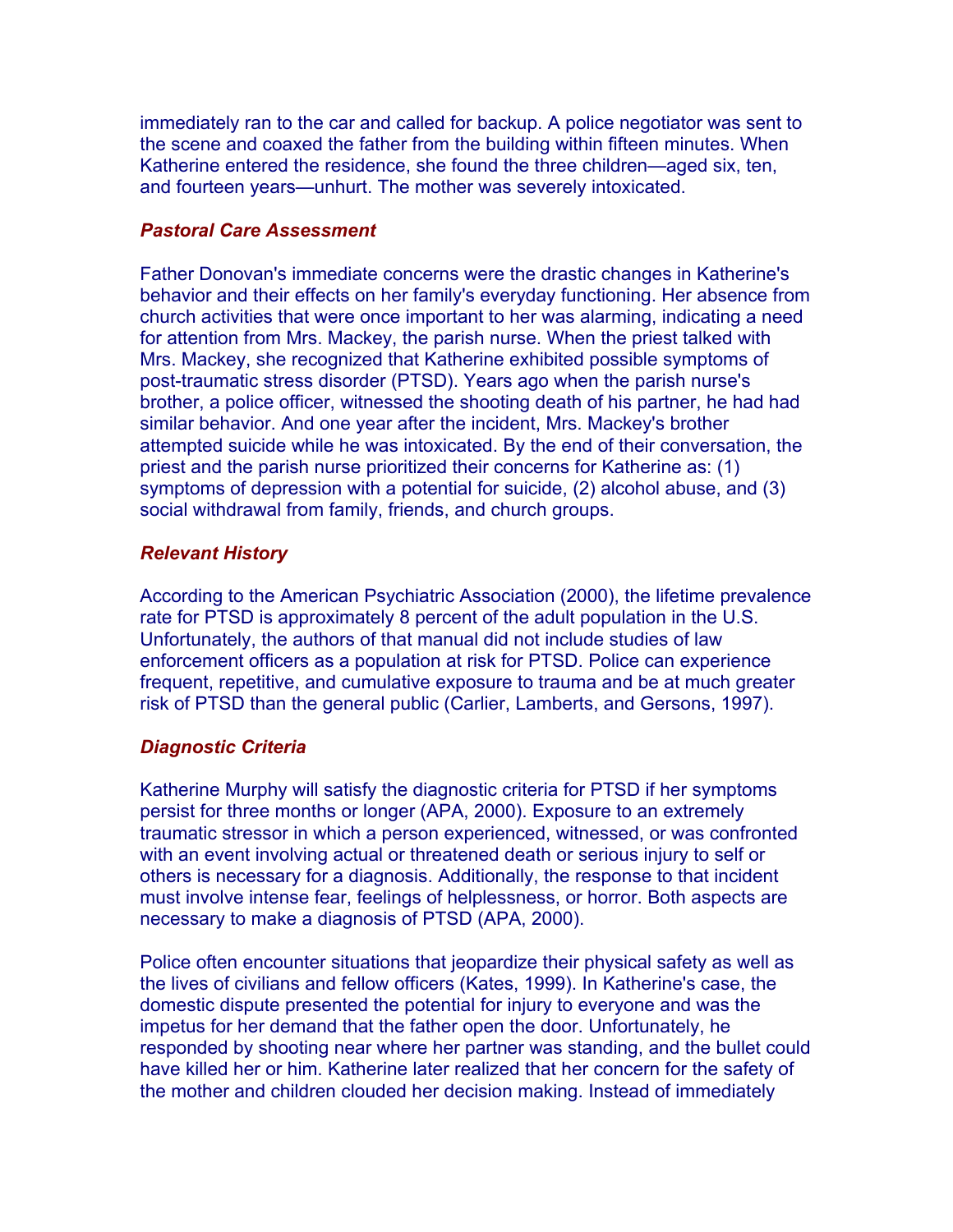immediately ran to the car and called for backup. A police negotiator was sent to the scene and coaxed the father from the building within fifteen minutes. When Katherine entered the residence, she found the three children—aged six, ten, and fourteen years—unhurt. The mother was severely intoxicated.

### *Pastoral Care Assessment*

Father Donovan's immediate concerns were the drastic changes in Katherine's behavior and their effects on her family's everyday functioning. Her absence from church activities that were once important to her was alarming, indicating a need for attention from Mrs. Mackey, the parish nurse. When the priest talked with Mrs. Mackey, she recognized that Katherine exhibited possible symptoms of post-traumatic stress disorder (PTSD). Years ago when the parish nurse's brother, a police officer, witnessed the shooting death of his partner, he had had similar behavior. And one year after the incident, Mrs. Mackey's brother attempted suicide while he was intoxicated. By the end of their conversation, the priest and the parish nurse prioritized their concerns for Katherine as: (1) symptoms of depression with a potential for suicide, (2) alcohol abuse, and (3) social withdrawal from family, friends, and church groups.

### *Relevant History*

According to the American Psychiatric Association (2000), the lifetime prevalence rate for PTSD is approximately 8 percent of the adult population in the U.S. Unfortunately, the authors of that manual did not include studies of law enforcement officers as a population at risk for PTSD. Police can experience frequent, repetitive, and cumulative exposure to trauma and be at much greater risk of PTSD than the general public (Carlier, Lamberts, and Gersons, 1997).

### *Diagnostic Criteria*

Katherine Murphy will satisfy the diagnostic criteria for PTSD if her symptoms persist for three months or longer (APA, 2000). Exposure to an extremely traumatic stressor in which a person experienced, witnessed, or was confronted with an event involving actual or threatened death or serious injury to self or others is necessary for a diagnosis. Additionally, the response to that incident must involve intense fear, feelings of helplessness, or horror. Both aspects are necessary to make a diagnosis of PTSD (APA, 2000).

Police often encounter situations that jeopardize their physical safety as well as the lives of civilians and fellow officers (Kates, 1999). In Katherine's case, the domestic dispute presented the potential for injury to everyone and was the impetus for her demand that the father open the door. Unfortunately, he responded by shooting near where her partner was standing, and the bullet could have killed her or him. Katherine later realized that her concern for the safety of the mother and children clouded her decision making. Instead of immediately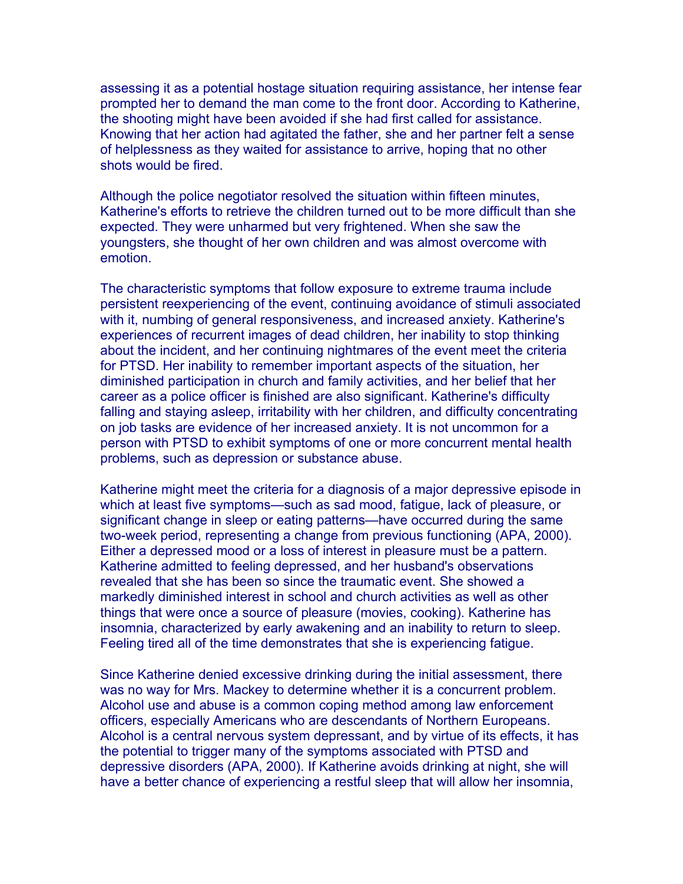assessing it as a potential hostage situation requiring assistance, her intense fear prompted her to demand the man come to the front door. According to Katherine, the shooting might have been avoided if she had first called for assistance. Knowing that her action had agitated the father, she and her partner felt a sense of helplessness as they waited for assistance to arrive, hoping that no other shots would be fired.

Although the police negotiator resolved the situation within fifteen minutes, Katherine's efforts to retrieve the children turned out to be more difficult than she expected. They were unharmed but very frightened. When she saw the youngsters, she thought of her own children and was almost overcome with emotion.

The characteristic symptoms that follow exposure to extreme trauma include persistent reexperiencing of the event, continuing avoidance of stimuli associated with it, numbing of general responsiveness, and increased anxiety. Katherine's experiences of recurrent images of dead children, her inability to stop thinking about the incident, and her continuing nightmares of the event meet the criteria for PTSD. Her inability to remember important aspects of the situation, her diminished participation in church and family activities, and her belief that her career as a police officer is finished are also significant. Katherine's difficulty falling and staying asleep, irritability with her children, and difficulty concentrating on job tasks are evidence of her increased anxiety. It is not uncommon for a person with PTSD to exhibit symptoms of one or more concurrent mental health problems, such as depression or substance abuse.

Katherine might meet the criteria for a diagnosis of a major depressive episode in which at least five symptoms—such as sad mood, fatigue, lack of pleasure, or significant change in sleep or eating patterns—have occurred during the same two-week period, representing a change from previous functioning (APA, 2000). Either a depressed mood or a loss of interest in pleasure must be a pattern. Katherine admitted to feeling depressed, and her husband's observations revealed that she has been so since the traumatic event. She showed a markedly diminished interest in school and church activities as well as other things that were once a source of pleasure (movies, cooking). Katherine has insomnia, characterized by early awakening and an inability to return to sleep. Feeling tired all of the time demonstrates that she is experiencing fatigue.

Since Katherine denied excessive drinking during the initial assessment, there was no way for Mrs. Mackey to determine whether it is a concurrent problem. Alcohol use and abuse is a common coping method among law enforcement officers, especially Americans who are descendants of Northern Europeans. Alcohol is a central nervous system depressant, and by virtue of its effects, it has the potential to trigger many of the symptoms associated with PTSD and depressive disorders (APA, 2000). If Katherine avoids drinking at night, she will have a better chance of experiencing a restful sleep that will allow her insomnia,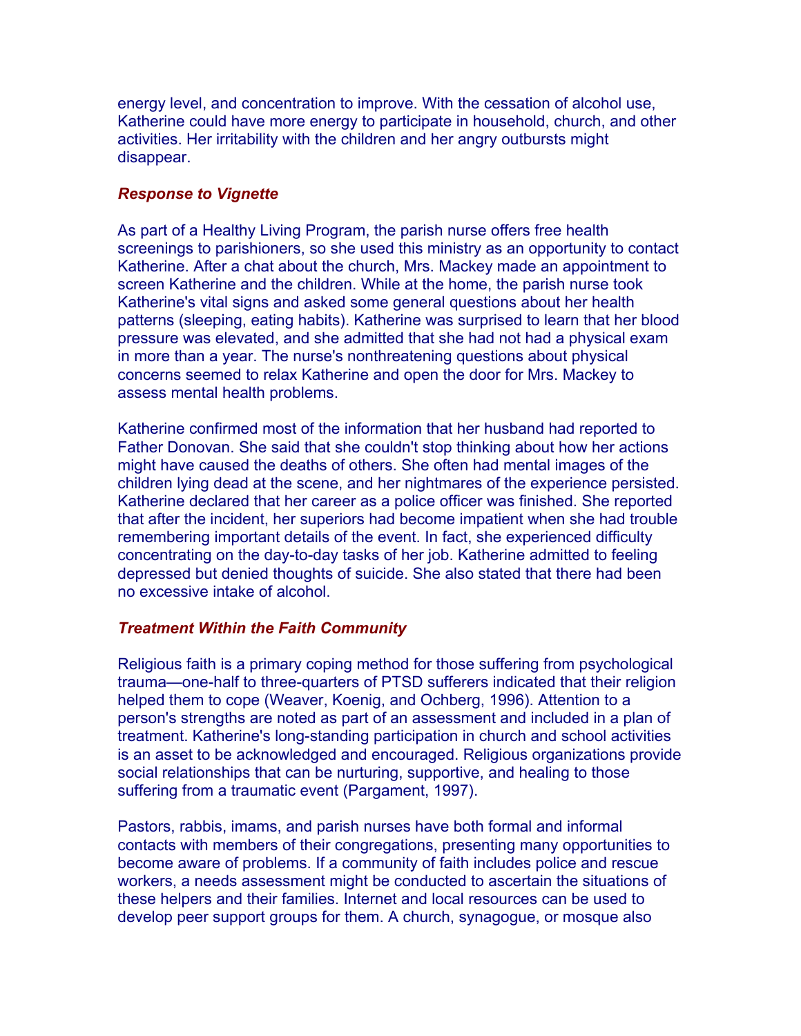energy level, and concentration to improve. With the cessation of alcohol use, Katherine could have more energy to participate in household, church, and other activities. Her irritability with the children and her angry outbursts might disappear.

### *Response to Vignette*

As part of a Healthy Living Program, the parish nurse offers free health screenings to parishioners, so she used this ministry as an opportunity to contact Katherine. After a chat about the church, Mrs. Mackey made an appointment to screen Katherine and the children. While at the home, the parish nurse took Katherine's vital signs and asked some general questions about her health patterns (sleeping, eating habits). Katherine was surprised to learn that her blood pressure was elevated, and she admitted that she had not had a physical exam in more than a year. The nurse's nonthreatening questions about physical concerns seemed to relax Katherine and open the door for Mrs. Mackey to assess mental health problems.

Katherine confirmed most of the information that her husband had reported to Father Donovan. She said that she couldn't stop thinking about how her actions might have caused the deaths of others. She often had mental images of the children lying dead at the scene, and her nightmares of the experience persisted. Katherine declared that her career as a police officer was finished. She reported that after the incident, her superiors had become impatient when she had trouble remembering important details of the event. In fact, she experienced difficulty concentrating on the day-to-day tasks of her job. Katherine admitted to feeling depressed but denied thoughts of suicide. She also stated that there had been no excessive intake of alcohol.

### *Treatment Within the Faith Community*

Religious faith is a primary coping method for those suffering from psychological trauma—one-half to three-quarters of PTSD sufferers indicated that their religion helped them to cope (Weaver, Koenig, and Ochberg, 1996). Attention to a person's strengths are noted as part of an assessment and included in a plan of treatment. Katherine's long-standing participation in church and school activities is an asset to be acknowledged and encouraged. Religious organizations provide social relationships that can be nurturing, supportive, and healing to those suffering from a traumatic event (Pargament, 1997).

Pastors, rabbis, imams, and parish nurses have both formal and informal contacts with members of their congregations, presenting many opportunities to become aware of problems. If a community of faith includes police and rescue workers, a needs assessment might be conducted to ascertain the situations of these helpers and their families. Internet and local resources can be used to develop peer support groups for them. A church, synagogue, or mosque also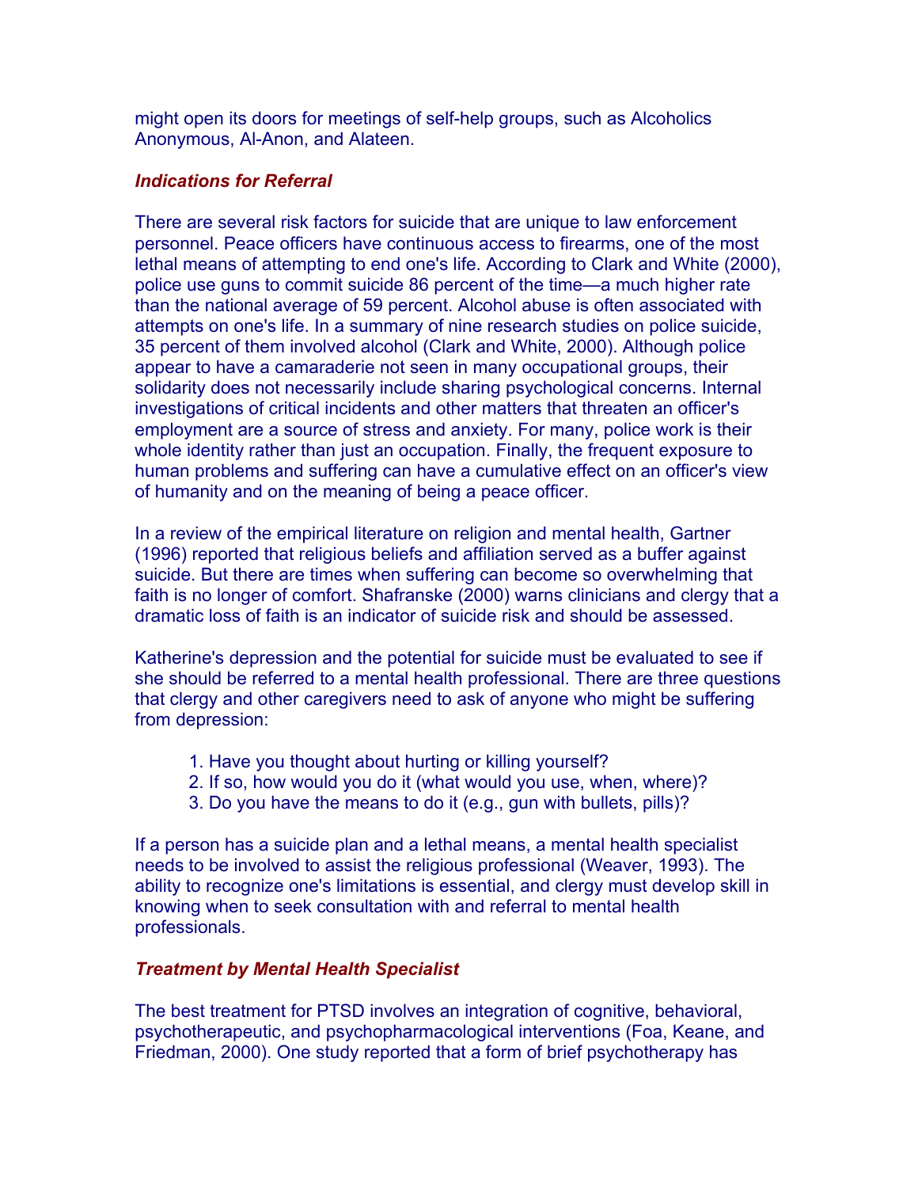might open its doors for meetings of self-help groups, such as Alcoholics Anonymous, Al-Anon, and Alateen.

### *Indications for Referral*

There are several risk factors for suicide that are unique to law enforcement personnel. Peace officers have continuous access to firearms, one of the most lethal means of attempting to end one's life. According to Clark and White (2000), police use guns to commit suicide 86 percent of the time—a much higher rate than the national average of 59 percent. Alcohol abuse is often associated with attempts on one's life. In a summary of nine research studies on police suicide, 35 percent of them involved alcohol (Clark and White, 2000). Although police appear to have a camaraderie not seen in many occupational groups, their solidarity does not necessarily include sharing psychological concerns. Internal investigations of critical incidents and other matters that threaten an officer's employment are a source of stress and anxiety. For many, police work is their whole identity rather than just an occupation. Finally, the frequent exposure to human problems and suffering can have a cumulative effect on an officer's view of humanity and on the meaning of being a peace officer.

In a review of the empirical literature on religion and mental health, Gartner (1996) reported that religious beliefs and affiliation served as a buffer against suicide. But there are times when suffering can become so overwhelming that faith is no longer of comfort. Shafranske (2000) warns clinicians and clergy that a dramatic loss of faith is an indicator of suicide risk and should be assessed.

Katherine's depression and the potential for suicide must be evaluated to see if she should be referred to a mental health professional. There are three questions that clergy and other caregivers need to ask of anyone who might be suffering from depression:

1. Have you thought about hurting or killing yourself?
2. If so, how would you do it (what would you use, when, where)?
3. Do you have the means to do it (e.g., gun with bullets, pills)?

If a person has a suicide plan and a lethal means, a mental health specialist needs to be involved to assist the religious professional (Weaver, 1993). The ability to recognize one's limitations is essential, and clergy must develop skill in knowing when to seek consultation with and referral to mental health professionals.

### *Treatment by Mental Health Specialist*

The best treatment for PTSD involves an integration of cognitive, behavioral, psychotherapeutic, and psychopharmacological interventions (Foa, Keane, and Friedman, 2000). One study reported that a form of brief psychotherapy has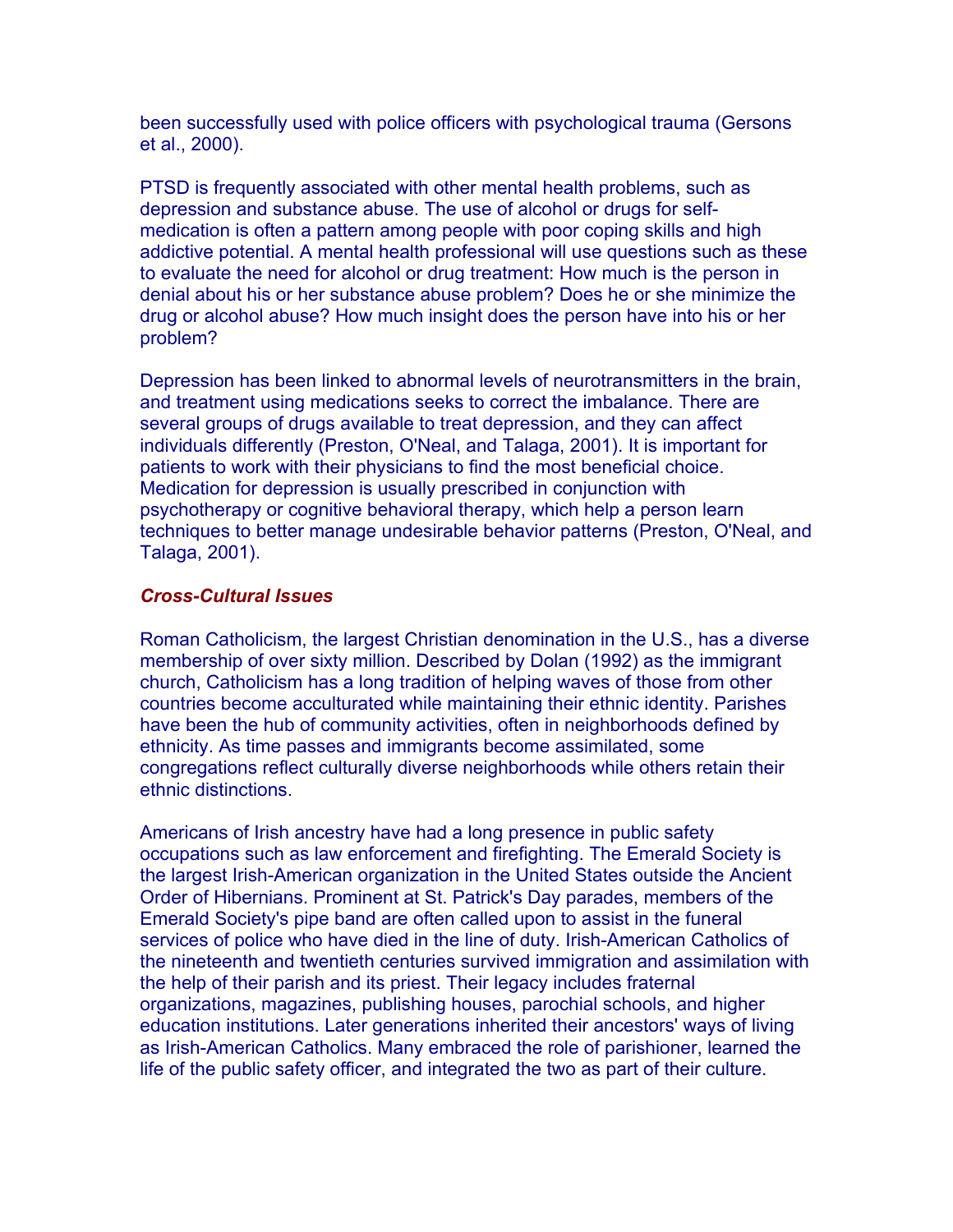been successfully used with police officers with psychological trauma (Gersons et al., 2000).

PTSD is frequently associated with other mental health problems, such as depression and substance abuse. The use of alcohol or drugs for self-medication is often a pattern among people with poor coping skills and high addictive potential. A mental health professional will use questions such as these to evaluate the need for alcohol or drug treatment: How much is the person in denial about his or her substance abuse problem? Does he or she minimize the drug or alcohol abuse? How much insight does the person have into his or her problem?

Depression has been linked to abnormal levels of neurotransmitters in the brain, and treatment using medications seeks to correct the imbalance. There are several groups of drugs available to treat depression, and they can affect individuals differently (Preston, O'Neal, and Talaga, 2001). It is important for patients to work with their physicians to find the most beneficial choice. Medication for depression is usually prescribed in conjunction with psychotherapy or cognitive behavioral therapy, which help a person learn techniques to better manage undesirable behavior patterns (Preston, O'Neal, and Talaga, 2001).

### *Cross-Cultural Issues*

Roman Catholicism, the largest Christian denomination in the U.S., has a diverse membership of over sixty million. Described by Dolan (1992) as the immigrant church, Catholicism has a long tradition of helping waves of those from other countries become acculturated while maintaining their ethnic identity. Parishes have been the hub of community activities, often in neighborhoods defined by ethnicity. As time passes and immigrants become assimilated, some congregations reflect culturally diverse neighborhoods while others retain their ethnic distinctions.

Americans of Irish ancestry have had a long presence in public safety occupations such as law enforcement and firefighting. The Emerald Society is the largest Irish-American organization in the United States outside the Ancient Order of Hibernians. Prominent at St. Patrick's Day parades, members of the Emerald Society's pipe band are often called upon to assist in the funeral services of police who have died in the line of duty. Irish-American Catholics of the nineteenth and twentieth centuries survived immigration and assimilation with the help of their parish and its priest. Their legacy includes fraternal organizations, magazines, publishing houses, parochial schools, and higher education institutions. Later generations inherited their ancestors' ways of living as Irish-American Catholics. Many embraced the role of parishioner, learned the life of the public safety officer, and integrated the two as part of their culture.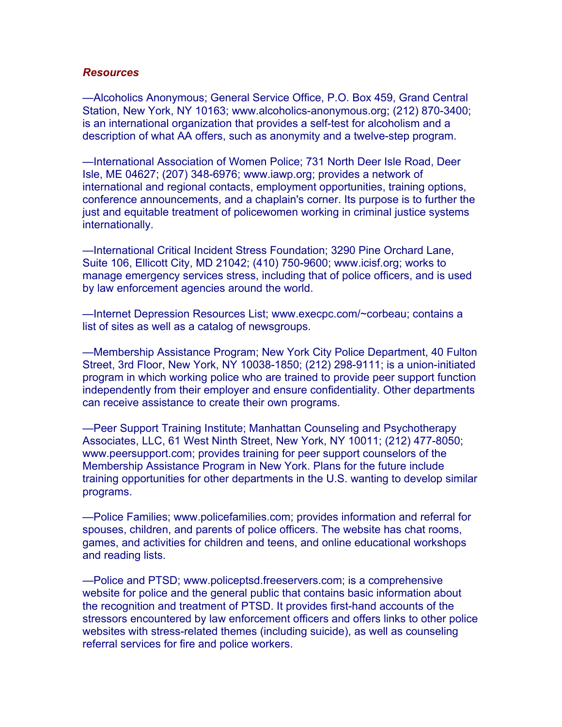***Resources***

—Alcoholics Anonymous; General Service Office, P.O. Box 459, Grand Central Station, New York, NY 10163; www.alcoholics-anonymous.org; (212) 870-3400; is an international organization that provides a self-test for alcoholism and a description of what AA offers, such as anonymity and a twelve-step program.

—International Association of Women Police; 731 North Deer Isle Road, Deer Isle, ME 04627; (207) 348-6976; www.iawp.org; provides a network of international and regional contacts, employment opportunities, training options, conference announcements, and a chaplain's corner. Its purpose is to further the just and equitable treatment of policewomen working in criminal justice systems internationally.

—International Critical Incident Stress Foundation; 3290 Pine Orchard Lane, Suite 106, Ellicott City, MD 21042; (410) 750-9600; www.icisf.org; works to manage emergency services stress, including that of police officers, and is used by law enforcement agencies around the world.

—Internet Depression Resources List; www.execpc.com/~corbeau; contains a list of sites as well as a catalog of newsgroups.

—Membership Assistance Program; New York City Police Department, 40 Fulton Street, 3rd Floor, New York, NY 10038-1850; (212) 298-9111; is a union-initiated program in which working police who are trained to provide peer support function independently from their employer and ensure confidentiality. Other departments can receive assistance to create their own programs.

—Peer Support Training Institute; Manhattan Counseling and Psychotherapy Associates, LLC, 61 West Ninth Street, New York, NY 10011; (212) 477-8050; www.peersupport.com; provides training for peer support counselors of the Membership Assistance Program in New York. Plans for the future include training opportunities for other departments in the U.S. wanting to develop similar programs.

—Police Families; www.policefamilies.com; provides information and referral for spouses, children, and parents of police officers. The website has chat rooms, games, and activities for children and teens, and online educational workshops and reading lists.

—Police and PTSD; www.policeptsd.freeservers.com; is a comprehensive website for police and the general public that contains basic information about the recognition and treatment of PTSD. It provides first-hand accounts of the stressors encountered by law enforcement officers and offers links to other police websites with stress-related themes (including suicide), as well as counseling referral services for fire and police workers.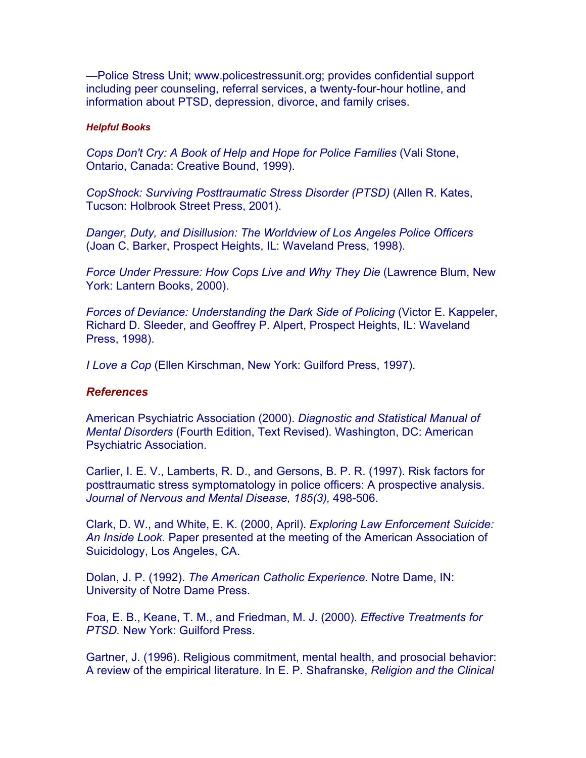—Police Stress Unit; www.policestressunit.org; provides confidential support including peer counseling, referral services, a twenty-four-hour hotline, and information about PTSD, depression, divorce, and family crises.

#### *Helpful Books*

*Cops Don't Cry: A Book of Help and Hope for Police Families* (Vali Stone, Ontario, Canada: Creative Bound, 1999).

*CopShock: Surviving Posttraumatic Stress Disorder (PTSD)* (Allen R. Kates, Tucson: Holbrook Street Press, 2001).

*Danger, Duty, and Disillusion: The Worldview of Los Angeles Police Officers* (Joan C. Barker, Prospect Heights, IL: Waveland Press, 1998).

*Force Under Pressure: How Cops Live and Why They Die* (Lawrence Blum, New York: Lantern Books, 2000).

*Forces of Deviance: Understanding the Dark Side of Policing* (Victor E. Kappeler, Richard D. Sleeder, and Geoffrey P. Alpert, Prospect Heights, IL: Waveland Press, 1998).

*I Love a Cop* (Ellen Kirschman, New York: Guilford Press, 1997).

### *References*

American Psychiatric Association (2000). *Diagnostic and Statistical Manual of Mental Disorders* (Fourth Edition, Text Revised). Washington, DC: American Psychiatric Association.

Carlier, I. E. V., Lamberts, R. D., and Gersons, B. P. R. (1997). Risk factors for posttraumatic stress symptomatology in police officers: A prospective analysis. *Journal of Nervous and Mental Disease, 185(3),* 498-506.

Clark, D. W., and White, E. K. (2000, April). *Exploring Law Enforcement Suicide: An Inside Look.* Paper presented at the meeting of the American Association of Suicidology, Los Angeles, CA.

Dolan, J. P. (1992). *The American Catholic Experience.* Notre Dame, IN: University of Notre Dame Press.

Foa, E. B., Keane, T. M., and Friedman, M. J. (2000). *Effective Treatments for PTSD.* New York: Guilford Press.

Gartner, J. (1996). Religious commitment, mental health, and prosocial behavior: A review of the empirical literature. In E. P. Shafranske, *Religion and the Clinical*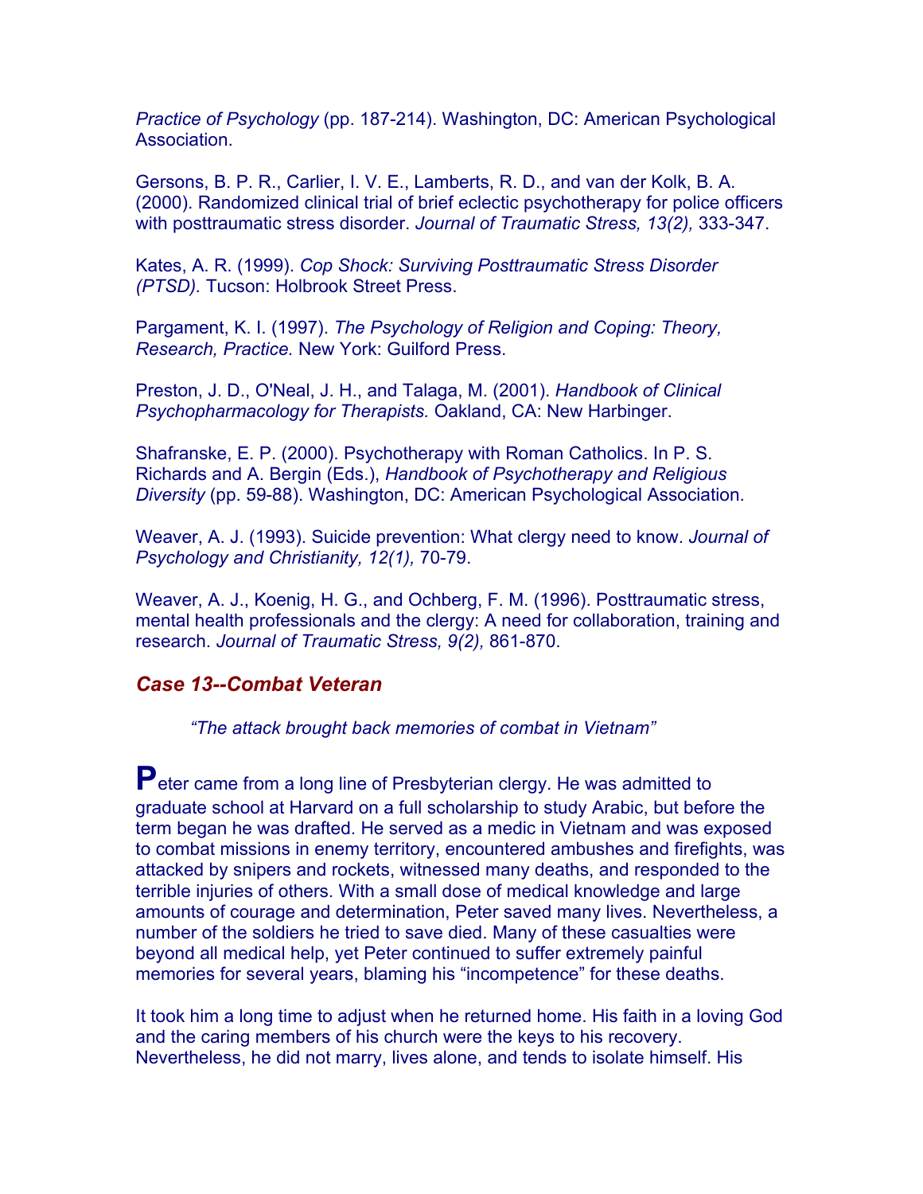*Practice of Psychology* (pp. 187-214). Washington, DC: American Psychological Association.

Gersons, B. P. R., Carlier, I. V. E., Lamberts, R. D., and van der Kolk, B. A. (2000). Randomized clinical trial of brief eclectic psychotherapy for police officers with posttraumatic stress disorder. *Journal of Traumatic Stress, 13(2),* 333-347.

Kates, A. R. (1999). *Cop Shock: Surviving Posttraumatic Stress Disorder (PTSD).* Tucson: Holbrook Street Press.

Pargament, K. I. (1997). *The Psychology of Religion and Coping: Theory, Research, Practice.* New York: Guilford Press.

Preston, J. D., O'Neal, J. H., and Talaga, M. (2001). *Handbook of Clinical Psychopharmacology for Therapists.* Oakland, CA: New Harbinger.

Shafranske, E. P. (2000). Psychotherapy with Roman Catholics. In P. S. Richards and A. Bergin (Eds.), *Handbook of Psychotherapy and Religious Diversity* (pp. 59-88). Washington, DC: American Psychological Association.

Weaver, A. J. (1993). Suicide prevention: What clergy need to know. *Journal of Psychology and Christianity, 12(1),* 70-79.

Weaver, A. J., Koenig, H. G., and Ochberg, F. M. (1996). Posttraumatic stress, mental health professionals and the clergy: A need for collaboration, training and research. *Journal of Traumatic Stress, 9(2),* 861-870.

### *Case 13--Combat Veteran*

*"The attack brought back memories of combat in Vietnam"*

**P**eter came from a long line of Presbyterian clergy. He was admitted to graduate school at Harvard on a full scholarship to study Arabic, but before the term began he was drafted. He served as a medic in Vietnam and was exposed to combat missions in enemy territory, encountered ambushes and firefights, was attacked by snipers and rockets, witnessed many deaths, and responded to the terrible injuries of others. With a small dose of medical knowledge and large amounts of courage and determination, Peter saved many lives. Nevertheless, a number of the soldiers he tried to save died. Many of these casualties were beyond all medical help, yet Peter continued to suffer extremely painful memories for several years, blaming his "incompetence" for these deaths.

It took him a long time to adjust when he returned home. His faith in a loving God and the caring members of his church were the keys to his recovery. Nevertheless, he did not marry, lives alone, and tends to isolate himself. His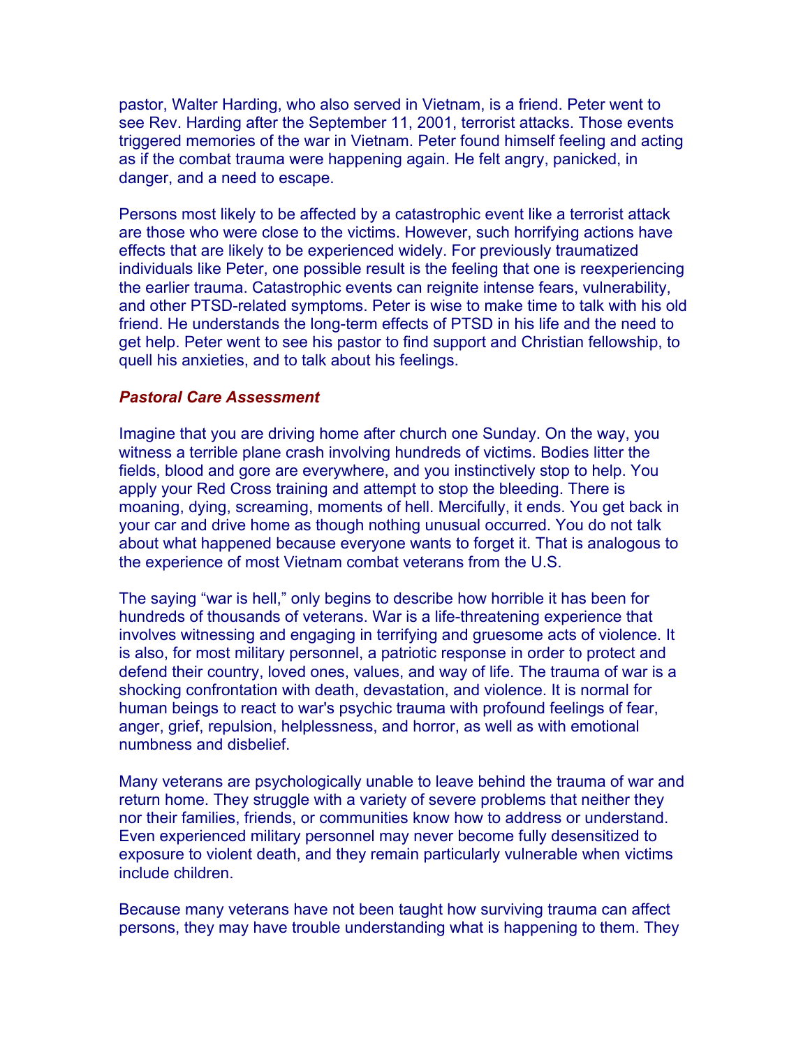pastor, Walter Harding, who also served in Vietnam, is a friend. Peter went to see Rev. Harding after the September 11, 2001, terrorist attacks. Those events triggered memories of the war in Vietnam. Peter found himself feeling and acting as if the combat trauma were happening again. He felt angry, panicked, in danger, and a need to escape.

Persons most likely to be affected by a catastrophic event like a terrorist attack are those who were close to the victims. However, such horrifying actions have effects that are likely to be experienced widely. For previously traumatized individuals like Peter, one possible result is the feeling that one is reexperiencing the earlier trauma. Catastrophic events can reignite intense fears, vulnerability, and other PTSD-related symptoms. Peter is wise to make time to talk with his old friend. He understands the long-term effects of PTSD in his life and the need to get help. Peter went to see his pastor to find support and Christian fellowship, to quell his anxieties, and to talk about his feelings.

### *Pastoral Care Assessment*

Imagine that you are driving home after church one Sunday. On the way, you witness a terrible plane crash involving hundreds of victims. Bodies litter the fields, blood and gore are everywhere, and you instinctively stop to help. You apply your Red Cross training and attempt to stop the bleeding. There is moaning, dying, screaming, moments of hell. Mercifully, it ends. You get back in your car and drive home as though nothing unusual occurred. You do not talk about what happened because everyone wants to forget it. That is analogous to the experience of most Vietnam combat veterans from the U.S.

The saying "war is hell," only begins to describe how horrible it has been for hundreds of thousands of veterans. War is a life-threatening experience that involves witnessing and engaging in terrifying and gruesome acts of violence. It is also, for most military personnel, a patriotic response in order to protect and defend their country, loved ones, values, and way of life. The trauma of war is a shocking confrontation with death, devastation, and violence. It is normal for human beings to react to war's psychic trauma with profound feelings of fear, anger, grief, repulsion, helplessness, and horror, as well as with emotional numbness and disbelief.

Many veterans are psychologically unable to leave behind the trauma of war and return home. They struggle with a variety of severe problems that neither they nor their families, friends, or communities know how to address or understand. Even experienced military personnel may never become fully desensitized to exposure to violent death, and they remain particularly vulnerable when victims include children.

Because many veterans have not been taught how surviving trauma can affect persons, they may have trouble understanding what is happening to them. They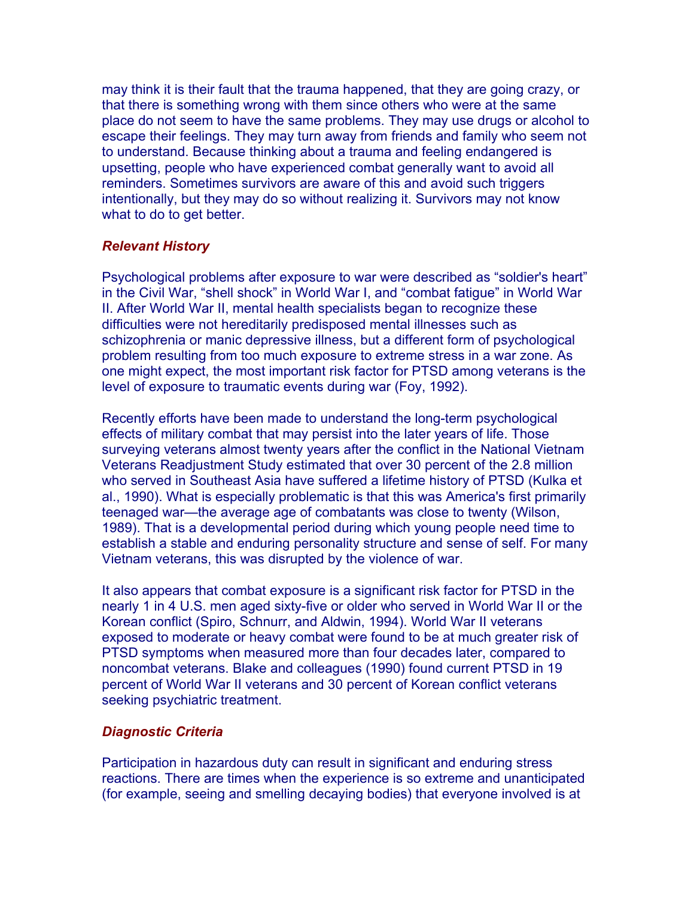may think it is their fault that the trauma happened, that they are going crazy, or that there is something wrong with them since others who were at the same place do not seem to have the same problems. They may use drugs or alcohol to escape their feelings. They may turn away from friends and family who seem not to understand. Because thinking about a trauma and feeling endangered is upsetting, people who have experienced combat generally want to avoid all reminders. Sometimes survivors are aware of this and avoid such triggers intentionally, but they may do so without realizing it. Survivors may not know what to do to get better.

### *Relevant History*

Psychological problems after exposure to war were described as “soldier's heart” in the Civil War, “shell shock” in World War I, and “combat fatigue” in World War II. After World War II, mental health specialists began to recognize these difficulties were not hereditarily predisposed mental illnesses such as schizophrenia or manic depressive illness, but a different form of psychological problem resulting from too much exposure to extreme stress in a war zone. As one might expect, the most important risk factor for PTSD among veterans is the level of exposure to traumatic events during war (Foy, 1992).

Recently efforts have been made to understand the long-term psychological effects of military combat that may persist into the later years of life. Those surveying veterans almost twenty years after the conflict in the National Vietnam Veterans Readjustment Study estimated that over 30 percent of the 2.8 million who served in Southeast Asia have suffered a lifetime history of PTSD (Kulka et al., 1990). What is especially problematic is that this was America's first primarily teenaged war—the average age of combatants was close to twenty (Wilson, 1989). That is a developmental period during which young people need time to establish a stable and enduring personality structure and sense of self. For many Vietnam veterans, this was disrupted by the violence of war.

It also appears that combat exposure is a significant risk factor for PTSD in the nearly 1 in 4 U.S. men aged sixty-five or older who served in World War II or the Korean conflict (Spiro, Schnurr, and Aldwin, 1994). World War II veterans exposed to moderate or heavy combat were found to be at much greater risk of PTSD symptoms when measured more than four decades later, compared to noncombat veterans. Blake and colleagues (1990) found current PTSD in 19 percent of World War II veterans and 30 percent of Korean conflict veterans seeking psychiatric treatment.

### *Diagnostic Criteria*

Participation in hazardous duty can result in significant and enduring stress reactions. There are times when the experience is so extreme and unanticipated (for example, seeing and smelling decaying bodies) that everyone involved is at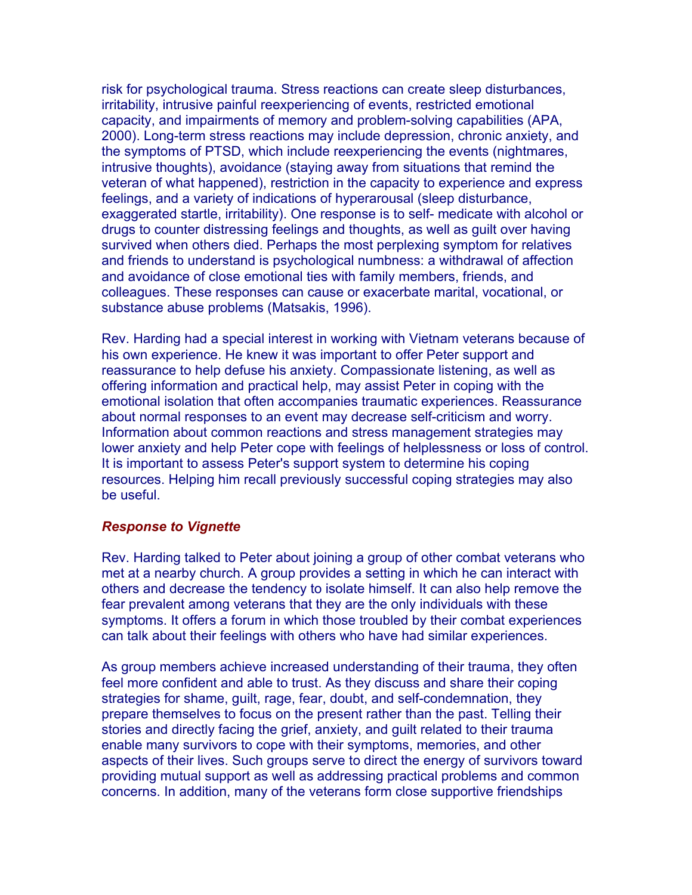risk for psychological trauma. Stress reactions can create sleep disturbances, irritability, intrusive painful reexperiencing of events, restricted emotional capacity, and impairments of memory and problem-solving capabilities (APA, 2000). Long-term stress reactions may include depression, chronic anxiety, and the symptoms of PTSD, which include reexperiencing the events (nightmares, intrusive thoughts), avoidance (staying away from situations that remind the veteran of what happened), restriction in the capacity to experience and express feelings, and a variety of indications of hyperarousal (sleep disturbance, exaggerated startle, irritability). One response is to self- medicate with alcohol or drugs to counter distressing feelings and thoughts, as well as guilt over having survived when others died. Perhaps the most perplexing symptom for relatives and friends to understand is psychological numbness: a withdrawal of affection and avoidance of close emotional ties with family members, friends, and colleagues. These responses can cause or exacerbate marital, vocational, or substance abuse problems (Matsakis, 1996).

Rev. Harding had a special interest in working with Vietnam veterans because of his own experience. He knew it was important to offer Peter support and reassurance to help defuse his anxiety. Compassionate listening, as well as offering information and practical help, may assist Peter in coping with the emotional isolation that often accompanies traumatic experiences. Reassurance about normal responses to an event may decrease self-criticism and worry. Information about common reactions and stress management strategies may lower anxiety and help Peter cope with feelings of helplessness or loss of control. It is important to assess Peter's support system to determine his coping resources. Helping him recall previously successful coping strategies may also be useful.

***Response to Vignette***

Rev. Harding talked to Peter about joining a group of other combat veterans who met at a nearby church. A group provides a setting in which he can interact with others and decrease the tendency to isolate himself. It can also help remove the fear prevalent among veterans that they are the only individuals with these symptoms. It offers a forum in which those troubled by their combat experiences can talk about their feelings with others who have had similar experiences.

As group members achieve increased understanding of their trauma, they often feel more confident and able to trust. As they discuss and share their coping strategies for shame, guilt, rage, fear, doubt, and self-condemnation, they prepare themselves to focus on the present rather than the past. Telling their stories and directly facing the grief, anxiety, and guilt related to their trauma enable many survivors to cope with their symptoms, memories, and other aspects of their lives. Such groups serve to direct the energy of survivors toward providing mutual support as well as addressing practical problems and common concerns. In addition, many of the veterans form close supportive friendships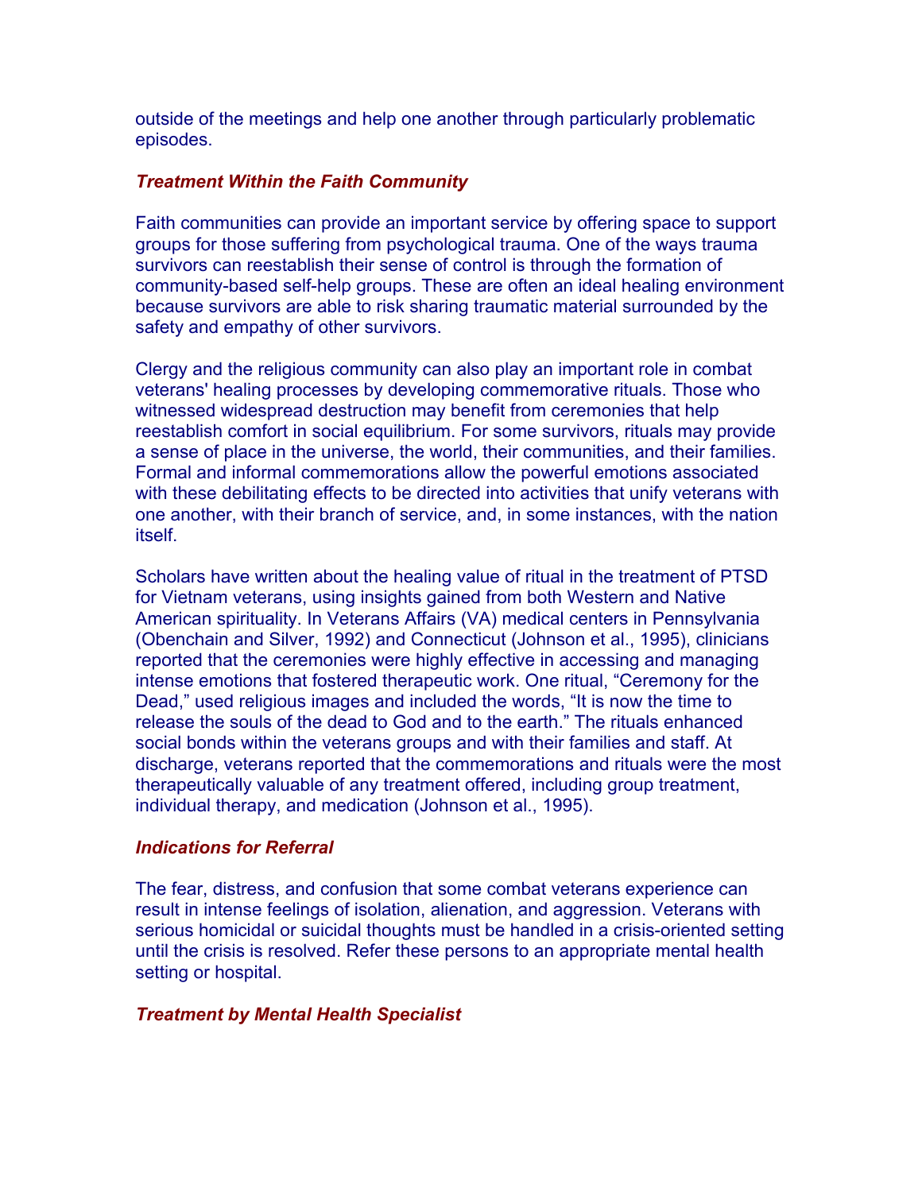outside of the meetings and help one another through particularly problematic episodes.

### *Treatment Within the Faith Community*

Faith communities can provide an important service by offering space to support groups for those suffering from psychological trauma. One of the ways trauma survivors can reestablish their sense of control is through the formation of community-based self-help groups. These are often an ideal healing environment because survivors are able to risk sharing traumatic material surrounded by the safety and empathy of other survivors.

Clergy and the religious community can also play an important role in combat veterans' healing processes by developing commemorative rituals. Those who witnessed widespread destruction may benefit from ceremonies that help reestablish comfort in social equilibrium. For some survivors, rituals may provide a sense of place in the universe, the world, their communities, and their families. Formal and informal commemorations allow the powerful emotions associated with these debilitating effects to be directed into activities that unify veterans with one another, with their branch of service, and, in some instances, with the nation itself.

Scholars have written about the healing value of ritual in the treatment of PTSD for Vietnam veterans, using insights gained from both Western and Native American spirituality. In Veterans Affairs (VA) medical centers in Pennsylvania (Obenchain and Silver, 1992) and Connecticut (Johnson et al., 1995), clinicians reported that the ceremonies were highly effective in accessing and managing intense emotions that fostered therapeutic work. One ritual, “Ceremony for the Dead,” used religious images and included the words, “It is now the time to release the souls of the dead to God and to the earth.” The rituals enhanced social bonds within the veterans groups and with their families and staff. At discharge, veterans reported that the commemorations and rituals were the most therapeutically valuable of any treatment offered, including group treatment, individual therapy, and medication (Johnson et al., 1995).

### *Indications for Referral*

The fear, distress, and confusion that some combat veterans experience can result in intense feelings of isolation, alienation, and aggression. Veterans with serious homicidal or suicidal thoughts must be handled in a crisis-oriented setting until the crisis is resolved. Refer these persons to an appropriate mental health setting or hospital.

### *Treatment by Mental Health Specialist*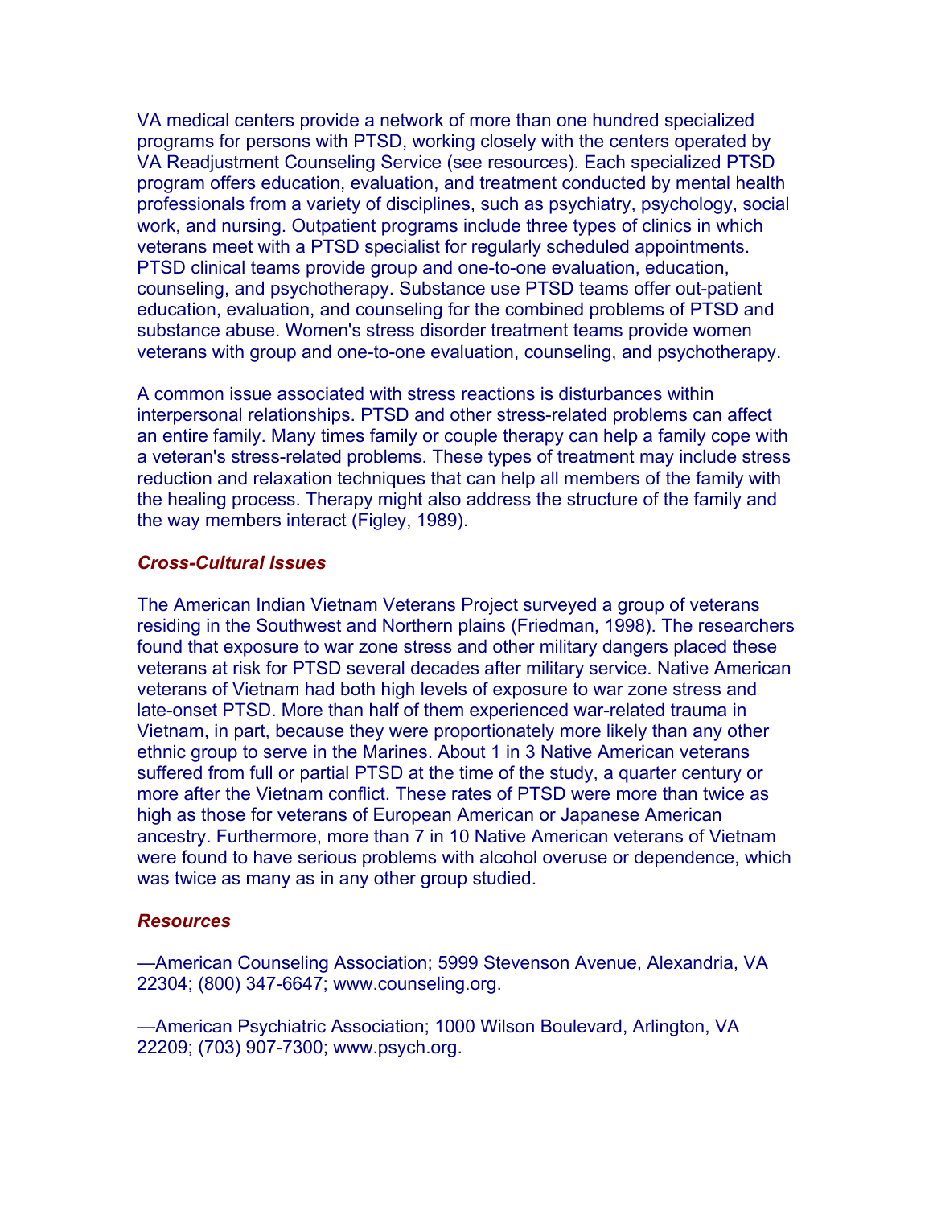VA medical centers provide a network of more than one hundred specialized programs for persons with PTSD, working closely with the centers operated by VA Readjustment Counseling Service (see resources). Each specialized PTSD program offers education, evaluation, and treatment conducted by mental health professionals from a variety of disciplines, such as psychiatry, psychology, social work, and nursing. Outpatient programs include three types of clinics in which veterans meet with a PTSD specialist for regularly scheduled appointments. PTSD clinical teams provide group and one-to-one evaluation, education, counseling, and psychotherapy. Substance use PTSD teams offer out-patient education, evaluation, and counseling for the combined problems of PTSD and substance abuse. Women's stress disorder treatment teams provide women veterans with group and one-to-one evaluation, counseling, and psychotherapy.

A common issue associated with stress reactions is disturbances within interpersonal relationships. PTSD and other stress-related problems can affect an entire family. Many times family or couple therapy can help a family cope with a veteran's stress-related problems. These types of treatment may include stress reduction and relaxation techniques that can help all members of the family with the healing process. Therapy might also address the structure of the family and the way members interact (Figley, 1989).

### *Cross-Cultural Issues*

The American Indian Vietnam Veterans Project surveyed a group of veterans residing in the Southwest and Northern plains (Friedman, 1998). The researchers found that exposure to war zone stress and other military dangers placed these veterans at risk for PTSD several decades after military service. Native American veterans of Vietnam had both high levels of exposure to war zone stress and late-onset PTSD. More than half of them experienced war-related trauma in Vietnam, in part, because they were proportionately more likely than any other ethnic group to serve in the Marines. About 1 in 3 Native American veterans suffered from full or partial PTSD at the time of the study, a quarter century or more after the Vietnam conflict. These rates of PTSD were more than twice as high as those for veterans of European American or Japanese American ancestry. Furthermore, more than 7 in 10 Native American veterans of Vietnam were found to have serious problems with alcohol overuse or dependence, which was twice as many as in any other group studied.

### *Resources*

—American Counseling Association; 5999 Stevenson Avenue, Alexandria, VA 22304; (800) 347-6647; www.counseling.org.

—American Psychiatric Association; 1000 Wilson Boulevard, Arlington, VA 22209; (703) 907-7300; www.psych.org.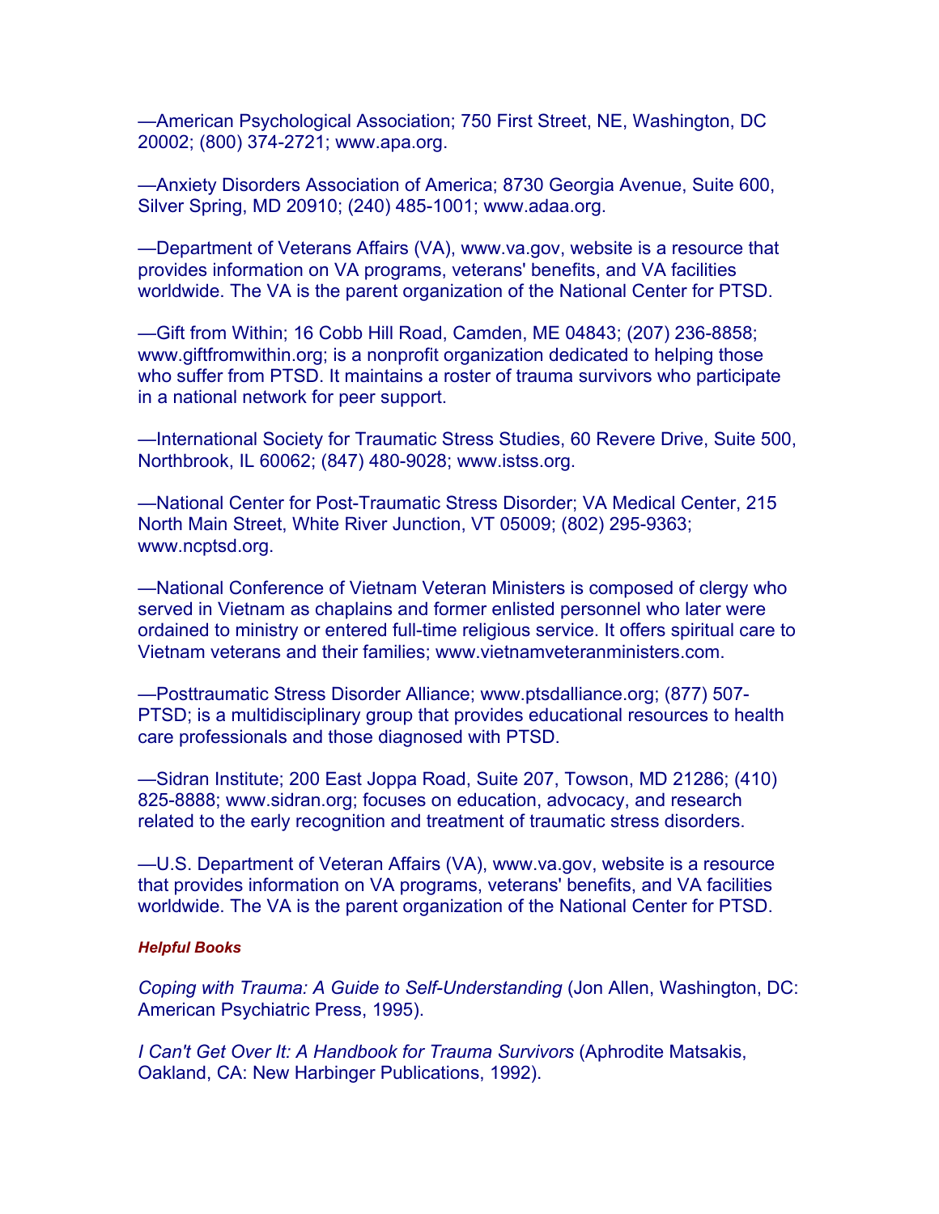—American Psychological Association; 750 First Street, NE, Washington, DC 20002; (800) 374-2721; www.apa.org.

—Anxiety Disorders Association of America; 8730 Georgia Avenue, Suite 600, Silver Spring, MD 20910; (240) 485-1001; www.adaa.org.

—Department of Veterans Affairs (VA), www.va.gov, website is a resource that provides information on VA programs, veterans' benefits, and VA facilities worldwide. The VA is the parent organization of the National Center for PTSD.

—Gift from Within; 16 Cobb Hill Road, Camden, ME 04843; (207) 236-8858; www.giftfromwithin.org; is a nonprofit organization dedicated to helping those who suffer from PTSD. It maintains a roster of trauma survivors who participate in a national network for peer support.

—International Society for Traumatic Stress Studies, 60 Revere Drive, Suite 500, Northbrook, IL 60062; (847) 480-9028; www.istss.org.

—National Center for Post-Traumatic Stress Disorder; VA Medical Center, 215 North Main Street, White River Junction, VT 05009; (802) 295-9363; www.ncptsd.org.

—National Conference of Vietnam Veteran Ministers is composed of clergy who served in Vietnam as chaplains and former enlisted personnel who later were ordained to ministry or entered full-time religious service. It offers spiritual care to Vietnam veterans and their families; www.vietnamveteranministers.com.

—Posttraumatic Stress Disorder Alliance; www.ptsdalliance.org; (877) 507-PTSD; is a multidisciplinary group that provides educational resources to health care professionals and those diagnosed with PTSD.

—Sidran Institute; 200 East Joppa Road, Suite 207, Towson, MD 21286; (410) 825-8888; www.sidran.org; focuses on education, advocacy, and research related to the early recognition and treatment of traumatic stress disorders.

—U.S. Department of Veteran Affairs (VA), www.va.gov, website is a resource that provides information on VA programs, veterans' benefits, and VA facilities worldwide. The VA is the parent organization of the National Center for PTSD.

#### *Helpful Books*

*Coping with Trauma: A Guide to Self-Understanding* (Jon Allen, Washington, DC: American Psychiatric Press, 1995).

*I Can't Get Over It: A Handbook for Trauma Survivors* (Aphrodite Matsakis, Oakland, CA: New Harbinger Publications, 1992).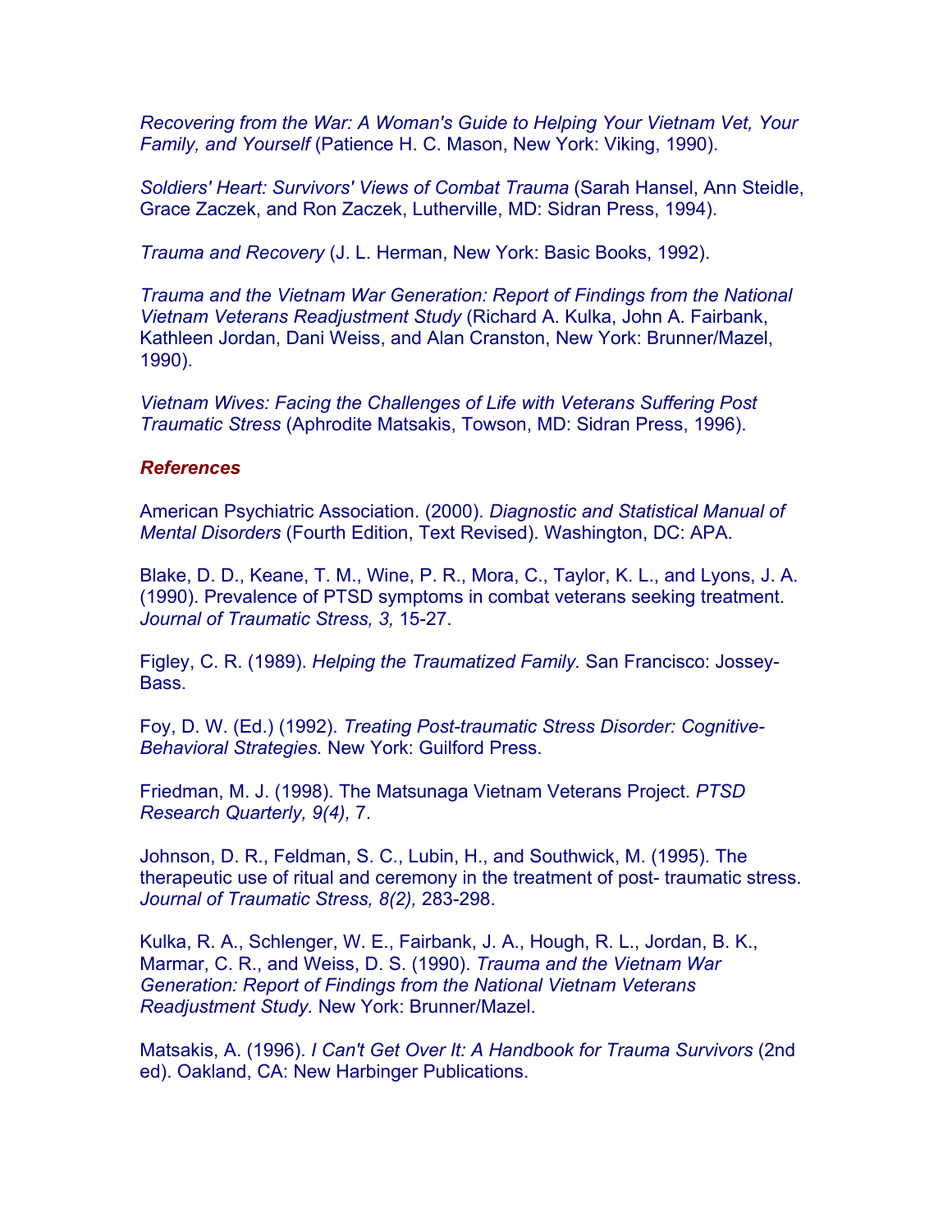*Recovering from the War: A Woman's Guide to Helping Your Vietnam Vet, Your Family, and Yourself* (Patience H. C. Mason, New York: Viking, 1990).

*Soldiers' Heart: Survivors' Views of Combat Trauma* (Sarah Hansel, Ann Steidle, Grace Zaczek, and Ron Zaczek, Lutherville, MD: Sidran Press, 1994).

*Trauma and Recovery* (J. L. Herman, New York: Basic Books, 1992).

*Trauma and the Vietnam War Generation: Report of Findings from the National Vietnam Veterans Readjustment Study* (Richard A. Kulka, John A. Fairbank, Kathleen Jordan, Dani Weiss, and Alan Cranston, New York: Brunner/Mazel, 1990).

*Vietnam Wives: Facing the Challenges of Life with Veterans Suffering Post Traumatic Stress* (Aphrodite Matsakis, Towson, MD: Sidran Press, 1996).

### *References*

American Psychiatric Association. (2000). *Diagnostic and Statistical Manual of Mental Disorders* (Fourth Edition, Text Revised). Washington, DC: APA.

Blake, D. D., Keane, T. M., Wine, P. R., Mora, C., Taylor, K. L., and Lyons, J. A. (1990). Prevalence of PTSD symptoms in combat veterans seeking treatment. *Journal of Traumatic Stress, 3,* 15-27.

Figley, C. R. (1989). *Helping the Traumatized Family.* San Francisco: Jossey-Bass.

Foy, D. W. (Ed.) (1992). *Treating Post-traumatic Stress Disorder: Cognitive-Behavioral Strategies.* New York: Guilford Press.

Friedman, M. J. (1998). The Matsunaga Vietnam Veterans Project. *PTSD Research Quarterly, 9(4),* 7.

Johnson, D. R., Feldman, S. C., Lubin, H., and Southwick, M. (1995). The therapeutic use of ritual and ceremony in the treatment of post- traumatic stress. *Journal of Traumatic Stress, 8(2),* 283-298.

Kulka, R. A., Schlenger, W. E., Fairbank, J. A., Hough, R. L., Jordan, B. K., Marmar, C. R., and Weiss, D. S. (1990). *Trauma and the Vietnam War Generation: Report of Findings from the National Vietnam Veterans Readjustment Study.* New York: Brunner/Mazel.

Matsakis, A. (1996). *I Can't Get Over It: A Handbook for Trauma Survivors* (2nd ed). Oakland, CA: New Harbinger Publications.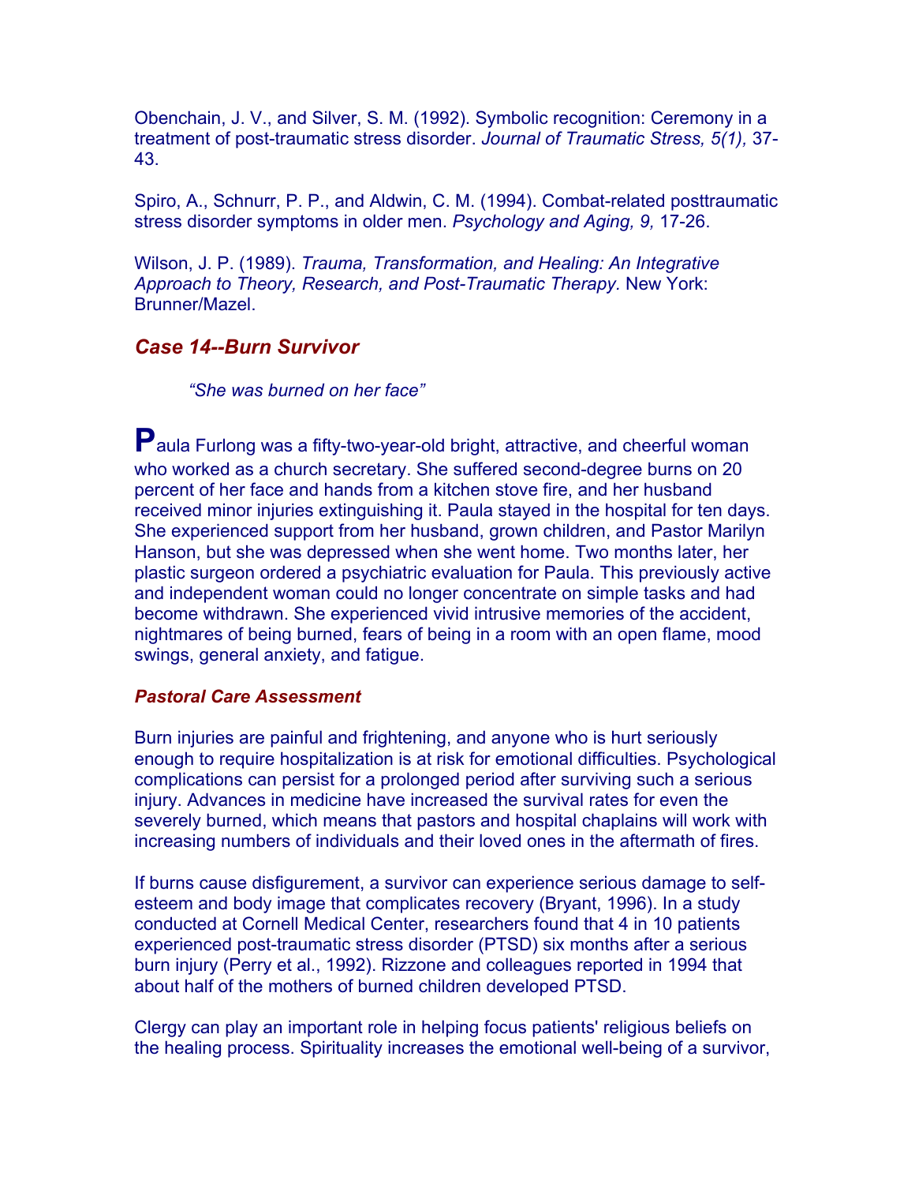Obenchain, J. V., and Silver, S. M. (1992). Symbolic recognition: Ceremony in a treatment of post-traumatic stress disorder. *Journal of Traumatic Stress, 5(1),* 37-43.

Spiro, A., Schnurr, P. P., and Aldwin, C. M. (1994). Combat-related posttraumatic stress disorder symptoms in older men. *Psychology and Aging, 9,* 17-26.

Wilson, J. P. (1989). *Trauma, Transformation, and Healing: An Integrative Approach to Theory, Research, and Post-Traumatic Therapy*. New York: Brunner/Mazel.

## *Case 14--Burn Survivor*

*"She was burned on her face"*

**P**aula Furlong was a fifty-two-year-old bright, attractive, and cheerful woman who worked as a church secretary. She suffered second-degree burns on 20 percent of her face and hands from a kitchen stove fire, and her husband received minor injuries extinguishing it. Paula stayed in the hospital for ten days. She experienced support from her husband, grown children, and Pastor Marilyn Hanson, but she was depressed when she went home. Two months later, her plastic surgeon ordered a psychiatric evaluation for Paula. This previously active and independent woman could no longer concentrate on simple tasks and had become withdrawn. She experienced vivid intrusive memories of the accident, nightmares of being burned, fears of being in a room with an open flame, mood swings, general anxiety, and fatigue.

### *Pastoral Care Assessment*

Burn injuries are painful and frightening, and anyone who is hurt seriously enough to require hospitalization is at risk for emotional difficulties. Psychological complications can persist for a prolonged period after surviving such a serious injury. Advances in medicine have increased the survival rates for even the severely burned, which means that pastors and hospital chaplains will work with increasing numbers of individuals and their loved ones in the aftermath of fires.

If burns cause disfigurement, a survivor can experience serious damage to self-esteem and body image that complicates recovery (Bryant, 1996). In a study conducted at Cornell Medical Center, researchers found that 4 in 10 patients experienced post-traumatic stress disorder (PTSD) six months after a serious burn injury (Perry et al., 1992). Rizzone and colleagues reported in 1994 that about half of the mothers of burned children developed PTSD.

Clergy can play an important role in helping focus patients' religious beliefs on the healing process. Spirituality increases the emotional well-being of a survivor,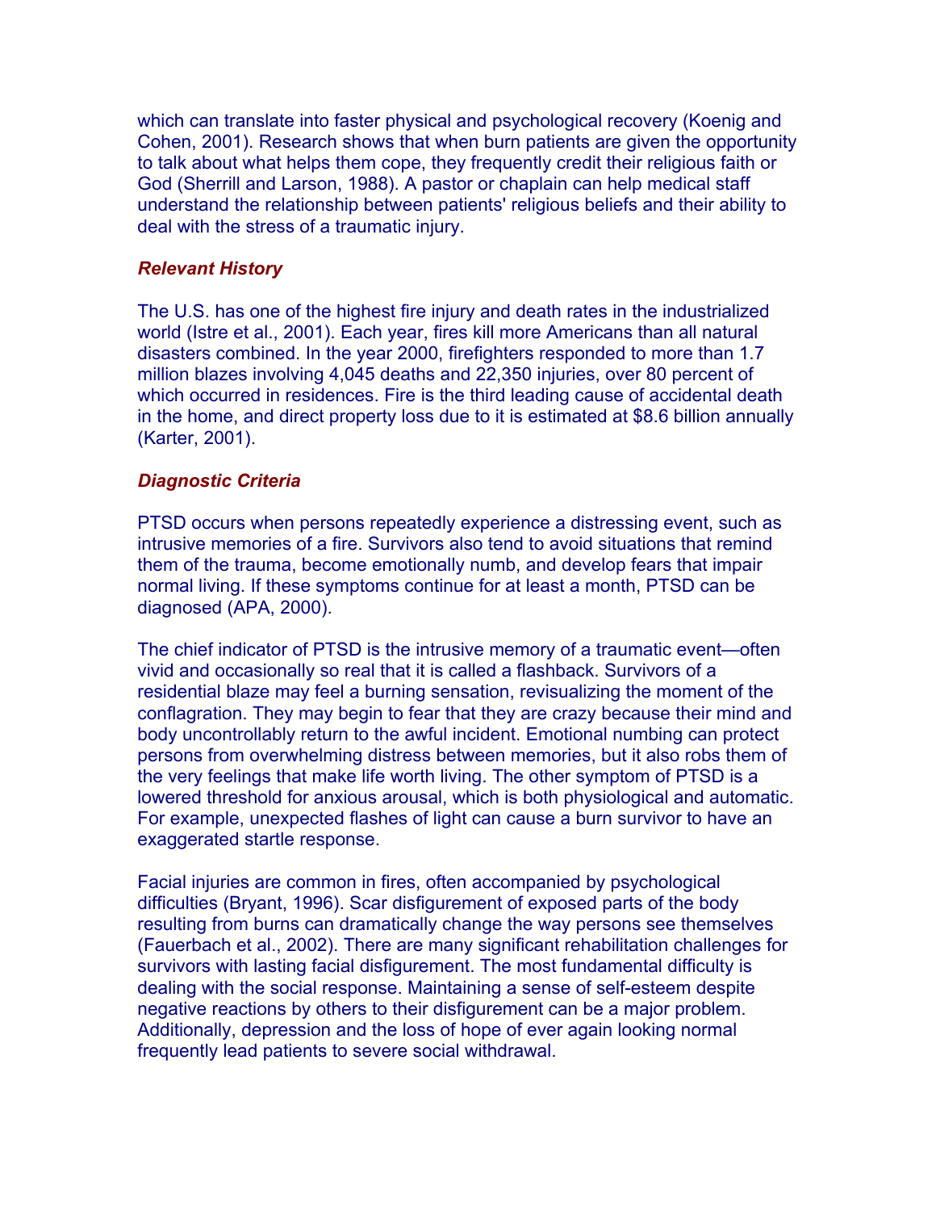which can translate into faster physical and psychological recovery (Koenig and Cohen, 2001). Research shows that when burn patients are given the opportunity to talk about what helps them cope, they frequently credit their religious faith or God (Sherrill and Larson, 1988). A pastor or chaplain can help medical staff understand the relationship between patients' religious beliefs and their ability to deal with the stress of a traumatic injury.

### *Relevant History*

The U.S. has one of the highest fire injury and death rates in the industrialized world (Istre et al., 2001). Each year, fires kill more Americans than all natural disasters combined. In the year 2000, firefighters responded to more than 1.7 million blazes involving 4,045 deaths and 22,350 injuries, over 80 percent of which occurred in residences. Fire is the third leading cause of accidental death in the home, and direct property loss due to it is estimated at $8.6 billion annually (Karter, 2001).

### *Diagnostic Criteria*

PTSD occurs when persons repeatedly experience a distressing event, such as intrusive memories of a fire. Survivors also tend to avoid situations that remind them of the trauma, become emotionally numb, and develop fears that impair normal living. If these symptoms continue for at least a month, PTSD can be diagnosed (APA, 2000).

The chief indicator of PTSD is the intrusive memory of a traumatic event—often vivid and occasionally so real that it is called a flashback. Survivors of a residential blaze may feel a burning sensation, revisualizing the moment of the conflagration. They may begin to fear that they are crazy because their mind and body uncontrollably return to the awful incident. Emotional numbing can protect persons from overwhelming distress between memories, but it also robs them of the very feelings that make life worth living. The other symptom of PTSD is a lowered threshold for anxious arousal, which is both physiological and automatic. For example, unexpected flashes of light can cause a burn survivor to have an exaggerated startle response.

Facial injuries are common in fires, often accompanied by psychological difficulties (Bryant, 1996). Scar disfigurement of exposed parts of the body resulting from burns can dramatically change the way persons see themselves (Fauerbach et al., 2002). There are many significant rehabilitation challenges for survivors with lasting facial disfigurement. The most fundamental difficulty is dealing with the social response. Maintaining a sense of self-esteem despite negative reactions by others to their disfigurement can be a major problem. Additionally, depression and the loss of hope of ever again looking normal frequently lead patients to severe social withdrawal.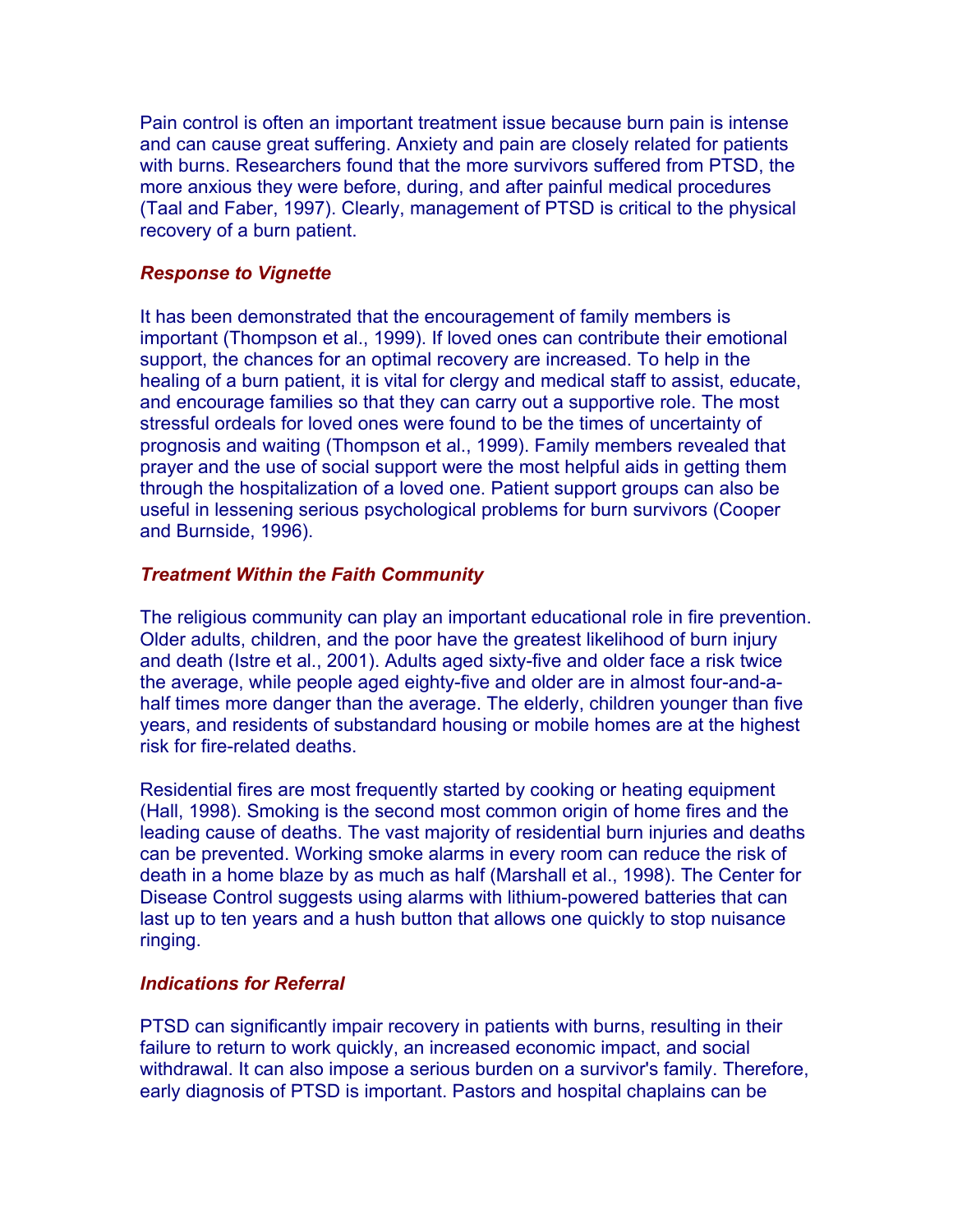Pain control is often an important treatment issue because burn pain is intense and can cause great suffering. Anxiety and pain are closely related for patients with burns. Researchers found that the more survivors suffered from PTSD, the more anxious they were before, during, and after painful medical procedures (Taal and Faber, 1997). Clearly, management of PTSD is critical to the physical recovery of a burn patient.

### *Response to Vignette*

It has been demonstrated that the encouragement of family members is important (Thompson et al., 1999). If loved ones can contribute their emotional support, the chances for an optimal recovery are increased. To help in the healing of a burn patient, it is vital for clergy and medical staff to assist, educate, and encourage families so that they can carry out a supportive role. The most stressful ordeals for loved ones were found to be the times of uncertainty of prognosis and waiting (Thompson et al., 1999). Family members revealed that prayer and the use of social support were the most helpful aids in getting them through the hospitalization of a loved one. Patient support groups can also be useful in lessening serious psychological problems for burn survivors (Cooper and Burnside, 1996).

### *Treatment Within the Faith Community*

The religious community can play an important educational role in fire prevention. Older adults, children, and the poor have the greatest likelihood of burn injury and death (Istre et al., 2001). Adults aged sixty-five and older face a risk twice the average, while people aged eighty-five and older are in almost four-and-a-half times more danger than the average. The elderly, children younger than five years, and residents of substandard housing or mobile homes are at the highest risk for fire-related deaths.

Residential fires are most frequently started by cooking or heating equipment (Hall, 1998). Smoking is the second most common origin of home fires and the leading cause of deaths. The vast majority of residential burn injuries and deaths can be prevented. Working smoke alarms in every room can reduce the risk of death in a home blaze by as much as half (Marshall et al., 1998). The Center for Disease Control suggests using alarms with lithium-powered batteries that can last up to ten years and a hush button that allows one quickly to stop nuisance ringing.

### *Indications for Referral*

PTSD can significantly impair recovery in patients with burns, resulting in their failure to return to work quickly, an increased economic impact, and social withdrawal. It can also impose a serious burden on a survivor's family. Therefore, early diagnosis of PTSD is important. Pastors and hospital chaplains can be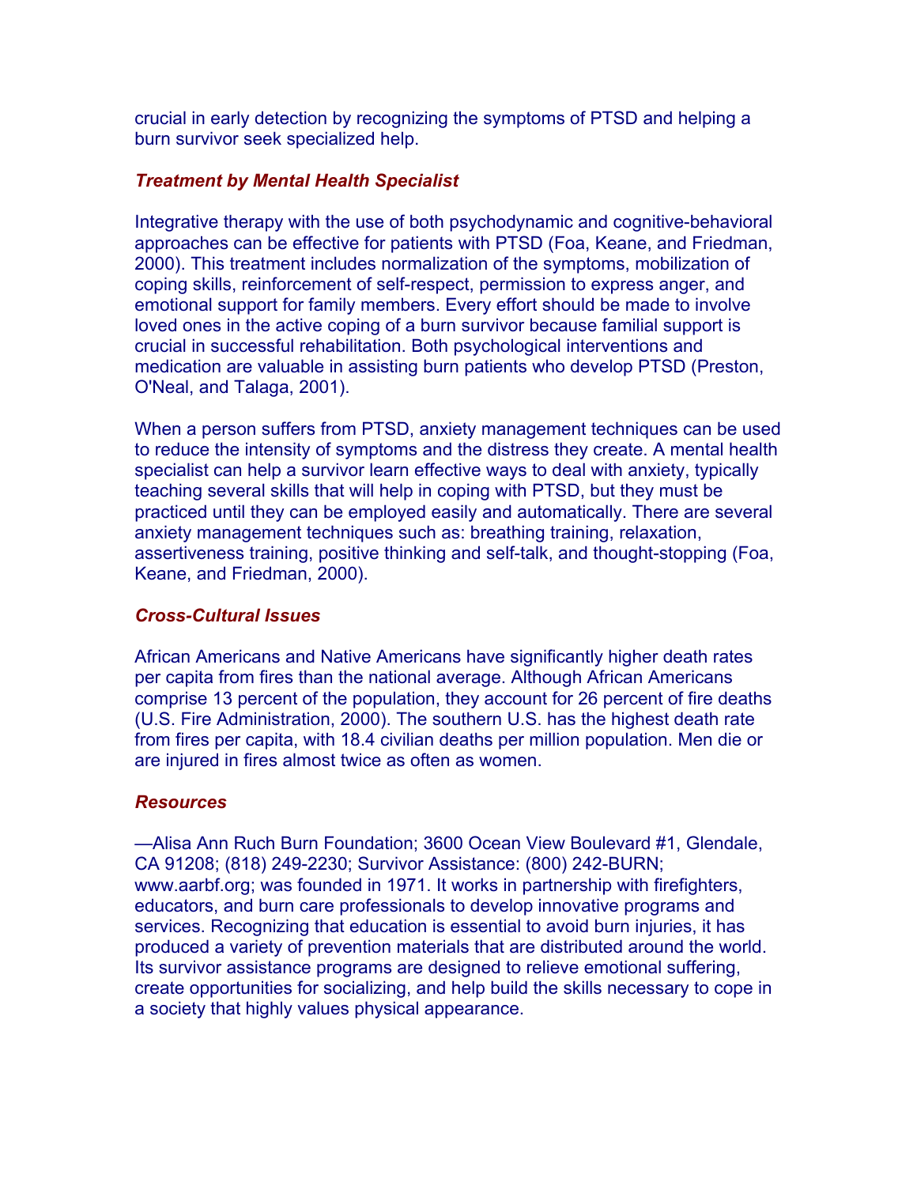crucial in early detection by recognizing the symptoms of PTSD and helping a burn survivor seek specialized help.

### *Treatment by Mental Health Specialist*

Integrative therapy with the use of both psychodynamic and cognitive-behavioral approaches can be effective for patients with PTSD (Foa, Keane, and Friedman, 2000). This treatment includes normalization of the symptoms, mobilization of coping skills, reinforcement of self-respect, permission to express anger, and emotional support for family members. Every effort should be made to involve loved ones in the active coping of a burn survivor because familial support is crucial in successful rehabilitation. Both psychological interventions and medication are valuable in assisting burn patients who develop PTSD (Preston, O'Neal, and Talaga, 2001).

When a person suffers from PTSD, anxiety management techniques can be used to reduce the intensity of symptoms and the distress they create. A mental health specialist can help a survivor learn effective ways to deal with anxiety, typically teaching several skills that will help in coping with PTSD, but they must be practiced until they can be employed easily and automatically. There are several anxiety management techniques such as: breathing training, relaxation, assertiveness training, positive thinking and self-talk, and thought-stopping (Foa, Keane, and Friedman, 2000).

### *Cross-Cultural Issues*

African Americans and Native Americans have significantly higher death rates per capita from fires than the national average. Although African Americans comprise 13 percent of the population, they account for 26 percent of fire deaths (U.S. Fire Administration, 2000). The southern U.S. has the highest death rate from fires per capita, with 18.4 civilian deaths per million population. Men die or are injured in fires almost twice as often as women.

### *Resources*

—Alisa Ann Ruch Burn Foundation; 3600 Ocean View Boulevard #1, Glendale, CA 91208; (818) 249-2230; Survivor Assistance: (800) 242-BURN; www.aarbf.org; was founded in 1971. It works in partnership with firefighters, educators, and burn care professionals to develop innovative programs and services. Recognizing that education is essential to avoid burn injuries, it has produced a variety of prevention materials that are distributed around the world. Its survivor assistance programs are designed to relieve emotional suffering, create opportunities for socializing, and help build the skills necessary to cope in a society that highly values physical appearance.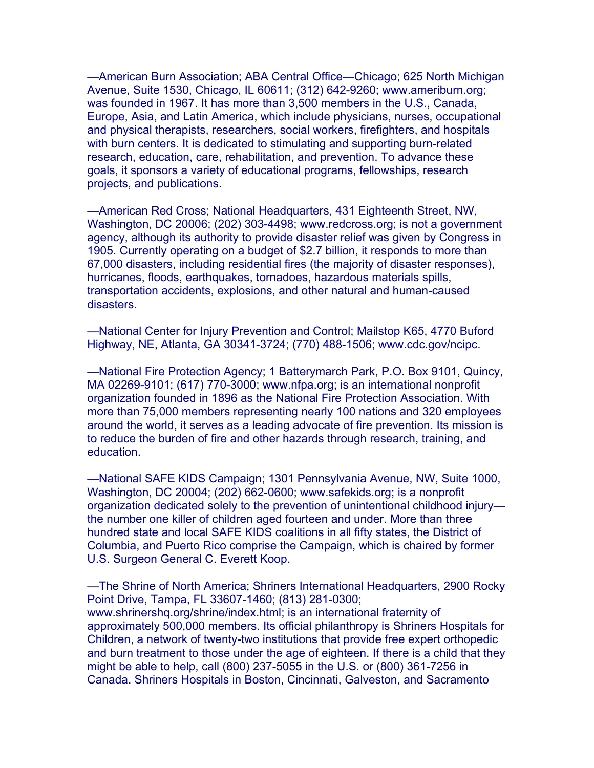—American Burn Association; ABA Central Office—Chicago; 625 North Michigan Avenue, Suite 1530, Chicago, IL 60611; (312) 642-9260; www.ameriburn.org; was founded in 1967. It has more than 3,500 members in the U.S., Canada, Europe, Asia, and Latin America, which include physicians, nurses, occupational and physical therapists, researchers, social workers, firefighters, and hospitals with burn centers. It is dedicated to stimulating and supporting burn-related research, education, care, rehabilitation, and prevention. To advance these goals, it sponsors a variety of educational programs, fellowships, research projects, and publications.

—American Red Cross; National Headquarters, 431 Eighteenth Street, NW, Washington, DC 20006; (202) 303-4498; www.redcross.org; is not a government agency, although its authority to provide disaster relief was given by Congress in 1905. Currently operating on a budget of $2.7 billion, it responds to more than 67,000 disasters, including residential fires (the majority of disaster responses), hurricanes, floods, earthquakes, tornadoes, hazardous materials spills, transportation accidents, explosions, and other natural and human-caused disasters.

—National Center for Injury Prevention and Control; Mailstop K65, 4770 Buford Highway, NE, Atlanta, GA 30341-3724; (770) 488-1506; www.cdc.gov/ncipc.

—National Fire Protection Agency; 1 Batterymarch Park, P.O. Box 9101, Quincy, MA 02269-9101; (617) 770-3000; www.nfpa.org; is an international nonprofit organization founded in 1896 as the National Fire Protection Association. With more than 75,000 members representing nearly 100 nations and 320 employees around the world, it serves as a leading advocate of fire prevention. Its mission is to reduce the burden of fire and other hazards through research, training, and education.

—National SAFE KIDS Campaign; 1301 Pennsylvania Avenue, NW, Suite 1000, Washington, DC 20004; (202) 662-0600; www.safekids.org; is a nonprofit organization dedicated solely to the prevention of unintentional childhood injury—the number one killer of children aged fourteen and under. More than three hundred state and local SAFE KIDS coalitions in all fifty states, the District of Columbia, and Puerto Rico comprise the Campaign, which is chaired by former U.S. Surgeon General C. Everett Koop.

—The Shrine of North America; Shriners International Headquarters, 2900 Rocky Point Drive, Tampa, FL 33607-1460; (813) 281-0300; www.shrinershq.org/shrine/index.html; is an international fraternity of approximately 500,000 members. Its official philanthropy is Shriners Hospitals for Children, a network of twenty-two institutions that provide free expert orthopedic and burn treatment to those under the age of eighteen. If there is a child that they might be able to help, call (800) 237-5055 in the U.S. or (800) 361-7256 in Canada. Shriners Hospitals in Boston, Cincinnati, Galveston, and Sacramento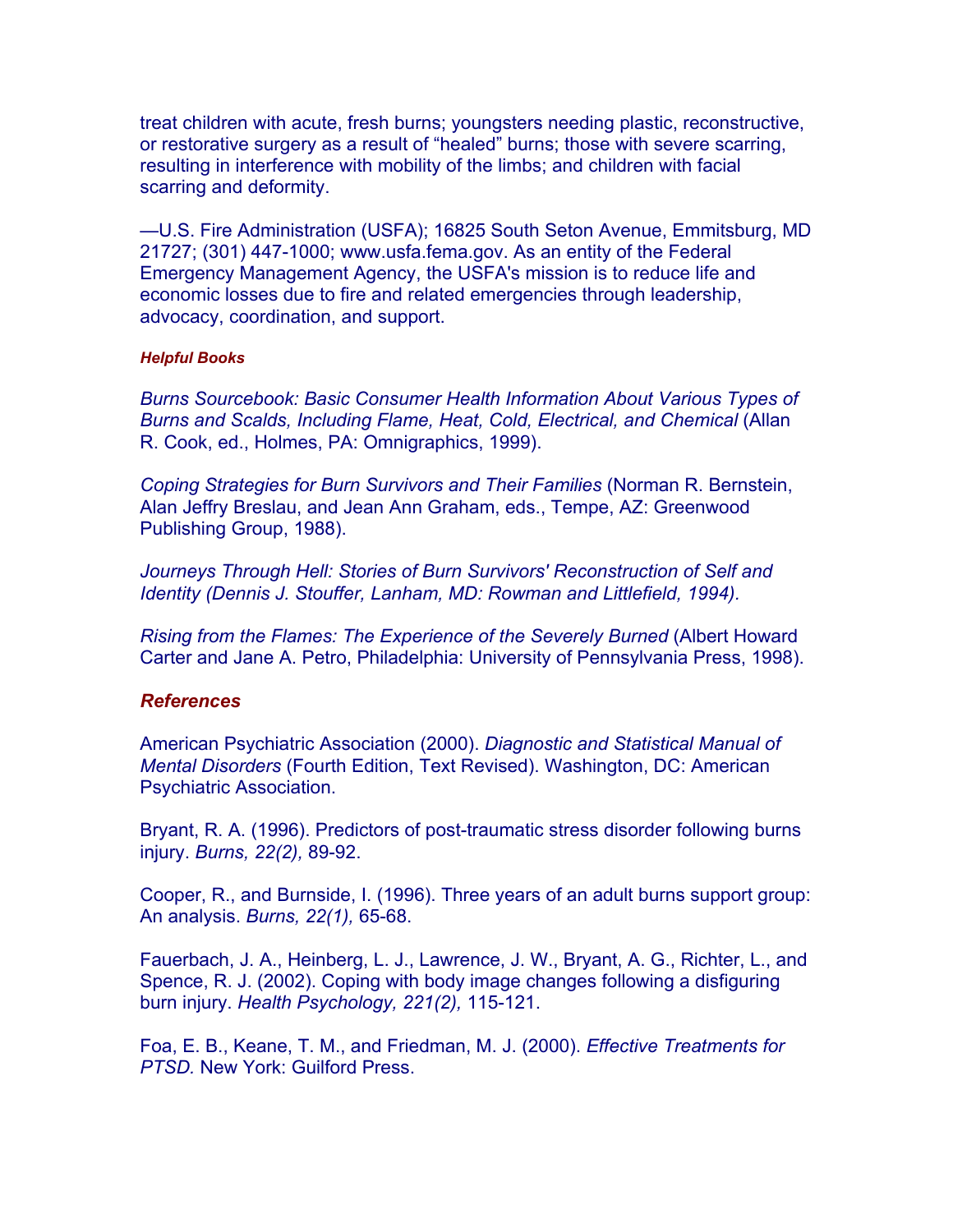treat children with acute, fresh burns; youngsters needing plastic, reconstructive, or restorative surgery as a result of "healed" burns; those with severe scarring, resulting in interference with mobility of the limbs; and children with facial scarring and deformity.

—U.S. Fire Administration (USFA); 16825 South Seton Avenue, Emmitsburg, MD 21727; (301) 447-1000; www.usfa.fema.gov. As an entity of the Federal Emergency Management Agency, the USFA's mission is to reduce life and economic losses due to fire and related emergencies through leadership, advocacy, coordination, and support.

##### *Helpful Books*

*Burns Sourcebook: Basic Consumer Health Information About Various Types of Burns and Scalds, Including Flame, Heat, Cold, Electrical, and Chemical* (Allan R. Cook, ed., Holmes, PA: Omnigraphics, 1999).

*Coping Strategies for Burn Survivors and Their Families* (Norman R. Bernstein, Alan Jeffry Breslau, and Jean Ann Graham, eds., Tempe, AZ: Greenwood Publishing Group, 1988).

*Journeys Through Hell: Stories of Burn Survivors' Reconstruction of Self and Identity (Dennis J. Stouffer, Lanham, MD: Rowman and Littlefield, 1994).*

*Rising from the Flames: The Experience of the Severely Burned* (Albert Howard Carter and Jane A. Petro, Philadelphia: University of Pennsylvania Press, 1998).

### *References*

American Psychiatric Association (2000). *Diagnostic and Statistical Manual of Mental Disorders* (Fourth Edition, Text Revised). Washington, DC: American Psychiatric Association.

Bryant, R. A. (1996). Predictors of post-traumatic stress disorder following burns injury. *Burns, 22(2),* 89-92.

Cooper, R., and Burnside, I. (1996). Three years of an adult burns support group: An analysis. *Burns, 22(1),* 65-68.

Fauerbach, J. A., Heinberg, L. J., Lawrence, J. W., Bryant, A. G., Richter, L., and Spence, R. J. (2002). Coping with body image changes following a disfiguring burn injury. *Health Psychology, 221(2),* 115-121.

Foa, E. B., Keane, T. M., and Friedman, M. J. (2000). *Effective Treatments for PTSD.* New York: Guilford Press.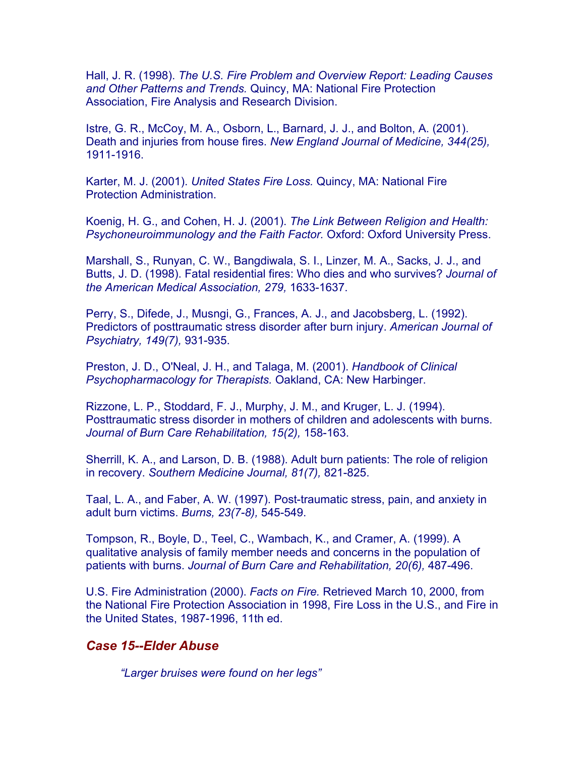Hall, J. R. (1998). *The U.S. Fire Problem and Overview Report: Leading Causes and Other Patterns and Trends.* Quincy, MA: National Fire Protection Association, Fire Analysis and Research Division.

Istre, G. R., McCoy, M. A., Osborn, L., Barnard, J. J., and Bolton, A. (2001). Death and injuries from house fires. *New England Journal of Medicine, 344(25),* 1911-1916.

Karter, M. J. (2001). *United States Fire Loss.* Quincy, MA: National Fire Protection Administration.

Koenig, H. G., and Cohen, H. J. (2001). *The Link Between Religion and Health: Psychoneuroimmunology and the Faith Factor.* Oxford: Oxford University Press.

Marshall, S., Runyan, C. W., Bangdiwala, S. I., Linzer, M. A., Sacks, J. J., and Butts, J. D. (1998). Fatal residential fires: Who dies and who survives? *Journal of the American Medical Association, 279,* 1633-1637.

Perry, S., Difede, J., Musngi, G., Frances, A. J., and Jacobsberg, L. (1992). Predictors of posttraumatic stress disorder after burn injury. *American Journal of Psychiatry, 149(7),* 931-935.

Preston, J. D., O'Neal, J. H., and Talaga, M. (2001). *Handbook of Clinical Psychopharmacology for Therapists.* Oakland, CA: New Harbinger.

Rizzone, L. P., Stoddard, F. J., Murphy, J. M., and Kruger, L. J. (1994). Posttraumatic stress disorder in mothers of children and adolescents with burns. *Journal of Burn Care Rehabilitation, 15(2),* 158-163.

Sherrill, K. A., and Larson, D. B. (1988). Adult burn patients: The role of religion in recovery. *Southern Medicine Journal, 81(7),* 821-825.

Taal, L. A., and Faber, A. W. (1997). Post-traumatic stress, pain, and anxiety in adult burn victims. *Burns, 23(7-8),* 545-549.

Tompson, R., Boyle, D., Teel, C., Wambach, K., and Cramer, A. (1999). A qualitative analysis of family member needs and concerns in the population of patients with burns. *Journal of Burn Care and Rehabilitation, 20(6),* 487-496.

U.S. Fire Administration (2000). *Facts on Fire.* Retrieved March 10, 2000, from the National Fire Protection Association in 1998, Fire Loss in the U.S., and Fire in the United States, 1987-1996, 11th ed.

## *Case 15--Elder Abuse*

> *"Larger bruises were found on her legs"*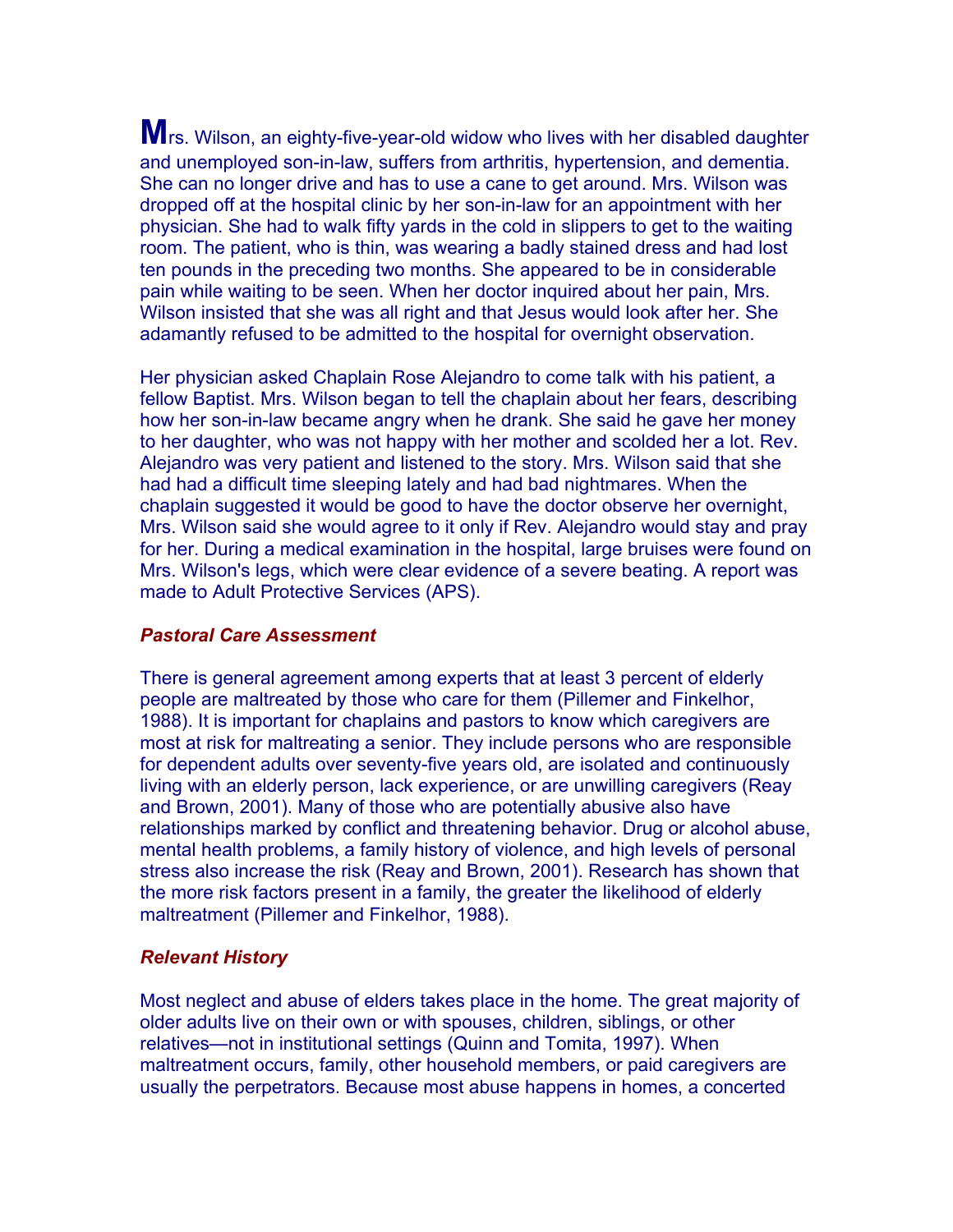**M**rs. Wilson, an eighty-five-year-old widow who lives with her disabled daughter and unemployed son-in-law, suffers from arthritis, hypertension, and dementia. She can no longer drive and has to use a cane to get around. Mrs. Wilson was dropped off at the hospital clinic by her son-in-law for an appointment with her physician. She had to walk fifty yards in the cold in slippers to get to the waiting room. The patient, who is thin, was wearing a badly stained dress and had lost ten pounds in the preceding two months. She appeared to be in considerable pain while waiting to be seen. When her doctor inquired about her pain, Mrs. Wilson insisted that she was all right and that Jesus would look after her. She adamantly refused to be admitted to the hospital for overnight observation.

Her physician asked Chaplain Rose Alejandro to come talk with his patient, a fellow Baptist. Mrs. Wilson began to tell the chaplain about her fears, describing how her son-in-law became angry when he drank. She said he gave her money to her daughter, who was not happy with her mother and scolded her a lot. Rev. Alejandro was very patient and listened to the story. Mrs. Wilson said that she had had a difficult time sleeping lately and had bad nightmares. When the chaplain suggested it would be good to have the doctor observe her overnight, Mrs. Wilson said she would agree to it only if Rev. Alejandro would stay and pray for her. During a medical examination in the hospital, large bruises were found on Mrs. Wilson's legs, which were clear evidence of a severe beating. A report was made to Adult Protective Services (APS).

### *Pastoral Care Assessment*

There is general agreement among experts that at least 3 percent of elderly people are maltreated by those who care for them (Pillemer and Finkelhor, 1988). It is important for chaplains and pastors to know which caregivers are most at risk for maltreating a senior. They include persons who are responsible for dependent adults over seventy-five years old, are isolated and continuously living with an elderly person, lack experience, or are unwilling caregivers (Reay and Brown, 2001). Many of those who are potentially abusive also have relationships marked by conflict and threatening behavior. Drug or alcohol abuse, mental health problems, a family history of violence, and high levels of personal stress also increase the risk (Reay and Brown, 2001). Research has shown that the more risk factors present in a family, the greater the likelihood of elderly maltreatment (Pillemer and Finkelhor, 1988).

### *Relevant History*

Most neglect and abuse of elders takes place in the home. The great majority of older adults live on their own or with spouses, children, siblings, or other relatives—not in institutional settings (Quinn and Tomita, 1997). When maltreatment occurs, family, other household members, or paid caregivers are usually the perpetrators. Because most abuse happens in homes, a concerted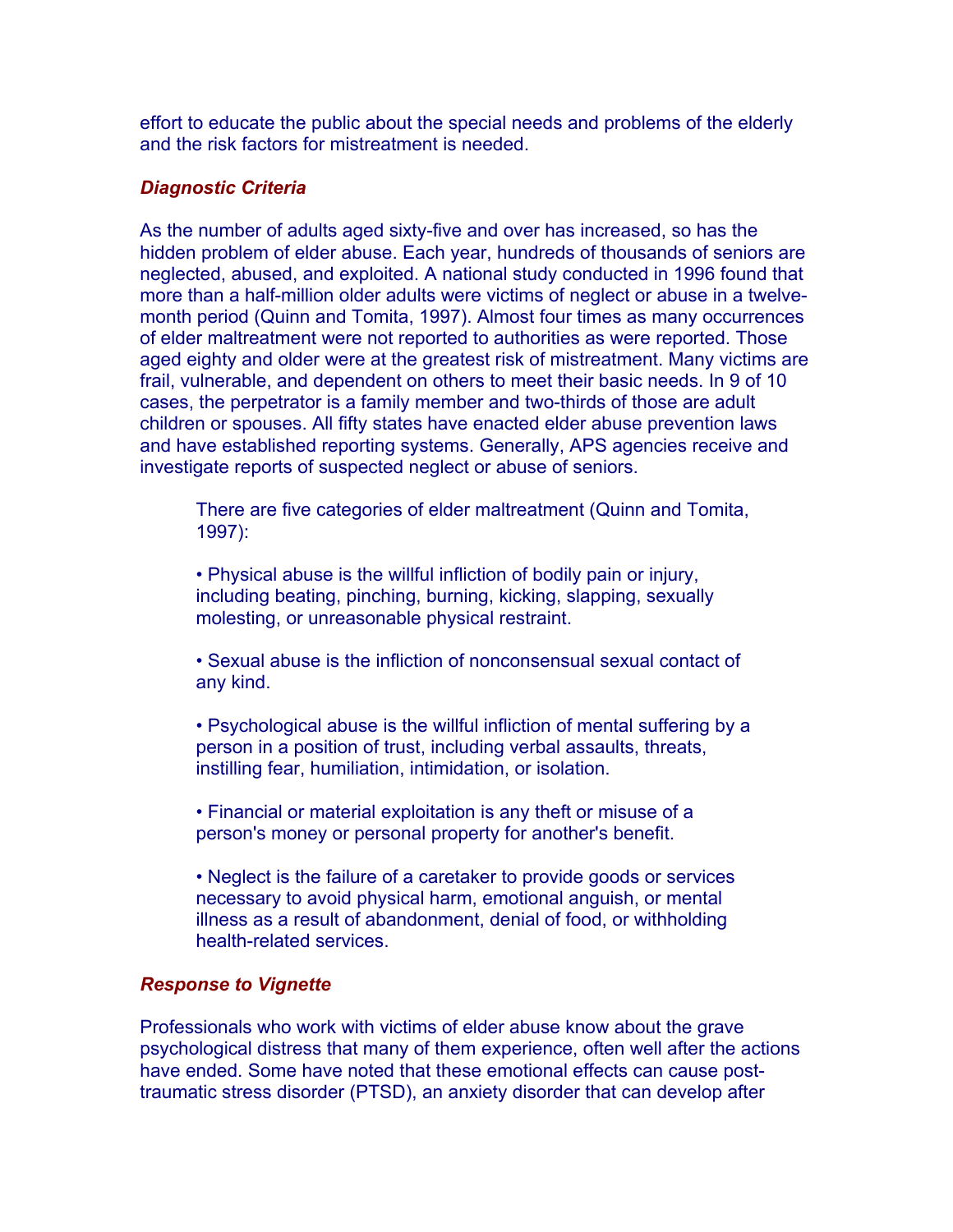effort to educate the public about the special needs and problems of the elderly and the risk factors for mistreatment is needed.

### *Diagnostic Criteria*

As the number of adults aged sixty-five and over has increased, so has the hidden problem of elder abuse. Each year, hundreds of thousands of seniors are neglected, abused, and exploited. A national study conducted in 1996 found that more than a half-million older adults were victims of neglect or abuse in a twelve-month period (Quinn and Tomita, 1997). Almost four times as many occurrences of elder maltreatment were not reported to authorities as were reported. Those aged eighty and older were at the greatest risk of mistreatment. Many victims are frail, vulnerable, and dependent on others to meet their basic needs. In 9 of 10 cases, the perpetrator is a family member and two-thirds of those are adult children or spouses. All fifty states have enacted elder abuse prevention laws and have established reporting systems. Generally, APS agencies receive and investigate reports of suspected neglect or abuse of seniors.

> There are five categories of elder maltreatment (Quinn and Tomita, 1997):
>
> • Physical abuse is the willful infliction of bodily pain or injury, including beating, pinching, burning, kicking, slapping, sexually molesting, or unreasonable physical restraint.
>
> • Sexual abuse is the infliction of nonconsensual sexual contact of any kind.
>
> • Psychological abuse is the willful infliction of mental suffering by a person in a position of trust, including verbal assaults, threats, instilling fear, humiliation, intimidation, or isolation.
>
> • Financial or material exploitation is any theft or misuse of a person's money or personal property for another's benefit.
>
> • Neglect is the failure of a caretaker to provide goods or services necessary to avoid physical harm, emotional anguish, or mental illness as a result of abandonment, denial of food, or withholding health-related services.

### *Response to Vignette*

Professionals who work with victims of elder abuse know about the grave psychological distress that many of them experience, often well after the actions have ended. Some have noted that these emotional effects can cause post-traumatic stress disorder (PTSD), an anxiety disorder that can develop after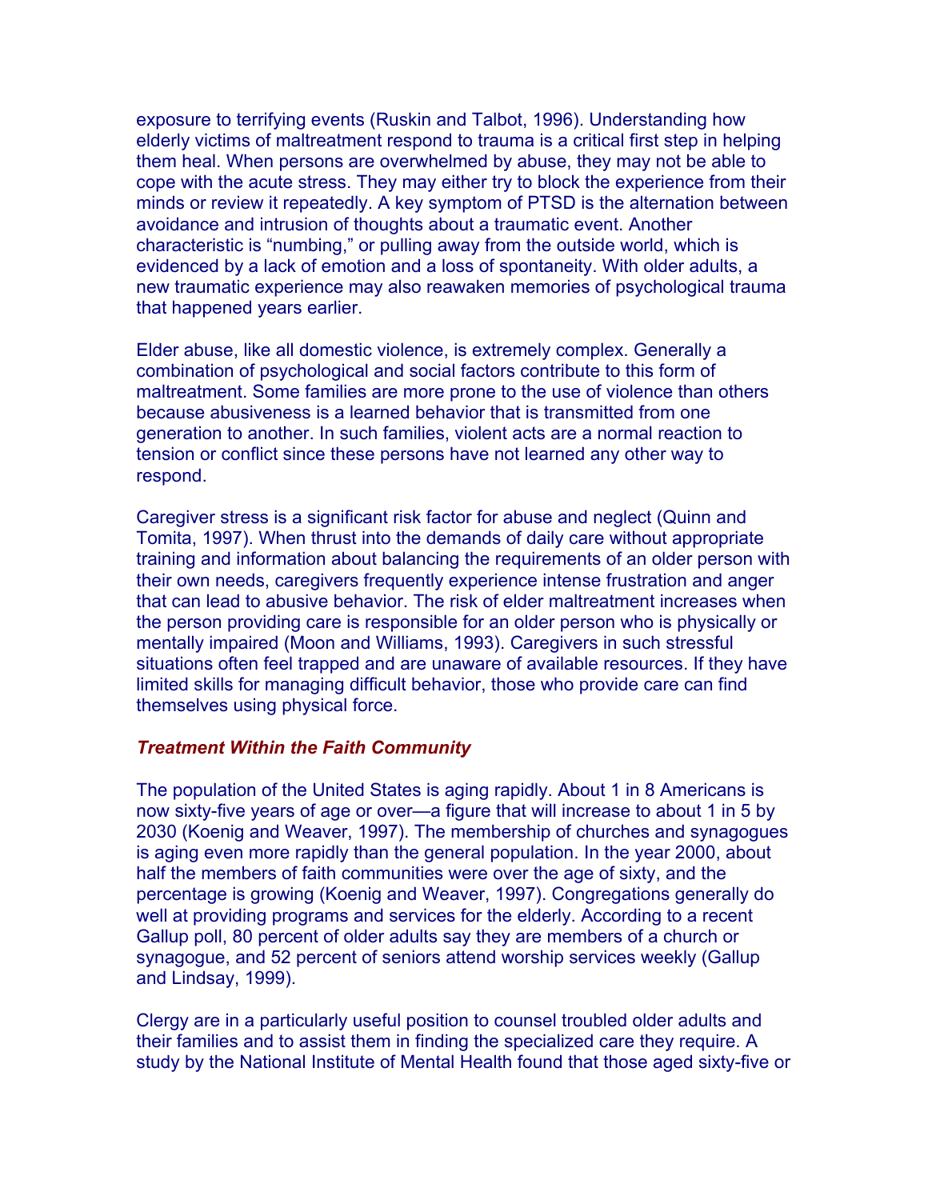exposure to terrifying events (Ruskin and Talbot, 1996). Understanding how elderly victims of maltreatment respond to trauma is a critical first step in helping them heal. When persons are overwhelmed by abuse, they may not be able to cope with the acute stress. They may either try to block the experience from their minds or review it repeatedly. A key symptom of PTSD is the alternation between avoidance and intrusion of thoughts about a traumatic event. Another characteristic is "numbing," or pulling away from the outside world, which is evidenced by a lack of emotion and a loss of spontaneity. With older adults, a new traumatic experience may also reawaken memories of psychological trauma that happened years earlier.

Elder abuse, like all domestic violence, is extremely complex. Generally a combination of psychological and social factors contribute to this form of maltreatment. Some families are more prone to the use of violence than others because abusiveness is a learned behavior that is transmitted from one generation to another. In such families, violent acts are a normal reaction to tension or conflict since these persons have not learned any other way to respond.

Caregiver stress is a significant risk factor for abuse and neglect (Quinn and Tomita, 1997). When thrust into the demands of daily care without appropriate training and information about balancing the requirements of an older person with their own needs, caregivers frequently experience intense frustration and anger that can lead to abusive behavior. The risk of elder maltreatment increases when the person providing care is responsible for an older person who is physically or mentally impaired (Moon and Williams, 1993). Caregivers in such stressful situations often feel trapped and are unaware of available resources. If they have limited skills for managing difficult behavior, those who provide care can find themselves using physical force.

### ***Treatment Within the Faith Community***

The population of the United States is aging rapidly. About 1 in 8 Americans is now sixty-five years of age or over—a figure that will increase to about 1 in 5 by 2030 (Koenig and Weaver, 1997). The membership of churches and synagogues is aging even more rapidly than the general population. In the year 2000, about half the members of faith communities were over the age of sixty, and the percentage is growing (Koenig and Weaver, 1997). Congregations generally do well at providing programs and services for the elderly. According to a recent Gallup poll, 80 percent of older adults say they are members of a church or synagogue, and 52 percent of seniors attend worship services weekly (Gallup and Lindsay, 1999).

Clergy are in a particularly useful position to counsel troubled older adults and their families and to assist them in finding the specialized care they require. A study by the National Institute of Mental Health found that those aged sixty-five or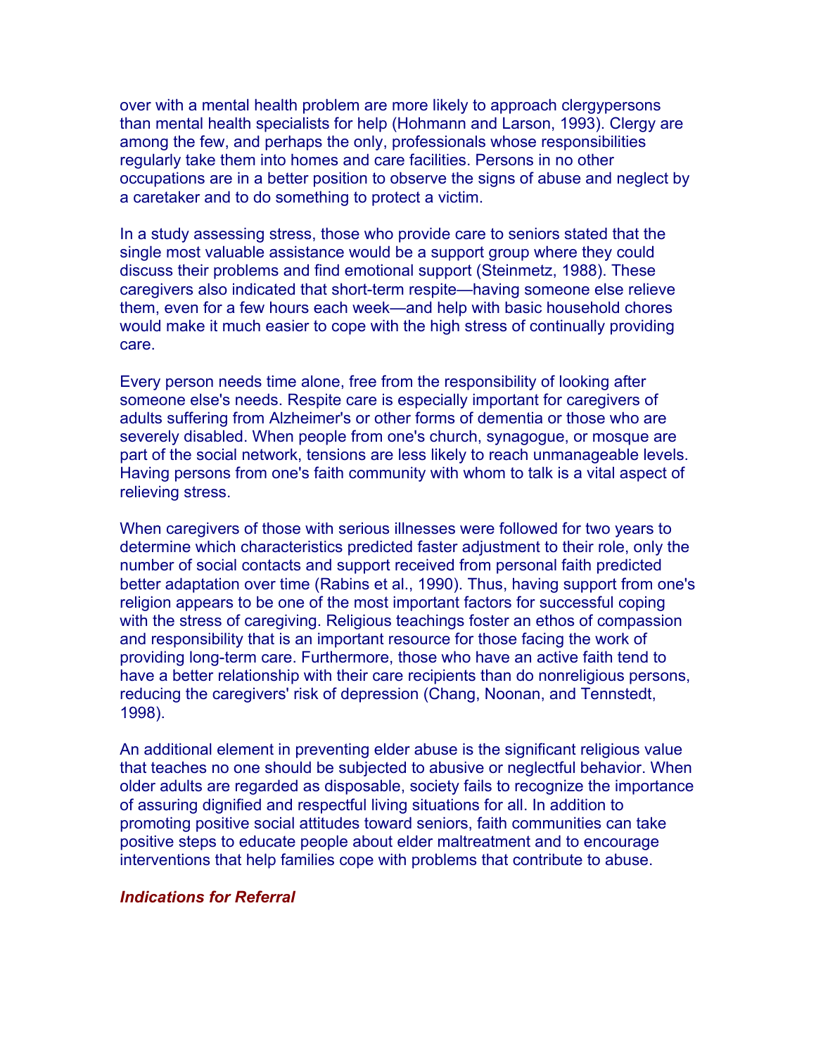over with a mental health problem are more likely to approach clergypersons than mental health specialists for help (Hohmann and Larson, 1993). Clergy are among the few, and perhaps the only, professionals whose responsibilities regularly take them into homes and care facilities. Persons in no other occupations are in a better position to observe the signs of abuse and neglect by a caretaker and to do something to protect a victim.

In a study assessing stress, those who provide care to seniors stated that the single most valuable assistance would be a support group where they could discuss their problems and find emotional support (Steinmetz, 1988). These caregivers also indicated that short-term respite—having someone else relieve them, even for a few hours each week—and help with basic household chores would make it much easier to cope with the high stress of continually providing care.

Every person needs time alone, free from the responsibility of looking after someone else's needs. Respite care is especially important for caregivers of adults suffering from Alzheimer's or other forms of dementia or those who are severely disabled. When people from one's church, synagogue, or mosque are part of the social network, tensions are less likely to reach unmanageable levels. Having persons from one's faith community with whom to talk is a vital aspect of relieving stress.

When caregivers of those with serious illnesses were followed for two years to determine which characteristics predicted faster adjustment to their role, only the number of social contacts and support received from personal faith predicted better adaptation over time (Rabins et al., 1990). Thus, having support from one's religion appears to be one of the most important factors for successful coping with the stress of caregiving. Religious teachings foster an ethos of compassion and responsibility that is an important resource for those facing the work of providing long-term care. Furthermore, those who have an active faith tend to have a better relationship with their care recipients than do nonreligious persons, reducing the caregivers' risk of depression (Chang, Noonan, and Tennstedt, 1998).

An additional element in preventing elder abuse is the significant religious value that teaches no one should be subjected to abusive or neglectful behavior. When older adults are regarded as disposable, society fails to recognize the importance of assuring dignified and respectful living situations for all. In addition to promoting positive social attitudes toward seniors, faith communities can take positive steps to educate people about elder maltreatment and to encourage interventions that help families cope with problems that contribute to abuse.

### *Indications for Referral*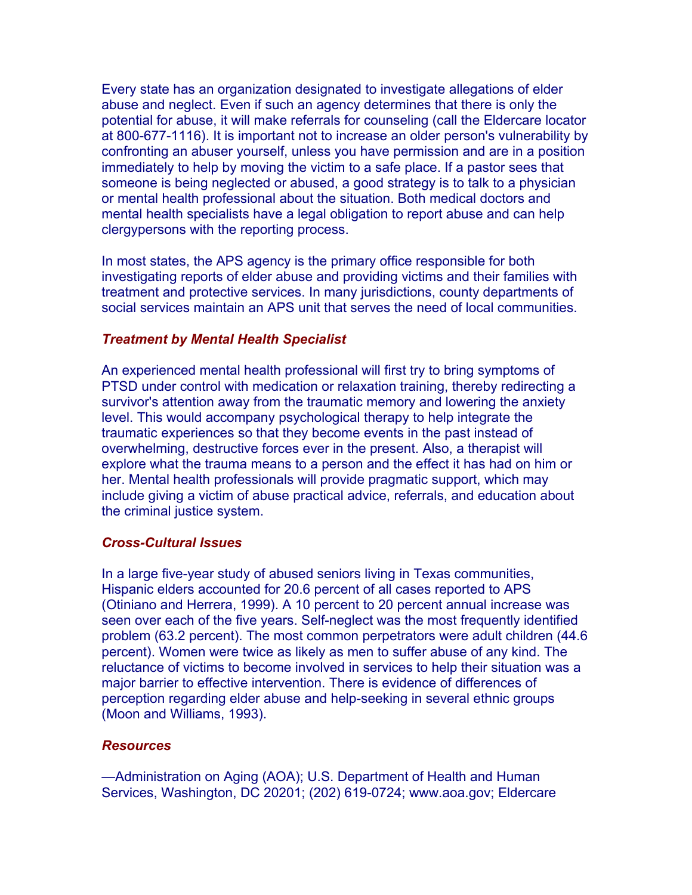Every state has an organization designated to investigate allegations of elder abuse and neglect. Even if such an agency determines that there is only the potential for abuse, it will make referrals for counseling (call the Eldercare locator at 800-677-1116). It is important not to increase an older person's vulnerability by confronting an abuser yourself, unless you have permission and are in a position immediately to help by moving the victim to a safe place. If a pastor sees that someone is being neglected or abused, a good strategy is to talk to a physician or mental health professional about the situation. Both medical doctors and mental health specialists have a legal obligation to report abuse and can help clergypersons with the reporting process.

In most states, the APS agency is the primary office responsible for both investigating reports of elder abuse and providing victims and their families with treatment and protective services. In many jurisdictions, county departments of social services maintain an APS unit that serves the need of local communities.

### *Treatment by Mental Health Specialist*

An experienced mental health professional will first try to bring symptoms of PTSD under control with medication or relaxation training, thereby redirecting a survivor's attention away from the traumatic memory and lowering the anxiety level. This would accompany psychological therapy to help integrate the traumatic experiences so that they become events in the past instead of overwhelming, destructive forces ever in the present. Also, a therapist will explore what the trauma means to a person and the effect it has had on him or her. Mental health professionals will provide pragmatic support, which may include giving a victim of abuse practical advice, referrals, and education about the criminal justice system.

### *Cross-Cultural Issues*

In a large five-year study of abused seniors living in Texas communities, Hispanic elders accounted for 20.6 percent of all cases reported to APS (Otiniano and Herrera, 1999). A 10 percent to 20 percent annual increase was seen over each of the five years. Self-neglect was the most frequently identified problem (63.2 percent). The most common perpetrators were adult children (44.6 percent). Women were twice as likely as men to suffer abuse of any kind. The reluctance of victims to become involved in services to help their situation was a major barrier to effective intervention. There is evidence of differences of perception regarding elder abuse and help-seeking in several ethnic groups (Moon and Williams, 1993).

### *Resources*

—Administration on Aging (AOA); U.S. Department of Health and Human Services, Washington, DC 20201; (202) 619-0724; www.aoa.gov; Eldercare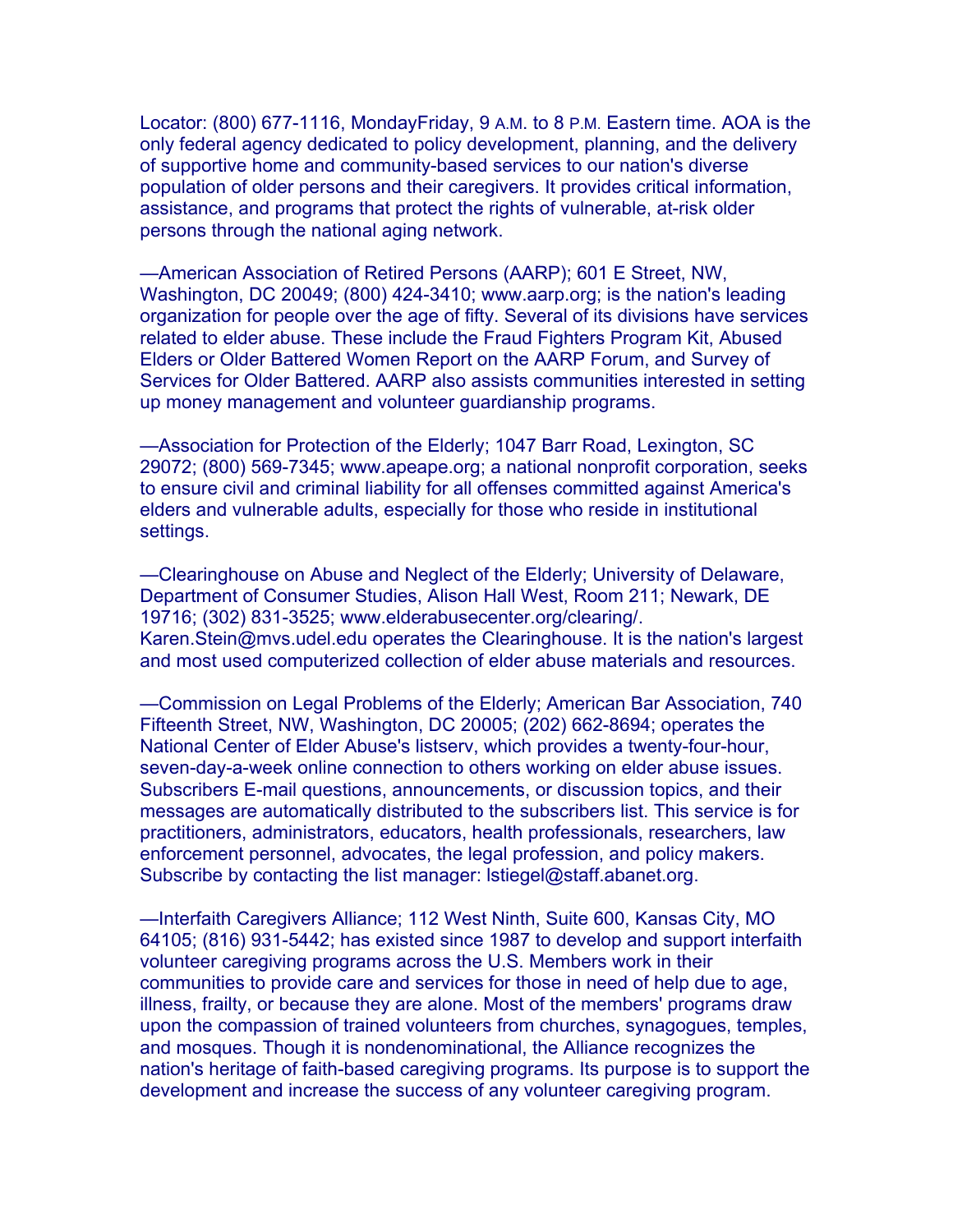Locator: (800) 677-1116, MondayFriday, 9 A.M. to 8 P.M. Eastern time. AOA is the only federal agency dedicated to policy development, planning, and the delivery of supportive home and community-based services to our nation's diverse population of older persons and their caregivers. It provides critical information, assistance, and programs that protect the rights of vulnerable, at-risk older persons through the national aging network.

—American Association of Retired Persons (AARP); 601 E Street, NW, Washington, DC 20049; (800) 424-3410; www.aarp.org; is the nation's leading organization for people over the age of fifty. Several of its divisions have services related to elder abuse. These include the Fraud Fighters Program Kit, Abused Elders or Older Battered Women Report on the AARP Forum, and Survey of Services for Older Battered. AARP also assists communities interested in setting up money management and volunteer guardianship programs.

—Association for Protection of the Elderly; 1047 Barr Road, Lexington, SC 29072; (800) 569-7345; www.apeape.org; a national nonprofit corporation, seeks to ensure civil and criminal liability for all offenses committed against America's elders and vulnerable adults, especially for those who reside in institutional settings.

—Clearinghouse on Abuse and Neglect of the Elderly; University of Delaware, Department of Consumer Studies, Alison Hall West, Room 211; Newark, DE 19716; (302) 831-3525; www.elderabusecenter.org/clearing/. Karen.Stein@mvs.udel.edu operates the Clearinghouse. It is the nation's largest and most used computerized collection of elder abuse materials and resources.

—Commission on Legal Problems of the Elderly; American Bar Association, 740 Fifteenth Street, NW, Washington, DC 20005; (202) 662-8694; operates the National Center of Elder Abuse's listserv, which provides a twenty-four-hour, seven-day-a-week online connection to others working on elder abuse issues. Subscribers E-mail questions, announcements, or discussion topics, and their messages are automatically distributed to the subscribers list. This service is for practitioners, administrators, educators, health professionals, researchers, law enforcement personnel, advocates, the legal profession, and policy makers. Subscribe by contacting the list manager: lstiegel@staff.abanet.org.

—Interfaith Caregivers Alliance; 112 West Ninth, Suite 600, Kansas City, MO 64105; (816) 931-5442; has existed since 1987 to develop and support interfaith volunteer caregiving programs across the U.S. Members work in their communities to provide care and services for those in need of help due to age, illness, frailty, or because they are alone. Most of the members' programs draw upon the compassion of trained volunteers from churches, synagogues, temples, and mosques. Though it is nondenominational, the Alliance recognizes the nation's heritage of faith-based caregiving programs. Its purpose is to support the development and increase the success of any volunteer caregiving program.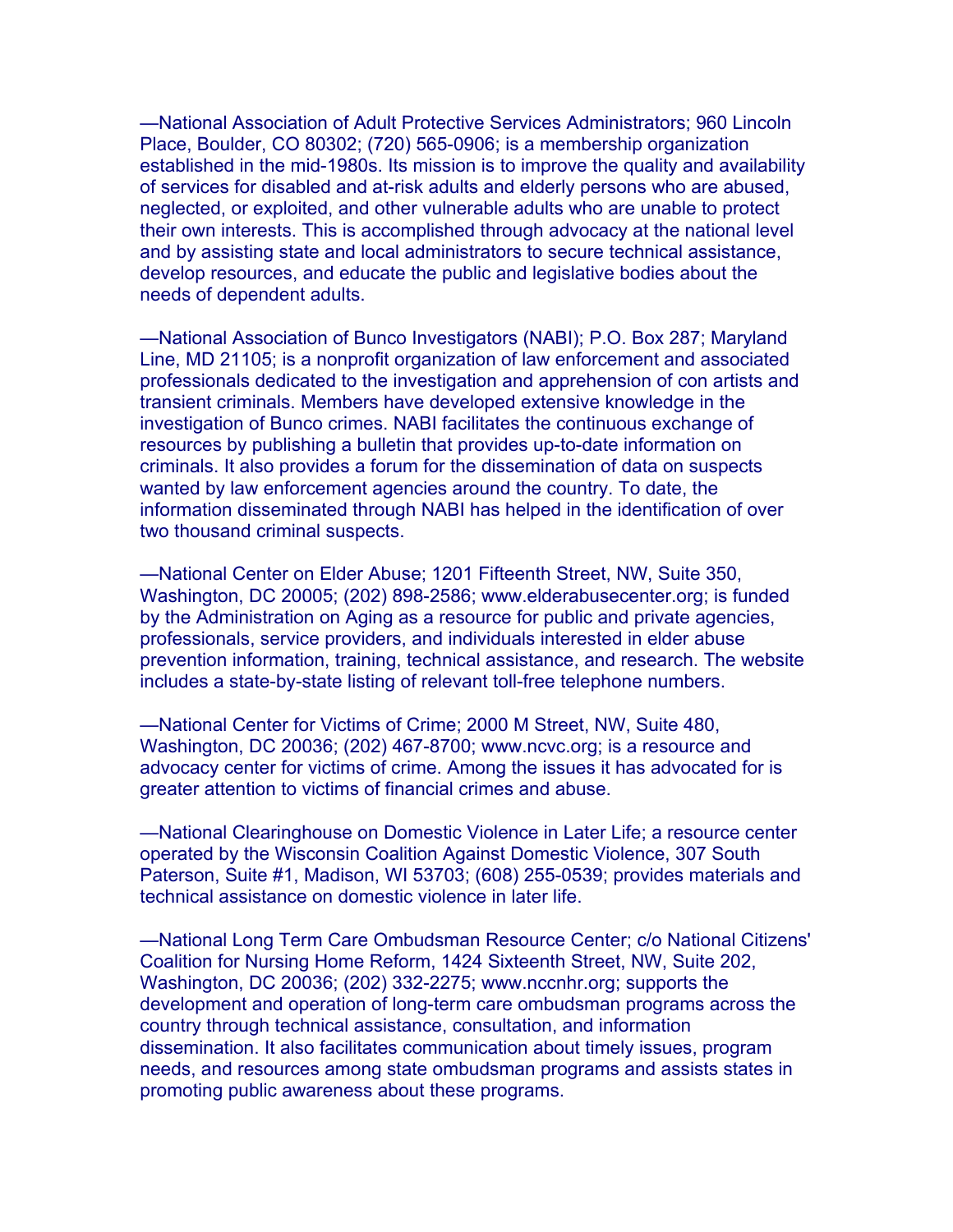—National Association of Adult Protective Services Administrators; 960 Lincoln Place, Boulder, CO 80302; (720) 565-0906; is a membership organization established in the mid-1980s. Its mission is to improve the quality and availability of services for disabled and at-risk adults and elderly persons who are abused, neglected, or exploited, and other vulnerable adults who are unable to protect their own interests. This is accomplished through advocacy at the national level and by assisting state and local administrators to secure technical assistance, develop resources, and educate the public and legislative bodies about the needs of dependent adults.

—National Association of Bunco Investigators (NABI); P.O. Box 287; Maryland Line, MD 21105; is a nonprofit organization of law enforcement and associated professionals dedicated to the investigation and apprehension of con artists and transient criminals. Members have developed extensive knowledge in the investigation of Bunco crimes. NABI facilitates the continuous exchange of resources by publishing a bulletin that provides up-to-date information on criminals. It also provides a forum for the dissemination of data on suspects wanted by law enforcement agencies around the country. To date, the information disseminated through NABI has helped in the identification of over two thousand criminal suspects.

—National Center on Elder Abuse; 1201 Fifteenth Street, NW, Suite 350, Washington, DC 20005; (202) 898-2586; www.elderabusecenter.org; is funded by the Administration on Aging as a resource for public and private agencies, professionals, service providers, and individuals interested in elder abuse prevention information, training, technical assistance, and research. The website includes a state-by-state listing of relevant toll-free telephone numbers.

—National Center for Victims of Crime; 2000 M Street, NW, Suite 480, Washington, DC 20036; (202) 467-8700; www.ncvc.org; is a resource and advocacy center for victims of crime. Among the issues it has advocated for is greater attention to victims of financial crimes and abuse.

—National Clearinghouse on Domestic Violence in Later Life; a resource center operated by the Wisconsin Coalition Against Domestic Violence, 307 South Paterson, Suite #1, Madison, WI 53703; (608) 255-0539; provides materials and technical assistance on domestic violence in later life.

—National Long Term Care Ombudsman Resource Center; c/o National Citizens' Coalition for Nursing Home Reform, 1424 Sixteenth Street, NW, Suite 202, Washington, DC 20036; (202) 332-2275; www.nccnhr.org; supports the development and operation of long-term care ombudsman programs across the country through technical assistance, consultation, and information dissemination. It also facilitates communication about timely issues, program needs, and resources among state ombudsman programs and assists states in promoting public awareness about these programs.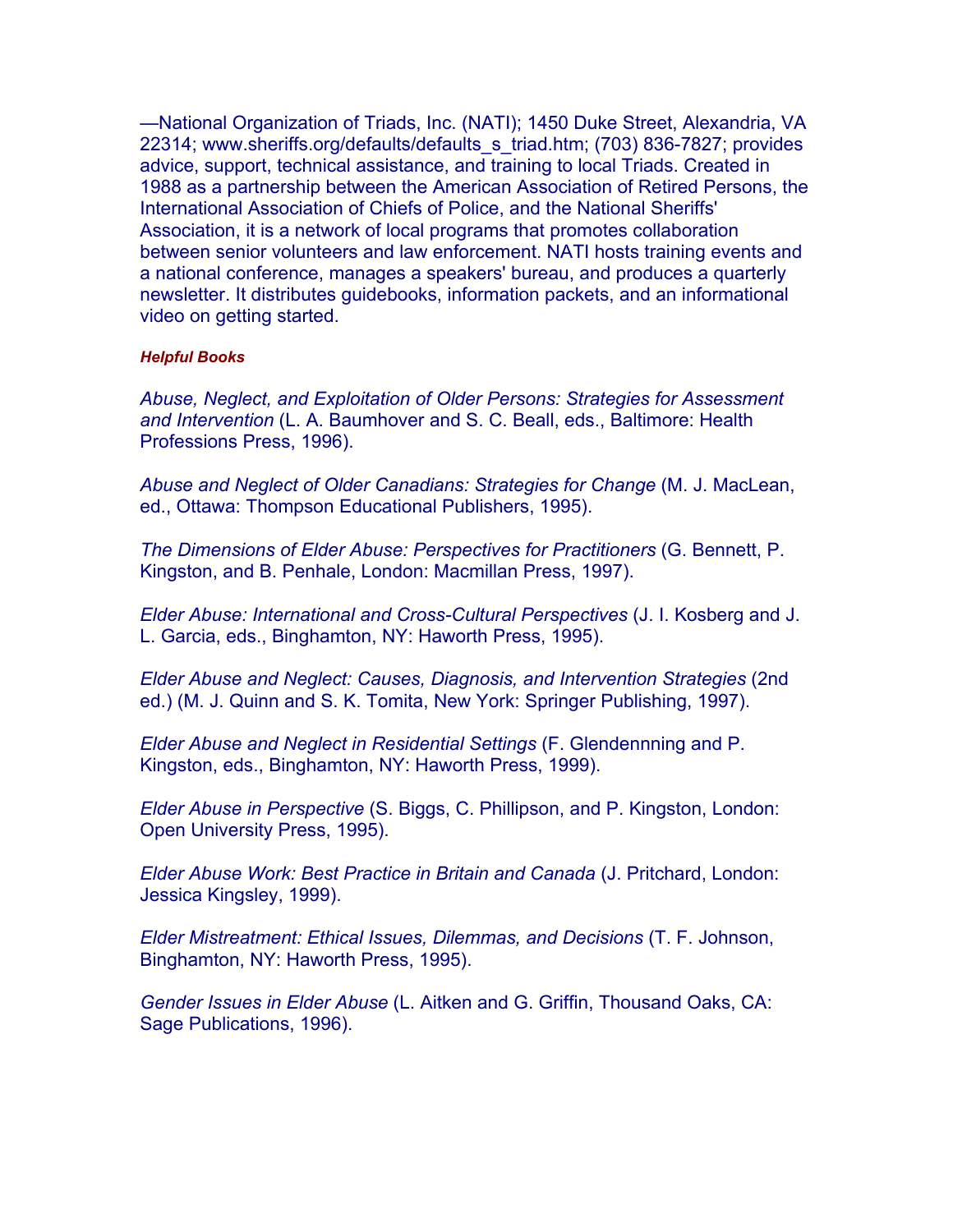—National Organization of Triads, Inc. (NATI); 1450 Duke Street, Alexandria, VA 22314; www.sheriffs.org/defaults/defaults_s_triad.htm; (703) 836-7827; provides advice, support, technical assistance, and training to local Triads. Created in 1988 as a partnership between the American Association of Retired Persons, the International Association of Chiefs of Police, and the National Sheriffs' Association, it is a network of local programs that promotes collaboration between senior volunteers and law enforcement. NATI hosts training events and a national conference, manages a speakers' bureau, and produces a quarterly newsletter. It distributes guidebooks, information packets, and an informational video on getting started.

***Helpful Books***

*Abuse, Neglect, and Exploitation of Older Persons: Strategies for Assessment and Intervention* (L. A. Baumhover and S. C. Beall, eds., Baltimore: Health Professions Press, 1996).

*Abuse and Neglect of Older Canadians: Strategies for Change* (M. J. MacLean, ed., Ottawa: Thompson Educational Publishers, 1995).

*The Dimensions of Elder Abuse: Perspectives for Practitioners* (G. Bennett, P. Kingston, and B. Penhale, London: Macmillan Press, 1997).

*Elder Abuse: International and Cross-Cultural Perspectives* (J. I. Kosberg and J. L. Garcia, eds., Binghamton, NY: Haworth Press, 1995).

*Elder Abuse and Neglect: Causes, Diagnosis, and Intervention Strategies* (2nd ed.) (M. J. Quinn and S. K. Tomita, New York: Springer Publishing, 1997).

*Elder Abuse and Neglect in Residential Settings* (F. Glendennning and P. Kingston, eds., Binghamton, NY: Haworth Press, 1999).

*Elder Abuse in Perspective* (S. Biggs, C. Phillipson, and P. Kingston, London: Open University Press, 1995).

*Elder Abuse Work: Best Practice in Britain and Canada* (J. Pritchard, London: Jessica Kingsley, 1999).

*Elder Mistreatment: Ethical Issues, Dilemmas, and Decisions* (T. F. Johnson, Binghamton, NY: Haworth Press, 1995).

*Gender Issues in Elder Abuse* (L. Aitken and G. Griffin, Thousand Oaks, CA: Sage Publications, 1996).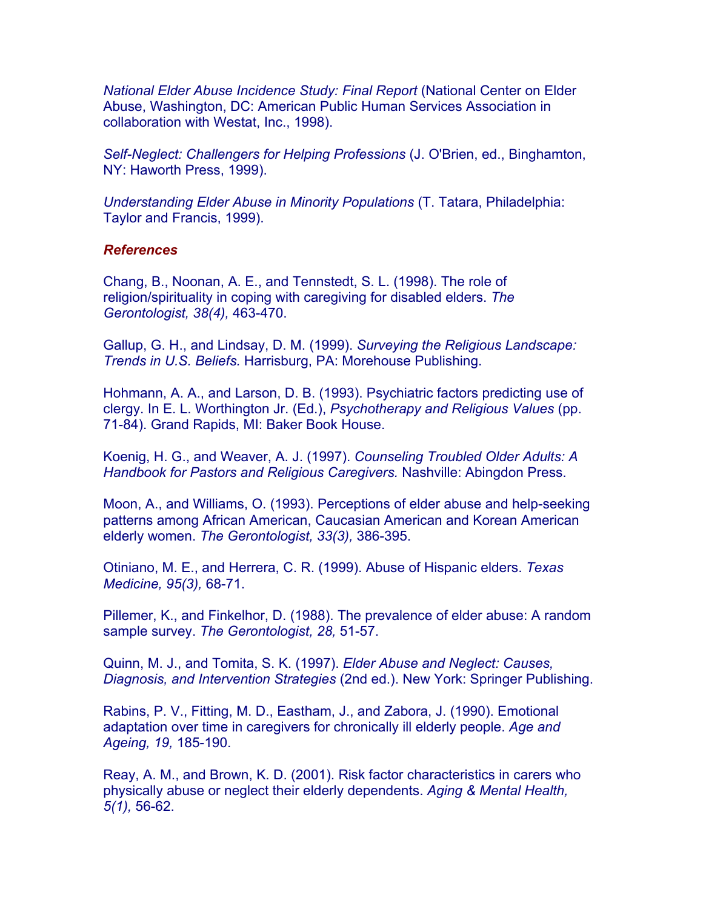*National Elder Abuse Incidence Study: Final Report* (National Center on Elder Abuse, Washington, DC: American Public Human Services Association in collaboration with Westat, Inc., 1998).

*Self-Neglect: Challengers for Helping Professions* (J. O'Brien, ed., Binghamton, NY: Haworth Press, 1999).

*Understanding Elder Abuse in Minority Populations* (T. Tatara, Philadelphia: Taylor and Francis, 1999).

***References***

Chang, B., Noonan, A. E., and Tennstedt, S. L. (1998). The role of religion/spirituality in coping with caregiving for disabled elders. *The Gerontologist, 38(4),* 463-470.

Gallup, G. H., and Lindsay, D. M. (1999). *Surveying the Religious Landscape: Trends in U.S. Beliefs.* Harrisburg, PA: Morehouse Publishing.

Hohmann, A. A., and Larson, D. B. (1993). Psychiatric factors predicting use of clergy. In E. L. Worthington Jr. (Ed.), *Psychotherapy and Religious Values* (pp. 71-84). Grand Rapids, MI: Baker Book House.

Koenig, H. G., and Weaver, A. J. (1997). *Counseling Troubled Older Adults: A Handbook for Pastors and Religious Caregivers.* Nashville: Abingdon Press.

Moon, A., and Williams, O. (1993). Perceptions of elder abuse and help-seeking patterns among African American, Caucasian American and Korean American elderly women. *The Gerontologist, 33(3),* 386-395.

Otiniano, M. E., and Herrera, C. R. (1999). Abuse of Hispanic elders. *Texas Medicine, 95(3),* 68-71.

Pillemer, K., and Finkelhor, D. (1988). The prevalence of elder abuse: A random sample survey. *The Gerontologist, 28,* 51-57.

Quinn, M. J., and Tomita, S. K. (1997). *Elder Abuse and Neglect: Causes, Diagnosis, and Intervention Strategies* (2nd ed.). New York: Springer Publishing.

Rabins, P. V., Fitting, M. D., Eastham, J., and Zabora, J. (1990). Emotional adaptation over time in caregivers for chronically ill elderly people. *Age and Ageing, 19,* 185-190.

Reay, A. M., and Brown, K. D. (2001). Risk factor characteristics in carers who physically abuse or neglect their elderly dependents. *Aging & Mental Health, 5(1),* 56-62.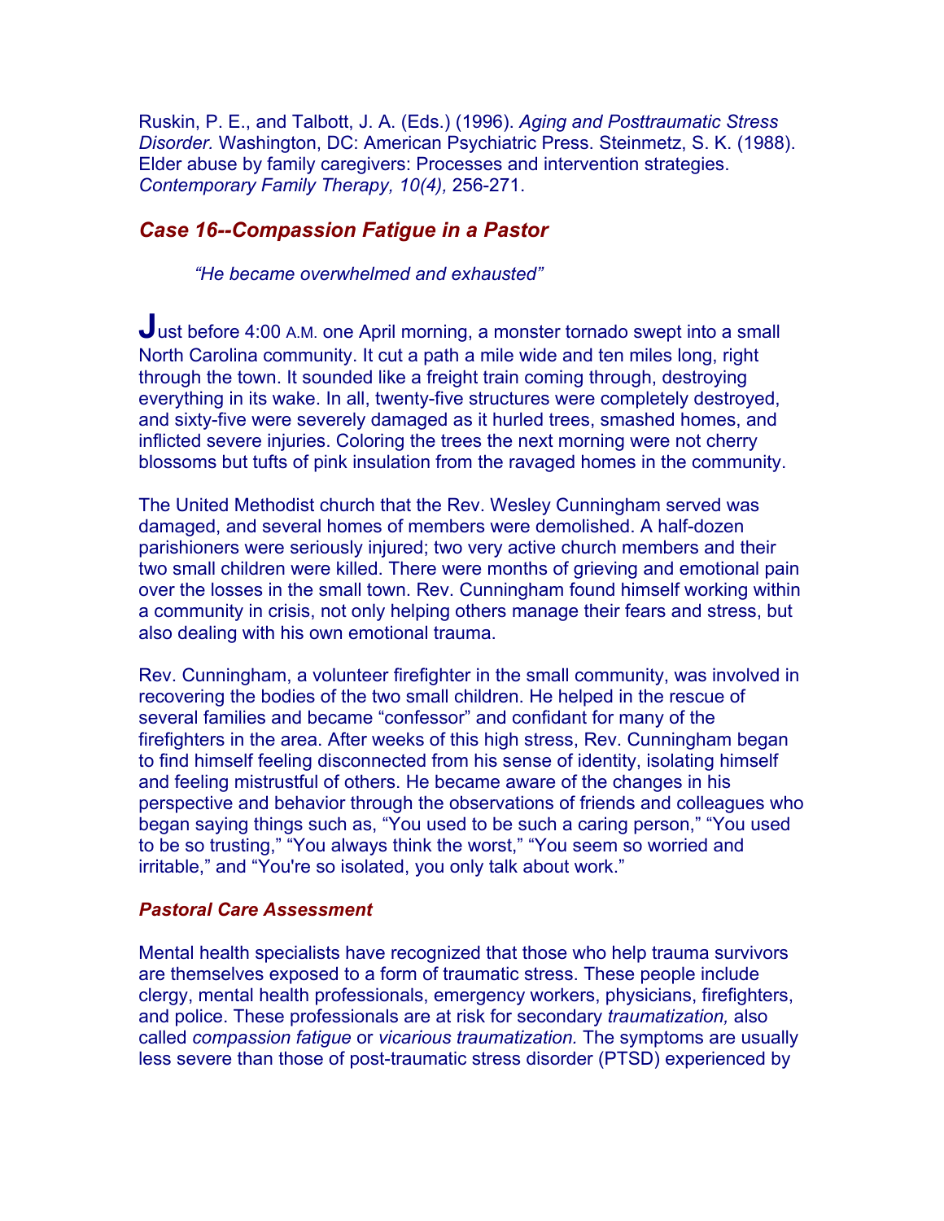Ruskin, P. E., and Talbott, J. A. (Eds.) (1996). *Aging and Posttraumatic Stress Disorder.* Washington, DC: American Psychiatric Press. Steinmetz, S. K. (1988). Elder abuse by family caregivers: Processes and intervention strategies. *Contemporary Family Therapy, 10(4),* 256-271.

## *Case 16--Compassion Fatigue in a Pastor*

*"He became overwhelmed and exhausted"*

Just before 4:00 A.M. one April morning, a monster tornado swept into a small North Carolina community. It cut a path a mile wide and ten miles long, right through the town. It sounded like a freight train coming through, destroying everything in its wake. In all, twenty-five structures were completely destroyed, and sixty-five were severely damaged as it hurled trees, smashed homes, and inflicted severe injuries. Coloring the trees the next morning were not cherry blossoms but tufts of pink insulation from the ravaged homes in the community.

The United Methodist church that the Rev. Wesley Cunningham served was damaged, and several homes of members were demolished. A half-dozen parishioners were seriously injured; two very active church members and their two small children were killed. There were months of grieving and emotional pain over the losses in the small town. Rev. Cunningham found himself working within a community in crisis, not only helping others manage their fears and stress, but also dealing with his own emotional trauma.

Rev. Cunningham, a volunteer firefighter in the small community, was involved in recovering the bodies of the two small children. He helped in the rescue of several families and became "confessor" and confidant for many of the firefighters in the area. After weeks of this high stress, Rev. Cunningham began to find himself feeling disconnected from his sense of identity, isolating himself and feeling mistrustful of others. He became aware of the changes in his perspective and behavior through the observations of friends and colleagues who began saying things such as, "You used to be such a caring person," "You used to be so trusting," "You always think the worst," "You seem so worried and irritable," and "You're so isolated, you only talk about work."

### *Pastoral Care Assessment*

Mental health specialists have recognized that those who help trauma survivors are themselves exposed to a form of traumatic stress. These people include clergy, mental health professionals, emergency workers, physicians, firefighters, and police. These professionals are at risk for secondary *traumatization,* also called *compassion fatigue* or *vicarious traumatization.* The symptoms are usually less severe than those of post-traumatic stress disorder (PTSD) experienced by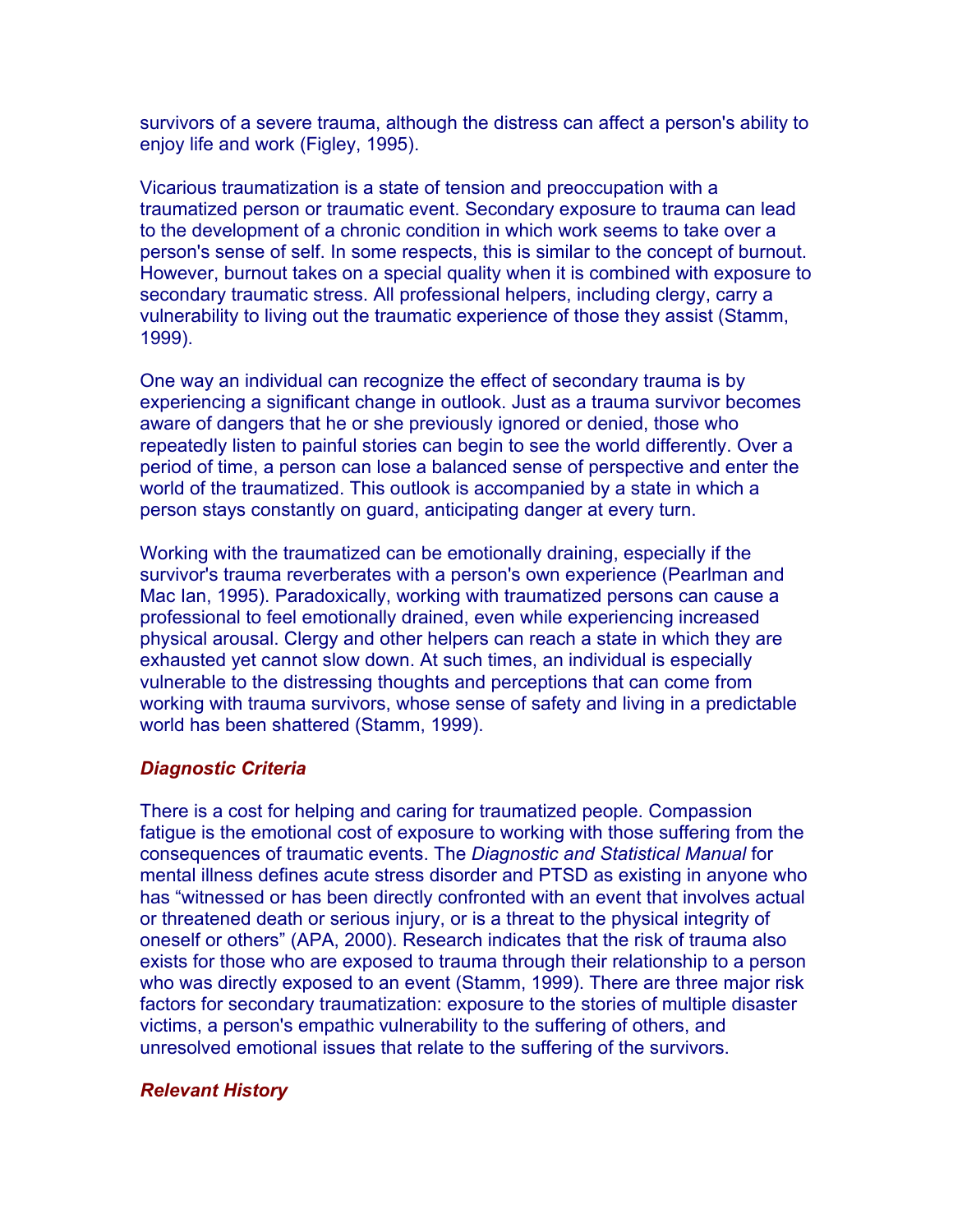survivors of a severe trauma, although the distress can affect a person's ability to enjoy life and work (Figley, 1995).

Vicarious traumatization is a state of tension and preoccupation with a traumatized person or traumatic event. Secondary exposure to trauma can lead to the development of a chronic condition in which work seems to take over a person's sense of self. In some respects, this is similar to the concept of burnout. However, burnout takes on a special quality when it is combined with exposure to secondary traumatic stress. All professional helpers, including clergy, carry a vulnerability to living out the traumatic experience of those they assist (Stamm, 1999).

One way an individual can recognize the effect of secondary trauma is by experiencing a significant change in outlook. Just as a trauma survivor becomes aware of dangers that he or she previously ignored or denied, those who repeatedly listen to painful stories can begin to see the world differently. Over a period of time, a person can lose a balanced sense of perspective and enter the world of the traumatized. This outlook is accompanied by a state in which a person stays constantly on guard, anticipating danger at every turn.

Working with the traumatized can be emotionally draining, especially if the survivor's trauma reverberates with a person's own experience (Pearlman and Mac Ian, 1995). Paradoxically, working with traumatized persons can cause a professional to feel emotionally drained, even while experiencing increased physical arousal. Clergy and other helpers can reach a state in which they are exhausted yet cannot slow down. At such times, an individual is especially vulnerable to the distressing thoughts and perceptions that can come from working with trauma survivors, whose sense of safety and living in a predictable world has been shattered (Stamm, 1999).

### *Diagnostic Criteria*

There is a cost for helping and caring for traumatized people. Compassion fatigue is the emotional cost of exposure to working with those suffering from the consequences of traumatic events. The *Diagnostic and Statistical Manual* for mental illness defines acute stress disorder and PTSD as existing in anyone who has "witnessed or has been directly confronted with an event that involves actual or threatened death or serious injury, or is a threat to the physical integrity of oneself or others" (APA, 2000). Research indicates that the risk of trauma also exists for those who are exposed to trauma through their relationship to a person who was directly exposed to an event (Stamm, 1999). There are three major risk factors for secondary traumatization: exposure to the stories of multiple disaster victims, a person's empathic vulnerability to the suffering of others, and unresolved emotional issues that relate to the suffering of the survivors.

### *Relevant History*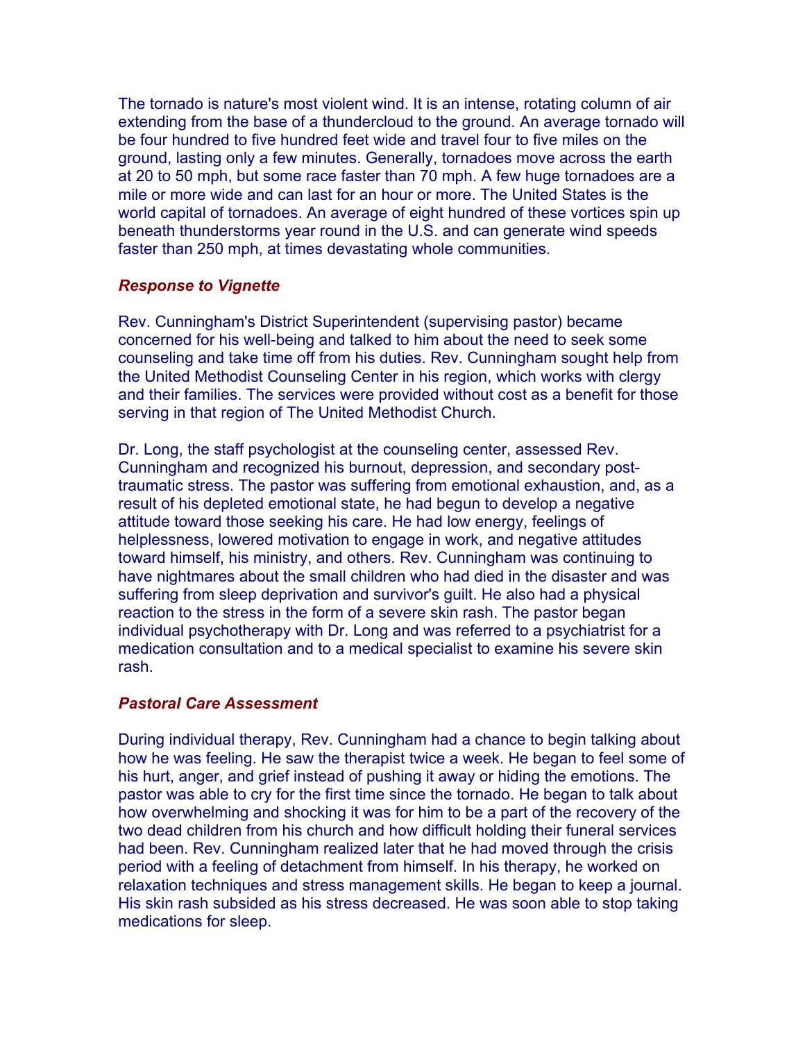The tornado is nature's most violent wind. It is an intense, rotating column of air extending from the base of a thundercloud to the ground. An average tornado will be four hundred to five hundred feet wide and travel four to five miles on the ground, lasting only a few minutes. Generally, tornadoes move across the earth at 20 to 50 mph, but some race faster than 70 mph. A few huge tornadoes are a mile or more wide and can last for an hour or more. The United States is the world capital of tornadoes. An average of eight hundred of these vortices spin up beneath thunderstorms year round in the U.S. and can generate wind speeds faster than 250 mph, at times devastating whole communities.

### *Response to Vignette*

Rev. Cunningham's District Superintendent (supervising pastor) became concerned for his well-being and talked to him about the need to seek some counseling and take time off from his duties. Rev. Cunningham sought help from the United Methodist Counseling Center in his region, which works with clergy and their families. The services were provided without cost as a benefit for those serving in that region of The United Methodist Church.

Dr. Long, the staff psychologist at the counseling center, assessed Rev. Cunningham and recognized his burnout, depression, and secondary post-traumatic stress. The pastor was suffering from emotional exhaustion, and, as a result of his depleted emotional state, he had begun to develop a negative attitude toward those seeking his care. He had low energy, feelings of helplessness, lowered motivation to engage in work, and negative attitudes toward himself, his ministry, and others. Rev. Cunningham was continuing to have nightmares about the small children who had died in the disaster and was suffering from sleep deprivation and survivor's guilt. He also had a physical reaction to the stress in the form of a severe skin rash. The pastor began individual psychotherapy with Dr. Long and was referred to a psychiatrist for a medication consultation and to a medical specialist to examine his severe skin rash.

### *Pastoral Care Assessment*

During individual therapy, Rev. Cunningham had a chance to begin talking about how he was feeling. He saw the therapist twice a week. He began to feel some of his hurt, anger, and grief instead of pushing it away or hiding the emotions. The pastor was able to cry for the first time since the tornado. He began to talk about how overwhelming and shocking it was for him to be a part of the recovery of the two dead children from his church and how difficult holding their funeral services had been. Rev. Cunningham realized later that he had moved through the crisis period with a feeling of detachment from himself. In his therapy, he worked on relaxation techniques and stress management skills. He began to keep a journal. His skin rash subsided as his stress decreased. He was soon able to stop taking medications for sleep.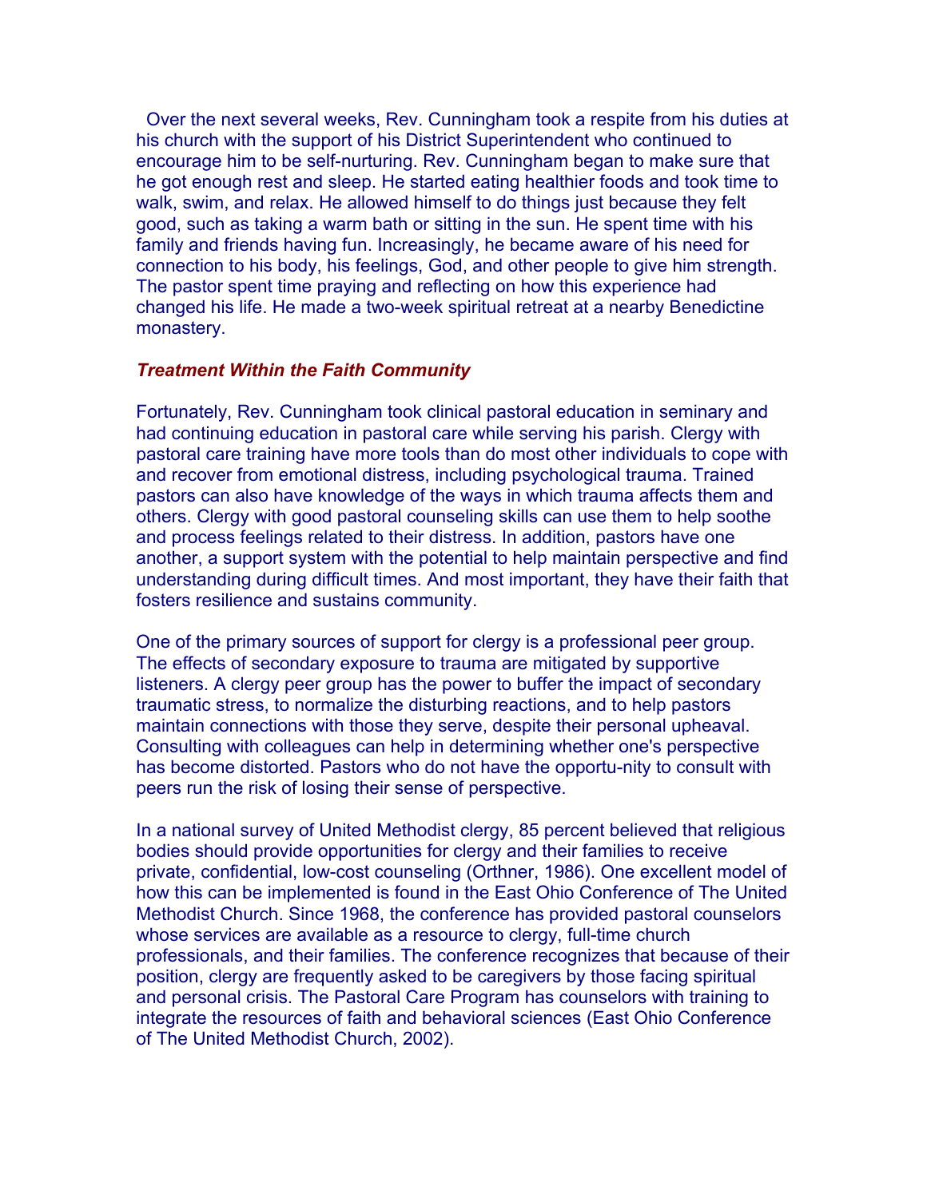Over the next several weeks, Rev. Cunningham took a respite from his duties at his church with the support of his District Superintendent who continued to encourage him to be self-nurturing. Rev. Cunningham began to make sure that he got enough rest and sleep. He started eating healthier foods and took time to walk, swim, and relax. He allowed himself to do things just because they felt good, such as taking a warm bath or sitting in the sun. He spent time with his family and friends having fun. Increasingly, he became aware of his need for connection to his body, his feelings, God, and other people to give him strength. The pastor spent time praying and reflecting on how this experience had changed his life. He made a two-week spiritual retreat at a nearby Benedictine monastery.

### *Treatment Within the Faith Community*

Fortunately, Rev. Cunningham took clinical pastoral education in seminary and had continuing education in pastoral care while serving his parish. Clergy with pastoral care training have more tools than do most other individuals to cope with and recover from emotional distress, including psychological trauma. Trained pastors can also have knowledge of the ways in which trauma affects them and others. Clergy with good pastoral counseling skills can use them to help soothe and process feelings related to their distress. In addition, pastors have one another, a support system with the potential to help maintain perspective and find understanding during difficult times. And most important, they have their faith that fosters resilience and sustains community.

One of the primary sources of support for clergy is a professional peer group. The effects of secondary exposure to trauma are mitigated by supportive listeners. A clergy peer group has the power to buffer the impact of secondary traumatic stress, to normalize the disturbing reactions, and to help pastors maintain connections with those they serve, despite their personal upheaval. Consulting with colleagues can help in determining whether one's perspective has become distorted. Pastors who do not have the opportu-nity to consult with peers run the risk of losing their sense of perspective.

In a national survey of United Methodist clergy, 85 percent believed that religious bodies should provide opportunities for clergy and their families to receive private, confidential, low-cost counseling (Orthner, 1986). One excellent model of how this can be implemented is found in the East Ohio Conference of The United Methodist Church. Since 1968, the conference has provided pastoral counselors whose services are available as a resource to clergy, full-time church professionals, and their families. The conference recognizes that because of their position, clergy are frequently asked to be caregivers by those facing spiritual and personal crisis. The Pastoral Care Program has counselors with training to integrate the resources of faith and behavioral sciences (East Ohio Conference of The United Methodist Church, 2002).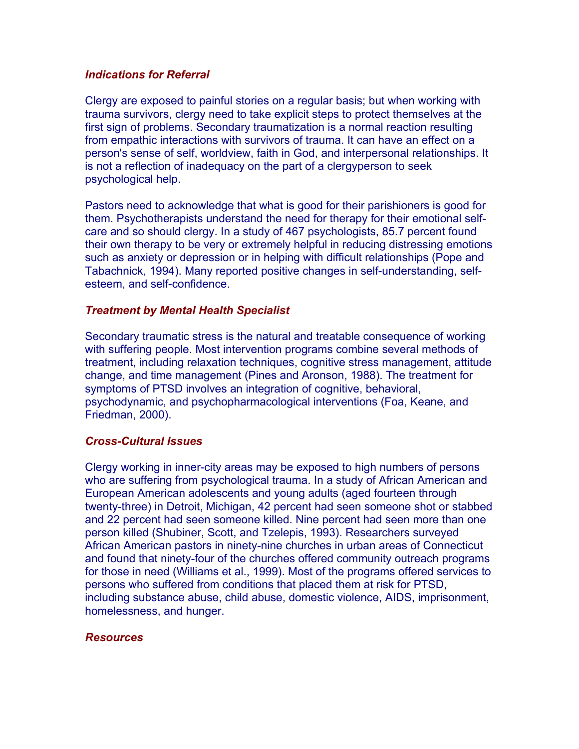### *Indications for Referral*

Clergy are exposed to painful stories on a regular basis; but when working with trauma survivors, clergy need to take explicit steps to protect themselves at the first sign of problems. Secondary traumatization is a normal reaction resulting from empathic interactions with survivors of trauma. It can have an effect on a person's sense of self, worldview, faith in God, and interpersonal relationships. It is not a reflection of inadequacy on the part of a clergyperson to seek psychological help.

Pastors need to acknowledge that what is good for their parishioners is good for them. Psychotherapists understand the need for therapy for their emotional self-care and so should clergy. In a study of 467 psychologists, 85.7 percent found their own therapy to be very or extremely helpful in reducing distressing emotions such as anxiety or depression or in helping with difficult relationships (Pope and Tabachnick, 1994). Many reported positive changes in self-understanding, self-esteem, and self-confidence.

### *Treatment by Mental Health Specialist*

Secondary traumatic stress is the natural and treatable consequence of working with suffering people. Most intervention programs combine several methods of treatment, including relaxation techniques, cognitive stress management, attitude change, and time management (Pines and Aronson, 1988). The treatment for symptoms of PTSD involves an integration of cognitive, behavioral, psychodynamic, and psychopharmacological interventions (Foa, Keane, and Friedman, 2000).

### *Cross-Cultural Issues*

Clergy working in inner-city areas may be exposed to high numbers of persons who are suffering from psychological trauma. In a study of African American and European American adolescents and young adults (aged fourteen through twenty-three) in Detroit, Michigan, 42 percent had seen someone shot or stabbed and 22 percent had seen someone killed. Nine percent had seen more than one person killed (Shubiner, Scott, and Tzelepis, 1993). Researchers surveyed African American pastors in ninety-nine churches in urban areas of Connecticut and found that ninety-four of the churches offered community outreach programs for those in need (Williams et al., 1999). Most of the programs offered services to persons who suffered from conditions that placed them at risk for PTSD, including substance abuse, child abuse, domestic violence, AIDS, imprisonment, homelessness, and hunger.

### *Resources*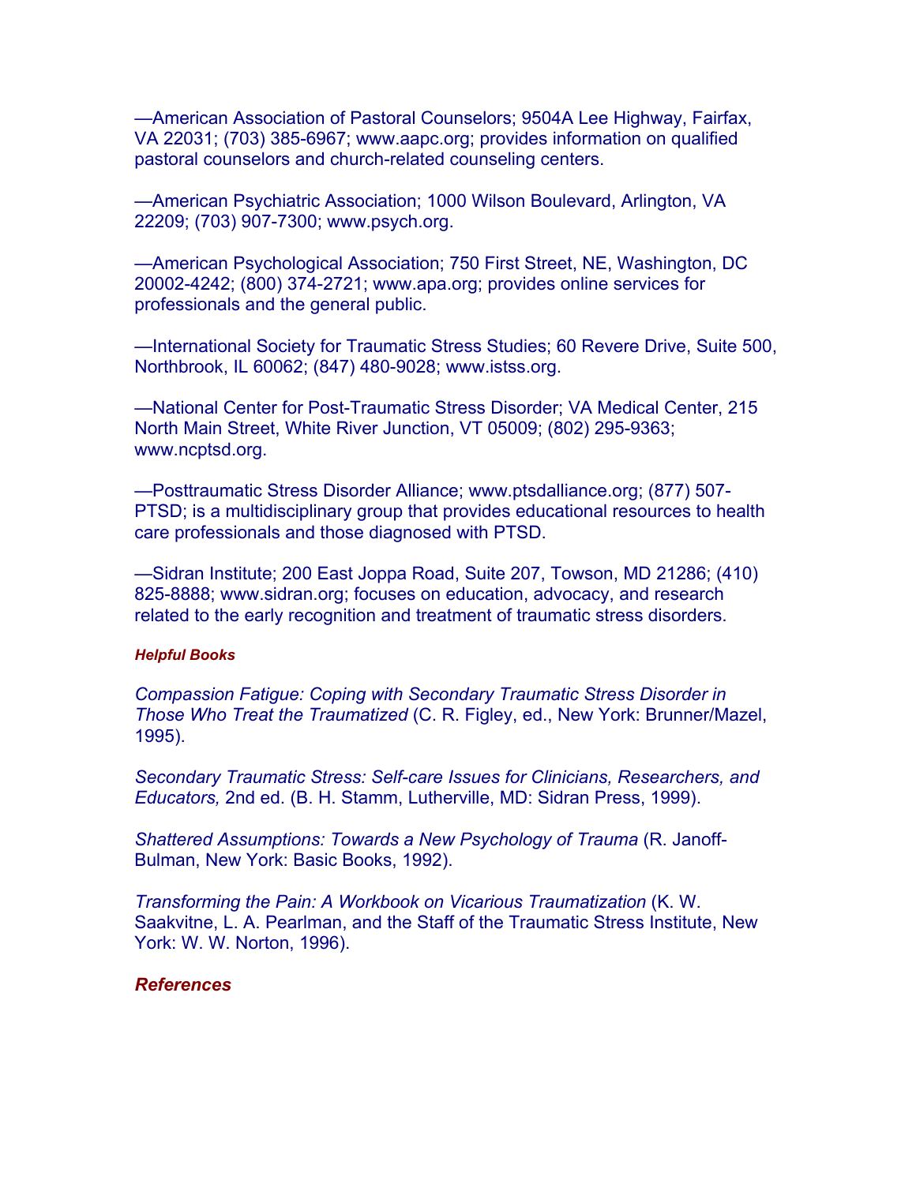—American Association of Pastoral Counselors; 9504A Lee Highway, Fairfax, VA 22031; (703) 385-6967; www.aapc.org; provides information on qualified pastoral counselors and church-related counseling centers.

—American Psychiatric Association; 1000 Wilson Boulevard, Arlington, VA 22209; (703) 907-7300; www.psych.org.

—American Psychological Association; 750 First Street, NE, Washington, DC 20002-4242; (800) 374-2721; www.apa.org; provides online services for professionals and the general public.

—International Society for Traumatic Stress Studies; 60 Revere Drive, Suite 500, Northbrook, IL 60062; (847) 480-9028; www.istss.org.

—National Center for Post-Traumatic Stress Disorder; VA Medical Center, 215 North Main Street, White River Junction, VT 05009; (802) 295-9363; www.ncptsd.org.

—Posttraumatic Stress Disorder Alliance; www.ptsdalliance.org; (877) 507-PTSD; is a multidisciplinary group that provides educational resources to health care professionals and those diagnosed with PTSD.

—Sidran Institute; 200 East Joppa Road, Suite 207, Towson, MD 21286; (410) 825-8888; www.sidran.org; focuses on education, advocacy, and research related to the early recognition and treatment of traumatic stress disorders.

#### *Helpful Books*

*Compassion Fatigue: Coping with Secondary Traumatic Stress Disorder in Those Who Treat the Traumatized* (C. R. Figley, ed., New York: Brunner/Mazel, 1995).

*Secondary Traumatic Stress: Self-care Issues for Clinicians, Researchers, and Educators,* 2nd ed. (B. H. Stamm, Lutherville, MD: Sidran Press, 1999).

*Shattered Assumptions: Towards a New Psychology of Trauma* (R. Janoff-Bulman, New York: Basic Books, 1992).

*Transforming the Pain: A Workbook on Vicarious Traumatization* (K. W. Saakvitne, L. A. Pearlman, and the Staff of the Traumatic Stress Institute, New York: W. W. Norton, 1996).

### *References*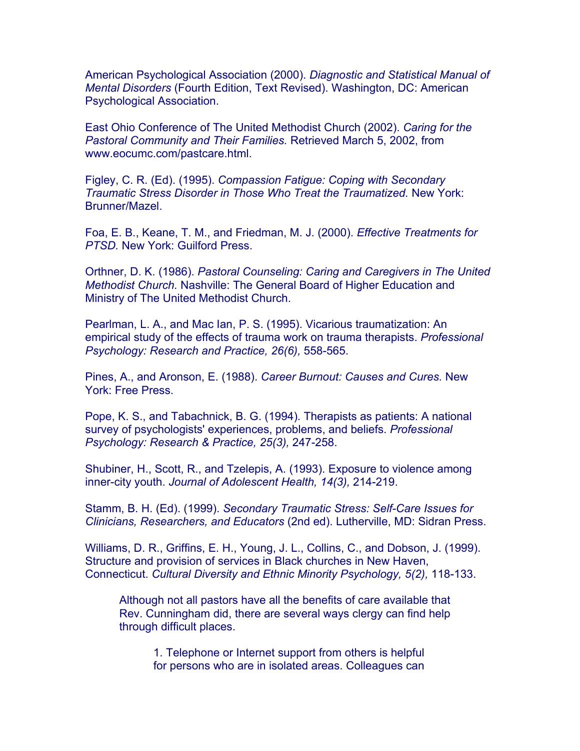American Psychological Association (2000). *Diagnostic and Statistical Manual of Mental Disorders* (Fourth Edition, Text Revised). Washington, DC: American Psychological Association.

East Ohio Conference of The United Methodist Church (2002). *Caring for the Pastoral Community and Their Families.* Retrieved March 5, 2002, from www.eocumc.com/pastcare.html.

Figley, C. R. (Ed). (1995). *Compassion Fatigue: Coping with Secondary Traumatic Stress Disorder in Those Who Treat the Traumatized.* New York: Brunner/Mazel.

Foa, E. B., Keane, T. M., and Friedman, M. J. (2000). *Effective Treatments for PTSD.* New York: Guilford Press.

Orthner, D. K. (1986). *Pastoral Counseling: Caring and Caregivers in The United Methodist Church.* Nashville: The General Board of Higher Education and Ministry of The United Methodist Church.

Pearlman, L. A., and Mac Ian, P. S. (1995). Vicarious traumatization: An empirical study of the effects of trauma work on trauma therapists. *Professional Psychology: Research and Practice, 26(6),* 558-565.

Pines, A., and Aronson, E. (1988). *Career Burnout: Causes and Cures.* New York: Free Press.

Pope, K. S., and Tabachnick, B. G. (1994). Therapists as patients: A national survey of psychologists' experiences, problems, and beliefs. *Professional Psychology: Research & Practice, 25(3),* 247-258.

Shubiner, H., Scott, R., and Tzelepis, A. (1993). Exposure to violence among inner-city youth. *Journal of Adolescent Health, 14(3),* 214-219.

Stamm, B. H. (Ed). (1999). *Secondary Traumatic Stress: Self-Care Issues for Clinicians, Researchers, and Educators* (2nd ed). Lutherville, MD: Sidran Press.

Williams, D. R., Griffins, E. H., Young, J. L., Collins, C., and Dobson, J. (1999). Structure and provision of services in Black churches in New Haven, Connecticut. *Cultural Diversity and Ethnic Minority Psychology, 5(2),* 118-133.

> Although not all pastors have all the benefits of care available that Rev. Cunningham did, there are several ways clergy can find help through difficult places.
>
> 1. Telephone or Internet support from others is helpful for persons who are in isolated areas. Colleagues can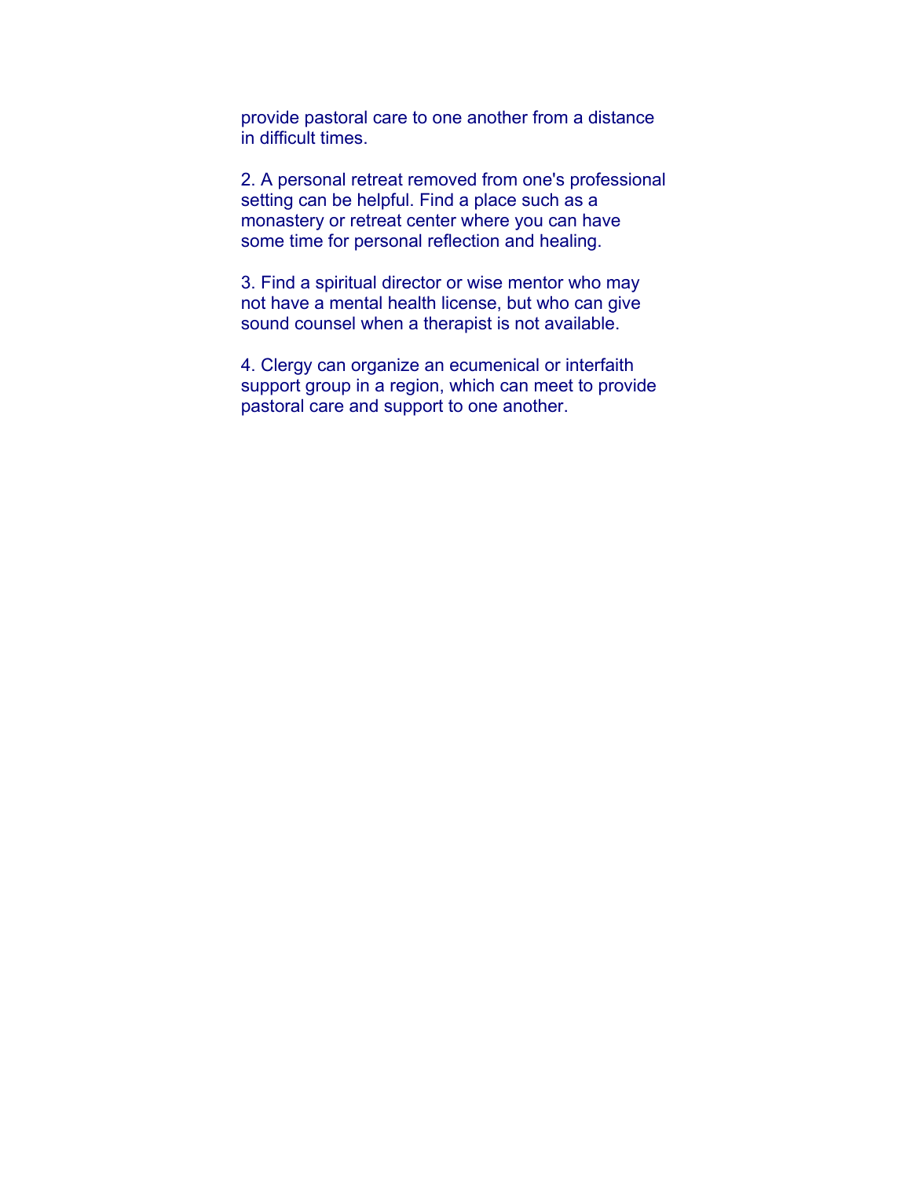provide pastoral care to one another from a distance in difficult times.

2. A personal retreat removed from one's professional setting can be helpful. Find a place such as a monastery or retreat center where you can have some time for personal reflection and healing.

3. Find a spiritual director or wise mentor who may not have a mental health license, but who can give sound counsel when a therapist is not available.

4. Clergy can organize an ecumenical or interfaith support group in a region, which can meet to provide pastoral care and support to one another.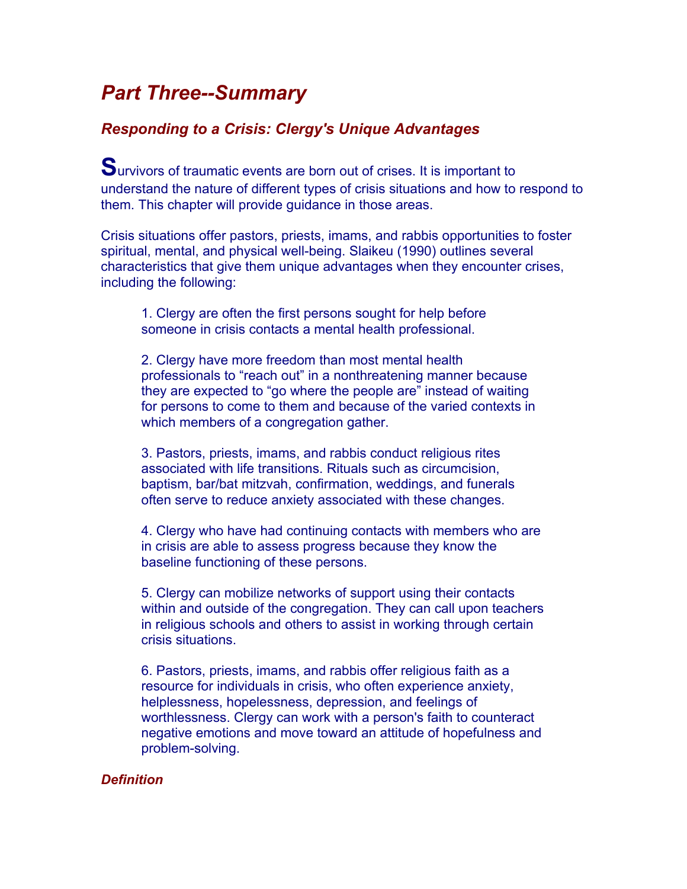## *Part Three--Summary*

### *Responding to a Crisis: Clergy's Unique Advantages*

Survivors of traumatic events are born out of crises. It is important to understand the nature of different types of crisis situations and how to respond to them. This chapter will provide guidance in those areas.

Crisis situations offer pastors, priests, imams, and rabbis opportunities to foster spiritual, mental, and physical well-being. Slaikeu (1990) outlines several characteristics that give them unique advantages when they encounter crises, including the following:

1. Clergy are often the first persons sought for help before someone in crisis contacts a mental health professional.

2. Clergy have more freedom than most mental health professionals to "reach out" in a nonthreatening manner because they are expected to "go where the people are" instead of waiting for persons to come to them and because of the varied contexts in which members of a congregation gather.

3. Pastors, priests, imams, and rabbis conduct religious rites associated with life transitions. Rituals such as circumcision, baptism, bar/bat mitzvah, confirmation, weddings, and funerals often serve to reduce anxiety associated with these changes.

4. Clergy who have had continuing contacts with members who are in crisis are able to assess progress because they know the baseline functioning of these persons.

5. Clergy can mobilize networks of support using their contacts within and outside of the congregation. They can call upon teachers in religious schools and others to assist in working through certain crisis situations.

6. Pastors, priests, imams, and rabbis offer religious faith as a resource for individuals in crisis, who often experience anxiety, helplessness, hopelessness, depression, and feelings of worthlessness. Clergy can work with a person's faith to counteract negative emotions and move toward an attitude of hopefulness and problem-solving.

#### *Definition*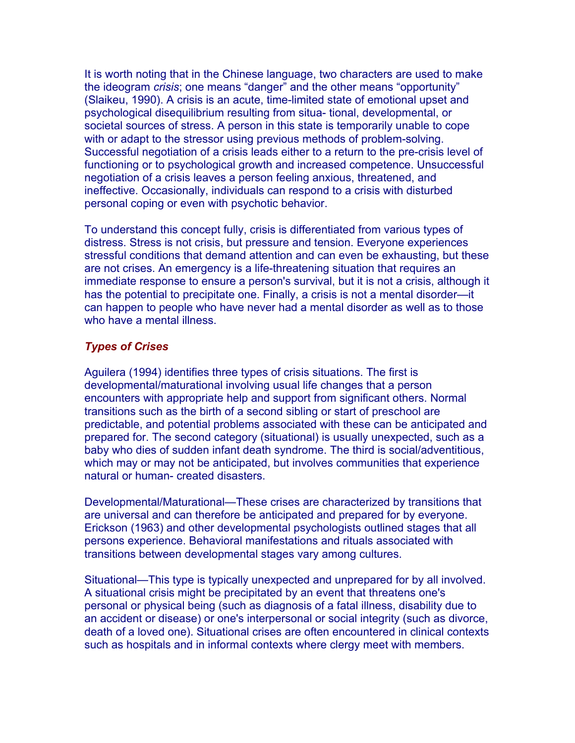It is worth noting that in the Chinese language, two characters are used to make the ideogram *crisis*; one means “danger” and the other means “opportunity” (Slaikeu, 1990). A crisis is an acute, time-limited state of emotional upset and psychological disequilibrium resulting from situa- tional, developmental, or societal sources of stress. A person in this state is temporarily unable to cope with or adapt to the stressor using previous methods of problem-solving. Successful negotiation of a crisis leads either to a return to the pre-crisis level of functioning or to psychological growth and increased competence. Unsuccessful negotiation of a crisis leaves a person feeling anxious, threatened, and ineffective. Occasionally, individuals can respond to a crisis with disturbed personal coping or even with psychotic behavior.

To understand this concept fully, crisis is differentiated from various types of distress. Stress is not crisis, but pressure and tension. Everyone experiences stressful conditions that demand attention and can even be exhausting, but these are not crises. An emergency is a life-threatening situation that requires an immediate response to ensure a person's survival, but it is not a crisis, although it has the potential to precipitate one. Finally, a crisis is not a mental disorder—it can happen to people who have never had a mental disorder as well as to those who have a mental illness.

### *Types of Crises*

Aguilera (1994) identifies three types of crisis situations. The first is developmental/maturational involving usual life changes that a person encounters with appropriate help and support from significant others. Normal transitions such as the birth of a second sibling or start of preschool are predictable, and potential problems associated with these can be anticipated and prepared for. The second category (situational) is usually unexpected, such as a baby who dies of sudden infant death syndrome. The third is social/adventitious, which may or may not be anticipated, but involves communities that experience natural or human- created disasters.

Developmental/Maturational—These crises are characterized by transitions that are universal and can therefore be anticipated and prepared for by everyone. Erickson (1963) and other developmental psychologists outlined stages that all persons experience. Behavioral manifestations and rituals associated with transitions between developmental stages vary among cultures.

Situational—This type is typically unexpected and unprepared for by all involved. A situational crisis might be precipitated by an event that threatens one's personal or physical being (such as diagnosis of a fatal illness, disability due to an accident or disease) or one's interpersonal or social integrity (such as divorce, death of a loved one). Situational crises are often encountered in clinical contexts such as hospitals and in informal contexts where clergy meet with members.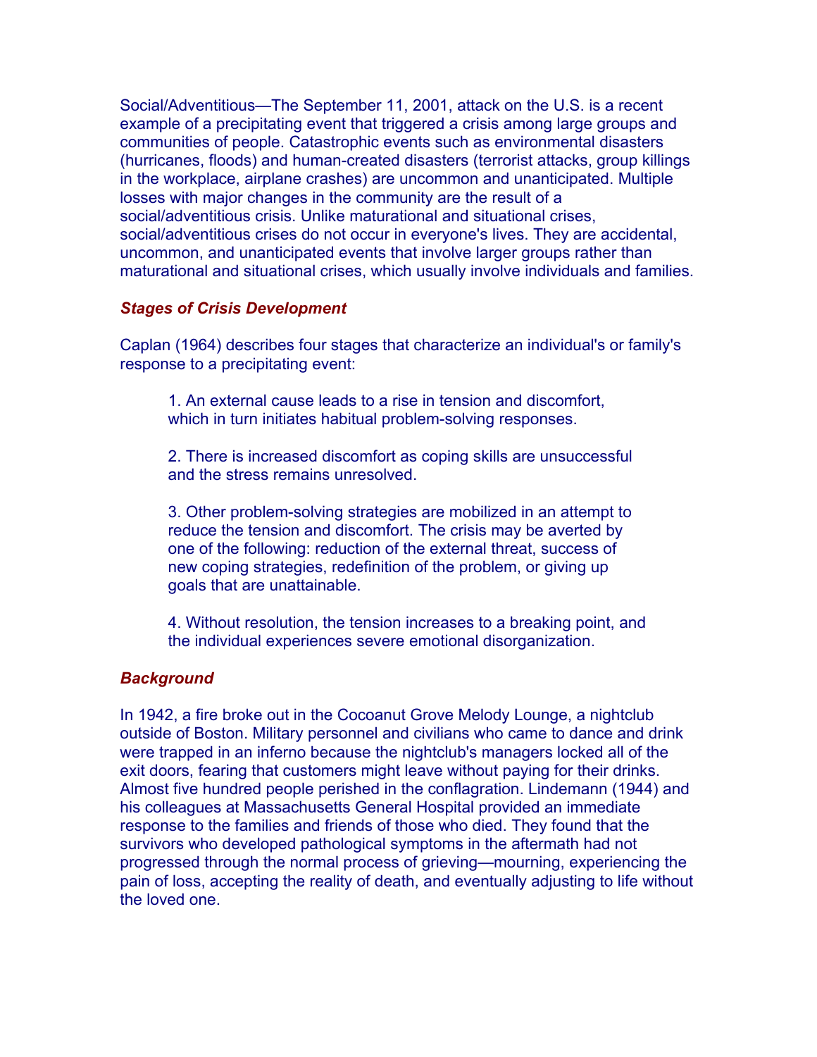Social/Adventitious—The September 11, 2001, attack on the U.S. is a recent example of a precipitating event that triggered a crisis among large groups and communities of people. Catastrophic events such as environmental disasters (hurricanes, floods) and human-created disasters (terrorist attacks, group killings in the workplace, airplane crashes) are uncommon and unanticipated. Multiple losses with major changes in the community are the result of a social/adventitious crisis. Unlike maturational and situational crises, social/adventitious crises do not occur in everyone's lives. They are accidental, uncommon, and unanticipated events that involve larger groups rather than maturational and situational crises, which usually involve individuals and families.

### *Stages of Crisis Development*

Caplan (1964) describes four stages that characterize an individual's or family's response to a precipitating event:

1. An external cause leads to a rise in tension and discomfort, which in turn initiates habitual problem-solving responses.

2. There is increased discomfort as coping skills are unsuccessful and the stress remains unresolved.

3. Other problem-solving strategies are mobilized in an attempt to reduce the tension and discomfort. The crisis may be averted by one of the following: reduction of the external threat, success of new coping strategies, redefinition of the problem, or giving up goals that are unattainable.

4. Without resolution, the tension increases to a breaking point, and the individual experiences severe emotional disorganization.

### *Background*

In 1942, a fire broke out in the Cocoanut Grove Melody Lounge, a nightclub outside of Boston. Military personnel and civilians who came to dance and drink were trapped in an inferno because the nightclub's managers locked all of the exit doors, fearing that customers might leave without paying for their drinks. Almost five hundred people perished in the conflagration. Lindemann (1944) and his colleagues at Massachusetts General Hospital provided an immediate response to the families and friends of those who died. They found that the survivors who developed pathological symptoms in the aftermath had not progressed through the normal process of grieving—mourning, experiencing the pain of loss, accepting the reality of death, and eventually adjusting to life without the loved one.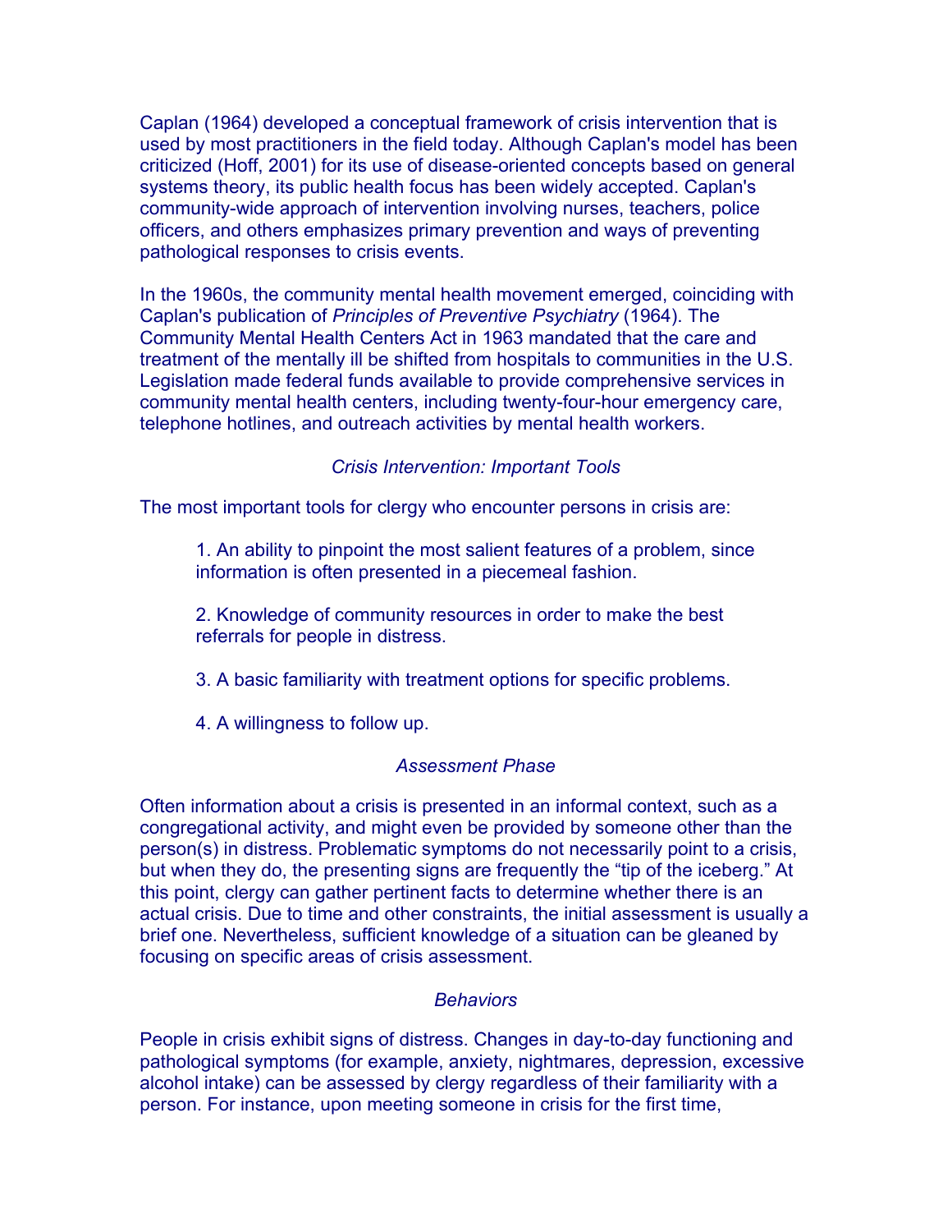Caplan (1964) developed a conceptual framework of crisis intervention that is used by most practitioners in the field today. Although Caplan's model has been criticized (Hoff, 2001) for its use of disease-oriented concepts based on general systems theory, its public health focus has been widely accepted. Caplan's community-wide approach of intervention involving nurses, teachers, police officers, and others emphasizes primary prevention and ways of preventing pathological responses to crisis events.

In the 1960s, the community mental health movement emerged, coinciding with Caplan's publication of *Principles of Preventive Psychiatry* (1964). The Community Mental Health Centers Act in 1963 mandated that the care and treatment of the mentally ill be shifted from hospitals to communities in the U.S. Legislation made federal funds available to provide comprehensive services in community mental health centers, including twenty-four-hour emergency care, telephone hotlines, and outreach activities by mental health workers.

### *Crisis Intervention: Important Tools*

The most important tools for clergy who encounter persons in crisis are:

1. An ability to pinpoint the most salient features of a problem, since information is often presented in a piecemeal fashion.

2. Knowledge of community resources in order to make the best referrals for people in distress.

3. A basic familiarity with treatment options for specific problems.

4. A willingness to follow up.

### *Assessment Phase*

Often information about a crisis is presented in an informal context, such as a congregational activity, and might even be provided by someone other than the person(s) in distress. Problematic symptoms do not necessarily point to a crisis, but when they do, the presenting signs are frequently the "tip of the iceberg." At this point, clergy can gather pertinent facts to determine whether there is an actual crisis. Due to time and other constraints, the initial assessment is usually a brief one. Nevertheless, sufficient knowledge of a situation can be gleaned by focusing on specific areas of crisis assessment.

### *Behaviors*

People in crisis exhibit signs of distress. Changes in day-to-day functioning and pathological symptoms (for example, anxiety, nightmares, depression, excessive alcohol intake) can be assessed by clergy regardless of their familiarity with a person. For instance, upon meeting someone in crisis for the first time,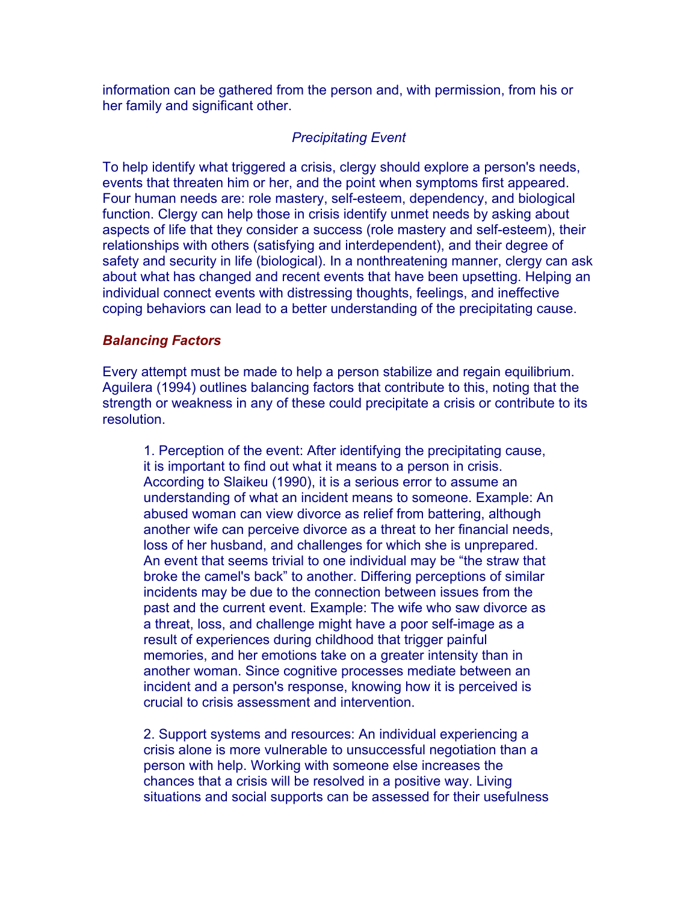information can be gathered from the person and, with permission, from his or her family and significant other.

*Precipitating Event*

To help identify what triggered a crisis, clergy should explore a person's needs, events that threaten him or her, and the point when symptoms first appeared. Four human needs are: role mastery, self-esteem, dependency, and biological function. Clergy can help those in crisis identify unmet needs by asking about aspects of life that they consider a success (role mastery and self-esteem), their relationships with others (satisfying and interdependent), and their degree of safety and security in life (biological). In a nonthreatening manner, clergy can ask about what has changed and recent events that have been upsetting. Helping an individual connect events with distressing thoughts, feelings, and ineffective coping behaviors can lead to a better understanding of the precipitating cause.

### ***Balancing Factors***

Every attempt must be made to help a person stabilize and regain equilibrium. Aguilera (1994) outlines balancing factors that contribute to this, noting that the strength or weakness in any of these could precipitate a crisis or contribute to its resolution.

1. Perception of the event: After identifying the precipitating cause, it is important to find out what it means to a person in crisis. According to Slaikeu (1990), it is a serious error to assume an understanding of what an incident means to someone. Example: An abused woman can view divorce as relief from battering, although another wife can perceive divorce as a threat to her financial needs, loss of her husband, and challenges for which she is unprepared. An event that seems trivial to one individual may be “the straw that broke the camel's back” to another. Differing perceptions of similar incidents may be due to the connection between issues from the past and the current event. Example: The wife who saw divorce as a threat, loss, and challenge might have a poor self-image as a result of experiences during childhood that trigger painful memories, and her emotions take on a greater intensity than in another woman. Since cognitive processes mediate between an incident and a person's response, knowing how it is perceived is crucial to crisis assessment and intervention.

2. Support systems and resources: An individual experiencing a crisis alone is more vulnerable to unsuccessful negotiation than a person with help. Working with someone else increases the chances that a crisis will be resolved in a positive way. Living situations and social supports can be assessed for their usefulness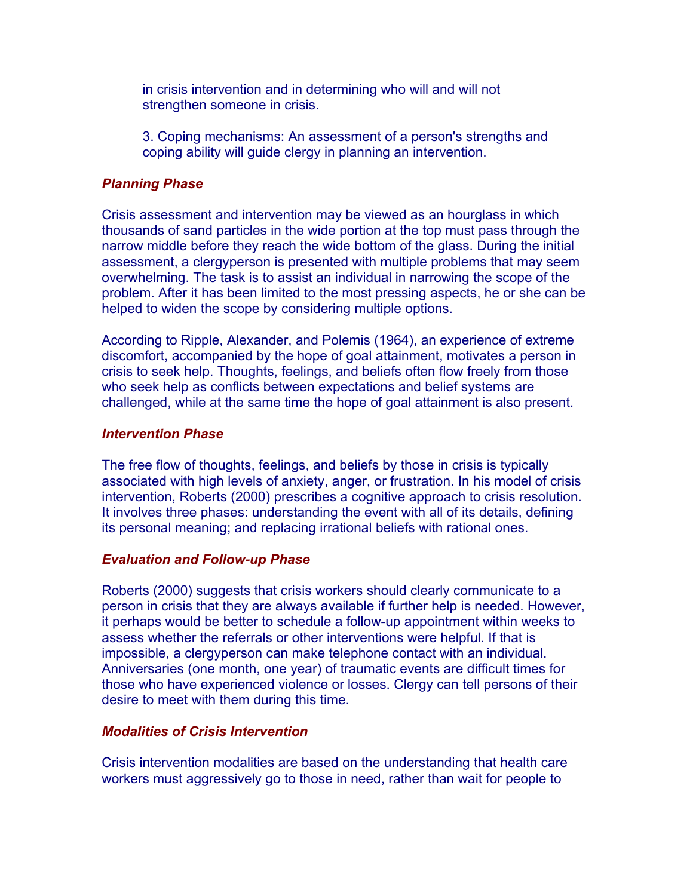in crisis intervention and in determining who will and will not strengthen someone in crisis.

3. Coping mechanisms: An assessment of a person's strengths and coping ability will guide clergy in planning an intervention.

### *Planning Phase*

Crisis assessment and intervention may be viewed as an hourglass in which thousands of sand particles in the wide portion at the top must pass through the narrow middle before they reach the wide bottom of the glass. During the initial assessment, a clergyperson is presented with multiple problems that may seem overwhelming. The task is to assist an individual in narrowing the scope of the problem. After it has been limited to the most pressing aspects, he or she can be helped to widen the scope by considering multiple options.

According to Ripple, Alexander, and Polemis (1964), an experience of extreme discomfort, accompanied by the hope of goal attainment, motivates a person in crisis to seek help. Thoughts, feelings, and beliefs often flow freely from those who seek help as conflicts between expectations and belief systems are challenged, while at the same time the hope of goal attainment is also present.

### *Intervention Phase*

The free flow of thoughts, feelings, and beliefs by those in crisis is typically associated with high levels of anxiety, anger, or frustration. In his model of crisis intervention, Roberts (2000) prescribes a cognitive approach to crisis resolution. It involves three phases: understanding the event with all of its details, defining its personal meaning; and replacing irrational beliefs with rational ones.

### *Evaluation and Follow-up Phase*

Roberts (2000) suggests that crisis workers should clearly communicate to a person in crisis that they are always available if further help is needed. However, it perhaps would be better to schedule a follow-up appointment within weeks to assess whether the referrals or other interventions were helpful. If that is impossible, a clergyperson can make telephone contact with an individual. Anniversaries (one month, one year) of traumatic events are difficult times for those who have experienced violence or losses. Clergy can tell persons of their desire to meet with them during this time.

### *Modalities of Crisis Intervention*

Crisis intervention modalities are based on the understanding that health care workers must aggressively go to those in need, rather than wait for people to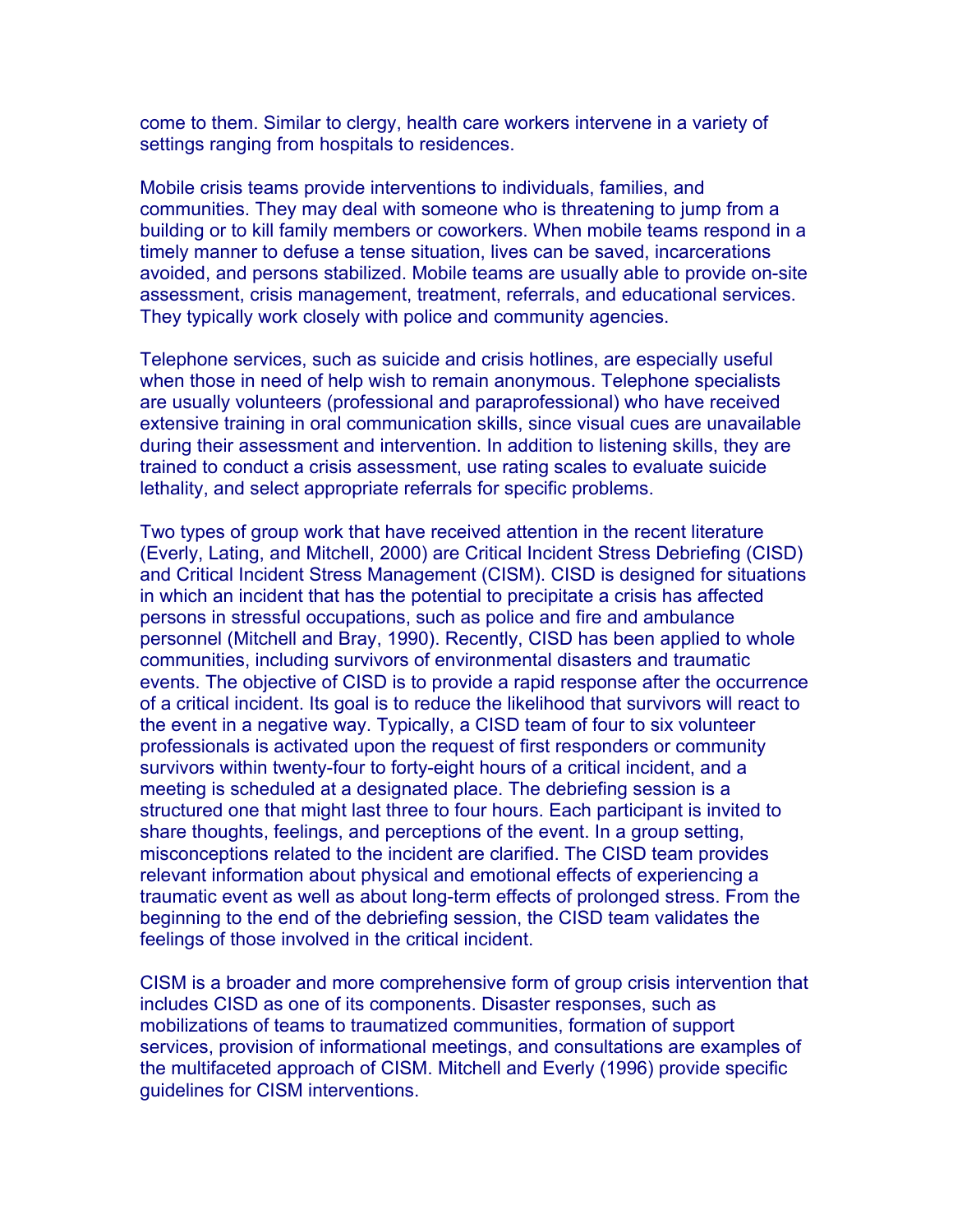come to them. Similar to clergy, health care workers intervene in a variety of settings ranging from hospitals to residences.

Mobile crisis teams provide interventions to individuals, families, and communities. They may deal with someone who is threatening to jump from a building or to kill family members or coworkers. When mobile teams respond in a timely manner to defuse a tense situation, lives can be saved, incarcerations avoided, and persons stabilized. Mobile teams are usually able to provide on-site assessment, crisis management, treatment, referrals, and educational services. They typically work closely with police and community agencies.

Telephone services, such as suicide and crisis hotlines, are especially useful when those in need of help wish to remain anonymous. Telephone specialists are usually volunteers (professional and paraprofessional) who have received extensive training in oral communication skills, since visual cues are unavailable during their assessment and intervention. In addition to listening skills, they are trained to conduct a crisis assessment, use rating scales to evaluate suicide lethality, and select appropriate referrals for specific problems.

Two types of group work that have received attention in the recent literature (Everly, Lating, and Mitchell, 2000) are Critical Incident Stress Debriefing (CISD) and Critical Incident Stress Management (CISM). CISD is designed for situations in which an incident that has the potential to precipitate a crisis has affected persons in stressful occupations, such as police and fire and ambulance personnel (Mitchell and Bray, 1990). Recently, CISD has been applied to whole communities, including survivors of environmental disasters and traumatic events. The objective of CISD is to provide a rapid response after the occurrence of a critical incident. Its goal is to reduce the likelihood that survivors will react to the event in a negative way. Typically, a CISD team of four to six volunteer professionals is activated upon the request of first responders or community survivors within twenty-four to forty-eight hours of a critical incident, and a meeting is scheduled at a designated place. The debriefing session is a structured one that might last three to four hours. Each participant is invited to share thoughts, feelings, and perceptions of the event. In a group setting, misconceptions related to the incident are clarified. The CISD team provides relevant information about physical and emotional effects of experiencing a traumatic event as well as about long-term effects of prolonged stress. From the beginning to the end of the debriefing session, the CISD team validates the feelings of those involved in the critical incident.

CISM is a broader and more comprehensive form of group crisis intervention that includes CISD as one of its components. Disaster responses, such as mobilizations of teams to traumatized communities, formation of support services, provision of informational meetings, and consultations are examples of the multifaceted approach of CISM. Mitchell and Everly (1996) provide specific guidelines for CISM interventions.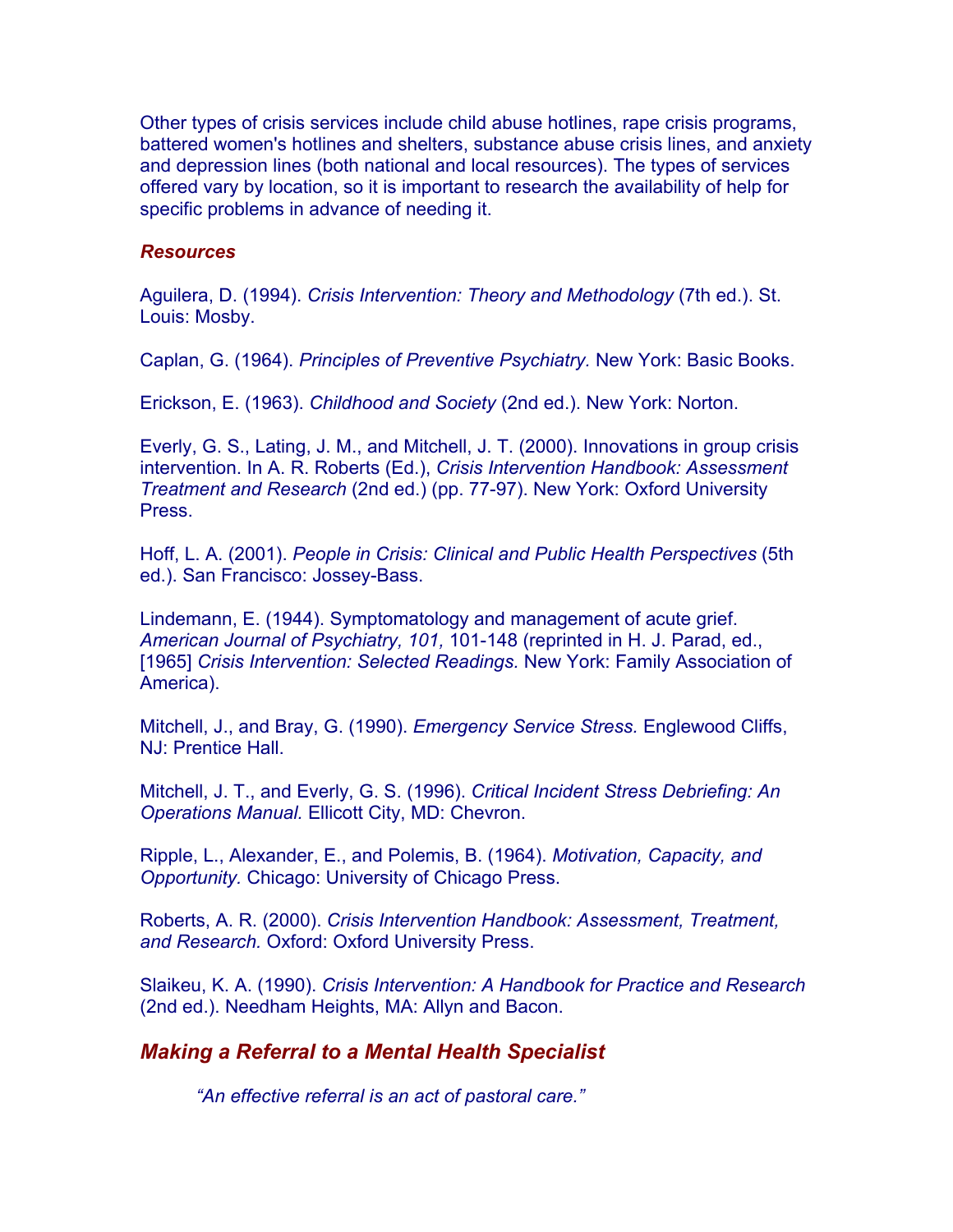Other types of crisis services include child abuse hotlines, rape crisis programs, battered women's hotlines and shelters, substance abuse crisis lines, and anxiety and depression lines (both national and local resources). The types of services offered vary by location, so it is important to research the availability of help for specific problems in advance of needing it.

***Resources***

Aguilera, D. (1994). *Crisis Intervention: Theory and Methodology* (7th ed.). St. Louis: Mosby.

Caplan, G. (1964). *Principles of Preventive Psychiatry.* New York: Basic Books.

Erickson, E. (1963). *Childhood and Society* (2nd ed.). New York: Norton.

Everly, G. S., Lating, J. M., and Mitchell, J. T. (2000). Innovations in group crisis intervention. In A. R. Roberts (Ed.), *Crisis Intervention Handbook: Assessment Treatment and Research* (2nd ed.) (pp. 77-97). New York: Oxford University Press.

Hoff, L. A. (2001). *People in Crisis: Clinical and Public Health Perspectives* (5th ed.). San Francisco: Jossey-Bass.

Lindemann, E. (1944). Symptomatology and management of acute grief. *American Journal of Psychiatry, 101,* 101-148 (reprinted in H. J. Parad, ed., [1965] *Crisis Intervention: Selected Readings.* New York: Family Association of America).

Mitchell, J., and Bray, G. (1990). *Emergency Service Stress.* Englewood Cliffs, NJ: Prentice Hall.

Mitchell, J. T., and Everly, G. S. (1996). *Critical Incident Stress Debriefing: An Operations Manual.* Ellicott City, MD: Chevron.

Ripple, L., Alexander, E., and Polemis, B. (1964). *Motivation, Capacity, and Opportunity.* Chicago: University of Chicago Press.

Roberts, A. R. (2000). *Crisis Intervention Handbook: Assessment, Treatment, and Research.* Oxford: Oxford University Press.

Slaikeu, K. A. (1990). *Crisis Intervention: A Handbook for Practice and Research* (2nd ed.). Needham Heights, MA: Allyn and Bacon.

## *Making a Referral to a Mental Health Specialist*

> *"An effective referral is an act of pastoral care."*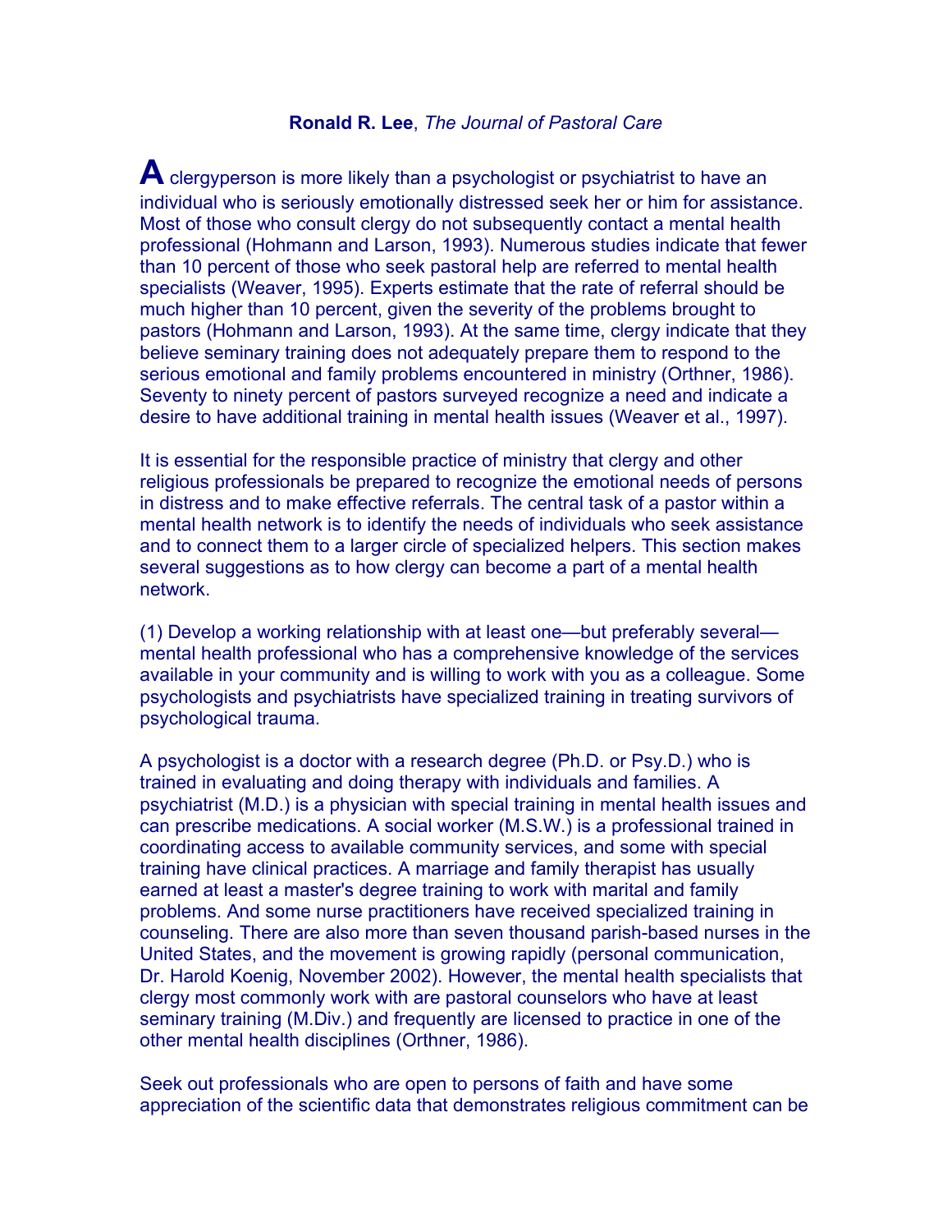**Ronald R. Lee**, *The Journal of Pastoral Care*

A clergyperson is more likely than a psychologist or psychiatrist to have an individual who is seriously emotionally distressed seek her or him for assistance. Most of those who consult clergy do not subsequently contact a mental health professional (Hohmann and Larson, 1993). Numerous studies indicate that fewer than 10 percent of those who seek pastoral help are referred to mental health specialists (Weaver, 1995). Experts estimate that the rate of referral should be much higher than 10 percent, given the severity of the problems brought to pastors (Hohmann and Larson, 1993). At the same time, clergy indicate that they believe seminary training does not adequately prepare them to respond to the serious emotional and family problems encountered in ministry (Orthner, 1986). Seventy to ninety percent of pastors surveyed recognize a need and indicate a desire to have additional training in mental health issues (Weaver et al., 1997).

It is essential for the responsible practice of ministry that clergy and other religious professionals be prepared to recognize the emotional needs of persons in distress and to make effective referrals. The central task of a pastor within a mental health network is to identify the needs of individuals who seek assistance and to connect them to a larger circle of specialized helpers. This section makes several suggestions as to how clergy can become a part of a mental health network.

(1) Develop a working relationship with at least one—but preferably several—mental health professional who has a comprehensive knowledge of the services available in your community and is willing to work with you as a colleague. Some psychologists and psychiatrists have specialized training in treating survivors of psychological trauma.

A psychologist is a doctor with a research degree (Ph.D. or Psy.D.) who is trained in evaluating and doing therapy with individuals and families. A psychiatrist (M.D.) is a physician with special training in mental health issues and can prescribe medications. A social worker (M.S.W.) is a professional trained in coordinating access to available community services, and some with special training have clinical practices. A marriage and family therapist has usually earned at least a master's degree training to work with marital and family problems. And some nurse practitioners have received specialized training in counseling. There are also more than seven thousand parish-based nurses in the United States, and the movement is growing rapidly (personal communication, Dr. Harold Koenig, November 2002). However, the mental health specialists that clergy most commonly work with are pastoral counselors who have at least seminary training (M.Div.) and frequently are licensed to practice in one of the other mental health disciplines (Orthner, 1986).

Seek out professionals who are open to persons of faith and have some appreciation of the scientific data that demonstrates religious commitment can be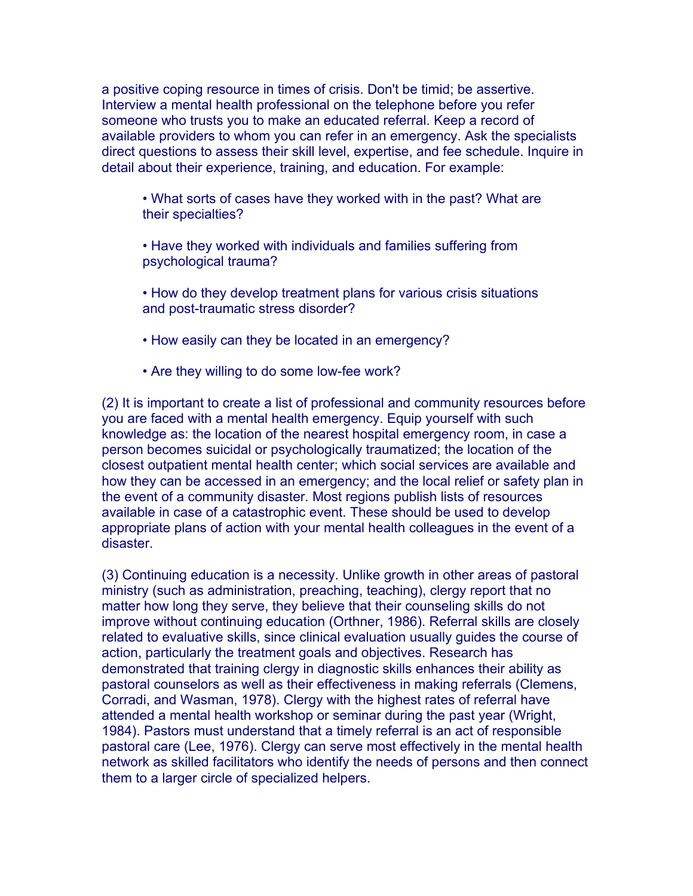a positive coping resource in times of crisis. Don't be timid; be assertive. Interview a mental health professional on the telephone before you refer someone who trusts you to make an educated referral. Keep a record of available providers to whom you can refer in an emergency. Ask the specialists direct questions to assess their skill level, expertise, and fee schedule. Inquire in detail about their experience, training, and education. For example:

- What sorts of cases have they worked with in the past? What are their specialties?
- Have they worked with individuals and families suffering from psychological trauma?
- How do they develop treatment plans for various crisis situations and post-traumatic stress disorder?
- How easily can they be located in an emergency?
- Are they willing to do some low-fee work?

(2) It is important to create a list of professional and community resources before you are faced with a mental health emergency. Equip yourself with such knowledge as: the location of the nearest hospital emergency room, in case a person becomes suicidal or psychologically traumatized; the location of the closest outpatient mental health center; which social services are available and how they can be accessed in an emergency; and the local relief or safety plan in the event of a community disaster. Most regions publish lists of resources available in case of a catastrophic event. These should be used to develop appropriate plans of action with your mental health colleagues in the event of a disaster.

(3) Continuing education is a necessity. Unlike growth in other areas of pastoral ministry (such as administration, preaching, teaching), clergy report that no matter how long they serve, they believe that their counseling skills do not improve without continuing education (Orthner, 1986). Referral skills are closely related to evaluative skills, since clinical evaluation usually guides the course of action, particularly the treatment goals and objectives. Research has demonstrated that training clergy in diagnostic skills enhances their ability as pastoral counselors as well as their effectiveness in making referrals (Clemens, Corradi, and Wasman, 1978). Clergy with the highest rates of referral have attended a mental health workshop or seminar during the past year (Wright, 1984). Pastors must understand that a timely referral is an act of responsible pastoral care (Lee, 1976). Clergy can serve most effectively in the mental health network as skilled facilitators who identify the needs of persons and then connect them to a larger circle of specialized helpers.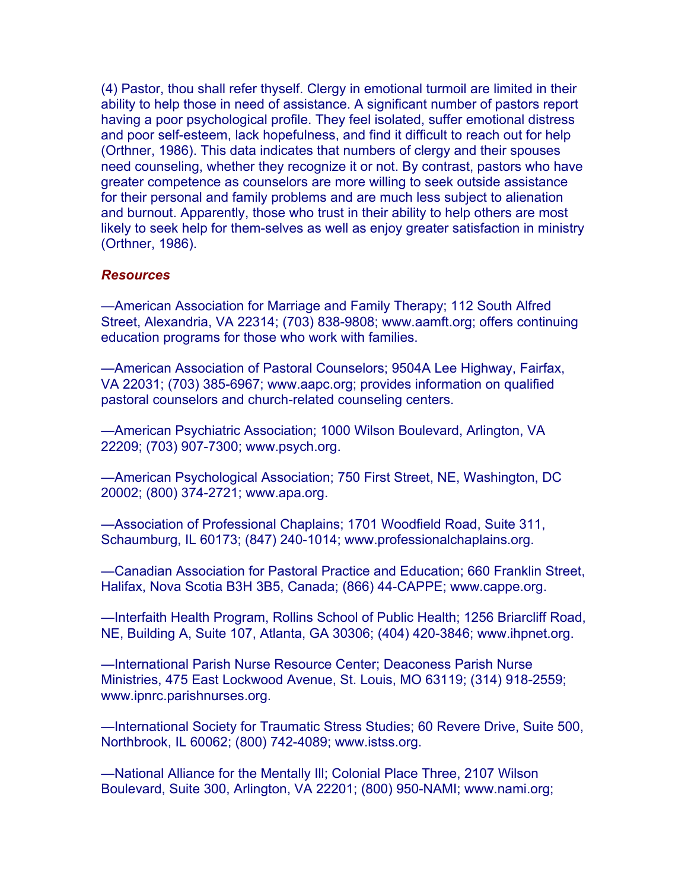(4) Pastor, thou shall refer thyself. Clergy in emotional turmoil are limited in their ability to help those in need of assistance. A significant number of pastors report having a poor psychological profile. They feel isolated, suffer emotional distress and poor self-esteem, lack hopefulness, and find it difficult to reach out for help (Orthner, 1986). This data indicates that numbers of clergy and their spouses need counseling, whether they recognize it or not. By contrast, pastors who have greater competence as counselors are more willing to seek outside assistance for their personal and family problems and are much less subject to alienation and burnout. Apparently, those who trust in their ability to help others are most likely to seek help for them-selves as well as enjoy greater satisfaction in ministry (Orthner, 1986).

***Resources***

—American Association for Marriage and Family Therapy; 112 South Alfred Street, Alexandria, VA 22314; (703) 838-9808; www.aamft.org; offers continuing education programs for those who work with families.

—American Association of Pastoral Counselors; 9504A Lee Highway, Fairfax, VA 22031; (703) 385-6967; www.aapc.org; provides information on qualified pastoral counselors and church-related counseling centers.

—American Psychiatric Association; 1000 Wilson Boulevard, Arlington, VA 22209; (703) 907-7300; www.psych.org.

—American Psychological Association; 750 First Street, NE, Washington, DC 20002; (800) 374-2721; www.apa.org.

—Association of Professional Chaplains; 1701 Woodfield Road, Suite 311, Schaumburg, IL 60173; (847) 240-1014; www.professionalchaplains.org.

—Canadian Association for Pastoral Practice and Education; 660 Franklin Street, Halifax, Nova Scotia B3H 3B5, Canada; (866) 44-CAPPE; www.cappe.org.

—Interfaith Health Program, Rollins School of Public Health; 1256 Briarcliff Road, NE, Building A, Suite 107, Atlanta, GA 30306; (404) 420-3846; www.ihpnet.org.

—International Parish Nurse Resource Center; Deaconess Parish Nurse Ministries, 475 East Lockwood Avenue, St. Louis, MO 63119; (314) 918-2559; www.ipnrc.parishnurses.org.

—International Society for Traumatic Stress Studies; 60 Revere Drive, Suite 500, Northbrook, IL 60062; (800) 742-4089; www.istss.org.

—National Alliance for the Mentally Ill; Colonial Place Three, 2107 Wilson Boulevard, Suite 300, Arlington, VA 22201; (800) 950-NAMI; www.nami.org;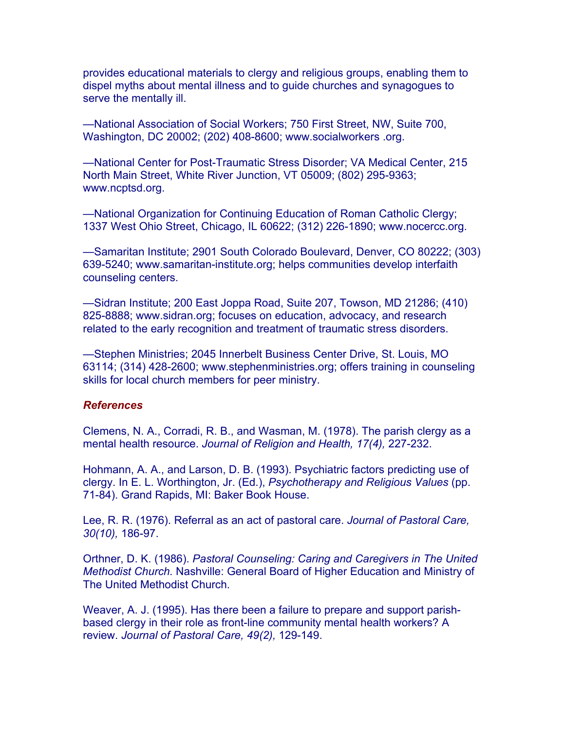provides educational materials to clergy and religious groups, enabling them to dispel myths about mental illness and to guide churches and synagogues to serve the mentally ill.

—National Association of Social Workers; 750 First Street, NW, Suite 700, Washington, DC 20002; (202) 408-8600; www.socialworkers .org.

—National Center for Post-Traumatic Stress Disorder; VA Medical Center, 215 North Main Street, White River Junction, VT 05009; (802) 295-9363; www.ncptsd.org.

—National Organization for Continuing Education of Roman Catholic Clergy; 1337 West Ohio Street, Chicago, IL 60622; (312) 226-1890; www.nocercc.org.

—Samaritan Institute; 2901 South Colorado Boulevard, Denver, CO 80222; (303) 639-5240; www.samaritan-institute.org; helps communities develop interfaith counseling centers.

—Sidran Institute; 200 East Joppa Road, Suite 207, Towson, MD 21286; (410) 825-8888; www.sidran.org; focuses on education, advocacy, and research related to the early recognition and treatment of traumatic stress disorders.

—Stephen Ministries; 2045 Innerbelt Business Center Drive, St. Louis, MO 63114; (314) 428-2600; www.stephenministries.org; offers training in counseling skills for local church members for peer ministry.

***References***

Clemens, N. A., Corradi, R. B., and Wasman, M. (1978). The parish clergy as a mental health resource. *Journal of Religion and Health, 17(4),* 227-232.

Hohmann, A. A., and Larson, D. B. (1993). Psychiatric factors predicting use of clergy. In E. L. Worthington, Jr. (Ed.), *Psychotherapy and Religious Values* (pp. 71-84). Grand Rapids, MI: Baker Book House.

Lee, R. R. (1976). Referral as an act of pastoral care. *Journal of Pastoral Care, 30(10),* 186-97.

Orthner, D. K. (1986). *Pastoral Counseling: Caring and Caregivers in The United Methodist Church.* Nashville: General Board of Higher Education and Ministry of The United Methodist Church.

Weaver, A. J. (1995). Has there been a failure to prepare and support parish-based clergy in their role as front-line community mental health workers? A review. *Journal of Pastoral Care, 49(2),* 129-149.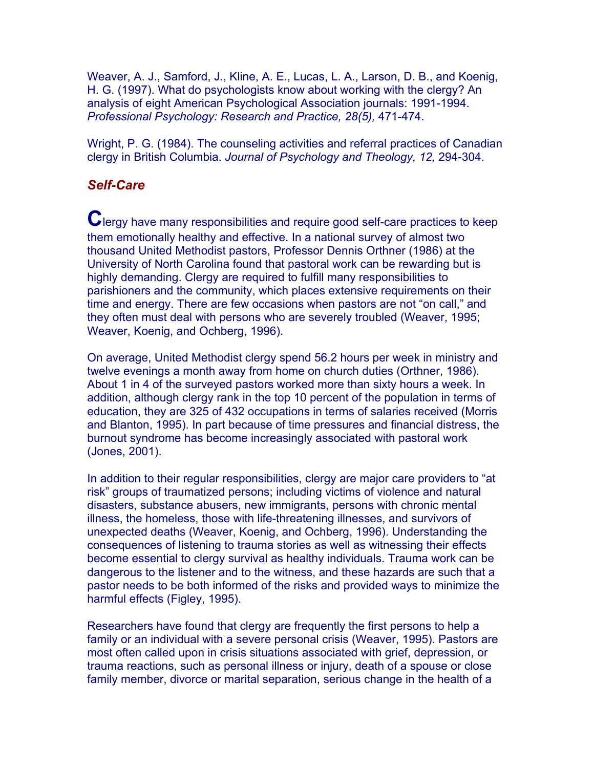Weaver, A. J., Samford, J., Kline, A. E., Lucas, L. A., Larson, D. B., and Koenig, H. G. (1997). What do psychologists know about working with the clergy? An analysis of eight American Psychological Association journals: 1991-1994. *Professional Psychology: Research and Practice, 28(5),* 471-474.

Wright, P. G. (1984). The counseling activities and referral practices of Canadian clergy in British Columbia. *Journal of Psychology and Theology, 12,* 294-304.

### *Self-Care*

Clergy have many responsibilities and require good self-care practices to keep them emotionally healthy and effective. In a national survey of almost two thousand United Methodist pastors, Professor Dennis Orthner (1986) at the University of North Carolina found that pastoral work can be rewarding but is highly demanding. Clergy are required to fulfill many responsibilities to parishioners and the community, which places extensive requirements on their time and energy. There are few occasions when pastors are not "on call," and they often must deal with persons who are severely troubled (Weaver, 1995; Weaver, Koenig, and Ochberg, 1996).

On average, United Methodist clergy spend 56.2 hours per week in ministry and twelve evenings a month away from home on church duties (Orthner, 1986). About 1 in 4 of the surveyed pastors worked more than sixty hours a week. In addition, although clergy rank in the top 10 percent of the population in terms of education, they are 325 of 432 occupations in terms of salaries received (Morris and Blanton, 1995). In part because of time pressures and financial distress, the burnout syndrome has become increasingly associated with pastoral work (Jones, 2001).

In addition to their regular responsibilities, clergy are major care providers to "at risk" groups of traumatized persons; including victims of violence and natural disasters, substance abusers, new immigrants, persons with chronic mental illness, the homeless, those with life-threatening illnesses, and survivors of unexpected deaths (Weaver, Koenig, and Ochberg, 1996). Understanding the consequences of listening to trauma stories as well as witnessing their effects become essential to clergy survival as healthy individuals. Trauma work can be dangerous to the listener and to the witness, and these hazards are such that a pastor needs to be both informed of the risks and provided ways to minimize the harmful effects (Figley, 1995).

Researchers have found that clergy are frequently the first persons to help a family or an individual with a severe personal crisis (Weaver, 1995). Pastors are most often called upon in crisis situations associated with grief, depression, or trauma reactions, such as personal illness or injury, death of a spouse or close family member, divorce or marital separation, serious change in the health of a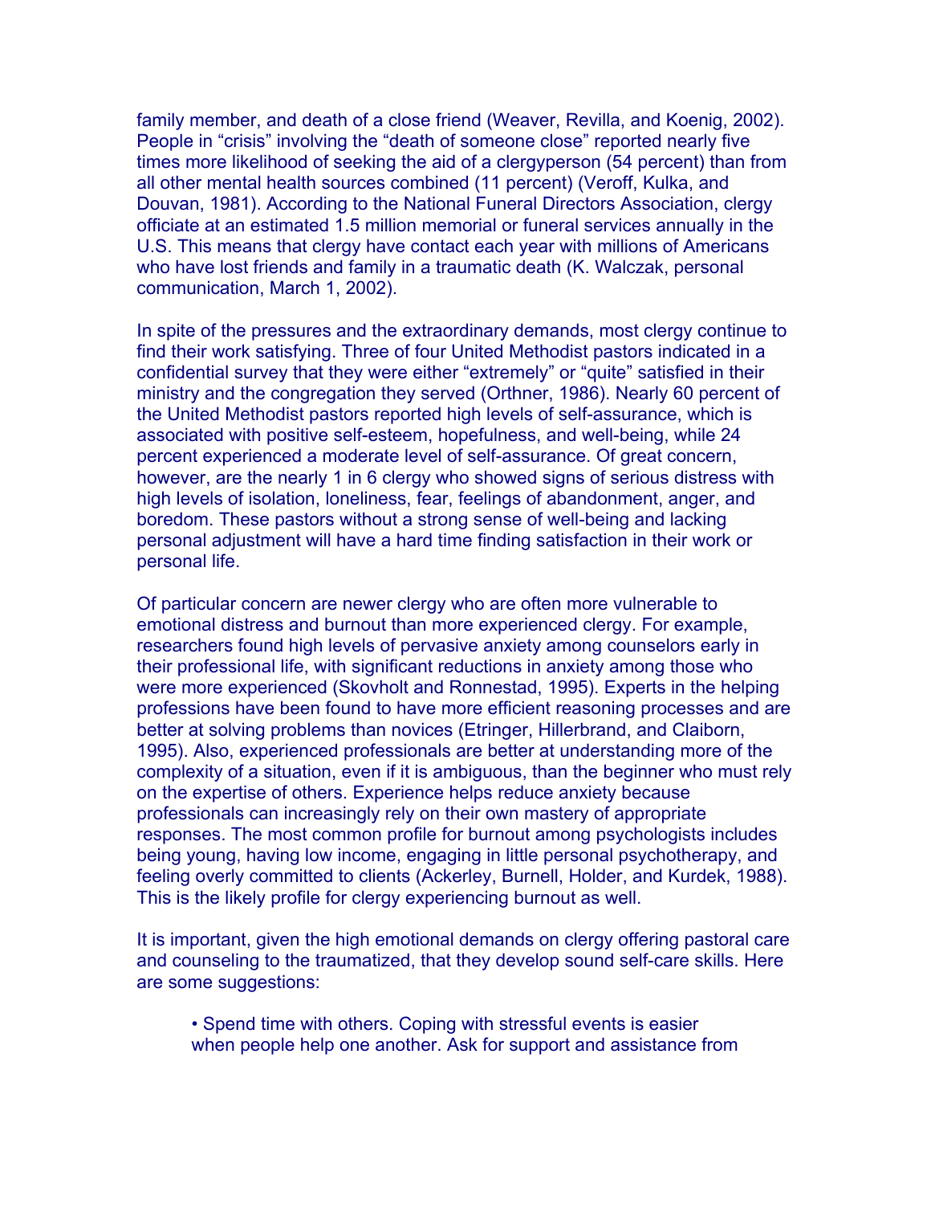family member, and death of a close friend (Weaver, Revilla, and Koenig, 2002). People in "crisis" involving the "death of someone close" reported nearly five times more likelihood of seeking the aid of a clergyperson (54 percent) than from all other mental health sources combined (11 percent) (Veroff, Kulka, and Douvan, 1981). According to the National Funeral Directors Association, clergy officiate at an estimated 1.5 million memorial or funeral services annually in the U.S. This means that clergy have contact each year with millions of Americans who have lost friends and family in a traumatic death (K. Walczak, personal communication, March 1, 2002).

In spite of the pressures and the extraordinary demands, most clergy continue to find their work satisfying. Three of four United Methodist pastors indicated in a confidential survey that they were either "extremely" or "quite" satisfied in their ministry and the congregation they served (Orthner, 1986). Nearly 60 percent of the United Methodist pastors reported high levels of self-assurance, which is associated with positive self-esteem, hopefulness, and well-being, while 24 percent experienced a moderate level of self-assurance. Of great concern, however, are the nearly 1 in 6 clergy who showed signs of serious distress with high levels of isolation, loneliness, fear, feelings of abandonment, anger, and boredom. These pastors without a strong sense of well-being and lacking personal adjustment will have a hard time finding satisfaction in their work or personal life.

Of particular concern are newer clergy who are often more vulnerable to emotional distress and burnout than more experienced clergy. For example, researchers found high levels of pervasive anxiety among counselors early in their professional life, with significant reductions in anxiety among those who were more experienced (Skovholt and Ronnestad, 1995). Experts in the helping professions have been found to have more efficient reasoning processes and are better at solving problems than novices (Etringer, Hillerbrand, and Claiborn, 1995). Also, experienced professionals are better at understanding more of the complexity of a situation, even if it is ambiguous, than the beginner who must rely on the expertise of others. Experience helps reduce anxiety because professionals can increasingly rely on their own mastery of appropriate responses. The most common profile for burnout among psychologists includes being young, having low income, engaging in little personal psychotherapy, and feeling overly committed to clients (Ackerley, Burnell, Holder, and Kurdek, 1988). This is the likely profile for clergy experiencing burnout as well.

It is important, given the high emotional demands on clergy offering pastoral care and counseling to the traumatized, that they develop sound self-care skills. Here are some suggestions:

- Spend time with others. Coping with stressful events is easier when people help one another. Ask for support and assistance from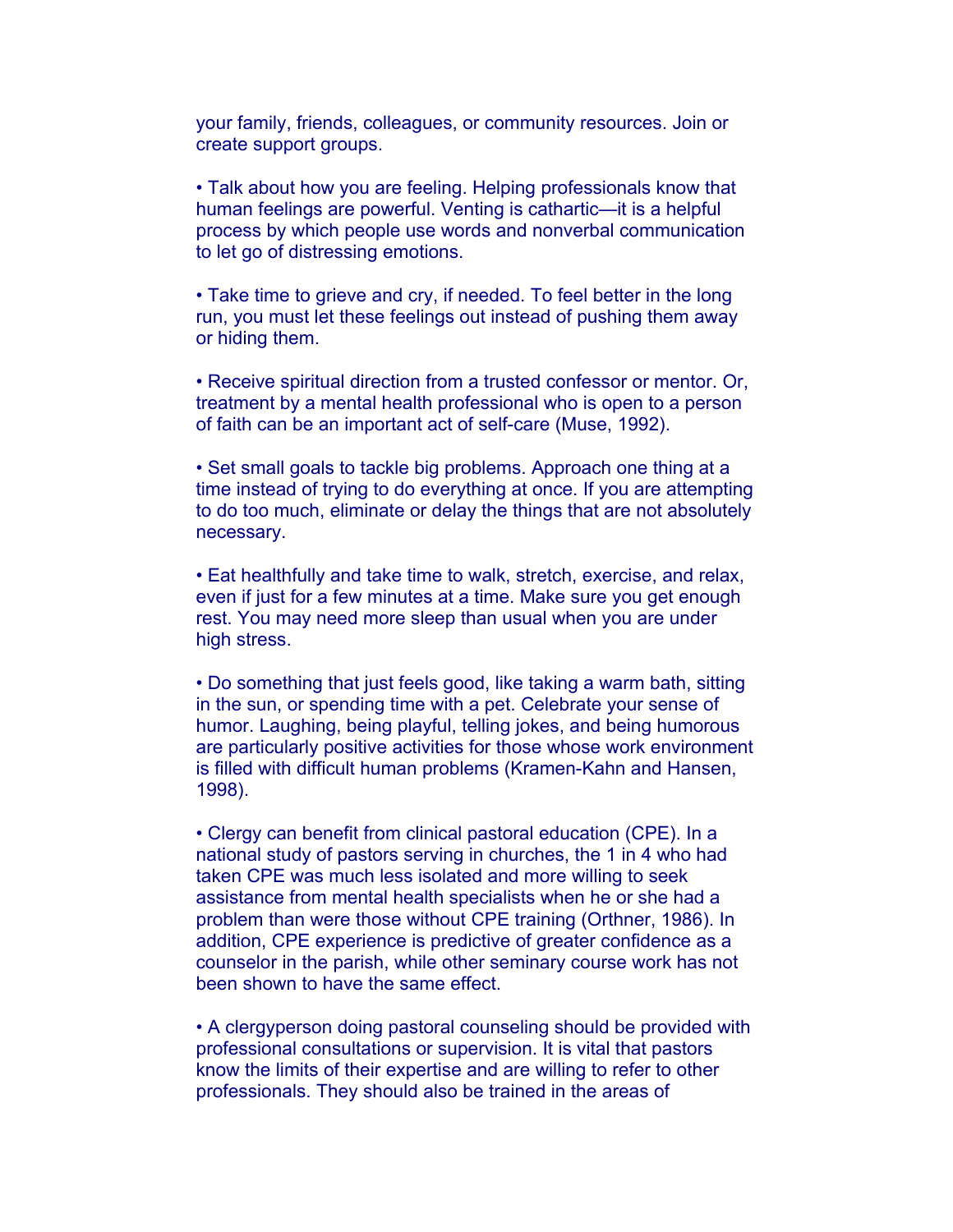your family, friends, colleagues, or community resources. Join or create support groups.

- Talk about how you are feeling. Helping professionals know that human feelings are powerful. Venting is cathartic—it is a helpful process by which people use words and nonverbal communication to let go of distressing emotions.

- Take time to grieve and cry, if needed. To feel better in the long run, you must let these feelings out instead of pushing them away or hiding them.

- Receive spiritual direction from a trusted confessor or mentor. Or, treatment by a mental health professional who is open to a person of faith can be an important act of self-care (Muse, 1992).

- Set small goals to tackle big problems. Approach one thing at a time instead of trying to do everything at once. If you are attempting to do too much, eliminate or delay the things that are not absolutely necessary.

- Eat healthfully and take time to walk, stretch, exercise, and relax, even if just for a few minutes at a time. Make sure you get enough rest. You may need more sleep than usual when you are under high stress.

- Do something that just feels good, like taking a warm bath, sitting in the sun, or spending time with a pet. Celebrate your sense of humor. Laughing, being playful, telling jokes, and being humorous are particularly positive activities for those whose work environment is filled with difficult human problems (Kramen-Kahn and Hansen, 1998).

- Clergy can benefit from clinical pastoral education (CPE). In a national study of pastors serving in churches, the 1 in 4 who had taken CPE was much less isolated and more willing to seek assistance from mental health specialists when he or she had a problem than were those without CPE training (Orthner, 1986). In addition, CPE experience is predictive of greater confidence as a counselor in the parish, while other seminary course work has not been shown to have the same effect.

- A clergyperson doing pastoral counseling should be provided with professional consultations or supervision. It is vital that pastors know the limits of their expertise and are willing to refer to other professionals. They should also be trained in the areas of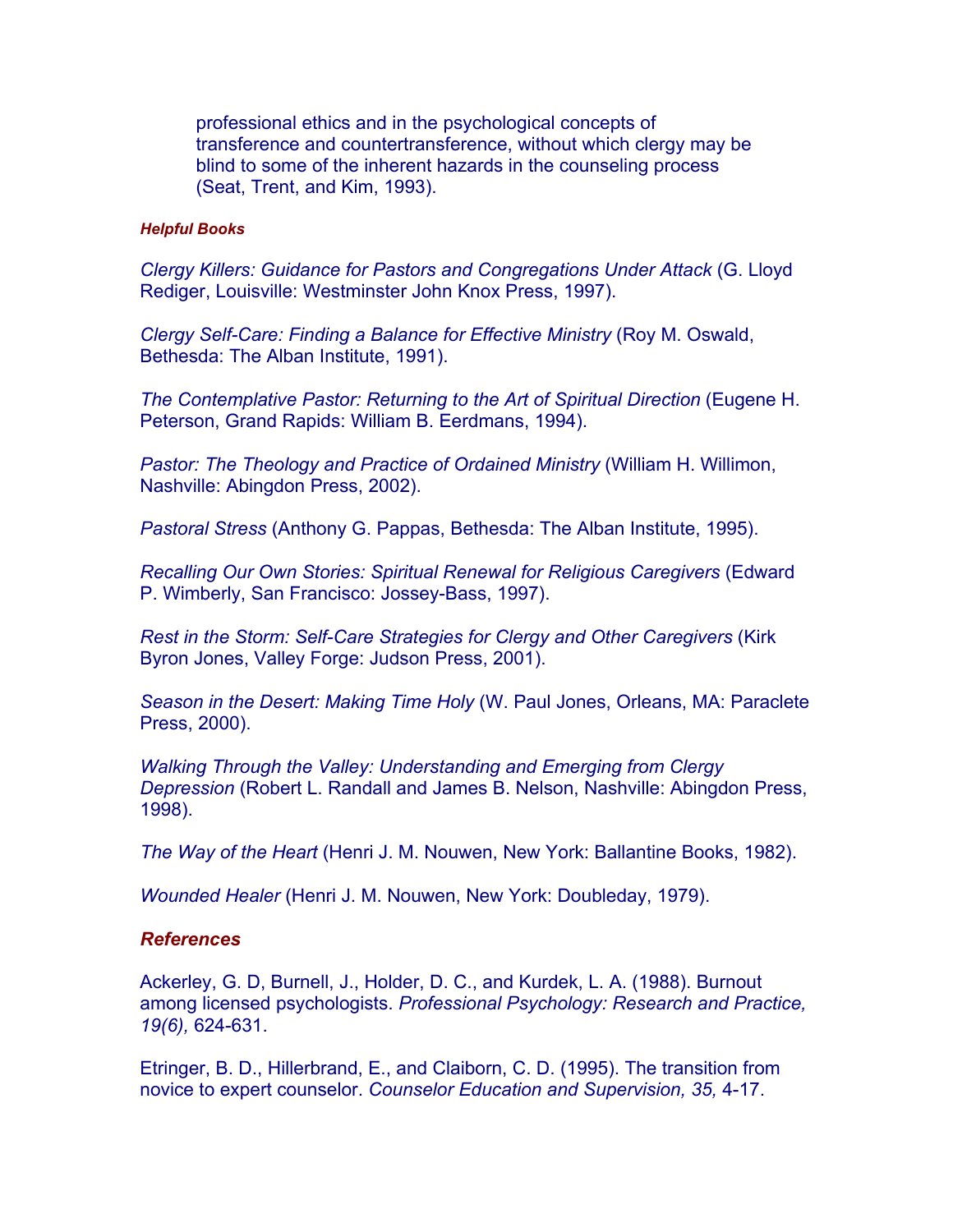professional ethics and in the psychological concepts of transference and countertransference, without which clergy may be blind to some of the inherent hazards in the counseling process (Seat, Trent, and Kim, 1993).

#### *Helpful Books*

*Clergy Killers: Guidance for Pastors and Congregations Under Attack* (G. Lloyd Rediger, Louisville: Westminster John Knox Press, 1997).

*Clergy Self-Care: Finding a Balance for Effective Ministry* (Roy M. Oswald, Bethesda: The Alban Institute, 1991).

*The Contemplative Pastor: Returning to the Art of Spiritual Direction* (Eugene H. Peterson, Grand Rapids: William B. Eerdmans, 1994).

*Pastor: The Theology and Practice of Ordained Ministry* (William H. Willimon, Nashville: Abingdon Press, 2002).

*Pastoral Stress* (Anthony G. Pappas, Bethesda: The Alban Institute, 1995).

*Recalling Our Own Stories: Spiritual Renewal for Religious Caregivers* (Edward P. Wimberly, San Francisco: Jossey-Bass, 1997).

*Rest in the Storm: Self-Care Strategies for Clergy and Other Caregivers* (Kirk Byron Jones, Valley Forge: Judson Press, 2001).

*Season in the Desert: Making Time Holy* (W. Paul Jones, Orleans, MA: Paraclete Press, 2000).

*Walking Through the Valley: Understanding and Emerging from Clergy Depression* (Robert L. Randall and James B. Nelson, Nashville: Abingdon Press, 1998).

*The Way of the Heart* (Henri J. M. Nouwen, New York: Ballantine Books, 1982).

*Wounded Healer* (Henri J. M. Nouwen, New York: Doubleday, 1979).

### *References*

Ackerley, G. D, Burnell, J., Holder, D. C., and Kurdek, L. A. (1988). Burnout among licensed psychologists. *Professional Psychology: Research and Practice, 19(6),* 624-631.

Etringer, B. D., Hillerbrand, E., and Claiborn, C. D. (1995). The transition from novice to expert counselor. *Counselor Education and Supervision, 35,* 4-17.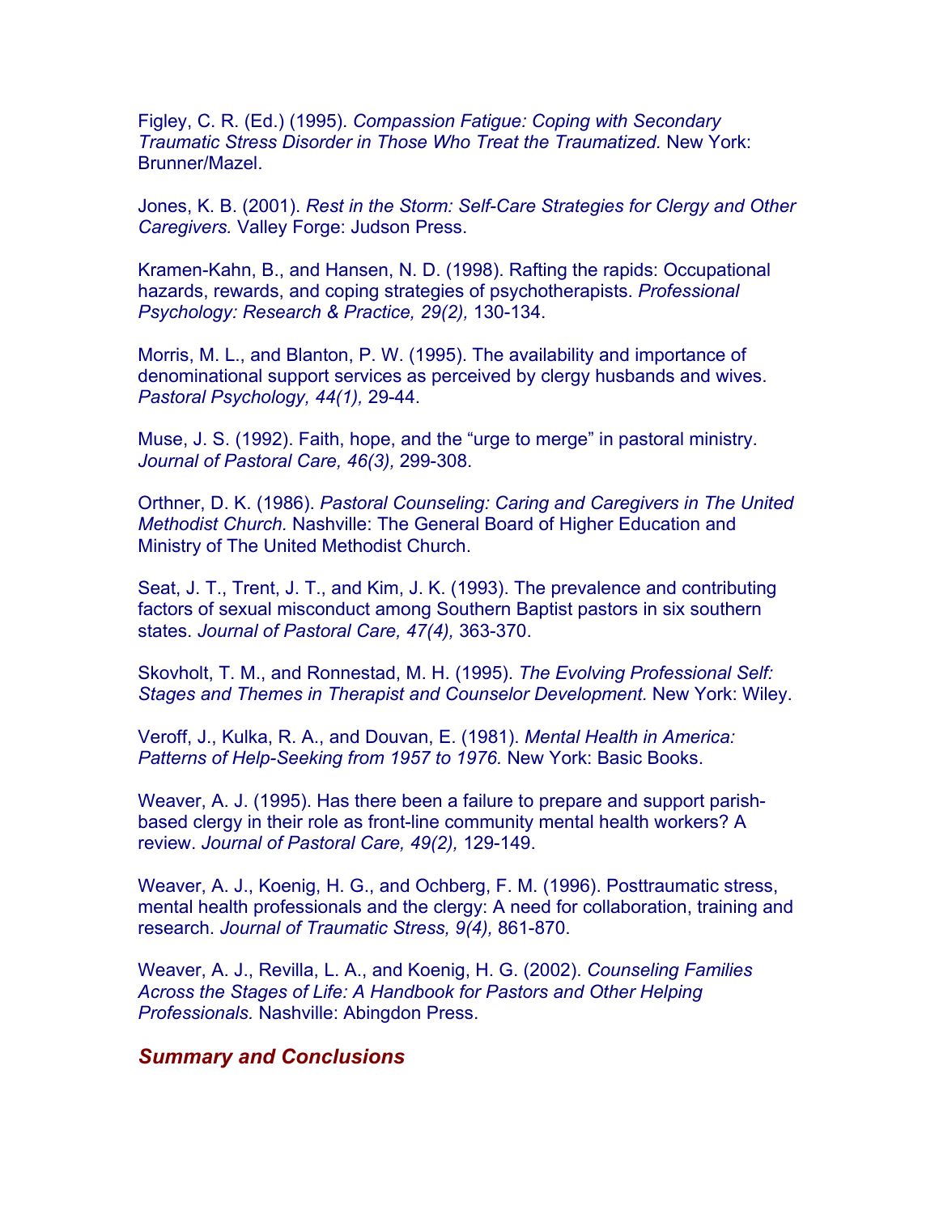Figley, C. R. (Ed.) (1995). *Compassion Fatigue: Coping with Secondary Traumatic Stress Disorder in Those Who Treat the Traumatized.* New York: Brunner/Mazel.

Jones, K. B. (2001). *Rest in the Storm: Self-Care Strategies for Clergy and Other Caregivers.* Valley Forge: Judson Press.

Kramen-Kahn, B., and Hansen, N. D. (1998). Rafting the rapids: Occupational hazards, rewards, and coping strategies of psychotherapists. *Professional Psychology: Research & Practice, 29(2),* 130-134.

Morris, M. L., and Blanton, P. W. (1995). The availability and importance of denominational support services as perceived by clergy husbands and wives. *Pastoral Psychology, 44(1),* 29-44.

Muse, J. S. (1992). Faith, hope, and the "urge to merge" in pastoral ministry. *Journal of Pastoral Care, 46(3),* 299-308.

Orthner, D. K. (1986). *Pastoral Counseling: Caring and Caregivers in The United Methodist Church.* Nashville: The General Board of Higher Education and Ministry of The United Methodist Church.

Seat, J. T., Trent, J. T., and Kim, J. K. (1993). The prevalence and contributing factors of sexual misconduct among Southern Baptist pastors in six southern states. *Journal of Pastoral Care, 47(4),* 363-370.

Skovholt, T. M., and Ronnestad, M. H. (1995). *The Evolving Professional Self: Stages and Themes in Therapist and Counselor Development.* New York: Wiley.

Veroff, J., Kulka, R. A., and Douvan, E. (1981). *Mental Health in America: Patterns of Help-Seeking from 1957 to 1976.* New York: Basic Books.

Weaver, A. J. (1995). Has there been a failure to prepare and support parish-based clergy in their role as front-line community mental health workers? A review. *Journal of Pastoral Care, 49(2),* 129-149.

Weaver, A. J., Koenig, H. G., and Ochberg, F. M. (1996). Posttraumatic stress, mental health professionals and the clergy: A need for collaboration, training and research. *Journal of Traumatic Stress, 9(4),* 861-870.

Weaver, A. J., Revilla, L. A., and Koenig, H. G. (2002). *Counseling Families Across the Stages of Life: A Handbook for Pastors and Other Helping Professionals.* Nashville: Abingdon Press.

## *Summary and Conclusions*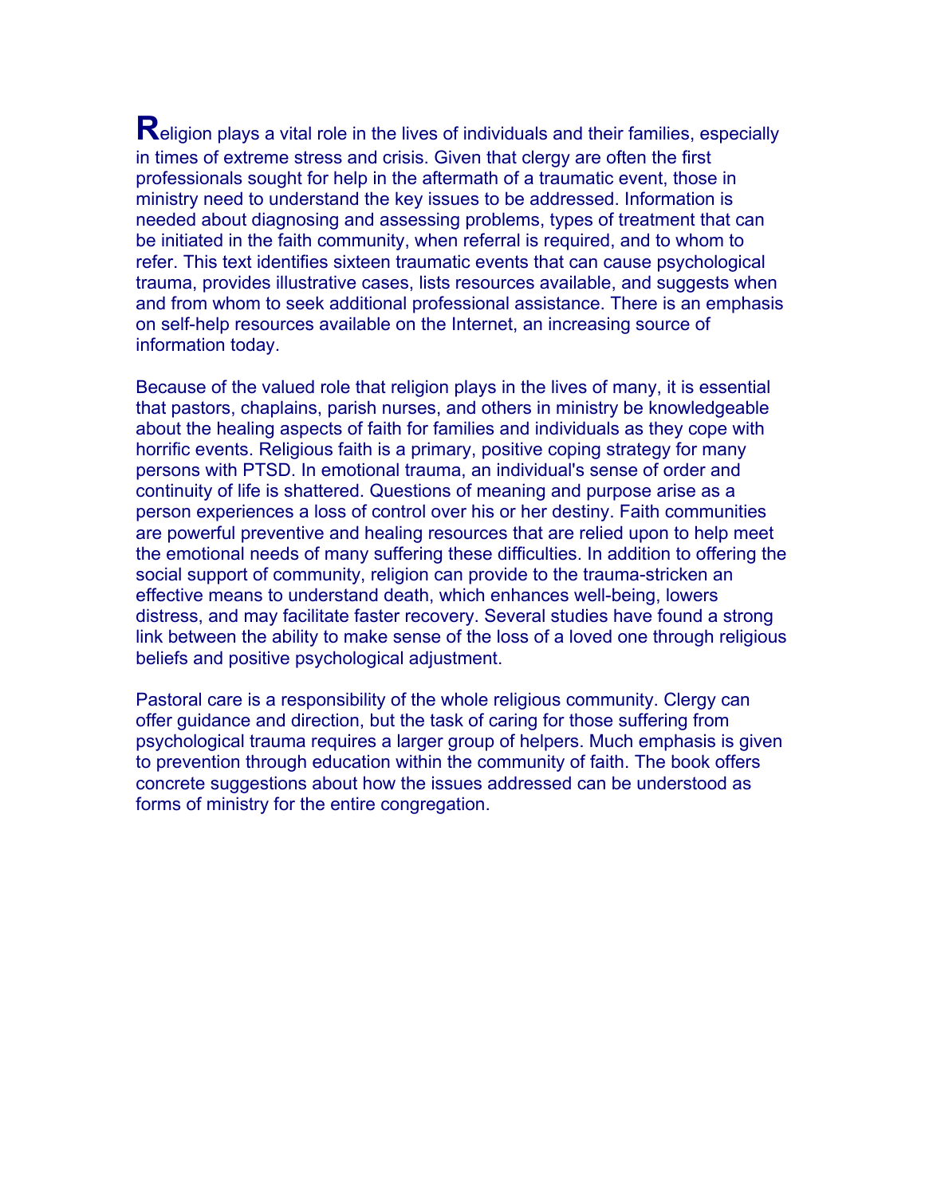Religion plays a vital role in the lives of individuals and their families, especially in times of extreme stress and crisis. Given that clergy are often the first professionals sought for help in the aftermath of a traumatic event, those in ministry need to understand the key issues to be addressed. Information is needed about diagnosing and assessing problems, types of treatment that can be initiated in the faith community, when referral is required, and to whom to refer. This text identifies sixteen traumatic events that can cause psychological trauma, provides illustrative cases, lists resources available, and suggests when and from whom to seek additional professional assistance. There is an emphasis on self-help resources available on the Internet, an increasing source of information today.

Because of the valued role that religion plays in the lives of many, it is essential that pastors, chaplains, parish nurses, and others in ministry be knowledgeable about the healing aspects of faith for families and individuals as they cope with horrific events. Religious faith is a primary, positive coping strategy for many persons with PTSD. In emotional trauma, an individual's sense of order and continuity of life is shattered. Questions of meaning and purpose arise as a person experiences a loss of control over his or her destiny. Faith communities are powerful preventive and healing resources that are relied upon to help meet the emotional needs of many suffering these difficulties. In addition to offering the social support of community, religion can provide to the trauma-stricken an effective means to understand death, which enhances well-being, lowers distress, and may facilitate faster recovery. Several studies have found a strong link between the ability to make sense of the loss of a loved one through religious beliefs and positive psychological adjustment.

Pastoral care is a responsibility of the whole religious community. Clergy can offer guidance and direction, but the task of caring for those suffering from psychological trauma requires a larger group of helpers. Much emphasis is given to prevention through education within the community of faith. The book offers concrete suggestions about how the issues addressed can be understood as forms of ministry for the entire congregation.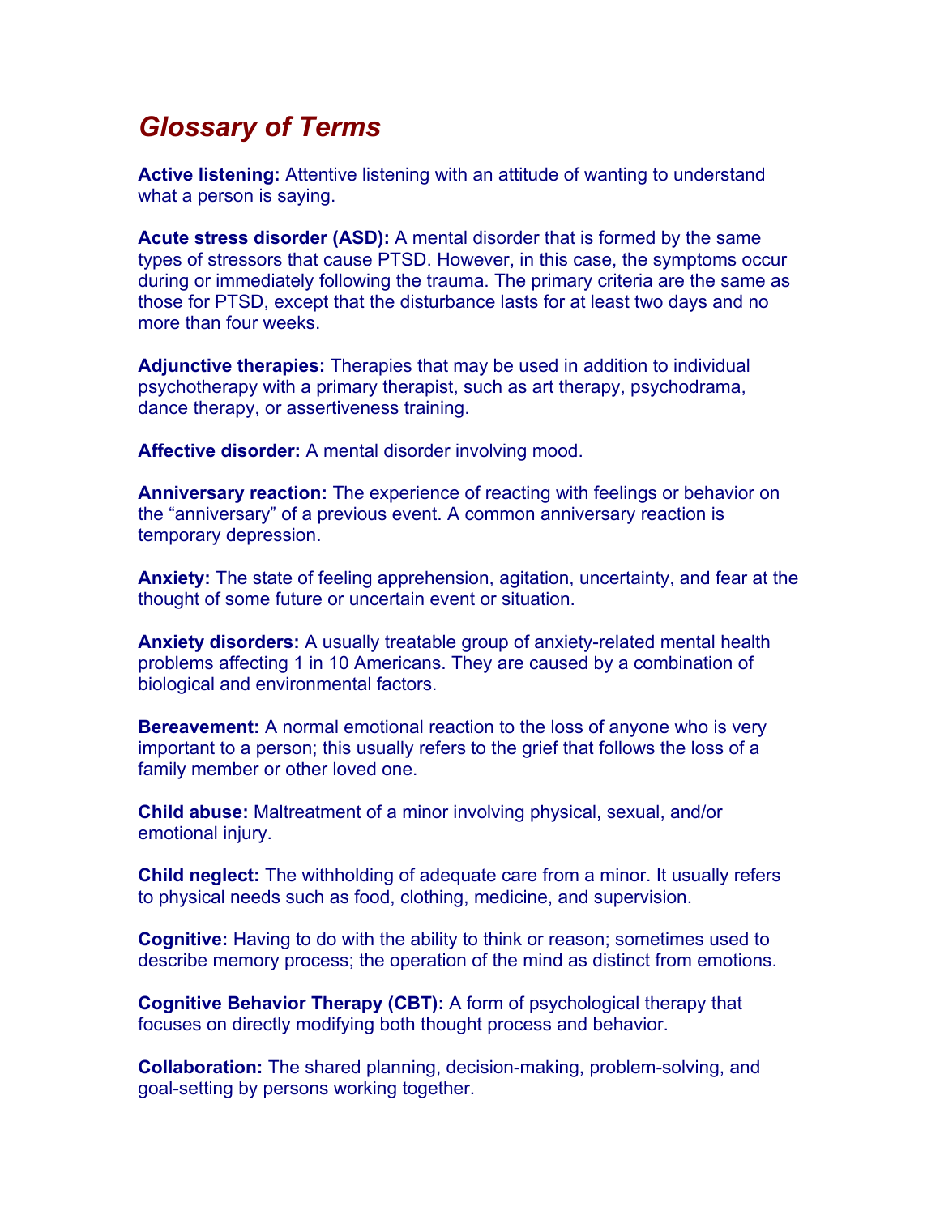# *Glossary of Terms*

**Active listening:** Attentive listening with an attitude of wanting to understand what a person is saying.

**Acute stress disorder (ASD):** A mental disorder that is formed by the same types of stressors that cause PTSD. However, in this case, the symptoms occur during or immediately following the trauma. The primary criteria are the same as those for PTSD, except that the disturbance lasts for at least two days and no more than four weeks.

**Adjunctive therapies:** Therapies that may be used in addition to individual psychotherapy with a primary therapist, such as art therapy, psychodrama, dance therapy, or assertiveness training.

**Affective disorder:** A mental disorder involving mood.

**Anniversary reaction:** The experience of reacting with feelings or behavior on the "anniversary" of a previous event. A common anniversary reaction is temporary depression.

**Anxiety:** The state of feeling apprehension, agitation, uncertainty, and fear at the thought of some future or uncertain event or situation.

**Anxiety disorders:** A usually treatable group of anxiety-related mental health problems affecting 1 in 10 Americans. They are caused by a combination of biological and environmental factors.

**Bereavement:** A normal emotional reaction to the loss of anyone who is very important to a person; this usually refers to the grief that follows the loss of a family member or other loved one.

**Child abuse:** Maltreatment of a minor involving physical, sexual, and/or emotional injury.

**Child neglect:** The withholding of adequate care from a minor. It usually refers to physical needs such as food, clothing, medicine, and supervision.

**Cognitive:** Having to do with the ability to think or reason; sometimes used to describe memory process; the operation of the mind as distinct from emotions.

**Cognitive Behavior Therapy (CBT):** A form of psychological therapy that focuses on directly modifying both thought process and behavior.

**Collaboration:** The shared planning, decision-making, problem-solving, and goal-setting by persons working together.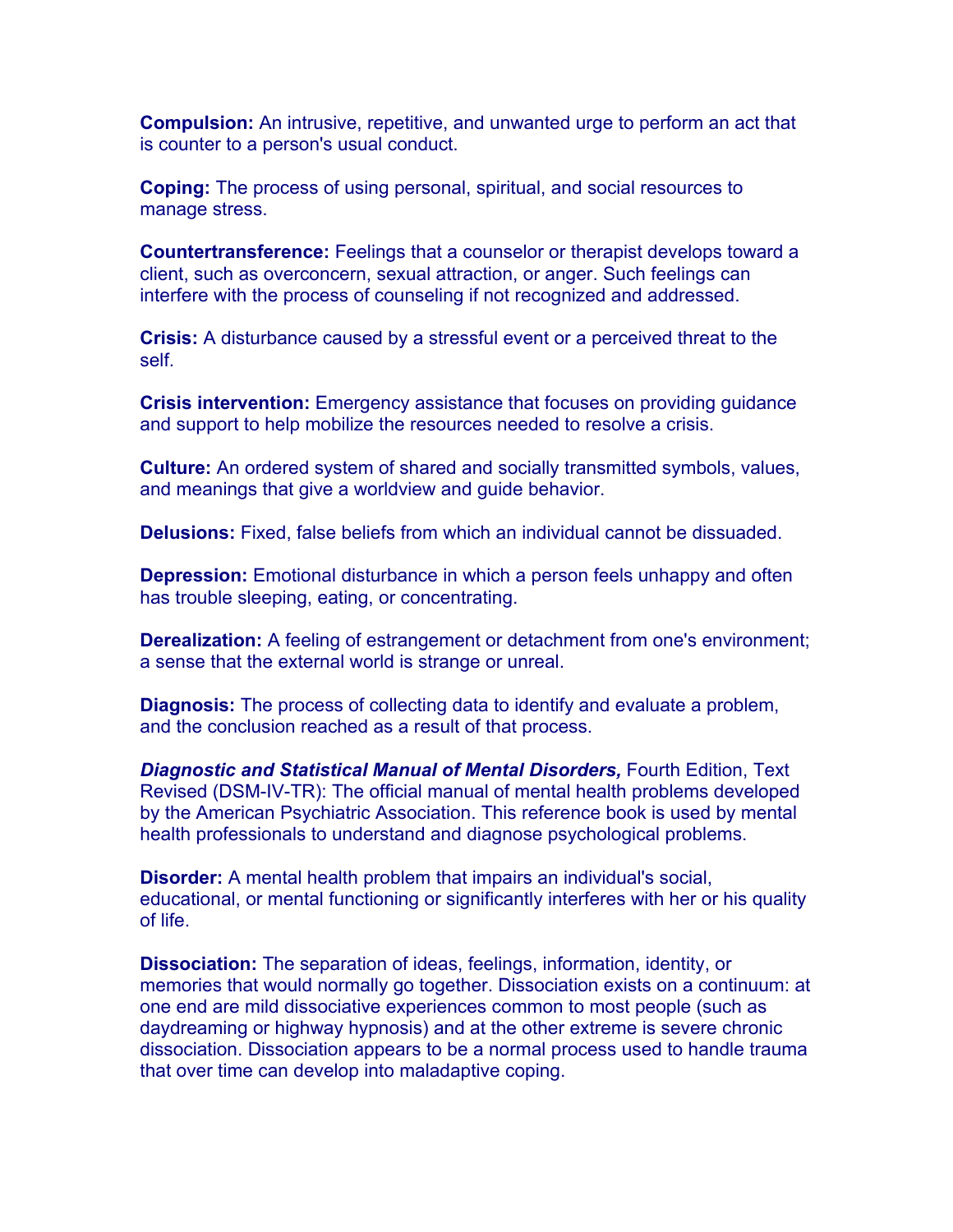**Compulsion:** An intrusive, repetitive, and unwanted urge to perform an act that is counter to a person's usual conduct.

**Coping:** The process of using personal, spiritual, and social resources to manage stress.

**Countertransference:** Feelings that a counselor or therapist develops toward a client, such as overconcern, sexual attraction, or anger. Such feelings can interfere with the process of counseling if not recognized and addressed.

**Crisis:** A disturbance caused by a stressful event or a perceived threat to the self.

**Crisis intervention:** Emergency assistance that focuses on providing guidance and support to help mobilize the resources needed to resolve a crisis.

**Culture:** An ordered system of shared and socially transmitted symbols, values, and meanings that give a worldview and guide behavior.

**Delusions:** Fixed, false beliefs from which an individual cannot be dissuaded.

**Depression:** Emotional disturbance in which a person feels unhappy and often has trouble sleeping, eating, or concentrating.

**Derealization:** A feeling of estrangement or detachment from one's environment; a sense that the external world is strange or unreal.

**Diagnosis:** The process of collecting data to identify and evaluate a problem, and the conclusion reached as a result of that process.

***Diagnostic and Statistical Manual of Mental Disorders,*** Fourth Edition, Text Revised (DSM-IV-TR): The official manual of mental health problems developed by the American Psychiatric Association. This reference book is used by mental health professionals to understand and diagnose psychological problems.

**Disorder:** A mental health problem that impairs an individual's social, educational, or mental functioning or significantly interferes with her or his quality of life.

**Dissociation:** The separation of ideas, feelings, information, identity, or memories that would normally go together. Dissociation exists on a continuum: at one end are mild dissociative experiences common to most people (such as daydreaming or highway hypnosis) and at the other extreme is severe chronic dissociation. Dissociation appears to be a normal process used to handle trauma that over time can develop into maladaptive coping.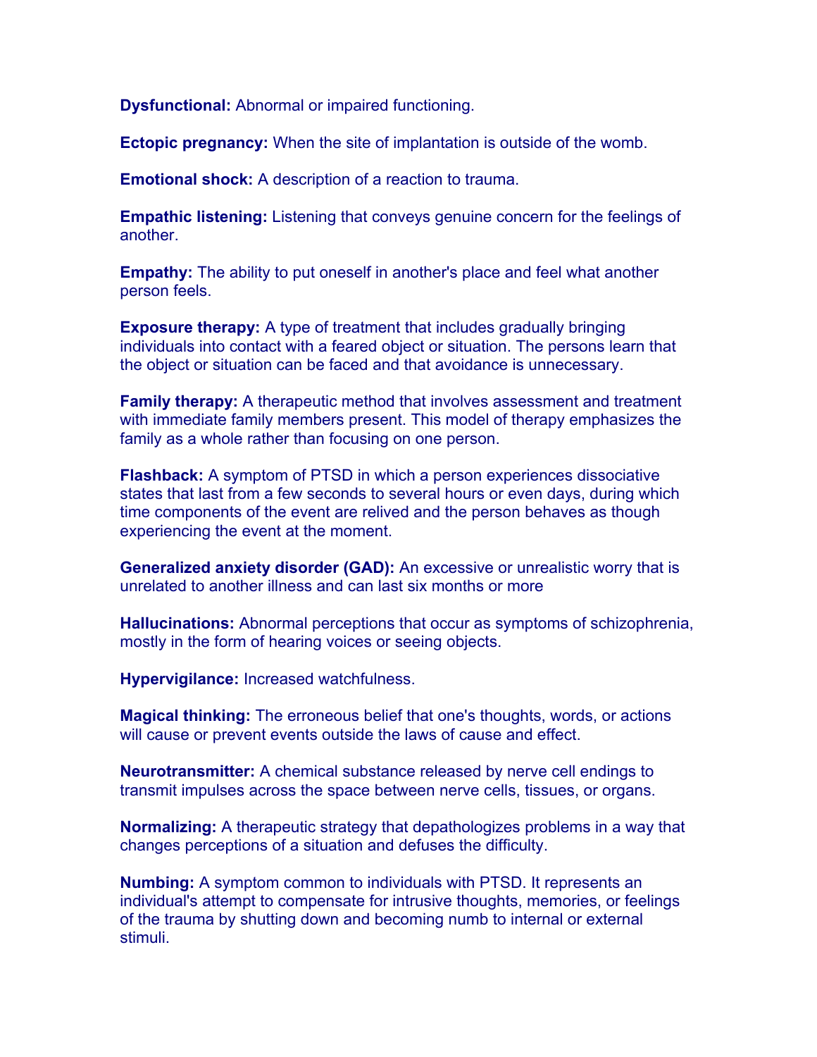**Dysfunctional:** Abnormal or impaired functioning.

**Ectopic pregnancy:** When the site of implantation is outside of the womb.

**Emotional shock:** A description of a reaction to trauma.

**Empathic listening:** Listening that conveys genuine concern for the feelings of another.

**Empathy:** The ability to put oneself in another's place and feel what another person feels.

**Exposure therapy:** A type of treatment that includes gradually bringing individuals into contact with a feared object or situation. The persons learn that the object or situation can be faced and that avoidance is unnecessary.

**Family therapy:** A therapeutic method that involves assessment and treatment with immediate family members present. This model of therapy emphasizes the family as a whole rather than focusing on one person.

**Flashback:** A symptom of PTSD in which a person experiences dissociative states that last from a few seconds to several hours or even days, during which time components of the event are relived and the person behaves as though experiencing the event at the moment.

**Generalized anxiety disorder (GAD):** An excessive or unrealistic worry that is unrelated to another illness and can last six months or more

**Hallucinations:** Abnormal perceptions that occur as symptoms of schizophrenia, mostly in the form of hearing voices or seeing objects.

**Hypervigilance:** Increased watchfulness.

**Magical thinking:** The erroneous belief that one's thoughts, words, or actions will cause or prevent events outside the laws of cause and effect.

**Neurotransmitter:** A chemical substance released by nerve cell endings to transmit impulses across the space between nerve cells, tissues, or organs.

**Normalizing:** A therapeutic strategy that depathologizes problems in a way that changes perceptions of a situation and defuses the difficulty.

**Numbing:** A symptom common to individuals with PTSD. It represents an individual's attempt to compensate for intrusive thoughts, memories, or feelings of the trauma by shutting down and becoming numb to internal or external stimuli.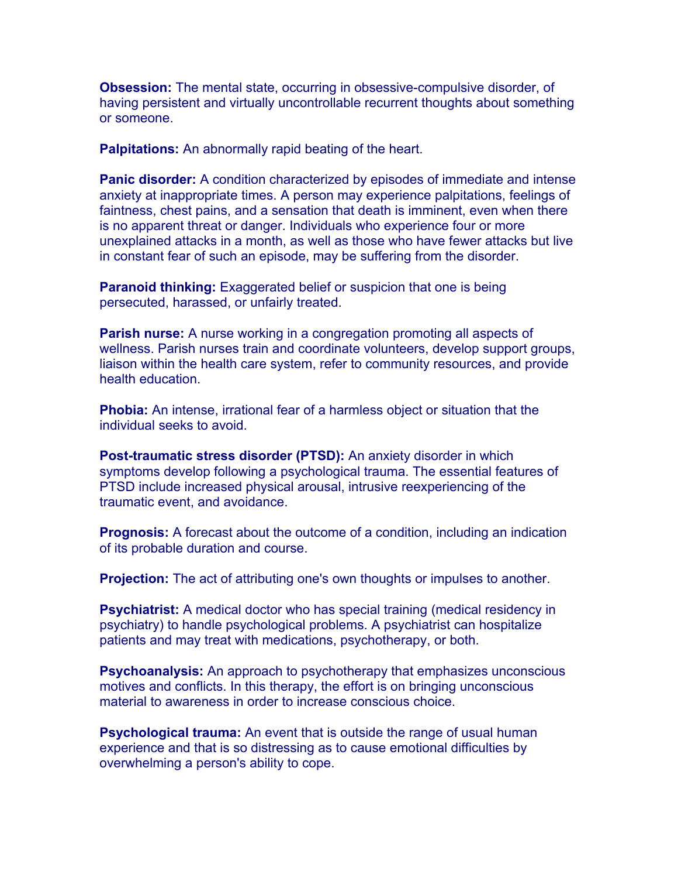**Obsession:** The mental state, occurring in obsessive-compulsive disorder, of having persistent and virtually uncontrollable recurrent thoughts about something or someone.

**Palpitations:** An abnormally rapid beating of the heart.

**Panic disorder:** A condition characterized by episodes of immediate and intense anxiety at inappropriate times. A person may experience palpitations, feelings of faintness, chest pains, and a sensation that death is imminent, even when there is no apparent threat or danger. Individuals who experience four or more unexplained attacks in a month, as well as those who have fewer attacks but live in constant fear of such an episode, may be suffering from the disorder.

**Paranoid thinking:** Exaggerated belief or suspicion that one is being persecuted, harassed, or unfairly treated.

**Parish nurse:** A nurse working in a congregation promoting all aspects of wellness. Parish nurses train and coordinate volunteers, develop support groups, liaison within the health care system, refer to community resources, and provide health education.

**Phobia:** An intense, irrational fear of a harmless object or situation that the individual seeks to avoid.

**Post-traumatic stress disorder (PTSD):** An anxiety disorder in which symptoms develop following a psychological trauma. The essential features of PTSD include increased physical arousal, intrusive reexperiencing of the traumatic event, and avoidance.

**Prognosis:** A forecast about the outcome of a condition, including an indication of its probable duration and course.

**Projection:** The act of attributing one's own thoughts or impulses to another.

**Psychiatrist:** A medical doctor who has special training (medical residency in psychiatry) to handle psychological problems. A psychiatrist can hospitalize patients and may treat with medications, psychotherapy, or both.

**Psychoanalysis:** An approach to psychotherapy that emphasizes unconscious motives and conflicts. In this therapy, the effort is on bringing unconscious material to awareness in order to increase conscious choice.

**Psychological trauma:** An event that is outside the range of usual human experience and that is so distressing as to cause emotional difficulties by overwhelming a person's ability to cope.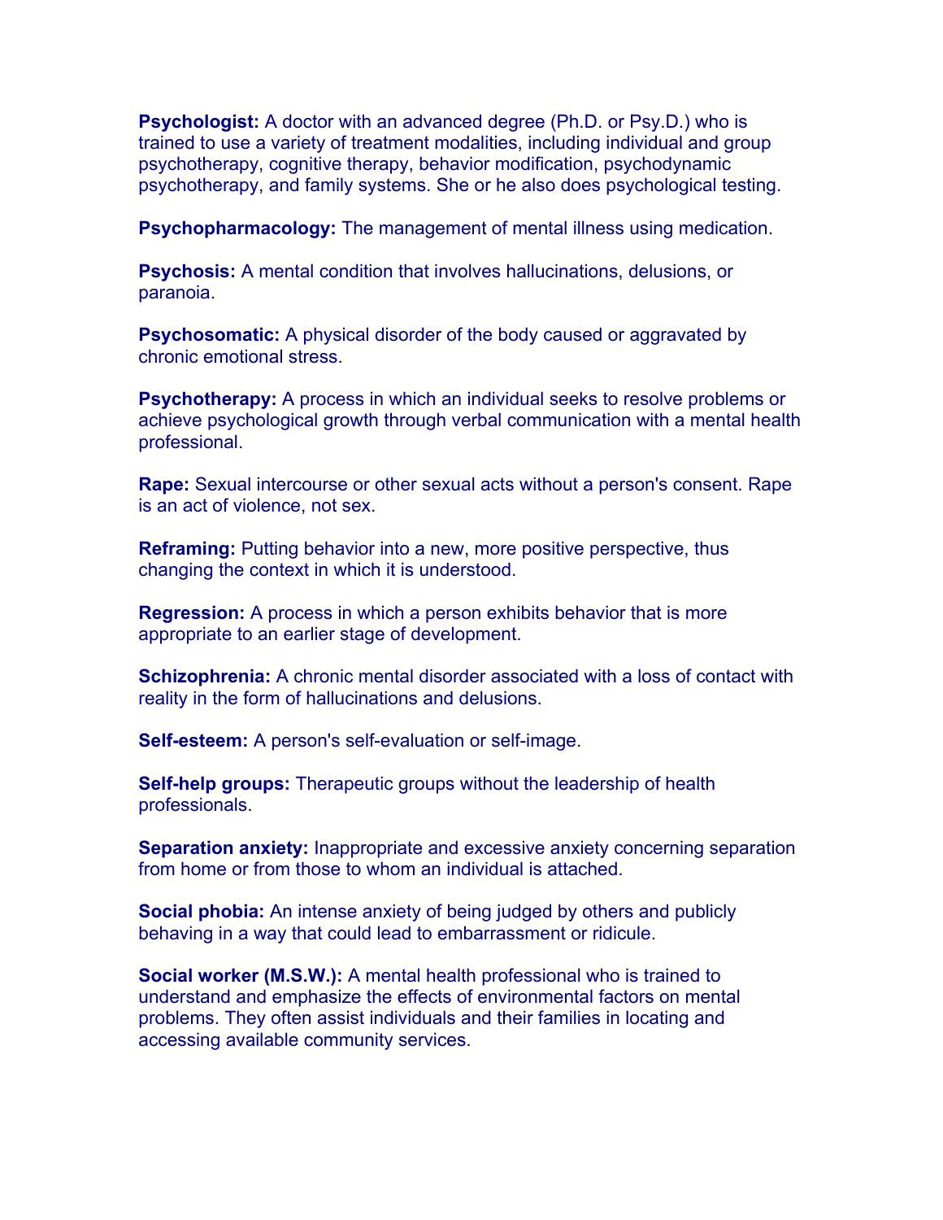**Psychologist:** A doctor with an advanced degree (Ph.D. or Psy.D.) who is trained to use a variety of treatment modalities, including individual and group psychotherapy, cognitive therapy, behavior modification, psychodynamic psychotherapy, and family systems. She or he also does psychological testing.

**Psychopharmacology:** The management of mental illness using medication.

**Psychosis:** A mental condition that involves hallucinations, delusions, or paranoia.

**Psychosomatic:** A physical disorder of the body caused or aggravated by chronic emotional stress.

**Psychotherapy:** A process in which an individual seeks to resolve problems or achieve psychological growth through verbal communication with a mental health professional.

**Rape:** Sexual intercourse or other sexual acts without a person's consent. Rape is an act of violence, not sex.

**Reframing:** Putting behavior into a new, more positive perspective, thus changing the context in which it is understood.

**Regression:** A process in which a person exhibits behavior that is more appropriate to an earlier stage of development.

**Schizophrenia:** A chronic mental disorder associated with a loss of contact with reality in the form of hallucinations and delusions.

**Self-esteem:** A person's self-evaluation or self-image.

**Self-help groups:** Therapeutic groups without the leadership of health professionals.

**Separation anxiety:** Inappropriate and excessive anxiety concerning separation from home or from those to whom an individual is attached.

**Social phobia:** An intense anxiety of being judged by others and publicly behaving in a way that could lead to embarrassment or ridicule.

**Social worker (M.S.W.):** A mental health professional who is trained to understand and emphasize the effects of environmental factors on mental problems. They often assist individuals and their families in locating and accessing available community services.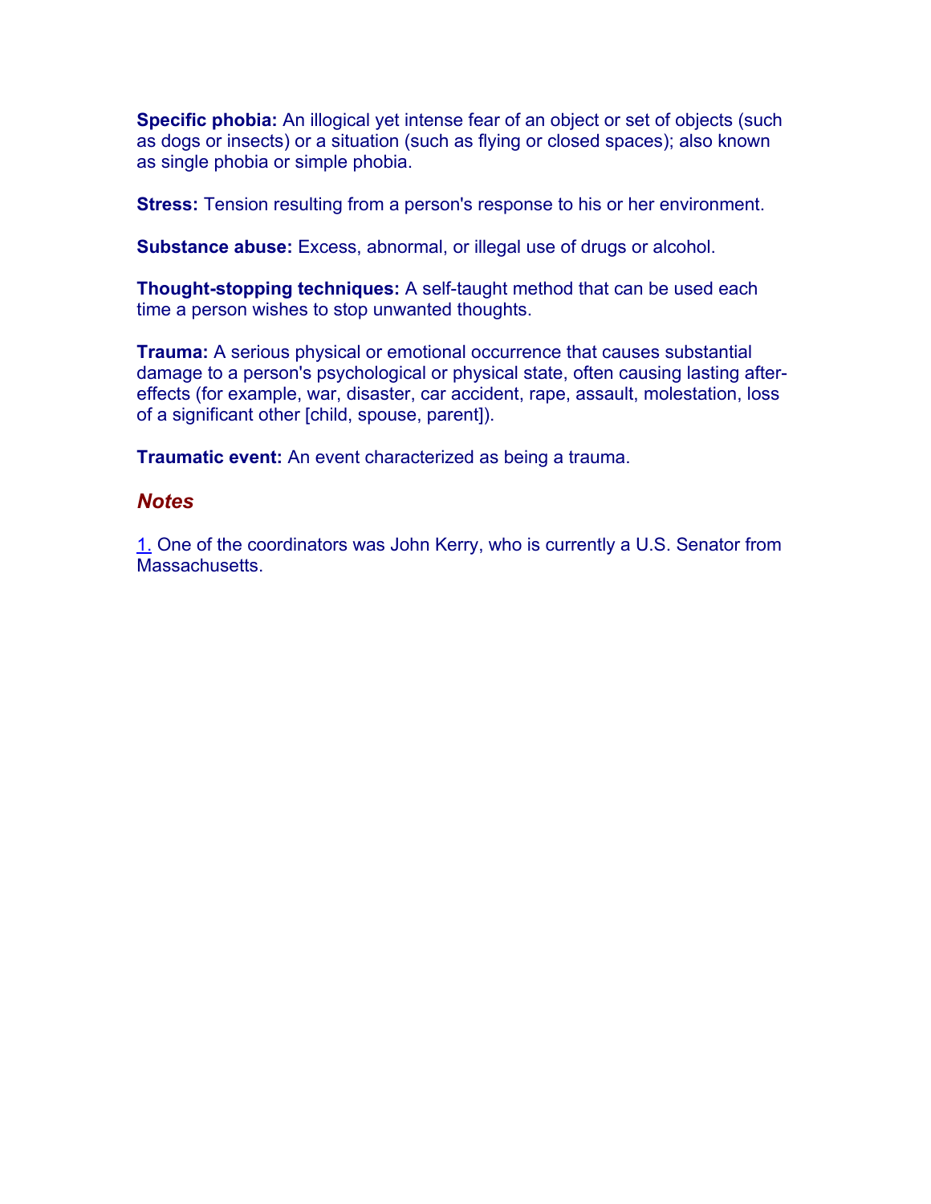**Specific phobia:** An illogical yet intense fear of an object or set of objects (such as dogs or insects) or a situation (such as flying or closed spaces); also known as single phobia or simple phobia.

**Stress:** Tension resulting from a person's response to his or her environment.

**Substance abuse:** Excess, abnormal, or illegal use of drugs or alcohol.

**Thought-stopping techniques:** A self-taught method that can be used each time a person wishes to stop unwanted thoughts.

**Trauma:** A serious physical or emotional occurrence that causes substantial damage to a person's psychological or physical state, often causing lasting after-effects (for example, war, disaster, car accident, rape, assault, molestation, loss of a significant other [child, spouse, parent]).

**Traumatic event:** An event characterized as being a trauma.

## *Notes*

1. One of the coordinators was John Kerry, who is currently a U.S. Senator from Massachusetts.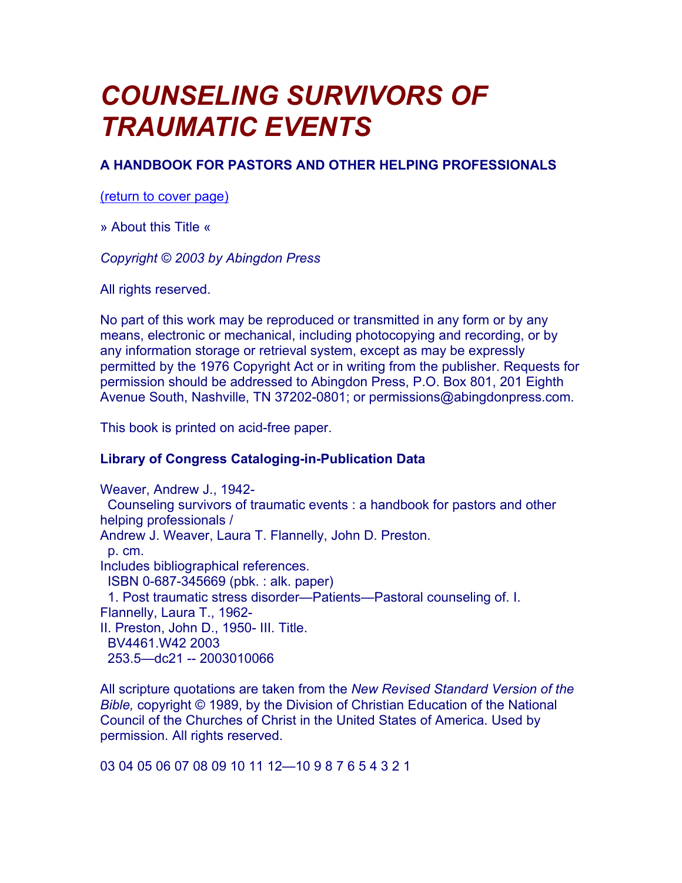# *COUNSELING SURVIVORS OF TRAUMATIC EVENTS*

### A HANDBOOK FOR PASTORS AND OTHER HELPING PROFESSIONALS

(return to cover page)

» About this Title «

*Copyright © 2003 by Abingdon Press*

All rights reserved.

No part of this work may be reproduced or transmitted in any form or by any means, electronic or mechanical, including photocopying and recording, or by any information storage or retrieval system, except as may be expressly permitted by the 1976 Copyright Act or in writing from the publisher. Requests for permission should be addressed to Abingdon Press, P.O. Box 801, 201 Eighth Avenue South, Nashville, TN 37202-0801; or permissions@abingdonpress.com.

This book is printed on acid-free paper.

**Library of Congress Cataloging-in-Publication Data**

Weaver, Andrew J., 1942-
  Counseling survivors of traumatic events : a handbook for pastors and other helping professionals /
Andrew J. Weaver, Laura T. Flannelly, John D. Preston.
  p. cm.
Includes bibliographical references.
  ISBN 0-687-345669 (pbk. : alk. paper)
  1. Post traumatic stress disorder—Patients—Pastoral counseling of. I. Flannelly, Laura T., 1962-
II. Preston, John D., 1950- III. Title.
  BV4461.W42 2003
  253.5—dc21 -- 2003010066

All scripture quotations are taken from the *New Revised Standard Version of the Bible,* copyright © 1989, by the Division of Christian Education of the National Council of the Churches of Christ in the United States of America. Used by permission. All rights reserved.

03 04 05 06 07 08 09 10 11 12—10 9 8 7 6 5 4 3 2 1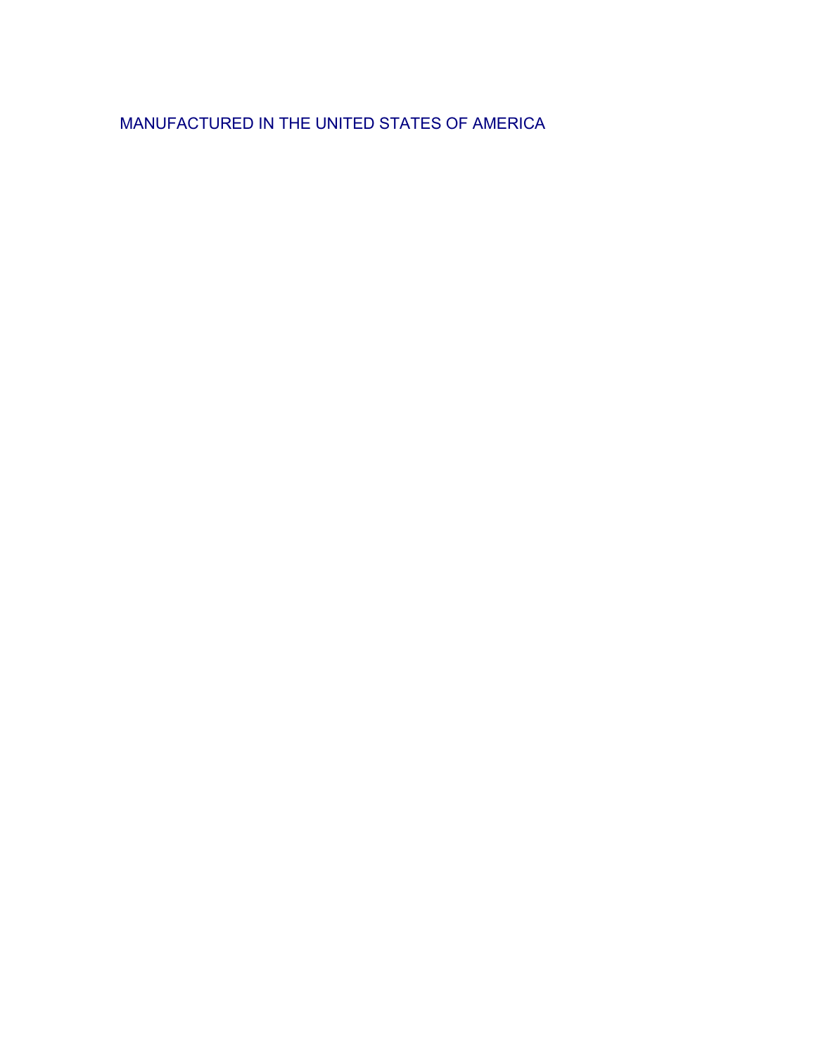MANUFACTURED IN THE UNITED STATES OF AMERICA